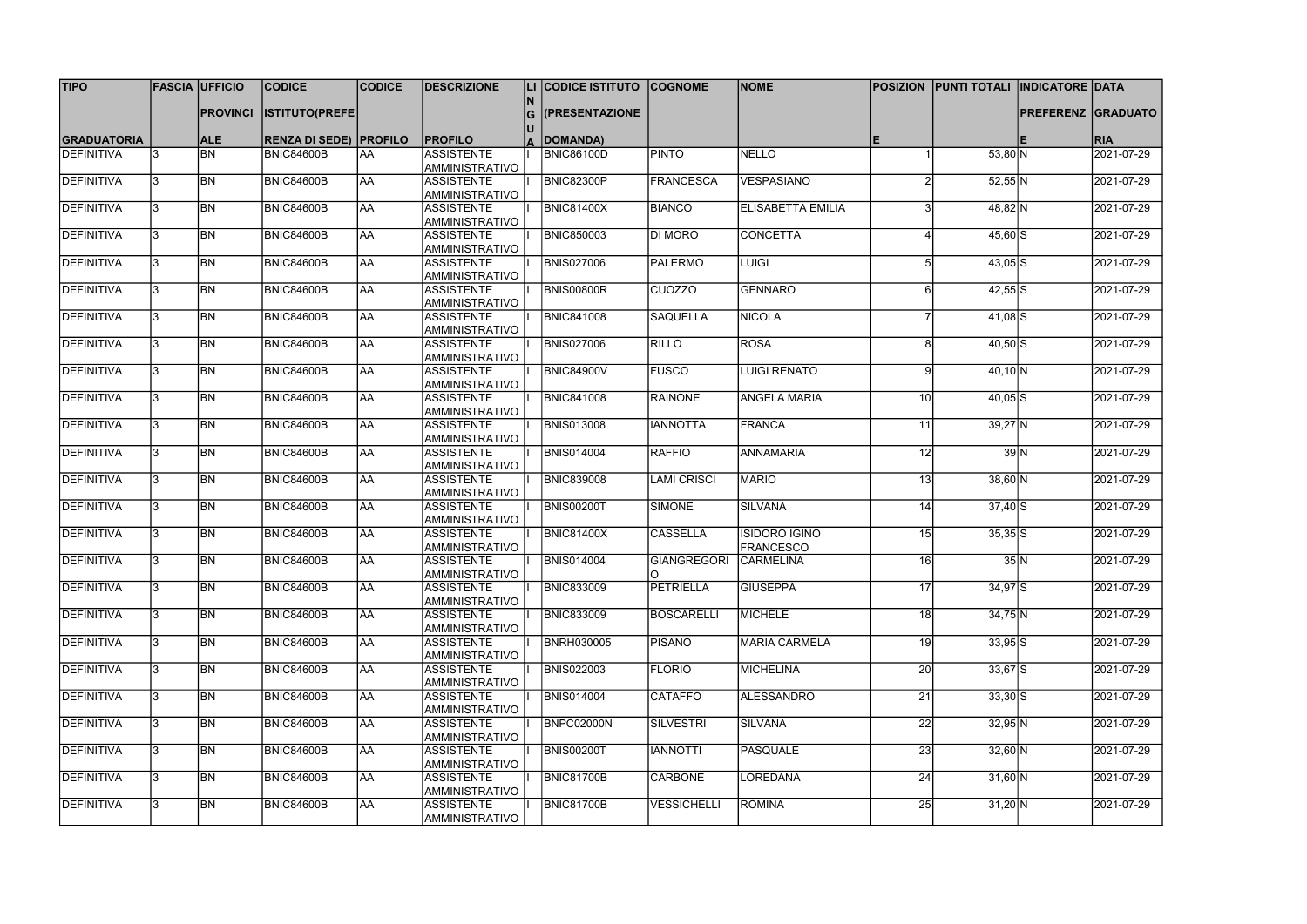| TIPO GRADUATORIA | FASCIA | UFFICIO PROVINCIALE | CODICE ISTITUTO(PREFERENZA DI SEDE) | CODICE PROFILO | DESCRIZIONE PROFILO | LINGUA | CODICE ISTITUTO (PRESENTAZIONE DOMANDA) | COGNOME | NOME | POSIZIONE | PUNTI TOTALI | INDICATORE PREFERENZE | DATA GRADUATORIA |
|---|---|---|---|---|---|---|---|---|---|---|---|---|---|
| DEFINITIVA | 3 | BN | BNIC84600B | AA | ASSISTENTE AMMINISTRATIVO | I | BNIC86100D | PINTO | NELLO | 1 | 53,80 | N | 2021-07-29 |
| DEFINITIVA | 3 | BN | BNIC84600B | AA | ASSISTENTE AMMINISTRATIVO | I | BNIC82300P | FRANCESCA | VESPASIANO | 2 | 52,55 | N | 2021-07-29 |
| DEFINITIVA | 3 | BN | BNIC84600B | AA | ASSISTENTE AMMINISTRATIVO | I | BNIC81400X | BIANCO | ELISABETTA EMILIA | 3 | 48,82 | N | 2021-07-29 |
| DEFINITIVA | 3 | BN | BNIC84600B | AA | ASSISTENTE AMMINISTRATIVO | I | BNIC850003 | DI MORO | CONCETTA | 4 | 45,60 | S | 2021-07-29 |
| DEFINITIVA | 3 | BN | BNIC84600B | AA | ASSISTENTE AMMINISTRATIVO | I | BNIS027006 | PALERMO | LUIGI | 5 | 43,05 | S | 2021-07-29 |
| DEFINITIVA | 3 | BN | BNIC84600B | AA | ASSISTENTE AMMINISTRATIVO | I | BNIS00800R | CUOZZO | GENNARO | 6 | 42,55 | S | 2021-07-29 |
| DEFINITIVA | 3 | BN | BNIC84600B | AA | ASSISTENTE AMMINISTRATIVO | I | BNIC841008 | SAQUELLA | NICOLA | 7 | 41,08 | S | 2021-07-29 |
| DEFINITIVA | 3 | BN | BNIC84600B | AA | ASSISTENTE AMMINISTRATIVO | I | BNIS027006 | RILLO | ROSA | 8 | 40,50 | S | 2021-07-29 |
| DEFINITIVA | 3 | BN | BNIC84600B | AA | ASSISTENTE AMMINISTRATIVO | I | BNIC84900V | FUSCO | LUIGI RENATO | 9 | 40,10 | N | 2021-07-29 |
| DEFINITIVA | 3 | BN | BNIC84600B | AA | ASSISTENTE AMMINISTRATIVO | I | BNIC841008 | RAINONE | ANGELA MARIA | 10 | 40,05 | S | 2021-07-29 |
| DEFINITIVA | 3 | BN | BNIC84600B | AA | ASSISTENTE AMMINISTRATIVO | I | BNIS013008 | IANNOTTA | FRANCA | 11 | 39,27 | N | 2021-07-29 |
| DEFINITIVA | 3 | BN | BNIC84600B | AA | ASSISTENTE AMMINISTRATIVO | I | BNIS014004 | RAFFIO | ANNAMARIA | 12 | 39 | N | 2021-07-29 |
| DEFINITIVA | 3 | BN | BNIC84600B | AA | ASSISTENTE AMMINISTRATIVO | I | BNIC839008 | LAMI CRISCI | MARIO | 13 | 38,60 | N | 2021-07-29 |
| DEFINITIVA | 3 | BN | BNIC84600B | AA | ASSISTENTE AMMINISTRATIVO | I | BNIS00200T | SIMONE | SILVANA | 14 | 37,40 | S | 2021-07-29 |
| DEFINITIVA | 3 | BN | BNIC84600B | AA | ASSISTENTE AMMINISTRATIVO | I | BNIC81400X | CASSELLA | ISIDORO IGINO FRANCESCO | 15 | 35,35 | S | 2021-07-29 |
| DEFINITIVA | 3 | BN | BNIC84600B | AA | ASSISTENTE AMMINISTRATIVO | I | BNIS014004 | GIANGREGORIO | CARMELINA | 16 | 35 | N | 2021-07-29 |
| DEFINITIVA | 3 | BN | BNIC84600B | AA | ASSISTENTE AMMINISTRATIVO | I | BNIC833009 | PETRIELLA | GIUSEPPA | 17 | 34,97 | S | 2021-07-29 |
| DEFINITIVA | 3 | BN | BNIC84600B | AA | ASSISTENTE AMMINISTRATIVO | I | BNIC833009 | BOSCARELLI | MICHELE | 18 | 34,75 | N | 2021-07-29 |
| DEFINITIVA | 3 | BN | BNIC84600B | AA | ASSISTENTE AMMINISTRATIVO | I | BNRH030005 | PISANO | MARIA CARMELA | 19 | 33,95 | S | 2021-07-29 |
| DEFINITIVA | 3 | BN | BNIC84600B | AA | ASSISTENTE AMMINISTRATIVO | I | BNIS022003 | FLORIO | MICHELINA | 20 | 33,67 | S | 2021-07-29 |
| DEFINITIVA | 3 | BN | BNIC84600B | AA | ASSISTENTE AMMINISTRATIVO | I | BNIS014004 | CATAFFO | ALESSANDRO | 21 | 33,30 | S | 2021-07-29 |
| DEFINITIVA | 3 | BN | BNIC84600B | AA | ASSISTENTE AMMINISTRATIVO | I | BNPC02000N | SILVESTRI | SILVANA | 22 | 32,95 | N | 2021-07-29 |
| DEFINITIVA | 3 | BN | BNIC84600B | AA | ASSISTENTE AMMINISTRATIVO | I | BNIS00200T | IANNOTTI | PASQUALE | 23 | 32,60 | N | 2021-07-29 |
| DEFINITIVA | 3 | BN | BNIC84600B | AA | ASSISTENTE AMMINISTRATIVO | I | BNIC81700B | CARBONE | LOREDANA | 24 | 31,60 | N | 2021-07-29 |
| DEFINITIVA | 3 | BN | BNIC84600B | AA | ASSISTENTE AMMINISTRATIVO | I | BNIC81700B | VESSICHELLI | ROMINA | 25 | 31,20 | N | 2021-07-29 |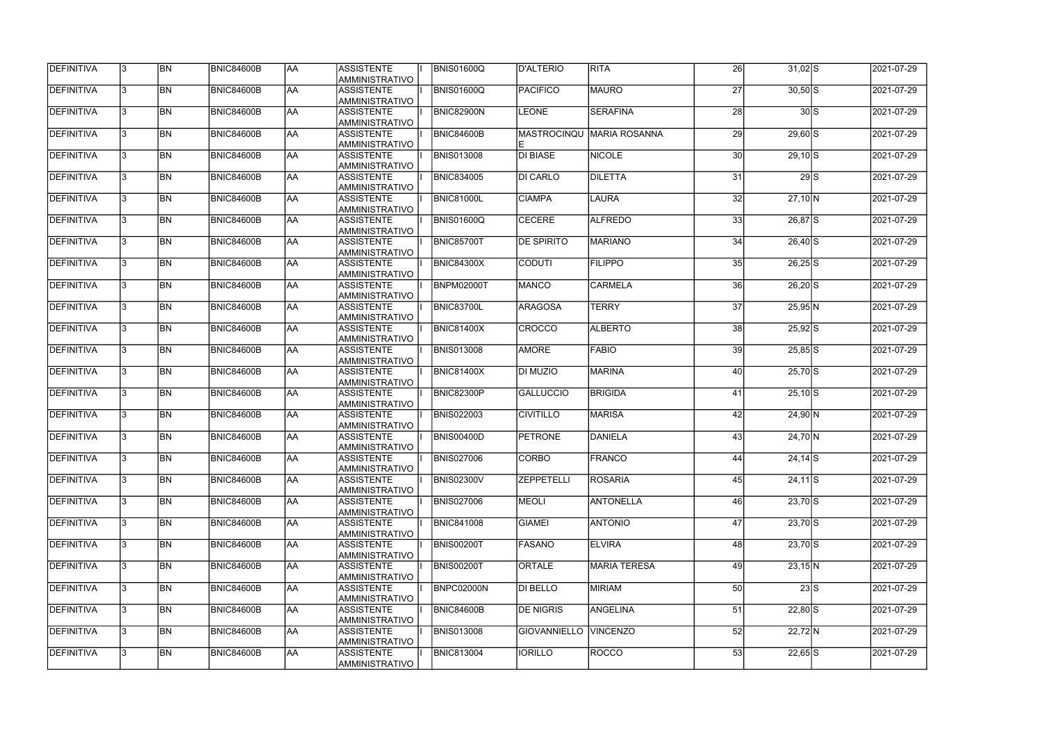| | | | | | | | | | | | | | |
|---|---|---|---|---|---|---|---|---|---|---|---|---|---|
| DEFINITIVA | 3 | BN | BNIC84600B | AA | ASSISTENTE AMMINISTRATIVO | I | BNIS01600Q | D'ALTERIO | RITA | 26 | 31,02 | S | 2021-07-29 |
| DEFINITIVA | 3 | BN | BNIC84600B | AA | ASSISTENTE AMMINISTRATIVO | I | BNIS01600Q | PACIFICO | MAURO | 27 | 30,50 | S | 2021-07-29 |
| DEFINITIVA | 3 | BN | BNIC84600B | AA | ASSISTENTE AMMINISTRATIVO | I | BNIC82900N | LEONE | SERAFINA | 28 | 30 | S | 2021-07-29 |
| DEFINITIVA | 3 | BN | BNIC84600B | AA | ASSISTENTE AMMINISTRATIVO | I | BNIC84600B | MASTROCINQUE | MARIA ROSANNA | 29 | 29,60 | S | 2021-07-29 |
| DEFINITIVA | 3 | BN | BNIC84600B | AA | ASSISTENTE AMMINISTRATIVO | I | BNIS013008 | DI BIASE | NICOLE | 30 | 29,10 | S | 2021-07-29 |
| DEFINITIVA | 3 | BN | BNIC84600B | AA | ASSISTENTE AMMINISTRATIVO | I | BNIC834005 | DI CARLO | DILETTA | 31 | 29 | S | 2021-07-29 |
| DEFINITIVA | 3 | BN | BNIC84600B | AA | ASSISTENTE AMMINISTRATIVO | I | BNIC81000L | CIAMPA | LAURA | 32 | 27,10 | N | 2021-07-29 |
| DEFINITIVA | 3 | BN | BNIC84600B | AA | ASSISTENTE AMMINISTRATIVO | I | BNIS01600Q | CECERE | ALFREDO | 33 | 26,87 | S | 2021-07-29 |
| DEFINITIVA | 3 | BN | BNIC84600B | AA | ASSISTENTE AMMINISTRATIVO | I | BNIC85700T | DE SPIRITO | MARIANO | 34 | 26,40 | S | 2021-07-29 |
| DEFINITIVA | 3 | BN | BNIC84600B | AA | ASSISTENTE AMMINISTRATIVO | I | BNIC84300X | CODUTI | FILIPPO | 35 | 26,25 | S | 2021-07-29 |
| DEFINITIVA | 3 | BN | BNIC84600B | AA | ASSISTENTE AMMINISTRATIVO | I | BNPM02000T | MANCO | CARMELA | 36 | 26,20 | S | 2021-07-29 |
| DEFINITIVA | 3 | BN | BNIC84600B | AA | ASSISTENTE AMMINISTRATIVO | I | BNIC83700L | ARAGOSA | TERRY | 37 | 25,95 | N | 2021-07-29 |
| DEFINITIVA | 3 | BN | BNIC84600B | AA | ASSISTENTE AMMINISTRATIVO | I | BNIC81400X | CROCCO | ALBERTO | 38 | 25,92 | S | 2021-07-29 |
| DEFINITIVA | 3 | BN | BNIC84600B | AA | ASSISTENTE AMMINISTRATIVO | I | BNIS013008 | AMORE | FABIO | 39 | 25,85 | S | 2021-07-29 |
| DEFINITIVA | 3 | BN | BNIC84600B | AA | ASSISTENTE AMMINISTRATIVO | I | BNIC81400X | DI MUZIO | MARINA | 40 | 25,70 | S | 2021-07-29 |
| DEFINITIVA | 3 | BN | BNIC84600B | AA | ASSISTENTE AMMINISTRATIVO | I | BNIC82300P | GALLUCCIO | BRIGIDA | 41 | 25,10 | S | 2021-07-29 |
| DEFINITIVA | 3 | BN | BNIC84600B | AA | ASSISTENTE AMMINISTRATIVO | I | BNIS022003 | CIVITILLO | MARISA | 42 | 24,90 | N | 2021-07-29 |
| DEFINITIVA | 3 | BN | BNIC84600B | AA | ASSISTENTE AMMINISTRATIVO | I | BNIS00400D | PETRONE | DANIELA | 43 | 24,70 | N | 2021-07-29 |
| DEFINITIVA | 3 | BN | BNIC84600B | AA | ASSISTENTE AMMINISTRATIVO | I | BNIS027006 | CORBO | FRANCO | 44 | 24,14 | S | 2021-07-29 |
| DEFINITIVA | 3 | BN | BNIC84600B | AA | ASSISTENTE AMMINISTRATIVO | I | BNIS02300V | ZEPPETELLI | ROSARIA | 45 | 24,11 | S | 2021-07-29 |
| DEFINITIVA | 3 | BN | BNIC84600B | AA | ASSISTENTE AMMINISTRATIVO | I | BNIS027006 | MEOLI | ANTONELLA | 46 | 23,70 | S | 2021-07-29 |
| DEFINITIVA | 3 | BN | BNIC84600B | AA | ASSISTENTE AMMINISTRATIVO | I | BNIC841008 | GIAMEI | ANTONIO | 47 | 23,70 | S | 2021-07-29 |
| DEFINITIVA | 3 | BN | BNIC84600B | AA | ASSISTENTE AMMINISTRATIVO | I | BNIS00200T | FASANO | ELVIRA | 48 | 23,70 | S | 2021-07-29 |
| DEFINITIVA | 3 | BN | BNIC84600B | AA | ASSISTENTE AMMINISTRATIVO | I | BNIS00200T | ORTALE | MARIA TERESA | 49 | 23,15 | N | 2021-07-29 |
| DEFINITIVA | 3 | BN | BNIC84600B | AA | ASSISTENTE AMMINISTRATIVO | I | BNPC02000N | DI BELLO | MIRIAM | 50 | 23 | S | 2021-07-29 |
| DEFINITIVA | 3 | BN | BNIC84600B | AA | ASSISTENTE AMMINISTRATIVO | I | BNIC84600B | DE NIGRIS | ANGELINA | 51 | 22,80 | S | 2021-07-29 |
| DEFINITIVA | 3 | BN | BNIC84600B | AA | ASSISTENTE AMMINISTRATIVO | I | BNIS013008 | GIOVANNIELLO | VINCENZO | 52 | 22,72 | N | 2021-07-29 |
| DEFINITIVA | 3 | BN | BNIC84600B | AA | ASSISTENTE AMMINISTRATIVO | I | BNIC813004 | IORILLO | ROCCO | 53 | 22,65 | S | 2021-07-29 |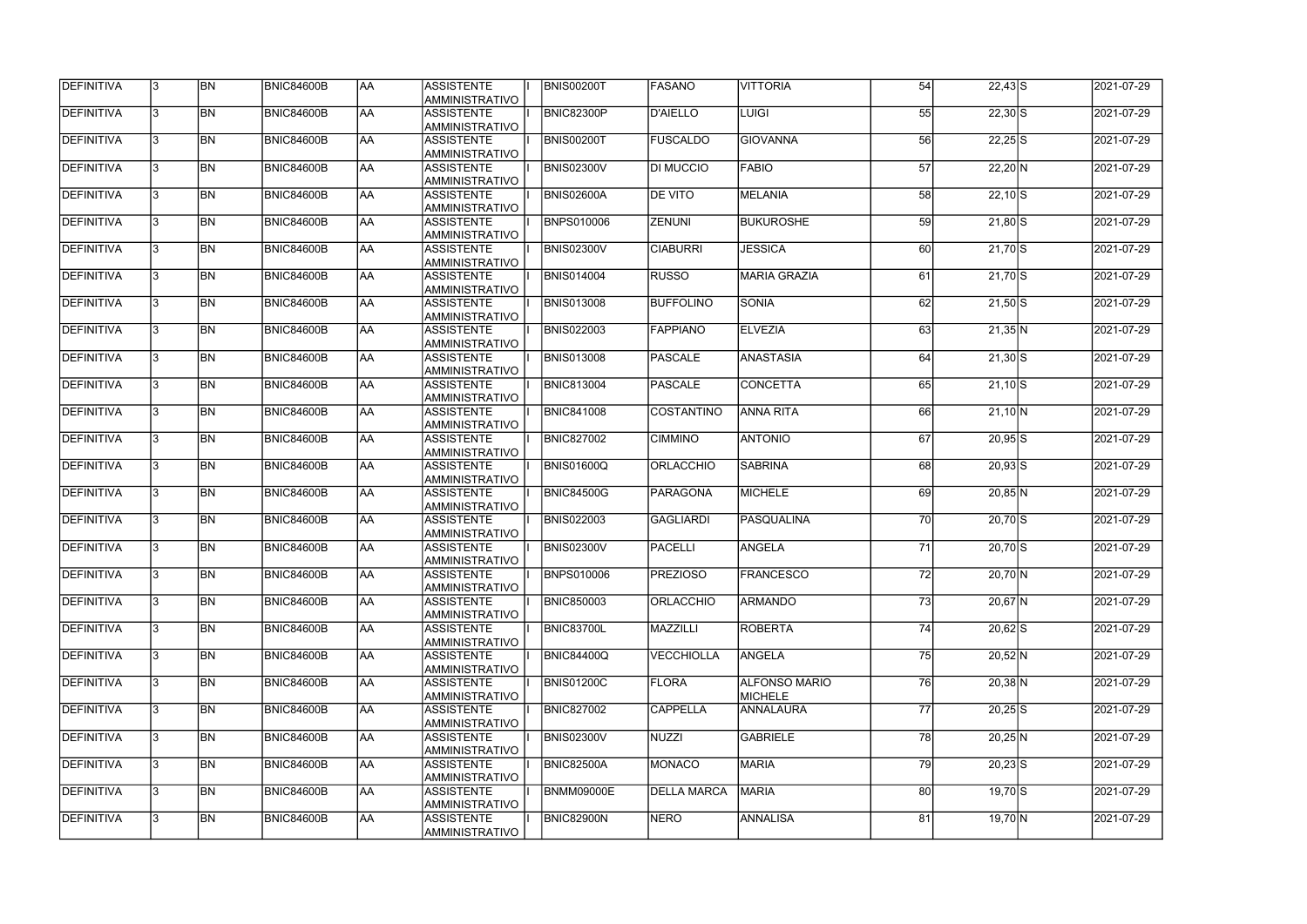| | | | | | | | | | | | | | | |
|---|---|---|---|---|---|---|---|---|---|---|---|---|---|---|
| DEFINITIVA | 3 | BN | BNIC84600B | AA | ASSISTENTE AMMINISTRATIVO | I | BNIS00200T | FASANO | VITTORIA | 54 | 22,43 | S | | 2021-07-29 |
| DEFINITIVA | 3 | BN | BNIC84600B | AA | ASSISTENTE AMMINISTRATIVO | I | BNIC82300P | D'AIELLO | LUIGI | 55 | 22,30 | S | | 2021-07-29 |
| DEFINITIVA | 3 | BN | BNIC84600B | AA | ASSISTENTE AMMINISTRATIVO | I | BNIS00200T | FUSCALDO | GIOVANNA | 56 | 22,25 | S | | 2021-07-29 |
| DEFINITIVA | 3 | BN | BNIC84600B | AA | ASSISTENTE AMMINISTRATIVO | I | BNIS02300V | DI MUCCIO | FABIO | 57 | 22,20 | N | | 2021-07-29 |
| DEFINITIVA | 3 | BN | BNIC84600B | AA | ASSISTENTE AMMINISTRATIVO | I | BNIS02600A | DE VITO | MELANIA | 58 | 22,10 | S | | 2021-07-29 |
| DEFINITIVA | 3 | BN | BNIC84600B | AA | ASSISTENTE AMMINISTRATIVO | I | BNPS010006 | ZENUNI | BUKUROSHE | 59 | 21,80 | S | | 2021-07-29 |
| DEFINITIVA | 3 | BN | BNIC84600B | AA | ASSISTENTE AMMINISTRATIVO | I | BNIS02300V | CIABURRI | JESSICA | 60 | 21,70 | S | | 2021-07-29 |
| DEFINITIVA | 3 | BN | BNIC84600B | AA | ASSISTENTE AMMINISTRATIVO | I | BNIS014004 | RUSSO | MARIA GRAZIA | 61 | 21,70 | S | | 2021-07-29 |
| DEFINITIVA | 3 | BN | BNIC84600B | AA | ASSISTENTE AMMINISTRATIVO | I | BNIS013008 | BUFFOLINO | SONIA | 62 | 21,50 | S | | 2021-07-29 |
| DEFINITIVA | 3 | BN | BNIC84600B | AA | ASSISTENTE AMMINISTRATIVO | I | BNIS022003 | FAPPIANO | ELVEZIA | 63 | 21,35 | N | | 2021-07-29 |
| DEFINITIVA | 3 | BN | BNIC84600B | AA | ASSISTENTE AMMINISTRATIVO | I | BNIS013008 | PASCALE | ANASTASIA | 64 | 21,30 | S | | 2021-07-29 |
| DEFINITIVA | 3 | BN | BNIC84600B | AA | ASSISTENTE AMMINISTRATIVO | I | BNIC813004 | PASCALE | CONCETTA | 65 | 21,10 | S | | 2021-07-29 |
| DEFINITIVA | 3 | BN | BNIC84600B | AA | ASSISTENTE AMMINISTRATIVO | I | BNIC841008 | COSTANTINO | ANNA RITA | 66 | 21,10 | N | | 2021-07-29 |
| DEFINITIVA | 3 | BN | BNIC84600B | AA | ASSISTENTE AMMINISTRATIVO | I | BNIC827002 | CIMMINO | ANTONIO | 67 | 20,95 | S | | 2021-07-29 |
| DEFINITIVA | 3 | BN | BNIC84600B | AA | ASSISTENTE AMMINISTRATIVO | I | BNIS01600Q | ORLACCHIO | SABRINA | 68 | 20,93 | S | | 2021-07-29 |
| DEFINITIVA | 3 | BN | BNIC84600B | AA | ASSISTENTE AMMINISTRATIVO | I | BNIC84500G | PARAGONA | MICHELE | 69 | 20,85 | N | | 2021-07-29 |
| DEFINITIVA | 3 | BN | BNIC84600B | AA | ASSISTENTE AMMINISTRATIVO | I | BNIS022003 | GAGLIARDI | PASQUALINA | 70 | 20,70 | S | | 2021-07-29 |
| DEFINITIVA | 3 | BN | BNIC84600B | AA | ASSISTENTE AMMINISTRATIVO | I | BNIS02300V | PACELLI | ANGELA | 71 | 20,70 | S | | 2021-07-29 |
| DEFINITIVA | 3 | BN | BNIC84600B | AA | ASSISTENTE AMMINISTRATIVO | I | BNPS010006 | PREZIOSO | FRANCESCO | 72 | 20,70 | N | | 2021-07-29 |
| DEFINITIVA | 3 | BN | BNIC84600B | AA | ASSISTENTE AMMINISTRATIVO | I | BNIC850003 | ORLACCHIO | ARMANDO | 73 | 20,67 | N | | 2021-07-29 |
| DEFINITIVA | 3 | BN | BNIC84600B | AA | ASSISTENTE AMMINISTRATIVO | I | BNIC83700L | MAZZILLI | ROBERTA | 74 | 20,62 | S | | 2021-07-29 |
| DEFINITIVA | 3 | BN | BNIC84600B | AA | ASSISTENTE AMMINISTRATIVO | I | BNIC84400Q | VECCHIOLLA | ANGELA | 75 | 20,52 | N | | 2021-07-29 |
| DEFINITIVA | 3 | BN | BNIC84600B | AA | ASSISTENTE AMMINISTRATIVO | I | BNIS01200C | FLORA | ALFONSO MARIO MICHELE | 76 | 20,38 | N | | 2021-07-29 |
| DEFINITIVA | 3 | BN | BNIC84600B | AA | ASSISTENTE AMMINISTRATIVO | I | BNIC827002 | CAPPELLA | ANNALAURA | 77 | 20,25 | S | | 2021-07-29 |
| DEFINITIVA | 3 | BN | BNIC84600B | AA | ASSISTENTE AMMINISTRATIVO | I | BNIS02300V | NUZZI | GABRIELE | 78 | 20,25 | N | | 2021-07-29 |
| DEFINITIVA | 3 | BN | BNIC84600B | AA | ASSISTENTE AMMINISTRATIVO | I | BNIC82500A | MONACO | MARIA | 79 | 20,23 | S | | 2021-07-29 |
| DEFINITIVA | 3 | BN | BNIC84600B | AA | ASSISTENTE AMMINISTRATIVO | I | BNMM09000E | DELLA MARCA | MARIA | 80 | 19,70 | S | | 2021-07-29 |
| DEFINITIVA | 3 | BN | BNIC84600B | AA | ASSISTENTE AMMINISTRATIVO | I | BNIC82900N | NERO | ANNALISA | 81 | 19,70 | N | | 2021-07-29 |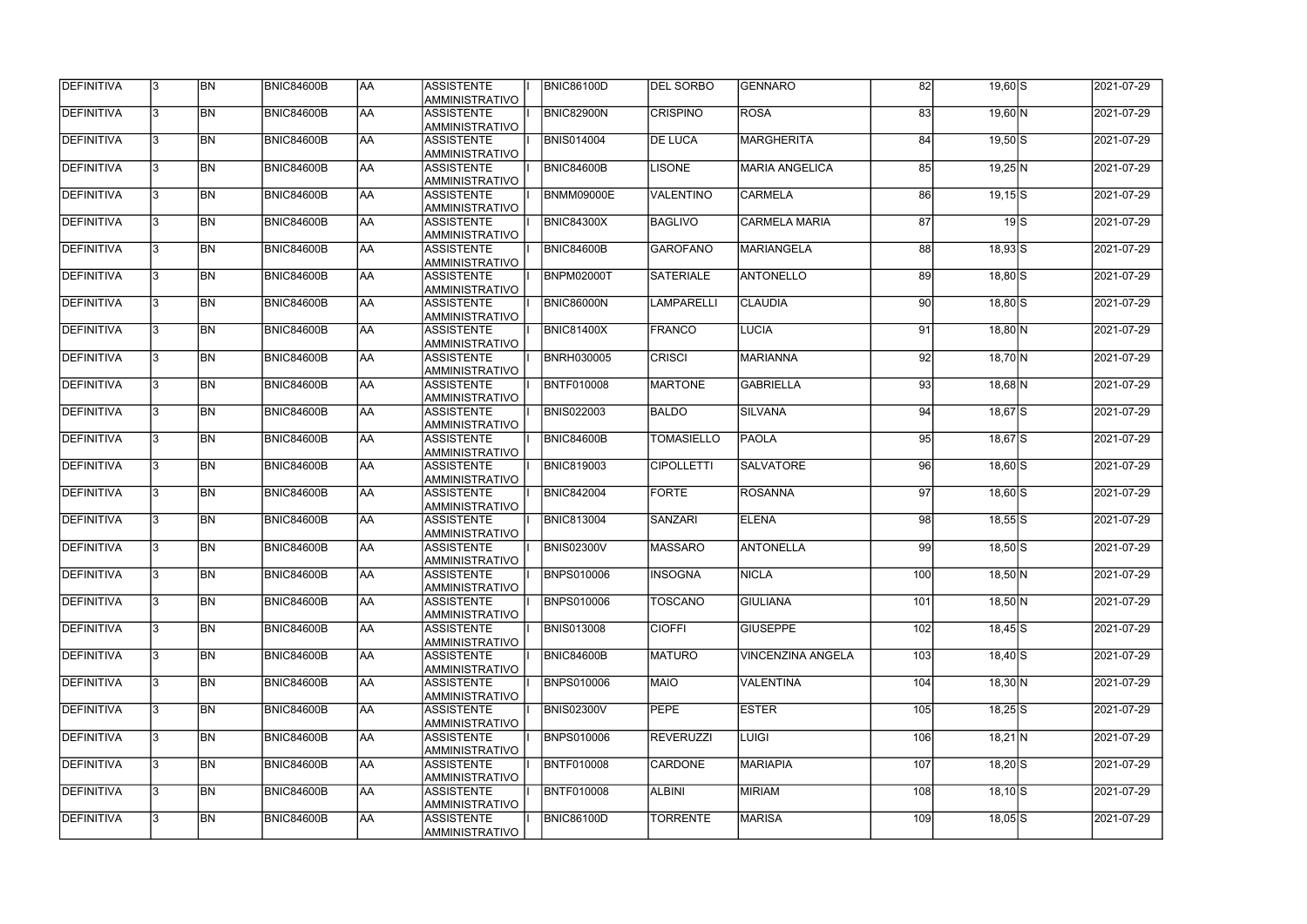| | | | | | | | | | | | | | | |
|---|---|---|---|---|---|---|---|---|---|---|---|---|---|---|
| DEFINITIVA | 3 | BN | BNIC84600B | AA | ASSISTENTE AMMINISTRATIVO | I | BNIC86100D | DEL SORBO | GENNARO | 82 | 19,60 | S | | 2021-07-29 |
| DEFINITIVA | 3 | BN | BNIC84600B | AA | ASSISTENTE AMMINISTRATIVO | I | BNIC82900N | CRISPINO | ROSA | 83 | 19,60 | N | | 2021-07-29 |
| DEFINITIVA | 3 | BN | BNIC84600B | AA | ASSISTENTE AMMINISTRATIVO | I | BNIS014004 | DE LUCA | MARGHERITA | 84 | 19,50 | S | | 2021-07-29 |
| DEFINITIVA | 3 | BN | BNIC84600B | AA | ASSISTENTE AMMINISTRATIVO | I | BNIC84600B | LISONE | MARIA ANGELICA | 85 | 19,25 | N | | 2021-07-29 |
| DEFINITIVA | 3 | BN | BNIC84600B | AA | ASSISTENTE AMMINISTRATIVO | I | BNMM09000E | VALENTINO | CARMELA | 86 | 19,15 | S | | 2021-07-29 |
| DEFINITIVA | 3 | BN | BNIC84600B | AA | ASSISTENTE AMMINISTRATIVO | I | BNIC84300X | BAGLIVO | CARMELA MARIA | 87 | 19 | S | | 2021-07-29 |
| DEFINITIVA | 3 | BN | BNIC84600B | AA | ASSISTENTE AMMINISTRATIVO | I | BNIC84600B | GAROFANO | MARIANGELA | 88 | 18,93 | S | | 2021-07-29 |
| DEFINITIVA | 3 | BN | BNIC84600B | AA | ASSISTENTE AMMINISTRATIVO | I | BNPM02000T | SATERIALE | ANTONELLO | 89 | 18,80 | S | | 2021-07-29 |
| DEFINITIVA | 3 | BN | BNIC84600B | AA | ASSISTENTE AMMINISTRATIVO | I | BNIC86000N | LAMPARELLI | CLAUDIA | 90 | 18,80 | S | | 2021-07-29 |
| DEFINITIVA | 3 | BN | BNIC84600B | AA | ASSISTENTE AMMINISTRATIVO | I | BNIC81400X | FRANCO | LUCIA | 91 | 18,80 | N | | 2021-07-29 |
| DEFINITIVA | 3 | BN | BNIC84600B | AA | ASSISTENTE AMMINISTRATIVO | I | BNRH030005 | CRISCI | MARIANNA | 92 | 18,70 | N | | 2021-07-29 |
| DEFINITIVA | 3 | BN | BNIC84600B | AA | ASSISTENTE AMMINISTRATIVO | I | BNTF010008 | MARTONE | GABRIELLA | 93 | 18,68 | N | | 2021-07-29 |
| DEFINITIVA | 3 | BN | BNIC84600B | AA | ASSISTENTE AMMINISTRATIVO | I | BNIS022003 | BALDO | SILVANA | 94 | 18,67 | S | | 2021-07-29 |
| DEFINITIVA | 3 | BN | BNIC84600B | AA | ASSISTENTE AMMINISTRATIVO | I | BNIC84600B | TOMASIELLO | PAOLA | 95 | 18,67 | S | | 2021-07-29 |
| DEFINITIVA | 3 | BN | BNIC84600B | AA | ASSISTENTE AMMINISTRATIVO | I | BNIC819003 | CIPOLLETTI | SALVATORE | 96 | 18,60 | S | | 2021-07-29 |
| DEFINITIVA | 3 | BN | BNIC84600B | AA | ASSISTENTE AMMINISTRATIVO | I | BNIC842004 | FORTE | ROSANNA | 97 | 18,60 | S | | 2021-07-29 |
| DEFINITIVA | 3 | BN | BNIC84600B | AA | ASSISTENTE AMMINISTRATIVO | I | BNIC813004 | SANZARI | ELENA | 98 | 18,55 | S | | 2021-07-29 |
| DEFINITIVA | 3 | BN | BNIC84600B | AA | ASSISTENTE AMMINISTRATIVO | I | BNIS02300V | MASSARO | ANTONELLA | 99 | 18,50 | S | | 2021-07-29 |
| DEFINITIVA | 3 | BN | BNIC84600B | AA | ASSISTENTE AMMINISTRATIVO | I | BNPS010006 | INSOGNA | NICLA | 100 | 18,50 | N | | 2021-07-29 |
| DEFINITIVA | 3 | BN | BNIC84600B | AA | ASSISTENTE AMMINISTRATIVO | I | BNPS010006 | TOSCANO | GIULIANA | 101 | 18,50 | N | | 2021-07-29 |
| DEFINITIVA | 3 | BN | BNIC84600B | AA | ASSISTENTE AMMINISTRATIVO | I | BNIS013008 | CIOFFI | GIUSEPPE | 102 | 18,45 | S | | 2021-07-29 |
| DEFINITIVA | 3 | BN | BNIC84600B | AA | ASSISTENTE AMMINISTRATIVO | I | BNIC84600B | MATURO | VINCENZINA ANGELA | 103 | 18,40 | S | | 2021-07-29 |
| DEFINITIVA | 3 | BN | BNIC84600B | AA | ASSISTENTE AMMINISTRATIVO | I | BNPS010006 | MAIO | VALENTINA | 104 | 18,30 | N | | 2021-07-29 |
| DEFINITIVA | 3 | BN | BNIC84600B | AA | ASSISTENTE AMMINISTRATIVO | I | BNIS02300V | PEPE | ESTER | 105 | 18,25 | S | | 2021-07-29 |
| DEFINITIVA | 3 | BN | BNIC84600B | AA | ASSISTENTE AMMINISTRATIVO | I | BNPS010006 | REVERUZZI | LUIGI | 106 | 18,21 | N | | 2021-07-29 |
| DEFINITIVA | 3 | BN | BNIC84600B | AA | ASSISTENTE AMMINISTRATIVO | I | BNTF010008 | CARDONE | MARIAPIA | 107 | 18,20 | S | | 2021-07-29 |
| DEFINITIVA | 3 | BN | BNIC84600B | AA | ASSISTENTE AMMINISTRATIVO | I | BNTF010008 | ALBINI | MIRIAM | 108 | 18,10 | S | | 2021-07-29 |
| DEFINITIVA | 3 | BN | BNIC84600B | AA | ASSISTENTE AMMINISTRATIVO | I | BNIC86100D | TORRENTE | MARISA | 109 | 18,05 | S | | 2021-07-29 |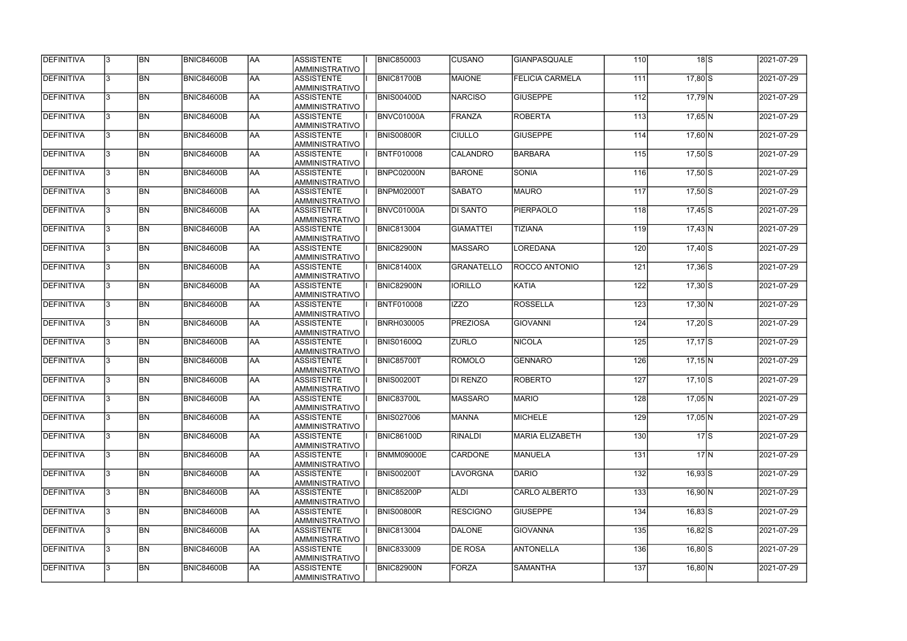| | | | | | | | | | | | | | | |
|---|---|---|---|---|---|---|---|---|---|---|---|---|---|---|
| DEFINITIVA | 3 | BN | BNIC84600B | AA | ASSISTENTE AMMINISTRATIVO | I | BNIC850003 | CUSANO | GIANPASQUALE | 110 | 18 | S | | 2021-07-29 |
| DEFINITIVA | 3 | BN | BNIC84600B | AA | ASSISTENTE AMMINISTRATIVO | I | BNIC81700B | MAIONE | FELICIA CARMELA | 111 | 17,80 | S | | 2021-07-29 |
| DEFINITIVA | 3 | BN | BNIC84600B | AA | ASSISTENTE AMMINISTRATIVO | I | BNIS00400D | NARCISO | GIUSEPPE | 112 | 17,79 | N | | 2021-07-29 |
| DEFINITIVA | 3 | BN | BNIC84600B | AA | ASSISTENTE AMMINISTRATIVO | I | BNVC01000A | FRANZA | ROBERTA | 113 | 17,65 | N | | 2021-07-29 |
| DEFINITIVA | 3 | BN | BNIC84600B | AA | ASSISTENTE AMMINISTRATIVO | I | BNIS00800R | CIULLO | GIUSEPPE | 114 | 17,60 | N | | 2021-07-29 |
| DEFINITIVA | 3 | BN | BNIC84600B | AA | ASSISTENTE AMMINISTRATIVO | I | BNTF010008 | CALANDRO | BARBARA | 115 | 17,50 | S | | 2021-07-29 |
| DEFINITIVA | 3 | BN | BNIC84600B | AA | ASSISTENTE AMMINISTRATIVO | I | BNPC02000N | BARONE | SONIA | 116 | 17,50 | S | | 2021-07-29 |
| DEFINITIVA | 3 | BN | BNIC84600B | AA | ASSISTENTE AMMINISTRATIVO | I | BNPM02000T | SABATO | MAURO | 117 | 17,50 | S | | 2021-07-29 |
| DEFINITIVA | 3 | BN | BNIC84600B | AA | ASSISTENTE AMMINISTRATIVO | I | BNVC01000A | DI SANTO | PIERPAOLO | 118 | 17,45 | S | | 2021-07-29 |
| DEFINITIVA | 3 | BN | BNIC84600B | AA | ASSISTENTE AMMINISTRATIVO | I | BNIC813004 | GIAMATTEI | TIZIANA | 119 | 17,43 | N | | 2021-07-29 |
| DEFINITIVA | 3 | BN | BNIC84600B | AA | ASSISTENTE AMMINISTRATIVO | I | BNIC82900N | MASSARO | LOREDANA | 120 | 17,40 | S | | 2021-07-29 |
| DEFINITIVA | 3 | BN | BNIC84600B | AA | ASSISTENTE AMMINISTRATIVO | I | BNIC81400X | GRANATELLO | ROCCO ANTONIO | 121 | 17,36 | S | | 2021-07-29 |
| DEFINITIVA | 3 | BN | BNIC84600B | AA | ASSISTENTE AMMINISTRATIVO | I | BNIC82900N | IORILLO | KATIA | 122 | 17,30 | S | | 2021-07-29 |
| DEFINITIVA | 3 | BN | BNIC84600B | AA | ASSISTENTE AMMINISTRATIVO | I | BNTF010008 | IZZO | ROSSELLA | 123 | 17,30 | N | | 2021-07-29 |
| DEFINITIVA | 3 | BN | BNIC84600B | AA | ASSISTENTE AMMINISTRATIVO | I | BNRH030005 | PREZIOSA | GIOVANNI | 124 | 17,20 | S | | 2021-07-29 |
| DEFINITIVA | 3 | BN | BNIC84600B | AA | ASSISTENTE AMMINISTRATIVO | I | BNIS01600Q | ZURLO | NICOLA | 125 | 17,17 | S | | 2021-07-29 |
| DEFINITIVA | 3 | BN | BNIC84600B | AA | ASSISTENTE AMMINISTRATIVO | I | BNIC85700T | ROMOLO | GENNARO | 126 | 17,15 | N | | 2021-07-29 |
| DEFINITIVA | 3 | BN | BNIC84600B | AA | ASSISTENTE AMMINISTRATIVO | I | BNIS00200T | DI RENZO | ROBERTO | 127 | 17,10 | S | | 2021-07-29 |
| DEFINITIVA | 3 | BN | BNIC84600B | AA | ASSISTENTE AMMINISTRATIVO | I | BNIC83700L | MASSARO | MARIO | 128 | 17,05 | N | | 2021-07-29 |
| DEFINITIVA | 3 | BN | BNIC84600B | AA | ASSISTENTE AMMINISTRATIVO | I | BNIS027006 | MANNA | MICHELE | 129 | 17,05 | N | | 2021-07-29 |
| DEFINITIVA | 3 | BN | BNIC84600B | AA | ASSISTENTE AMMINISTRATIVO | I | BNIC86100D | RINALDI | MARIA ELIZABETH | 130 | 17 | S | | 2021-07-29 |
| DEFINITIVA | 3 | BN | BNIC84600B | AA | ASSISTENTE AMMINISTRATIVO | I | BNMM09000E | CARDONE | MANUELA | 131 | 17 | N | | 2021-07-29 |
| DEFINITIVA | 3 | BN | BNIC84600B | AA | ASSISTENTE AMMINISTRATIVO | I | BNIS00200T | LAVORGNA | DARIO | 132 | 16,93 | S | | 2021-07-29 |
| DEFINITIVA | 3 | BN | BNIC84600B | AA | ASSISTENTE AMMINISTRATIVO | I | BNIC85200P | ALDI | CARLO ALBERTO | 133 | 16,90 | N | | 2021-07-29 |
| DEFINITIVA | 3 | BN | BNIC84600B | AA | ASSISTENTE AMMINISTRATIVO | I | BNIS00800R | RESCIGNO | GIUSEPPE | 134 | 16,83 | S | | 2021-07-29 |
| DEFINITIVA | 3 | BN | BNIC84600B | AA | ASSISTENTE AMMINISTRATIVO | I | BNIC813004 | DALONE | GIOVANNA | 135 | 16,82 | S | | 2021-07-29 |
| DEFINITIVA | 3 | BN | BNIC84600B | AA | ASSISTENTE AMMINISTRATIVO | I | BNIC833009 | DE ROSA | ANTONELLA | 136 | 16,80 | S | | 2021-07-29 |
| DEFINITIVA | 3 | BN | BNIC84600B | AA | ASSISTENTE AMMINISTRATIVO | I | BNIC82900N | FORZA | SAMANTHA | 137 | 16,80 | N | | 2021-07-29 |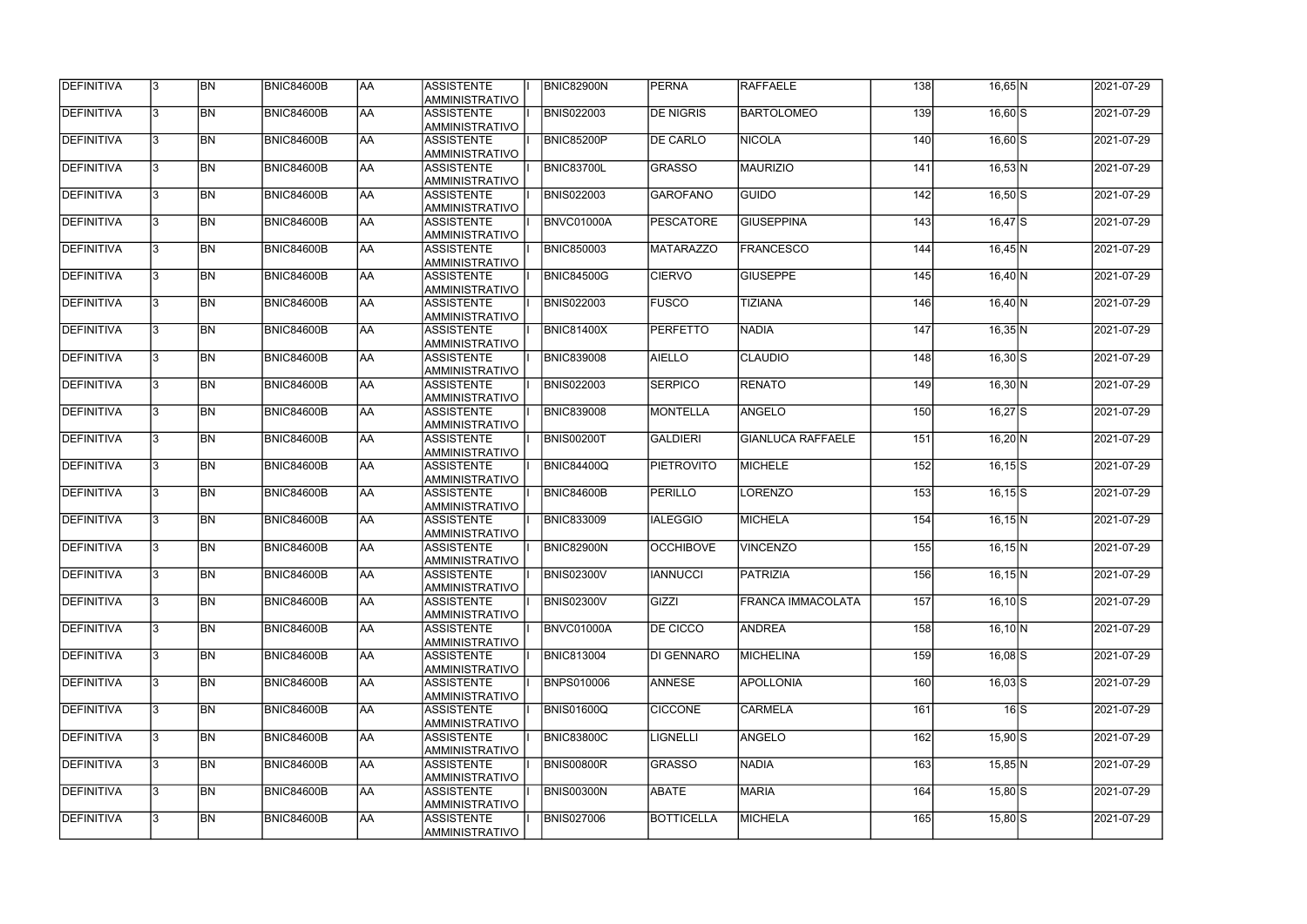| | | | | | | | | | | | | | |
|---|---|---|---|---|---|---|---|---|---|---|---|---|---|
| DEFINITIVA | 3 | BN | BNIC84600B | AA | ASSISTENTE AMMINISTRATIVO | I | BNIC82900N | PERNA | RAFFAELE | 138 | 16,65 | N | 2021-07-29 |
| DEFINITIVA | 3 | BN | BNIC84600B | AA | ASSISTENTE AMMINISTRATIVO | I | BNIS022003 | DE NIGRIS | BARTOLOMEO | 139 | 16,60 | S | 2021-07-29 |
| DEFINITIVA | 3 | BN | BNIC84600B | AA | ASSISTENTE AMMINISTRATIVO | I | BNIC85200P | DE CARLO | NICOLA | 140 | 16,60 | S | 2021-07-29 |
| DEFINITIVA | 3 | BN | BNIC84600B | AA | ASSISTENTE AMMINISTRATIVO | I | BNIC83700L | GRASSO | MAURIZIO | 141 | 16,53 | N | 2021-07-29 |
| DEFINITIVA | 3 | BN | BNIC84600B | AA | ASSISTENTE AMMINISTRATIVO | I | BNIS022003 | GAROFANO | GUIDO | 142 | 16,50 | S | 2021-07-29 |
| DEFINITIVA | 3 | BN | BNIC84600B | AA | ASSISTENTE AMMINISTRATIVO | I | BNVC01000A | PESCATORE | GIUSEPPINA | 143 | 16,47 | S | 2021-07-29 |
| DEFINITIVA | 3 | BN | BNIC84600B | AA | ASSISTENTE AMMINISTRATIVO | I | BNIC850003 | MATARAZZO | FRANCESCO | 144 | 16,45 | N | 2021-07-29 |
| DEFINITIVA | 3 | BN | BNIC84600B | AA | ASSISTENTE AMMINISTRATIVO | I | BNIC84500G | CIERVO | GIUSEPPE | 145 | 16,40 | N | 2021-07-29 |
| DEFINITIVA | 3 | BN | BNIC84600B | AA | ASSISTENTE AMMINISTRATIVO | I | BNIS022003 | FUSCO | TIZIANA | 146 | 16,40 | N | 2021-07-29 |
| DEFINITIVA | 3 | BN | BNIC84600B | AA | ASSISTENTE AMMINISTRATIVO | I | BNIC81400X | PERFETTO | NADIA | 147 | 16,35 | N | 2021-07-29 |
| DEFINITIVA | 3 | BN | BNIC84600B | AA | ASSISTENTE AMMINISTRATIVO | I | BNIC839008 | AIELLO | CLAUDIO | 148 | 16,30 | S | 2021-07-29 |
| DEFINITIVA | 3 | BN | BNIC84600B | AA | ASSISTENTE AMMINISTRATIVO | I | BNIS022003 | SERPICO | RENATO | 149 | 16,30 | N | 2021-07-29 |
| DEFINITIVA | 3 | BN | BNIC84600B | AA | ASSISTENTE AMMINISTRATIVO | I | BNIC839008 | MONTELLA | ANGELO | 150 | 16,27 | S | 2021-07-29 |
| DEFINITIVA | 3 | BN | BNIC84600B | AA | ASSISTENTE AMMINISTRATIVO | I | BNIS00200T | GALDIERI | GIANLUCA RAFFAELE | 151 | 16,20 | N | 2021-07-29 |
| DEFINITIVA | 3 | BN | BNIC84600B | AA | ASSISTENTE AMMINISTRATIVO | I | BNIC84400Q | PIETROVITO | MICHELE | 152 | 16,15 | S | 2021-07-29 |
| DEFINITIVA | 3 | BN | BNIC84600B | AA | ASSISTENTE AMMINISTRATIVO | I | BNIC84600B | PERILLO | LORENZO | 153 | 16,15 | S | 2021-07-29 |
| DEFINITIVA | 3 | BN | BNIC84600B | AA | ASSISTENTE AMMINISTRATIVO | I | BNIC833009 | IALEGGIO | MICHELA | 154 | 16,15 | N | 2021-07-29 |
| DEFINITIVA | 3 | BN | BNIC84600B | AA | ASSISTENTE AMMINISTRATIVO | I | BNIC82900N | OCCHIBOVE | VINCENZO | 155 | 16,15 | N | 2021-07-29 |
| DEFINITIVA | 3 | BN | BNIC84600B | AA | ASSISTENTE AMMINISTRATIVO | I | BNIS02300V | IANNUCCI | PATRIZIA | 156 | 16,15 | N | 2021-07-29 |
| DEFINITIVA | 3 | BN | BNIC84600B | AA | ASSISTENTE AMMINISTRATIVO | I | BNIS02300V | GIZZI | FRANCA IMMACOLATA | 157 | 16,10 | S | 2021-07-29 |
| DEFINITIVA | 3 | BN | BNIC84600B | AA | ASSISTENTE AMMINISTRATIVO | I | BNVC01000A | DE CICCO | ANDREA | 158 | 16,10 | N | 2021-07-29 |
| DEFINITIVA | 3 | BN | BNIC84600B | AA | ASSISTENTE AMMINISTRATIVO | I | BNIC813004 | DI GENNARO | MICHELINA | 159 | 16,08 | S | 2021-07-29 |
| DEFINITIVA | 3 | BN | BNIC84600B | AA | ASSISTENTE AMMINISTRATIVO | I | BNPS010006 | ANNESE | APOLLONIA | 160 | 16,03 | S | 2021-07-29 |
| DEFINITIVA | 3 | BN | BNIC84600B | AA | ASSISTENTE AMMINISTRATIVO | I | BNIS01600Q | CICCONE | CARMELA | 161 | 16 | S | 2021-07-29 |
| DEFINITIVA | 3 | BN | BNIC84600B | AA | ASSISTENTE AMMINISTRATIVO | I | BNIC83800C | LIGNELLI | ANGELO | 162 | 15,90 | S | 2021-07-29 |
| DEFINITIVA | 3 | BN | BNIC84600B | AA | ASSISTENTE AMMINISTRATIVO | I | BNIS00800R | GRASSO | NADIA | 163 | 15,85 | N | 2021-07-29 |
| DEFINITIVA | 3 | BN | BNIC84600B | AA | ASSISTENTE AMMINISTRATIVO | I | BNIS00300N | ABATE | MARIA | 164 | 15,80 | S | 2021-07-29 |
| DEFINITIVA | 3 | BN | BNIC84600B | AA | ASSISTENTE AMMINISTRATIVO | I | BNIS027006 | BOTTICELLA | MICHELA | 165 | 15,80 | S | 2021-07-29 |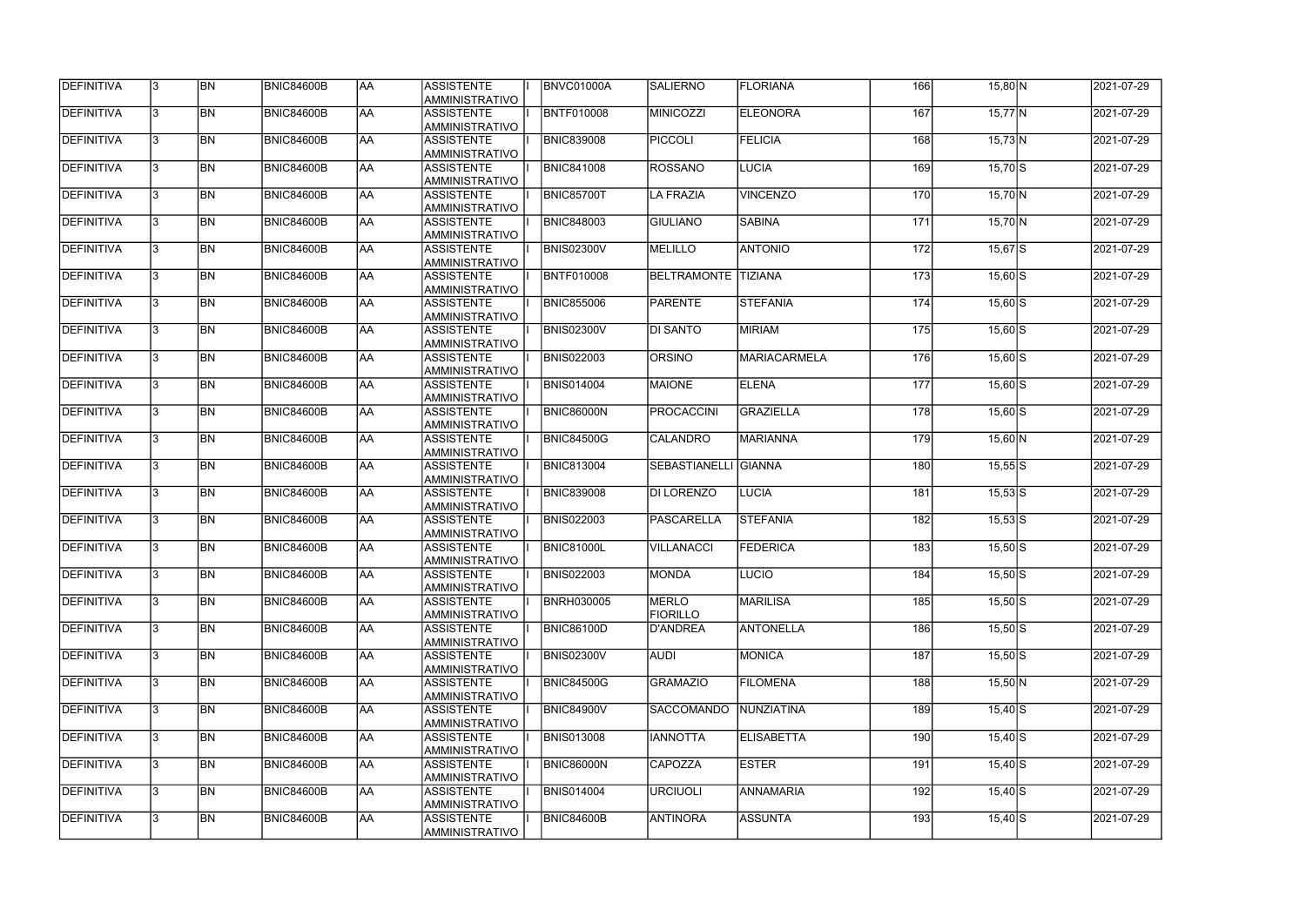| | | | | | | | | | | | | | |
|---|---|---|---|---|---|---|---|---|---|---|---|---|---|
| DEFINITIVA | 3 | BN | BNIC84600B | AA | ASSISTENTE AMMINISTRATIVO | I | BNVC01000A | SALIERNO | FLORIANA | 166 | 15,80 | N | 2021-07-29 |
| DEFINITIVA | 3 | BN | BNIC84600B | AA | ASSISTENTE AMMINISTRATIVO | I | BNTF010008 | MINICOZZI | ELEONORA | 167 | 15,77 | N | 2021-07-29 |
| DEFINITIVA | 3 | BN | BNIC84600B | AA | ASSISTENTE AMMINISTRATIVO | I | BNIC839008 | PICCOLI | FELICIA | 168 | 15,73 | N | 2021-07-29 |
| DEFINITIVA | 3 | BN | BNIC84600B | AA | ASSISTENTE AMMINISTRATIVO | I | BNIC841008 | ROSSANO | LUCIA | 169 | 15,70 | S | 2021-07-29 |
| DEFINITIVA | 3 | BN | BNIC84600B | AA | ASSISTENTE AMMINISTRATIVO | I | BNIC85700T | LA FRAZIA | VINCENZO | 170 | 15,70 | N | 2021-07-29 |
| DEFINITIVA | 3 | BN | BNIC84600B | AA | ASSISTENTE AMMINISTRATIVO | I | BNIC848003 | GIULIANO | SABINA | 171 | 15,70 | N | 2021-07-29 |
| DEFINITIVA | 3 | BN | BNIC84600B | AA | ASSISTENTE AMMINISTRATIVO | I | BNIS02300V | MELILLO | ANTONIO | 172 | 15,67 | S | 2021-07-29 |
| DEFINITIVA | 3 | BN | BNIC84600B | AA | ASSISTENTE AMMINISTRATIVO | I | BNTF010008 | BELTRAMONTE | TIZIANA | 173 | 15,60 | S | 2021-07-29 |
| DEFINITIVA | 3 | BN | BNIC84600B | AA | ASSISTENTE AMMINISTRATIVO | I | BNIC855006 | PARENTE | STEFANIA | 174 | 15,60 | S | 2021-07-29 |
| DEFINITIVA | 3 | BN | BNIC84600B | AA | ASSISTENTE AMMINISTRATIVO | I | BNIS02300V | DI SANTO | MIRIAM | 175 | 15,60 | S | 2021-07-29 |
| DEFINITIVA | 3 | BN | BNIC84600B | AA | ASSISTENTE AMMINISTRATIVO | I | BNIS022003 | ORSINO | MARIACARMELA | 176 | 15,60 | S | 2021-07-29 |
| DEFINITIVA | 3 | BN | BNIC84600B | AA | ASSISTENTE AMMINISTRATIVO | I | BNIS014004 | MAIONE | ELENA | 177 | 15,60 | S | 2021-07-29 |
| DEFINITIVA | 3 | BN | BNIC84600B | AA | ASSISTENTE AMMINISTRATIVO | I | BNIC86000N | PROCACCINI | GRAZIELLA | 178 | 15,60 | S | 2021-07-29 |
| DEFINITIVA | 3 | BN | BNIC84600B | AA | ASSISTENTE AMMINISTRATIVO | I | BNIC84500G | CALANDRO | MARIANNA | 179 | 15,60 | N | 2021-07-29 |
| DEFINITIVA | 3 | BN | BNIC84600B | AA | ASSISTENTE AMMINISTRATIVO | I | BNIC813004 | SEBASTIANELLI | GIANNA | 180 | 15,55 | S | 2021-07-29 |
| DEFINITIVA | 3 | BN | BNIC84600B | AA | ASSISTENTE AMMINISTRATIVO | I | BNIC839008 | DI LORENZO | LUCIA | 181 | 15,53 | S | 2021-07-29 |
| DEFINITIVA | 3 | BN | BNIC84600B | AA | ASSISTENTE AMMINISTRATIVO | I | BNIS022003 | PASCARELLA | STEFANIA | 182 | 15,53 | S | 2021-07-29 |
| DEFINITIVA | 3 | BN | BNIC84600B | AA | ASSISTENTE AMMINISTRATIVO | I | BNIC81000L | VILLANACCI | FEDERICA | 183 | 15,50 | S | 2021-07-29 |
| DEFINITIVA | 3 | BN | BNIC84600B | AA | ASSISTENTE AMMINISTRATIVO | I | BNIS022003 | MONDA | LUCIO | 184 | 15,50 | S | 2021-07-29 |
| DEFINITIVA | 3 | BN | BNIC84600B | AA | ASSISTENTE AMMINISTRATIVO | I | BNRH030005 | MERLO FIORILLO | MARILISA | 185 | 15,50 | S | 2021-07-29 |
| DEFINITIVA | 3 | BN | BNIC84600B | AA | ASSISTENTE AMMINISTRATIVO | I | BNIC86100D | D'ANDREA | ANTONELLA | 186 | 15,50 | S | 2021-07-29 |
| DEFINITIVA | 3 | BN | BNIC84600B | AA | ASSISTENTE AMMINISTRATIVO | I | BNIS02300V | AUDI | MONICA | 187 | 15,50 | S | 2021-07-29 |
| DEFINITIVA | 3 | BN | BNIC84600B | AA | ASSISTENTE AMMINISTRATIVO | I | BNIC84500G | GRAMAZIO | FILOMENA | 188 | 15,50 | N | 2021-07-29 |
| DEFINITIVA | 3 | BN | BNIC84600B | AA | ASSISTENTE AMMINISTRATIVO | I | BNIC84900V | SACCOMANDO | NUNZIATINA | 189 | 15,40 | S | 2021-07-29 |
| DEFINITIVA | 3 | BN | BNIC84600B | AA | ASSISTENTE AMMINISTRATIVO | I | BNIS013008 | IANNOTTA | ELISABETTA | 190 | 15,40 | S | 2021-07-29 |
| DEFINITIVA | 3 | BN | BNIC84600B | AA | ASSISTENTE AMMINISTRATIVO | I | BNIC86000N | CAPOZZA | ESTER | 191 | 15,40 | S | 2021-07-29 |
| DEFINITIVA | 3 | BN | BNIC84600B | AA | ASSISTENTE AMMINISTRATIVO | I | BNIS014004 | URCIUOLI | ANNAMARIA | 192 | 15,40 | S | 2021-07-29 |
| DEFINITIVA | 3 | BN | BNIC84600B | AA | ASSISTENTE AMMINISTRATIVO | I | BNIC84600B | ANTINORA | ASSUNTA | 193 | 15,40 | S | 2021-07-29 |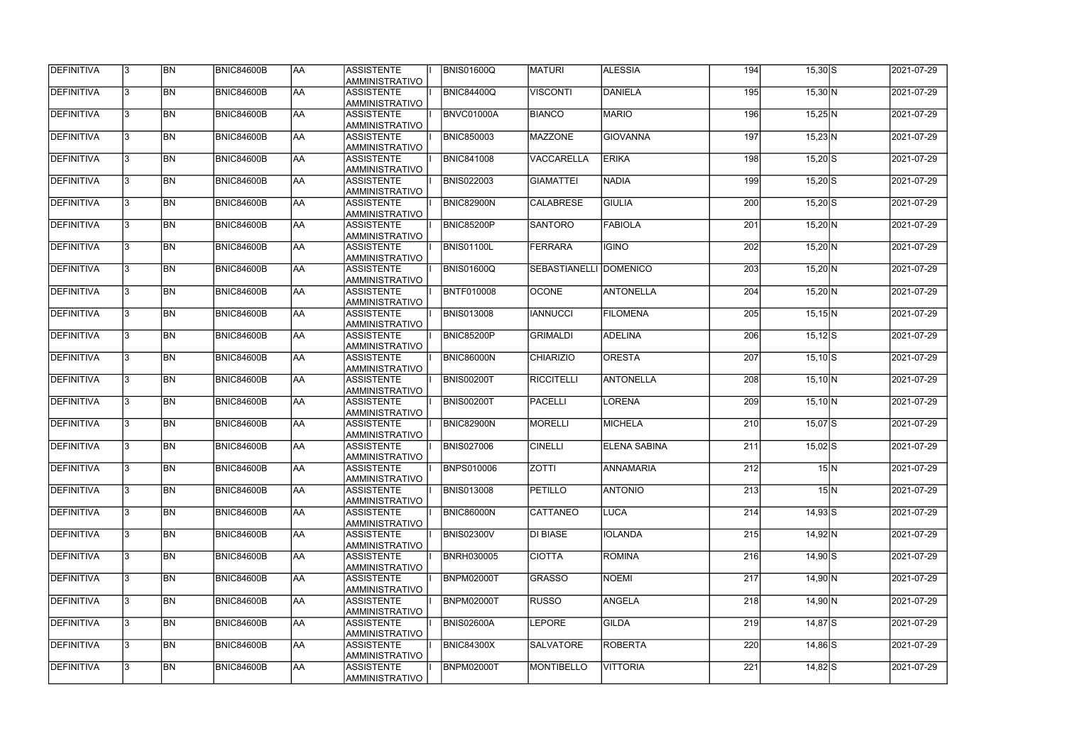| | | | | | | | | | | | | | |
|---|---|---|---|---|---|---|---|---|---|---|---|---|---|
| DEFINITIVA | 3 | BN | BNIC84600B | AA | ASSISTENTE AMMINISTRATIVO | I | BNIS01600Q | MATURI | ALESSIA | 194 | 15,30 | S | 2021-07-29 |
| DEFINITIVA | 3 | BN | BNIC84600B | AA | ASSISTENTE AMMINISTRATIVO | I | BNIC84400Q | VISCONTI | DANIELA | 195 | 15,30 | N | 2021-07-29 |
| DEFINITIVA | 3 | BN | BNIC84600B | AA | ASSISTENTE AMMINISTRATIVO | I | BNVC01000A | BIANCO | MARIO | 196 | 15,25 | N | 2021-07-29 |
| DEFINITIVA | 3 | BN | BNIC84600B | AA | ASSISTENTE AMMINISTRATIVO | I | BNIC850003 | MAZZONE | GIOVANNA | 197 | 15,23 | N | 2021-07-29 |
| DEFINITIVA | 3 | BN | BNIC84600B | AA | ASSISTENTE AMMINISTRATIVO | I | BNIC841008 | VACCARELLA | ERIKA | 198 | 15,20 | S | 2021-07-29 |
| DEFINITIVA | 3 | BN | BNIC84600B | AA | ASSISTENTE AMMINISTRATIVO | I | BNIS022003 | GIAMATTEI | NADIA | 199 | 15,20 | S | 2021-07-29 |
| DEFINITIVA | 3 | BN | BNIC84600B | AA | ASSISTENTE AMMINISTRATIVO | I | BNIC82900N | CALABRESE | GIULIA | 200 | 15,20 | S | 2021-07-29 |
| DEFINITIVA | 3 | BN | BNIC84600B | AA | ASSISTENTE AMMINISTRATIVO | I | BNIC85200P | SANTORO | FABIOLA | 201 | 15,20 | N | 2021-07-29 |
| DEFINITIVA | 3 | BN | BNIC84600B | AA | ASSISTENTE AMMINISTRATIVO | I | BNIS01100L | FERRARA | IGINO | 202 | 15,20 | N | 2021-07-29 |
| DEFINITIVA | 3 | BN | BNIC84600B | AA | ASSISTENTE AMMINISTRATIVO | I | BNIS01600Q | SEBASTIANELLI | DOMENICO | 203 | 15,20 | N | 2021-07-29 |
| DEFINITIVA | 3 | BN | BNIC84600B | AA | ASSISTENTE AMMINISTRATIVO | I | BNTF010008 | OCONE | ANTONELLA | 204 | 15,20 | N | 2021-07-29 |
| DEFINITIVA | 3 | BN | BNIC84600B | AA | ASSISTENTE AMMINISTRATIVO | I | BNIS013008 | IANNUCCI | FILOMENA | 205 | 15,15 | N | 2021-07-29 |
| DEFINITIVA | 3 | BN | BNIC84600B | AA | ASSISTENTE AMMINISTRATIVO | I | BNIC85200P | GRIMALDI | ADELINA | 206 | 15,12 | S | 2021-07-29 |
| DEFINITIVA | 3 | BN | BNIC84600B | AA | ASSISTENTE AMMINISTRATIVO | I | BNIC86000N | CHIARIZIO | ORESTA | 207 | 15,10 | S | 2021-07-29 |
| DEFINITIVA | 3 | BN | BNIC84600B | AA | ASSISTENTE AMMINISTRATIVO | I | BNIS00200T | RICCITELLI | ANTONELLA | 208 | 15,10 | N | 2021-07-29 |
| DEFINITIVA | 3 | BN | BNIC84600B | AA | ASSISTENTE AMMINISTRATIVO | I | BNIS00200T | PACELLI | LORENA | 209 | 15,10 | N | 2021-07-29 |
| DEFINITIVA | 3 | BN | BNIC84600B | AA | ASSISTENTE AMMINISTRATIVO | I | BNIC82900N | MORELLI | MICHELA | 210 | 15,07 | S | 2021-07-29 |
| DEFINITIVA | 3 | BN | BNIC84600B | AA | ASSISTENTE AMMINISTRATIVO | I | BNIS027006 | CINELLI | ELENA SABINA | 211 | 15,02 | S | 2021-07-29 |
| DEFINITIVA | 3 | BN | BNIC84600B | AA | ASSISTENTE AMMINISTRATIVO | I | BNPS010006 | ZOTTI | ANNAMARIA | 212 | 15 | N | 2021-07-29 |
| DEFINITIVA | 3 | BN | BNIC84600B | AA | ASSISTENTE AMMINISTRATIVO | I | BNIS013008 | PETILLO | ANTONIO | 213 | 15 | N | 2021-07-29 |
| DEFINITIVA | 3 | BN | BNIC84600B | AA | ASSISTENTE AMMINISTRATIVO | I | BNIC86000N | CATTANEO | LUCA | 214 | 14,93 | S | 2021-07-29 |
| DEFINITIVA | 3 | BN | BNIC84600B | AA | ASSISTENTE AMMINISTRATIVO | I | BNIS02300V | DI BIASE | IOLANDA | 215 | 14,92 | N | 2021-07-29 |
| DEFINITIVA | 3 | BN | BNIC84600B | AA | ASSISTENTE AMMINISTRATIVO | I | BNRH030005 | CIOTTA | ROMINA | 216 | 14,90 | S | 2021-07-29 |
| DEFINITIVA | 3 | BN | BNIC84600B | AA | ASSISTENTE AMMINISTRATIVO | I | BNPM02000T | GRASSO | NOEMI | 217 | 14,90 | N | 2021-07-29 |
| DEFINITIVA | 3 | BN | BNIC84600B | AA | ASSISTENTE AMMINISTRATIVO | I | BNPM02000T | RUSSO | ANGELA | 218 | 14,90 | N | 2021-07-29 |
| DEFINITIVA | 3 | BN | BNIC84600B | AA | ASSISTENTE AMMINISTRATIVO | I | BNIS02600A | LEPORE | GILDA | 219 | 14,87 | S | 2021-07-29 |
| DEFINITIVA | 3 | BN | BNIC84600B | AA | ASSISTENTE AMMINISTRATIVO | I | BNIC84300X | SALVATORE | ROBERTA | 220 | 14,86 | S | 2021-07-29 |
| DEFINITIVA | 3 | BN | BNIC84600B | AA | ASSISTENTE AMMINISTRATIVO | I | BNPM02000T | MONTIBELLO | VITTORIA | 221 | 14,82 | S | 2021-07-29 |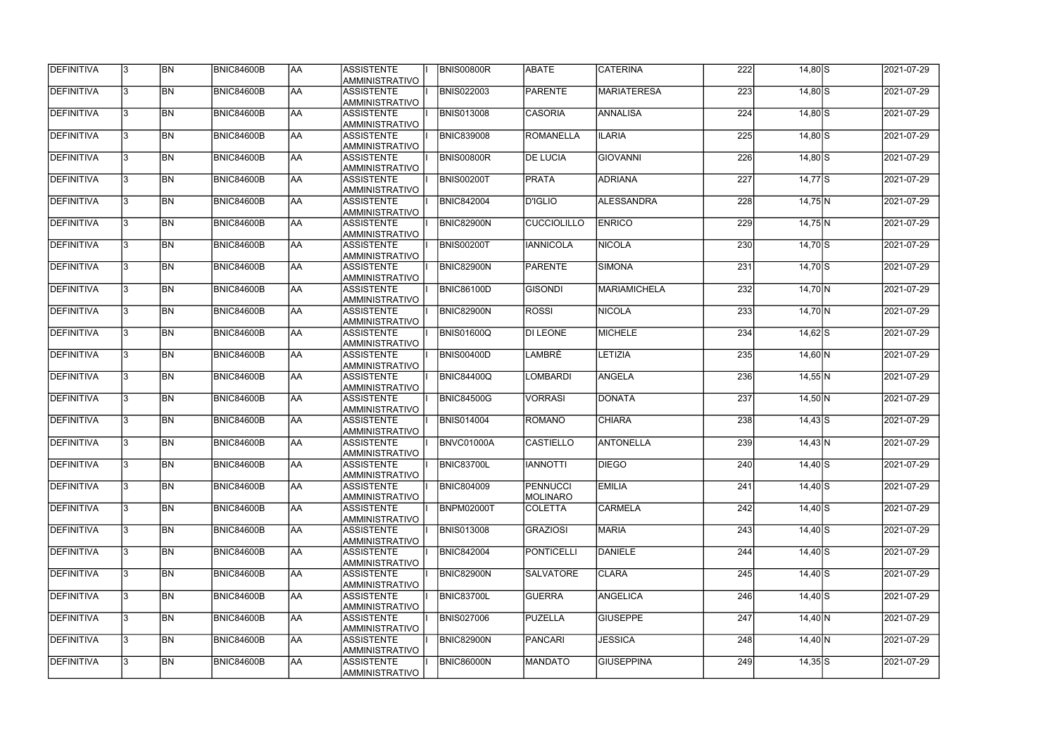| | | | | | | | | | | | | | | |
|---|---|---|---|---|---|---|---|---|---|---|---|---|---|---|
| DEFINITIVA | 3 | BN | BNIC84600B | AA | ASSISTENTE AMMINISTRATIVO | I | BNIS00800R | ABATE | CATERINA | 222 | 14,80 | S | | 2021-07-29 |
| DEFINITIVA | 3 | BN | BNIC84600B | AA | ASSISTENTE AMMINISTRATIVO | I | BNIS022003 | PARENTE | MARIATERESA | 223 | 14,80 | S | | 2021-07-29 |
| DEFINITIVA | 3 | BN | BNIC84600B | AA | ASSISTENTE AMMINISTRATIVO | I | BNIS013008 | CASORIA | ANNALISA | 224 | 14,80 | S | | 2021-07-29 |
| DEFINITIVA | 3 | BN | BNIC84600B | AA | ASSISTENTE AMMINISTRATIVO | I | BNIC839008 | ROMANELLA | ILARIA | 225 | 14,80 | S | | 2021-07-29 |
| DEFINITIVA | 3 | BN | BNIC84600B | AA | ASSISTENTE AMMINISTRATIVO | I | BNIS00800R | DE LUCIA | GIOVANNI | 226 | 14,80 | S | | 2021-07-29 |
| DEFINITIVA | 3 | BN | BNIC84600B | AA | ASSISTENTE AMMINISTRATIVO | I | BNIS00200T | PRATA | ADRIANA | 227 | 14,77 | S | | 2021-07-29 |
| DEFINITIVA | 3 | BN | BNIC84600B | AA | ASSISTENTE AMMINISTRATIVO | I | BNIC842004 | D'IGLIO | ALESSANDRA | 228 | 14,75 | N | | 2021-07-29 |
| DEFINITIVA | 3 | BN | BNIC84600B | AA | ASSISTENTE AMMINISTRATIVO | I | BNIC82900N | CUCCIOLILLO | ENRICO | 229 | 14,75 | N | | 2021-07-29 |
| DEFINITIVA | 3 | BN | BNIC84600B | AA | ASSISTENTE AMMINISTRATIVO | I | BNIS00200T | IANNICOLA | NICOLA | 230 | 14,70 | S | | 2021-07-29 |
| DEFINITIVA | 3 | BN | BNIC84600B | AA | ASSISTENTE AMMINISTRATIVO | I | BNIC82900N | PARENTE | SIMONA | 231 | 14,70 | S | | 2021-07-29 |
| DEFINITIVA | 3 | BN | BNIC84600B | AA | ASSISTENTE AMMINISTRATIVO | I | BNIC86100D | GISONDI | MARIAMICHELA | 232 | 14,70 | N | | 2021-07-29 |
| DEFINITIVA | 3 | BN | BNIC84600B | AA | ASSISTENTE AMMINISTRATIVO | I | BNIC82900N | ROSSI | NICOLA | 233 | 14,70 | N | | 2021-07-29 |
| DEFINITIVA | 3 | BN | BNIC84600B | AA | ASSISTENTE AMMINISTRATIVO | I | BNIS01600Q | DI LEONE | MICHELE | 234 | 14,62 | S | | 2021-07-29 |
| DEFINITIVA | 3 | BN | BNIC84600B | AA | ASSISTENTE AMMINISTRATIVO | I | BNIS00400D | LAMBRÈ | LETIZIA | 235 | 14,60 | N | | 2021-07-29 |
| DEFINITIVA | 3 | BN | BNIC84600B | AA | ASSISTENTE AMMINISTRATIVO | I | BNIC84400Q | LOMBARDI | ANGELA | 236 | 14,55 | N | | 2021-07-29 |
| DEFINITIVA | 3 | BN | BNIC84600B | AA | ASSISTENTE AMMINISTRATIVO | I | BNIC84500G | VORRASI | DONATA | 237 | 14,50 | N | | 2021-07-29 |
| DEFINITIVA | 3 | BN | BNIC84600B | AA | ASSISTENTE AMMINISTRATIVO | I | BNIS014004 | ROMANO | CHIARA | 238 | 14,43 | S | | 2021-07-29 |
| DEFINITIVA | 3 | BN | BNIC84600B | AA | ASSISTENTE AMMINISTRATIVO | I | BNVC01000A | CASTIELLO | ANTONELLA | 239 | 14,43 | N | | 2021-07-29 |
| DEFINITIVA | 3 | BN | BNIC84600B | AA | ASSISTENTE AMMINISTRATIVO | I | BNIC83700L | IANNOTTI | DIEGO | 240 | 14,40 | S | | 2021-07-29 |
| DEFINITIVA | 3 | BN | BNIC84600B | AA | ASSISTENTE AMMINISTRATIVO | I | BNIC804009 | PENNUCCI MOLINARO | EMILIA | 241 | 14,40 | S | | 2021-07-29 |
| DEFINITIVA | 3 | BN | BNIC84600B | AA | ASSISTENTE AMMINISTRATIVO | I | BNPM02000T | COLETTA | CARMELA | 242 | 14,40 | S | | 2021-07-29 |
| DEFINITIVA | 3 | BN | BNIC84600B | AA | ASSISTENTE AMMINISTRATIVO | I | BNIS013008 | GRAZIOSI | MARIA | 243 | 14,40 | S | | 2021-07-29 |
| DEFINITIVA | 3 | BN | BNIC84600B | AA | ASSISTENTE AMMINISTRATIVO | I | BNIC842004 | PONTICELLI | DANIELE | 244 | 14,40 | S | | 2021-07-29 |
| DEFINITIVA | 3 | BN | BNIC84600B | AA | ASSISTENTE AMMINISTRATIVO | I | BNIC82900N | SALVATORE | CLARA | 245 | 14,40 | S | | 2021-07-29 |
| DEFINITIVA | 3 | BN | BNIC84600B | AA | ASSISTENTE AMMINISTRATIVO | I | BNIC83700L | GUERRA | ANGELICA | 246 | 14,40 | S | | 2021-07-29 |
| DEFINITIVA | 3 | BN | BNIC84600B | AA | ASSISTENTE AMMINISTRATIVO | I | BNIS027006 | PUZELLA | GIUSEPPE | 247 | 14,40 | N | | 2021-07-29 |
| DEFINITIVA | 3 | BN | BNIC84600B | AA | ASSISTENTE AMMINISTRATIVO | I | BNIC82900N | PANCARI | JESSICA | 248 | 14,40 | N | | 2021-07-29 |
| DEFINITIVA | 3 | BN | BNIC84600B | AA | ASSISTENTE AMMINISTRATIVO | I | BNIC86000N | MANDATO | GIUSEPPINA | 249 | 14,35 | S | | 2021-07-29 |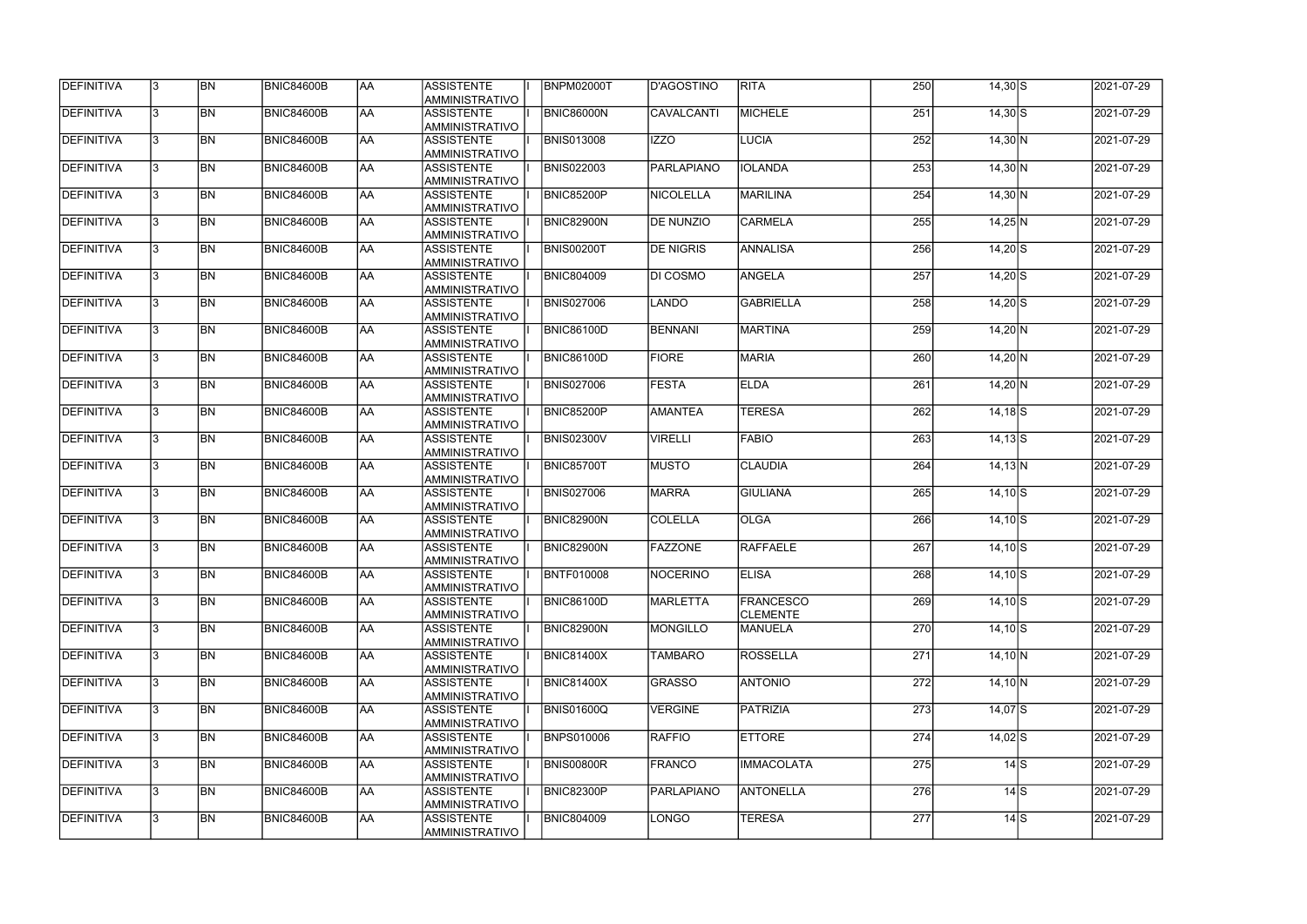| | | | | | | | | | | | | | |
|---|---|---|---|---|---|---|---|---|---|---|---|---|---|
| DEFINITIVA | 3 | BN | BNIC84600B | AA | ASSISTENTE AMMINISTRATIVO | I | BNPM02000T | D'AGOSTINO | RITA | 250 | 14,30 | S | 2021-07-29 |
| DEFINITIVA | 3 | BN | BNIC84600B | AA | ASSISTENTE AMMINISTRATIVO | I | BNIC86000N | CAVALCANTI | MICHELE | 251 | 14,30 | S | 2021-07-29 |
| DEFINITIVA | 3 | BN | BNIC84600B | AA | ASSISTENTE AMMINISTRATIVO | I | BNIS013008 | IZZO | LUCIA | 252 | 14,30 | N | 2021-07-29 |
| DEFINITIVA | 3 | BN | BNIC84600B | AA | ASSISTENTE AMMINISTRATIVO | I | BNIS022003 | PARLAPIANO | IOLANDA | 253 | 14,30 | N | 2021-07-29 |
| DEFINITIVA | 3 | BN | BNIC84600B | AA | ASSISTENTE AMMINISTRATIVO | I | BNIC85200P | NICOLELLA | MARILINA | 254 | 14,30 | N | 2021-07-29 |
| DEFINITIVA | 3 | BN | BNIC84600B | AA | ASSISTENTE AMMINISTRATIVO | I | BNIC82900N | DE NUNZIO | CARMELA | 255 | 14,25 | N | 2021-07-29 |
| DEFINITIVA | 3 | BN | BNIC84600B | AA | ASSISTENTE AMMINISTRATIVO | I | BNIS00200T | DE NIGRIS | ANNALISA | 256 | 14,20 | S | 2021-07-29 |
| DEFINITIVA | 3 | BN | BNIC84600B | AA | ASSISTENTE AMMINISTRATIVO | I | BNIC804009 | DI COSMO | ANGELA | 257 | 14,20 | S | 2021-07-29 |
| DEFINITIVA | 3 | BN | BNIC84600B | AA | ASSISTENTE AMMINISTRATIVO | I | BNIS027006 | LANDO | GABRIELLA | 258 | 14,20 | S | 2021-07-29 |
| DEFINITIVA | 3 | BN | BNIC84600B | AA | ASSISTENTE AMMINISTRATIVO | I | BNIC86100D | BENNANI | MARTINA | 259 | 14,20 | N | 2021-07-29 |
| DEFINITIVA | 3 | BN | BNIC84600B | AA | ASSISTENTE AMMINISTRATIVO | I | BNIC86100D | FIORE | MARIA | 260 | 14,20 | N | 2021-07-29 |
| DEFINITIVA | 3 | BN | BNIC84600B | AA | ASSISTENTE AMMINISTRATIVO | I | BNIS027006 | FESTA | ELDA | 261 | 14,20 | N | 2021-07-29 |
| DEFINITIVA | 3 | BN | BNIC84600B | AA | ASSISTENTE AMMINISTRATIVO | I | BNIC85200P | AMANTEA | TERESA | 262 | 14,18 | S | 2021-07-29 |
| DEFINITIVA | 3 | BN | BNIC84600B | AA | ASSISTENTE AMMINISTRATIVO | I | BNIS02300V | VIRELLI | FABIO | 263 | 14,13 | S | 2021-07-29 |
| DEFINITIVA | 3 | BN | BNIC84600B | AA | ASSISTENTE AMMINISTRATIVO | I | BNIC85700T | MUSTO | CLAUDIA | 264 | 14,13 | N | 2021-07-29 |
| DEFINITIVA | 3 | BN | BNIC84600B | AA | ASSISTENTE AMMINISTRATIVO | I | BNIS027006 | MARRA | GIULIANA | 265 | 14,10 | S | 2021-07-29 |
| DEFINITIVA | 3 | BN | BNIC84600B | AA | ASSISTENTE AMMINISTRATIVO | I | BNIC82900N | COLELLA | OLGA | 266 | 14,10 | S | 2021-07-29 |
| DEFINITIVA | 3 | BN | BNIC84600B | AA | ASSISTENTE AMMINISTRATIVO | I | BNIC82900N | FAZZONE | RAFFAELE | 267 | 14,10 | S | 2021-07-29 |
| DEFINITIVA | 3 | BN | BNIC84600B | AA | ASSISTENTE AMMINISTRATIVO | I | BNTF010008 | NOCERINO | ELISA | 268 | 14,10 | S | 2021-07-29 |
| DEFINITIVA | 3 | BN | BNIC84600B | AA | ASSISTENTE AMMINISTRATIVO | I | BNIC86100D | MARLETTA | FRANCESCO CLEMENTE | 269 | 14,10 | S | 2021-07-29 |
| DEFINITIVA | 3 | BN | BNIC84600B | AA | ASSISTENTE AMMINISTRATIVO | I | BNIC82900N | MONGILLO | MANUELA | 270 | 14,10 | S | 2021-07-29 |
| DEFINITIVA | 3 | BN | BNIC84600B | AA | ASSISTENTE AMMINISTRATIVO | I | BNIC81400X | TAMBARO | ROSSELLA | 271 | 14,10 | N | 2021-07-29 |
| DEFINITIVA | 3 | BN | BNIC84600B | AA | ASSISTENTE AMMINISTRATIVO | I | BNIC81400X | GRASSO | ANTONIO | 272 | 14,10 | N | 2021-07-29 |
| DEFINITIVA | 3 | BN | BNIC84600B | AA | ASSISTENTE AMMINISTRATIVO | I | BNIS01600Q | VERGINE | PATRIZIA | 273 | 14,07 | S | 2021-07-29 |
| DEFINITIVA | 3 | BN | BNIC84600B | AA | ASSISTENTE AMMINISTRATIVO | I | BNPS010006 | RAFFIO | ETTORE | 274 | 14,02 | S | 2021-07-29 |
| DEFINITIVA | 3 | BN | BNIC84600B | AA | ASSISTENTE AMMINISTRATIVO | I | BNIS00800R | FRANCO | IMMACOLATA | 275 | 14 | S | 2021-07-29 |
| DEFINITIVA | 3 | BN | BNIC84600B | AA | ASSISTENTE AMMINISTRATIVO | I | BNIC82300P | PARLAPIANO | ANTONELLA | 276 | 14 | S | 2021-07-29 |
| DEFINITIVA | 3 | BN | BNIC84600B | AA | ASSISTENTE AMMINISTRATIVO | I | BNIC804009 | LONGO | TERESA | 277 | 14 | S | 2021-07-29 |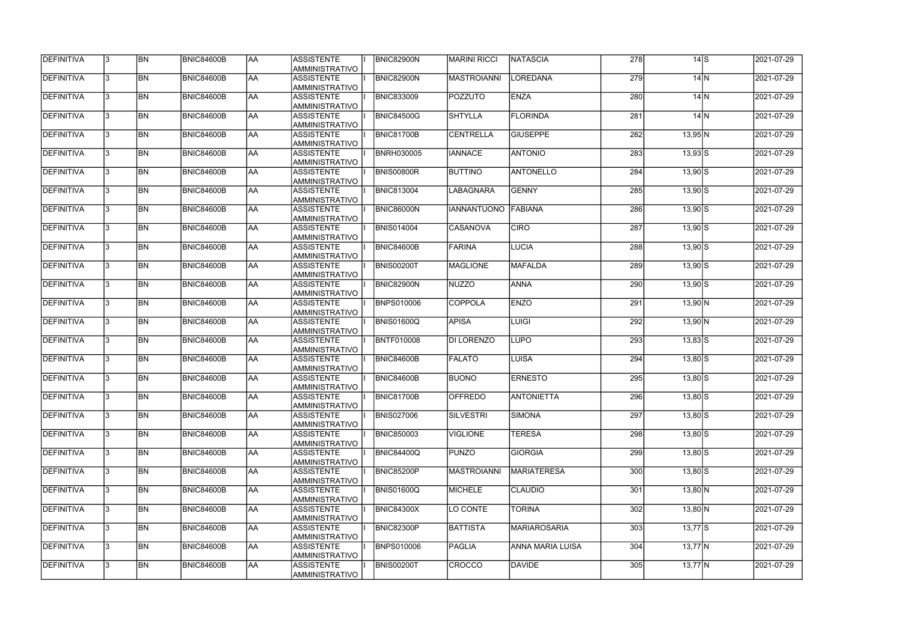| DEFINITIVA | 3 | BN | BNIC84600B | AA | ASSISTENTE AMMINISTRATIVO | I | BNIC82900N | MARINI RICCI | NATASCIA | 278 | 14 | S | 2021-07-29 |
|---|---|---|---|---|---|---|---|---|---|---|---|---|---|
| DEFINITIVA | 3 | BN | BNIC84600B | AA | ASSISTENTE AMMINISTRATIVO | I | BNIC82900N | MASTROIANNI | LOREDANA | 279 | 14 | N | 2021-07-29 |
| DEFINITIVA | 3 | BN | BNIC84600B | AA | ASSISTENTE AMMINISTRATIVO | I | BNIC833009 | POZZUTO | ENZA | 280 | 14 | N | 2021-07-29 |
| DEFINITIVA | 3 | BN | BNIC84600B | AA | ASSISTENTE AMMINISTRATIVO | I | BNIC84500G | SHTYLLA | FLORINDA | 281 | 14 | N | 2021-07-29 |
| DEFINITIVA | 3 | BN | BNIC84600B | AA | ASSISTENTE AMMINISTRATIVO | I | BNIC81700B | CENTRELLA | GIUSEPPE | 282 | 13,95 | N | 2021-07-29 |
| DEFINITIVA | 3 | BN | BNIC84600B | AA | ASSISTENTE AMMINISTRATIVO | I | BNRH030005 | IANNACE | ANTONIO | 283 | 13,93 | S | 2021-07-29 |
| DEFINITIVA | 3 | BN | BNIC84600B | AA | ASSISTENTE AMMINISTRATIVO | I | BNIS00800R | BUTTINO | ANTONELLO | 284 | 13,90 | S | 2021-07-29 |
| DEFINITIVA | 3 | BN | BNIC84600B | AA | ASSISTENTE AMMINISTRATIVO | I | BNIC813004 | LABAGNARA | GENNY | 285 | 13,90 | S | 2021-07-29 |
| DEFINITIVA | 3 | BN | BNIC84600B | AA | ASSISTENTE AMMINISTRATIVO | I | BNIC86000N | IANNANTUONO | FABIANA | 286 | 13,90 | S | 2021-07-29 |
| DEFINITIVA | 3 | BN | BNIC84600B | AA | ASSISTENTE AMMINISTRATIVO | I | BNIS014004 | CASANOVA | CIRO | 287 | 13,90 | S | 2021-07-29 |
| DEFINITIVA | 3 | BN | BNIC84600B | AA | ASSISTENTE AMMINISTRATIVO | I | BNIC84600B | FARINA | LUCIA | 288 | 13,90 | S | 2021-07-29 |
| DEFINITIVA | 3 | BN | BNIC84600B | AA | ASSISTENTE AMMINISTRATIVO | I | BNIS00200T | MAGLIONE | MAFALDA | 289 | 13,90 | S | 2021-07-29 |
| DEFINITIVA | 3 | BN | BNIC84600B | AA | ASSISTENTE AMMINISTRATIVO | I | BNIC82900N | NUZZO | ANNA | 290 | 13,90 | S | 2021-07-29 |
| DEFINITIVA | 3 | BN | BNIC84600B | AA | ASSISTENTE AMMINISTRATIVO | I | BNPS010006 | COPPOLA | ENZO | 291 | 13,90 | N | 2021-07-29 |
| DEFINITIVA | 3 | BN | BNIC84600B | AA | ASSISTENTE AMMINISTRATIVO | I | BNIS01600Q | APISA | LUIGI | 292 | 13,90 | N | 2021-07-29 |
| DEFINITIVA | 3 | BN | BNIC84600B | AA | ASSISTENTE AMMINISTRATIVO | I | BNTF010008 | DI LORENZO | LUPO | 293 | 13,83 | S | 2021-07-29 |
| DEFINITIVA | 3 | BN | BNIC84600B | AA | ASSISTENTE AMMINISTRATIVO | I | BNIC84600B | FALATO | LUISA | 294 | 13,80 | S | 2021-07-29 |
| DEFINITIVA | 3 | BN | BNIC84600B | AA | ASSISTENTE AMMINISTRATIVO | I | BNIC84600B | BUONO | ERNESTO | 295 | 13,80 | S | 2021-07-29 |
| DEFINITIVA | 3 | BN | BNIC84600B | AA | ASSISTENTE AMMINISTRATIVO | I | BNIC81700B | OFFREDO | ANTONIETTA | 296 | 13,80 | S | 2021-07-29 |
| DEFINITIVA | 3 | BN | BNIC84600B | AA | ASSISTENTE AMMINISTRATIVO | I | BNIS027006 | SILVESTRI | SIMONA | 297 | 13,80 | S | 2021-07-29 |
| DEFINITIVA | 3 | BN | BNIC84600B | AA | ASSISTENTE AMMINISTRATIVO | I | BNIC850003 | VIGLIONE | TERESA | 298 | 13,80 | S | 2021-07-29 |
| DEFINITIVA | 3 | BN | BNIC84600B | AA | ASSISTENTE AMMINISTRATIVO | I | BNIC84400Q | PUNZO | GIORGIA | 299 | 13,80 | S | 2021-07-29 |
| DEFINITIVA | 3 | BN | BNIC84600B | AA | ASSISTENTE AMMINISTRATIVO | I | BNIC85200P | MASTROIANNI | MARIATERESA | 300 | 13,80 | S | 2021-07-29 |
| DEFINITIVA | 3 | BN | BNIC84600B | AA | ASSISTENTE AMMINISTRATIVO | I | BNIS01600Q | MICHELE | CLAUDIO | 301 | 13,80 | N | 2021-07-29 |
| DEFINITIVA | 3 | BN | BNIC84600B | AA | ASSISTENTE AMMINISTRATIVO | I | BNIC84300X | LO CONTE | TORINA | 302 | 13,80 | N | 2021-07-29 |
| DEFINITIVA | 3 | BN | BNIC84600B | AA | ASSISTENTE AMMINISTRATIVO | I | BNIC82300P | BATTISTA | MARIAROSARIA | 303 | 13,77 | S | 2021-07-29 |
| DEFINITIVA | 3 | BN | BNIC84600B | AA | ASSISTENTE AMMINISTRATIVO | I | BNPS010006 | PAGLIA | ANNA MARIA LUISA | 304 | 13,77 | N | 2021-07-29 |
| DEFINITIVA | 3 | BN | BNIC84600B | AA | ASSISTENTE AMMINISTRATIVO | I | BNIS00200T | CROCCO | DAVIDE | 305 | 13,77 | N | 2021-07-29 |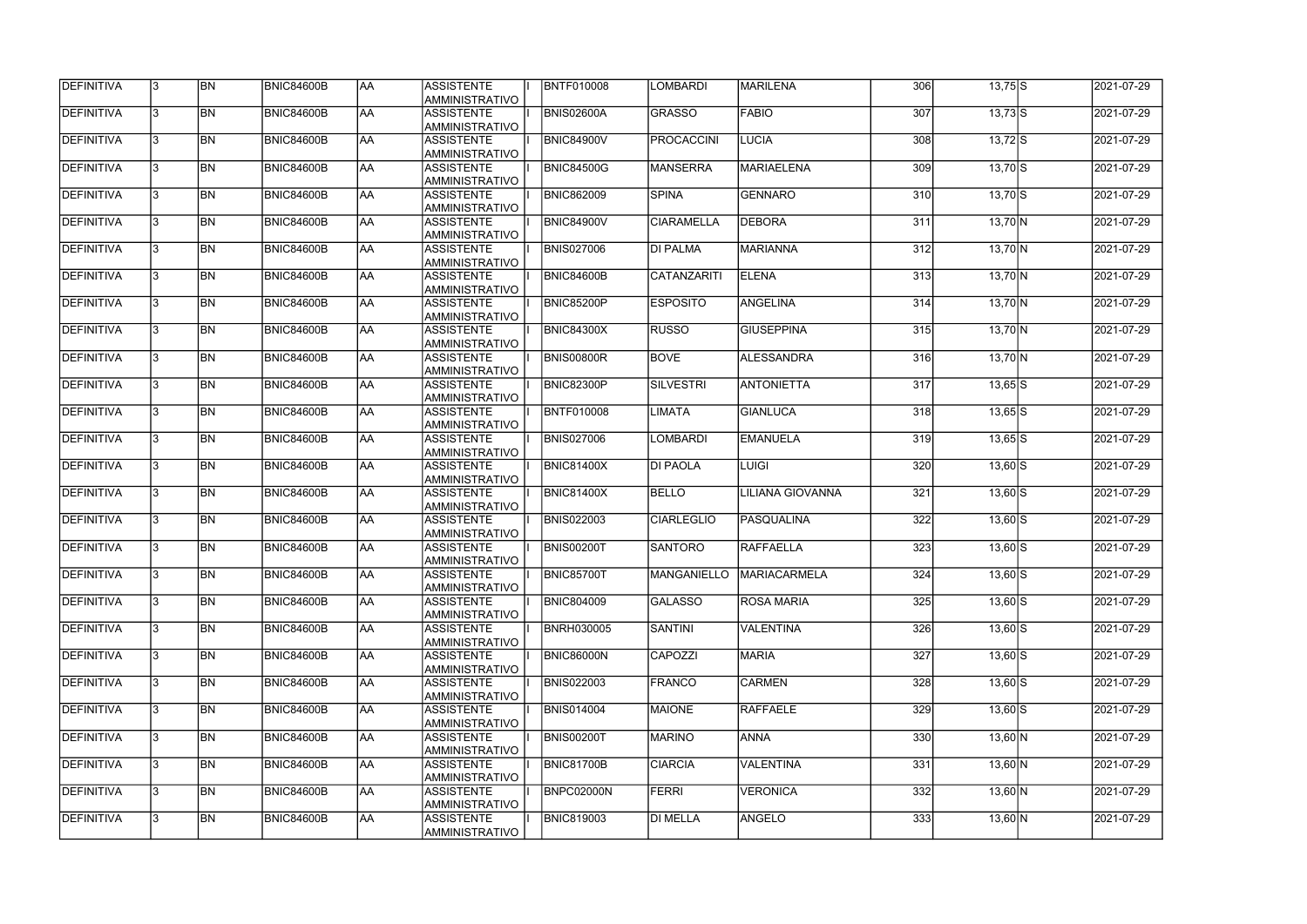| | | | | | | | | | | | | | |
|---|---|---|---|---|---|---|---|---|---|---|---|---|---|
| DEFINITIVA | 3 | BN | BNIC84600B | AA | ASSISTENTE AMMINISTRATIVO | I | BNTF010008 | LOMBARDI | MARILENA | 306 | 13,75 | S | 2021-07-29 |
| DEFINITIVA | 3 | BN | BNIC84600B | AA | ASSISTENTE AMMINISTRATIVO | I | BNIS02600A | GRASSO | FABIO | 307 | 13,73 | S | 2021-07-29 |
| DEFINITIVA | 3 | BN | BNIC84600B | AA | ASSISTENTE AMMINISTRATIVO | I | BNIC84900V | PROCACCINI | LUCIA | 308 | 13,72 | S | 2021-07-29 |
| DEFINITIVA | 3 | BN | BNIC84600B | AA | ASSISTENTE AMMINISTRATIVO | I | BNIC84500G | MANSERRA | MARIAELENA | 309 | 13,70 | S | 2021-07-29 |
| DEFINITIVA | 3 | BN | BNIC84600B | AA | ASSISTENTE AMMINISTRATIVO | I | BNIC862009 | SPINA | GENNARO | 310 | 13,70 | S | 2021-07-29 |
| DEFINITIVA | 3 | BN | BNIC84600B | AA | ASSISTENTE AMMINISTRATIVO | I | BNIC84900V | CIARAMELLA | DEBORA | 311 | 13,70 | N | 2021-07-29 |
| DEFINITIVA | 3 | BN | BNIC84600B | AA | ASSISTENTE AMMINISTRATIVO | I | BNIS027006 | DI PALMA | MARIANNA | 312 | 13,70 | N | 2021-07-29 |
| DEFINITIVA | 3 | BN | BNIC84600B | AA | ASSISTENTE AMMINISTRATIVO | I | BNIC84600B | CATANZARITI | ELENA | 313 | 13,70 | N | 2021-07-29 |
| DEFINITIVA | 3 | BN | BNIC84600B | AA | ASSISTENTE AMMINISTRATIVO | I | BNIC85200P | ESPOSITO | ANGELINA | 314 | 13,70 | N | 2021-07-29 |
| DEFINITIVA | 3 | BN | BNIC84600B | AA | ASSISTENTE AMMINISTRATIVO | I | BNIC84300X | RUSSO | GIUSEPPINA | 315 | 13,70 | N | 2021-07-29 |
| DEFINITIVA | 3 | BN | BNIC84600B | AA | ASSISTENTE AMMINISTRATIVO | I | BNIS00800R | BOVE | ALESSANDRA | 316 | 13,70 | N | 2021-07-29 |
| DEFINITIVA | 3 | BN | BNIC84600B | AA | ASSISTENTE AMMINISTRATIVO | I | BNIC82300P | SILVESTRI | ANTONIETTA | 317 | 13,65 | S | 2021-07-29 |
| DEFINITIVA | 3 | BN | BNIC84600B | AA | ASSISTENTE AMMINISTRATIVO | I | BNTF010008 | LIMATA | GIANLUCA | 318 | 13,65 | S | 2021-07-29 |
| DEFINITIVA | 3 | BN | BNIC84600B | AA | ASSISTENTE AMMINISTRATIVO | I | BNIS027006 | LOMBARDI | EMANUELA | 319 | 13,65 | S | 2021-07-29 |
| DEFINITIVA | 3 | BN | BNIC84600B | AA | ASSISTENTE AMMINISTRATIVO | I | BNIC81400X | DI PAOLA | LUIGI | 320 | 13,60 | S | 2021-07-29 |
| DEFINITIVA | 3 | BN | BNIC84600B | AA | ASSISTENTE AMMINISTRATIVO | I | BNIC81400X | BELLO | LILIANA GIOVANNA | 321 | 13,60 | S | 2021-07-29 |
| DEFINITIVA | 3 | BN | BNIC84600B | AA | ASSISTENTE AMMINISTRATIVO | I | BNIS022003 | CIARLEGLIO | PASQUALINA | 322 | 13,60 | S | 2021-07-29 |
| DEFINITIVA | 3 | BN | BNIC84600B | AA | ASSISTENTE AMMINISTRATIVO | I | BNIS00200T | SANTORO | RAFFAELLA | 323 | 13,60 | S | 2021-07-29 |
| DEFINITIVA | 3 | BN | BNIC84600B | AA | ASSISTENTE AMMINISTRATIVO | I | BNIC85700T | MANGANIELLO | MARIACARMELA | 324 | 13,60 | S | 2021-07-29 |
| DEFINITIVA | 3 | BN | BNIC84600B | AA | ASSISTENTE AMMINISTRATIVO | I | BNIC804009 | GALASSO | ROSA MARIA | 325 | 13,60 | S | 2021-07-29 |
| DEFINITIVA | 3 | BN | BNIC84600B | AA | ASSISTENTE AMMINISTRATIVO | I | BNRH030005 | SANTINI | VALENTINA | 326 | 13,60 | S | 2021-07-29 |
| DEFINITIVA | 3 | BN | BNIC84600B | AA | ASSISTENTE AMMINISTRATIVO | I | BNIC86000N | CAPOZZI | MARIA | 327 | 13,60 | S | 2021-07-29 |
| DEFINITIVA | 3 | BN | BNIC84600B | AA | ASSISTENTE AMMINISTRATIVO | I | BNIS022003 | FRANCO | CARMEN | 328 | 13,60 | S | 2021-07-29 |
| DEFINITIVA | 3 | BN | BNIC84600B | AA | ASSISTENTE AMMINISTRATIVO | I | BNIS014004 | MAIONE | RAFFAELE | 329 | 13,60 | S | 2021-07-29 |
| DEFINITIVA | 3 | BN | BNIC84600B | AA | ASSISTENTE AMMINISTRATIVO | I | BNIS00200T | MARINO | ANNA | 330 | 13,60 | N | 2021-07-29 |
| DEFINITIVA | 3 | BN | BNIC84600B | AA | ASSISTENTE AMMINISTRATIVO | I | BNIC81700B | CIARCIA | VALENTINA | 331 | 13,60 | N | 2021-07-29 |
| DEFINITIVA | 3 | BN | BNIC84600B | AA | ASSISTENTE AMMINISTRATIVO | I | BNPC02000N | FERRI | VERONICA | 332 | 13,60 | N | 2021-07-29 |
| DEFINITIVA | 3 | BN | BNIC84600B | AA | ASSISTENTE AMMINISTRATIVO | I | BNIC819003 | DI MELLA | ANGELO | 333 | 13,60 | N | 2021-07-29 |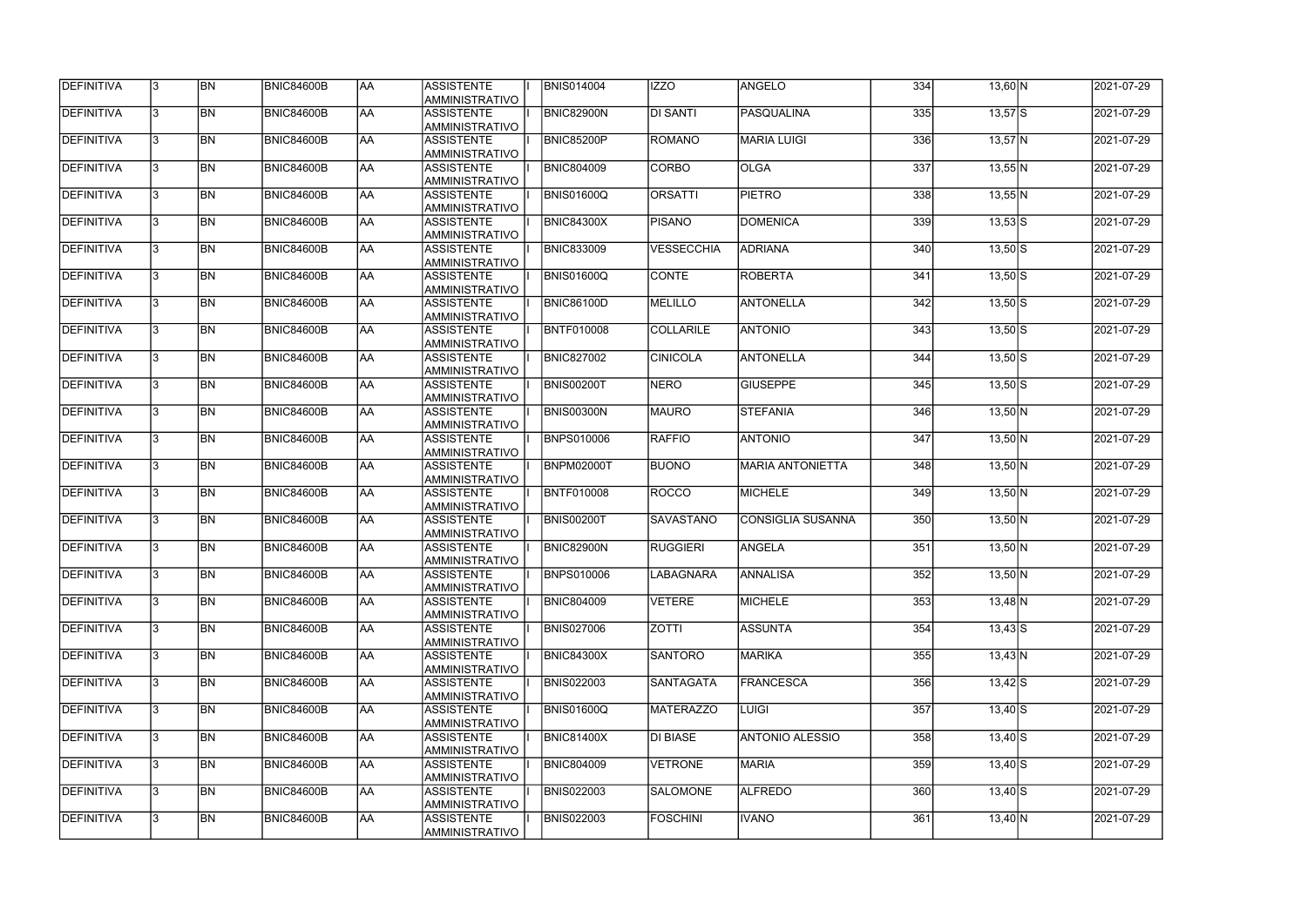| | | | | | | | | | | | | | | |
|---|---|---|---|---|---|---|---|---|---|---|---|---|---|---|
| DEFINITIVA | 3 | BN | BNIC84600B | AA | ASSISTENTE AMMINISTRATIVO | I | BNIS014004 | IZZO | ANGELO | 334 | 13,60 | N | | 2021-07-29 |
| DEFINITIVA | 3 | BN | BNIC84600B | AA | ASSISTENTE AMMINISTRATIVO | I | BNIC82900N | DI SANTI | PASQUALINA | 335 | 13,57 | S | | 2021-07-29 |
| DEFINITIVA | 3 | BN | BNIC84600B | AA | ASSISTENTE AMMINISTRATIVO | I | BNIC85200P | ROMANO | MARIA LUIGI | 336 | 13,57 | N | | 2021-07-29 |
| DEFINITIVA | 3 | BN | BNIC84600B | AA | ASSISTENTE AMMINISTRATIVO | I | BNIC804009 | CORBO | OLGA | 337 | 13,55 | N | | 2021-07-29 |
| DEFINITIVA | 3 | BN | BNIC84600B | AA | ASSISTENTE AMMINISTRATIVO | I | BNIS01600Q | ORSATTI | PIETRO | 338 | 13,55 | N | | 2021-07-29 |
| DEFINITIVA | 3 | BN | BNIC84600B | AA | ASSISTENTE AMMINISTRATIVO | I | BNIC84300X | PISANO | DOMENICA | 339 | 13,53 | S | | 2021-07-29 |
| DEFINITIVA | 3 | BN | BNIC84600B | AA | ASSISTENTE AMMINISTRATIVO | I | BNIC833009 | VESSECCHIA | ADRIANA | 340 | 13,50 | S | | 2021-07-29 |
| DEFINITIVA | 3 | BN | BNIC84600B | AA | ASSISTENTE AMMINISTRATIVO | I | BNIS01600Q | CONTE | ROBERTA | 341 | 13,50 | S | | 2021-07-29 |
| DEFINITIVA | 3 | BN | BNIC84600B | AA | ASSISTENTE AMMINISTRATIVO | I | BNIC86100D | MELILLO | ANTONELLA | 342 | 13,50 | S | | 2021-07-29 |
| DEFINITIVA | 3 | BN | BNIC84600B | AA | ASSISTENTE AMMINISTRATIVO | I | BNTF010008 | COLLARILE | ANTONIO | 343 | 13,50 | S | | 2021-07-29 |
| DEFINITIVA | 3 | BN | BNIC84600B | AA | ASSISTENTE AMMINISTRATIVO | I | BNIC827002 | CINICOLA | ANTONELLA | 344 | 13,50 | S | | 2021-07-29 |
| DEFINITIVA | 3 | BN | BNIC84600B | AA | ASSISTENTE AMMINISTRATIVO | I | BNIS00200T | NERO | GIUSEPPE | 345 | 13,50 | S | | 2021-07-29 |
| DEFINITIVA | 3 | BN | BNIC84600B | AA | ASSISTENTE AMMINISTRATIVO | I | BNIS00300N | MAURO | STEFANIA | 346 | 13,50 | N | | 2021-07-29 |
| DEFINITIVA | 3 | BN | BNIC84600B | AA | ASSISTENTE AMMINISTRATIVO | I | BNPS010006 | RAFFIO | ANTONIO | 347 | 13,50 | N | | 2021-07-29 |
| DEFINITIVA | 3 | BN | BNIC84600B | AA | ASSISTENTE AMMINISTRATIVO | I | BNPM02000T | BUONO | MARIA ANTONIETTA | 348 | 13,50 | N | | 2021-07-29 |
| DEFINITIVA | 3 | BN | BNIC84600B | AA | ASSISTENTE AMMINISTRATIVO | I | BNTF010008 | ROCCO | MICHELE | 349 | 13,50 | N | | 2021-07-29 |
| DEFINITIVA | 3 | BN | BNIC84600B | AA | ASSISTENTE AMMINISTRATIVO | I | BNIS00200T | SAVASTANO | CONSIGLIA SUSANNA | 350 | 13,50 | N | | 2021-07-29 |
| DEFINITIVA | 3 | BN | BNIC84600B | AA | ASSISTENTE AMMINISTRATIVO | I | BNIC82900N | RUGGIERI | ANGELA | 351 | 13,50 | N | | 2021-07-29 |
| DEFINITIVA | 3 | BN | BNIC84600B | AA | ASSISTENTE AMMINISTRATIVO | I | BNPS010006 | LABAGNARA | ANNALISA | 352 | 13,50 | N | | 2021-07-29 |
| DEFINITIVA | 3 | BN | BNIC84600B | AA | ASSISTENTE AMMINISTRATIVO | I | BNIC804009 | VETERE | MICHELE | 353 | 13,48 | N | | 2021-07-29 |
| DEFINITIVA | 3 | BN | BNIC84600B | AA | ASSISTENTE AMMINISTRATIVO | I | BNIS027006 | ZOTTI | ASSUNTA | 354 | 13,43 | S | | 2021-07-29 |
| DEFINITIVA | 3 | BN | BNIC84600B | AA | ASSISTENTE AMMINISTRATIVO | I | BNIC84300X | SANTORO | MARIKA | 355 | 13,43 | N | | 2021-07-29 |
| DEFINITIVA | 3 | BN | BNIC84600B | AA | ASSISTENTE AMMINISTRATIVO | I | BNIS022003 | SANTAGATA | FRANCESCA | 356 | 13,42 | S | | 2021-07-29 |
| DEFINITIVA | 3 | BN | BNIC84600B | AA | ASSISTENTE AMMINISTRATIVO | I | BNIS01600Q | MATERAZZO | LUIGI | 357 | 13,40 | S | | 2021-07-29 |
| DEFINITIVA | 3 | BN | BNIC84600B | AA | ASSISTENTE AMMINISTRATIVO | I | BNIC81400X | DI BIASE | ANTONIO ALESSIO | 358 | 13,40 | S | | 2021-07-29 |
| DEFINITIVA | 3 | BN | BNIC84600B | AA | ASSISTENTE AMMINISTRATIVO | I | BNIC804009 | VETRONE | MARIA | 359 | 13,40 | S | | 2021-07-29 |
| DEFINITIVA | 3 | BN | BNIC84600B | AA | ASSISTENTE AMMINISTRATIVO | I | BNIS022003 | SALOMONE | ALFREDO | 360 | 13,40 | S | | 2021-07-29 |
| DEFINITIVA | 3 | BN | BNIC84600B | AA | ASSISTENTE AMMINISTRATIVO | I | BNIS022003 | FOSCHINI | IVANO | 361 | 13,40 | N | | 2021-07-29 |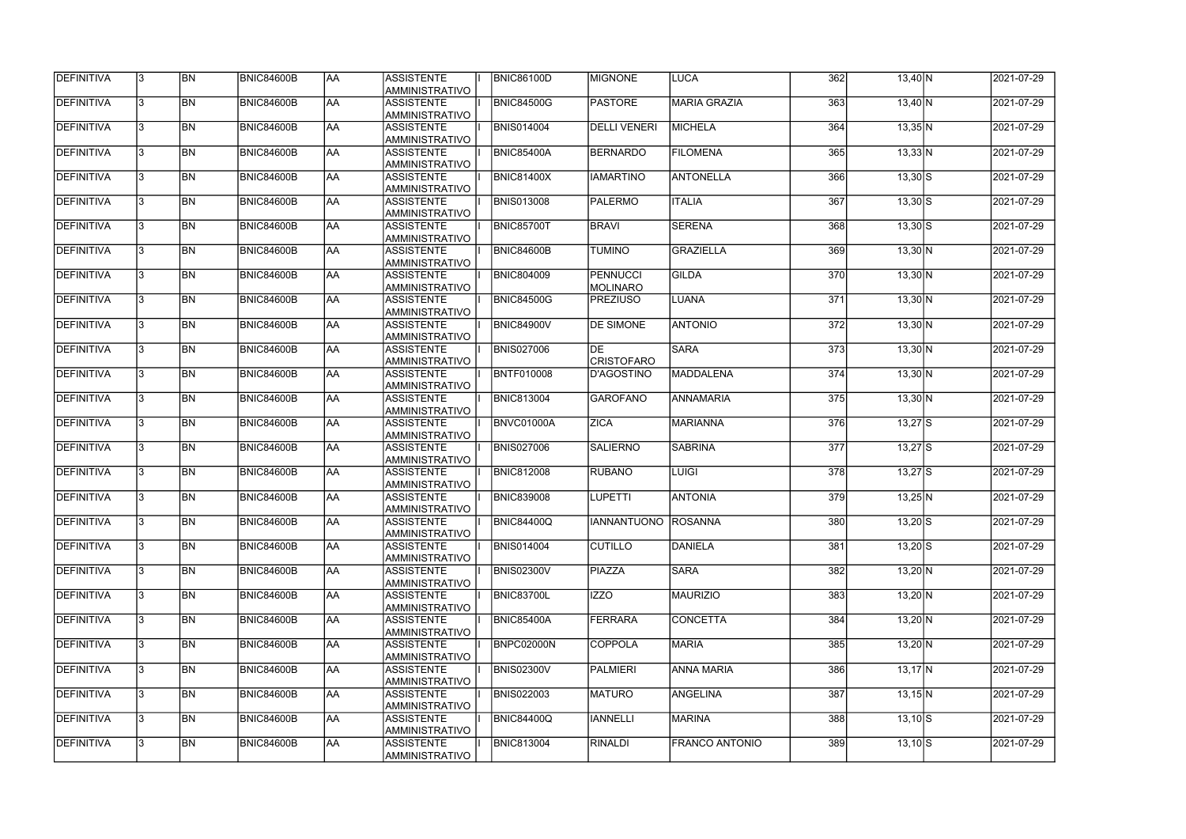| | | | | | | | | | | | | | | |
|---|---|---|---|---|---|---|---|---|---|---|---|---|---|---|
| DEFINITIVA | 3 | BN | BNIC84600B | AA | ASSISTENTE AMMINISTRATIVO | I | BNIC86100D | MIGNONE | LUCA | 362 | 13,40 | N | | 2021-07-29 |
| DEFINITIVA | 3 | BN | BNIC84600B | AA | ASSISTENTE AMMINISTRATIVO | I | BNIC84500G | PASTORE | MARIA GRAZIA | 363 | 13,40 | N | | 2021-07-29 |
| DEFINITIVA | 3 | BN | BNIC84600B | AA | ASSISTENTE AMMINISTRATIVO | I | BNIS014004 | DELLI VENERI | MICHELA | 364 | 13,35 | N | | 2021-07-29 |
| DEFINITIVA | 3 | BN | BNIC84600B | AA | ASSISTENTE AMMINISTRATIVO | I | BNIC85400A | BERNARDO | FILOMENA | 365 | 13,33 | N | | 2021-07-29 |
| DEFINITIVA | 3 | BN | BNIC84600B | AA | ASSISTENTE AMMINISTRATIVO | I | BNIC81400X | IAMARTINO | ANTONELLA | 366 | 13,30 | S | | 2021-07-29 |
| DEFINITIVA | 3 | BN | BNIC84600B | AA | ASSISTENTE AMMINISTRATIVO | I | BNIS013008 | PALERMO | ITALIA | 367 | 13,30 | S | | 2021-07-29 |
| DEFINITIVA | 3 | BN | BNIC84600B | AA | ASSISTENTE AMMINISTRATIVO | I | BNIC85700T | BRAVI | SERENA | 368 | 13,30 | S | | 2021-07-29 |
| DEFINITIVA | 3 | BN | BNIC84600B | AA | ASSISTENTE AMMINISTRATIVO | I | BNIC84600B | TUMINO | GRAZIELLA | 369 | 13,30 | N | | 2021-07-29 |
| DEFINITIVA | 3 | BN | BNIC84600B | AA | ASSISTENTE AMMINISTRATIVO | I | BNIC804009 | PENNUCCI MOLINARO | GILDA | 370 | 13,30 | N | | 2021-07-29 |
| DEFINITIVA | 3 | BN | BNIC84600B | AA | ASSISTENTE AMMINISTRATIVO | I | BNIC84500G | PREZIUSO | LUANA | 371 | 13,30 | N | | 2021-07-29 |
| DEFINITIVA | 3 | BN | BNIC84600B | AA | ASSISTENTE AMMINISTRATIVO | I | BNIC84900V | DE SIMONE | ANTONIO | 372 | 13,30 | N | | 2021-07-29 |
| DEFINITIVA | 3 | BN | BNIC84600B | AA | ASSISTENTE AMMINISTRATIVO | I | BNIS027006 | DE CRISTOFARO | SARA | 373 | 13,30 | N | | 2021-07-29 |
| DEFINITIVA | 3 | BN | BNIC84600B | AA | ASSISTENTE AMMINISTRATIVO | I | BNTF010008 | D'AGOSTINO | MADDALENA | 374 | 13,30 | N | | 2021-07-29 |
| DEFINITIVA | 3 | BN | BNIC84600B | AA | ASSISTENTE AMMINISTRATIVO | I | BNIC813004 | GAROFANO | ANNAMARIA | 375 | 13,30 | N | | 2021-07-29 |
| DEFINITIVA | 3 | BN | BNIC84600B | AA | ASSISTENTE AMMINISTRATIVO | I | BNVC01000A | ZICA | MARIANNA | 376 | 13,27 | S | | 2021-07-29 |
| DEFINITIVA | 3 | BN | BNIC84600B | AA | ASSISTENTE AMMINISTRATIVO | I | BNIS027006 | SALIERNO | SABRINA | 377 | 13,27 | S | | 2021-07-29 |
| DEFINITIVA | 3 | BN | BNIC84600B | AA | ASSISTENTE AMMINISTRATIVO | I | BNIC812008 | RUBANO | LUIGI | 378 | 13,27 | S | | 2021-07-29 |
| DEFINITIVA | 3 | BN | BNIC84600B | AA | ASSISTENTE AMMINISTRATIVO | I | BNIC839008 | LUPETTI | ANTONIA | 379 | 13,25 | N | | 2021-07-29 |
| DEFINITIVA | 3 | BN | BNIC84600B | AA | ASSISTENTE AMMINISTRATIVO | I | BNIC84400Q | IANNANTUONO | ROSANNA | 380 | 13,20 | S | | 2021-07-29 |
| DEFINITIVA | 3 | BN | BNIC84600B | AA | ASSISTENTE AMMINISTRATIVO | I | BNIS014004 | CUTILLO | DANIELA | 381 | 13,20 | S | | 2021-07-29 |
| DEFINITIVA | 3 | BN | BNIC84600B | AA | ASSISTENTE AMMINISTRATIVO | I | BNIS02300V | PIAZZA | SARA | 382 | 13,20 | N | | 2021-07-29 |
| DEFINITIVA | 3 | BN | BNIC84600B | AA | ASSISTENTE AMMINISTRATIVO | I | BNIC83700L | IZZO | MAURIZIO | 383 | 13,20 | N | | 2021-07-29 |
| DEFINITIVA | 3 | BN | BNIC84600B | AA | ASSISTENTE AMMINISTRATIVO | I | BNIC85400A | FERRARA | CONCETTA | 384 | 13,20 | N | | 2021-07-29 |
| DEFINITIVA | 3 | BN | BNIC84600B | AA | ASSISTENTE AMMINISTRATIVO | I | BNPC02000N | COPPOLA | MARIA | 385 | 13,20 | N | | 2021-07-29 |
| DEFINITIVA | 3 | BN | BNIC84600B | AA | ASSISTENTE AMMINISTRATIVO | I | BNIS02300V | PALMIERI | ANNA MARIA | 386 | 13,17 | N | | 2021-07-29 |
| DEFINITIVA | 3 | BN | BNIC84600B | AA | ASSISTENTE AMMINISTRATIVO | I | BNIS022003 | MATURO | ANGELINA | 387 | 13,15 | N | | 2021-07-29 |
| DEFINITIVA | 3 | BN | BNIC84600B | AA | ASSISTENTE AMMINISTRATIVO | I | BNIC84400Q | IANNELLI | MARINA | 388 | 13,10 | S | | 2021-07-29 |
| DEFINITIVA | 3 | BN | BNIC84600B | AA | ASSISTENTE AMMINISTRATIVO | I | BNIC813004 | RINALDI | FRANCO ANTONIO | 389 | 13,10 | S | | 2021-07-29 |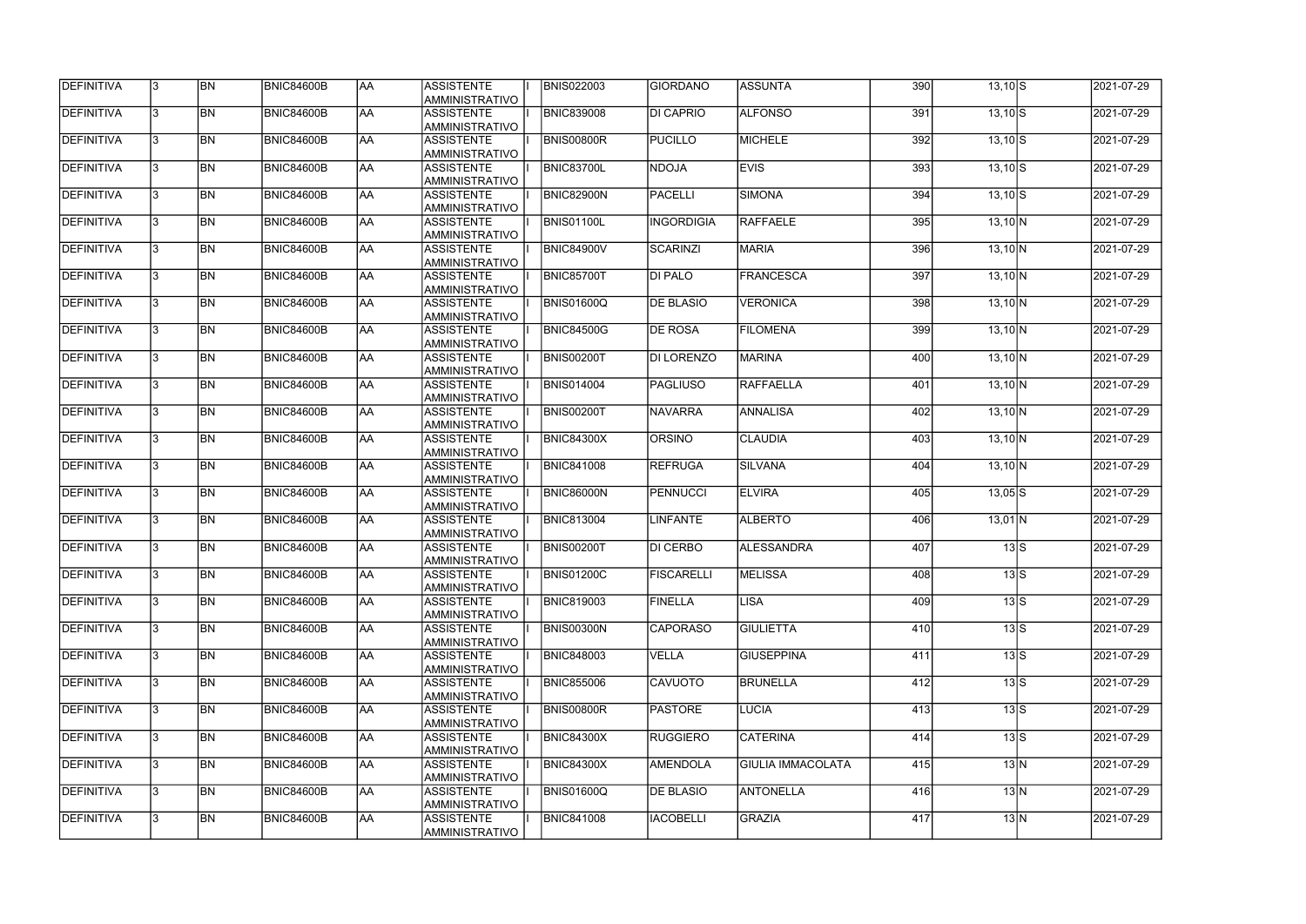| | | | | | | | | | | | | | | |
|---|---|---|---|---|---|---|---|---|---|---|---|---|---|---|
| DEFINITIVA | 3 | BN | BNIC84600B | AA | ASSISTENTE AMMINISTRATIVO | I | BNIS022003 | GIORDANO | ASSUNTA | 390 | 13,10 | S | | 2021-07-29 |
| DEFINITIVA | 3 | BN | BNIC84600B | AA | ASSISTENTE AMMINISTRATIVO | I | BNIC839008 | DI CAPRIO | ALFONSO | 391 | 13,10 | S | | 2021-07-29 |
| DEFINITIVA | 3 | BN | BNIC84600B | AA | ASSISTENTE AMMINISTRATIVO | I | BNIS00800R | PUCILLO | MICHELE | 392 | 13,10 | S | | 2021-07-29 |
| DEFINITIVA | 3 | BN | BNIC84600B | AA | ASSISTENTE AMMINISTRATIVO | I | BNIC83700L | NDOJA | EVIS | 393 | 13,10 | S | | 2021-07-29 |
| DEFINITIVA | 3 | BN | BNIC84600B | AA | ASSISTENTE AMMINISTRATIVO | I | BNIC82900N | PACELLI | SIMONA | 394 | 13,10 | S | | 2021-07-29 |
| DEFINITIVA | 3 | BN | BNIC84600B | AA | ASSISTENTE AMMINISTRATIVO | I | BNIS01100L | INGORDIGIA | RAFFAELE | 395 | 13,10 | N | | 2021-07-29 |
| DEFINITIVA | 3 | BN | BNIC84600B | AA | ASSISTENTE AMMINISTRATIVO | I | BNIC84900V | SCARINZI | MARIA | 396 | 13,10 | N | | 2021-07-29 |
| DEFINITIVA | 3 | BN | BNIC84600B | AA | ASSISTENTE AMMINISTRATIVO | I | BNIC85700T | DI PALO | FRANCESCA | 397 | 13,10 | N | | 2021-07-29 |
| DEFINITIVA | 3 | BN | BNIC84600B | AA | ASSISTENTE AMMINISTRATIVO | I | BNIS01600Q | DE BLASIO | VERONICA | 398 | 13,10 | N | | 2021-07-29 |
| DEFINITIVA | 3 | BN | BNIC84600B | AA | ASSISTENTE AMMINISTRATIVO | I | BNIC84500G | DE ROSA | FILOMENA | 399 | 13,10 | N | | 2021-07-29 |
| DEFINITIVA | 3 | BN | BNIC84600B | AA | ASSISTENTE AMMINISTRATIVO | I | BNIS00200T | DI LORENZO | MARINA | 400 | 13,10 | N | | 2021-07-29 |
| DEFINITIVA | 3 | BN | BNIC84600B | AA | ASSISTENTE AMMINISTRATIVO | I | BNIS014004 | PAGLIUSO | RAFFAELLA | 401 | 13,10 | N | | 2021-07-29 |
| DEFINITIVA | 3 | BN | BNIC84600B | AA | ASSISTENTE AMMINISTRATIVO | I | BNIS00200T | NAVARRA | ANNALISA | 402 | 13,10 | N | | 2021-07-29 |
| DEFINITIVA | 3 | BN | BNIC84600B | AA | ASSISTENTE AMMINISTRATIVO | I | BNIC84300X | ORSINO | CLAUDIA | 403 | 13,10 | N | | 2021-07-29 |
| DEFINITIVA | 3 | BN | BNIC84600B | AA | ASSISTENTE AMMINISTRATIVO | I | BNIC841008 | REFRUGA | SILVANA | 404 | 13,10 | N | | 2021-07-29 |
| DEFINITIVA | 3 | BN | BNIC84600B | AA | ASSISTENTE AMMINISTRATIVO | I | BNIC86000N | PENNUCCI | ELVIRA | 405 | 13,05 | S | | 2021-07-29 |
| DEFINITIVA | 3 | BN | BNIC84600B | AA | ASSISTENTE AMMINISTRATIVO | I | BNIC813004 | LINFANTE | ALBERTO | 406 | 13,01 | N | | 2021-07-29 |
| DEFINITIVA | 3 | BN | BNIC84600B | AA | ASSISTENTE AMMINISTRATIVO | I | BNIS00200T | DI CERBO | ALESSANDRA | 407 | 13 | S | | 2021-07-29 |
| DEFINITIVA | 3 | BN | BNIC84600B | AA | ASSISTENTE AMMINISTRATIVO | I | BNIS01200C | FISCARELLI | MELISSA | 408 | 13 | S | | 2021-07-29 |
| DEFINITIVA | 3 | BN | BNIC84600B | AA | ASSISTENTE AMMINISTRATIVO | I | BNIC819003 | FINELLA | LISA | 409 | 13 | S | | 2021-07-29 |
| DEFINITIVA | 3 | BN | BNIC84600B | AA | ASSISTENTE AMMINISTRATIVO | I | BNIS00300N | CAPORASO | GIULIETTA | 410 | 13 | S | | 2021-07-29 |
| DEFINITIVA | 3 | BN | BNIC84600B | AA | ASSISTENTE AMMINISTRATIVO | I | BNIC848003 | VELLA | GIUSEPPINA | 411 | 13 | S | | 2021-07-29 |
| DEFINITIVA | 3 | BN | BNIC84600B | AA | ASSISTENTE AMMINISTRATIVO | I | BNIC855006 | CAVUOTO | BRUNELLA | 412 | 13 | S | | 2021-07-29 |
| DEFINITIVA | 3 | BN | BNIC84600B | AA | ASSISTENTE AMMINISTRATIVO | I | BNIS00800R | PASTORE | LUCIA | 413 | 13 | S | | 2021-07-29 |
| DEFINITIVA | 3 | BN | BNIC84600B | AA | ASSISTENTE AMMINISTRATIVO | I | BNIC84300X | RUGGIERO | CATERINA | 414 | 13 | S | | 2021-07-29 |
| DEFINITIVA | 3 | BN | BNIC84600B | AA | ASSISTENTE AMMINISTRATIVO | I | BNIC84300X | AMENDOLA | GIULIA IMMACOLATA | 415 | 13 | N | | 2021-07-29 |
| DEFINITIVA | 3 | BN | BNIC84600B | AA | ASSISTENTE AMMINISTRATIVO | I | BNIS01600Q | DE BLASIO | ANTONELLA | 416 | 13 | N | | 2021-07-29 |
| DEFINITIVA | 3 | BN | BNIC84600B | AA | ASSISTENTE AMMINISTRATIVO | I | BNIC841008 | IACOBELLI | GRAZIA | 417 | 13 | N | | 2021-07-29 |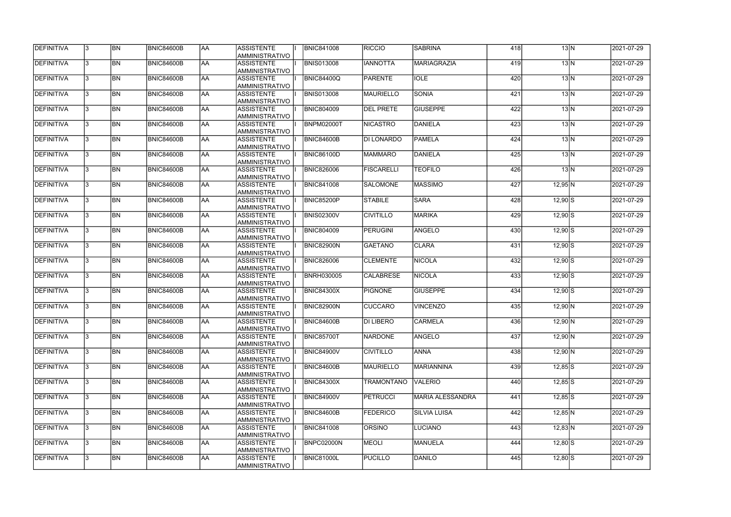| | | | | | | | | | | | | | | |
|---|---|---|---|---|---|---|---|---|---|---|---|---|---|---|
| DEFINITIVA | 3 | BN | BNIC84600B | AA | ASSISTENTE AMMINISTRATIVO | I | BNIC841008 | RICCIO | SABRINA | 418 | 13 | N | | 2021-07-29 |
| DEFINITIVA | 3 | BN | BNIC84600B | AA | ASSISTENTE AMMINISTRATIVO | I | BNIS013008 | IANNOTTA | MARIAGRAZIA | 419 | 13 | N | | 2021-07-29 |
| DEFINITIVA | 3 | BN | BNIC84600B | AA | ASSISTENTE AMMINISTRATIVO | I | BNIC84400Q | PARENTE | IOLE | 420 | 13 | N | | 2021-07-29 |
| DEFINITIVA | 3 | BN | BNIC84600B | AA | ASSISTENTE AMMINISTRATIVO | I | BNIS013008 | MAURIELLO | SONIA | 421 | 13 | N | | 2021-07-29 |
| DEFINITIVA | 3 | BN | BNIC84600B | AA | ASSISTENTE AMMINISTRATIVO | I | BNIC804009 | DEL PRETE | GIUSEPPE | 422 | 13 | N | | 2021-07-29 |
| DEFINITIVA | 3 | BN | BNIC84600B | AA | ASSISTENTE AMMINISTRATIVO | I | BNPM02000T | NICASTRO | DANIELA | 423 | 13 | N | | 2021-07-29 |
| DEFINITIVA | 3 | BN | BNIC84600B | AA | ASSISTENTE AMMINISTRATIVO | I | BNIC84600B | DI LONARDO | PAMELA | 424 | 13 | N | | 2021-07-29 |
| DEFINITIVA | 3 | BN | BNIC84600B | AA | ASSISTENTE AMMINISTRATIVO | I | BNIC86100D | MAMMARO | DANIELA | 425 | 13 | N | | 2021-07-29 |
| DEFINITIVA | 3 | BN | BNIC84600B | AA | ASSISTENTE AMMINISTRATIVO | I | BNIC826006 | FISCARELLI | TEOFILO | 426 | 13 | N | | 2021-07-29 |
| DEFINITIVA | 3 | BN | BNIC84600B | AA | ASSISTENTE AMMINISTRATIVO | I | BNIC841008 | SALOMONE | MASSIMO | 427 | 12,95 | N | | 2021-07-29 |
| DEFINITIVA | 3 | BN | BNIC84600B | AA | ASSISTENTE AMMINISTRATIVO | I | BNIC85200P | STABILE | SARA | 428 | 12,90 | S | | 2021-07-29 |
| DEFINITIVA | 3 | BN | BNIC84600B | AA | ASSISTENTE AMMINISTRATIVO | I | BNIS02300V | CIVITILLO | MARIKA | 429 | 12,90 | S | | 2021-07-29 |
| DEFINITIVA | 3 | BN | BNIC84600B | AA | ASSISTENTE AMMINISTRATIVO | I | BNIC804009 | PERUGINI | ANGELO | 430 | 12,90 | S | | 2021-07-29 |
| DEFINITIVA | 3 | BN | BNIC84600B | AA | ASSISTENTE AMMINISTRATIVO | I | BNIC82900N | GAETANO | CLARA | 431 | 12,90 | S | | 2021-07-29 |
| DEFINITIVA | 3 | BN | BNIC84600B | AA | ASSISTENTE AMMINISTRATIVO | I | BNIC826006 | CLEMENTE | NICOLA | 432 | 12,90 | S | | 2021-07-29 |
| DEFINITIVA | 3 | BN | BNIC84600B | AA | ASSISTENTE AMMINISTRATIVO | I | BNRH030005 | CALABRESE | NICOLA | 433 | 12,90 | S | | 2021-07-29 |
| DEFINITIVA | 3 | BN | BNIC84600B | AA | ASSISTENTE AMMINISTRATIVO | I | BNIC84300X | PIGNONE | GIUSEPPE | 434 | 12,90 | S | | 2021-07-29 |
| DEFINITIVA | 3 | BN | BNIC84600B | AA | ASSISTENTE AMMINISTRATIVO | I | BNIC82900N | CUCCARO | VINCENZO | 435 | 12,90 | N | | 2021-07-29 |
| DEFINITIVA | 3 | BN | BNIC84600B | AA | ASSISTENTE AMMINISTRATIVO | I | BNIC84600B | DI LIBERO | CARMELA | 436 | 12,90 | N | | 2021-07-29 |
| DEFINITIVA | 3 | BN | BNIC84600B | AA | ASSISTENTE AMMINISTRATIVO | I | BNIC85700T | NARDONE | ANGELO | 437 | 12,90 | N | | 2021-07-29 |
| DEFINITIVA | 3 | BN | BNIC84600B | AA | ASSISTENTE AMMINISTRATIVO | I | BNIC84900V | CIVITILLO | ANNA | 438 | 12,90 | N | | 2021-07-29 |
| DEFINITIVA | 3 | BN | BNIC84600B | AA | ASSISTENTE AMMINISTRATIVO | I | BNIC84600B | MAURIELLO | MARIANNINA | 439 | 12,85 | S | | 2021-07-29 |
| DEFINITIVA | 3 | BN | BNIC84600B | AA | ASSISTENTE AMMINISTRATIVO | I | BNIC84300X | TRAMONTANO | VALERIO | 440 | 12,85 | S | | 2021-07-29 |
| DEFINITIVA | 3 | BN | BNIC84600B | AA | ASSISTENTE AMMINISTRATIVO | I | BNIC84900V | PETRUCCI | MARIA ALESSANDRA | 441 | 12,85 | S | | 2021-07-29 |
| DEFINITIVA | 3 | BN | BNIC84600B | AA | ASSISTENTE AMMINISTRATIVO | I | BNIC84600B | FEDERICO | SILVIA LUISA | 442 | 12,85 | N | | 2021-07-29 |
| DEFINITIVA | 3 | BN | BNIC84600B | AA | ASSISTENTE AMMINISTRATIVO | I | BNIC841008 | ORSINO | LUCIANO | 443 | 12,83 | N | | 2021-07-29 |
| DEFINITIVA | 3 | BN | BNIC84600B | AA | ASSISTENTE AMMINISTRATIVO | I | BNPC02000N | MEOLI | MANUELA | 444 | 12,80 | S | | 2021-07-29 |
| DEFINITIVA | 3 | BN | BNIC84600B | AA | ASSISTENTE AMMINISTRATIVO | I | BNIC81000L | PUCILLO | DANILO | 445 | 12,80 | S | | 2021-07-29 |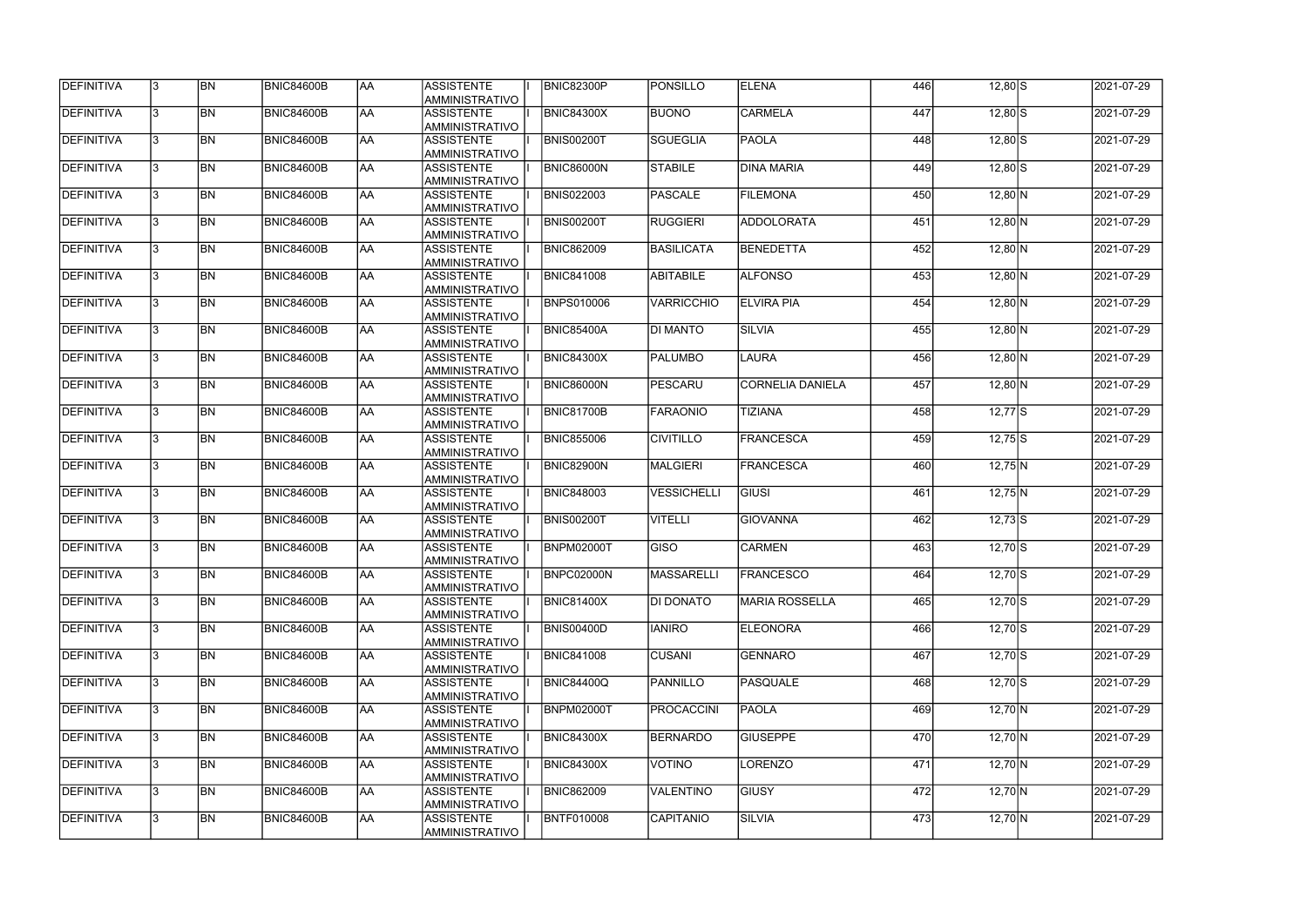| DEFINITIVA | 3 | BN | BNIC84600B | AA | ASSISTENTE AMMINISTRATIVO | I | BNIC82300P | PONSILLO | ELENA | 446 | 12,80 | S | 2021-07-29 |
|---|---|---|---|---|---|---|---|---|---|---|---|---|---|
| DEFINITIVA | 3 | BN | BNIC84600B | AA | ASSISTENTE AMMINISTRATIVO | I | BNIC84300X | BUONO | CARMELA | 447 | 12,80 | S | 2021-07-29 |
| DEFINITIVA | 3 | BN | BNIC84600B | AA | ASSISTENTE AMMINISTRATIVO | I | BNIS00200T | SGUEGLIA | PAOLA | 448 | 12,80 | S | 2021-07-29 |
| DEFINITIVA | 3 | BN | BNIC84600B | AA | ASSISTENTE AMMINISTRATIVO | I | BNIC86000N | STABILE | DINA MARIA | 449 | 12,80 | S | 2021-07-29 |
| DEFINITIVA | 3 | BN | BNIC84600B | AA | ASSISTENTE AMMINISTRATIVO | I | BNIS022003 | PASCALE | FILEMONA | 450 | 12,80 | N | 2021-07-29 |
| DEFINITIVA | 3 | BN | BNIC84600B | AA | ASSISTENTE AMMINISTRATIVO | I | BNIS00200T | RUGGIERI | ADDOLORATA | 451 | 12,80 | N | 2021-07-29 |
| DEFINITIVA | 3 | BN | BNIC84600B | AA | ASSISTENTE AMMINISTRATIVO | I | BNIC862009 | BASILICATA | BENEDETTA | 452 | 12,80 | N | 2021-07-29 |
| DEFINITIVA | 3 | BN | BNIC84600B | AA | ASSISTENTE AMMINISTRATIVO | I | BNIC841008 | ABITABILE | ALFONSO | 453 | 12,80 | N | 2021-07-29 |
| DEFINITIVA | 3 | BN | BNIC84600B | AA | ASSISTENTE AMMINISTRATIVO | I | BNPS010006 | VARRICCHIO | ELVIRA PIA | 454 | 12,80 | N | 2021-07-29 |
| DEFINITIVA | 3 | BN | BNIC84600B | AA | ASSISTENTE AMMINISTRATIVO | I | BNIC85400A | DI MANTO | SILVIA | 455 | 12,80 | N | 2021-07-29 |
| DEFINITIVA | 3 | BN | BNIC84600B | AA | ASSISTENTE AMMINISTRATIVO | I | BNIC84300X | PALUMBO | LAURA | 456 | 12,80 | N | 2021-07-29 |
| DEFINITIVA | 3 | BN | BNIC84600B | AA | ASSISTENTE AMMINISTRATIVO | I | BNIC86000N | PESCARU | CORNELIA DANIELA | 457 | 12,80 | N | 2021-07-29 |
| DEFINITIVA | 3 | BN | BNIC84600B | AA | ASSISTENTE AMMINISTRATIVO | I | BNIC81700B | FARAONIO | TIZIANA | 458 | 12,77 | S | 2021-07-29 |
| DEFINITIVA | 3 | BN | BNIC84600B | AA | ASSISTENTE AMMINISTRATIVO | I | BNIC855006 | CIVITILLO | FRANCESCA | 459 | 12,75 | S | 2021-07-29 |
| DEFINITIVA | 3 | BN | BNIC84600B | AA | ASSISTENTE AMMINISTRATIVO | I | BNIC82900N | MALGIERI | FRANCESCA | 460 | 12,75 | N | 2021-07-29 |
| DEFINITIVA | 3 | BN | BNIC84600B | AA | ASSISTENTE AMMINISTRATIVO | I | BNIC848003 | VESSICHELLI | GIUSI | 461 | 12,75 | N | 2021-07-29 |
| DEFINITIVA | 3 | BN | BNIC84600B | AA | ASSISTENTE AMMINISTRATIVO | I | BNIS00200T | VITELLI | GIOVANNA | 462 | 12,73 | S | 2021-07-29 |
| DEFINITIVA | 3 | BN | BNIC84600B | AA | ASSISTENTE AMMINISTRATIVO | I | BNPM02000T | GISO | CARMEN | 463 | 12,70 | S | 2021-07-29 |
| DEFINITIVA | 3 | BN | BNIC84600B | AA | ASSISTENTE AMMINISTRATIVO | I | BNPC02000N | MASSARELLI | FRANCESCO | 464 | 12,70 | S | 2021-07-29 |
| DEFINITIVA | 3 | BN | BNIC84600B | AA | ASSISTENTE AMMINISTRATIVO | I | BNIC81400X | DI DONATO | MARIA ROSSELLA | 465 | 12,70 | S | 2021-07-29 |
| DEFINITIVA | 3 | BN | BNIC84600B | AA | ASSISTENTE AMMINISTRATIVO | I | BNIS00400D | IANIRO | ELEONORA | 466 | 12,70 | S | 2021-07-29 |
| DEFINITIVA | 3 | BN | BNIC84600B | AA | ASSISTENTE AMMINISTRATIVO | I | BNIC841008 | CUSANI | GENNARO | 467 | 12,70 | S | 2021-07-29 |
| DEFINITIVA | 3 | BN | BNIC84600B | AA | ASSISTENTE AMMINISTRATIVO | I | BNIC84400Q | PANNILLO | PASQUALE | 468 | 12,70 | S | 2021-07-29 |
| DEFINITIVA | 3 | BN | BNIC84600B | AA | ASSISTENTE AMMINISTRATIVO | I | BNPM02000T | PROCACCINI | PAOLA | 469 | 12,70 | N | 2021-07-29 |
| DEFINITIVA | 3 | BN | BNIC84600B | AA | ASSISTENTE AMMINISTRATIVO | I | BNIC84300X | BERNARDO | GIUSEPPE | 470 | 12,70 | N | 2021-07-29 |
| DEFINITIVA | 3 | BN | BNIC84600B | AA | ASSISTENTE AMMINISTRATIVO | I | BNIC84300X | VOTINO | LORENZO | 471 | 12,70 | N | 2021-07-29 |
| DEFINITIVA | 3 | BN | BNIC84600B | AA | ASSISTENTE AMMINISTRATIVO | I | BNIC862009 | VALENTINO | GIUSY | 472 | 12,70 | N | 2021-07-29 |
| DEFINITIVA | 3 | BN | BNIC84600B | AA | ASSISTENTE AMMINISTRATIVO | I | BNTF010008 | CAPITANIO | SILVIA | 473 | 12,70 | N | 2021-07-29 |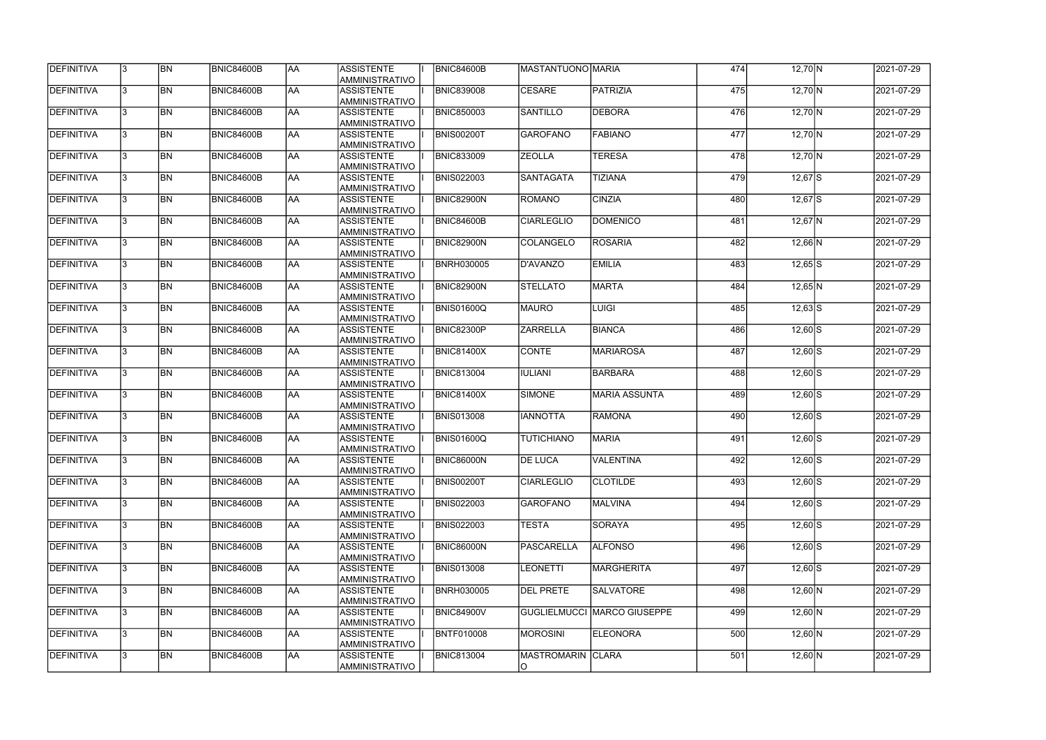| | | | | | | | | | | | | | | |
|---|---|---|---|---|---|---|---|---|---|---|---|---|---|---|
| DEFINITIVA | 3 | BN | BNIC84600B | AA | ASSISTENTE AMMINISTRATIVO | I | BNIC84600B | MASTANTUONO | MARIA | 474 | 12,70 | N | | 2021-07-29 |
| DEFINITIVA | 3 | BN | BNIC84600B | AA | ASSISTENTE AMMINISTRATIVO | I | BNIC839008 | CESARE | PATRIZIA | 475 | 12,70 | N | | 2021-07-29 |
| DEFINITIVA | 3 | BN | BNIC84600B | AA | ASSISTENTE AMMINISTRATIVO | I | BNIC850003 | SANTILLO | DEBORA | 476 | 12,70 | N | | 2021-07-29 |
| DEFINITIVA | 3 | BN | BNIC84600B | AA | ASSISTENTE AMMINISTRATIVO | I | BNIS00200T | GAROFANO | FABIANO | 477 | 12,70 | N | | 2021-07-29 |
| DEFINITIVA | 3 | BN | BNIC84600B | AA | ASSISTENTE AMMINISTRATIVO | I | BNIC833009 | ZEOLLA | TERESA | 478 | 12,70 | N | | 2021-07-29 |
| DEFINITIVA | 3 | BN | BNIC84600B | AA | ASSISTENTE AMMINISTRATIVO | I | BNIS022003 | SANTAGATA | TIZIANA | 479 | 12,67 | S | | 2021-07-29 |
| DEFINITIVA | 3 | BN | BNIC84600B | AA | ASSISTENTE AMMINISTRATIVO | I | BNIC82900N | ROMANO | CINZIA | 480 | 12,67 | S | | 2021-07-29 |
| DEFINITIVA | 3 | BN | BNIC84600B | AA | ASSISTENTE AMMINISTRATIVO | I | BNIC84600B | CIARLEGLIO | DOMENICO | 481 | 12,67 | N | | 2021-07-29 |
| DEFINITIVA | 3 | BN | BNIC84600B | AA | ASSISTENTE AMMINISTRATIVO | I | BNIC82900N | COLANGELO | ROSARIA | 482 | 12,66 | N | | 2021-07-29 |
| DEFINITIVA | 3 | BN | BNIC84600B | AA | ASSISTENTE AMMINISTRATIVO | I | BNRH030005 | D'AVANZO | EMILIA | 483 | 12,65 | S | | 2021-07-29 |
| DEFINITIVA | 3 | BN | BNIC84600B | AA | ASSISTENTE AMMINISTRATIVO | I | BNIC82900N | STELLATO | MARTA | 484 | 12,65 | N | | 2021-07-29 |
| DEFINITIVA | 3 | BN | BNIC84600B | AA | ASSISTENTE AMMINISTRATIVO | I | BNIS01600Q | MAURO | LUIGI | 485 | 12,63 | S | | 2021-07-29 |
| DEFINITIVA | 3 | BN | BNIC84600B | AA | ASSISTENTE AMMINISTRATIVO | I | BNIC82300P | ZARRELLA | BIANCA | 486 | 12,60 | S | | 2021-07-29 |
| DEFINITIVA | 3 | BN | BNIC84600B | AA | ASSISTENTE AMMINISTRATIVO | I | BNIC81400X | CONTE | MARIAROSA | 487 | 12,60 | S | | 2021-07-29 |
| DEFINITIVA | 3 | BN | BNIC84600B | AA | ASSISTENTE AMMINISTRATIVO | I | BNIC813004 | IULIANI | BARBARA | 488 | 12,60 | S | | 2021-07-29 |
| DEFINITIVA | 3 | BN | BNIC84600B | AA | ASSISTENTE AMMINISTRATIVO | I | BNIC81400X | SIMONE | MARIA ASSUNTA | 489 | 12,60 | S | | 2021-07-29 |
| DEFINITIVA | 3 | BN | BNIC84600B | AA | ASSISTENTE AMMINISTRATIVO | I | BNIS013008 | IANNOTTA | RAMONA | 490 | 12,60 | S | | 2021-07-29 |
| DEFINITIVA | 3 | BN | BNIC84600B | AA | ASSISTENTE AMMINISTRATIVO | I | BNIS01600Q | TUTICHIANO | MARIA | 491 | 12,60 | S | | 2021-07-29 |
| DEFINITIVA | 3 | BN | BNIC84600B | AA | ASSISTENTE AMMINISTRATIVO | I | BNIC86000N | DE LUCA | VALENTINA | 492 | 12,60 | S | | 2021-07-29 |
| DEFINITIVA | 3 | BN | BNIC84600B | AA | ASSISTENTE AMMINISTRATIVO | I | BNIS00200T | CIARLEGLIO | CLOTILDE | 493 | 12,60 | S | | 2021-07-29 |
| DEFINITIVA | 3 | BN | BNIC84600B | AA | ASSISTENTE AMMINISTRATIVO | I | BNIS022003 | GAROFANO | MALVINA | 494 | 12,60 | S | | 2021-07-29 |
| DEFINITIVA | 3 | BN | BNIC84600B | AA | ASSISTENTE AMMINISTRATIVO | I | BNIS022003 | TESTA | SORAYA | 495 | 12,60 | S | | 2021-07-29 |
| DEFINITIVA | 3 | BN | BNIC84600B | AA | ASSISTENTE AMMINISTRATIVO | I | BNIC86000N | PASCARELLA | ALFONSO | 496 | 12,60 | S | | 2021-07-29 |
| DEFINITIVA | 3 | BN | BNIC84600B | AA | ASSISTENTE AMMINISTRATIVO | I | BNIS013008 | LEONETTI | MARGHERITA | 497 | 12,60 | S | | 2021-07-29 |
| DEFINITIVA | 3 | BN | BNIC84600B | AA | ASSISTENTE AMMINISTRATIVO | I | BNRH030005 | DEL PRETE | SALVATORE | 498 | 12,60 | N | | 2021-07-29 |
| DEFINITIVA | 3 | BN | BNIC84600B | AA | ASSISTENTE AMMINISTRATIVO | I | BNIC84900V | GUGLIELMUCCI | MARCO GIUSEPPE | 499 | 12,60 | N | | 2021-07-29 |
| DEFINITIVA | 3 | BN | BNIC84600B | AA | ASSISTENTE AMMINISTRATIVO | I | BNTF010008 | MOROSINI | ELEONORA | 500 | 12,60 | N | | 2021-07-29 |
| DEFINITIVA | 3 | BN | BNIC84600B | AA | ASSISTENTE AMMINISTRATIVO | I | BNIC813004 | MASTROMARINO | CLARA | 501 | 12,60 | N | | 2021-07-29 |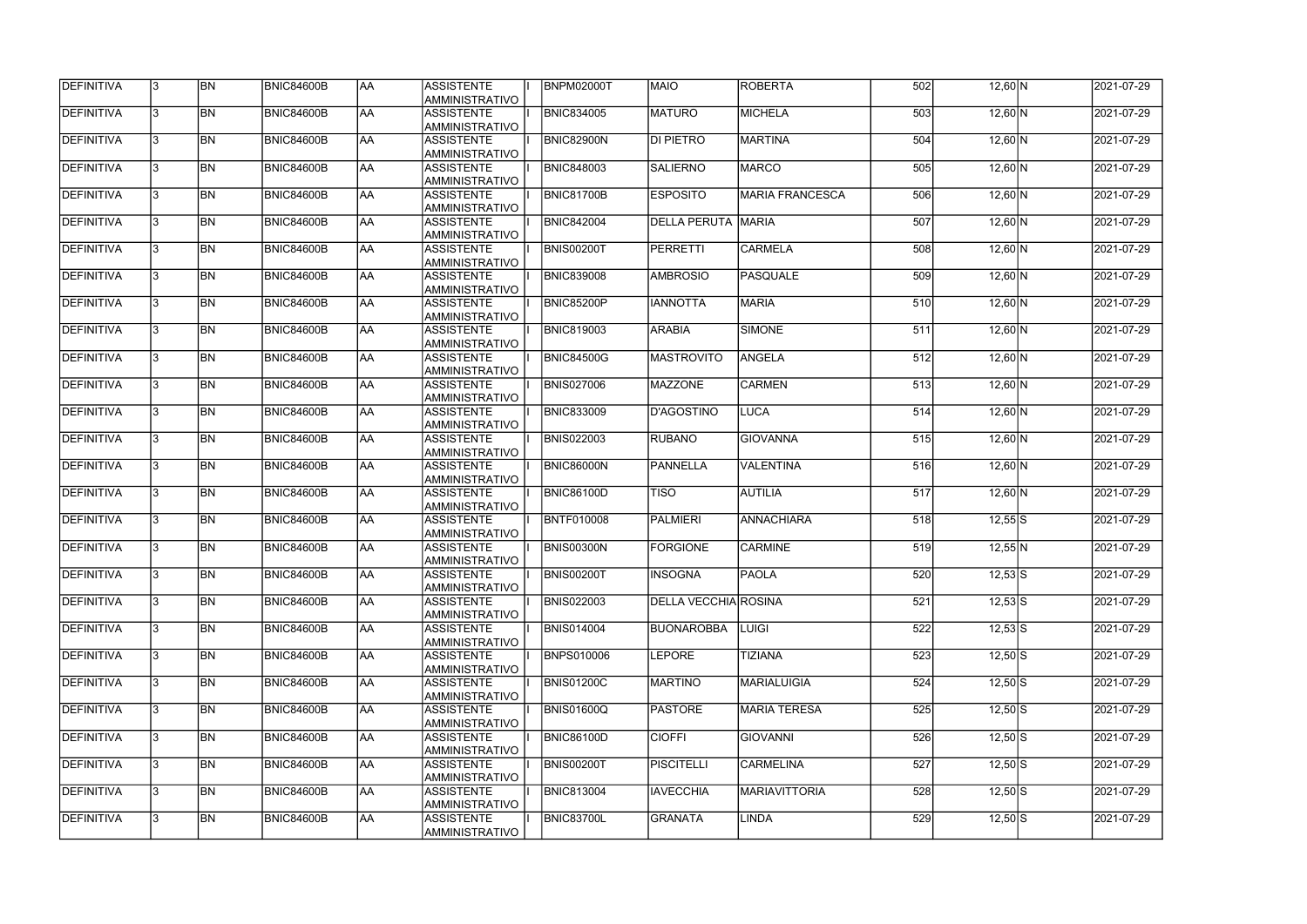| | | | | | | | | | | | | | | |
|---|---|---|---|---|---|---|---|---|---|---|---|---|---|---|
| DEFINITIVA | 3 | BN | BNIC84600B | AA | ASSISTENTE AMMINISTRATIVO | I | BNPM02000T | MAIO | ROBERTA | 502 | 12,60 | N | | 2021-07-29 |
| DEFINITIVA | 3 | BN | BNIC84600B | AA | ASSISTENTE AMMINISTRATIVO | I | BNIC834005 | MATURO | MICHELA | 503 | 12,60 | N | | 2021-07-29 |
| DEFINITIVA | 3 | BN | BNIC84600B | AA | ASSISTENTE AMMINISTRATIVO | I | BNIC82900N | DI PIETRO | MARTINA | 504 | 12,60 | N | | 2021-07-29 |
| DEFINITIVA | 3 | BN | BNIC84600B | AA | ASSISTENTE AMMINISTRATIVO | I | BNIC848003 | SALIERNO | MARCO | 505 | 12,60 | N | | 2021-07-29 |
| DEFINITIVA | 3 | BN | BNIC84600B | AA | ASSISTENTE AMMINISTRATIVO | I | BNIC81700B | ESPOSITO | MARIA FRANCESCA | 506 | 12,60 | N | | 2021-07-29 |
| DEFINITIVA | 3 | BN | BNIC84600B | AA | ASSISTENTE AMMINISTRATIVO | I | BNIC842004 | DELLA PERUTA | MARIA | 507 | 12,60 | N | | 2021-07-29 |
| DEFINITIVA | 3 | BN | BNIC84600B | AA | ASSISTENTE AMMINISTRATIVO | I | BNIS00200T | PERRETTI | CARMELA | 508 | 12,60 | N | | 2021-07-29 |
| DEFINITIVA | 3 | BN | BNIC84600B | AA | ASSISTENTE AMMINISTRATIVO | I | BNIC839008 | AMBROSIO | PASQUALE | 509 | 12,60 | N | | 2021-07-29 |
| DEFINITIVA | 3 | BN | BNIC84600B | AA | ASSISTENTE AMMINISTRATIVO | I | BNIC85200P | IANNOTTA | MARIA | 510 | 12,60 | N | | 2021-07-29 |
| DEFINITIVA | 3 | BN | BNIC84600B | AA | ASSISTENTE AMMINISTRATIVO | I | BNIC819003 | ARABIA | SIMONE | 511 | 12,60 | N | | 2021-07-29 |
| DEFINITIVA | 3 | BN | BNIC84600B | AA | ASSISTENTE AMMINISTRATIVO | I | BNIC84500G | MASTROVITO | ANGELA | 512 | 12,60 | N | | 2021-07-29 |
| DEFINITIVA | 3 | BN | BNIC84600B | AA | ASSISTENTE AMMINISTRATIVO | I | BNIS027006 | MAZZONE | CARMEN | 513 | 12,60 | N | | 2021-07-29 |
| DEFINITIVA | 3 | BN | BNIC84600B | AA | ASSISTENTE AMMINISTRATIVO | I | BNIC833009 | D'AGOSTINO | LUCA | 514 | 12,60 | N | | 2021-07-29 |
| DEFINITIVA | 3 | BN | BNIC84600B | AA | ASSISTENTE AMMINISTRATIVO | I | BNIS022003 | RUBANO | GIOVANNA | 515 | 12,60 | N | | 2021-07-29 |
| DEFINITIVA | 3 | BN | BNIC84600B | AA | ASSISTENTE AMMINISTRATIVO | I | BNIC86000N | PANNELLA | VALENTINA | 516 | 12,60 | N | | 2021-07-29 |
| DEFINITIVA | 3 | BN | BNIC84600B | AA | ASSISTENTE AMMINISTRATIVO | I | BNIC86100D | TISO | AUTILIA | 517 | 12,60 | N | | 2021-07-29 |
| DEFINITIVA | 3 | BN | BNIC84600B | AA | ASSISTENTE AMMINISTRATIVO | I | BNTF010008 | PALMIERI | ANNACHIARA | 518 | 12,55 | S | | 2021-07-29 |
| DEFINITIVA | 3 | BN | BNIC84600B | AA | ASSISTENTE AMMINISTRATIVO | I | BNIS00300N | FORGIONE | CARMINE | 519 | 12,55 | N | | 2021-07-29 |
| DEFINITIVA | 3 | BN | BNIC84600B | AA | ASSISTENTE AMMINISTRATIVO | I | BNIS00200T | INSOGNA | PAOLA | 520 | 12,53 | S | | 2021-07-29 |
| DEFINITIVA | 3 | BN | BNIC84600B | AA | ASSISTENTE AMMINISTRATIVO | I | BNIS022003 | DELLA VECCHIA | ROSINA | 521 | 12,53 | S | | 2021-07-29 |
| DEFINITIVA | 3 | BN | BNIC84600B | AA | ASSISTENTE AMMINISTRATIVO | I | BNIS014004 | BUONAROBBA | LUIGI | 522 | 12,53 | S | | 2021-07-29 |
| DEFINITIVA | 3 | BN | BNIC84600B | AA | ASSISTENTE AMMINISTRATIVO | I | BNPS010006 | LEPORE | TIZIANA | 523 | 12,50 | S | | 2021-07-29 |
| DEFINITIVA | 3 | BN | BNIC84600B | AA | ASSISTENTE AMMINISTRATIVO | I | BNIS01200C | MARTINO | MARIALUIGIA | 524 | 12,50 | S | | 2021-07-29 |
| DEFINITIVA | 3 | BN | BNIC84600B | AA | ASSISTENTE AMMINISTRATIVO | I | BNIS01600Q | PASTORE | MARIA TERESA | 525 | 12,50 | S | | 2021-07-29 |
| DEFINITIVA | 3 | BN | BNIC84600B | AA | ASSISTENTE AMMINISTRATIVO | I | BNIC86100D | CIOFFI | GIOVANNI | 526 | 12,50 | S | | 2021-07-29 |
| DEFINITIVA | 3 | BN | BNIC84600B | AA | ASSISTENTE AMMINISTRATIVO | I | BNIS00200T | PISCITELLI | CARMELINA | 527 | 12,50 | S | | 2021-07-29 |
| DEFINITIVA | 3 | BN | BNIC84600B | AA | ASSISTENTE AMMINISTRATIVO | I | BNIC813004 | IAVECCHIA | MARIAVITTORIA | 528 | 12,50 | S | | 2021-07-29 |
| DEFINITIVA | 3 | BN | BNIC84600B | AA | ASSISTENTE AMMINISTRATIVO | I | BNIC83700L | GRANATA | LINDA | 529 | 12,50 | S | | 2021-07-29 |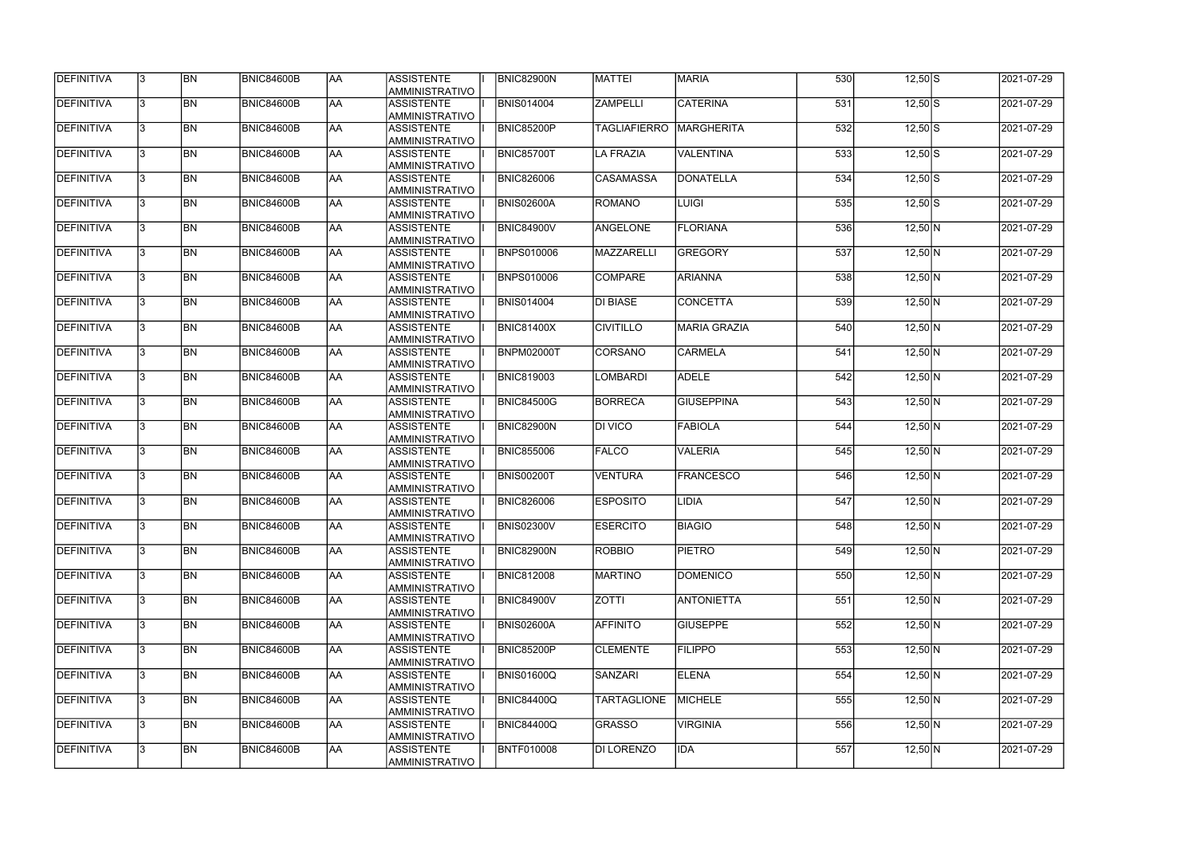| | | | | | | | | | | | | | | |
|---|---|---|---|---|---|---|---|---|---|---|---|---|---|---|
| DEFINITIVA | 3 | BN | BNIC84600B | AA | ASSISTENTE AMMINISTRATIVO | I | BNIC82900N | MATTEI | MARIA | 530 | 12,50 | S | | 2021-07-29 |
| DEFINITIVA | 3 | BN | BNIC84600B | AA | ASSISTENTE AMMINISTRATIVO | I | BNIS014004 | ZAMPELLI | CATERINA | 531 | 12,50 | S | | 2021-07-29 |
| DEFINITIVA | 3 | BN | BNIC84600B | AA | ASSISTENTE AMMINISTRATIVO | I | BNIC85200P | TAGLIAFIERRO | MARGHERITA | 532 | 12,50 | S | | 2021-07-29 |
| DEFINITIVA | 3 | BN | BNIC84600B | AA | ASSISTENTE AMMINISTRATIVO | I | BNIC85700T | LA FRAZIA | VALENTINA | 533 | 12,50 | S | | 2021-07-29 |
| DEFINITIVA | 3 | BN | BNIC84600B | AA | ASSISTENTE AMMINISTRATIVO | I | BNIC826006 | CASAMASSA | DONATELLA | 534 | 12,50 | S | | 2021-07-29 |
| DEFINITIVA | 3 | BN | BNIC84600B | AA | ASSISTENTE AMMINISTRATIVO | I | BNIS02600A | ROMANO | LUIGI | 535 | 12,50 | S | | 2021-07-29 |
| DEFINITIVA | 3 | BN | BNIC84600B | AA | ASSISTENTE AMMINISTRATIVO | I | BNIC84900V | ANGELONE | FLORIANA | 536 | 12,50 | N | | 2021-07-29 |
| DEFINITIVA | 3 | BN | BNIC84600B | AA | ASSISTENTE AMMINISTRATIVO | I | BNPS010006 | MAZZARELLI | GREGORY | 537 | 12,50 | N | | 2021-07-29 |
| DEFINITIVA | 3 | BN | BNIC84600B | AA | ASSISTENTE AMMINISTRATIVO | I | BNPS010006 | COMPARE | ARIANNA | 538 | 12,50 | N | | 2021-07-29 |
| DEFINITIVA | 3 | BN | BNIC84600B | AA | ASSISTENTE AMMINISTRATIVO | I | BNIS014004 | DI BIASE | CONCETTA | 539 | 12,50 | N | | 2021-07-29 |
| DEFINITIVA | 3 | BN | BNIC84600B | AA | ASSISTENTE AMMINISTRATIVO | I | BNIC81400X | CIVITILLO | MARIA GRAZIA | 540 | 12,50 | N | | 2021-07-29 |
| DEFINITIVA | 3 | BN | BNIC84600B | AA | ASSISTENTE AMMINISTRATIVO | I | BNPM02000T | CORSANO | CARMELA | 541 | 12,50 | N | | 2021-07-29 |
| DEFINITIVA | 3 | BN | BNIC84600B | AA | ASSISTENTE AMMINISTRATIVO | I | BNIC819003 | LOMBARDI | ADELE | 542 | 12,50 | N | | 2021-07-29 |
| DEFINITIVA | 3 | BN | BNIC84600B | AA | ASSISTENTE AMMINISTRATIVO | I | BNIC84500G | BORRECA | GIUSEPPINA | 543 | 12,50 | N | | 2021-07-29 |
| DEFINITIVA | 3 | BN | BNIC84600B | AA | ASSISTENTE AMMINISTRATIVO | I | BNIC82900N | DI VICO | FABIOLA | 544 | 12,50 | N | | 2021-07-29 |
| DEFINITIVA | 3 | BN | BNIC84600B | AA | ASSISTENTE AMMINISTRATIVO | I | BNIC855006 | FALCO | VALERIA | 545 | 12,50 | N | | 2021-07-29 |
| DEFINITIVA | 3 | BN | BNIC84600B | AA | ASSISTENTE AMMINISTRATIVO | I | BNIS00200T | VENTURA | FRANCESCO | 546 | 12,50 | N | | 2021-07-29 |
| DEFINITIVA | 3 | BN | BNIC84600B | AA | ASSISTENTE AMMINISTRATIVO | I | BNIC826006 | ESPOSITO | LIDIA | 547 | 12,50 | N | | 2021-07-29 |
| DEFINITIVA | 3 | BN | BNIC84600B | AA | ASSISTENTE AMMINISTRATIVO | I | BNIS02300V | ESERCITO | BIAGIO | 548 | 12,50 | N | | 2021-07-29 |
| DEFINITIVA | 3 | BN | BNIC84600B | AA | ASSISTENTE AMMINISTRATIVO | I | BNIC82900N | ROBBIO | PIETRO | 549 | 12,50 | N | | 2021-07-29 |
| DEFINITIVA | 3 | BN | BNIC84600B | AA | ASSISTENTE AMMINISTRATIVO | I | BNIC812008 | MARTINO | DOMENICO | 550 | 12,50 | N | | 2021-07-29 |
| DEFINITIVA | 3 | BN | BNIC84600B | AA | ASSISTENTE AMMINISTRATIVO | I | BNIC84900V | ZOTTI | ANTONIETTA | 551 | 12,50 | N | | 2021-07-29 |
| DEFINITIVA | 3 | BN | BNIC84600B | AA | ASSISTENTE AMMINISTRATIVO | I | BNIS02600A | AFFINITO | GIUSEPPE | 552 | 12,50 | N | | 2021-07-29 |
| DEFINITIVA | 3 | BN | BNIC84600B | AA | ASSISTENTE AMMINISTRATIVO | I | BNIC85200P | CLEMENTE | FILIPPO | 553 | 12,50 | N | | 2021-07-29 |
| DEFINITIVA | 3 | BN | BNIC84600B | AA | ASSISTENTE AMMINISTRATIVO | I | BNIS01600Q | SANZARI | ELENA | 554 | 12,50 | N | | 2021-07-29 |
| DEFINITIVA | 3 | BN | BNIC84600B | AA | ASSISTENTE AMMINISTRATIVO | I | BNIC84400Q | TARTAGLIONE | MICHELE | 555 | 12,50 | N | | 2021-07-29 |
| DEFINITIVA | 3 | BN | BNIC84600B | AA | ASSISTENTE AMMINISTRATIVO | I | BNIC84400Q | GRASSO | VIRGINIA | 556 | 12,50 | N | | 2021-07-29 |
| DEFINITIVA | 3 | BN | BNIC84600B | AA | ASSISTENTE AMMINISTRATIVO | I | BNTF010008 | DI LORENZO | IDA | 557 | 12,50 | N | | 2021-07-29 |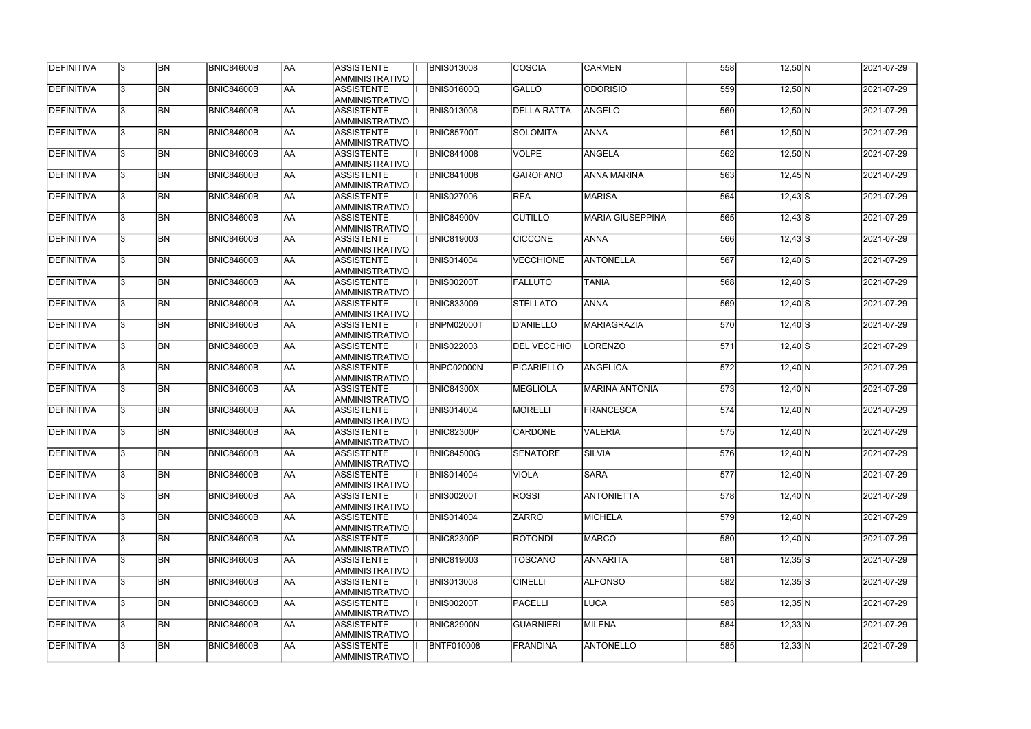| | | | | | | | | | | | | | | |
|---|---|---|---|---|---|---|---|---|---|---|---|---|---|---|
| DEFINITIVA | 3 | BN | BNIC84600B | AA | ASSISTENTE AMMINISTRATIVO | I | BNIS013008 | COSCIA | CARMEN | 558 | 12,50 | N | | 2021-07-29 |
| DEFINITIVA | 3 | BN | BNIC84600B | AA | ASSISTENTE AMMINISTRATIVO | I | BNIS01600Q | GALLO | ODORISIO | 559 | 12,50 | N | | 2021-07-29 |
| DEFINITIVA | 3 | BN | BNIC84600B | AA | ASSISTENTE AMMINISTRATIVO | I | BNIS013008 | DELLA RATTA | ANGELO | 560 | 12,50 | N | | 2021-07-29 |
| DEFINITIVA | 3 | BN | BNIC84600B | AA | ASSISTENTE AMMINISTRATIVO | I | BNIC85700T | SOLOMITA | ANNA | 561 | 12,50 | N | | 2021-07-29 |
| DEFINITIVA | 3 | BN | BNIC84600B | AA | ASSISTENTE AMMINISTRATIVO | I | BNIC841008 | VOLPE | ANGELA | 562 | 12,50 | N | | 2021-07-29 |
| DEFINITIVA | 3 | BN | BNIC84600B | AA | ASSISTENTE AMMINISTRATIVO | I | BNIC841008 | GAROFANO | ANNA MARINA | 563 | 12,45 | N | | 2021-07-29 |
| DEFINITIVA | 3 | BN | BNIC84600B | AA | ASSISTENTE AMMINISTRATIVO | I | BNIS027006 | REA | MARISA | 564 | 12,43 | S | | 2021-07-29 |
| DEFINITIVA | 3 | BN | BNIC84600B | AA | ASSISTENTE AMMINISTRATIVO | I | BNIC84900V | CUTILLO | MARIA GIUSEPPINA | 565 | 12,43 | S | | 2021-07-29 |
| DEFINITIVA | 3 | BN | BNIC84600B | AA | ASSISTENTE AMMINISTRATIVO | I | BNIC819003 | CICCONE | ANNA | 566 | 12,43 | S | | 2021-07-29 |
| DEFINITIVA | 3 | BN | BNIC84600B | AA | ASSISTENTE AMMINISTRATIVO | I | BNIS014004 | VECCHIONE | ANTONELLA | 567 | 12,40 | S | | 2021-07-29 |
| DEFINITIVA | 3 | BN | BNIC84600B | AA | ASSISTENTE AMMINISTRATIVO | I | BNIS00200T | FALLUTO | TANIA | 568 | 12,40 | S | | 2021-07-29 |
| DEFINITIVA | 3 | BN | BNIC84600B | AA | ASSISTENTE AMMINISTRATIVO | I | BNIC833009 | STELLATO | ANNA | 569 | 12,40 | S | | 2021-07-29 |
| DEFINITIVA | 3 | BN | BNIC84600B | AA | ASSISTENTE AMMINISTRATIVO | I | BNPM02000T | D'ANIELLO | MARIAGRAZIA | 570 | 12,40 | S | | 2021-07-29 |
| DEFINITIVA | 3 | BN | BNIC84600B | AA | ASSISTENTE AMMINISTRATIVO | I | BNIS022003 | DEL VECCHIO | LORENZO | 571 | 12,40 | S | | 2021-07-29 |
| DEFINITIVA | 3 | BN | BNIC84600B | AA | ASSISTENTE AMMINISTRATIVO | I | BNPC02000N | PICARIELLO | ANGELICA | 572 | 12,40 | N | | 2021-07-29 |
| DEFINITIVA | 3 | BN | BNIC84600B | AA | ASSISTENTE AMMINISTRATIVO | I | BNIC84300X | MEGLIOLA | MARINA ANTONIA | 573 | 12,40 | N | | 2021-07-29 |
| DEFINITIVA | 3 | BN | BNIC84600B | AA | ASSISTENTE AMMINISTRATIVO | I | BNIS014004 | MORELLI | FRANCESCA | 574 | 12,40 | N | | 2021-07-29 |
| DEFINITIVA | 3 | BN | BNIC84600B | AA | ASSISTENTE AMMINISTRATIVO | I | BNIC82300P | CARDONE | VALERIA | 575 | 12,40 | N | | 2021-07-29 |
| DEFINITIVA | 3 | BN | BNIC84600B | AA | ASSISTENTE AMMINISTRATIVO | I | BNIC84500G | SENATORE | SILVIA | 576 | 12,40 | N | | 2021-07-29 |
| DEFINITIVA | 3 | BN | BNIC84600B | AA | ASSISTENTE AMMINISTRATIVO | I | BNIS014004 | VIOLA | SARA | 577 | 12,40 | N | | 2021-07-29 |
| DEFINITIVA | 3 | BN | BNIC84600B | AA | ASSISTENTE AMMINISTRATIVO | I | BNIS00200T | ROSSI | ANTONIETTA | 578 | 12,40 | N | | 2021-07-29 |
| DEFINITIVA | 3 | BN | BNIC84600B | AA | ASSISTENTE AMMINISTRATIVO | I | BNIS014004 | ZARRO | MICHELA | 579 | 12,40 | N | | 2021-07-29 |
| DEFINITIVA | 3 | BN | BNIC84600B | AA | ASSISTENTE AMMINISTRATIVO | I | BNIC82300P | ROTONDI | MARCO | 580 | 12,40 | N | | 2021-07-29 |
| DEFINITIVA | 3 | BN | BNIC84600B | AA | ASSISTENTE AMMINISTRATIVO | I | BNIC819003 | TOSCANO | ANNARITA | 581 | 12,35 | S | | 2021-07-29 |
| DEFINITIVA | 3 | BN | BNIC84600B | AA | ASSISTENTE AMMINISTRATIVO | I | BNIS013008 | CINELLI | ALFONSO | 582 | 12,35 | S | | 2021-07-29 |
| DEFINITIVA | 3 | BN | BNIC84600B | AA | ASSISTENTE AMMINISTRATIVO | I | BNIS00200T | PACELLI | LUCA | 583 | 12,35 | N | | 2021-07-29 |
| DEFINITIVA | 3 | BN | BNIC84600B | AA | ASSISTENTE AMMINISTRATIVO | I | BNIC82900N | GUARNIERI | MILENA | 584 | 12,33 | N | | 2021-07-29 |
| DEFINITIVA | 3 | BN | BNIC84600B | AA | ASSISTENTE AMMINISTRATIVO | I | BNTF010008 | FRANDINA | ANTONELLO | 585 | 12,33 | N | | 2021-07-29 |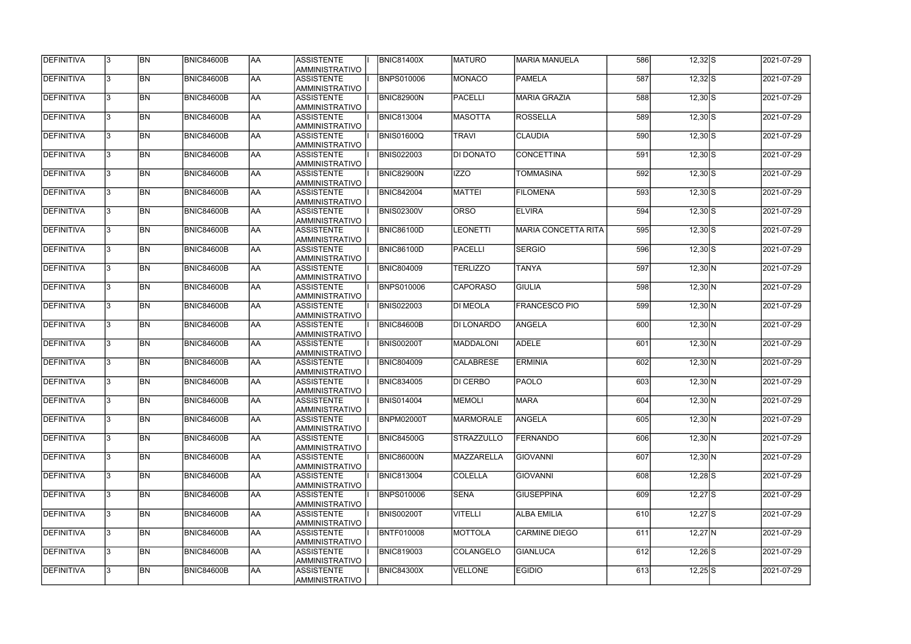| DEFINITIVA | 3 | BN | BNIC84600B | AA | ASSISTENTE AMMINISTRATIVO | I | BNIC81400X | MATURO | MARIA MANUELA | 586 | 12,32 | S | 2021-07-29 |
|---|---|---|---|---|---|---|---|---|---|---|---|---|---|
| DEFINITIVA | 3 | BN | BNIC84600B | AA | ASSISTENTE AMMINISTRATIVO | I | BNPS010006 | MONACO | PAMELA | 587 | 12,32 | S | 2021-07-29 |
| DEFINITIVA | 3 | BN | BNIC84600B | AA | ASSISTENTE AMMINISTRATIVO | I | BNIC82900N | PACELLI | MARIA GRAZIA | 588 | 12,30 | S | 2021-07-29 |
| DEFINITIVA | 3 | BN | BNIC84600B | AA | ASSISTENTE AMMINISTRATIVO | I | BNIC813004 | MASOTTA | ROSSELLA | 589 | 12,30 | S | 2021-07-29 |
| DEFINITIVA | 3 | BN | BNIC84600B | AA | ASSISTENTE AMMINISTRATIVO | I | BNIS01600Q | TRAVI | CLAUDIA | 590 | 12,30 | S | 2021-07-29 |
| DEFINITIVA | 3 | BN | BNIC84600B | AA | ASSISTENTE AMMINISTRATIVO | I | BNIS022003 | DI DONATO | CONCETTINA | 591 | 12,30 | S | 2021-07-29 |
| DEFINITIVA | 3 | BN | BNIC84600B | AA | ASSISTENTE AMMINISTRATIVO | I | BNIC82900N | IZZO | TOMMASINA | 592 | 12,30 | S | 2021-07-29 |
| DEFINITIVA | 3 | BN | BNIC84600B | AA | ASSISTENTE AMMINISTRATIVO | I | BNIC842004 | MATTEI | FILOMENA | 593 | 12,30 | S | 2021-07-29 |
| DEFINITIVA | 3 | BN | BNIC84600B | AA | ASSISTENTE AMMINISTRATIVO | I | BNIS02300V | ORSO | ELVIRA | 594 | 12,30 | S | 2021-07-29 |
| DEFINITIVA | 3 | BN | BNIC84600B | AA | ASSISTENTE AMMINISTRATIVO | I | BNIC86100D | LEONETTI | MARIA CONCETTA RITA | 595 | 12,30 | S | 2021-07-29 |
| DEFINITIVA | 3 | BN | BNIC84600B | AA | ASSISTENTE AMMINISTRATIVO | I | BNIC86100D | PACELLI | SERGIO | 596 | 12,30 | S | 2021-07-29 |
| DEFINITIVA | 3 | BN | BNIC84600B | AA | ASSISTENTE AMMINISTRATIVO | I | BNIC804009 | TERLIZZO | TANYA | 597 | 12,30 | N | 2021-07-29 |
| DEFINITIVA | 3 | BN | BNIC84600B | AA | ASSISTENTE AMMINISTRATIVO | I | BNPS010006 | CAPORASO | GIULIA | 598 | 12,30 | N | 2021-07-29 |
| DEFINITIVA | 3 | BN | BNIC84600B | AA | ASSISTENTE AMMINISTRATIVO | I | BNIS022003 | DI MEOLA | FRANCESCO PIO | 599 | 12,30 | N | 2021-07-29 |
| DEFINITIVA | 3 | BN | BNIC84600B | AA | ASSISTENTE AMMINISTRATIVO | I | BNIC84600B | DI LONARDO | ANGELA | 600 | 12,30 | N | 2021-07-29 |
| DEFINITIVA | 3 | BN | BNIC84600B | AA | ASSISTENTE AMMINISTRATIVO | I | BNIS00200T | MADDALONI | ADELE | 601 | 12,30 | N | 2021-07-29 |
| DEFINITIVA | 3 | BN | BNIC84600B | AA | ASSISTENTE AMMINISTRATIVO | I | BNIC804009 | CALABRESE | ERMINIA | 602 | 12,30 | N | 2021-07-29 |
| DEFINITIVA | 3 | BN | BNIC84600B | AA | ASSISTENTE AMMINISTRATIVO | I | BNIC834005 | DI CERBO | PAOLO | 603 | 12,30 | N | 2021-07-29 |
| DEFINITIVA | 3 | BN | BNIC84600B | AA | ASSISTENTE AMMINISTRATIVO | I | BNIS014004 | MEMOLI | MARA | 604 | 12,30 | N | 2021-07-29 |
| DEFINITIVA | 3 | BN | BNIC84600B | AA | ASSISTENTE AMMINISTRATIVO | I | BNPM02000T | MARMORALE | ANGELA | 605 | 12,30 | N | 2021-07-29 |
| DEFINITIVA | 3 | BN | BNIC84600B | AA | ASSISTENTE AMMINISTRATIVO | I | BNIC84500G | STRAZZULLO | FERNANDO | 606 | 12,30 | N | 2021-07-29 |
| DEFINITIVA | 3 | BN | BNIC84600B | AA | ASSISTENTE AMMINISTRATIVO | I | BNIC86000N | MAZZARELLA | GIOVANNI | 607 | 12,30 | N | 2021-07-29 |
| DEFINITIVA | 3 | BN | BNIC84600B | AA | ASSISTENTE AMMINISTRATIVO | I | BNIC813004 | COLELLA | GIOVANNI | 608 | 12,28 | S | 2021-07-29 |
| DEFINITIVA | 3 | BN | BNIC84600B | AA | ASSISTENTE AMMINISTRATIVO | I | BNPS010006 | SENA | GIUSEPPINA | 609 | 12,27 | S | 2021-07-29 |
| DEFINITIVA | 3 | BN | BNIC84600B | AA | ASSISTENTE AMMINISTRATIVO | I | BNIS00200T | VITELLI | ALBA EMILIA | 610 | 12,27 | S | 2021-07-29 |
| DEFINITIVA | 3 | BN | BNIC84600B | AA | ASSISTENTE AMMINISTRATIVO | I | BNTF010008 | MOTTOLA | CARMINE DIEGO | 611 | 12,27 | N | 2021-07-29 |
| DEFINITIVA | 3 | BN | BNIC84600B | AA | ASSISTENTE AMMINISTRATIVO | I | BNIC819003 | COLANGELO | GIANLUCA | 612 | 12,26 | S | 2021-07-29 |
| DEFINITIVA | 3 | BN | BNIC84600B | AA | ASSISTENTE AMMINISTRATIVO | I | BNIC84300X | VELLONE | EGIDIO | 613 | 12,25 | S | 2021-07-29 |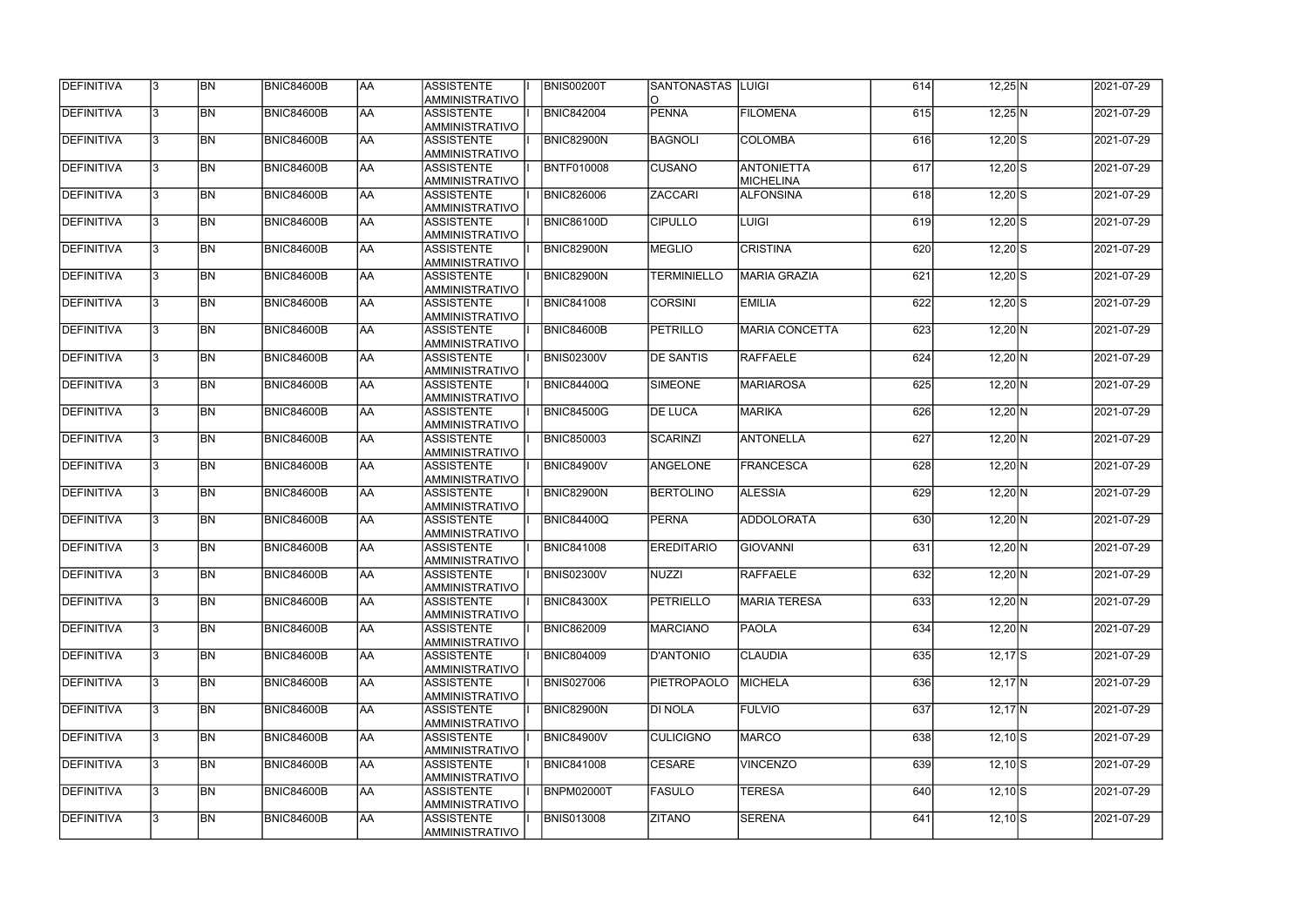| | | | | | | | | | | | | | | |
|---|---|---|---|---|---|---|---|---|---|---|---|---|---|---|
| DEFINITIVA | 3 | BN | BNIC84600B | AA | ASSISTENTE AMMINISTRATIVO | I | BNIS00200T | SANTONASTASIO | LUIGI | 614 | 12,25 | N | | 2021-07-29 |
| DEFINITIVA | 3 | BN | BNIC84600B | AA | ASSISTENTE AMMINISTRATIVO | I | BNIC842004 | PENNA | FILOMENA | 615 | 12,25 | N | | 2021-07-29 |
| DEFINITIVA | 3 | BN | BNIC84600B | AA | ASSISTENTE AMMINISTRATIVO | I | BNIC82900N | BAGNOLI | COLOMBA | 616 | 12,20 | S | | 2021-07-29 |
| DEFINITIVA | 3 | BN | BNIC84600B | AA | ASSISTENTE AMMINISTRATIVO | I | BNTF010008 | CUSANO | ANTONIETTA MICHELINA | 617 | 12,20 | S | | 2021-07-29 |
| DEFINITIVA | 3 | BN | BNIC84600B | AA | ASSISTENTE AMMINISTRATIVO | I | BNIC826006 | ZACCARI | ALFONSINA | 618 | 12,20 | S | | 2021-07-29 |
| DEFINITIVA | 3 | BN | BNIC84600B | AA | ASSISTENTE AMMINISTRATIVO | I | BNIC86100D | CIPULLO | LUIGI | 619 | 12,20 | S | | 2021-07-29 |
| DEFINITIVA | 3 | BN | BNIC84600B | AA | ASSISTENTE AMMINISTRATIVO | I | BNIC82900N | MEGLIO | CRISTINA | 620 | 12,20 | S | | 2021-07-29 |
| DEFINITIVA | 3 | BN | BNIC84600B | AA | ASSISTENTE AMMINISTRATIVO | I | BNIC82900N | TERMINIELLO | MARIA GRAZIA | 621 | 12,20 | S | | 2021-07-29 |
| DEFINITIVA | 3 | BN | BNIC84600B | AA | ASSISTENTE AMMINISTRATIVO | I | BNIC841008 | CORSINI | EMILIA | 622 | 12,20 | S | | 2021-07-29 |
| DEFINITIVA | 3 | BN | BNIC84600B | AA | ASSISTENTE AMMINISTRATIVO | I | BNIC84600B | PETRILLO | MARIA CONCETTA | 623 | 12,20 | N | | 2021-07-29 |
| DEFINITIVA | 3 | BN | BNIC84600B | AA | ASSISTENTE AMMINISTRATIVO | I | BNIS02300V | DE SANTIS | RAFFAELE | 624 | 12,20 | N | | 2021-07-29 |
| DEFINITIVA | 3 | BN | BNIC84600B | AA | ASSISTENTE AMMINISTRATIVO | I | BNIC84400Q | SIMEONE | MARIAROSA | 625 | 12,20 | N | | 2021-07-29 |
| DEFINITIVA | 3 | BN | BNIC84600B | AA | ASSISTENTE AMMINISTRATIVO | I | BNIC84500G | DE LUCA | MARIKA | 626 | 12,20 | N | | 2021-07-29 |
| DEFINITIVA | 3 | BN | BNIC84600B | AA | ASSISTENTE AMMINISTRATIVO | I | BNIC850003 | SCARINZI | ANTONELLA | 627 | 12,20 | N | | 2021-07-29 |
| DEFINITIVA | 3 | BN | BNIC84600B | AA | ASSISTENTE AMMINISTRATIVO | I | BNIC84900V | ANGELONE | FRANCESCA | 628 | 12,20 | N | | 2021-07-29 |
| DEFINITIVA | 3 | BN | BNIC84600B | AA | ASSISTENTE AMMINISTRATIVO | I | BNIC82900N | BERTOLINO | ALESSIA | 629 | 12,20 | N | | 2021-07-29 |
| DEFINITIVA | 3 | BN | BNIC84600B | AA | ASSISTENTE AMMINISTRATIVO | I | BNIC84400Q | PERNA | ADDOLORATA | 630 | 12,20 | N | | 2021-07-29 |
| DEFINITIVA | 3 | BN | BNIC84600B | AA | ASSISTENTE AMMINISTRATIVO | I | BNIC841008 | EREDITARIO | GIOVANNI | 631 | 12,20 | N | | 2021-07-29 |
| DEFINITIVA | 3 | BN | BNIC84600B | AA | ASSISTENTE AMMINISTRATIVO | I | BNIS02300V | NUZZI | RAFFAELE | 632 | 12,20 | N | | 2021-07-29 |
| DEFINITIVA | 3 | BN | BNIC84600B | AA | ASSISTENTE AMMINISTRATIVO | I | BNIC84300X | PETRIELLO | MARIA TERESA | 633 | 12,20 | N | | 2021-07-29 |
| DEFINITIVA | 3 | BN | BNIC84600B | AA | ASSISTENTE AMMINISTRATIVO | I | BNIC862009 | MARCIANO | PAOLA | 634 | 12,20 | N | | 2021-07-29 |
| DEFINITIVA | 3 | BN | BNIC84600B | AA | ASSISTENTE AMMINISTRATIVO | I | BNIC804009 | D'ANTONIO | CLAUDIA | 635 | 12,17 | S | | 2021-07-29 |
| DEFINITIVA | 3 | BN | BNIC84600B | AA | ASSISTENTE AMMINISTRATIVO | I | BNIS027006 | PIETROPAOLO | MICHELA | 636 | 12,17 | N | | 2021-07-29 |
| DEFINITIVA | 3 | BN | BNIC84600B | AA | ASSISTENTE AMMINISTRATIVO | I | BNIC82900N | DI NOLA | FULVIO | 637 | 12,17 | N | | 2021-07-29 |
| DEFINITIVA | 3 | BN | BNIC84600B | AA | ASSISTENTE AMMINISTRATIVO | I | BNIC84900V | CULICIGNO | MARCO | 638 | 12,10 | S | | 2021-07-29 |
| DEFINITIVA | 3 | BN | BNIC84600B | AA | ASSISTENTE AMMINISTRATIVO | I | BNIC841008 | CESARE | VINCENZO | 639 | 12,10 | S | | 2021-07-29 |
| DEFINITIVA | 3 | BN | BNIC84600B | AA | ASSISTENTE AMMINISTRATIVO | I | BNPM02000T | FASULO | TERESA | 640 | 12,10 | S | | 2021-07-29 |
| DEFINITIVA | 3 | BN | BNIC84600B | AA | ASSISTENTE AMMINISTRATIVO | I | BNIS013008 | ZITANO | SERENA | 641 | 12,10 | S | | 2021-07-29 |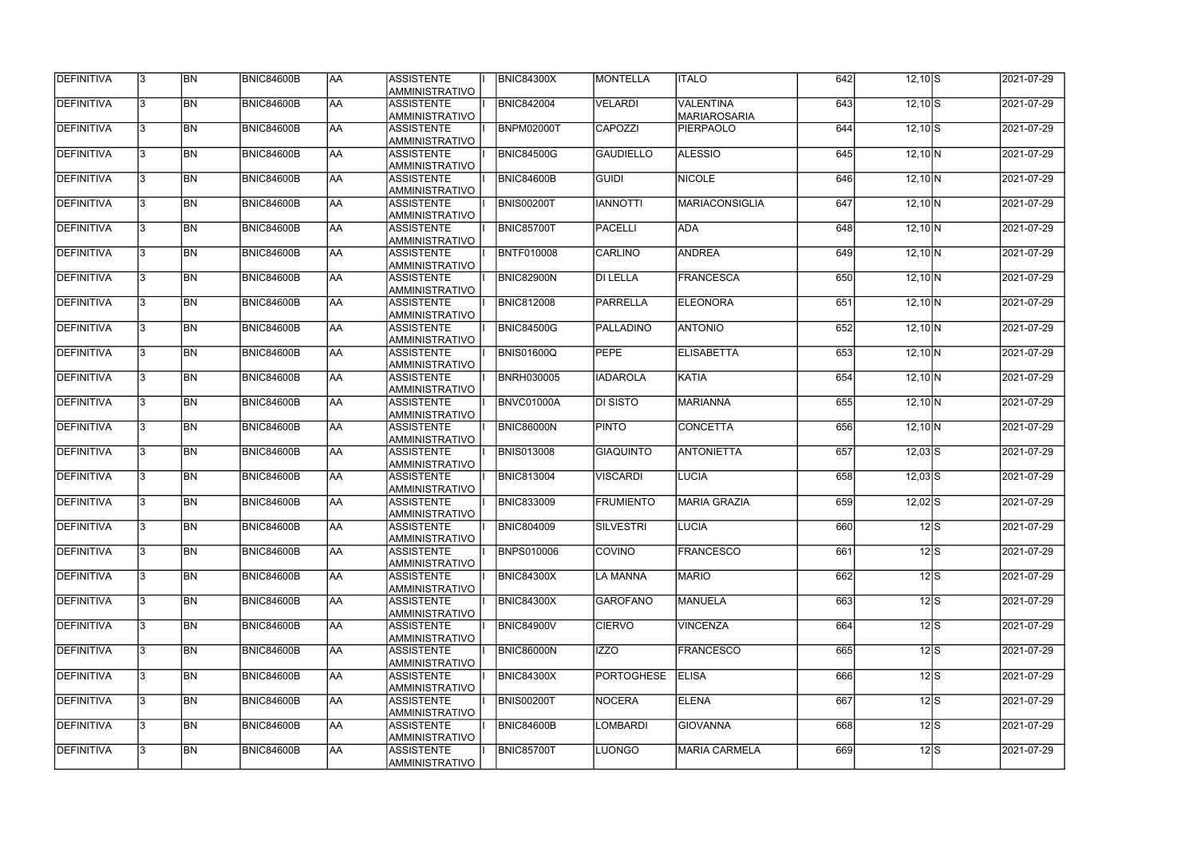| | | | | | | | | | | | | | | |
|---|---|---|---|---|---|---|---|---|---|---|---|---|---|---|
| DEFINITIVA | 3 | BN | BNIC84600B | AA | ASSISTENTE AMMINISTRATIVO | I | BNIC84300X | MONTELLA | ITALO | 642 | 12,10 | S | | 2021-07-29 |
| DEFINITIVA | 3 | BN | BNIC84600B | AA | ASSISTENTE AMMINISTRATIVO | I | BNIC842004 | VELARDI | VALENTINA MARIAROSARIA | 643 | 12,10 | S | | 2021-07-29 |
| DEFINITIVA | 3 | BN | BNIC84600B | AA | ASSISTENTE AMMINISTRATIVO | I | BNPM02000T | CAPOZZI | PIERPAOLO | 644 | 12,10 | S | | 2021-07-29 |
| DEFINITIVA | 3 | BN | BNIC84600B | AA | ASSISTENTE AMMINISTRATIVO | I | BNIC84500G | GAUDIELLO | ALESSIO | 645 | 12,10 | N | | 2021-07-29 |
| DEFINITIVA | 3 | BN | BNIC84600B | AA | ASSISTENTE AMMINISTRATIVO | I | BNIC84600B | GUIDI | NICOLE | 646 | 12,10 | N | | 2021-07-29 |
| DEFINITIVA | 3 | BN | BNIC84600B | AA | ASSISTENTE AMMINISTRATIVO | I | BNIS00200T | IANNOTTI | MARIACONSIGLIA | 647 | 12,10 | N | | 2021-07-29 |
| DEFINITIVA | 3 | BN | BNIC84600B | AA | ASSISTENTE AMMINISTRATIVO | I | BNIC85700T | PACELLI | ADA | 648 | 12,10 | N | | 2021-07-29 |
| DEFINITIVA | 3 | BN | BNIC84600B | AA | ASSISTENTE AMMINISTRATIVO | I | BNTF010008 | CARLINO | ANDREA | 649 | 12,10 | N | | 2021-07-29 |
| DEFINITIVA | 3 | BN | BNIC84600B | AA | ASSISTENTE AMMINISTRATIVO | I | BNIC82900N | DI LELLA | FRANCESCA | 650 | 12,10 | N | | 2021-07-29 |
| DEFINITIVA | 3 | BN | BNIC84600B | AA | ASSISTENTE AMMINISTRATIVO | I | BNIC812008 | PARRELLA | ELEONORA | 651 | 12,10 | N | | 2021-07-29 |
| DEFINITIVA | 3 | BN | BNIC84600B | AA | ASSISTENTE AMMINISTRATIVO | I | BNIC84500G | PALLADINO | ANTONIO | 652 | 12,10 | N | | 2021-07-29 |
| DEFINITIVA | 3 | BN | BNIC84600B | AA | ASSISTENTE AMMINISTRATIVO | I | BNIS01600Q | PEPE | ELISABETTA | 653 | 12,10 | N | | 2021-07-29 |
| DEFINITIVA | 3 | BN | BNIC84600B | AA | ASSISTENTE AMMINISTRATIVO | I | BNRH030005 | IADAROLA | KATIA | 654 | 12,10 | N | | 2021-07-29 |
| DEFINITIVA | 3 | BN | BNIC84600B | AA | ASSISTENTE AMMINISTRATIVO | I | BNVC01000A | DI SISTO | MARIANNA | 655 | 12,10 | N | | 2021-07-29 |
| DEFINITIVA | 3 | BN | BNIC84600B | AA | ASSISTENTE AMMINISTRATIVO | I | BNIC86000N | PINTO | CONCETTA | 656 | 12,10 | N | | 2021-07-29 |
| DEFINITIVA | 3 | BN | BNIC84600B | AA | ASSISTENTE AMMINISTRATIVO | I | BNIS013008 | GIAQUINTO | ANTONIETTA | 657 | 12,03 | S | | 2021-07-29 |
| DEFINITIVA | 3 | BN | BNIC84600B | AA | ASSISTENTE AMMINISTRATIVO | I | BNIC813004 | VISCARDI | LUCIA | 658 | 12,03 | S | | 2021-07-29 |
| DEFINITIVA | 3 | BN | BNIC84600B | AA | ASSISTENTE AMMINISTRATIVO | I | BNIC833009 | FRUMIENTO | MARIA GRAZIA | 659 | 12,02 | S | | 2021-07-29 |
| DEFINITIVA | 3 | BN | BNIC84600B | AA | ASSISTENTE AMMINISTRATIVO | I | BNIC804009 | SILVESTRI | LUCIA | 660 | 12 | S | | 2021-07-29 |
| DEFINITIVA | 3 | BN | BNIC84600B | AA | ASSISTENTE AMMINISTRATIVO | I | BNPS010006 | COVINO | FRANCESCO | 661 | 12 | S | | 2021-07-29 |
| DEFINITIVA | 3 | BN | BNIC84600B | AA | ASSISTENTE AMMINISTRATIVO | I | BNIC84300X | LA MANNA | MARIO | 662 | 12 | S | | 2021-07-29 |
| DEFINITIVA | 3 | BN | BNIC84600B | AA | ASSISTENTE AMMINISTRATIVO | I | BNIC84300X | GAROFANO | MANUELA | 663 | 12 | S | | 2021-07-29 |
| DEFINITIVA | 3 | BN | BNIC84600B | AA | ASSISTENTE AMMINISTRATIVO | I | BNIC84900V | CIERVO | VINCENZA | 664 | 12 | S | | 2021-07-29 |
| DEFINITIVA | 3 | BN | BNIC84600B | AA | ASSISTENTE AMMINISTRATIVO | I | BNIC86000N | IZZO | FRANCESCO | 665 | 12 | S | | 2021-07-29 |
| DEFINITIVA | 3 | BN | BNIC84600B | AA | ASSISTENTE AMMINISTRATIVO | I | BNIC84300X | PORTOGHESE | ELISA | 666 | 12 | S | | 2021-07-29 |
| DEFINITIVA | 3 | BN | BNIC84600B | AA | ASSISTENTE AMMINISTRATIVO | I | BNIS00200T | NOCERA | ELENA | 667 | 12 | S | | 2021-07-29 |
| DEFINITIVA | 3 | BN | BNIC84600B | AA | ASSISTENTE AMMINISTRATIVO | I | BNIC84600B | LOMBARDI | GIOVANNA | 668 | 12 | S | | 2021-07-29 |
| DEFINITIVA | 3 | BN | BNIC84600B | AA | ASSISTENTE AMMINISTRATIVO | I | BNIC85700T | LUONGO | MARIA CARMELA | 669 | 12 | S | | 2021-07-29 |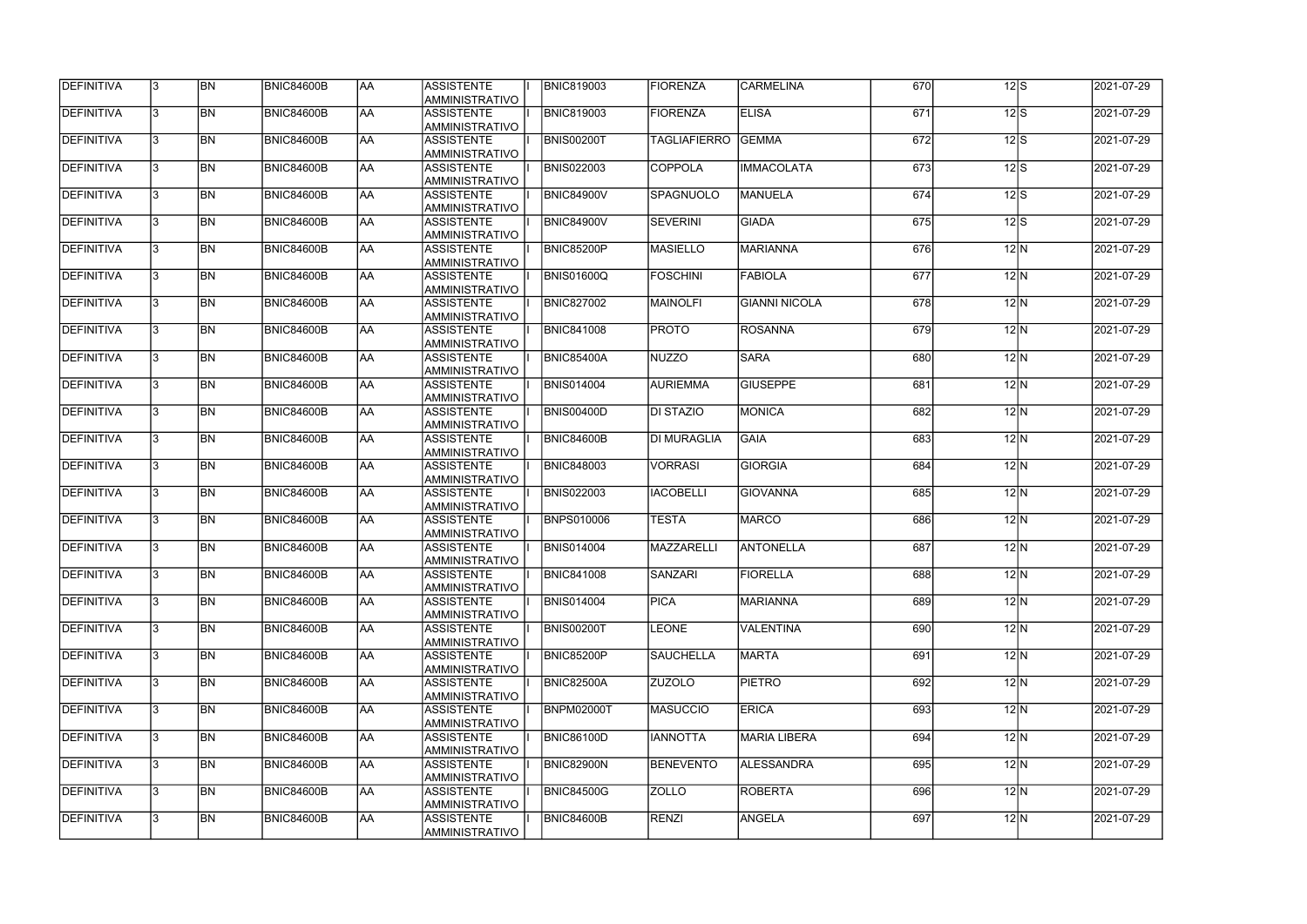| | | | | | | | | | | | | | | |
|---|---|---|---|---|---|---|---|---|---|---|---|---|---|---|
| DEFINITIVA | 3 | BN | BNIC84600B | AA | ASSISTENTE AMMINISTRATIVO | I | BNIC819003 | FIORENZA | CARMELINA | 670 | 12 | S | | 2021-07-29 |
| DEFINITIVA | 3 | BN | BNIC84600B | AA | ASSISTENTE AMMINISTRATIVO | I | BNIC819003 | FIORENZA | ELISA | 671 | 12 | S | | 2021-07-29 |
| DEFINITIVA | 3 | BN | BNIC84600B | AA | ASSISTENTE AMMINISTRATIVO | I | BNIS00200T | TAGLIAFIERRO | GEMMA | 672 | 12 | S | | 2021-07-29 |
| DEFINITIVA | 3 | BN | BNIC84600B | AA | ASSISTENTE AMMINISTRATIVO | I | BNIS022003 | COPPOLA | IMMACOLATA | 673 | 12 | S | | 2021-07-29 |
| DEFINITIVA | 3 | BN | BNIC84600B | AA | ASSISTENTE AMMINISTRATIVO | I | BNIC84900V | SPAGNUOLO | MANUELA | 674 | 12 | S | | 2021-07-29 |
| DEFINITIVA | 3 | BN | BNIC84600B | AA | ASSISTENTE AMMINISTRATIVO | I | BNIC84900V | SEVERINI | GIADA | 675 | 12 | S | | 2021-07-29 |
| DEFINITIVA | 3 | BN | BNIC84600B | AA | ASSISTENTE AMMINISTRATIVO | I | BNIC85200P | MASIELLO | MARIANNA | 676 | 12 | N | | 2021-07-29 |
| DEFINITIVA | 3 | BN | BNIC84600B | AA | ASSISTENTE AMMINISTRATIVO | I | BNIS01600Q | FOSCHINI | FABIOLA | 677 | 12 | N | | 2021-07-29 |
| DEFINITIVA | 3 | BN | BNIC84600B | AA | ASSISTENTE AMMINISTRATIVO | I | BNIC827002 | MAINOLFI | GIANNI NICOLA | 678 | 12 | N | | 2021-07-29 |
| DEFINITIVA | 3 | BN | BNIC84600B | AA | ASSISTENTE AMMINISTRATIVO | I | BNIC841008 | PROTO | ROSANNA | 679 | 12 | N | | 2021-07-29 |
| DEFINITIVA | 3 | BN | BNIC84600B | AA | ASSISTENTE AMMINISTRATIVO | I | BNIC85400A | NUZZO | SARA | 680 | 12 | N | | 2021-07-29 |
| DEFINITIVA | 3 | BN | BNIC84600B | AA | ASSISTENTE AMMINISTRATIVO | I | BNIS014004 | AURIEMMA | GIUSEPPE | 681 | 12 | N | | 2021-07-29 |
| DEFINITIVA | 3 | BN | BNIC84600B | AA | ASSISTENTE AMMINISTRATIVO | I | BNIS00400D | DI STAZIO | MONICA | 682 | 12 | N | | 2021-07-29 |
| DEFINITIVA | 3 | BN | BNIC84600B | AA | ASSISTENTE AMMINISTRATIVO | I | BNIC84600B | DI MURAGLIA | GAIA | 683 | 12 | N | | 2021-07-29 |
| DEFINITIVA | 3 | BN | BNIC84600B | AA | ASSISTENTE AMMINISTRATIVO | I | BNIC848003 | VORRASI | GIORGIA | 684 | 12 | N | | 2021-07-29 |
| DEFINITIVA | 3 | BN | BNIC84600B | AA | ASSISTENTE AMMINISTRATIVO | I | BNIS022003 | IACOBELLI | GIOVANNA | 685 | 12 | N | | 2021-07-29 |
| DEFINITIVA | 3 | BN | BNIC84600B | AA | ASSISTENTE AMMINISTRATIVO | I | BNPS010006 | TESTA | MARCO | 686 | 12 | N | | 2021-07-29 |
| DEFINITIVA | 3 | BN | BNIC84600B | AA | ASSISTENTE AMMINISTRATIVO | I | BNIS014004 | MAZZARELLI | ANTONELLA | 687 | 12 | N | | 2021-07-29 |
| DEFINITIVA | 3 | BN | BNIC84600B | AA | ASSISTENTE AMMINISTRATIVO | I | BNIC841008 | SANZARI | FIORELLA | 688 | 12 | N | | 2021-07-29 |
| DEFINITIVA | 3 | BN | BNIC84600B | AA | ASSISTENTE AMMINISTRATIVO | I | BNIS014004 | PICA | MARIANNA | 689 | 12 | N | | 2021-07-29 |
| DEFINITIVA | 3 | BN | BNIC84600B | AA | ASSISTENTE AMMINISTRATIVO | I | BNIS00200T | LEONE | VALENTINA | 690 | 12 | N | | 2021-07-29 |
| DEFINITIVA | 3 | BN | BNIC84600B | AA | ASSISTENTE AMMINISTRATIVO | I | BNIC85200P | SAUCHELLA | MARTA | 691 | 12 | N | | 2021-07-29 |
| DEFINITIVA | 3 | BN | BNIC84600B | AA | ASSISTENTE AMMINISTRATIVO | I | BNIC82500A | ZUZOLO | PIETRO | 692 | 12 | N | | 2021-07-29 |
| DEFINITIVA | 3 | BN | BNIC84600B | AA | ASSISTENTE AMMINISTRATIVO | I | BNPM02000T | MASUCCIO | ERICA | 693 | 12 | N | | 2021-07-29 |
| DEFINITIVA | 3 | BN | BNIC84600B | AA | ASSISTENTE AMMINISTRATIVO | I | BNIC86100D | IANNOTTA | MARIA LIBERA | 694 | 12 | N | | 2021-07-29 |
| DEFINITIVA | 3 | BN | BNIC84600B | AA | ASSISTENTE AMMINISTRATIVO | I | BNIC82900N | BENEVENTO | ALESSANDRA | 695 | 12 | N | | 2021-07-29 |
| DEFINITIVA | 3 | BN | BNIC84600B | AA | ASSISTENTE AMMINISTRATIVO | I | BNIC84500G | ZOLLO | ROBERTA | 696 | 12 | N | | 2021-07-29 |
| DEFINITIVA | 3 | BN | BNIC84600B | AA | ASSISTENTE AMMINISTRATIVO | I | BNIC84600B | RENZI | ANGELA | 697 | 12 | N | | 2021-07-29 |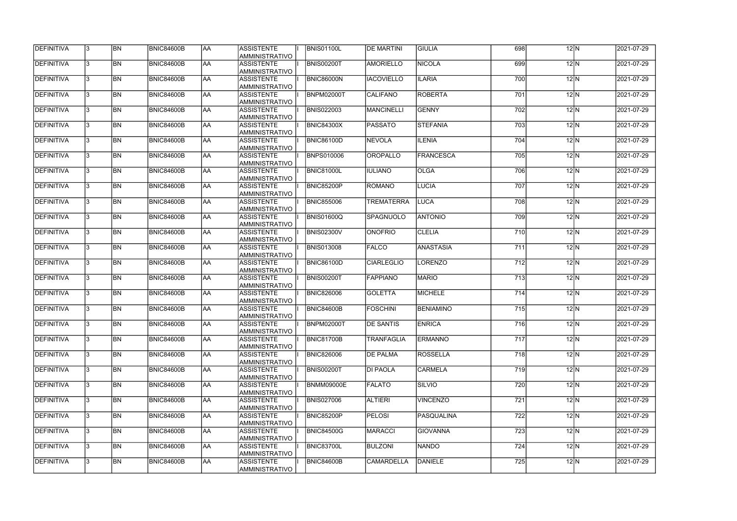| | | | | | | | | | | | | | | |
|---|---|---|---|---|---|---|---|---|---|---|---|---|---|---|
| DEFINITIVA | 3 | BN | BNIC84600B | AA | ASSISTENTE AMMINISTRATIVO | I | BNIS01100L | DE MARTINI | GIULIA | 698 | 12 | N | | 2021-07-29 |
| DEFINITIVA | 3 | BN | BNIC84600B | AA | ASSISTENTE AMMINISTRATIVO | I | BNIS00200T | AMORIELLO | NICOLA | 699 | 12 | N | | 2021-07-29 |
| DEFINITIVA | 3 | BN | BNIC84600B | AA | ASSISTENTE AMMINISTRATIVO | I | BNIC86000N | IACOVIELLO | ILARIA | 700 | 12 | N | | 2021-07-29 |
| DEFINITIVA | 3 | BN | BNIC84600B | AA | ASSISTENTE AMMINISTRATIVO | I | BNPM02000T | CALIFANO | ROBERTA | 701 | 12 | N | | 2021-07-29 |
| DEFINITIVA | 3 | BN | BNIC84600B | AA | ASSISTENTE AMMINISTRATIVO | I | BNIS022003 | MANCINELLI | GENNY | 702 | 12 | N | | 2021-07-29 |
| DEFINITIVA | 3 | BN | BNIC84600B | AA | ASSISTENTE AMMINISTRATIVO | I | BNIC84300X | PASSATO | STEFANIA | 703 | 12 | N | | 2021-07-29 |
| DEFINITIVA | 3 | BN | BNIC84600B | AA | ASSISTENTE AMMINISTRATIVO | I | BNIC86100D | NEVOLA | ILENIA | 704 | 12 | N | | 2021-07-29 |
| DEFINITIVA | 3 | BN | BNIC84600B | AA | ASSISTENTE AMMINISTRATIVO | I | BNPS010006 | OROPALLO | FRANCESCA | 705 | 12 | N | | 2021-07-29 |
| DEFINITIVA | 3 | BN | BNIC84600B | AA | ASSISTENTE AMMINISTRATIVO | I | BNIC81000L | IULIANO | OLGA | 706 | 12 | N | | 2021-07-29 |
| DEFINITIVA | 3 | BN | BNIC84600B | AA | ASSISTENTE AMMINISTRATIVO | I | BNIC85200P | ROMANO | LUCIA | 707 | 12 | N | | 2021-07-29 |
| DEFINITIVA | 3 | BN | BNIC84600B | AA | ASSISTENTE AMMINISTRATIVO | I | BNIC855006 | TREMATERRA | LUCA | 708 | 12 | N | | 2021-07-29 |
| DEFINITIVA | 3 | BN | BNIC84600B | AA | ASSISTENTE AMMINISTRATIVO | I | BNIS01600Q | SPAGNUOLO | ANTONIO | 709 | 12 | N | | 2021-07-29 |
| DEFINITIVA | 3 | BN | BNIC84600B | AA | ASSISTENTE AMMINISTRATIVO | I | BNIS02300V | ONOFRIO | CLELIA | 710 | 12 | N | | 2021-07-29 |
| DEFINITIVA | 3 | BN | BNIC84600B | AA | ASSISTENTE AMMINISTRATIVO | I | BNIS013008 | FALCO | ANASTASIA | 711 | 12 | N | | 2021-07-29 |
| DEFINITIVA | 3 | BN | BNIC84600B | AA | ASSISTENTE AMMINISTRATIVO | I | BNIC86100D | CIARLEGLIO | LORENZO | 712 | 12 | N | | 2021-07-29 |
| DEFINITIVA | 3 | BN | BNIC84600B | AA | ASSISTENTE AMMINISTRATIVO | I | BNIS00200T | FAPPIANO | MARIO | 713 | 12 | N | | 2021-07-29 |
| DEFINITIVA | 3 | BN | BNIC84600B | AA | ASSISTENTE AMMINISTRATIVO | I | BNIC826006 | GOLETTA | MICHELE | 714 | 12 | N | | 2021-07-29 |
| DEFINITIVA | 3 | BN | BNIC84600B | AA | ASSISTENTE AMMINISTRATIVO | I | BNIC84600B | FOSCHINI | BENIAMINO | 715 | 12 | N | | 2021-07-29 |
| DEFINITIVA | 3 | BN | BNIC84600B | AA | ASSISTENTE AMMINISTRATIVO | I | BNPM02000T | DE SANTIS | ENRICA | 716 | 12 | N | | 2021-07-29 |
| DEFINITIVA | 3 | BN | BNIC84600B | AA | ASSISTENTE AMMINISTRATIVO | I | BNIC81700B | TRANFAGLIA | ERMANNO | 717 | 12 | N | | 2021-07-29 |
| DEFINITIVA | 3 | BN | BNIC84600B | AA | ASSISTENTE AMMINISTRATIVO | I | BNIC826006 | DE PALMA | ROSSELLA | 718 | 12 | N | | 2021-07-29 |
| DEFINITIVA | 3 | BN | BNIC84600B | AA | ASSISTENTE AMMINISTRATIVO | I | BNIS00200T | DI PAOLA | CARMELA | 719 | 12 | N | | 2021-07-29 |
| DEFINITIVA | 3 | BN | BNIC84600B | AA | ASSISTENTE AMMINISTRATIVO | I | BNMM09000E | FALATO | SILVIO | 720 | 12 | N | | 2021-07-29 |
| DEFINITIVA | 3 | BN | BNIC84600B | AA | ASSISTENTE AMMINISTRATIVO | I | BNIS027006 | ALTIERI | VINCENZO | 721 | 12 | N | | 2021-07-29 |
| DEFINITIVA | 3 | BN | BNIC84600B | AA | ASSISTENTE AMMINISTRATIVO | I | BNIC85200P | PELOSI | PASQUALINA | 722 | 12 | N | | 2021-07-29 |
| DEFINITIVA | 3 | BN | BNIC84600B | AA | ASSISTENTE AMMINISTRATIVO | I | BNIC84500G | MARACCI | GIOVANNA | 723 | 12 | N | | 2021-07-29 |
| DEFINITIVA | 3 | BN | BNIC84600B | AA | ASSISTENTE AMMINISTRATIVO | I | BNIC83700L | BULZONI | NANDO | 724 | 12 | N | | 2021-07-29 |
| DEFINITIVA | 3 | BN | BNIC84600B | AA | ASSISTENTE AMMINISTRATIVO | I | BNIC84600B | CAMARDELLA | DANIELE | 725 | 12 | N | | 2021-07-29 |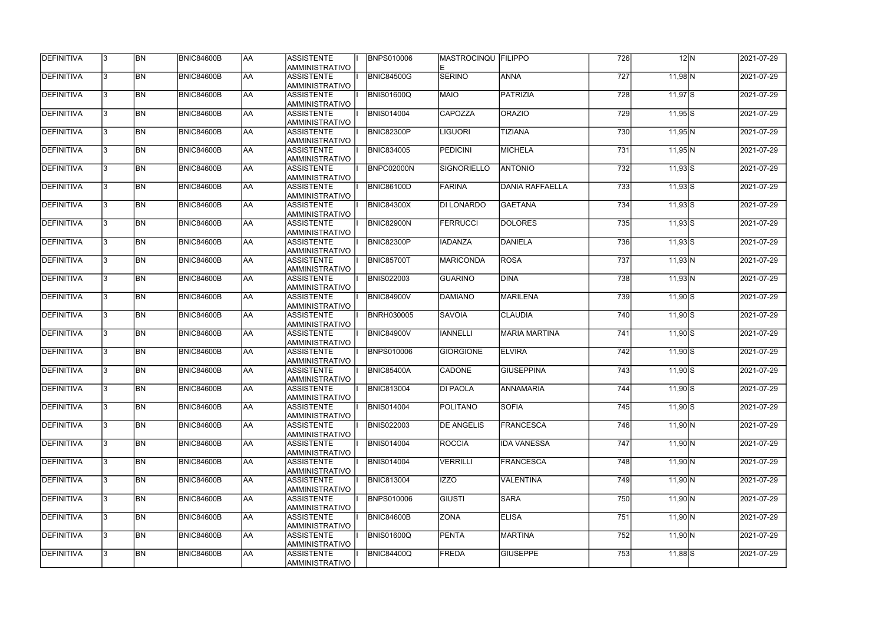| | | | | | | | | | | | | | | |
|---|---|---|---|---|---|---|---|---|---|---|---|---|---|---|
| DEFINITIVA | 3 | BN | BNIC84600B | AA | ASSISTENTE AMMINISTRATIVO | I | BNPS010006 | MASTROCINQUE | FILIPPO | 726 | 12 | N | | 2021-07-29 |
| DEFINITIVA | 3 | BN | BNIC84600B | AA | ASSISTENTE AMMINISTRATIVO | I | BNIC84500G | SERINO | ANNA | 727 | 11,98 | N | | 2021-07-29 |
| DEFINITIVA | 3 | BN | BNIC84600B | AA | ASSISTENTE AMMINISTRATIVO | I | BNIS01600Q | MAIO | PATRIZIA | 728 | 11,97 | S | | 2021-07-29 |
| DEFINITIVA | 3 | BN | BNIC84600B | AA | ASSISTENTE AMMINISTRATIVO | I | BNIS014004 | CAPOZZA | ORAZIO | 729 | 11,95 | S | | 2021-07-29 |
| DEFINITIVA | 3 | BN | BNIC84600B | AA | ASSISTENTE AMMINISTRATIVO | I | BNIC82300P | LIGUORI | TIZIANA | 730 | 11,95 | N | | 2021-07-29 |
| DEFINITIVA | 3 | BN | BNIC84600B | AA | ASSISTENTE AMMINISTRATIVO | I | BNIC834005 | PEDICINI | MICHELA | 731 | 11,95 | N | | 2021-07-29 |
| DEFINITIVA | 3 | BN | BNIC84600B | AA | ASSISTENTE AMMINISTRATIVO | I | BNPC02000N | SIGNORIELLO | ANTONIO | 732 | 11,93 | S | | 2021-07-29 |
| DEFINITIVA | 3 | BN | BNIC84600B | AA | ASSISTENTE AMMINISTRATIVO | I | BNIC86100D | FARINA | DANIA RAFFAELLA | 733 | 11,93 | S | | 2021-07-29 |
| DEFINITIVA | 3 | BN | BNIC84600B | AA | ASSISTENTE AMMINISTRATIVO | I | BNIC84300X | DI LONARDO | GAETANA | 734 | 11,93 | S | | 2021-07-29 |
| DEFINITIVA | 3 | BN | BNIC84600B | AA | ASSISTENTE AMMINISTRATIVO | I | BNIC82900N | FERRUCCI | DOLORES | 735 | 11,93 | S | | 2021-07-29 |
| DEFINITIVA | 3 | BN | BNIC84600B | AA | ASSISTENTE AMMINISTRATIVO | I | BNIC82300P | IADANZA | DANIELA | 736 | 11,93 | S | | 2021-07-29 |
| DEFINITIVA | 3 | BN | BNIC84600B | AA | ASSISTENTE AMMINISTRATIVO | I | BNIC85700T | MARICONDA | ROSA | 737 | 11,93 | N | | 2021-07-29 |
| DEFINITIVA | 3 | BN | BNIC84600B | AA | ASSISTENTE AMMINISTRATIVO | I | BNIS022003 | GUARINO | DINA | 738 | 11,93 | N | | 2021-07-29 |
| DEFINITIVA | 3 | BN | BNIC84600B | AA | ASSISTENTE AMMINISTRATIVO | I | BNIC84900V | DAMIANO | MARILENA | 739 | 11,90 | S | | 2021-07-29 |
| DEFINITIVA | 3 | BN | BNIC84600B | AA | ASSISTENTE AMMINISTRATIVO | I | BNRH030005 | SAVOIA | CLAUDIA | 740 | 11,90 | S | | 2021-07-29 |
| DEFINITIVA | 3 | BN | BNIC84600B | AA | ASSISTENTE AMMINISTRATIVO | I | BNIC84900V | IANNELLI | MARIA MARTINA | 741 | 11,90 | S | | 2021-07-29 |
| DEFINITIVA | 3 | BN | BNIC84600B | AA | ASSISTENTE AMMINISTRATIVO | I | BNPS010006 | GIORGIONE | ELVIRA | 742 | 11,90 | S | | 2021-07-29 |
| DEFINITIVA | 3 | BN | BNIC84600B | AA | ASSISTENTE AMMINISTRATIVO | I | BNIC85400A | CADONE | GIUSEPPINA | 743 | 11,90 | S | | 2021-07-29 |
| DEFINITIVA | 3 | BN | BNIC84600B | AA | ASSISTENTE AMMINISTRATIVO | I | BNIC813004 | DI PAOLA | ANNAMARIA | 744 | 11,90 | S | | 2021-07-29 |
| DEFINITIVA | 3 | BN | BNIC84600B | AA | ASSISTENTE AMMINISTRATIVO | I | BNIS014004 | POLITANO | SOFIA | 745 | 11,90 | S | | 2021-07-29 |
| DEFINITIVA | 3 | BN | BNIC84600B | AA | ASSISTENTE AMMINISTRATIVO | I | BNIS022003 | DE ANGELIS | FRANCESCA | 746 | 11,90 | N | | 2021-07-29 |
| DEFINITIVA | 3 | BN | BNIC84600B | AA | ASSISTENTE AMMINISTRATIVO | I | BNIS014004 | ROCCIA | IDA VANESSA | 747 | 11,90 | N | | 2021-07-29 |
| DEFINITIVA | 3 | BN | BNIC84600B | AA | ASSISTENTE AMMINISTRATIVO | I | BNIS014004 | VERRILLI | FRANCESCA | 748 | 11,90 | N | | 2021-07-29 |
| DEFINITIVA | 3 | BN | BNIC84600B | AA | ASSISTENTE AMMINISTRATIVO | I | BNIC813004 | IZZO | VALENTINA | 749 | 11,90 | N | | 2021-07-29 |
| DEFINITIVA | 3 | BN | BNIC84600B | AA | ASSISTENTE AMMINISTRATIVO | I | BNPS010006 | GIUSTI | SARA | 750 | 11,90 | N | | 2021-07-29 |
| DEFINITIVA | 3 | BN | BNIC84600B | AA | ASSISTENTE AMMINISTRATIVO | I | BNIC84600B | ZONA | ELISA | 751 | 11,90 | N | | 2021-07-29 |
| DEFINITIVA | 3 | BN | BNIC84600B | AA | ASSISTENTE AMMINISTRATIVO | I | BNIS01600Q | PENTA | MARTINA | 752 | 11,90 | N | | 2021-07-29 |
| DEFINITIVA | 3 | BN | BNIC84600B | AA | ASSISTENTE AMMINISTRATIVO | I | BNIC84400Q | FREDA | GIUSEPPE | 753 | 11,88 | S | | 2021-07-29 |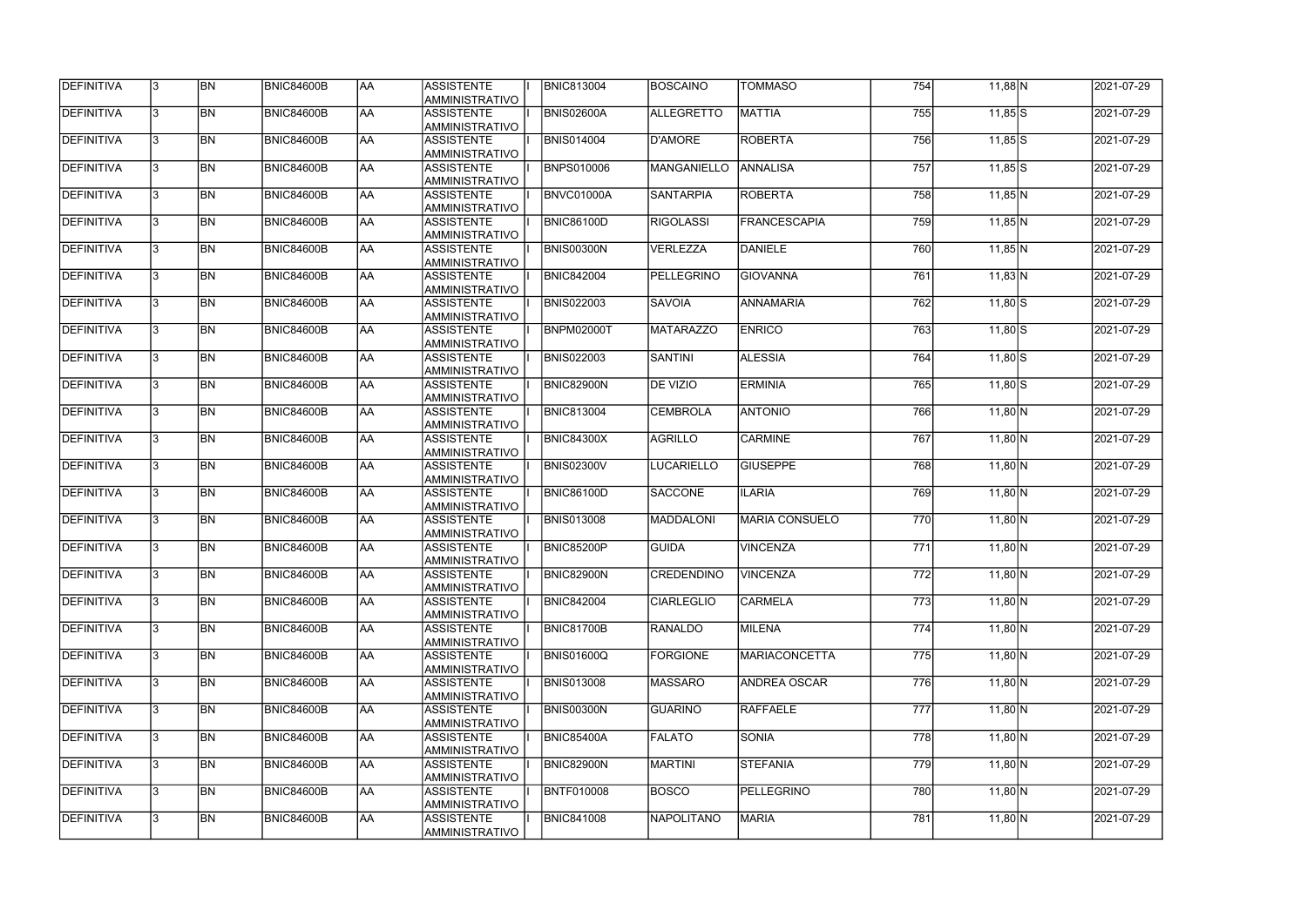| DEFINITIVA | 3 | BN | BNIC84600B | AA | ASSISTENTE AMMINISTRATIVO | I | BNIC813004 | BOSCAINO | TOMMASO | 754 | 11,88 | N | 2021-07-29 |
|---|---|---|---|---|---|---|---|---|---|---|---|---|---|
| DEFINITIVA | 3 | BN | BNIC84600B | AA | ASSISTENTE AMMINISTRATIVO | I | BNIS02600A | ALLEGRETTO | MATTIA | 755 | 11,85 | S | 2021-07-29 |
| DEFINITIVA | 3 | BN | BNIC84600B | AA | ASSISTENTE AMMINISTRATIVO | I | BNIS014004 | D'AMORE | ROBERTA | 756 | 11,85 | S | 2021-07-29 |
| DEFINITIVA | 3 | BN | BNIC84600B | AA | ASSISTENTE AMMINISTRATIVO | I | BNPS010006 | MANGANIELLO | ANNALISA | 757 | 11,85 | S | 2021-07-29 |
| DEFINITIVA | 3 | BN | BNIC84600B | AA | ASSISTENTE AMMINISTRATIVO | I | BNVC01000A | SANTARPIA | ROBERTA | 758 | 11,85 | N | 2021-07-29 |
| DEFINITIVA | 3 | BN | BNIC84600B | AA | ASSISTENTE AMMINISTRATIVO | I | BNIC86100D | RIGOLASSI | FRANCESCAPIA | 759 | 11,85 | N | 2021-07-29 |
| DEFINITIVA | 3 | BN | BNIC84600B | AA | ASSISTENTE AMMINISTRATIVO | I | BNIS00300N | VERLEZZA | DANIELE | 760 | 11,85 | N | 2021-07-29 |
| DEFINITIVA | 3 | BN | BNIC84600B | AA | ASSISTENTE AMMINISTRATIVO | I | BNIC842004 | PELLEGRINO | GIOVANNA | 761 | 11,83 | N | 2021-07-29 |
| DEFINITIVA | 3 | BN | BNIC84600B | AA | ASSISTENTE AMMINISTRATIVO | I | BNIS022003 | SAVOIA | ANNAMARIA | 762 | 11,80 | S | 2021-07-29 |
| DEFINITIVA | 3 | BN | BNIC84600B | AA | ASSISTENTE AMMINISTRATIVO | I | BNPM02000T | MATARAZZO | ENRICO | 763 | 11,80 | S | 2021-07-29 |
| DEFINITIVA | 3 | BN | BNIC84600B | AA | ASSISTENTE AMMINISTRATIVO | I | BNIS022003 | SANTINI | ALESSIA | 764 | 11,80 | S | 2021-07-29 |
| DEFINITIVA | 3 | BN | BNIC84600B | AA | ASSISTENTE AMMINISTRATIVO | I | BNIC82900N | DE VIZIO | ERMINIA | 765 | 11,80 | S | 2021-07-29 |
| DEFINITIVA | 3 | BN | BNIC84600B | AA | ASSISTENTE AMMINISTRATIVO | I | BNIC813004 | CEMBROLA | ANTONIO | 766 | 11,80 | N | 2021-07-29 |
| DEFINITIVA | 3 | BN | BNIC84600B | AA | ASSISTENTE AMMINISTRATIVO | I | BNIC84300X | AGRILLO | CARMINE | 767 | 11,80 | N | 2021-07-29 |
| DEFINITIVA | 3 | BN | BNIC84600B | AA | ASSISTENTE AMMINISTRATIVO | I | BNIS02300V | LUCARIELLO | GIUSEPPE | 768 | 11,80 | N | 2021-07-29 |
| DEFINITIVA | 3 | BN | BNIC84600B | AA | ASSISTENTE AMMINISTRATIVO | I | BNIC86100D | SACCONE | ILARIA | 769 | 11,80 | N | 2021-07-29 |
| DEFINITIVA | 3 | BN | BNIC84600B | AA | ASSISTENTE AMMINISTRATIVO | I | BNIS013008 | MADDALONI | MARIA CONSUELO | 770 | 11,80 | N | 2021-07-29 |
| DEFINITIVA | 3 | BN | BNIC84600B | AA | ASSISTENTE AMMINISTRATIVO | I | BNIC85200P | GUIDA | VINCENZA | 771 | 11,80 | N | 2021-07-29 |
| DEFINITIVA | 3 | BN | BNIC84600B | AA | ASSISTENTE AMMINISTRATIVO | I | BNIC82900N | CREDENDINO | VINCENZA | 772 | 11,80 | N | 2021-07-29 |
| DEFINITIVA | 3 | BN | BNIC84600B | AA | ASSISTENTE AMMINISTRATIVO | I | BNIC842004 | CIARLEGLIO | CARMELA | 773 | 11,80 | N | 2021-07-29 |
| DEFINITIVA | 3 | BN | BNIC84600B | AA | ASSISTENTE AMMINISTRATIVO | I | BNIC81700B | RANALDO | MILENA | 774 | 11,80 | N | 2021-07-29 |
| DEFINITIVA | 3 | BN | BNIC84600B | AA | ASSISTENTE AMMINISTRATIVO | I | BNIS01600Q | FORGIONE | MARIACONCETTA | 775 | 11,80 | N | 2021-07-29 |
| DEFINITIVA | 3 | BN | BNIC84600B | AA | ASSISTENTE AMMINISTRATIVO | I | BNIS013008 | MASSARO | ANDREA OSCAR | 776 | 11,80 | N | 2021-07-29 |
| DEFINITIVA | 3 | BN | BNIC84600B | AA | ASSISTENTE AMMINISTRATIVO | I | BNIS00300N | GUARINO | RAFFAELE | 777 | 11,80 | N | 2021-07-29 |
| DEFINITIVA | 3 | BN | BNIC84600B | AA | ASSISTENTE AMMINISTRATIVO | I | BNIC85400A | FALATO | SONIA | 778 | 11,80 | N | 2021-07-29 |
| DEFINITIVA | 3 | BN | BNIC84600B | AA | ASSISTENTE AMMINISTRATIVO | I | BNIC82900N | MARTINI | STEFANIA | 779 | 11,80 | N | 2021-07-29 |
| DEFINITIVA | 3 | BN | BNIC84600B | AA | ASSISTENTE AMMINISTRATIVO | I | BNTF010008 | BOSCO | PELLEGRINO | 780 | 11,80 | N | 2021-07-29 |
| DEFINITIVA | 3 | BN | BNIC84600B | AA | ASSISTENTE AMMINISTRATIVO | I | BNIC841008 | NAPOLITANO | MARIA | 781 | 11,80 | N | 2021-07-29 |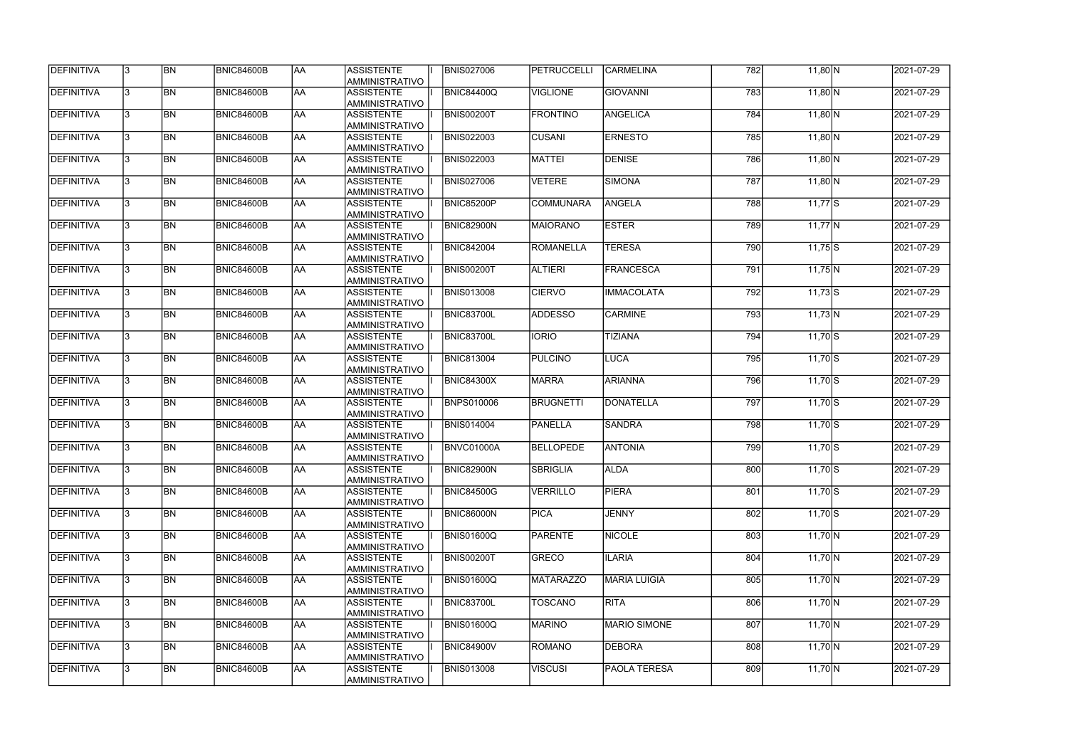| | | | | | | | | | | | | | | |
|---|---|---|---|---|---|---|---|---|---|---|---|---|---|---|
| DEFINITIVA | 3 | BN | BNIC84600B | AA | ASSISTENTE AMMINISTRATIVO | I | BNIS027006 | PETRUCCELLI | CARMELINA | 782 | 11,80 | N | | 2021-07-29 |
| DEFINITIVA | 3 | BN | BNIC84600B | AA | ASSISTENTE AMMINISTRATIVO | I | BNIC84400Q | VIGLIONE | GIOVANNI | 783 | 11,80 | N | | 2021-07-29 |
| DEFINITIVA | 3 | BN | BNIC84600B | AA | ASSISTENTE AMMINISTRATIVO | I | BNIS00200T | FRONTINO | ANGELICA | 784 | 11,80 | N | | 2021-07-29 |
| DEFINITIVA | 3 | BN | BNIC84600B | AA | ASSISTENTE AMMINISTRATIVO | I | BNIS022003 | CUSANI | ERNESTO | 785 | 11,80 | N | | 2021-07-29 |
| DEFINITIVA | 3 | BN | BNIC84600B | AA | ASSISTENTE AMMINISTRATIVO | I | BNIS022003 | MATTEI | DENISE | 786 | 11,80 | N | | 2021-07-29 |
| DEFINITIVA | 3 | BN | BNIC84600B | AA | ASSISTENTE AMMINISTRATIVO | I | BNIS027006 | VETERE | SIMONA | 787 | 11,80 | N | | 2021-07-29 |
| DEFINITIVA | 3 | BN | BNIC84600B | AA | ASSISTENTE AMMINISTRATIVO | I | BNIC85200P | COMMUNARA | ANGELA | 788 | 11,77 | S | | 2021-07-29 |
| DEFINITIVA | 3 | BN | BNIC84600B | AA | ASSISTENTE AMMINISTRATIVO | I | BNIC82900N | MAIORANO | ESTER | 789 | 11,77 | N | | 2021-07-29 |
| DEFINITIVA | 3 | BN | BNIC84600B | AA | ASSISTENTE AMMINISTRATIVO | I | BNIC842004 | ROMANELLA | TERESA | 790 | 11,75 | S | | 2021-07-29 |
| DEFINITIVA | 3 | BN | BNIC84600B | AA | ASSISTENTE AMMINISTRATIVO | I | BNIS00200T | ALTIERI | FRANCESCA | 791 | 11,75 | N | | 2021-07-29 |
| DEFINITIVA | 3 | BN | BNIC84600B | AA | ASSISTENTE AMMINISTRATIVO | I | BNIS013008 | CIERVO | IMMACOLATA | 792 | 11,73 | S | | 2021-07-29 |
| DEFINITIVA | 3 | BN | BNIC84600B | AA | ASSISTENTE AMMINISTRATIVO | I | BNIC83700L | ADDESSO | CARMINE | 793 | 11,73 | N | | 2021-07-29 |
| DEFINITIVA | 3 | BN | BNIC84600B | AA | ASSISTENTE AMMINISTRATIVO | I | BNIC83700L | IORIO | TIZIANA | 794 | 11,70 | S | | 2021-07-29 |
| DEFINITIVA | 3 | BN | BNIC84600B | AA | ASSISTENTE AMMINISTRATIVO | I | BNIC813004 | PULCINO | LUCA | 795 | 11,70 | S | | 2021-07-29 |
| DEFINITIVA | 3 | BN | BNIC84600B | AA | ASSISTENTE AMMINISTRATIVO | I | BNIC84300X | MARRA | ARIANNA | 796 | 11,70 | S | | 2021-07-29 |
| DEFINITIVA | 3 | BN | BNIC84600B | AA | ASSISTENTE AMMINISTRATIVO | I | BNPS010006 | BRUGNETTI | DONATELLA | 797 | 11,70 | S | | 2021-07-29 |
| DEFINITIVA | 3 | BN | BNIC84600B | AA | ASSISTENTE AMMINISTRATIVO | I | BNIS014004 | PANELLA | SANDRA | 798 | 11,70 | S | | 2021-07-29 |
| DEFINITIVA | 3 | BN | BNIC84600B | AA | ASSISTENTE AMMINISTRATIVO | I | BNVC01000A | BELLOPEDE | ANTONIA | 799 | 11,70 | S | | 2021-07-29 |
| DEFINITIVA | 3 | BN | BNIC84600B | AA | ASSISTENTE AMMINISTRATIVO | I | BNIC82900N | SBRIGLIA | ALDA | 800 | 11,70 | S | | 2021-07-29 |
| DEFINITIVA | 3 | BN | BNIC84600B | AA | ASSISTENTE AMMINISTRATIVO | I | BNIC84500G | VERRILLO | PIERA | 801 | 11,70 | S | | 2021-07-29 |
| DEFINITIVA | 3 | BN | BNIC84600B | AA | ASSISTENTE AMMINISTRATIVO | I | BNIC86000N | PICA | JENNY | 802 | 11,70 | S | | 2021-07-29 |
| DEFINITIVA | 3 | BN | BNIC84600B | AA | ASSISTENTE AMMINISTRATIVO | I | BNIS01600Q | PARENTE | NICOLE | 803 | 11,70 | N | | 2021-07-29 |
| DEFINITIVA | 3 | BN | BNIC84600B | AA | ASSISTENTE AMMINISTRATIVO | I | BNIS00200T | GRECO | ILARIA | 804 | 11,70 | N | | 2021-07-29 |
| DEFINITIVA | 3 | BN | BNIC84600B | AA | ASSISTENTE AMMINISTRATIVO | I | BNIS01600Q | MATARAZZO | MARIA LUIGIA | 805 | 11,70 | N | | 2021-07-29 |
| DEFINITIVA | 3 | BN | BNIC84600B | AA | ASSISTENTE AMMINISTRATIVO | I | BNIC83700L | TOSCANO | RITA | 806 | 11,70 | N | | 2021-07-29 |
| DEFINITIVA | 3 | BN | BNIC84600B | AA | ASSISTENTE AMMINISTRATIVO | I | BNIS01600Q | MARINO | MARIO SIMONE | 807 | 11,70 | N | | 2021-07-29 |
| DEFINITIVA | 3 | BN | BNIC84600B | AA | ASSISTENTE AMMINISTRATIVO | I | BNIC84900V | ROMANO | DEBORA | 808 | 11,70 | N | | 2021-07-29 |
| DEFINITIVA | 3 | BN | BNIC84600B | AA | ASSISTENTE AMMINISTRATIVO | I | BNIS013008 | VISCUSI | PAOLA TERESA | 809 | 11,70 | N | | 2021-07-29 |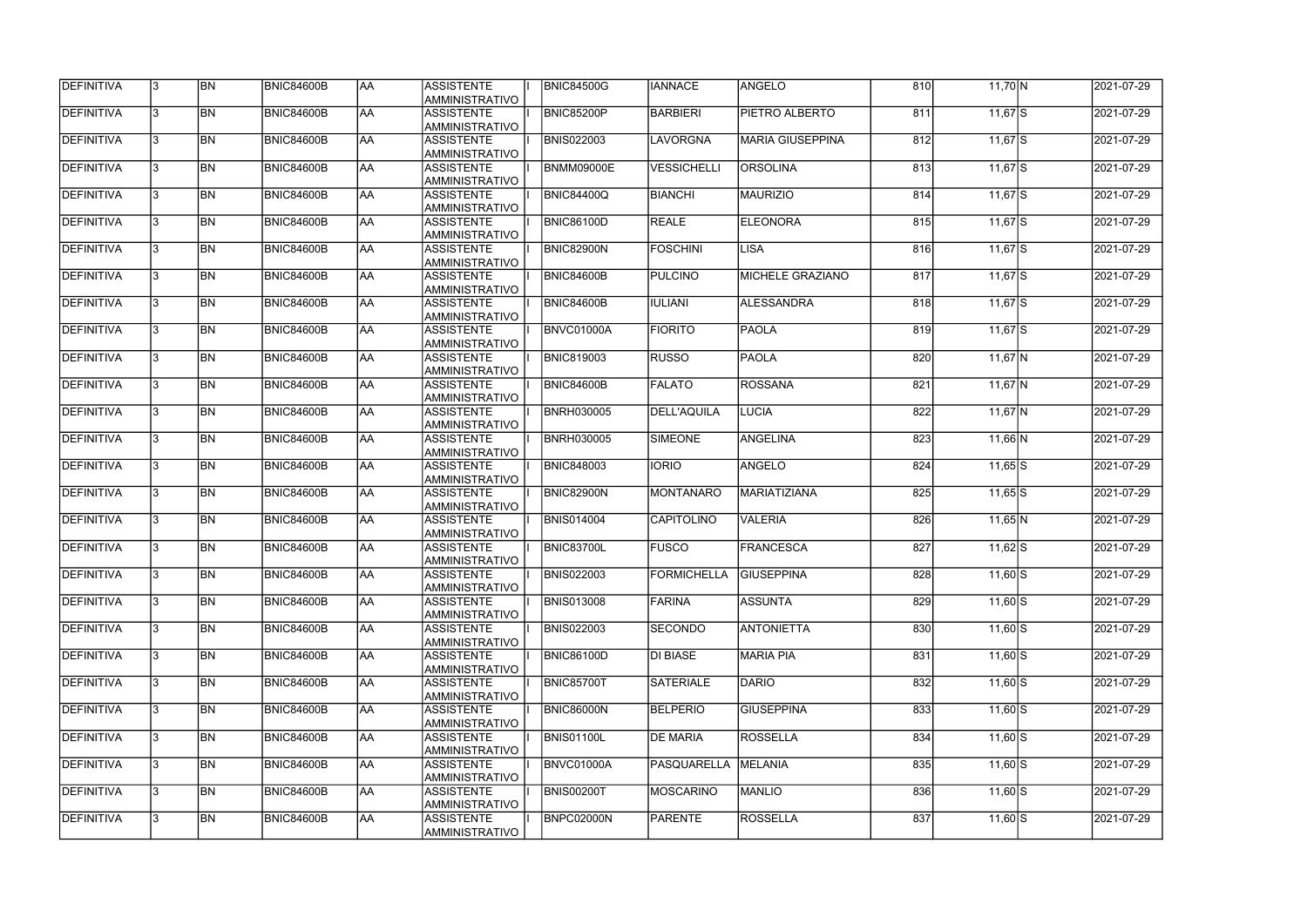| | | | | | | | | | | | | | | |
|---|---|---|---|---|---|---|---|---|---|---|---|---|---|---|
| DEFINITIVA | 3 | BN | BNIC84600B | AA | ASSISTENTE AMMINISTRATIVO | I | BNIC84500G | IANNACE | ANGELO | 810 | 11,70 | N | | 2021-07-29 |
| DEFINITIVA | 3 | BN | BNIC84600B | AA | ASSISTENTE AMMINISTRATIVO | I | BNIC85200P | BARBIERI | PIETRO ALBERTO | 811 | 11,67 | S | | 2021-07-29 |
| DEFINITIVA | 3 | BN | BNIC84600B | AA | ASSISTENTE AMMINISTRATIVO | I | BNIS022003 | LAVORGNA | MARIA GIUSEPPINA | 812 | 11,67 | S | | 2021-07-29 |
| DEFINITIVA | 3 | BN | BNIC84600B | AA | ASSISTENTE AMMINISTRATIVO | I | BNMM09000E | VESSICHELLI | ORSOLINA | 813 | 11,67 | S | | 2021-07-29 |
| DEFINITIVA | 3 | BN | BNIC84600B | AA | ASSISTENTE AMMINISTRATIVO | I | BNIC84400Q | BIANCHI | MAURIZIO | 814 | 11,67 | S | | 2021-07-29 |
| DEFINITIVA | 3 | BN | BNIC84600B | AA | ASSISTENTE AMMINISTRATIVO | I | BNIC86100D | REALE | ELEONORA | 815 | 11,67 | S | | 2021-07-29 |
| DEFINITIVA | 3 | BN | BNIC84600B | AA | ASSISTENTE AMMINISTRATIVO | I | BNIC82900N | FOSCHINI | LISA | 816 | 11,67 | S | | 2021-07-29 |
| DEFINITIVA | 3 | BN | BNIC84600B | AA | ASSISTENTE AMMINISTRATIVO | I | BNIC84600B | PULCINO | MICHELE GRAZIANO | 817 | 11,67 | S | | 2021-07-29 |
| DEFINITIVA | 3 | BN | BNIC84600B | AA | ASSISTENTE AMMINISTRATIVO | I | BNIC84600B | IULIANI | ALESSANDRA | 818 | 11,67 | S | | 2021-07-29 |
| DEFINITIVA | 3 | BN | BNIC84600B | AA | ASSISTENTE AMMINISTRATIVO | I | BNVC01000A | FIORITO | PAOLA | 819 | 11,67 | S | | 2021-07-29 |
| DEFINITIVA | 3 | BN | BNIC84600B | AA | ASSISTENTE AMMINISTRATIVO | I | BNIC819003 | RUSSO | PAOLA | 820 | 11,67 | N | | 2021-07-29 |
| DEFINITIVA | 3 | BN | BNIC84600B | AA | ASSISTENTE AMMINISTRATIVO | I | BNIC84600B | FALATO | ROSSANA | 821 | 11,67 | N | | 2021-07-29 |
| DEFINITIVA | 3 | BN | BNIC84600B | AA | ASSISTENTE AMMINISTRATIVO | I | BNRH030005 | DELL'AQUILA | LUCIA | 822 | 11,67 | N | | 2021-07-29 |
| DEFINITIVA | 3 | BN | BNIC84600B | AA | ASSISTENTE AMMINISTRATIVO | I | BNRH030005 | SIMEONE | ANGELINA | 823 | 11,66 | N | | 2021-07-29 |
| DEFINITIVA | 3 | BN | BNIC84600B | AA | ASSISTENTE AMMINISTRATIVO | I | BNIC848003 | IORIO | ANGELO | 824 | 11,65 | S | | 2021-07-29 |
| DEFINITIVA | 3 | BN | BNIC84600B | AA | ASSISTENTE AMMINISTRATIVO | I | BNIC82900N | MONTANARO | MARIATIZIANA | 825 | 11,65 | S | | 2021-07-29 |
| DEFINITIVA | 3 | BN | BNIC84600B | AA | ASSISTENTE AMMINISTRATIVO | I | BNIS014004 | CAPITOLINO | VALERIA | 826 | 11,65 | N | | 2021-07-29 |
| DEFINITIVA | 3 | BN | BNIC84600B | AA | ASSISTENTE AMMINISTRATIVO | I | BNIC83700L | FUSCO | FRANCESCA | 827 | 11,62 | S | | 2021-07-29 |
| DEFINITIVA | 3 | BN | BNIC84600B | AA | ASSISTENTE AMMINISTRATIVO | I | BNIS022003 | FORMICHELLA | GIUSEPPINA | 828 | 11,60 | S | | 2021-07-29 |
| DEFINITIVA | 3 | BN | BNIC84600B | AA | ASSISTENTE AMMINISTRATIVO | I | BNIS013008 | FARINA | ASSUNTA | 829 | 11,60 | S | | 2021-07-29 |
| DEFINITIVA | 3 | BN | BNIC84600B | AA | ASSISTENTE AMMINISTRATIVO | I | BNIS022003 | SECONDO | ANTONIETTA | 830 | 11,60 | S | | 2021-07-29 |
| DEFINITIVA | 3 | BN | BNIC84600B | AA | ASSISTENTE AMMINISTRATIVO | I | BNIC86100D | DI BIASE | MARIA PIA | 831 | 11,60 | S | | 2021-07-29 |
| DEFINITIVA | 3 | BN | BNIC84600B | AA | ASSISTENTE AMMINISTRATIVO | I | BNIC85700T | SATERIALE | DARIO | 832 | 11,60 | S | | 2021-07-29 |
| DEFINITIVA | 3 | BN | BNIC84600B | AA | ASSISTENTE AMMINISTRATIVO | I | BNIC86000N | BELPERIO | GIUSEPPINA | 833 | 11,60 | S | | 2021-07-29 |
| DEFINITIVA | 3 | BN | BNIC84600B | AA | ASSISTENTE AMMINISTRATIVO | I | BNIS01100L | DE MARIA | ROSSELLA | 834 | 11,60 | S | | 2021-07-29 |
| DEFINITIVA | 3 | BN | BNIC84600B | AA | ASSISTENTE AMMINISTRATIVO | I | BNVC01000A | PASQUARELLA | MELANIA | 835 | 11,60 | S | | 2021-07-29 |
| DEFINITIVA | 3 | BN | BNIC84600B | AA | ASSISTENTE AMMINISTRATIVO | I | BNIS00200T | MOSCARINO | MANLIO | 836 | 11,60 | S | | 2021-07-29 |
| DEFINITIVA | 3 | BN | BNIC84600B | AA | ASSISTENTE AMMINISTRATIVO | I | BNPC02000N | PARENTE | ROSSELLA | 837 | 11,60 | S | | 2021-07-29 |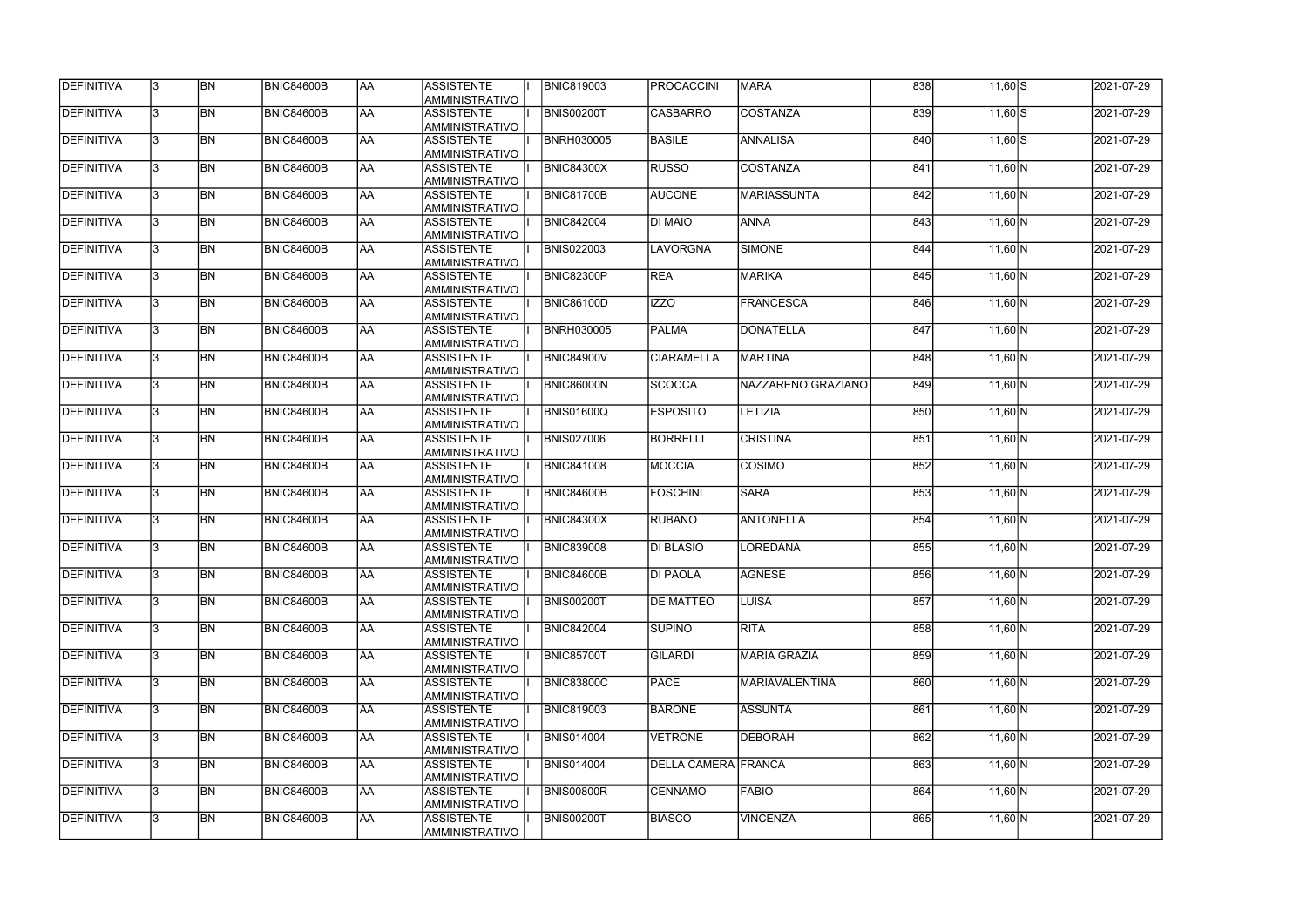| | | | | | | | | | | | | | |
|---|---|---|---|---|---|---|---|---|---|---|---|---|---|
| DEFINITIVA | 3 | BN | BNIC84600B | AA | ASSISTENTE AMMINISTRATIVO | I | BNIC819003 | PROCACCINI | MARA | 838 | 11,60 | S | 2021-07-29 |
| DEFINITIVA | 3 | BN | BNIC84600B | AA | ASSISTENTE AMMINISTRATIVO | I | BNIS00200T | CASBARRO | COSTANZA | 839 | 11,60 | S | 2021-07-29 |
| DEFINITIVA | 3 | BN | BNIC84600B | AA | ASSISTENTE AMMINISTRATIVO | I | BNRH030005 | BASILE | ANNALISA | 840 | 11,60 | S | 2021-07-29 |
| DEFINITIVA | 3 | BN | BNIC84600B | AA | ASSISTENTE AMMINISTRATIVO | I | BNIC84300X | RUSSO | COSTANZA | 841 | 11,60 | N | 2021-07-29 |
| DEFINITIVA | 3 | BN | BNIC84600B | AA | ASSISTENTE AMMINISTRATIVO | I | BNIC81700B | AUCONE | MARIASSUNTA | 842 | 11,60 | N | 2021-07-29 |
| DEFINITIVA | 3 | BN | BNIC84600B | AA | ASSISTENTE AMMINISTRATIVO | I | BNIC842004 | DI MAIO | ANNA | 843 | 11,60 | N | 2021-07-29 |
| DEFINITIVA | 3 | BN | BNIC84600B | AA | ASSISTENTE AMMINISTRATIVO | I | BNIS022003 | LAVORGNA | SIMONE | 844 | 11,60 | N | 2021-07-29 |
| DEFINITIVA | 3 | BN | BNIC84600B | AA | ASSISTENTE AMMINISTRATIVO | I | BNIC82300P | REA | MARIKA | 845 | 11,60 | N | 2021-07-29 |
| DEFINITIVA | 3 | BN | BNIC84600B | AA | ASSISTENTE AMMINISTRATIVO | I | BNIC86100D | IZZO | FRANCESCA | 846 | 11,60 | N | 2021-07-29 |
| DEFINITIVA | 3 | BN | BNIC84600B | AA | ASSISTENTE AMMINISTRATIVO | I | BNRH030005 | PALMA | DONATELLA | 847 | 11,60 | N | 2021-07-29 |
| DEFINITIVA | 3 | BN | BNIC84600B | AA | ASSISTENTE AMMINISTRATIVO | I | BNIC84900V | CIARAMELLA | MARTINA | 848 | 11,60 | N | 2021-07-29 |
| DEFINITIVA | 3 | BN | BNIC84600B | AA | ASSISTENTE AMMINISTRATIVO | I | BNIC86000N | SCOCCA | NAZZARENO GRAZIANO | 849 | 11,60 | N | 2021-07-29 |
| DEFINITIVA | 3 | BN | BNIC84600B | AA | ASSISTENTE AMMINISTRATIVO | I | BNIS01600Q | ESPOSITO | LETIZIA | 850 | 11,60 | N | 2021-07-29 |
| DEFINITIVA | 3 | BN | BNIC84600B | AA | ASSISTENTE AMMINISTRATIVO | I | BNIS027006 | BORRELLI | CRISTINA | 851 | 11,60 | N | 2021-07-29 |
| DEFINITIVA | 3 | BN | BNIC84600B | AA | ASSISTENTE AMMINISTRATIVO | I | BNIC841008 | MOCCIA | COSIMO | 852 | 11,60 | N | 2021-07-29 |
| DEFINITIVA | 3 | BN | BNIC84600B | AA | ASSISTENTE AMMINISTRATIVO | I | BNIC84600B | FOSCHINI | SARA | 853 | 11,60 | N | 2021-07-29 |
| DEFINITIVA | 3 | BN | BNIC84600B | AA | ASSISTENTE AMMINISTRATIVO | I | BNIC84300X | RUBANO | ANTONELLA | 854 | 11,60 | N | 2021-07-29 |
| DEFINITIVA | 3 | BN | BNIC84600B | AA | ASSISTENTE AMMINISTRATIVO | I | BNIC839008 | DI BLASIO | LOREDANA | 855 | 11,60 | N | 2021-07-29 |
| DEFINITIVA | 3 | BN | BNIC84600B | AA | ASSISTENTE AMMINISTRATIVO | I | BNIC84600B | DI PAOLA | AGNESE | 856 | 11,60 | N | 2021-07-29 |
| DEFINITIVA | 3 | BN | BNIC84600B | AA | ASSISTENTE AMMINISTRATIVO | I | BNIS00200T | DE MATTEO | LUISA | 857 | 11,60 | N | 2021-07-29 |
| DEFINITIVA | 3 | BN | BNIC84600B | AA | ASSISTENTE AMMINISTRATIVO | I | BNIC842004 | SUPINO | RITA | 858 | 11,60 | N | 2021-07-29 |
| DEFINITIVA | 3 | BN | BNIC84600B | AA | ASSISTENTE AMMINISTRATIVO | I | BNIC85700T | GILARDI | MARIA GRAZIA | 859 | 11,60 | N | 2021-07-29 |
| DEFINITIVA | 3 | BN | BNIC84600B | AA | ASSISTENTE AMMINISTRATIVO | I | BNIC83800C | PACE | MARIAVALENTINA | 860 | 11,60 | N | 2021-07-29 |
| DEFINITIVA | 3 | BN | BNIC84600B | AA | ASSISTENTE AMMINISTRATIVO | I | BNIC819003 | BARONE | ASSUNTA | 861 | 11,60 | N | 2021-07-29 |
| DEFINITIVA | 3 | BN | BNIC84600B | AA | ASSISTENTE AMMINISTRATIVO | I | BNIS014004 | VETRONE | DEBORAH | 862 | 11,60 | N | 2021-07-29 |
| DEFINITIVA | 3 | BN | BNIC84600B | AA | ASSISTENTE AMMINISTRATIVO | I | BNIS014004 | DELLA CAMERA | FRANCA | 863 | 11,60 | N | 2021-07-29 |
| DEFINITIVA | 3 | BN | BNIC84600B | AA | ASSISTENTE AMMINISTRATIVO | I | BNIS00800R | CENNAMO | FABIO | 864 | 11,60 | N | 2021-07-29 |
| DEFINITIVA | 3 | BN | BNIC84600B | AA | ASSISTENTE AMMINISTRATIVO | I | BNIS00200T | BIASCO | VINCENZA | 865 | 11,60 | N | 2021-07-29 |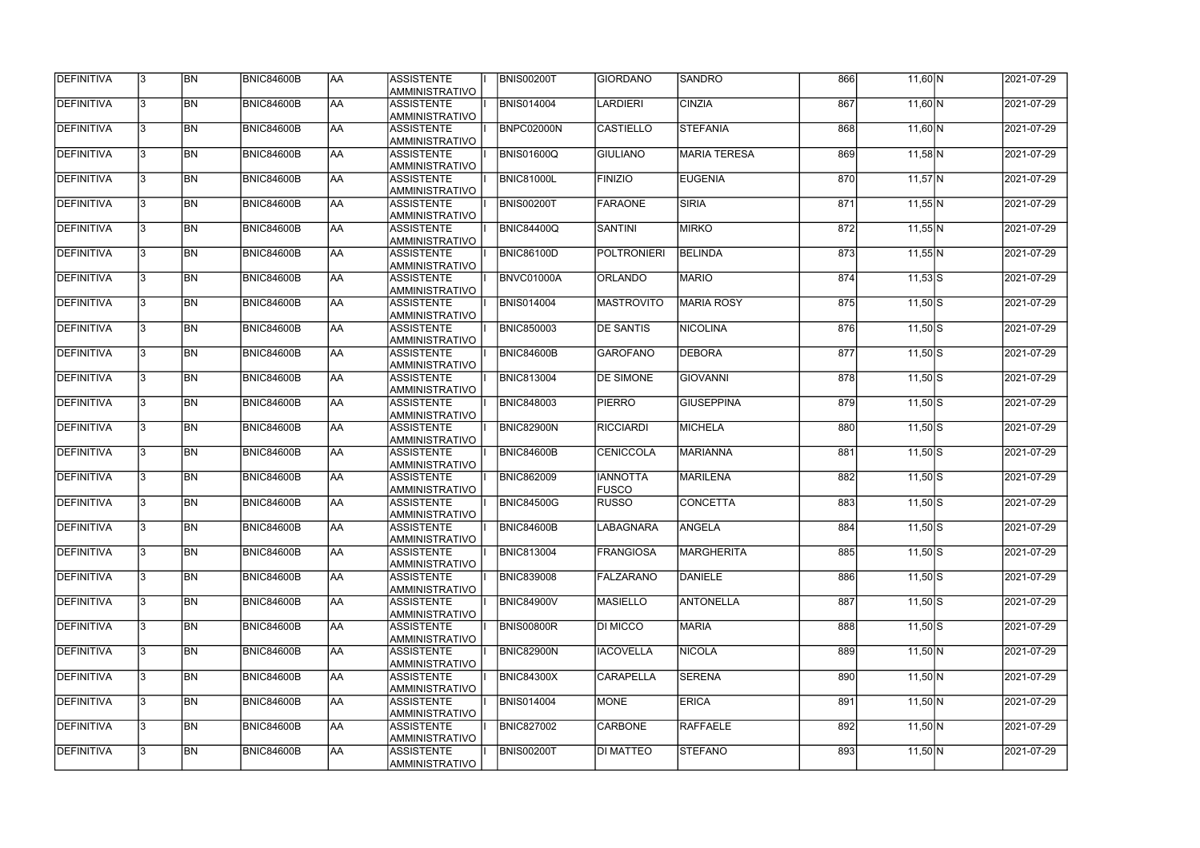| | | | | | | | | | | | | | | |
|---|---|---|---|---|---|---|---|---|---|---|---|---|---|---|
| DEFINITIVA | 3 | BN | BNIC84600B | AA | ASSISTENTE AMMINISTRATIVO | I | BNIS00200T | GIORDANO | SANDRO | 866 | 11,60 | N | | 2021-07-29 |
| DEFINITIVA | 3 | BN | BNIC84600B | AA | ASSISTENTE AMMINISTRATIVO | I | BNIS014004 | LARDIERI | CINZIA | 867 | 11,60 | N | | 2021-07-29 |
| DEFINITIVA | 3 | BN | BNIC84600B | AA | ASSISTENTE AMMINISTRATIVO | I | BNPC02000N | CASTIELLO | STEFANIA | 868 | 11,60 | N | | 2021-07-29 |
| DEFINITIVA | 3 | BN | BNIC84600B | AA | ASSISTENTE AMMINISTRATIVO | I | BNIS01600Q | GIULIANO | MARIA TERESA | 869 | 11,58 | N | | 2021-07-29 |
| DEFINITIVA | 3 | BN | BNIC84600B | AA | ASSISTENTE AMMINISTRATIVO | I | BNIC81000L | FINIZIO | EUGENIA | 870 | 11,57 | N | | 2021-07-29 |
| DEFINITIVA | 3 | BN | BNIC84600B | AA | ASSISTENTE AMMINISTRATIVO | I | BNIS00200T | FARAONE | SIRIA | 871 | 11,55 | N | | 2021-07-29 |
| DEFINITIVA | 3 | BN | BNIC84600B | AA | ASSISTENTE AMMINISTRATIVO | I | BNIC84400Q | SANTINI | MIRKO | 872 | 11,55 | N | | 2021-07-29 |
| DEFINITIVA | 3 | BN | BNIC84600B | AA | ASSISTENTE AMMINISTRATIVO | I | BNIC86100D | POLTRONIERI | BELINDA | 873 | 11,55 | N | | 2021-07-29 |
| DEFINITIVA | 3 | BN | BNIC84600B | AA | ASSISTENTE AMMINISTRATIVO | I | BNVC01000A | ORLANDO | MARIO | 874 | 11,53 | S | | 2021-07-29 |
| DEFINITIVA | 3 | BN | BNIC84600B | AA | ASSISTENTE AMMINISTRATIVO | I | BNIS014004 | MASTROVITO | MARIA ROSY | 875 | 11,50 | S | | 2021-07-29 |
| DEFINITIVA | 3 | BN | BNIC84600B | AA | ASSISTENTE AMMINISTRATIVO | I | BNIC850003 | DE SANTIS | NICOLINA | 876 | 11,50 | S | | 2021-07-29 |
| DEFINITIVA | 3 | BN | BNIC84600B | AA | ASSISTENTE AMMINISTRATIVO | I | BNIC84600B | GAROFANO | DEBORA | 877 | 11,50 | S | | 2021-07-29 |
| DEFINITIVA | 3 | BN | BNIC84600B | AA | ASSISTENTE AMMINISTRATIVO | I | BNIC813004 | DE SIMONE | GIOVANNI | 878 | 11,50 | S | | 2021-07-29 |
| DEFINITIVA | 3 | BN | BNIC84600B | AA | ASSISTENTE AMMINISTRATIVO | I | BNIC848003 | PIERRO | GIUSEPPINA | 879 | 11,50 | S | | 2021-07-29 |
| DEFINITIVA | 3 | BN | BNIC84600B | AA | ASSISTENTE AMMINISTRATIVO | I | BNIC82900N | RICCIARDI | MICHELA | 880 | 11,50 | S | | 2021-07-29 |
| DEFINITIVA | 3 | BN | BNIC84600B | AA | ASSISTENTE AMMINISTRATIVO | I | BNIC84600B | CENICCOLA | MARIANNA | 881 | 11,50 | S | | 2021-07-29 |
| DEFINITIVA | 3 | BN | BNIC84600B | AA | ASSISTENTE AMMINISTRATIVO | I | BNIC862009 | IANNOTTA FUSCO | MARILENA | 882 | 11,50 | S | | 2021-07-29 |
| DEFINITIVA | 3 | BN | BNIC84600B | AA | ASSISTENTE AMMINISTRATIVO | I | BNIC84500G | RUSSO | CONCETTA | 883 | 11,50 | S | | 2021-07-29 |
| DEFINITIVA | 3 | BN | BNIC84600B | AA | ASSISTENTE AMMINISTRATIVO | I | BNIC84600B | LABAGNARA | ANGELA | 884 | 11,50 | S | | 2021-07-29 |
| DEFINITIVA | 3 | BN | BNIC84600B | AA | ASSISTENTE AMMINISTRATIVO | I | BNIC813004 | FRANGIOSA | MARGHERITA | 885 | 11,50 | S | | 2021-07-29 |
| DEFINITIVA | 3 | BN | BNIC84600B | AA | ASSISTENTE AMMINISTRATIVO | I | BNIC839008 | FALZARANO | DANIELE | 886 | 11,50 | S | | 2021-07-29 |
| DEFINITIVA | 3 | BN | BNIC84600B | AA | ASSISTENTE AMMINISTRATIVO | I | BNIC84900V | MASIELLO | ANTONELLA | 887 | 11,50 | S | | 2021-07-29 |
| DEFINITIVA | 3 | BN | BNIC84600B | AA | ASSISTENTE AMMINISTRATIVO | I | BNIS00800R | DI MICCO | MARIA | 888 | 11,50 | S | | 2021-07-29 |
| DEFINITIVA | 3 | BN | BNIC84600B | AA | ASSISTENTE AMMINISTRATIVO | I | BNIC82900N | IACOVELLA | NICOLA | 889 | 11,50 | N | | 2021-07-29 |
| DEFINITIVA | 3 | BN | BNIC84600B | AA | ASSISTENTE AMMINISTRATIVO | I | BNIC84300X | CARAPELLA | SERENA | 890 | 11,50 | N | | 2021-07-29 |
| DEFINITIVA | 3 | BN | BNIC84600B | AA | ASSISTENTE AMMINISTRATIVO | I | BNIS014004 | MONE | ERICA | 891 | 11,50 | N | | 2021-07-29 |
| DEFINITIVA | 3 | BN | BNIC84600B | AA | ASSISTENTE AMMINISTRATIVO | I | BNIC827002 | CARBONE | RAFFAELE | 892 | 11,50 | N | | 2021-07-29 |
| DEFINITIVA | 3 | BN | BNIC84600B | AA | ASSISTENTE AMMINISTRATIVO | I | BNIS00200T | DI MATTEO | STEFANO | 893 | 11,50 | N | | 2021-07-29 |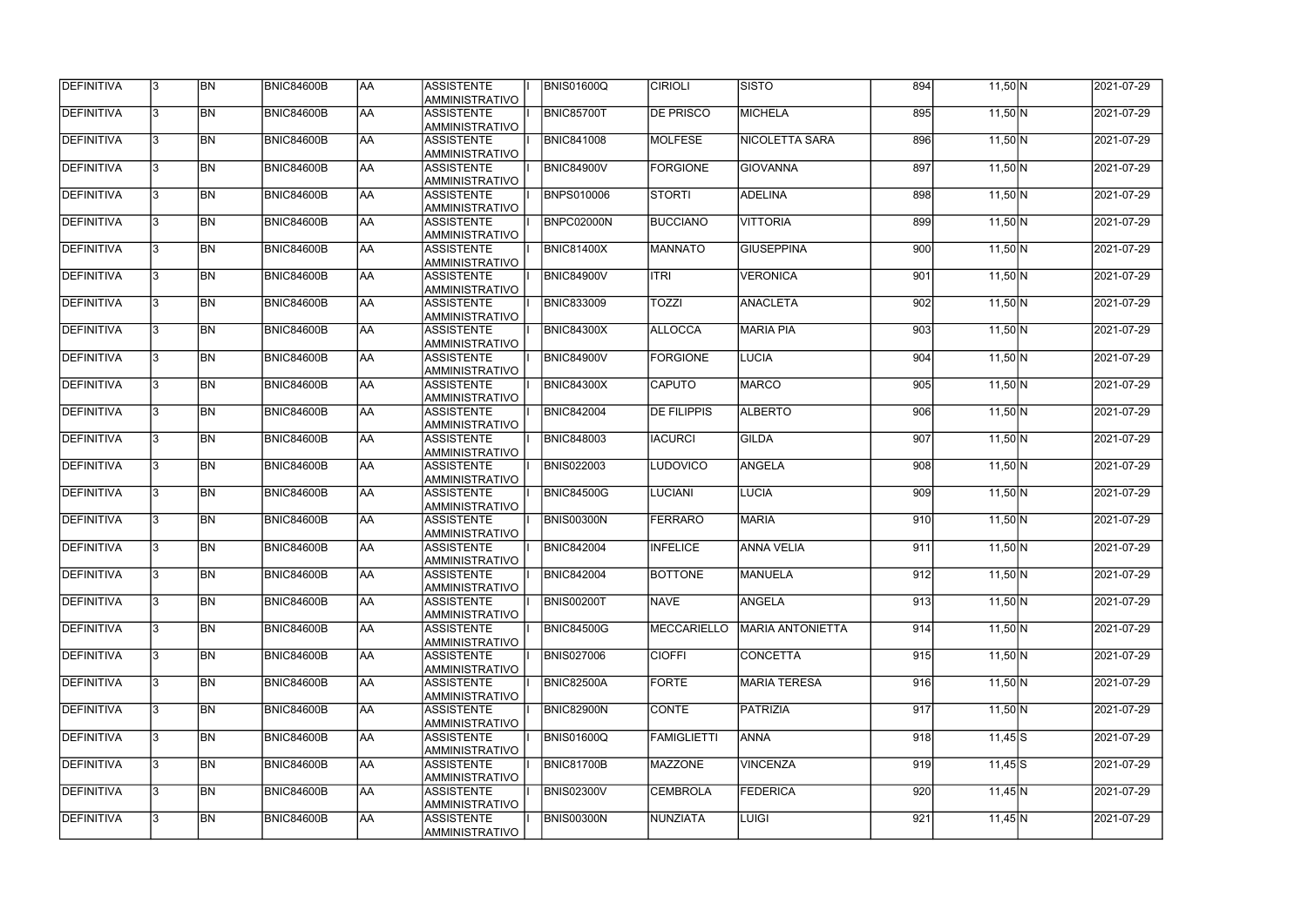| | | | | | | | | | | | | | | |
|---|---|---|---|---|---|---|---|---|---|---|---|---|---|---|
| DEFINITIVA | 3 | BN | BNIC84600B | AA | ASSISTENTE AMMINISTRATIVO | I | BNIS01600Q | CIRIOLI | SISTO | 894 | 11,50 | N | | 2021-07-29 |
| DEFINITIVA | 3 | BN | BNIC84600B | AA | ASSISTENTE AMMINISTRATIVO | I | BNIC85700T | DE PRISCO | MICHELA | 895 | 11,50 | N | | 2021-07-29 |
| DEFINITIVA | 3 | BN | BNIC84600B | AA | ASSISTENTE AMMINISTRATIVO | I | BNIC841008 | MOLFESE | NICOLETTA SARA | 896 | 11,50 | N | | 2021-07-29 |
| DEFINITIVA | 3 | BN | BNIC84600B | AA | ASSISTENTE AMMINISTRATIVO | I | BNIC84900V | FORGIONE | GIOVANNA | 897 | 11,50 | N | | 2021-07-29 |
| DEFINITIVA | 3 | BN | BNIC84600B | AA | ASSISTENTE AMMINISTRATIVO | I | BNPS010006 | STORTI | ADELINA | 898 | 11,50 | N | | 2021-07-29 |
| DEFINITIVA | 3 | BN | BNIC84600B | AA | ASSISTENTE AMMINISTRATIVO | I | BNPC02000N | BUCCIANO | VITTORIA | 899 | 11,50 | N | | 2021-07-29 |
| DEFINITIVA | 3 | BN | BNIC84600B | AA | ASSISTENTE AMMINISTRATIVO | I | BNIC81400X | MANNATO | GIUSEPPINA | 900 | 11,50 | N | | 2021-07-29 |
| DEFINITIVA | 3 | BN | BNIC84600B | AA | ASSISTENTE AMMINISTRATIVO | I | BNIC84900V | ITRI | VERONICA | 901 | 11,50 | N | | 2021-07-29 |
| DEFINITIVA | 3 | BN | BNIC84600B | AA | ASSISTENTE AMMINISTRATIVO | I | BNIC833009 | TOZZI | ANACLETA | 902 | 11,50 | N | | 2021-07-29 |
| DEFINITIVA | 3 | BN | BNIC84600B | AA | ASSISTENTE AMMINISTRATIVO | I | BNIC84300X | ALLOCCA | MARIA PIA | 903 | 11,50 | N | | 2021-07-29 |
| DEFINITIVA | 3 | BN | BNIC84600B | AA | ASSISTENTE AMMINISTRATIVO | I | BNIC84900V | FORGIONE | LUCIA | 904 | 11,50 | N | | 2021-07-29 |
| DEFINITIVA | 3 | BN | BNIC84600B | AA | ASSISTENTE AMMINISTRATIVO | I | BNIC84300X | CAPUTO | MARCO | 905 | 11,50 | N | | 2021-07-29 |
| DEFINITIVA | 3 | BN | BNIC84600B | AA | ASSISTENTE AMMINISTRATIVO | I | BNIC842004 | DE FILIPPIS | ALBERTO | 906 | 11,50 | N | | 2021-07-29 |
| DEFINITIVA | 3 | BN | BNIC84600B | AA | ASSISTENTE AMMINISTRATIVO | I | BNIC848003 | IACURCI | GILDA | 907 | 11,50 | N | | 2021-07-29 |
| DEFINITIVA | 3 | BN | BNIC84600B | AA | ASSISTENTE AMMINISTRATIVO | I | BNIS022003 | LUDOVICO | ANGELA | 908 | 11,50 | N | | 2021-07-29 |
| DEFINITIVA | 3 | BN | BNIC84600B | AA | ASSISTENTE AMMINISTRATIVO | I | BNIC84500G | LUCIANI | LUCIA | 909 | 11,50 | N | | 2021-07-29 |
| DEFINITIVA | 3 | BN | BNIC84600B | AA | ASSISTENTE AMMINISTRATIVO | I | BNIS00300N | FERRARO | MARIA | 910 | 11,50 | N | | 2021-07-29 |
| DEFINITIVA | 3 | BN | BNIC84600B | AA | ASSISTENTE AMMINISTRATIVO | I | BNIC842004 | INFELICE | ANNA VELIA | 911 | 11,50 | N | | 2021-07-29 |
| DEFINITIVA | 3 | BN | BNIC84600B | AA | ASSISTENTE AMMINISTRATIVO | I | BNIC842004 | BOTTONE | MANUELA | 912 | 11,50 | N | | 2021-07-29 |
| DEFINITIVA | 3 | BN | BNIC84600B | AA | ASSISTENTE AMMINISTRATIVO | I | BNIS00200T | NAVE | ANGELA | 913 | 11,50 | N | | 2021-07-29 |
| DEFINITIVA | 3 | BN | BNIC84600B | AA | ASSISTENTE AMMINISTRATIVO | I | BNIC84500G | MECCARIELLO | MARIA ANTONIETTA | 914 | 11,50 | N | | 2021-07-29 |
| DEFINITIVA | 3 | BN | BNIC84600B | AA | ASSISTENTE AMMINISTRATIVO | I | BNIS027006 | CIOFFI | CONCETTA | 915 | 11,50 | N | | 2021-07-29 |
| DEFINITIVA | 3 | BN | BNIC84600B | AA | ASSISTENTE AMMINISTRATIVO | I | BNIC82500A | FORTE | MARIA TERESA | 916 | 11,50 | N | | 2021-07-29 |
| DEFINITIVA | 3 | BN | BNIC84600B | AA | ASSISTENTE AMMINISTRATIVO | I | BNIC82900N | CONTE | PATRIZIA | 917 | 11,50 | N | | 2021-07-29 |
| DEFINITIVA | 3 | BN | BNIC84600B | AA | ASSISTENTE AMMINISTRATIVO | I | BNIS01600Q | FAMIGLIETTI | ANNA | 918 | 11,45 | S | | 2021-07-29 |
| DEFINITIVA | 3 | BN | BNIC84600B | AA | ASSISTENTE AMMINISTRATIVO | I | BNIC81700B | MAZZONE | VINCENZA | 919 | 11,45 | S | | 2021-07-29 |
| DEFINITIVA | 3 | BN | BNIC84600B | AA | ASSISTENTE AMMINISTRATIVO | I | BNIS02300V | CEMBROLA | FEDERICA | 920 | 11,45 | N | | 2021-07-29 |
| DEFINITIVA | 3 | BN | BNIC84600B | AA | ASSISTENTE AMMINISTRATIVO | I | BNIS00300N | NUNZIATA | LUIGI | 921 | 11,45 | N | | 2021-07-29 |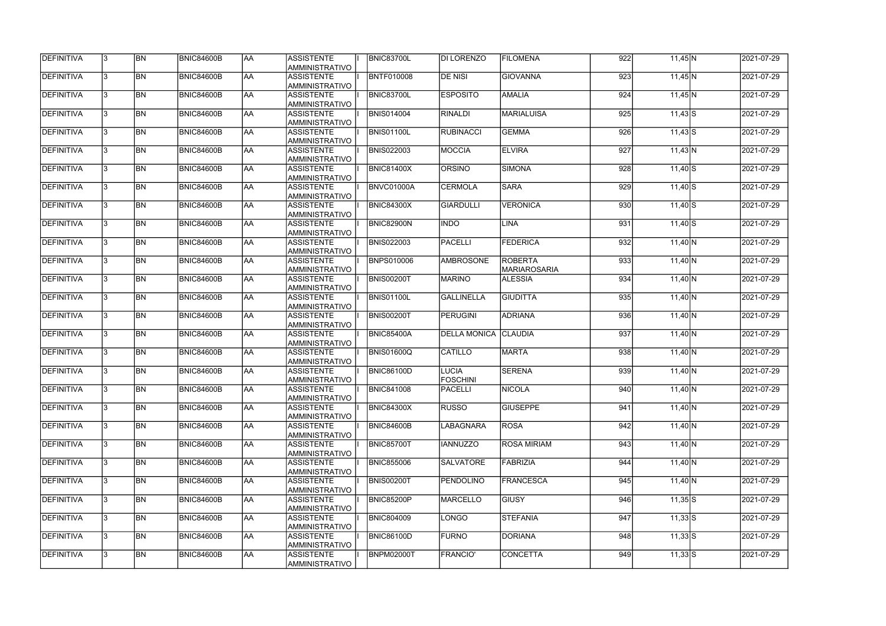| | | | | | | | | | | | | | | |
|---|---|---|---|---|---|---|---|---|---|---|---|---|---|---|
| DEFINITIVA | 3 | BN | BNIC84600B | AA | ASSISTENTE AMMINISTRATIVO | I | BNIC83700L | DI LORENZO | FILOMENA | 922 | 11,45 | N | | 2021-07-29 |
| DEFINITIVA | 3 | BN | BNIC84600B | AA | ASSISTENTE AMMINISTRATIVO | I | BNTF010008 | DE NISI | GIOVANNA | 923 | 11,45 | N | | 2021-07-29 |
| DEFINITIVA | 3 | BN | BNIC84600B | AA | ASSISTENTE AMMINISTRATIVO | I | BNIC83700L | ESPOSITO | AMALIA | 924 | 11,45 | N | | 2021-07-29 |
| DEFINITIVA | 3 | BN | BNIC84600B | AA | ASSISTENTE AMMINISTRATIVO | I | BNIS014004 | RINALDI | MARIALUISA | 925 | 11,43 | S | | 2021-07-29 |
| DEFINITIVA | 3 | BN | BNIC84600B | AA | ASSISTENTE AMMINISTRATIVO | I | BNIS01100L | RUBINACCI | GEMMA | 926 | 11,43 | S | | 2021-07-29 |
| DEFINITIVA | 3 | BN | BNIC84600B | AA | ASSISTENTE AMMINISTRATIVO | I | BNIS022003 | MOCCIA | ELVIRA | 927 | 11,43 | N | | 2021-07-29 |
| DEFINITIVA | 3 | BN | BNIC84600B | AA | ASSISTENTE AMMINISTRATIVO | I | BNIC81400X | ORSINO | SIMONA | 928 | 11,40 | S | | 2021-07-29 |
| DEFINITIVA | 3 | BN | BNIC84600B | AA | ASSISTENTE AMMINISTRATIVO | I | BNVC01000A | CERMOLA | SARA | 929 | 11,40 | S | | 2021-07-29 |
| DEFINITIVA | 3 | BN | BNIC84600B | AA | ASSISTENTE AMMINISTRATIVO | I | BNIC84300X | GIARDULLI | VERONICA | 930 | 11,40 | S | | 2021-07-29 |
| DEFINITIVA | 3 | BN | BNIC84600B | AA | ASSISTENTE AMMINISTRATIVO | I | BNIC82900N | INDO | LINA | 931 | 11,40 | S | | 2021-07-29 |
| DEFINITIVA | 3 | BN | BNIC84600B | AA | ASSISTENTE AMMINISTRATIVO | I | BNIS022003 | PACELLI | FEDERICA | 932 | 11,40 | N | | 2021-07-29 |
| DEFINITIVA | 3 | BN | BNIC84600B | AA | ASSISTENTE AMMINISTRATIVO | I | BNPS010006 | AMBROSONE | ROBERTA MARIAROSARIA | 933 | 11,40 | N | | 2021-07-29 |
| DEFINITIVA | 3 | BN | BNIC84600B | AA | ASSISTENTE AMMINISTRATIVO | I | BNIS00200T | MARINO | ALESSIA | 934 | 11,40 | N | | 2021-07-29 |
| DEFINITIVA | 3 | BN | BNIC84600B | AA | ASSISTENTE AMMINISTRATIVO | I | BNIS01100L | GALLINELLA | GIUDITTA | 935 | 11,40 | N | | 2021-07-29 |
| DEFINITIVA | 3 | BN | BNIC84600B | AA | ASSISTENTE AMMINISTRATIVO | I | BNIS00200T | PERUGINI | ADRIANA | 936 | 11,40 | N | | 2021-07-29 |
| DEFINITIVA | 3 | BN | BNIC84600B | AA | ASSISTENTE AMMINISTRATIVO | I | BNIC85400A | DELLA MONICA | CLAUDIA | 937 | 11,40 | N | | 2021-07-29 |
| DEFINITIVA | 3 | BN | BNIC84600B | AA | ASSISTENTE AMMINISTRATIVO | I | BNIS01600Q | CATILLO | MARTA | 938 | 11,40 | N | | 2021-07-29 |
| DEFINITIVA | 3 | BN | BNIC84600B | AA | ASSISTENTE AMMINISTRATIVO | I | BNIC86100D | LUCIA FOSCHINI | SERENA | 939 | 11,40 | N | | 2021-07-29 |
| DEFINITIVA | 3 | BN | BNIC84600B | AA | ASSISTENTE AMMINISTRATIVO | I | BNIC841008 | PACELLI | NICOLA | 940 | 11,40 | N | | 2021-07-29 |
| DEFINITIVA | 3 | BN | BNIC84600B | AA | ASSISTENTE AMMINISTRATIVO | I | BNIC84300X | RUSSO | GIUSEPPE | 941 | 11,40 | N | | 2021-07-29 |
| DEFINITIVA | 3 | BN | BNIC84600B | AA | ASSISTENTE AMMINISTRATIVO | I | BNIC84600B | LABAGNARA | ROSA | 942 | 11,40 | N | | 2021-07-29 |
| DEFINITIVA | 3 | BN | BNIC84600B | AA | ASSISTENTE AMMINISTRATIVO | I | BNIC85700T | IANNUZZO | ROSA MIRIAM | 943 | 11,40 | N | | 2021-07-29 |
| DEFINITIVA | 3 | BN | BNIC84600B | AA | ASSISTENTE AMMINISTRATIVO | I | BNIC855006 | SALVATORE | FABRIZIA | 944 | 11,40 | N | | 2021-07-29 |
| DEFINITIVA | 3 | BN | BNIC84600B | AA | ASSISTENTE AMMINISTRATIVO | I | BNIS00200T | PENDOLINO | FRANCESCA | 945 | 11,40 | N | | 2021-07-29 |
| DEFINITIVA | 3 | BN | BNIC84600B | AA | ASSISTENTE AMMINISTRATIVO | I | BNIC85200P | MARCELLO | GIUSY | 946 | 11,35 | S | | 2021-07-29 |
| DEFINITIVA | 3 | BN | BNIC84600B | AA | ASSISTENTE AMMINISTRATIVO | I | BNIC804009 | LONGO | STEFANIA | 947 | 11,33 | S | | 2021-07-29 |
| DEFINITIVA | 3 | BN | BNIC84600B | AA | ASSISTENTE AMMINISTRATIVO | I | BNIC86100D | FURNO | DORIANA | 948 | 11,33 | S | | 2021-07-29 |
| DEFINITIVA | 3 | BN | BNIC84600B | AA | ASSISTENTE AMMINISTRATIVO | I | BNPM02000T | FRANCIO' | CONCETTA | 949 | 11,33 | S | | 2021-07-29 |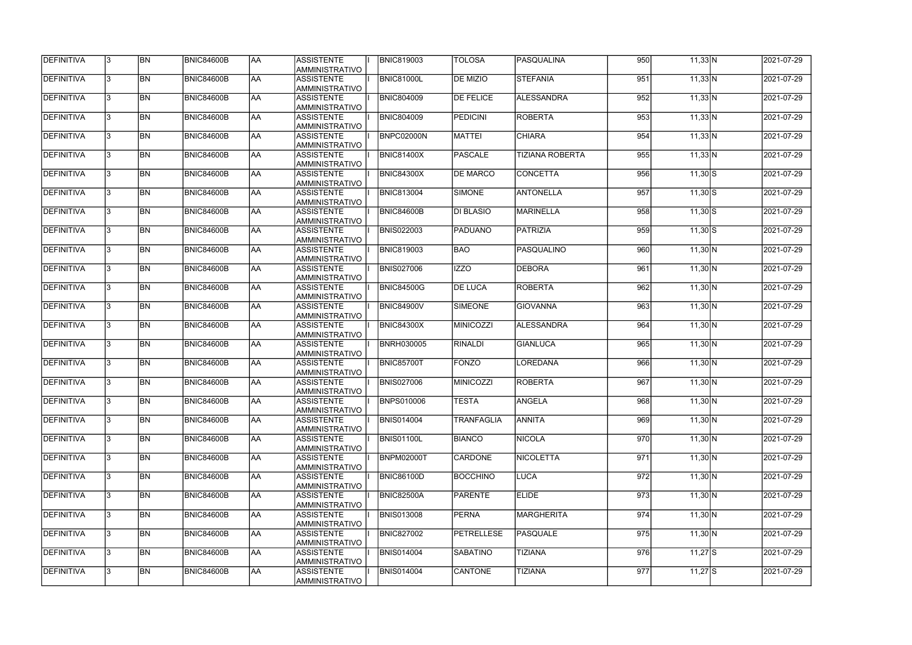| | | | | | | | | | | | | | | |
|---|---|---|---|---|---|---|---|---|---|---|---|---|---|---|
| DEFINITIVA | 3 | BN | BNIC84600B | AA | ASSISTENTE AMMINISTRATIVO | I | BNIC819003 | TOLOSA | PASQUALINA | 950 | 11,33 | N | | 2021-07-29 |
| DEFINITIVA | 3 | BN | BNIC84600B | AA | ASSISTENTE AMMINISTRATIVO | I | BNIC81000L | DE MIZIO | STEFANIA | 951 | 11,33 | N | | 2021-07-29 |
| DEFINITIVA | 3 | BN | BNIC84600B | AA | ASSISTENTE AMMINISTRATIVO | I | BNIC804009 | DE FELICE | ALESSANDRA | 952 | 11,33 | N | | 2021-07-29 |
| DEFINITIVA | 3 | BN | BNIC84600B | AA | ASSISTENTE AMMINISTRATIVO | I | BNIC804009 | PEDICINI | ROBERTA | 953 | 11,33 | N | | 2021-07-29 |
| DEFINITIVA | 3 | BN | BNIC84600B | AA | ASSISTENTE AMMINISTRATIVO | I | BNPC02000N | MATTEI | CHIARA | 954 | 11,33 | N | | 2021-07-29 |
| DEFINITIVA | 3 | BN | BNIC84600B | AA | ASSISTENTE AMMINISTRATIVO | I | BNIC81400X | PASCALE | TIZIANA ROBERTA | 955 | 11,33 | N | | 2021-07-29 |
| DEFINITIVA | 3 | BN | BNIC84600B | AA | ASSISTENTE AMMINISTRATIVO | I | BNIC84300X | DE MARCO | CONCETTA | 956 | 11,30 | S | | 2021-07-29 |
| DEFINITIVA | 3 | BN | BNIC84600B | AA | ASSISTENTE AMMINISTRATIVO | I | BNIC813004 | SIMONE | ANTONELLA | 957 | 11,30 | S | | 2021-07-29 |
| DEFINITIVA | 3 | BN | BNIC84600B | AA | ASSISTENTE AMMINISTRATIVO | I | BNIC84600B | DI BLASIO | MARINELLA | 958 | 11,30 | S | | 2021-07-29 |
| DEFINITIVA | 3 | BN | BNIC84600B | AA | ASSISTENTE AMMINISTRATIVO | I | BNIS022003 | PADUANO | PATRIZIA | 959 | 11,30 | S | | 2021-07-29 |
| DEFINITIVA | 3 | BN | BNIC84600B | AA | ASSISTENTE AMMINISTRATIVO | I | BNIC819003 | BAO | PASQUALINO | 960 | 11,30 | N | | 2021-07-29 |
| DEFINITIVA | 3 | BN | BNIC84600B | AA | ASSISTENTE AMMINISTRATIVO | I | BNIS027006 | IZZO | DEBORA | 961 | 11,30 | N | | 2021-07-29 |
| DEFINITIVA | 3 | BN | BNIC84600B | AA | ASSISTENTE AMMINISTRATIVO | I | BNIC84500G | DE LUCA | ROBERTA | 962 | 11,30 | N | | 2021-07-29 |
| DEFINITIVA | 3 | BN | BNIC84600B | AA | ASSISTENTE AMMINISTRATIVO | I | BNIC84900V | SIMEONE | GIOVANNA | 963 | 11,30 | N | | 2021-07-29 |
| DEFINITIVA | 3 | BN | BNIC84600B | AA | ASSISTENTE AMMINISTRATIVO | I | BNIC84300X | MINICOZZI | ALESSANDRA | 964 | 11,30 | N | | 2021-07-29 |
| DEFINITIVA | 3 | BN | BNIC84600B | AA | ASSISTENTE AMMINISTRATIVO | I | BNRH030005 | RINALDI | GIANLUCA | 965 | 11,30 | N | | 2021-07-29 |
| DEFINITIVA | 3 | BN | BNIC84600B | AA | ASSISTENTE AMMINISTRATIVO | I | BNIC85700T | FONZO | LOREDANA | 966 | 11,30 | N | | 2021-07-29 |
| DEFINITIVA | 3 | BN | BNIC84600B | AA | ASSISTENTE AMMINISTRATIVO | I | BNIS027006 | MINICOZZI | ROBERTA | 967 | 11,30 | N | | 2021-07-29 |
| DEFINITIVA | 3 | BN | BNIC84600B | AA | ASSISTENTE AMMINISTRATIVO | I | BNPS010006 | TESTA | ANGELA | 968 | 11,30 | N | | 2021-07-29 |
| DEFINITIVA | 3 | BN | BNIC84600B | AA | ASSISTENTE AMMINISTRATIVO | I | BNIS014004 | TRANFAGLIA | ANNITA | 969 | 11,30 | N | | 2021-07-29 |
| DEFINITIVA | 3 | BN | BNIC84600B | AA | ASSISTENTE AMMINISTRATIVO | I | BNIS01100L | BIANCO | NICOLA | 970 | 11,30 | N | | 2021-07-29 |
| DEFINITIVA | 3 | BN | BNIC84600B | AA | ASSISTENTE AMMINISTRATIVO | I | BNPM02000T | CARDONE | NICOLETTA | 971 | 11,30 | N | | 2021-07-29 |
| DEFINITIVA | 3 | BN | BNIC84600B | AA | ASSISTENTE AMMINISTRATIVO | I | BNIC86100D | BOCCHINO | LUCA | 972 | 11,30 | N | | 2021-07-29 |
| DEFINITIVA | 3 | BN | BNIC84600B | AA | ASSISTENTE AMMINISTRATIVO | I | BNIC82500A | PARENTE | ELIDE | 973 | 11,30 | N | | 2021-07-29 |
| DEFINITIVA | 3 | BN | BNIC84600B | AA | ASSISTENTE AMMINISTRATIVO | I | BNIS013008 | PERNA | MARGHERITA | 974 | 11,30 | N | | 2021-07-29 |
| DEFINITIVA | 3 | BN | BNIC84600B | AA | ASSISTENTE AMMINISTRATIVO | I | BNIC827002 | PETRELLESE | PASQUALE | 975 | 11,30 | N | | 2021-07-29 |
| DEFINITIVA | 3 | BN | BNIC84600B | AA | ASSISTENTE AMMINISTRATIVO | I | BNIS014004 | SABATINO | TIZIANA | 976 | 11,27 | S | | 2021-07-29 |
| DEFINITIVA | 3 | BN | BNIC84600B | AA | ASSISTENTE AMMINISTRATIVO | I | BNIS014004 | CANTONE | TIZIANA | 977 | 11,27 | S | | 2021-07-29 |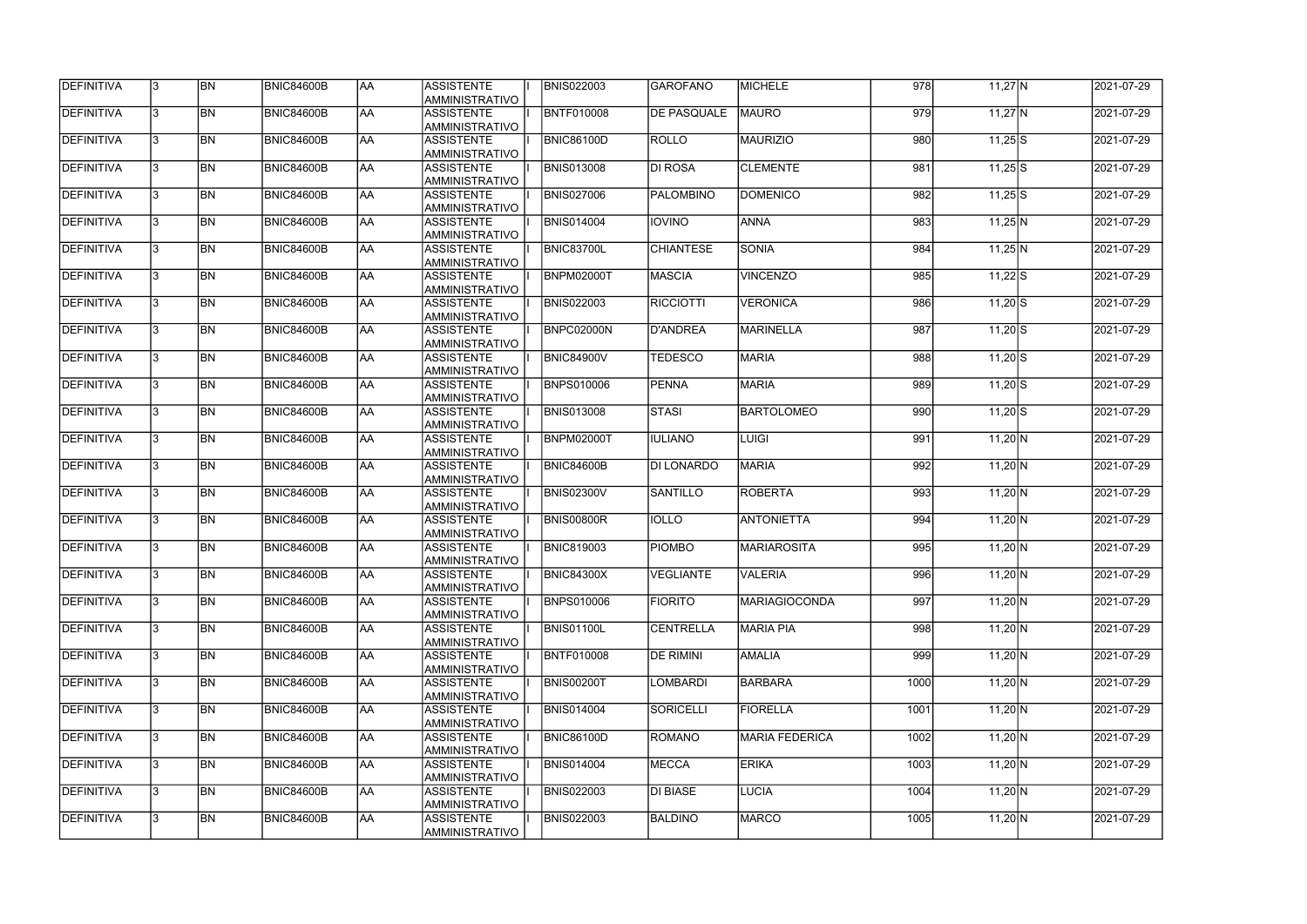| DEFINITIVA | 3 | BN | BNIC84600B | AA | ASSISTENTE AMMINISTRATIVO | I | BNIS022003 | GAROFANO | MICHELE | 978 | 11,27 | N | 2021-07-29 |
|---|---|---|---|---|---|---|---|---|---|---|---|---|---|
| DEFINITIVA | 3 | BN | BNIC84600B | AA | ASSISTENTE AMMINISTRATIVO | I | BNTF010008 | DE PASQUALE | MAURO | 979 | 11,27 | N | 2021-07-29 |
| DEFINITIVA | 3 | BN | BNIC84600B | AA | ASSISTENTE AMMINISTRATIVO | I | BNIC86100D | ROLLO | MAURIZIO | 980 | 11,25 | S | 2021-07-29 |
| DEFINITIVA | 3 | BN | BNIC84600B | AA | ASSISTENTE AMMINISTRATIVO | I | BNIS013008 | DI ROSA | CLEMENTE | 981 | 11,25 | S | 2021-07-29 |
| DEFINITIVA | 3 | BN | BNIC84600B | AA | ASSISTENTE AMMINISTRATIVO | I | BNIS027006 | PALOMBINO | DOMENICO | 982 | 11,25 | S | 2021-07-29 |
| DEFINITIVA | 3 | BN | BNIC84600B | AA | ASSISTENTE AMMINISTRATIVO | I | BNIS014004 | IOVINO | ANNA | 983 | 11,25 | N | 2021-07-29 |
| DEFINITIVA | 3 | BN | BNIC84600B | AA | ASSISTENTE AMMINISTRATIVO | I | BNIC83700L | CHIANTESE | SONIA | 984 | 11,25 | N | 2021-07-29 |
| DEFINITIVA | 3 | BN | BNIC84600B | AA | ASSISTENTE AMMINISTRATIVO | I | BNPM02000T | MASCIA | VINCENZO | 985 | 11,22 | S | 2021-07-29 |
| DEFINITIVA | 3 | BN | BNIC84600B | AA | ASSISTENTE AMMINISTRATIVO | I | BNIS022003 | RICCIOTTI | VERONICA | 986 | 11,20 | S | 2021-07-29 |
| DEFINITIVA | 3 | BN | BNIC84600B | AA | ASSISTENTE AMMINISTRATIVO | I | BNPC02000N | D'ANDREA | MARINELLA | 987 | 11,20 | S | 2021-07-29 |
| DEFINITIVA | 3 | BN | BNIC84600B | AA | ASSISTENTE AMMINISTRATIVO | I | BNIC84900V | TEDESCO | MARIA | 988 | 11,20 | S | 2021-07-29 |
| DEFINITIVA | 3 | BN | BNIC84600B | AA | ASSISTENTE AMMINISTRATIVO | I | BNPS010006 | PENNA | MARIA | 989 | 11,20 | S | 2021-07-29 |
| DEFINITIVA | 3 | BN | BNIC84600B | AA | ASSISTENTE AMMINISTRATIVO | I | BNIS013008 | STASI | BARTOLOMEO | 990 | 11,20 | S | 2021-07-29 |
| DEFINITIVA | 3 | BN | BNIC84600B | AA | ASSISTENTE AMMINISTRATIVO | I | BNPM02000T | IULIANO | LUIGI | 991 | 11,20 | N | 2021-07-29 |
| DEFINITIVA | 3 | BN | BNIC84600B | AA | ASSISTENTE AMMINISTRATIVO | I | BNIC84600B | DI LONARDO | MARIA | 992 | 11,20 | N | 2021-07-29 |
| DEFINITIVA | 3 | BN | BNIC84600B | AA | ASSISTENTE AMMINISTRATIVO | I | BNIS02300V | SANTILLO | ROBERTA | 993 | 11,20 | N | 2021-07-29 |
| DEFINITIVA | 3 | BN | BNIC84600B | AA | ASSISTENTE AMMINISTRATIVO | I | BNIS00800R | IOLLO | ANTONIETTA | 994 | 11,20 | N | 2021-07-29 |
| DEFINITIVA | 3 | BN | BNIC84600B | AA | ASSISTENTE AMMINISTRATIVO | I | BNIC819003 | PIOMBO | MARIAROSITA | 995 | 11,20 | N | 2021-07-29 |
| DEFINITIVA | 3 | BN | BNIC84600B | AA | ASSISTENTE AMMINISTRATIVO | I | BNIC84300X | VEGLIANTE | VALERIA | 996 | 11,20 | N | 2021-07-29 |
| DEFINITIVA | 3 | BN | BNIC84600B | AA | ASSISTENTE AMMINISTRATIVO | I | BNPS010006 | FIORITO | MARIAGIOCONDA | 997 | 11,20 | N | 2021-07-29 |
| DEFINITIVA | 3 | BN | BNIC84600B | AA | ASSISTENTE AMMINISTRATIVO | I | BNIS01100L | CENTRELLA | MARIA PIA | 998 | 11,20 | N | 2021-07-29 |
| DEFINITIVA | 3 | BN | BNIC84600B | AA | ASSISTENTE AMMINISTRATIVO | I | BNTF010008 | DE RIMINI | AMALIA | 999 | 11,20 | N | 2021-07-29 |
| DEFINITIVA | 3 | BN | BNIC84600B | AA | ASSISTENTE AMMINISTRATIVO | I | BNIS00200T | LOMBARDI | BARBARA | 1000 | 11,20 | N | 2021-07-29 |
| DEFINITIVA | 3 | BN | BNIC84600B | AA | ASSISTENTE AMMINISTRATIVO | I | BNIS014004 | SORICELLI | FIORELLA | 1001 | 11,20 | N | 2021-07-29 |
| DEFINITIVA | 3 | BN | BNIC84600B | AA | ASSISTENTE AMMINISTRATIVO | I | BNIC86100D | ROMANO | MARIA FEDERICA | 1002 | 11,20 | N | 2021-07-29 |
| DEFINITIVA | 3 | BN | BNIC84600B | AA | ASSISTENTE AMMINISTRATIVO | I | BNIS014004 | MECCA | ERIKA | 1003 | 11,20 | N | 2021-07-29 |
| DEFINITIVA | 3 | BN | BNIC84600B | AA | ASSISTENTE AMMINISTRATIVO | I | BNIS022003 | DI BIASE | LUCIA | 1004 | 11,20 | N | 2021-07-29 |
| DEFINITIVA | 3 | BN | BNIC84600B | AA | ASSISTENTE AMMINISTRATIVO | I | BNIS022003 | BALDINO | MARCO | 1005 | 11,20 | N | 2021-07-29 |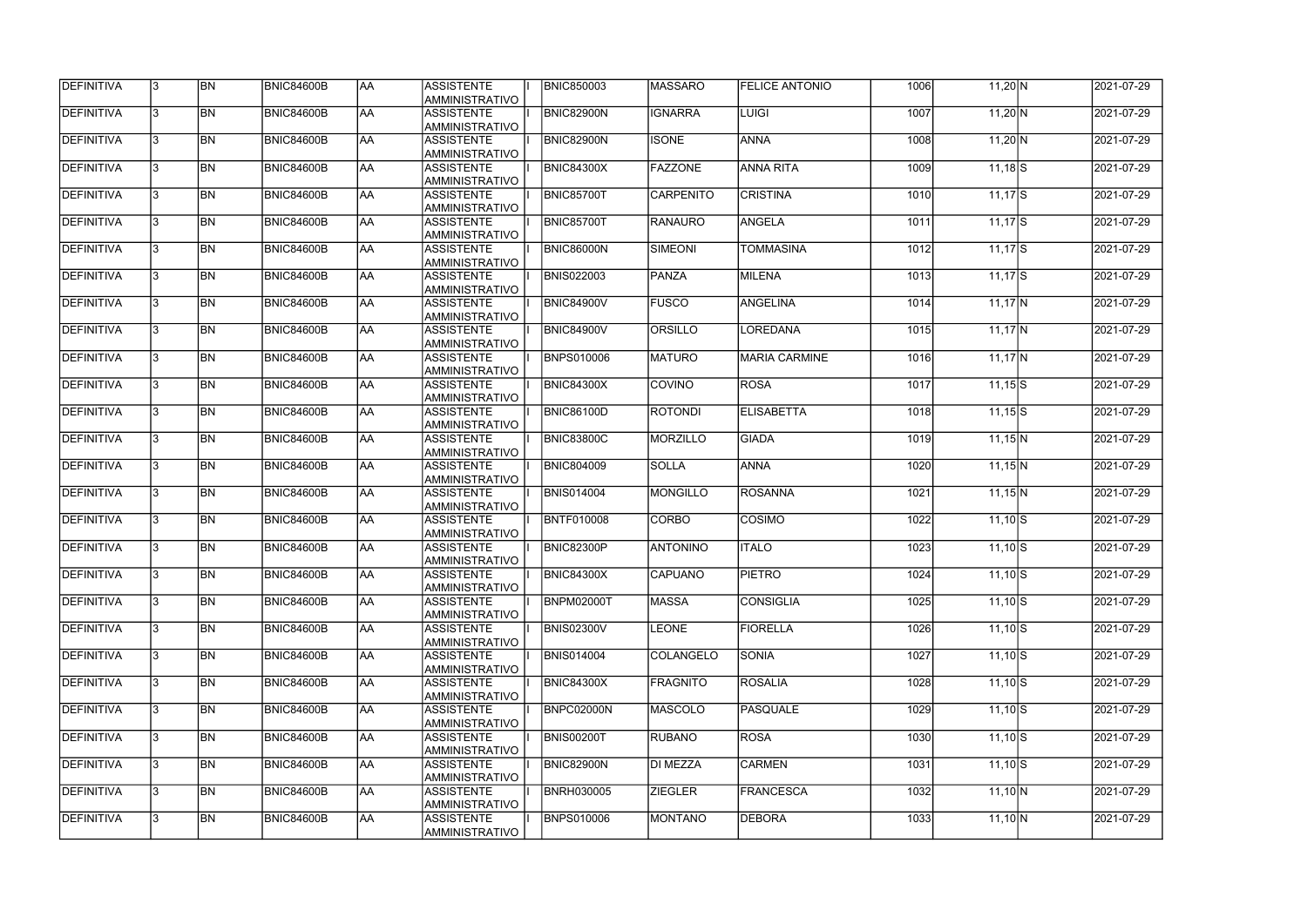| | | | | | | | | | | | | | | |
|---|---|---|---|---|---|---|---|---|---|---|---|---|---|---|
| DEFINITIVA | 3 | BN | BNIC84600B | AA | ASSISTENTE AMMINISTRATIVO | I | BNIC850003 | MASSARO | FELICE ANTONIO | 1006 | 11,20 | N | | 2021-07-29 |
| DEFINITIVA | 3 | BN | BNIC84600B | AA | ASSISTENTE AMMINISTRATIVO | I | BNIC82900N | IGNARRA | LUIGI | 1007 | 11,20 | N | | 2021-07-29 |
| DEFINITIVA | 3 | BN | BNIC84600B | AA | ASSISTENTE AMMINISTRATIVO | I | BNIC82900N | ISONE | ANNA | 1008 | 11,20 | N | | 2021-07-29 |
| DEFINITIVA | 3 | BN | BNIC84600B | AA | ASSISTENTE AMMINISTRATIVO | I | BNIC84300X | FAZZONE | ANNA RITA | 1009 | 11,18 | S | | 2021-07-29 |
| DEFINITIVA | 3 | BN | BNIC84600B | AA | ASSISTENTE AMMINISTRATIVO | I | BNIC85700T | CARPENITO | CRISTINA | 1010 | 11,17 | S | | 2021-07-29 |
| DEFINITIVA | 3 | BN | BNIC84600B | AA | ASSISTENTE AMMINISTRATIVO | I | BNIC85700T | RANAURO | ANGELA | 1011 | 11,17 | S | | 2021-07-29 |
| DEFINITIVA | 3 | BN | BNIC84600B | AA | ASSISTENTE AMMINISTRATIVO | I | BNIC86000N | SIMEONI | TOMMASINA | 1012 | 11,17 | S | | 2021-07-29 |
| DEFINITIVA | 3 | BN | BNIC84600B | AA | ASSISTENTE AMMINISTRATIVO | I | BNIS022003 | PANZA | MILENA | 1013 | 11,17 | S | | 2021-07-29 |
| DEFINITIVA | 3 | BN | BNIC84600B | AA | ASSISTENTE AMMINISTRATIVO | I | BNIC84900V | FUSCO | ANGELINA | 1014 | 11,17 | N | | 2021-07-29 |
| DEFINITIVA | 3 | BN | BNIC84600B | AA | ASSISTENTE AMMINISTRATIVO | I | BNIC84900V | ORSILLO | LOREDANA | 1015 | 11,17 | N | | 2021-07-29 |
| DEFINITIVA | 3 | BN | BNIC84600B | AA | ASSISTENTE AMMINISTRATIVO | I | BNPS010006 | MATURO | MARIA CARMINE | 1016 | 11,17 | N | | 2021-07-29 |
| DEFINITIVA | 3 | BN | BNIC84600B | AA | ASSISTENTE AMMINISTRATIVO | I | BNIC84300X | COVINO | ROSA | 1017 | 11,15 | S | | 2021-07-29 |
| DEFINITIVA | 3 | BN | BNIC84600B | AA | ASSISTENTE AMMINISTRATIVO | I | BNIC86100D | ROTONDI | ELISABETTA | 1018 | 11,15 | S | | 2021-07-29 |
| DEFINITIVA | 3 | BN | BNIC84600B | AA | ASSISTENTE AMMINISTRATIVO | I | BNIC83800C | MORZILLO | GIADA | 1019 | 11,15 | N | | 2021-07-29 |
| DEFINITIVA | 3 | BN | BNIC84600B | AA | ASSISTENTE AMMINISTRATIVO | I | BNIC804009 | SOLLA | ANNA | 1020 | 11,15 | N | | 2021-07-29 |
| DEFINITIVA | 3 | BN | BNIC84600B | AA | ASSISTENTE AMMINISTRATIVO | I | BNIS014004 | MONGILLO | ROSANNA | 1021 | 11,15 | N | | 2021-07-29 |
| DEFINITIVA | 3 | BN | BNIC84600B | AA | ASSISTENTE AMMINISTRATIVO | I | BNTF010008 | CORBO | COSIMO | 1022 | 11,10 | S | | 2021-07-29 |
| DEFINITIVA | 3 | BN | BNIC84600B | AA | ASSISTENTE AMMINISTRATIVO | I | BNIC82300P | ANTONINO | ITALO | 1023 | 11,10 | S | | 2021-07-29 |
| DEFINITIVA | 3 | BN | BNIC84600B | AA | ASSISTENTE AMMINISTRATIVO | I | BNIC84300X | CAPUANO | PIETRO | 1024 | 11,10 | S | | 2021-07-29 |
| DEFINITIVA | 3 | BN | BNIC84600B | AA | ASSISTENTE AMMINISTRATIVO | I | BNPM02000T | MASSA | CONSIGLIA | 1025 | 11,10 | S | | 2021-07-29 |
| DEFINITIVA | 3 | BN | BNIC84600B | AA | ASSISTENTE AMMINISTRATIVO | I | BNIS02300V | LEONE | FIORELLA | 1026 | 11,10 | S | | 2021-07-29 |
| DEFINITIVA | 3 | BN | BNIC84600B | AA | ASSISTENTE AMMINISTRATIVO | I | BNIS014004 | COLANGELO | SONIA | 1027 | 11,10 | S | | 2021-07-29 |
| DEFINITIVA | 3 | BN | BNIC84600B | AA | ASSISTENTE AMMINISTRATIVO | I | BNIC84300X | FRAGNITO | ROSALIA | 1028 | 11,10 | S | | 2021-07-29 |
| DEFINITIVA | 3 | BN | BNIC84600B | AA | ASSISTENTE AMMINISTRATIVO | I | BNPC02000N | MASCOLO | PASQUALE | 1029 | 11,10 | S | | 2021-07-29 |
| DEFINITIVA | 3 | BN | BNIC84600B | AA | ASSISTENTE AMMINISTRATIVO | I | BNIS00200T | RUBANO | ROSA | 1030 | 11,10 | S | | 2021-07-29 |
| DEFINITIVA | 3 | BN | BNIC84600B | AA | ASSISTENTE AMMINISTRATIVO | I | BNIC82900N | DI MEZZA | CARMEN | 1031 | 11,10 | S | | 2021-07-29 |
| DEFINITIVA | 3 | BN | BNIC84600B | AA | ASSISTENTE AMMINISTRATIVO | I | BNRH030005 | ZIEGLER | FRANCESCA | 1032 | 11,10 | N | | 2021-07-29 |
| DEFINITIVA | 3 | BN | BNIC84600B | AA | ASSISTENTE AMMINISTRATIVO | I | BNPS010006 | MONTANO | DEBORA | 1033 | 11,10 | N | | 2021-07-29 |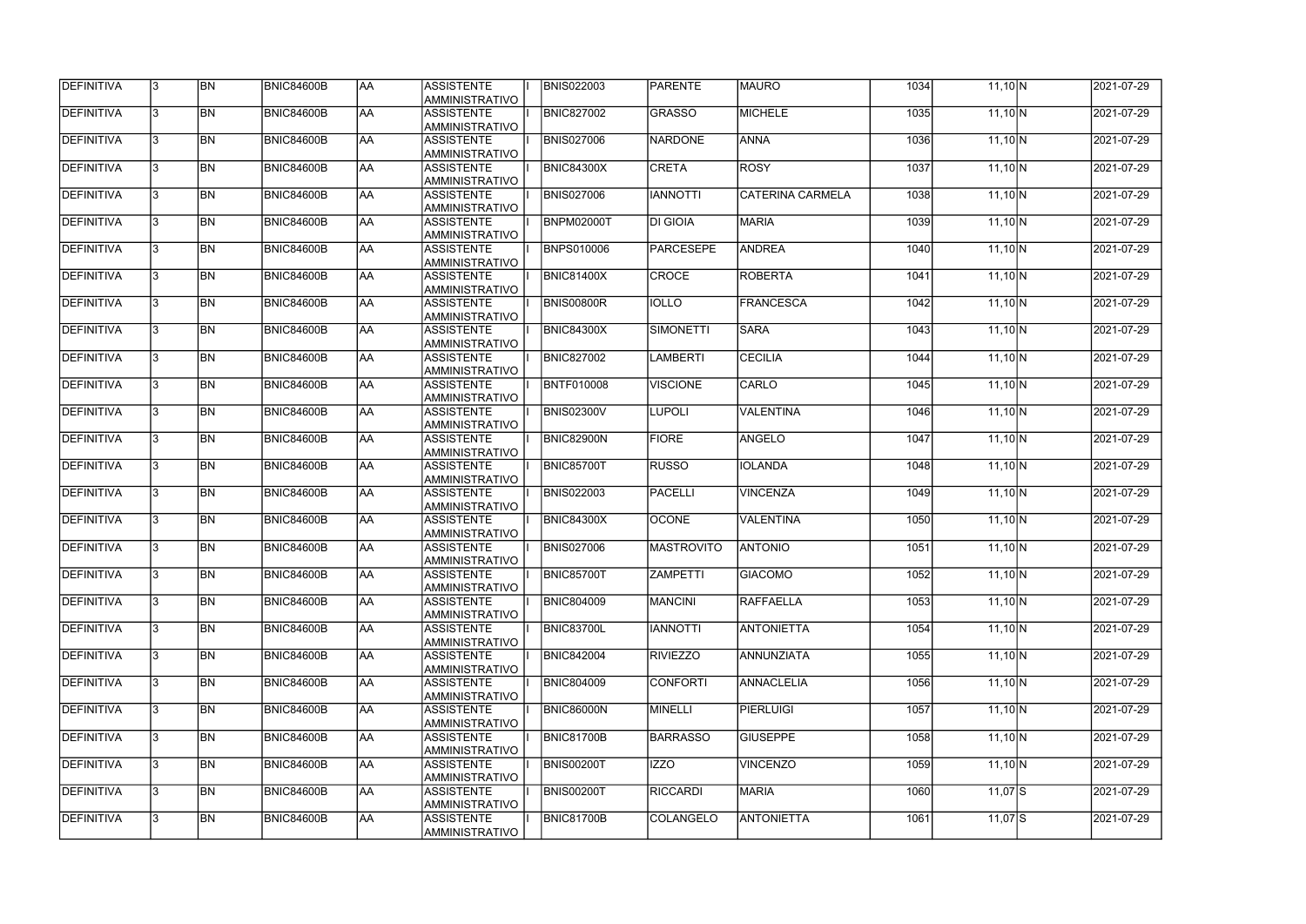| | | | | | | | | | | | | | | |
|---|---|---|---|---|---|---|---|---|---|---|---|---|---|---|
| DEFINITIVA | 3 | BN | BNIC84600B | AA | ASSISTENTE AMMINISTRATIVO | I | BNIS022003 | PARENTE | MAURO | 1034 | 11,10 | N | | 2021-07-29 |
| DEFINITIVA | 3 | BN | BNIC84600B | AA | ASSISTENTE AMMINISTRATIVO | I | BNIC827002 | GRASSO | MICHELE | 1035 | 11,10 | N | | 2021-07-29 |
| DEFINITIVA | 3 | BN | BNIC84600B | AA | ASSISTENTE AMMINISTRATIVO | I | BNIS027006 | NARDONE | ANNA | 1036 | 11,10 | N | | 2021-07-29 |
| DEFINITIVA | 3 | BN | BNIC84600B | AA | ASSISTENTE AMMINISTRATIVO | I | BNIC84300X | CRETA | ROSY | 1037 | 11,10 | N | | 2021-07-29 |
| DEFINITIVA | 3 | BN | BNIC84600B | AA | ASSISTENTE AMMINISTRATIVO | I | BNIS027006 | IANNOTTI | CATERINA CARMELA | 1038 | 11,10 | N | | 2021-07-29 |
| DEFINITIVA | 3 | BN | BNIC84600B | AA | ASSISTENTE AMMINISTRATIVO | I | BNPM02000T | DI GIOIA | MARIA | 1039 | 11,10 | N | | 2021-07-29 |
| DEFINITIVA | 3 | BN | BNIC84600B | AA | ASSISTENTE AMMINISTRATIVO | I | BNPS010006 | PARCESEPE | ANDREA | 1040 | 11,10 | N | | 2021-07-29 |
| DEFINITIVA | 3 | BN | BNIC84600B | AA | ASSISTENTE AMMINISTRATIVO | I | BNIC81400X | CROCE | ROBERTA | 1041 | 11,10 | N | | 2021-07-29 |
| DEFINITIVA | 3 | BN | BNIC84600B | AA | ASSISTENTE AMMINISTRATIVO | I | BNIS00800R | IOLLO | FRANCESCA | 1042 | 11,10 | N | | 2021-07-29 |
| DEFINITIVA | 3 | BN | BNIC84600B | AA | ASSISTENTE AMMINISTRATIVO | I | BNIC84300X | SIMONETTI | SARA | 1043 | 11,10 | N | | 2021-07-29 |
| DEFINITIVA | 3 | BN | BNIC84600B | AA | ASSISTENTE AMMINISTRATIVO | I | BNIC827002 | LAMBERTI | CECILIA | 1044 | 11,10 | N | | 2021-07-29 |
| DEFINITIVA | 3 | BN | BNIC84600B | AA | ASSISTENTE AMMINISTRATIVO | I | BNTF010008 | VISCIONE | CARLO | 1045 | 11,10 | N | | 2021-07-29 |
| DEFINITIVA | 3 | BN | BNIC84600B | AA | ASSISTENTE AMMINISTRATIVO | I | BNIS02300V | LUPOLI | VALENTINA | 1046 | 11,10 | N | | 2021-07-29 |
| DEFINITIVA | 3 | BN | BNIC84600B | AA | ASSISTENTE AMMINISTRATIVO | I | BNIC82900N | FIORE | ANGELO | 1047 | 11,10 | N | | 2021-07-29 |
| DEFINITIVA | 3 | BN | BNIC84600B | AA | ASSISTENTE AMMINISTRATIVO | I | BNIC85700T | RUSSO | IOLANDA | 1048 | 11,10 | N | | 2021-07-29 |
| DEFINITIVA | 3 | BN | BNIC84600B | AA | ASSISTENTE AMMINISTRATIVO | I | BNIS022003 | PACELLI | VINCENZA | 1049 | 11,10 | N | | 2021-07-29 |
| DEFINITIVA | 3 | BN | BNIC84600B | AA | ASSISTENTE AMMINISTRATIVO | I | BNIC84300X | OCONE | VALENTINA | 1050 | 11,10 | N | | 2021-07-29 |
| DEFINITIVA | 3 | BN | BNIC84600B | AA | ASSISTENTE AMMINISTRATIVO | I | BNIS027006 | MASTROVITO | ANTONIO | 1051 | 11,10 | N | | 2021-07-29 |
| DEFINITIVA | 3 | BN | BNIC84600B | AA | ASSISTENTE AMMINISTRATIVO | I | BNIC85700T | ZAMPETTI | GIACOMO | 1052 | 11,10 | N | | 2021-07-29 |
| DEFINITIVA | 3 | BN | BNIC84600B | AA | ASSISTENTE AMMINISTRATIVO | I | BNIC804009 | MANCINI | RAFFAELLA | 1053 | 11,10 | N | | 2021-07-29 |
| DEFINITIVA | 3 | BN | BNIC84600B | AA | ASSISTENTE AMMINISTRATIVO | I | BNIC83700L | IANNOTTI | ANTONIETTA | 1054 | 11,10 | N | | 2021-07-29 |
| DEFINITIVA | 3 | BN | BNIC84600B | AA | ASSISTENTE AMMINISTRATIVO | I | BNIC842004 | RIVIEZZO | ANNUNZIATA | 1055 | 11,10 | N | | 2021-07-29 |
| DEFINITIVA | 3 | BN | BNIC84600B | AA | ASSISTENTE AMMINISTRATIVO | I | BNIC804009 | CONFORTI | ANNACLELIA | 1056 | 11,10 | N | | 2021-07-29 |
| DEFINITIVA | 3 | BN | BNIC84600B | AA | ASSISTENTE AMMINISTRATIVO | I | BNIC86000N | MINELLI | PIERLUIGI | 1057 | 11,10 | N | | 2021-07-29 |
| DEFINITIVA | 3 | BN | BNIC84600B | AA | ASSISTENTE AMMINISTRATIVO | I | BNIC81700B | BARRASSO | GIUSEPPE | 1058 | 11,10 | N | | 2021-07-29 |
| DEFINITIVA | 3 | BN | BNIC84600B | AA | ASSISTENTE AMMINISTRATIVO | I | BNIS00200T | IZZO | VINCENZO | 1059 | 11,10 | N | | 2021-07-29 |
| DEFINITIVA | 3 | BN | BNIC84600B | AA | ASSISTENTE AMMINISTRATIVO | I | BNIS00200T | RICCARDI | MARIA | 1060 | 11,07 | S | | 2021-07-29 |
| DEFINITIVA | 3 | BN | BNIC84600B | AA | ASSISTENTE AMMINISTRATIVO | I | BNIC81700B | COLANGELO | ANTONIETTA | 1061 | 11,07 | S | | 2021-07-29 |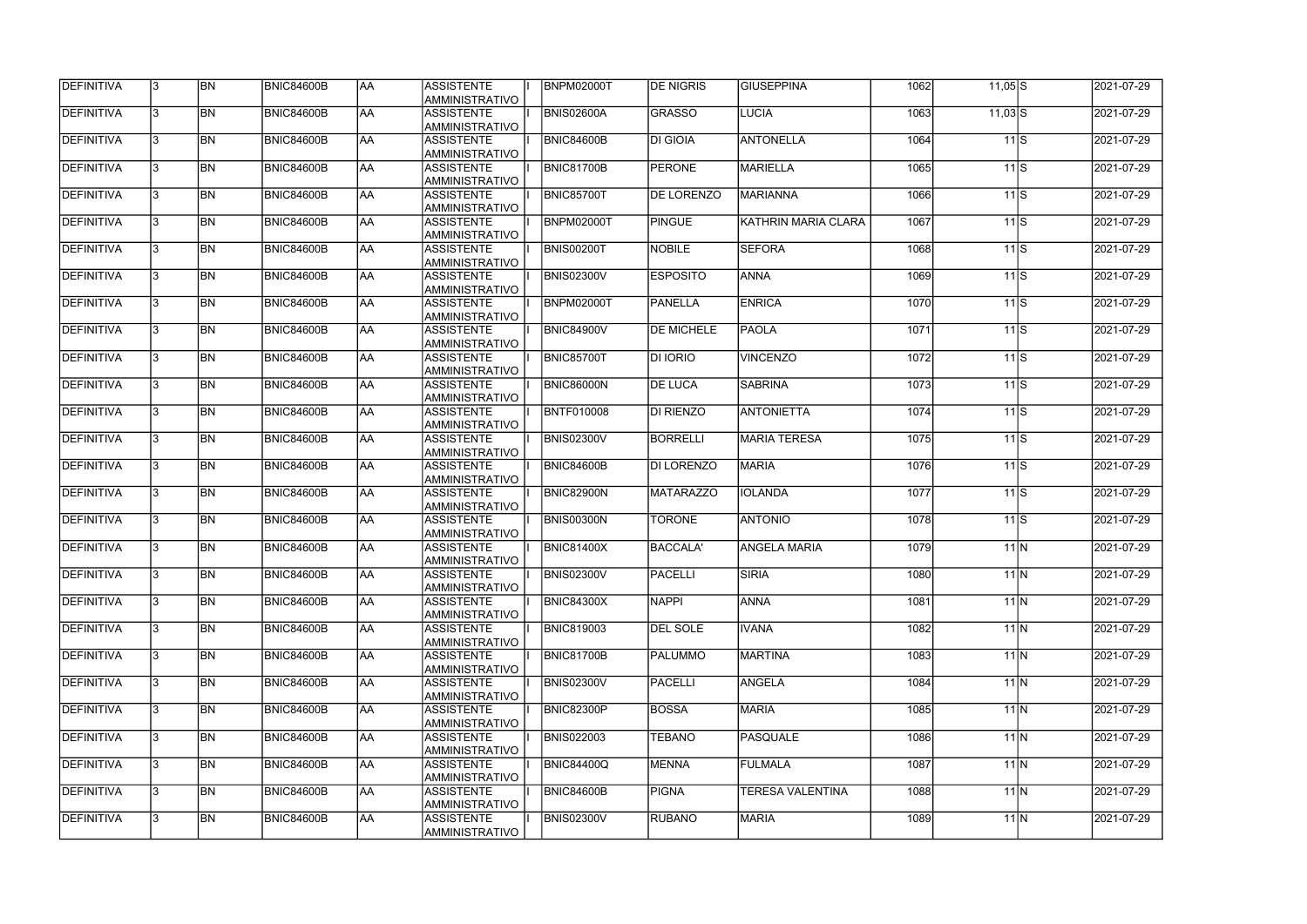| | | | | | | | | | | | | | | |
|---|---|---|---|---|---|---|---|---|---|---|---|---|---|---|
| DEFINITIVA | 3 | BN | BNIC84600B | AA | ASSISTENTE AMMINISTRATIVO | I | BNPM02000T | DE NIGRIS | GIUSEPPINA | 1062 | 11,05 | S | | 2021-07-29 |
| DEFINITIVA | 3 | BN | BNIC84600B | AA | ASSISTENTE AMMINISTRATIVO | I | BNIS02600A | GRASSO | LUCIA | 1063 | 11,03 | S | | 2021-07-29 |
| DEFINITIVA | 3 | BN | BNIC84600B | AA | ASSISTENTE AMMINISTRATIVO | I | BNIC84600B | DI GIOIA | ANTONELLA | 1064 | 11 | S | | 2021-07-29 |
| DEFINITIVA | 3 | BN | BNIC84600B | AA | ASSISTENTE AMMINISTRATIVO | I | BNIC81700B | PERONE | MARIELLA | 1065 | 11 | S | | 2021-07-29 |
| DEFINITIVA | 3 | BN | BNIC84600B | AA | ASSISTENTE AMMINISTRATIVO | I | BNIC85700T | DE LORENZO | MARIANNA | 1066 | 11 | S | | 2021-07-29 |
| DEFINITIVA | 3 | BN | BNIC84600B | AA | ASSISTENTE AMMINISTRATIVO | I | BNPM02000T | PINGUE | KATHRIN MARIA CLARA | 1067 | 11 | S | | 2021-07-29 |
| DEFINITIVA | 3 | BN | BNIC84600B | AA | ASSISTENTE AMMINISTRATIVO | I | BNIS00200T | NOBILE | SEFORA | 1068 | 11 | S | | 2021-07-29 |
| DEFINITIVA | 3 | BN | BNIC84600B | AA | ASSISTENTE AMMINISTRATIVO | I | BNIS02300V | ESPOSITO | ANNA | 1069 | 11 | S | | 2021-07-29 |
| DEFINITIVA | 3 | BN | BNIC84600B | AA | ASSISTENTE AMMINISTRATIVO | I | BNPM02000T | PANELLA | ENRICA | 1070 | 11 | S | | 2021-07-29 |
| DEFINITIVA | 3 | BN | BNIC84600B | AA | ASSISTENTE AMMINISTRATIVO | I | BNIC84900V | DE MICHELE | PAOLA | 1071 | 11 | S | | 2021-07-29 |
| DEFINITIVA | 3 | BN | BNIC84600B | AA | ASSISTENTE AMMINISTRATIVO | I | BNIC85700T | DI IORIO | VINCENZO | 1072 | 11 | S | | 2021-07-29 |
| DEFINITIVA | 3 | BN | BNIC84600B | AA | ASSISTENTE AMMINISTRATIVO | I | BNIC86000N | DE LUCA | SABRINA | 1073 | 11 | S | | 2021-07-29 |
| DEFINITIVA | 3 | BN | BNIC84600B | AA | ASSISTENTE AMMINISTRATIVO | I | BNTF010008 | DI RIENZO | ANTONIETTA | 1074 | 11 | S | | 2021-07-29 |
| DEFINITIVA | 3 | BN | BNIC84600B | AA | ASSISTENTE AMMINISTRATIVO | I | BNIS02300V | BORRELLI | MARIA TERESA | 1075 | 11 | S | | 2021-07-29 |
| DEFINITIVA | 3 | BN | BNIC84600B | AA | ASSISTENTE AMMINISTRATIVO | I | BNIC84600B | DI LORENZO | MARIA | 1076 | 11 | S | | 2021-07-29 |
| DEFINITIVA | 3 | BN | BNIC84600B | AA | ASSISTENTE AMMINISTRATIVO | I | BNIC82900N | MATARAZZO | IOLANDA | 1077 | 11 | S | | 2021-07-29 |
| DEFINITIVA | 3 | BN | BNIC84600B | AA | ASSISTENTE AMMINISTRATIVO | I | BNIS00300N | TORONE | ANTONIO | 1078 | 11 | S | | 2021-07-29 |
| DEFINITIVA | 3 | BN | BNIC84600B | AA | ASSISTENTE AMMINISTRATIVO | I | BNIC81400X | BACCALA' | ANGELA MARIA | 1079 | 11 | N | | 2021-07-29 |
| DEFINITIVA | 3 | BN | BNIC84600B | AA | ASSISTENTE AMMINISTRATIVO | I | BNIS02300V | PACELLI | SIRIA | 1080 | 11 | N | | 2021-07-29 |
| DEFINITIVA | 3 | BN | BNIC84600B | AA | ASSISTENTE AMMINISTRATIVO | I | BNIC84300X | NAPPI | ANNA | 1081 | 11 | N | | 2021-07-29 |
| DEFINITIVA | 3 | BN | BNIC84600B | AA | ASSISTENTE AMMINISTRATIVO | I | BNIC819003 | DEL SOLE | IVANA | 1082 | 11 | N | | 2021-07-29 |
| DEFINITIVA | 3 | BN | BNIC84600B | AA | ASSISTENTE AMMINISTRATIVO | I | BNIC81700B | PALUMMO | MARTINA | 1083 | 11 | N | | 2021-07-29 |
| DEFINITIVA | 3 | BN | BNIC84600B | AA | ASSISTENTE AMMINISTRATIVO | I | BNIS02300V | PACELLI | ANGELA | 1084 | 11 | N | | 2021-07-29 |
| DEFINITIVA | 3 | BN | BNIC84600B | AA | ASSISTENTE AMMINISTRATIVO | I | BNIC82300P | BOSSA | MARIA | 1085 | 11 | N | | 2021-07-29 |
| DEFINITIVA | 3 | BN | BNIC84600B | AA | ASSISTENTE AMMINISTRATIVO | I | BNIS022003 | TEBANO | PASQUALE | 1086 | 11 | N | | 2021-07-29 |
| DEFINITIVA | 3 | BN | BNIC84600B | AA | ASSISTENTE AMMINISTRATIVO | I | BNIC84400Q | MENNA | FULMALA | 1087 | 11 | N | | 2021-07-29 |
| DEFINITIVA | 3 | BN | BNIC84600B | AA | ASSISTENTE AMMINISTRATIVO | I | BNIC84600B | PIGNA | TERESA VALENTINA | 1088 | 11 | N | | 2021-07-29 |
| DEFINITIVA | 3 | BN | BNIC84600B | AA | ASSISTENTE AMMINISTRATIVO | I | BNIS02300V | RUBANO | MARIA | 1089 | 11 | N | | 2021-07-29 |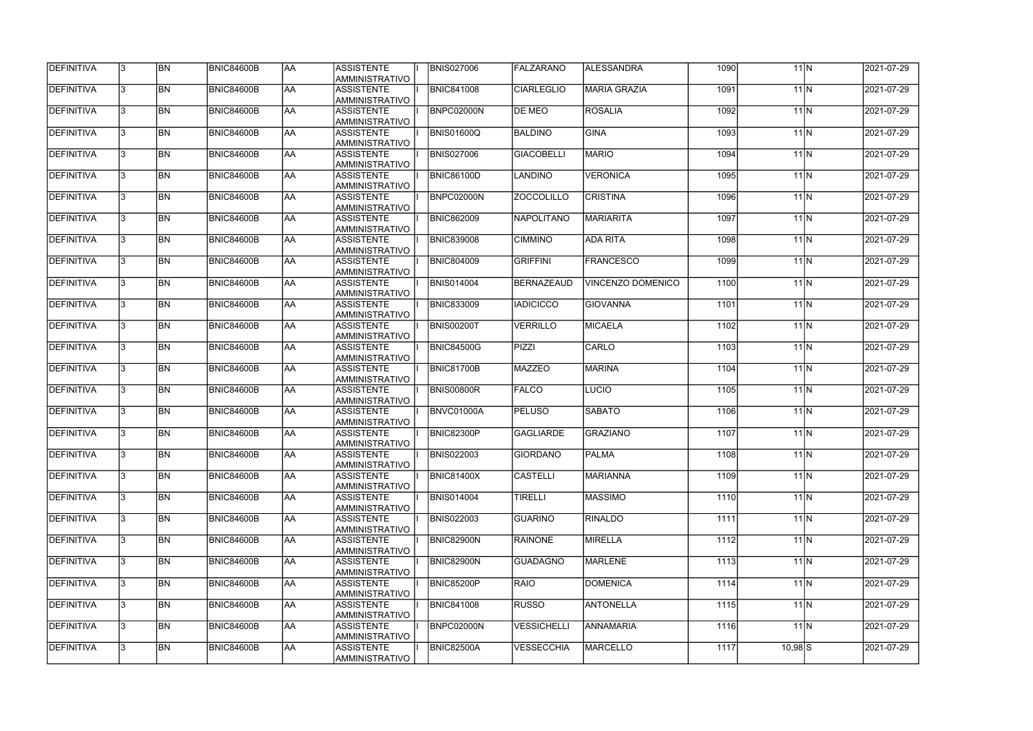| DEFINITIVA | 3 | BN | BNIC84600B | AA | ASSISTENTE AMMINISTRATIVO | I | BNIS027006 | FALZARANO | ALESSANDRA | 1090 | 11 | N | 2021-07-29 |
|---|---|---|---|---|---|---|---|---|---|---|---|---|---|
| DEFINITIVA | 3 | BN | BNIC84600B | AA | ASSISTENTE AMMINISTRATIVO | I | BNIC841008 | CIARLEGLIO | MARIA GRAZIA | 1091 | 11 | N | 2021-07-29 |
| DEFINITIVA | 3 | BN | BNIC84600B | AA | ASSISTENTE AMMINISTRATIVO | I | BNPC02000N | DE MEO | ROSALIA | 1092 | 11 | N | 2021-07-29 |
| DEFINITIVA | 3 | BN | BNIC84600B | AA | ASSISTENTE AMMINISTRATIVO | I | BNIS01600Q | BALDINO | GINA | 1093 | 11 | N | 2021-07-29 |
| DEFINITIVA | 3 | BN | BNIC84600B | AA | ASSISTENTE AMMINISTRATIVO | I | BNIS027006 | GIACOBELLI | MARIO | 1094 | 11 | N | 2021-07-29 |
| DEFINITIVA | 3 | BN | BNIC84600B | AA | ASSISTENTE AMMINISTRATIVO | I | BNIC86100D | LANDINO | VERONICA | 1095 | 11 | N | 2021-07-29 |
| DEFINITIVA | 3 | BN | BNIC84600B | AA | ASSISTENTE AMMINISTRATIVO | I | BNPC02000N | ZOCCOLILLO | CRISTINA | 1096 | 11 | N | 2021-07-29 |
| DEFINITIVA | 3 | BN | BNIC84600B | AA | ASSISTENTE AMMINISTRATIVO | I | BNIC862009 | NAPOLITANO | MARIARITA | 1097 | 11 | N | 2021-07-29 |
| DEFINITIVA | 3 | BN | BNIC84600B | AA | ASSISTENTE AMMINISTRATIVO | I | BNIC839008 | CIMMINO | ADA RITA | 1098 | 11 | N | 2021-07-29 |
| DEFINITIVA | 3 | BN | BNIC84600B | AA | ASSISTENTE AMMINISTRATIVO | I | BNIC804009 | GRIFFINI | FRANCESCO | 1099 | 11 | N | 2021-07-29 |
| DEFINITIVA | 3 | BN | BNIC84600B | AA | ASSISTENTE AMMINISTRATIVO | I | BNIS014004 | BERNAZEAUD | VINCENZO DOMENICO | 1100 | 11 | N | 2021-07-29 |
| DEFINITIVA | 3 | BN | BNIC84600B | AA | ASSISTENTE AMMINISTRATIVO | I | BNIC833009 | IADICICCO | GIOVANNA | 1101 | 11 | N | 2021-07-29 |
| DEFINITIVA | 3 | BN | BNIC84600B | AA | ASSISTENTE AMMINISTRATIVO | I | BNIS00200T | VERRILLO | MICAELA | 1102 | 11 | N | 2021-07-29 |
| DEFINITIVA | 3 | BN | BNIC84600B | AA | ASSISTENTE AMMINISTRATIVO | I | BNIC84500G | PIZZI | CARLO | 1103 | 11 | N | 2021-07-29 |
| DEFINITIVA | 3 | BN | BNIC84600B | AA | ASSISTENTE AMMINISTRATIVO | I | BNIC81700B | MAZZEO | MARINA | 1104 | 11 | N | 2021-07-29 |
| DEFINITIVA | 3 | BN | BNIC84600B | AA | ASSISTENTE AMMINISTRATIVO | I | BNIS00800R | FALCO | LUCIO | 1105 | 11 | N | 2021-07-29 |
| DEFINITIVA | 3 | BN | BNIC84600B | AA | ASSISTENTE AMMINISTRATIVO | I | BNVC01000A | PELUSO | SABATO | 1106 | 11 | N | 2021-07-29 |
| DEFINITIVA | 3 | BN | BNIC84600B | AA | ASSISTENTE AMMINISTRATIVO | I | BNIC82300P | GAGLIARDE | GRAZIANO | 1107 | 11 | N | 2021-07-29 |
| DEFINITIVA | 3 | BN | BNIC84600B | AA | ASSISTENTE AMMINISTRATIVO | I | BNIS022003 | GIORDANO | PALMA | 1108 | 11 | N | 2021-07-29 |
| DEFINITIVA | 3 | BN | BNIC84600B | AA | ASSISTENTE AMMINISTRATIVO | I | BNIC81400X | CASTELLI | MARIANNA | 1109 | 11 | N | 2021-07-29 |
| DEFINITIVA | 3 | BN | BNIC84600B | AA | ASSISTENTE AMMINISTRATIVO | I | BNIS014004 | TIRELLI | MASSIMO | 1110 | 11 | N | 2021-07-29 |
| DEFINITIVA | 3 | BN | BNIC84600B | AA | ASSISTENTE AMMINISTRATIVO | I | BNIS022003 | GUARINO | RINALDO | 1111 | 11 | N | 2021-07-29 |
| DEFINITIVA | 3 | BN | BNIC84600B | AA | ASSISTENTE AMMINISTRATIVO | I | BNIC82900N | RAINONE | MIRELLA | 1112 | 11 | N | 2021-07-29 |
| DEFINITIVA | 3 | BN | BNIC84600B | AA | ASSISTENTE AMMINISTRATIVO | I | BNIC82900N | GUADAGNO | MARLENE | 1113 | 11 | N | 2021-07-29 |
| DEFINITIVA | 3 | BN | BNIC84600B | AA | ASSISTENTE AMMINISTRATIVO | I | BNIC85200P | RAIO | DOMENICA | 1114 | 11 | N | 2021-07-29 |
| DEFINITIVA | 3 | BN | BNIC84600B | AA | ASSISTENTE AMMINISTRATIVO | I | BNIC841008 | RUSSO | ANTONELLA | 1115 | 11 | N | 2021-07-29 |
| DEFINITIVA | 3 | BN | BNIC84600B | AA | ASSISTENTE AMMINISTRATIVO | I | BNPC02000N | VESSICHELLI | ANNAMARIA | 1116 | 11 | N | 2021-07-29 |
| DEFINITIVA | 3 | BN | BNIC84600B | AA | ASSISTENTE AMMINISTRATIVO | I | BNIC82500A | VESSECCHIA | MARCELLO | 1117 | 10,98 | S | 2021-07-29 |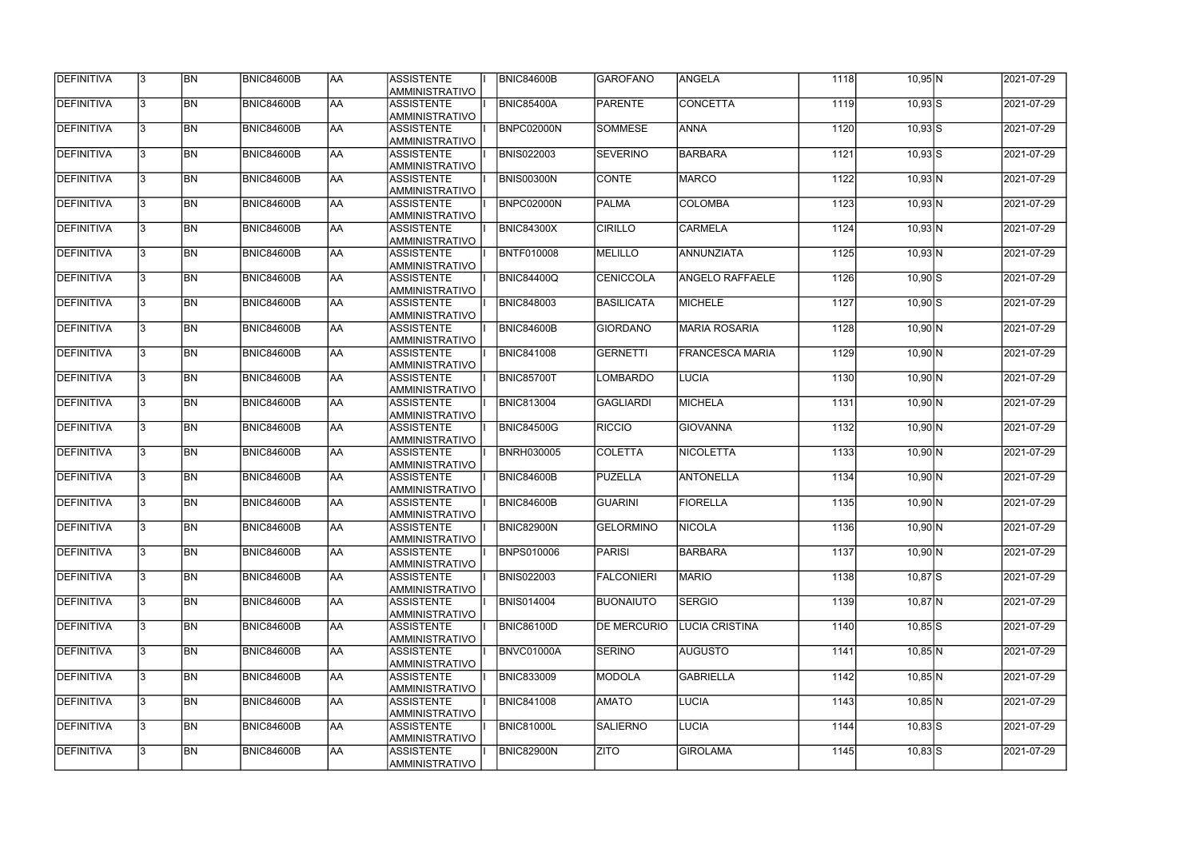| | | | | | | | | | | | | | | |
|---|---|---|---|---|---|---|---|---|---|---|---|---|---|---|
| DEFINITIVA | 3 | BN | BNIC84600B | AA | ASSISTENTE AMMINISTRATIVO | I | BNIC84600B | GAROFANO | ANGELA | 1118 | 10,95 | N | | 2021-07-29 |
| DEFINITIVA | 3 | BN | BNIC84600B | AA | ASSISTENTE AMMINISTRATIVO | I | BNIC85400A | PARENTE | CONCETTA | 1119 | 10,93 | S | | 2021-07-29 |
| DEFINITIVA | 3 | BN | BNIC84600B | AA | ASSISTENTE AMMINISTRATIVO | I | BNPC02000N | SOMMESE | ANNA | 1120 | 10,93 | S | | 2021-07-29 |
| DEFINITIVA | 3 | BN | BNIC84600B | AA | ASSISTENTE AMMINISTRATIVO | I | BNIS022003 | SEVERINO | BARBARA | 1121 | 10,93 | S | | 2021-07-29 |
| DEFINITIVA | 3 | BN | BNIC84600B | AA | ASSISTENTE AMMINISTRATIVO | I | BNIS00300N | CONTE | MARCO | 1122 | 10,93 | N | | 2021-07-29 |
| DEFINITIVA | 3 | BN | BNIC84600B | AA | ASSISTENTE AMMINISTRATIVO | I | BNPC02000N | PALMA | COLOMBA | 1123 | 10,93 | N | | 2021-07-29 |
| DEFINITIVA | 3 | BN | BNIC84600B | AA | ASSISTENTE AMMINISTRATIVO | I | BNIC84300X | CIRILLO | CARMELA | 1124 | 10,93 | N | | 2021-07-29 |
| DEFINITIVA | 3 | BN | BNIC84600B | AA | ASSISTENTE AMMINISTRATIVO | I | BNTF010008 | MELILLO | ANNUNZIATA | 1125 | 10,93 | N | | 2021-07-29 |
| DEFINITIVA | 3 | BN | BNIC84600B | AA | ASSISTENTE AMMINISTRATIVO | I | BNIC84400Q | CENICCOLA | ANGELO RAFFAELE | 1126 | 10,90 | S | | 2021-07-29 |
| DEFINITIVA | 3 | BN | BNIC84600B | AA | ASSISTENTE AMMINISTRATIVO | I | BNIC848003 | BASILICATA | MICHELE | 1127 | 10,90 | S | | 2021-07-29 |
| DEFINITIVA | 3 | BN | BNIC84600B | AA | ASSISTENTE AMMINISTRATIVO | I | BNIC84600B | GIORDANO | MARIA ROSARIA | 1128 | 10,90 | N | | 2021-07-29 |
| DEFINITIVA | 3 | BN | BNIC84600B | AA | ASSISTENTE AMMINISTRATIVO | I | BNIC841008 | GERNETTI | FRANCESCA MARIA | 1129 | 10,90 | N | | 2021-07-29 |
| DEFINITIVA | 3 | BN | BNIC84600B | AA | ASSISTENTE AMMINISTRATIVO | I | BNIC85700T | LOMBARDO | LUCIA | 1130 | 10,90 | N | | 2021-07-29 |
| DEFINITIVA | 3 | BN | BNIC84600B | AA | ASSISTENTE AMMINISTRATIVO | I | BNIC813004 | GAGLIARDI | MICHELA | 1131 | 10,90 | N | | 2021-07-29 |
| DEFINITIVA | 3 | BN | BNIC84600B | AA | ASSISTENTE AMMINISTRATIVO | I | BNIC84500G | RICCIO | GIOVANNA | 1132 | 10,90 | N | | 2021-07-29 |
| DEFINITIVA | 3 | BN | BNIC84600B | AA | ASSISTENTE AMMINISTRATIVO | I | BNRH030005 | COLETTA | NICOLETTA | 1133 | 10,90 | N | | 2021-07-29 |
| DEFINITIVA | 3 | BN | BNIC84600B | AA | ASSISTENTE AMMINISTRATIVO | I | BNIC84600B | PUZELLA | ANTONELLA | 1134 | 10,90 | N | | 2021-07-29 |
| DEFINITIVA | 3 | BN | BNIC84600B | AA | ASSISTENTE AMMINISTRATIVO | I | BNIC84600B | GUARINI | FIORELLA | 1135 | 10,90 | N | | 2021-07-29 |
| DEFINITIVA | 3 | BN | BNIC84600B | AA | ASSISTENTE AMMINISTRATIVO | I | BNIC82900N | GELORMINO | NICOLA | 1136 | 10,90 | N | | 2021-07-29 |
| DEFINITIVA | 3 | BN | BNIC84600B | AA | ASSISTENTE AMMINISTRATIVO | I | BNPS010006 | PARISI | BARBARA | 1137 | 10,90 | N | | 2021-07-29 |
| DEFINITIVA | 3 | BN | BNIC84600B | AA | ASSISTENTE AMMINISTRATIVO | I | BNIS022003 | FALCONIERI | MARIO | 1138 | 10,87 | S | | 2021-07-29 |
| DEFINITIVA | 3 | BN | BNIC84600B | AA | ASSISTENTE AMMINISTRATIVO | I | BNIS014004 | BUONAIUTO | SERGIO | 1139 | 10,87 | N | | 2021-07-29 |
| DEFINITIVA | 3 | BN | BNIC84600B | AA | ASSISTENTE AMMINISTRATIVO | I | BNIC86100D | DE MERCURIO | LUCIA CRISTINA | 1140 | 10,85 | S | | 2021-07-29 |
| DEFINITIVA | 3 | BN | BNIC84600B | AA | ASSISTENTE AMMINISTRATIVO | I | BNVC01000A | SERINO | AUGUSTO | 1141 | 10,85 | N | | 2021-07-29 |
| DEFINITIVA | 3 | BN | BNIC84600B | AA | ASSISTENTE AMMINISTRATIVO | I | BNIC833009 | MODOLA | GABRIELLA | 1142 | 10,85 | N | | 2021-07-29 |
| DEFINITIVA | 3 | BN | BNIC84600B | AA | ASSISTENTE AMMINISTRATIVO | I | BNIC841008 | AMATO | LUCIA | 1143 | 10,85 | N | | 2021-07-29 |
| DEFINITIVA | 3 | BN | BNIC84600B | AA | ASSISTENTE AMMINISTRATIVO | I | BNIC81000L | SALIERNO | LUCIA | 1144 | 10,83 | S | | 2021-07-29 |
| DEFINITIVA | 3 | BN | BNIC84600B | AA | ASSISTENTE AMMINISTRATIVO | I | BNIC82900N | ZITO | GIROLAMA | 1145 | 10,83 | S | | 2021-07-29 |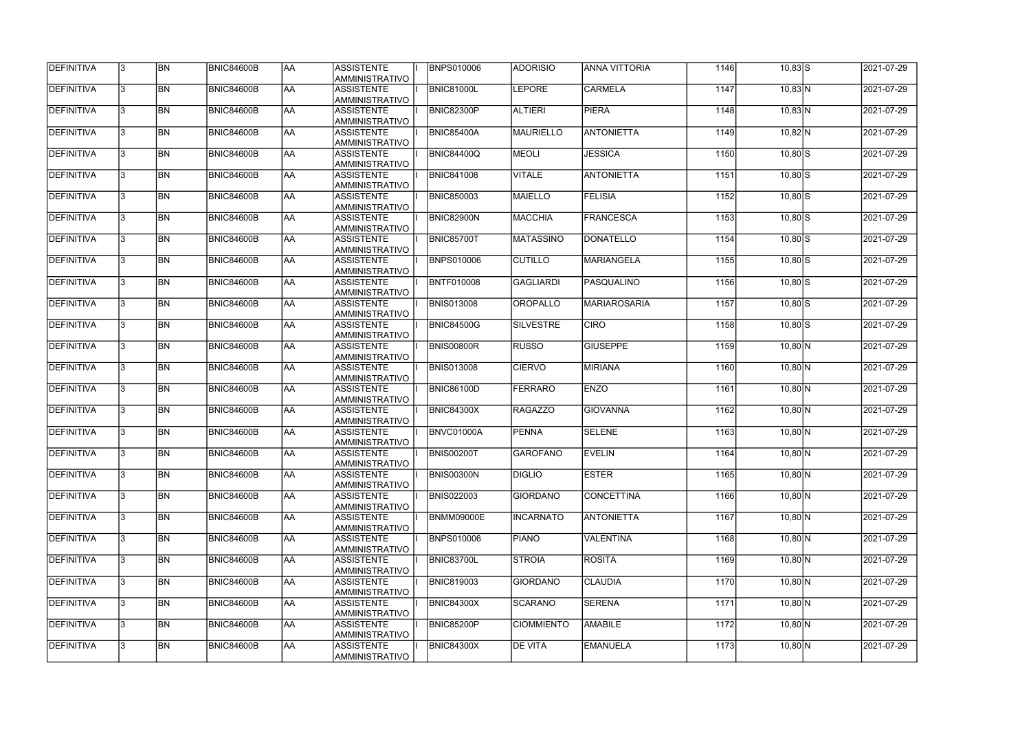| | | | | | | | | | | | | | |
|---|---|---|---|---|---|---|---|---|---|---|---|---|---|
| DEFINITIVA | 3 | BN | BNIC84600B | AA | ASSISTENTE AMMINISTRATIVO | I | BNPS010006 | ADORISIO | ANNA VITTORIA | 1146 | 10,83 | S | 2021-07-29 |
| DEFINITIVA | 3 | BN | BNIC84600B | AA | ASSISTENTE AMMINISTRATIVO | I | BNIC81000L | LEPORE | CARMELA | 1147 | 10,83 | N | 2021-07-29 |
| DEFINITIVA | 3 | BN | BNIC84600B | AA | ASSISTENTE AMMINISTRATIVO | I | BNIC82300P | ALTIERI | PIERA | 1148 | 10,83 | N | 2021-07-29 |
| DEFINITIVA | 3 | BN | BNIC84600B | AA | ASSISTENTE AMMINISTRATIVO | I | BNIC85400A | MAURIELLO | ANTONIETTA | 1149 | 10,82 | N | 2021-07-29 |
| DEFINITIVA | 3 | BN | BNIC84600B | AA | ASSISTENTE AMMINISTRATIVO | I | BNIC84400Q | MEOLI | JESSICA | 1150 | 10,80 | S | 2021-07-29 |
| DEFINITIVA | 3 | BN | BNIC84600B | AA | ASSISTENTE AMMINISTRATIVO | I | BNIC841008 | VITALE | ANTONIETTA | 1151 | 10,80 | S | 2021-07-29 |
| DEFINITIVA | 3 | BN | BNIC84600B | AA | ASSISTENTE AMMINISTRATIVO | I | BNIC850003 | MAIELLO | FELISIA | 1152 | 10,80 | S | 2021-07-29 |
| DEFINITIVA | 3 | BN | BNIC84600B | AA | ASSISTENTE AMMINISTRATIVO | I | BNIC82900N | MACCHIA | FRANCESCA | 1153 | 10,80 | S | 2021-07-29 |
| DEFINITIVA | 3 | BN | BNIC84600B | AA | ASSISTENTE AMMINISTRATIVO | I | BNIC85700T | MATASSINO | DONATELLO | 1154 | 10,80 | S | 2021-07-29 |
| DEFINITIVA | 3 | BN | BNIC84600B | AA | ASSISTENTE AMMINISTRATIVO | I | BNPS010006 | CUTILLO | MARIANGELA | 1155 | 10,80 | S | 2021-07-29 |
| DEFINITIVA | 3 | BN | BNIC84600B | AA | ASSISTENTE AMMINISTRATIVO | I | BNTF010008 | GAGLIARDI | PASQUALINO | 1156 | 10,80 | S | 2021-07-29 |
| DEFINITIVA | 3 | BN | BNIC84600B | AA | ASSISTENTE AMMINISTRATIVO | I | BNIS013008 | OROPALLO | MARIAROSARIA | 1157 | 10,80 | S | 2021-07-29 |
| DEFINITIVA | 3 | BN | BNIC84600B | AA | ASSISTENTE AMMINISTRATIVO | I | BNIC84500G | SILVESTRE | CIRO | 1158 | 10,80 | S | 2021-07-29 |
| DEFINITIVA | 3 | BN | BNIC84600B | AA | ASSISTENTE AMMINISTRATIVO | I | BNIS00800R | RUSSO | GIUSEPPE | 1159 | 10,80 | N | 2021-07-29 |
| DEFINITIVA | 3 | BN | BNIC84600B | AA | ASSISTENTE AMMINISTRATIVO | I | BNIS013008 | CIERVO | MIRIANA | 1160 | 10,80 | N | 2021-07-29 |
| DEFINITIVA | 3 | BN | BNIC84600B | AA | ASSISTENTE AMMINISTRATIVO | I | BNIC86100D | FERRARO | ENZO | 1161 | 10,80 | N | 2021-07-29 |
| DEFINITIVA | 3 | BN | BNIC84600B | AA | ASSISTENTE AMMINISTRATIVO | I | BNIC84300X | RAGAZZO | GIOVANNA | 1162 | 10,80 | N | 2021-07-29 |
| DEFINITIVA | 3 | BN | BNIC84600B | AA | ASSISTENTE AMMINISTRATIVO | I | BNVC01000A | PENNA | SELENE | 1163 | 10,80 | N | 2021-07-29 |
| DEFINITIVA | 3 | BN | BNIC84600B | AA | ASSISTENTE AMMINISTRATIVO | I | BNIS00200T | GAROFANO | EVELIN | 1164 | 10,80 | N | 2021-07-29 |
| DEFINITIVA | 3 | BN | BNIC84600B | AA | ASSISTENTE AMMINISTRATIVO | I | BNIS00300N | DIGLIO | ESTER | 1165 | 10,80 | N | 2021-07-29 |
| DEFINITIVA | 3 | BN | BNIC84600B | AA | ASSISTENTE AMMINISTRATIVO | I | BNIS022003 | GIORDANO | CONCETTINA | 1166 | 10,80 | N | 2021-07-29 |
| DEFINITIVA | 3 | BN | BNIC84600B | AA | ASSISTENTE AMMINISTRATIVO | I | BNMM09000E | INCARNATO | ANTONIETTA | 1167 | 10,80 | N | 2021-07-29 |
| DEFINITIVA | 3 | BN | BNIC84600B | AA | ASSISTENTE AMMINISTRATIVO | I | BNPS010006 | PIANO | VALENTINA | 1168 | 10,80 | N | 2021-07-29 |
| DEFINITIVA | 3 | BN | BNIC84600B | AA | ASSISTENTE AMMINISTRATIVO | I | BNIC83700L | STROIA | ROSITA | 1169 | 10,80 | N | 2021-07-29 |
| DEFINITIVA | 3 | BN | BNIC84600B | AA | ASSISTENTE AMMINISTRATIVO | I | BNIC819003 | GIORDANO | CLAUDIA | 1170 | 10,80 | N | 2021-07-29 |
| DEFINITIVA | 3 | BN | BNIC84600B | AA | ASSISTENTE AMMINISTRATIVO | I | BNIC84300X | SCARANO | SERENA | 1171 | 10,80 | N | 2021-07-29 |
| DEFINITIVA | 3 | BN | BNIC84600B | AA | ASSISTENTE AMMINISTRATIVO | I | BNIC85200P | CIOMMIENTO | AMABILE | 1172 | 10,80 | N | 2021-07-29 |
| DEFINITIVA | 3 | BN | BNIC84600B | AA | ASSISTENTE AMMINISTRATIVO | I | BNIC84300X | DE VITA | EMANUELA | 1173 | 10,80 | N | 2021-07-29 |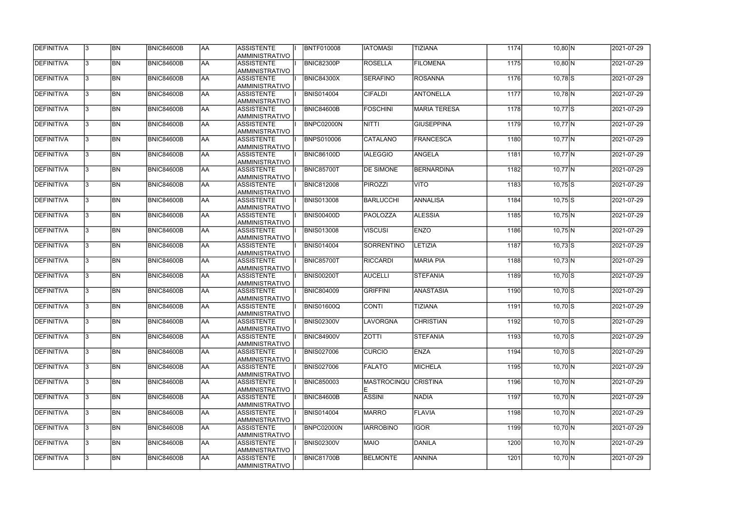| | | | | | | | | | | | | | |
|---|---|---|---|---|---|---|---|---|---|---|---|---|---|
| DEFINITIVA | 3 | BN | BNIC84600B | AA | ASSISTENTE AMMINISTRATIVO | I | BNTF010008 | IATOMASI | TIZIANA | 1174 | 10,80 | N | 2021-07-29 |
| DEFINITIVA | 3 | BN | BNIC84600B | AA | ASSISTENTE AMMINISTRATIVO | I | BNIC82300P | ROSELLA | FILOMENA | 1175 | 10,80 | N | 2021-07-29 |
| DEFINITIVA | 3 | BN | BNIC84600B | AA | ASSISTENTE AMMINISTRATIVO | I | BNIC84300X | SERAFINO | ROSANNA | 1176 | 10,78 | S | 2021-07-29 |
| DEFINITIVA | 3 | BN | BNIC84600B | AA | ASSISTENTE AMMINISTRATIVO | I | BNIS014004 | CIFALDI | ANTONELLA | 1177 | 10,78 | N | 2021-07-29 |
| DEFINITIVA | 3 | BN | BNIC84600B | AA | ASSISTENTE AMMINISTRATIVO | I | BNIC84600B | FOSCHINI | MARIA TERESA | 1178 | 10,77 | S | 2021-07-29 |
| DEFINITIVA | 3 | BN | BNIC84600B | AA | ASSISTENTE AMMINISTRATIVO | I | BNPC02000N | NITTI | GIUSEPPINA | 1179 | 10,77 | N | 2021-07-29 |
| DEFINITIVA | 3 | BN | BNIC84600B | AA | ASSISTENTE AMMINISTRATIVO | I | BNPS010006 | CATALANO | FRANCESCA | 1180 | 10,77 | N | 2021-07-29 |
| DEFINITIVA | 3 | BN | BNIC84600B | AA | ASSISTENTE AMMINISTRATIVO | I | BNIC86100D | IALEGGIO | ANGELA | 1181 | 10,77 | N | 2021-07-29 |
| DEFINITIVA | 3 | BN | BNIC84600B | AA | ASSISTENTE AMMINISTRATIVO | I | BNIC85700T | DE SIMONE | BERNARDINA | 1182 | 10,77 | N | 2021-07-29 |
| DEFINITIVA | 3 | BN | BNIC84600B | AA | ASSISTENTE AMMINISTRATIVO | I | BNIC812008 | PIROZZI | VITO | 1183 | 10,75 | S | 2021-07-29 |
| DEFINITIVA | 3 | BN | BNIC84600B | AA | ASSISTENTE AMMINISTRATIVO | I | BNIS013008 | BARLUCCHI | ANNALISA | 1184 | 10,75 | S | 2021-07-29 |
| DEFINITIVA | 3 | BN | BNIC84600B | AA | ASSISTENTE AMMINISTRATIVO | I | BNIS00400D | PAOLOZZA | ALESSIA | 1185 | 10,75 | N | 2021-07-29 |
| DEFINITIVA | 3 | BN | BNIC84600B | AA | ASSISTENTE AMMINISTRATIVO | I | BNIS013008 | VISCUSI | ENZO | 1186 | 10,75 | N | 2021-07-29 |
| DEFINITIVA | 3 | BN | BNIC84600B | AA | ASSISTENTE AMMINISTRATIVO | I | BNIS014004 | SORRENTINO | LETIZIA | 1187 | 10,73 | S | 2021-07-29 |
| DEFINITIVA | 3 | BN | BNIC84600B | AA | ASSISTENTE AMMINISTRATIVO | I | BNIC85700T | RICCARDI | MARIA PIA | 1188 | 10,73 | N | 2021-07-29 |
| DEFINITIVA | 3 | BN | BNIC84600B | AA | ASSISTENTE AMMINISTRATIVO | I | BNIS00200T | AUCELLI | STEFANIA | 1189 | 10,70 | S | 2021-07-29 |
| DEFINITIVA | 3 | BN | BNIC84600B | AA | ASSISTENTE AMMINISTRATIVO | I | BNIC804009 | GRIFFINI | ANASTASIA | 1190 | 10,70 | S | 2021-07-29 |
| DEFINITIVA | 3 | BN | BNIC84600B | AA | ASSISTENTE AMMINISTRATIVO | I | BNIS01600Q | CONTI | TIZIANA | 1191 | 10,70 | S | 2021-07-29 |
| DEFINITIVA | 3 | BN | BNIC84600B | AA | ASSISTENTE AMMINISTRATIVO | I | BNIS02300V | LAVORGNA | CHRISTIAN | 1192 | 10,70 | S | 2021-07-29 |
| DEFINITIVA | 3 | BN | BNIC84600B | AA | ASSISTENTE AMMINISTRATIVO | I | BNIC84900V | ZOTTI | STEFANIA | 1193 | 10,70 | S | 2021-07-29 |
| DEFINITIVA | 3 | BN | BNIC84600B | AA | ASSISTENTE AMMINISTRATIVO | I | BNIS027006 | CURCIO | ENZA | 1194 | 10,70 | S | 2021-07-29 |
| DEFINITIVA | 3 | BN | BNIC84600B | AA | ASSISTENTE AMMINISTRATIVO | I | BNIS027006 | FALATO | MICHELA | 1195 | 10,70 | N | 2021-07-29 |
| DEFINITIVA | 3 | BN | BNIC84600B | AA | ASSISTENTE AMMINISTRATIVO | I | BNIC850003 | MASTROCINQUE | CRISTINA | 1196 | 10,70 | N | 2021-07-29 |
| DEFINITIVA | 3 | BN | BNIC84600B | AA | ASSISTENTE AMMINISTRATIVO | I | BNIC84600B | ASSINI | NADIA | 1197 | 10,70 | N | 2021-07-29 |
| DEFINITIVA | 3 | BN | BNIC84600B | AA | ASSISTENTE AMMINISTRATIVO | I | BNIS014004 | MARRO | FLAVIA | 1198 | 10,70 | N | 2021-07-29 |
| DEFINITIVA | 3 | BN | BNIC84600B | AA | ASSISTENTE AMMINISTRATIVO | I | BNPC02000N | IARROBINO | IGOR | 1199 | 10,70 | N | 2021-07-29 |
| DEFINITIVA | 3 | BN | BNIC84600B | AA | ASSISTENTE AMMINISTRATIVO | I | BNIS02300V | MAIO | DANILA | 1200 | 10,70 | N | 2021-07-29 |
| DEFINITIVA | 3 | BN | BNIC84600B | AA | ASSISTENTE AMMINISTRATIVO | I | BNIC81700B | BELMONTE | ANNINA | 1201 | 10,70 | N | 2021-07-29 |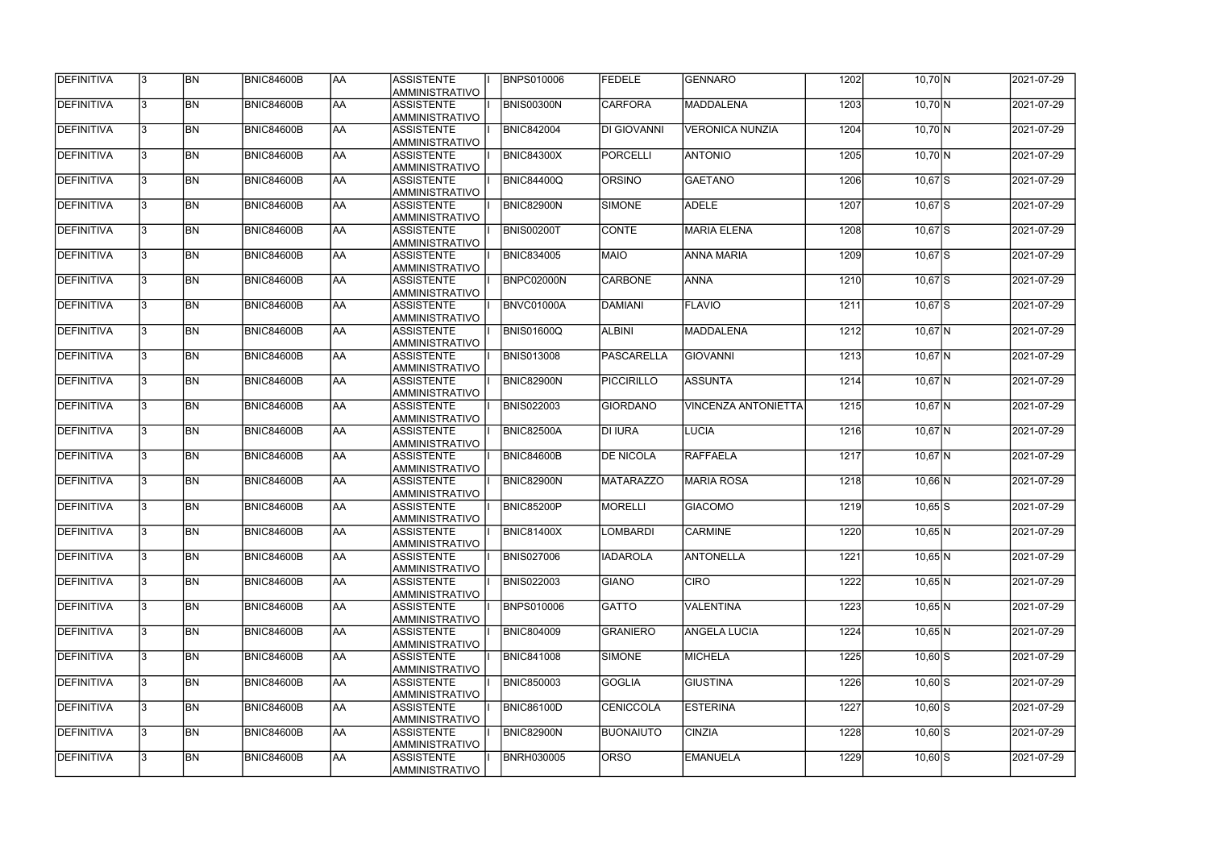| | | | | | | | | | | | | | | |
|---|---|---|---|---|---|---|---|---|---|---|---|---|---|---|
| DEFINITIVA | 3 | BN | BNIC84600B | AA | ASSISTENTE AMMINISTRATIVO | I | BNPS010006 | FEDELE | GENNARO | 1202 | 10,70 | N | | 2021-07-29 |
| DEFINITIVA | 3 | BN | BNIC84600B | AA | ASSISTENTE AMMINISTRATIVO | I | BNIS00300N | CARFORA | MADDALENA | 1203 | 10,70 | N | | 2021-07-29 |
| DEFINITIVA | 3 | BN | BNIC84600B | AA | ASSISTENTE AMMINISTRATIVO | I | BNIC842004 | DI GIOVANNI | VERONICA NUNZIA | 1204 | 10,70 | N | | 2021-07-29 |
| DEFINITIVA | 3 | BN | BNIC84600B | AA | ASSISTENTE AMMINISTRATIVO | I | BNIC84300X | PORCELLI | ANTONIO | 1205 | 10,70 | N | | 2021-07-29 |
| DEFINITIVA | 3 | BN | BNIC84600B | AA | ASSISTENTE AMMINISTRATIVO | I | BNIC84400Q | ORSINO | GAETANO | 1206 | 10,67 | S | | 2021-07-29 |
| DEFINITIVA | 3 | BN | BNIC84600B | AA | ASSISTENTE AMMINISTRATIVO | I | BNIC82900N | SIMONE | ADELE | 1207 | 10,67 | S | | 2021-07-29 |
| DEFINITIVA | 3 | BN | BNIC84600B | AA | ASSISTENTE AMMINISTRATIVO | I | BNIS00200T | CONTE | MARIA ELENA | 1208 | 10,67 | S | | 2021-07-29 |
| DEFINITIVA | 3 | BN | BNIC84600B | AA | ASSISTENTE AMMINISTRATIVO | I | BNIC834005 | MAIO | ANNA MARIA | 1209 | 10,67 | S | | 2021-07-29 |
| DEFINITIVA | 3 | BN | BNIC84600B | AA | ASSISTENTE AMMINISTRATIVO | I | BNPC02000N | CARBONE | ANNA | 1210 | 10,67 | S | | 2021-07-29 |
| DEFINITIVA | 3 | BN | BNIC84600B | AA | ASSISTENTE AMMINISTRATIVO | I | BNVC01000A | DAMIANI | FLAVIO | 1211 | 10,67 | S | | 2021-07-29 |
| DEFINITIVA | 3 | BN | BNIC84600B | AA | ASSISTENTE AMMINISTRATIVO | I | BNIS01600Q | ALBINI | MADDALENA | 1212 | 10,67 | N | | 2021-07-29 |
| DEFINITIVA | 3 | BN | BNIC84600B | AA | ASSISTENTE AMMINISTRATIVO | I | BNIS013008 | PASCARELLA | GIOVANNI | 1213 | 10,67 | N | | 2021-07-29 |
| DEFINITIVA | 3 | BN | BNIC84600B | AA | ASSISTENTE AMMINISTRATIVO | I | BNIC82900N | PICCIRILLO | ASSUNTA | 1214 | 10,67 | N | | 2021-07-29 |
| DEFINITIVA | 3 | BN | BNIC84600B | AA | ASSISTENTE AMMINISTRATIVO | I | BNIS022003 | GIORDANO | VINCENZA ANTONIETTA | 1215 | 10,67 | N | | 2021-07-29 |
| DEFINITIVA | 3 | BN | BNIC84600B | AA | ASSISTENTE AMMINISTRATIVO | I | BNIC82500A | DI IURA | LUCIA | 1216 | 10,67 | N | | 2021-07-29 |
| DEFINITIVA | 3 | BN | BNIC84600B | AA | ASSISTENTE AMMINISTRATIVO | I | BNIC84600B | DE NICOLA | RAFFAELA | 1217 | 10,67 | N | | 2021-07-29 |
| DEFINITIVA | 3 | BN | BNIC84600B | AA | ASSISTENTE AMMINISTRATIVO | I | BNIC82900N | MATARAZZO | MARIA ROSA | 1218 | 10,66 | N | | 2021-07-29 |
| DEFINITIVA | 3 | BN | BNIC84600B | AA | ASSISTENTE AMMINISTRATIVO | I | BNIC85200P | MORELLI | GIACOMO | 1219 | 10,65 | S | | 2021-07-29 |
| DEFINITIVA | 3 | BN | BNIC84600B | AA | ASSISTENTE AMMINISTRATIVO | I | BNIC81400X | LOMBARDI | CARMINE | 1220 | 10,65 | N | | 2021-07-29 |
| DEFINITIVA | 3 | BN | BNIC84600B | AA | ASSISTENTE AMMINISTRATIVO | I | BNIS027006 | IADAROLA | ANTONELLA | 1221 | 10,65 | N | | 2021-07-29 |
| DEFINITIVA | 3 | BN | BNIC84600B | AA | ASSISTENTE AMMINISTRATIVO | I | BNIS022003 | GIANO | CIRO | 1222 | 10,65 | N | | 2021-07-29 |
| DEFINITIVA | 3 | BN | BNIC84600B | AA | ASSISTENTE AMMINISTRATIVO | I | BNPS010006 | GATTO | VALENTINA | 1223 | 10,65 | N | | 2021-07-29 |
| DEFINITIVA | 3 | BN | BNIC84600B | AA | ASSISTENTE AMMINISTRATIVO | I | BNIC804009 | GRANIERO | ANGELA LUCIA | 1224 | 10,65 | N | | 2021-07-29 |
| DEFINITIVA | 3 | BN | BNIC84600B | AA | ASSISTENTE AMMINISTRATIVO | I | BNIC841008 | SIMONE | MICHELA | 1225 | 10,60 | S | | 2021-07-29 |
| DEFINITIVA | 3 | BN | BNIC84600B | AA | ASSISTENTE AMMINISTRATIVO | I | BNIC850003 | GOGLIA | GIUSTINA | 1226 | 10,60 | S | | 2021-07-29 |
| DEFINITIVA | 3 | BN | BNIC84600B | AA | ASSISTENTE AMMINISTRATIVO | I | BNIC86100D | CENICCOLA | ESTERINA | 1227 | 10,60 | S | | 2021-07-29 |
| DEFINITIVA | 3 | BN | BNIC84600B | AA | ASSISTENTE AMMINISTRATIVO | I | BNIC82900N | BUONAIUTO | CINZIA | 1228 | 10,60 | S | | 2021-07-29 |
| DEFINITIVA | 3 | BN | BNIC84600B | AA | ASSISTENTE AMMINISTRATIVO | I | BNRH030005 | ORSO | EMANUELA | 1229 | 10,60 | S | | 2021-07-29 |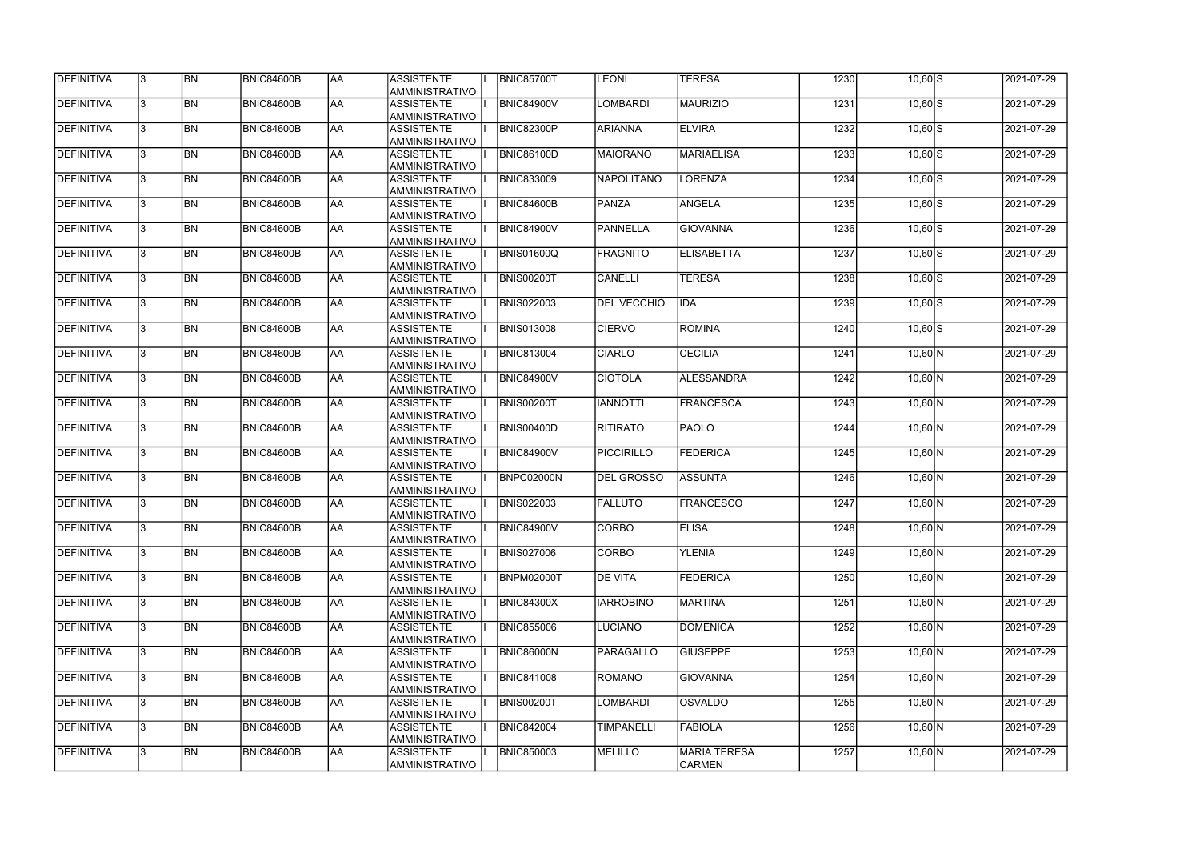| | | | | | | | | | | | | | | |
|---|---|---|---|---|---|---|---|---|---|---|---|---|---|---|
| DEFINITIVA | 3 | BN | BNIC84600B | AA | ASSISTENTE AMMINISTRATIVO | I | BNIC85700T | LEONI | TERESA | 1230 | 10,60 | S | | 2021-07-29 |
| DEFINITIVA | 3 | BN | BNIC84600B | AA | ASSISTENTE AMMINISTRATIVO | I | BNIC84900V | LOMBARDI | MAURIZIO | 1231 | 10,60 | S | | 2021-07-29 |
| DEFINITIVA | 3 | BN | BNIC84600B | AA | ASSISTENTE AMMINISTRATIVO | I | BNIC82300P | ARIANNA | ELVIRA | 1232 | 10,60 | S | | 2021-07-29 |
| DEFINITIVA | 3 | BN | BNIC84600B | AA | ASSISTENTE AMMINISTRATIVO | I | BNIC86100D | MAIORANO | MARIAELISA | 1233 | 10,60 | S | | 2021-07-29 |
| DEFINITIVA | 3 | BN | BNIC84600B | AA | ASSISTENTE AMMINISTRATIVO | I | BNIC833009 | NAPOLITANO | LORENZA | 1234 | 10,60 | S | | 2021-07-29 |
| DEFINITIVA | 3 | BN | BNIC84600B | AA | ASSISTENTE AMMINISTRATIVO | I | BNIC84600B | PANZA | ANGELA | 1235 | 10,60 | S | | 2021-07-29 |
| DEFINITIVA | 3 | BN | BNIC84600B | AA | ASSISTENTE AMMINISTRATIVO | I | BNIC84900V | PANNELLA | GIOVANNA | 1236 | 10,60 | S | | 2021-07-29 |
| DEFINITIVA | 3 | BN | BNIC84600B | AA | ASSISTENTE AMMINISTRATIVO | I | BNIS01600Q | FRAGNITO | ELISABETTA | 1237 | 10,60 | S | | 2021-07-29 |
| DEFINITIVA | 3 | BN | BNIC84600B | AA | ASSISTENTE AMMINISTRATIVO | I | BNIS00200T | CANELLI | TERESA | 1238 | 10,60 | S | | 2021-07-29 |
| DEFINITIVA | 3 | BN | BNIC84600B | AA | ASSISTENTE AMMINISTRATIVO | I | BNIS022003 | DEL VECCHIO | IDA | 1239 | 10,60 | S | | 2021-07-29 |
| DEFINITIVA | 3 | BN | BNIC84600B | AA | ASSISTENTE AMMINISTRATIVO | I | BNIS013008 | CIERVO | ROMINA | 1240 | 10,60 | S | | 2021-07-29 |
| DEFINITIVA | 3 | BN | BNIC84600B | AA | ASSISTENTE AMMINISTRATIVO | I | BNIC813004 | CIARLO | CECILIA | 1241 | 10,60 | N | | 2021-07-29 |
| DEFINITIVA | 3 | BN | BNIC84600B | AA | ASSISTENTE AMMINISTRATIVO | I | BNIC84900V | CIOTOLA | ALESSANDRA | 1242 | 10,60 | N | | 2021-07-29 |
| DEFINITIVA | 3 | BN | BNIC84600B | AA | ASSISTENTE AMMINISTRATIVO | I | BNIS00200T | IANNOTTI | FRANCESCA | 1243 | 10,60 | N | | 2021-07-29 |
| DEFINITIVA | 3 | BN | BNIC84600B | AA | ASSISTENTE AMMINISTRATIVO | I | BNIS00400D | RITIRATO | PAOLO | 1244 | 10,60 | N | | 2021-07-29 |
| DEFINITIVA | 3 | BN | BNIC84600B | AA | ASSISTENTE AMMINISTRATIVO | I | BNIC84900V | PICCIRILLO | FEDERICA | 1245 | 10,60 | N | | 2021-07-29 |
| DEFINITIVA | 3 | BN | BNIC84600B | AA | ASSISTENTE AMMINISTRATIVO | I | BNPC02000N | DEL GROSSO | ASSUNTA | 1246 | 10,60 | N | | 2021-07-29 |
| DEFINITIVA | 3 | BN | BNIC84600B | AA | ASSISTENTE AMMINISTRATIVO | I | BNIS022003 | FALLUTO | FRANCESCO | 1247 | 10,60 | N | | 2021-07-29 |
| DEFINITIVA | 3 | BN | BNIC84600B | AA | ASSISTENTE AMMINISTRATIVO | I | BNIC84900V | CORBO | ELISA | 1248 | 10,60 | N | | 2021-07-29 |
| DEFINITIVA | 3 | BN | BNIC84600B | AA | ASSISTENTE AMMINISTRATIVO | I | BNIS027006 | CORBO | YLENIA | 1249 | 10,60 | N | | 2021-07-29 |
| DEFINITIVA | 3 | BN | BNIC84600B | AA | ASSISTENTE AMMINISTRATIVO | I | BNPM02000T | DE VITA | FEDERICA | 1250 | 10,60 | N | | 2021-07-29 |
| DEFINITIVA | 3 | BN | BNIC84600B | AA | ASSISTENTE AMMINISTRATIVO | I | BNIC84300X | IARROBINO | MARTINA | 1251 | 10,60 | N | | 2021-07-29 |
| DEFINITIVA | 3 | BN | BNIC84600B | AA | ASSISTENTE AMMINISTRATIVO | I | BNIC855006 | LUCIANO | DOMENICA | 1252 | 10,60 | N | | 2021-07-29 |
| DEFINITIVA | 3 | BN | BNIC84600B | AA | ASSISTENTE AMMINISTRATIVO | I | BNIC86000N | PARAGALLO | GIUSEPPE | 1253 | 10,60 | N | | 2021-07-29 |
| DEFINITIVA | 3 | BN | BNIC84600B | AA | ASSISTENTE AMMINISTRATIVO | I | BNIC841008 | ROMANO | GIOVANNA | 1254 | 10,60 | N | | 2021-07-29 |
| DEFINITIVA | 3 | BN | BNIC84600B | AA | ASSISTENTE AMMINISTRATIVO | I | BNIS00200T | LOMBARDI | OSVALDO | 1255 | 10,60 | N | | 2021-07-29 |
| DEFINITIVA | 3 | BN | BNIC84600B | AA | ASSISTENTE AMMINISTRATIVO | I | BNIC842004 | TIMPANELLI | FABIOLA | 1256 | 10,60 | N | | 2021-07-29 |
| DEFINITIVA | 3 | BN | BNIC84600B | AA | ASSISTENTE AMMINISTRATIVO | I | BNIC850003 | MELILLO | MARIA TERESA CARMEN | 1257 | 10,60 | N | | 2021-07-29 |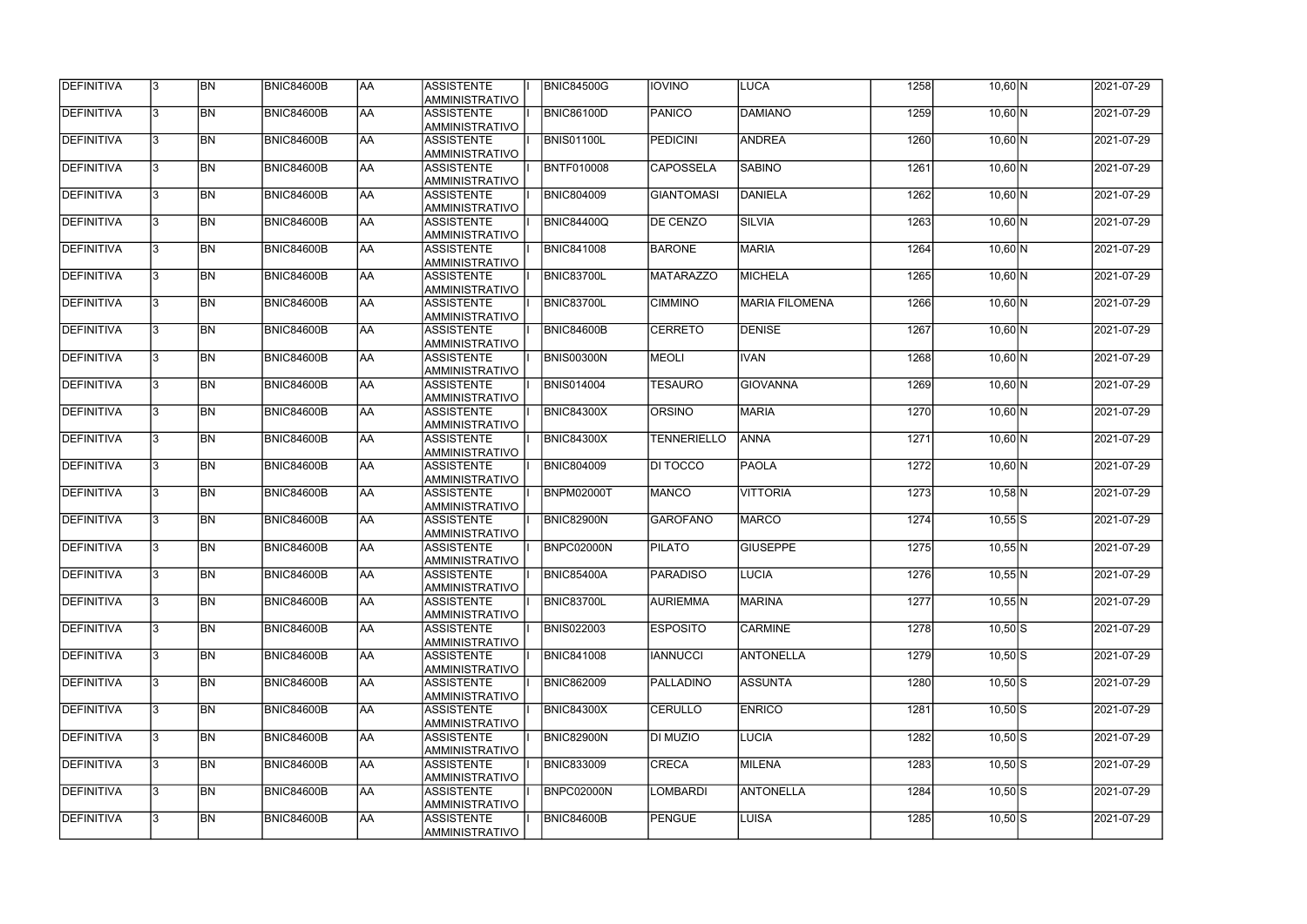| | | | | | | | | | | | | | | |
|---|---|---|---|---|---|---|---|---|---|---|---|---|---|---|
| DEFINITIVA | 3 | BN | BNIC84600B | AA | ASSISTENTE AMMINISTRATIVO | I | BNIC84500G | IOVINO | LUCA | 1258 | 10,60 | N | | 2021-07-29 |
| DEFINITIVA | 3 | BN | BNIC84600B | AA | ASSISTENTE AMMINISTRATIVO | I | BNIC86100D | PANICO | DAMIANO | 1259 | 10,60 | N | | 2021-07-29 |
| DEFINITIVA | 3 | BN | BNIC84600B | AA | ASSISTENTE AMMINISTRATIVO | I | BNIS01100L | PEDICINI | ANDREA | 1260 | 10,60 | N | | 2021-07-29 |
| DEFINITIVA | 3 | BN | BNIC84600B | AA | ASSISTENTE AMMINISTRATIVO | I | BNTF010008 | CAPOSSELA | SABINO | 1261 | 10,60 | N | | 2021-07-29 |
| DEFINITIVA | 3 | BN | BNIC84600B | AA | ASSISTENTE AMMINISTRATIVO | I | BNIC804009 | GIANTOMASI | DANIELA | 1262 | 10,60 | N | | 2021-07-29 |
| DEFINITIVA | 3 | BN | BNIC84600B | AA | ASSISTENTE AMMINISTRATIVO | I | BNIC84400Q | DE CENZO | SILVIA | 1263 | 10,60 | N | | 2021-07-29 |
| DEFINITIVA | 3 | BN | BNIC84600B | AA | ASSISTENTE AMMINISTRATIVO | I | BNIC841008 | BARONE | MARIA | 1264 | 10,60 | N | | 2021-07-29 |
| DEFINITIVA | 3 | BN | BNIC84600B | AA | ASSISTENTE AMMINISTRATIVO | I | BNIC83700L | MATARAZZO | MICHELA | 1265 | 10,60 | N | | 2021-07-29 |
| DEFINITIVA | 3 | BN | BNIC84600B | AA | ASSISTENTE AMMINISTRATIVO | I | BNIC83700L | CIMMINO | MARIA FILOMENA | 1266 | 10,60 | N | | 2021-07-29 |
| DEFINITIVA | 3 | BN | BNIC84600B | AA | ASSISTENTE AMMINISTRATIVO | I | BNIC84600B | CERRETO | DENISE | 1267 | 10,60 | N | | 2021-07-29 |
| DEFINITIVA | 3 | BN | BNIC84600B | AA | ASSISTENTE AMMINISTRATIVO | I | BNIS00300N | MEOLI | IVAN | 1268 | 10,60 | N | | 2021-07-29 |
| DEFINITIVA | 3 | BN | BNIC84600B | AA | ASSISTENTE AMMINISTRATIVO | I | BNIS014004 | TESAURO | GIOVANNA | 1269 | 10,60 | N | | 2021-07-29 |
| DEFINITIVA | 3 | BN | BNIC84600B | AA | ASSISTENTE AMMINISTRATIVO | I | BNIC84300X | ORSINO | MARIA | 1270 | 10,60 | N | | 2021-07-29 |
| DEFINITIVA | 3 | BN | BNIC84600B | AA | ASSISTENTE AMMINISTRATIVO | I | BNIC84300X | TENNERIELLO | ANNA | 1271 | 10,60 | N | | 2021-07-29 |
| DEFINITIVA | 3 | BN | BNIC84600B | AA | ASSISTENTE AMMINISTRATIVO | I | BNIC804009 | DI TOCCO | PAOLA | 1272 | 10,60 | N | | 2021-07-29 |
| DEFINITIVA | 3 | BN | BNIC84600B | AA | ASSISTENTE AMMINISTRATIVO | I | BNPM02000T | MANCO | VITTORIA | 1273 | 10,58 | N | | 2021-07-29 |
| DEFINITIVA | 3 | BN | BNIC84600B | AA | ASSISTENTE AMMINISTRATIVO | I | BNIC82900N | GAROFANO | MARCO | 1274 | 10,55 | S | | 2021-07-29 |
| DEFINITIVA | 3 | BN | BNIC84600B | AA | ASSISTENTE AMMINISTRATIVO | I | BNPC02000N | PILATO | GIUSEPPE | 1275 | 10,55 | N | | 2021-07-29 |
| DEFINITIVA | 3 | BN | BNIC84600B | AA | ASSISTENTE AMMINISTRATIVO | I | BNIC85400A | PARADISO | LUCIA | 1276 | 10,55 | N | | 2021-07-29 |
| DEFINITIVA | 3 | BN | BNIC84600B | AA | ASSISTENTE AMMINISTRATIVO | I | BNIC83700L | AURIEMMA | MARINA | 1277 | 10,55 | N | | 2021-07-29 |
| DEFINITIVA | 3 | BN | BNIC84600B | AA | ASSISTENTE AMMINISTRATIVO | I | BNIS022003 | ESPOSITO | CARMINE | 1278 | 10,50 | S | | 2021-07-29 |
| DEFINITIVA | 3 | BN | BNIC84600B | AA | ASSISTENTE AMMINISTRATIVO | I | BNIC841008 | IANNUCCI | ANTONELLA | 1279 | 10,50 | S | | 2021-07-29 |
| DEFINITIVA | 3 | BN | BNIC84600B | AA | ASSISTENTE AMMINISTRATIVO | I | BNIC862009 | PALLADINO | ASSUNTA | 1280 | 10,50 | S | | 2021-07-29 |
| DEFINITIVA | 3 | BN | BNIC84600B | AA | ASSISTENTE AMMINISTRATIVO | I | BNIC84300X | CERULLO | ENRICO | 1281 | 10,50 | S | | 2021-07-29 |
| DEFINITIVA | 3 | BN | BNIC84600B | AA | ASSISTENTE AMMINISTRATIVO | I | BNIC82900N | DI MUZIO | LUCIA | 1282 | 10,50 | S | | 2021-07-29 |
| DEFINITIVA | 3 | BN | BNIC84600B | AA | ASSISTENTE AMMINISTRATIVO | I | BNIC833009 | CRECA | MILENA | 1283 | 10,50 | S | | 2021-07-29 |
| DEFINITIVA | 3 | BN | BNIC84600B | AA | ASSISTENTE AMMINISTRATIVO | I | BNPC02000N | LOMBARDI | ANTONELLA | 1284 | 10,50 | S | | 2021-07-29 |
| DEFINITIVA | 3 | BN | BNIC84600B | AA | ASSISTENTE AMMINISTRATIVO | I | BNIC84600B | PENGUE | LUISA | 1285 | 10,50 | S | | 2021-07-29 |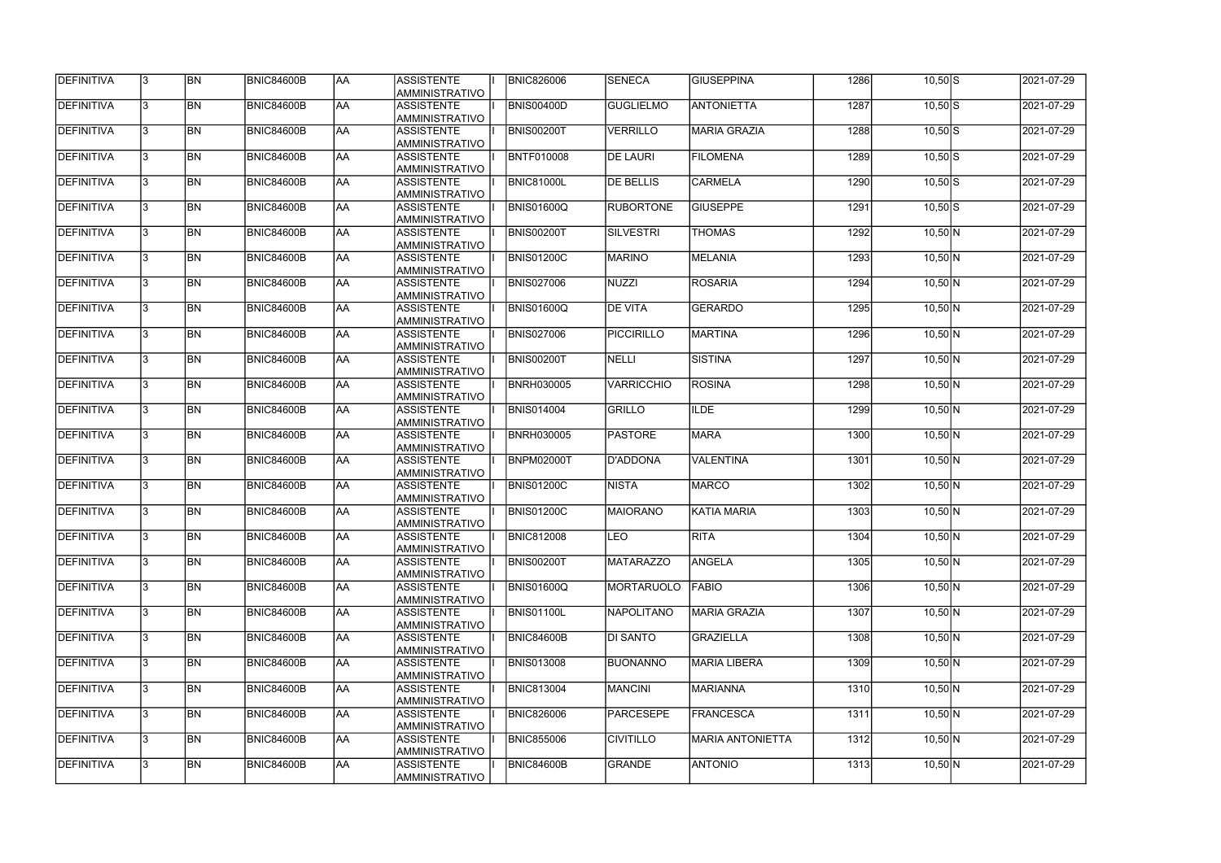| | | | | | | | | | | | | | | |
|---|---|---|---|---|---|---|---|---|---|---|---|---|---|---|
| DEFINITIVA | 3 | BN | BNIC84600B | AA | ASSISTENTE AMMINISTRATIVO | I | BNIC826006 | SENECA | GIUSEPPINA | 1286 | 10,50 | S | | 2021-07-29 |
| DEFINITIVA | 3 | BN | BNIC84600B | AA | ASSISTENTE AMMINISTRATIVO | I | BNIS00400D | GUGLIELMO | ANTONIETTA | 1287 | 10,50 | S | | 2021-07-29 |
| DEFINITIVA | 3 | BN | BNIC84600B | AA | ASSISTENTE AMMINISTRATIVO | I | BNIS00200T | VERRILLO | MARIA GRAZIA | 1288 | 10,50 | S | | 2021-07-29 |
| DEFINITIVA | 3 | BN | BNIC84600B | AA | ASSISTENTE AMMINISTRATIVO | I | BNTF010008 | DE LAURI | FILOMENA | 1289 | 10,50 | S | | 2021-07-29 |
| DEFINITIVA | 3 | BN | BNIC84600B | AA | ASSISTENTE AMMINISTRATIVO | I | BNIC81000L | DE BELLIS | CARMELA | 1290 | 10,50 | S | | 2021-07-29 |
| DEFINITIVA | 3 | BN | BNIC84600B | AA | ASSISTENTE AMMINISTRATIVO | I | BNIS01600Q | RUBORTONE | GIUSEPPE | 1291 | 10,50 | S | | 2021-07-29 |
| DEFINITIVA | 3 | BN | BNIC84600B | AA | ASSISTENTE AMMINISTRATIVO | I | BNIS00200T | SILVESTRI | THOMAS | 1292 | 10,50 | N | | 2021-07-29 |
| DEFINITIVA | 3 | BN | BNIC84600B | AA | ASSISTENTE AMMINISTRATIVO | I | BNIS01200C | MARINO | MELANIA | 1293 | 10,50 | N | | 2021-07-29 |
| DEFINITIVA | 3 | BN | BNIC84600B | AA | ASSISTENTE AMMINISTRATIVO | I | BNIS027006 | NUZZI | ROSARIA | 1294 | 10,50 | N | | 2021-07-29 |
| DEFINITIVA | 3 | BN | BNIC84600B | AA | ASSISTENTE AMMINISTRATIVO | I | BNIS01600Q | DE VITA | GERARDO | 1295 | 10,50 | N | | 2021-07-29 |
| DEFINITIVA | 3 | BN | BNIC84600B | AA | ASSISTENTE AMMINISTRATIVO | I | BNIS027006 | PICCIRILLO | MARTINA | 1296 | 10,50 | N | | 2021-07-29 |
| DEFINITIVA | 3 | BN | BNIC84600B | AA | ASSISTENTE AMMINISTRATIVO | I | BNIS00200T | NELLI | SISTINA | 1297 | 10,50 | N | | 2021-07-29 |
| DEFINITIVA | 3 | BN | BNIC84600B | AA | ASSISTENTE AMMINISTRATIVO | I | BNRH030005 | VARRICCHIO | ROSINA | 1298 | 10,50 | N | | 2021-07-29 |
| DEFINITIVA | 3 | BN | BNIC84600B | AA | ASSISTENTE AMMINISTRATIVO | I | BNIS014004 | GRILLO | ILDE | 1299 | 10,50 | N | | 2021-07-29 |
| DEFINITIVA | 3 | BN | BNIC84600B | AA | ASSISTENTE AMMINISTRATIVO | I | BNRH030005 | PASTORE | MARA | 1300 | 10,50 | N | | 2021-07-29 |
| DEFINITIVA | 3 | BN | BNIC84600B | AA | ASSISTENTE AMMINISTRATIVO | I | BNPM02000T | D'ADDONA | VALENTINA | 1301 | 10,50 | N | | 2021-07-29 |
| DEFINITIVA | 3 | BN | BNIC84600B | AA | ASSISTENTE AMMINISTRATIVO | I | BNIS01200C | NISTA | MARCO | 1302 | 10,50 | N | | 2021-07-29 |
| DEFINITIVA | 3 | BN | BNIC84600B | AA | ASSISTENTE AMMINISTRATIVO | I | BNIS01200C | MAIORANO | KATIA MARIA | 1303 | 10,50 | N | | 2021-07-29 |
| DEFINITIVA | 3 | BN | BNIC84600B | AA | ASSISTENTE AMMINISTRATIVO | I | BNIC812008 | LEO | RITA | 1304 | 10,50 | N | | 2021-07-29 |
| DEFINITIVA | 3 | BN | BNIC84600B | AA | ASSISTENTE AMMINISTRATIVO | I | BNIS00200T | MATARAZZO | ANGELA | 1305 | 10,50 | N | | 2021-07-29 |
| DEFINITIVA | 3 | BN | BNIC84600B | AA | ASSISTENTE AMMINISTRATIVO | I | BNIS01600Q | MORTARUOLO | FABIO | 1306 | 10,50 | N | | 2021-07-29 |
| DEFINITIVA | 3 | BN | BNIC84600B | AA | ASSISTENTE AMMINISTRATIVO | I | BNIS01100L | NAPOLITANO | MARIA GRAZIA | 1307 | 10,50 | N | | 2021-07-29 |
| DEFINITIVA | 3 | BN | BNIC84600B | AA | ASSISTENTE AMMINISTRATIVO | I | BNIC84600B | DI SANTO | GRAZIELLA | 1308 | 10,50 | N | | 2021-07-29 |
| DEFINITIVA | 3 | BN | BNIC84600B | AA | ASSISTENTE AMMINISTRATIVO | I | BNIS013008 | BUONANNO | MARIA LIBERA | 1309 | 10,50 | N | | 2021-07-29 |
| DEFINITIVA | 3 | BN | BNIC84600B | AA | ASSISTENTE AMMINISTRATIVO | I | BNIC813004 | MANCINI | MARIANNA | 1310 | 10,50 | N | | 2021-07-29 |
| DEFINITIVA | 3 | BN | BNIC84600B | AA | ASSISTENTE AMMINISTRATIVO | I | BNIC826006 | PARCESEPE | FRANCESCA | 1311 | 10,50 | N | | 2021-07-29 |
| DEFINITIVA | 3 | BN | BNIC84600B | AA | ASSISTENTE AMMINISTRATIVO | I | BNIC855006 | CIVITILLO | MARIA ANTONIETTA | 1312 | 10,50 | N | | 2021-07-29 |
| DEFINITIVA | 3 | BN | BNIC84600B | AA | ASSISTENTE AMMINISTRATIVO | I | BNIC84600B | GRANDE | ANTONIO | 1313 | 10,50 | N | | 2021-07-29 |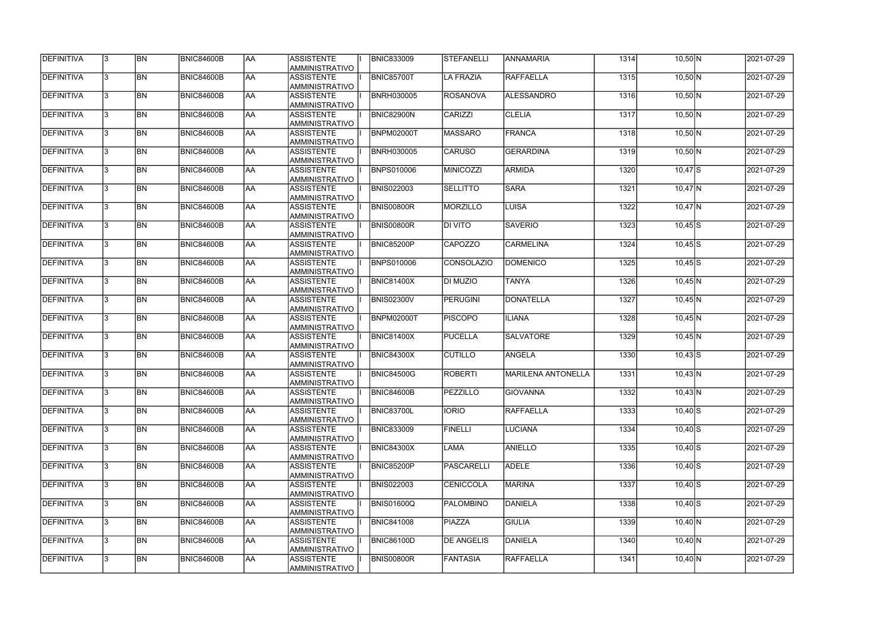| | | | | | | | | | | | | | | |
|---|---|---|---|---|---|---|---|---|---|---|---|---|---|---|
| DEFINITIVA | 3 | BN | BNIC84600B | AA | ASSISTENTE AMMINISTRATIVO | I | BNIC833009 | STEFANELLI | ANNAMARIA | 1314 | 10,50 | N | | 2021-07-29 |
| DEFINITIVA | 3 | BN | BNIC84600B | AA | ASSISTENTE AMMINISTRATIVO | I | BNIC85700T | LA FRAZIA | RAFFAELLA | 1315 | 10,50 | N | | 2021-07-29 |
| DEFINITIVA | 3 | BN | BNIC84600B | AA | ASSISTENTE AMMINISTRATIVO | I | BNRH030005 | ROSANOVA | ALESSANDRO | 1316 | 10,50 | N | | 2021-07-29 |
| DEFINITIVA | 3 | BN | BNIC84600B | AA | ASSISTENTE AMMINISTRATIVO | I | BNIC82900N | CARIZZI | CLELIA | 1317 | 10,50 | N | | 2021-07-29 |
| DEFINITIVA | 3 | BN | BNIC84600B | AA | ASSISTENTE AMMINISTRATIVO | I | BNPM02000T | MASSARO | FRANCA | 1318 | 10,50 | N | | 2021-07-29 |
| DEFINITIVA | 3 | BN | BNIC84600B | AA | ASSISTENTE AMMINISTRATIVO | I | BNRH030005 | CARUSO | GERARDINA | 1319 | 10,50 | N | | 2021-07-29 |
| DEFINITIVA | 3 | BN | BNIC84600B | AA | ASSISTENTE AMMINISTRATIVO | I | BNPS010006 | MINICOZZI | ARMIDA | 1320 | 10,47 | S | | 2021-07-29 |
| DEFINITIVA | 3 | BN | BNIC84600B | AA | ASSISTENTE AMMINISTRATIVO | I | BNIS022003 | SELLITTO | SARA | 1321 | 10,47 | N | | 2021-07-29 |
| DEFINITIVA | 3 | BN | BNIC84600B | AA | ASSISTENTE AMMINISTRATIVO | I | BNIS00800R | MORZILLO | LUISA | 1322 | 10,47 | N | | 2021-07-29 |
| DEFINITIVA | 3 | BN | BNIC84600B | AA | ASSISTENTE AMMINISTRATIVO | I | BNIS00800R | DI VITO | SAVERIO | 1323 | 10,45 | S | | 2021-07-29 |
| DEFINITIVA | 3 | BN | BNIC84600B | AA | ASSISTENTE AMMINISTRATIVO | I | BNIC85200P | CAPOZZO | CARMELINA | 1324 | 10,45 | S | | 2021-07-29 |
| DEFINITIVA | 3 | BN | BNIC84600B | AA | ASSISTENTE AMMINISTRATIVO | I | BNPS010006 | CONSOLAZIO | DOMENICO | 1325 | 10,45 | S | | 2021-07-29 |
| DEFINITIVA | 3 | BN | BNIC84600B | AA | ASSISTENTE AMMINISTRATIVO | I | BNIC81400X | DI MUZIO | TANYA | 1326 | 10,45 | N | | 2021-07-29 |
| DEFINITIVA | 3 | BN | BNIC84600B | AA | ASSISTENTE AMMINISTRATIVO | I | BNIS02300V | PERUGINI | DONATELLA | 1327 | 10,45 | N | | 2021-07-29 |
| DEFINITIVA | 3 | BN | BNIC84600B | AA | ASSISTENTE AMMINISTRATIVO | I | BNPM02000T | PISCOPO | ILIANA | 1328 | 10,45 | N | | 2021-07-29 |
| DEFINITIVA | 3 | BN | BNIC84600B | AA | ASSISTENTE AMMINISTRATIVO | I | BNIC81400X | PUCELLA | SALVATORE | 1329 | 10,45 | N | | 2021-07-29 |
| DEFINITIVA | 3 | BN | BNIC84600B | AA | ASSISTENTE AMMINISTRATIVO | I | BNIC84300X | CUTILLO | ANGELA | 1330 | 10,43 | S | | 2021-07-29 |
| DEFINITIVA | 3 | BN | BNIC84600B | AA | ASSISTENTE AMMINISTRATIVO | I | BNIC84500G | ROBERTI | MARILENA ANTONELLA | 1331 | 10,43 | N | | 2021-07-29 |
| DEFINITIVA | 3 | BN | BNIC84600B | AA | ASSISTENTE AMMINISTRATIVO | I | BNIC84600B | PEZZILLO | GIOVANNA | 1332 | 10,43 | N | | 2021-07-29 |
| DEFINITIVA | 3 | BN | BNIC84600B | AA | ASSISTENTE AMMINISTRATIVO | I | BNIC83700L | IORIO | RAFFAELLA | 1333 | 10,40 | S | | 2021-07-29 |
| DEFINITIVA | 3 | BN | BNIC84600B | AA | ASSISTENTE AMMINISTRATIVO | I | BNIC833009 | FINELLI | LUCIANA | 1334 | 10,40 | S | | 2021-07-29 |
| DEFINITIVA | 3 | BN | BNIC84600B | AA | ASSISTENTE AMMINISTRATIVO | I | BNIC84300X | LAMA | ANIELLO | 1335 | 10,40 | S | | 2021-07-29 |
| DEFINITIVA | 3 | BN | BNIC84600B | AA | ASSISTENTE AMMINISTRATIVO | I | BNIC85200P | PASCARELLI | ADELE | 1336 | 10,40 | S | | 2021-07-29 |
| DEFINITIVA | 3 | BN | BNIC84600B | AA | ASSISTENTE AMMINISTRATIVO | I | BNIS022003 | CENICCOLA | MARINA | 1337 | 10,40 | S | | 2021-07-29 |
| DEFINITIVA | 3 | BN | BNIC84600B | AA | ASSISTENTE AMMINISTRATIVO | I | BNIS01600Q | PALOMBINO | DANIELA | 1338 | 10,40 | S | | 2021-07-29 |
| DEFINITIVA | 3 | BN | BNIC84600B | AA | ASSISTENTE AMMINISTRATIVO | I | BNIC841008 | PIAZZA | GIULIA | 1339 | 10,40 | N | | 2021-07-29 |
| DEFINITIVA | 3 | BN | BNIC84600B | AA | ASSISTENTE AMMINISTRATIVO | I | BNIC86100D | DE ANGELIS | DANIELA | 1340 | 10,40 | N | | 2021-07-29 |
| DEFINITIVA | 3 | BN | BNIC84600B | AA | ASSISTENTE AMMINISTRATIVO | I | BNIS00800R | FANTASIA | RAFFAELLA | 1341 | 10,40 | N | | 2021-07-29 |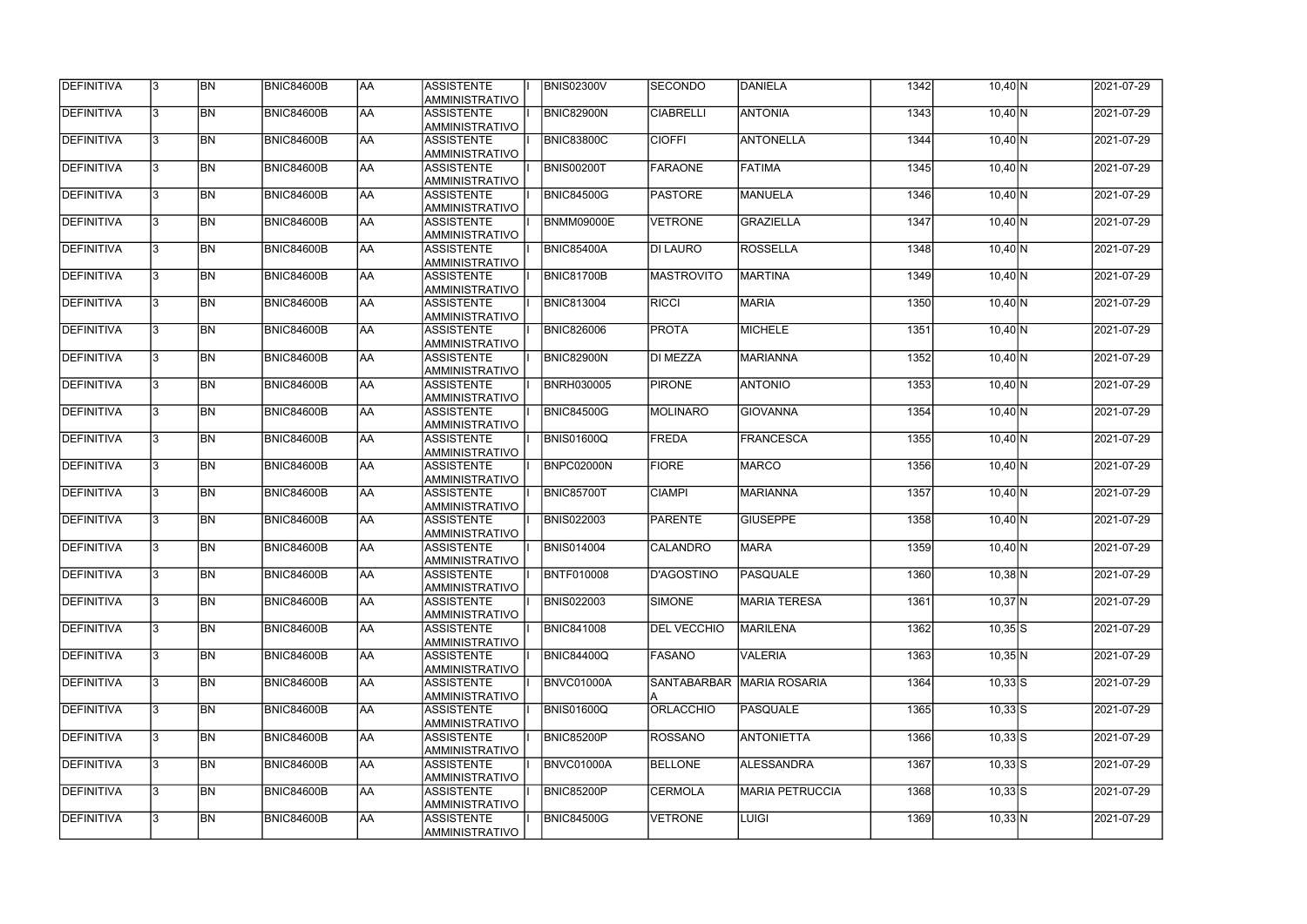| | | | | | | | | | | | | | | |
|---|---|---|---|---|---|---|---|---|---|---|---|---|---|---|
| DEFINITIVA | 3 | BN | BNIC84600B | AA | ASSISTENTE AMMINISTRATIVO | I | BNIS02300V | SECONDO | DANIELA | 1342 | 10,40 | N | | 2021-07-29 |
| DEFINITIVA | 3 | BN | BNIC84600B | AA | ASSISTENTE AMMINISTRATIVO | I | BNIC82900N | CIABRELLI | ANTONIA | 1343 | 10,40 | N | | 2021-07-29 |
| DEFINITIVA | 3 | BN | BNIC84600B | AA | ASSISTENTE AMMINISTRATIVO | I | BNIC83800C | CIOFFI | ANTONELLA | 1344 | 10,40 | N | | 2021-07-29 |
| DEFINITIVA | 3 | BN | BNIC84600B | AA | ASSISTENTE AMMINISTRATIVO | I | BNIS00200T | FARAONE | FATIMA | 1345 | 10,40 | N | | 2021-07-29 |
| DEFINITIVA | 3 | BN | BNIC84600B | AA | ASSISTENTE AMMINISTRATIVO | I | BNIC84500G | PASTORE | MANUELA | 1346 | 10,40 | N | | 2021-07-29 |
| DEFINITIVA | 3 | BN | BNIC84600B | AA | ASSISTENTE AMMINISTRATIVO | I | BNMM09000E | VETRONE | GRAZIELLA | 1347 | 10,40 | N | | 2021-07-29 |
| DEFINITIVA | 3 | BN | BNIC84600B | AA | ASSISTENTE AMMINISTRATIVO | I | BNIC85400A | DI LAURO | ROSSELLA | 1348 | 10,40 | N | | 2021-07-29 |
| DEFINITIVA | 3 | BN | BNIC84600B | AA | ASSISTENTE AMMINISTRATIVO | I | BNIC81700B | MASTROVITO | MARTINA | 1349 | 10,40 | N | | 2021-07-29 |
| DEFINITIVA | 3 | BN | BNIC84600B | AA | ASSISTENTE AMMINISTRATIVO | I | BNIC813004 | RICCI | MARIA | 1350 | 10,40 | N | | 2021-07-29 |
| DEFINITIVA | 3 | BN | BNIC84600B | AA | ASSISTENTE AMMINISTRATIVO | I | BNIC826006 | PROTA | MICHELE | 1351 | 10,40 | N | | 2021-07-29 |
| DEFINITIVA | 3 | BN | BNIC84600B | AA | ASSISTENTE AMMINISTRATIVO | I | BNIC82900N | DI MEZZA | MARIANNA | 1352 | 10,40 | N | | 2021-07-29 |
| DEFINITIVA | 3 | BN | BNIC84600B | AA | ASSISTENTE AMMINISTRATIVO | I | BNRH030005 | PIRONE | ANTONIO | 1353 | 10,40 | N | | 2021-07-29 |
| DEFINITIVA | 3 | BN | BNIC84600B | AA | ASSISTENTE AMMINISTRATIVO | I | BNIC84500G | MOLINARO | GIOVANNA | 1354 | 10,40 | N | | 2021-07-29 |
| DEFINITIVA | 3 | BN | BNIC84600B | AA | ASSISTENTE AMMINISTRATIVO | I | BNIS01600Q | FREDA | FRANCESCA | 1355 | 10,40 | N | | 2021-07-29 |
| DEFINITIVA | 3 | BN | BNIC84600B | AA | ASSISTENTE AMMINISTRATIVO | I | BNPC02000N | FIORE | MARCO | 1356 | 10,40 | N | | 2021-07-29 |
| DEFINITIVA | 3 | BN | BNIC84600B | AA | ASSISTENTE AMMINISTRATIVO | I | BNIC85700T | CIAMPI | MARIANNA | 1357 | 10,40 | N | | 2021-07-29 |
| DEFINITIVA | 3 | BN | BNIC84600B | AA | ASSISTENTE AMMINISTRATIVO | I | BNIS022003 | PARENTE | GIUSEPPE | 1358 | 10,40 | N | | 2021-07-29 |
| DEFINITIVA | 3 | BN | BNIC84600B | AA | ASSISTENTE AMMINISTRATIVO | I | BNIS014004 | CALANDRO | MARA | 1359 | 10,40 | N | | 2021-07-29 |
| DEFINITIVA | 3 | BN | BNIC84600B | AA | ASSISTENTE AMMINISTRATIVO | I | BNTF010008 | D'AGOSTINO | PASQUALE | 1360 | 10,38 | N | | 2021-07-29 |
| DEFINITIVA | 3 | BN | BNIC84600B | AA | ASSISTENTE AMMINISTRATIVO | I | BNIS022003 | SIMONE | MARIA TERESA | 1361 | 10,37 | N | | 2021-07-29 |
| DEFINITIVA | 3 | BN | BNIC84600B | AA | ASSISTENTE AMMINISTRATIVO | I | BNIC841008 | DEL VECCHIO | MARILENA | 1362 | 10,35 | S | | 2021-07-29 |
| DEFINITIVA | 3 | BN | BNIC84600B | AA | ASSISTENTE AMMINISTRATIVO | I | BNIC84400Q | FASANO | VALERIA | 1363 | 10,35 | N | | 2021-07-29 |
| DEFINITIVA | 3 | BN | BNIC84600B | AA | ASSISTENTE AMMINISTRATIVO | I | BNVC01000A | SANTABARBARA | MARIA ROSARIA | 1364 | 10,33 | S | | 2021-07-29 |
| DEFINITIVA | 3 | BN | BNIC84600B | AA | ASSISTENTE AMMINISTRATIVO | I | BNIS01600Q | ORLACCHIO | PASQUALE | 1365 | 10,33 | S | | 2021-07-29 |
| DEFINITIVA | 3 | BN | BNIC84600B | AA | ASSISTENTE AMMINISTRATIVO | I | BNIC85200P | ROSSANO | ANTONIETTA | 1366 | 10,33 | S | | 2021-07-29 |
| DEFINITIVA | 3 | BN | BNIC84600B | AA | ASSISTENTE AMMINISTRATIVO | I | BNVC01000A | BELLONE | ALESSANDRA | 1367 | 10,33 | S | | 2021-07-29 |
| DEFINITIVA | 3 | BN | BNIC84600B | AA | ASSISTENTE AMMINISTRATIVO | I | BNIC85200P | CERMOLA | MARIA PETRUCCIA | 1368 | 10,33 | S | | 2021-07-29 |
| DEFINITIVA | 3 | BN | BNIC84600B | AA | ASSISTENTE AMMINISTRATIVO | I | BNIC84500G | VETRONE | LUIGI | 1369 | 10,33 | N | | 2021-07-29 |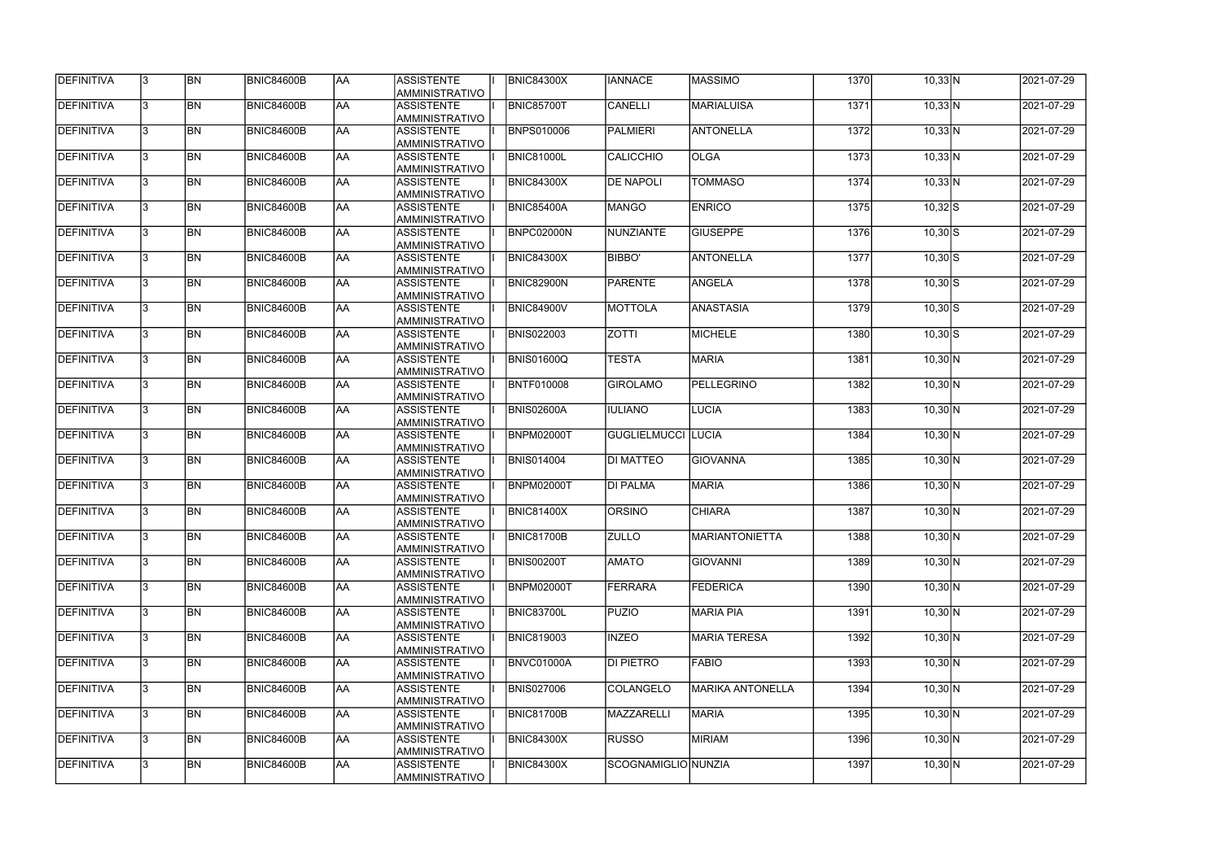| | | | | | | | | | | | | | | |
|---|---|---|---|---|---|---|---|---|---|---|---|---|---|---|
| DEFINITIVA | 3 | BN | BNIC84600B | AA | ASSISTENTE AMMINISTRATIVO | I | BNIC84300X | IANNACE | MASSIMO | 1370 | 10,33 | N | | 2021-07-29 |
| DEFINITIVA | 3 | BN | BNIC84600B | AA | ASSISTENTE AMMINISTRATIVO | I | BNIC85700T | CANELLI | MARIALUISA | 1371 | 10,33 | N | | 2021-07-29 |
| DEFINITIVA | 3 | BN | BNIC84600B | AA | ASSISTENTE AMMINISTRATIVO | I | BNPS010006 | PALMIERI | ANTONELLA | 1372 | 10,33 | N | | 2021-07-29 |
| DEFINITIVA | 3 | BN | BNIC84600B | AA | ASSISTENTE AMMINISTRATIVO | I | BNIC81000L | CALICCHIO | OLGA | 1373 | 10,33 | N | | 2021-07-29 |
| DEFINITIVA | 3 | BN | BNIC84600B | AA | ASSISTENTE AMMINISTRATIVO | I | BNIC84300X | DE NAPOLI | TOMMASO | 1374 | 10,33 | N | | 2021-07-29 |
| DEFINITIVA | 3 | BN | BNIC84600B | AA | ASSISTENTE AMMINISTRATIVO | I | BNIC85400A | MANGO | ENRICO | 1375 | 10,32 | S | | 2021-07-29 |
| DEFINITIVA | 3 | BN | BNIC84600B | AA | ASSISTENTE AMMINISTRATIVO | I | BNPC02000N | NUNZIANTE | GIUSEPPE | 1376 | 10,30 | S | | 2021-07-29 |
| DEFINITIVA | 3 | BN | BNIC84600B | AA | ASSISTENTE AMMINISTRATIVO | I | BNIC84300X | BIBBO' | ANTONELLA | 1377 | 10,30 | S | | 2021-07-29 |
| DEFINITIVA | 3 | BN | BNIC84600B | AA | ASSISTENTE AMMINISTRATIVO | I | BNIC82900N | PARENTE | ANGELA | 1378 | 10,30 | S | | 2021-07-29 |
| DEFINITIVA | 3 | BN | BNIC84600B | AA | ASSISTENTE AMMINISTRATIVO | I | BNIC84900V | MOTTOLA | ANASTASIA | 1379 | 10,30 | S | | 2021-07-29 |
| DEFINITIVA | 3 | BN | BNIC84600B | AA | ASSISTENTE AMMINISTRATIVO | I | BNIS022003 | ZOTTI | MICHELE | 1380 | 10,30 | S | | 2021-07-29 |
| DEFINITIVA | 3 | BN | BNIC84600B | AA | ASSISTENTE AMMINISTRATIVO | I | BNIS01600Q | TESTA | MARIA | 1381 | 10,30 | N | | 2021-07-29 |
| DEFINITIVA | 3 | BN | BNIC84600B | AA | ASSISTENTE AMMINISTRATIVO | I | BNTF010008 | GIROLAMO | PELLEGRINO | 1382 | 10,30 | N | | 2021-07-29 |
| DEFINITIVA | 3 | BN | BNIC84600B | AA | ASSISTENTE AMMINISTRATIVO | I | BNIS02600A | IULIANO | LUCIA | 1383 | 10,30 | N | | 2021-07-29 |
| DEFINITIVA | 3 | BN | BNIC84600B | AA | ASSISTENTE AMMINISTRATIVO | I | BNPM02000T | GUGLIELMUCCI | LUCIA | 1384 | 10,30 | N | | 2021-07-29 |
| DEFINITIVA | 3 | BN | BNIC84600B | AA | ASSISTENTE AMMINISTRATIVO | I | BNIS014004 | DI MATTEO | GIOVANNA | 1385 | 10,30 | N | | 2021-07-29 |
| DEFINITIVA | 3 | BN | BNIC84600B | AA | ASSISTENTE AMMINISTRATIVO | I | BNPM02000T | DI PALMA | MARIA | 1386 | 10,30 | N | | 2021-07-29 |
| DEFINITIVA | 3 | BN | BNIC84600B | AA | ASSISTENTE AMMINISTRATIVO | I | BNIC81400X | ORSINO | CHIARA | 1387 | 10,30 | N | | 2021-07-29 |
| DEFINITIVA | 3 | BN | BNIC84600B | AA | ASSISTENTE AMMINISTRATIVO | I | BNIC81700B | ZULLO | MARIANTONIETTA | 1388 | 10,30 | N | | 2021-07-29 |
| DEFINITIVA | 3 | BN | BNIC84600B | AA | ASSISTENTE AMMINISTRATIVO | I | BNIS00200T | AMATO | GIOVANNI | 1389 | 10,30 | N | | 2021-07-29 |
| DEFINITIVA | 3 | BN | BNIC84600B | AA | ASSISTENTE AMMINISTRATIVO | I | BNPM02000T | FERRARA | FEDERICA | 1390 | 10,30 | N | | 2021-07-29 |
| DEFINITIVA | 3 | BN | BNIC84600B | AA | ASSISTENTE AMMINISTRATIVO | I | BNIC83700L | PUZIO | MARIA PIA | 1391 | 10,30 | N | | 2021-07-29 |
| DEFINITIVA | 3 | BN | BNIC84600B | AA | ASSISTENTE AMMINISTRATIVO | I | BNIC819003 | INZEO | MARIA TERESA | 1392 | 10,30 | N | | 2021-07-29 |
| DEFINITIVA | 3 | BN | BNIC84600B | AA | ASSISTENTE AMMINISTRATIVO | I | BNVC01000A | DI PIETRO | FABIO | 1393 | 10,30 | N | | 2021-07-29 |
| DEFINITIVA | 3 | BN | BNIC84600B | AA | ASSISTENTE AMMINISTRATIVO | I | BNIS027006 | COLANGELO | MARIKA ANTONELLA | 1394 | 10,30 | N | | 2021-07-29 |
| DEFINITIVA | 3 | BN | BNIC84600B | AA | ASSISTENTE AMMINISTRATIVO | I | BNIC81700B | MAZZARELLI | MARIA | 1395 | 10,30 | N | | 2021-07-29 |
| DEFINITIVA | 3 | BN | BNIC84600B | AA | ASSISTENTE AMMINISTRATIVO | I | BNIC84300X | RUSSO | MIRIAM | 1396 | 10,30 | N | | 2021-07-29 |
| DEFINITIVA | 3 | BN | BNIC84600B | AA | ASSISTENTE AMMINISTRATIVO | I | BNIC84300X | SCOGNAMIGLIO | NUNZIA | 1397 | 10,30 | N | | 2021-07-29 |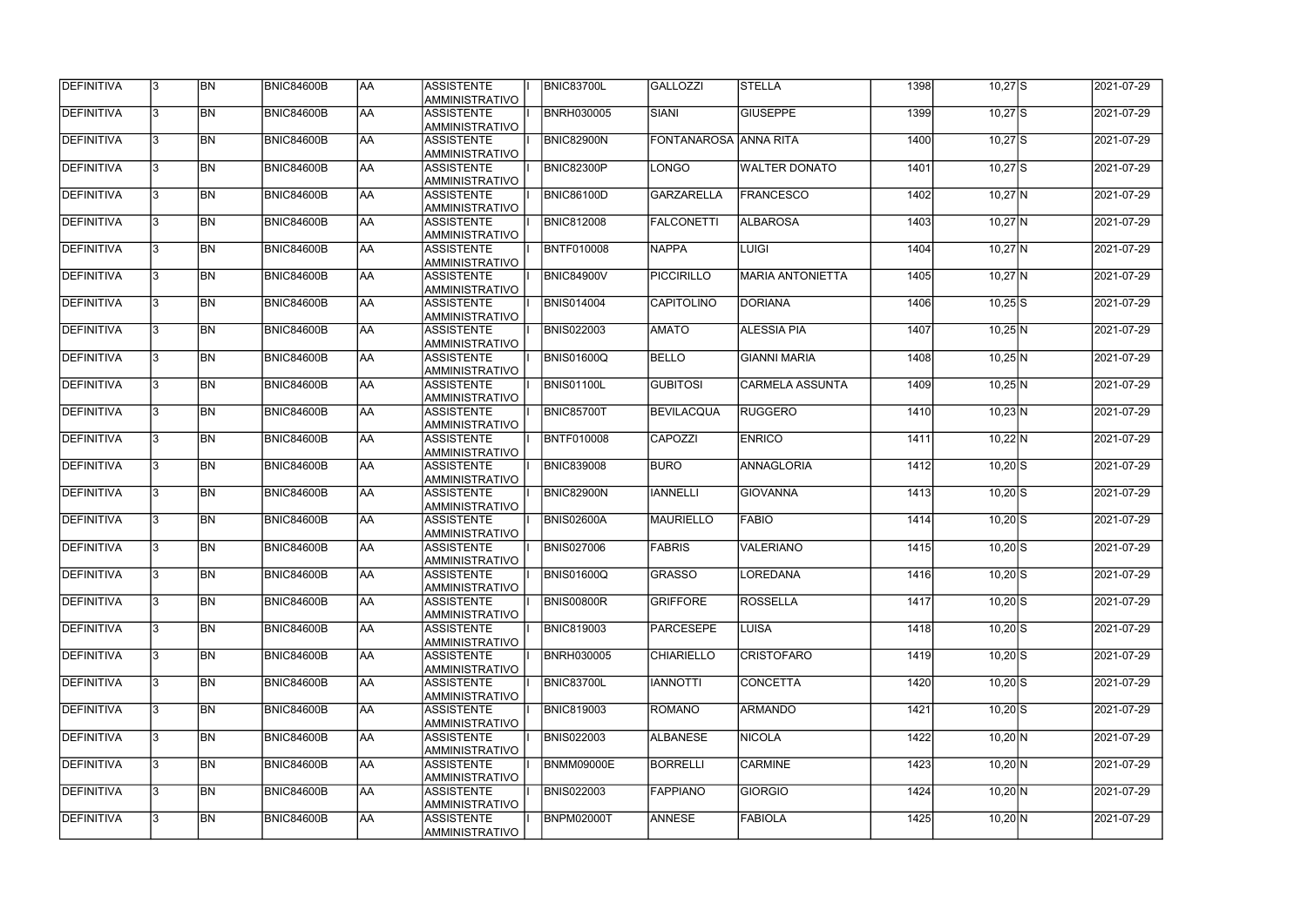| | | | | | | | | | | | | | | |
|---|---|---|---|---|---|---|---|---|---|---|---|---|---|---|
| DEFINITIVA | 3 | BN | BNIC84600B | AA | ASSISTENTE AMMINISTRATIVO | I | BNIC83700L | GALLOZZI | STELLA | 1398 | 10,27 | S | | 2021-07-29 |
| DEFINITIVA | 3 | BN | BNIC84600B | AA | ASSISTENTE AMMINISTRATIVO | I | BNRH030005 | SIANI | GIUSEPPE | 1399 | 10,27 | S | | 2021-07-29 |
| DEFINITIVA | 3 | BN | BNIC84600B | AA | ASSISTENTE AMMINISTRATIVO | I | BNIC82900N | FONTANAROSA | ANNA RITA | 1400 | 10,27 | S | | 2021-07-29 |
| DEFINITIVA | 3 | BN | BNIC84600B | AA | ASSISTENTE AMMINISTRATIVO | I | BNIC82300P | LONGO | WALTER DONATO | 1401 | 10,27 | S | | 2021-07-29 |
| DEFINITIVA | 3 | BN | BNIC84600B | AA | ASSISTENTE AMMINISTRATIVO | I | BNIC86100D | GARZARELLA | FRANCESCO | 1402 | 10,27 | N | | 2021-07-29 |
| DEFINITIVA | 3 | BN | BNIC84600B | AA | ASSISTENTE AMMINISTRATIVO | I | BNIC812008 | FALCONETTI | ALBAROSA | 1403 | 10,27 | N | | 2021-07-29 |
| DEFINITIVA | 3 | BN | BNIC84600B | AA | ASSISTENTE AMMINISTRATIVO | I | BNTF010008 | NAPPA | LUIGI | 1404 | 10,27 | N | | 2021-07-29 |
| DEFINITIVA | 3 | BN | BNIC84600B | AA | ASSISTENTE AMMINISTRATIVO | I | BNIC84900V | PICCIRILLO | MARIA ANTONIETTA | 1405 | 10,27 | N | | 2021-07-29 |
| DEFINITIVA | 3 | BN | BNIC84600B | AA | ASSISTENTE AMMINISTRATIVO | I | BNIS014004 | CAPITOLINO | DORIANA | 1406 | 10,25 | S | | 2021-07-29 |
| DEFINITIVA | 3 | BN | BNIC84600B | AA | ASSISTENTE AMMINISTRATIVO | I | BNIS022003 | AMATO | ALESSIA PIA | 1407 | 10,25 | N | | 2021-07-29 |
| DEFINITIVA | 3 | BN | BNIC84600B | AA | ASSISTENTE AMMINISTRATIVO | I | BNIS01600Q | BELLO | GIANNI MARIA | 1408 | 10,25 | N | | 2021-07-29 |
| DEFINITIVA | 3 | BN | BNIC84600B | AA | ASSISTENTE AMMINISTRATIVO | I | BNIS01100L | GUBITOSI | CARMELA ASSUNTA | 1409 | 10,25 | N | | 2021-07-29 |
| DEFINITIVA | 3 | BN | BNIC84600B | AA | ASSISTENTE AMMINISTRATIVO | I | BNIC85700T | BEVILACQUA | RUGGERO | 1410 | 10,23 | N | | 2021-07-29 |
| DEFINITIVA | 3 | BN | BNIC84600B | AA | ASSISTENTE AMMINISTRATIVO | I | BNTF010008 | CAPOZZI | ENRICO | 1411 | 10,22 | N | | 2021-07-29 |
| DEFINITIVA | 3 | BN | BNIC84600B | AA | ASSISTENTE AMMINISTRATIVO | I | BNIC839008 | BURO | ANNAGLORIA | 1412 | 10,20 | S | | 2021-07-29 |
| DEFINITIVA | 3 | BN | BNIC84600B | AA | ASSISTENTE AMMINISTRATIVO | I | BNIC82900N | IANNELLI | GIOVANNA | 1413 | 10,20 | S | | 2021-07-29 |
| DEFINITIVA | 3 | BN | BNIC84600B | AA | ASSISTENTE AMMINISTRATIVO | I | BNIS02600A | MAURIELLO | FABIO | 1414 | 10,20 | S | | 2021-07-29 |
| DEFINITIVA | 3 | BN | BNIC84600B | AA | ASSISTENTE AMMINISTRATIVO | I | BNIS027006 | FABRIS | VALERIANO | 1415 | 10,20 | S | | 2021-07-29 |
| DEFINITIVA | 3 | BN | BNIC84600B | AA | ASSISTENTE AMMINISTRATIVO | I | BNIS01600Q | GRASSO | LOREDANA | 1416 | 10,20 | S | | 2021-07-29 |
| DEFINITIVA | 3 | BN | BNIC84600B | AA | ASSISTENTE AMMINISTRATIVO | I | BNIS00800R | GRIFFORE | ROSSELLA | 1417 | 10,20 | S | | 2021-07-29 |
| DEFINITIVA | 3 | BN | BNIC84600B | AA | ASSISTENTE AMMINISTRATIVO | I | BNIC819003 | PARCESEPE | LUISA | 1418 | 10,20 | S | | 2021-07-29 |
| DEFINITIVA | 3 | BN | BNIC84600B | AA | ASSISTENTE AMMINISTRATIVO | I | BNRH030005 | CHIARIELLO | CRISTOFARO | 1419 | 10,20 | S | | 2021-07-29 |
| DEFINITIVA | 3 | BN | BNIC84600B | AA | ASSISTENTE AMMINISTRATIVO | I | BNIC83700L | IANNOTTI | CONCETTA | 1420 | 10,20 | S | | 2021-07-29 |
| DEFINITIVA | 3 | BN | BNIC84600B | AA | ASSISTENTE AMMINISTRATIVO | I | BNIC819003 | ROMANO | ARMANDO | 1421 | 10,20 | S | | 2021-07-29 |
| DEFINITIVA | 3 | BN | BNIC84600B | AA | ASSISTENTE AMMINISTRATIVO | I | BNIS022003 | ALBANESE | NICOLA | 1422 | 10,20 | N | | 2021-07-29 |
| DEFINITIVA | 3 | BN | BNIC84600B | AA | ASSISTENTE AMMINISTRATIVO | I | BNMM09000E | BORRELLI | CARMINE | 1423 | 10,20 | N | | 2021-07-29 |
| DEFINITIVA | 3 | BN | BNIC84600B | AA | ASSISTENTE AMMINISTRATIVO | I | BNIS022003 | FAPPIANO | GIORGIO | 1424 | 10,20 | N | | 2021-07-29 |
| DEFINITIVA | 3 | BN | BNIC84600B | AA | ASSISTENTE AMMINISTRATIVO | I | BNPM02000T | ANNESE | FABIOLA | 1425 | 10,20 | N | | 2021-07-29 |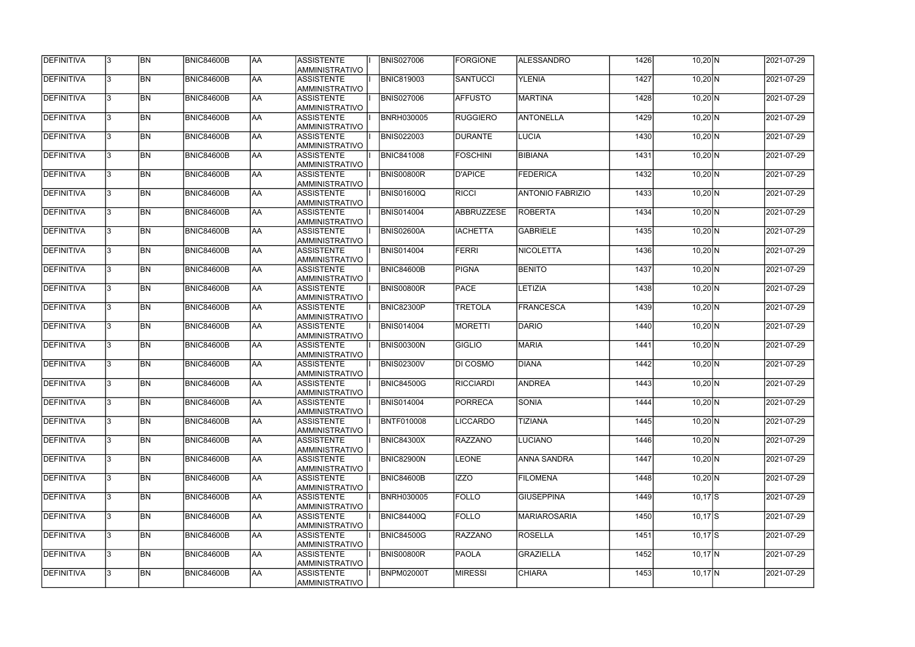| | | | | | | | | | | | | | |
|---|---|---|---|---|---|---|---|---|---|---|---|---|---|
| DEFINITIVA | 3 | BN | BNIC84600B | AA | ASSISTENTE AMMINISTRATIVO | I | BNIS027006 | FORGIONE | ALESSANDRO | 1426 | 10,20 | N | 2021-07-29 |
| DEFINITIVA | 3 | BN | BNIC84600B | AA | ASSISTENTE AMMINISTRATIVO | I | BNIC819003 | SANTUCCI | YLENIA | 1427 | 10,20 | N | 2021-07-29 |
| DEFINITIVA | 3 | BN | BNIC84600B | AA | ASSISTENTE AMMINISTRATIVO | I | BNIS027006 | AFFUSTO | MARTINA | 1428 | 10,20 | N | 2021-07-29 |
| DEFINITIVA | 3 | BN | BNIC84600B | AA | ASSISTENTE AMMINISTRATIVO | I | BNRH030005 | RUGGIERO | ANTONELLA | 1429 | 10,20 | N | 2021-07-29 |
| DEFINITIVA | 3 | BN | BNIC84600B | AA | ASSISTENTE AMMINISTRATIVO | I | BNIS022003 | DURANTE | LUCIA | 1430 | 10,20 | N | 2021-07-29 |
| DEFINITIVA | 3 | BN | BNIC84600B | AA | ASSISTENTE AMMINISTRATIVO | I | BNIC841008 | FOSCHINI | BIBIANA | 1431 | 10,20 | N | 2021-07-29 |
| DEFINITIVA | 3 | BN | BNIC84600B | AA | ASSISTENTE AMMINISTRATIVO | I | BNIS00800R | D'APICE | FEDERICA | 1432 | 10,20 | N | 2021-07-29 |
| DEFINITIVA | 3 | BN | BNIC84600B | AA | ASSISTENTE AMMINISTRATIVO | I | BNIS01600Q | RICCI | ANTONIO FABRIZIO | 1433 | 10,20 | N | 2021-07-29 |
| DEFINITIVA | 3 | BN | BNIC84600B | AA | ASSISTENTE AMMINISTRATIVO | I | BNIS014004 | ABBRUZZESE | ROBERTA | 1434 | 10,20 | N | 2021-07-29 |
| DEFINITIVA | 3 | BN | BNIC84600B | AA | ASSISTENTE AMMINISTRATIVO | I | BNIS02600A | IACHETTA | GABRIELE | 1435 | 10,20 | N | 2021-07-29 |
| DEFINITIVA | 3 | BN | BNIC84600B | AA | ASSISTENTE AMMINISTRATIVO | I | BNIS014004 | FERRI | NICOLETTA | 1436 | 10,20 | N | 2021-07-29 |
| DEFINITIVA | 3 | BN | BNIC84600B | AA | ASSISTENTE AMMINISTRATIVO | I | BNIC84600B | PIGNA | BENITO | 1437 | 10,20 | N | 2021-07-29 |
| DEFINITIVA | 3 | BN | BNIC84600B | AA | ASSISTENTE AMMINISTRATIVO | I | BNIS00800R | PACE | LETIZIA | 1438 | 10,20 | N | 2021-07-29 |
| DEFINITIVA | 3 | BN | BNIC84600B | AA | ASSISTENTE AMMINISTRATIVO | I | BNIC82300P | TRETOLA | FRANCESCA | 1439 | 10,20 | N | 2021-07-29 |
| DEFINITIVA | 3 | BN | BNIC84600B | AA | ASSISTENTE AMMINISTRATIVO | I | BNIS014004 | MORETTI | DARIO | 1440 | 10,20 | N | 2021-07-29 |
| DEFINITIVA | 3 | BN | BNIC84600B | AA | ASSISTENTE AMMINISTRATIVO | I | BNIS00300N | GIGLIO | MARIA | 1441 | 10,20 | N | 2021-07-29 |
| DEFINITIVA | 3 | BN | BNIC84600B | AA | ASSISTENTE AMMINISTRATIVO | I | BNIS02300V | DI COSMO | DIANA | 1442 | 10,20 | N | 2021-07-29 |
| DEFINITIVA | 3 | BN | BNIC84600B | AA | ASSISTENTE AMMINISTRATIVO | I | BNIC84500G | RICCIARDI | ANDREA | 1443 | 10,20 | N | 2021-07-29 |
| DEFINITIVA | 3 | BN | BNIC84600B | AA | ASSISTENTE AMMINISTRATIVO | I | BNIS014004 | PORRECA | SONIA | 1444 | 10,20 | N | 2021-07-29 |
| DEFINITIVA | 3 | BN | BNIC84600B | AA | ASSISTENTE AMMINISTRATIVO | I | BNTF010008 | LICCARDO | TIZIANA | 1445 | 10,20 | N | 2021-07-29 |
| DEFINITIVA | 3 | BN | BNIC84600B | AA | ASSISTENTE AMMINISTRATIVO | I | BNIC84300X | RAZZANO | LUCIANO | 1446 | 10,20 | N | 2021-07-29 |
| DEFINITIVA | 3 | BN | BNIC84600B | AA | ASSISTENTE AMMINISTRATIVO | I | BNIC82900N | LEONE | ANNA SANDRA | 1447 | 10,20 | N | 2021-07-29 |
| DEFINITIVA | 3 | BN | BNIC84600B | AA | ASSISTENTE AMMINISTRATIVO | I | BNIC84600B | IZZO | FILOMENA | 1448 | 10,20 | N | 2021-07-29 |
| DEFINITIVA | 3 | BN | BNIC84600B | AA | ASSISTENTE AMMINISTRATIVO | I | BNRH030005 | FOLLO | GIUSEPPINA | 1449 | 10,17 | S | 2021-07-29 |
| DEFINITIVA | 3 | BN | BNIC84600B | AA | ASSISTENTE AMMINISTRATIVO | I | BNIC84400Q | FOLLO | MARIAROSARIA | 1450 | 10,17 | S | 2021-07-29 |
| DEFINITIVA | 3 | BN | BNIC84600B | AA | ASSISTENTE AMMINISTRATIVO | I | BNIC84500G | RAZZANO | ROSELLA | 1451 | 10,17 | S | 2021-07-29 |
| DEFINITIVA | 3 | BN | BNIC84600B | AA | ASSISTENTE AMMINISTRATIVO | I | BNIS00800R | PAOLA | GRAZIELLA | 1452 | 10,17 | N | 2021-07-29 |
| DEFINITIVA | 3 | BN | BNIC84600B | AA | ASSISTENTE AMMINISTRATIVO | I | BNPM02000T | MIRESSI | CHIARA | 1453 | 10,17 | N | 2021-07-29 |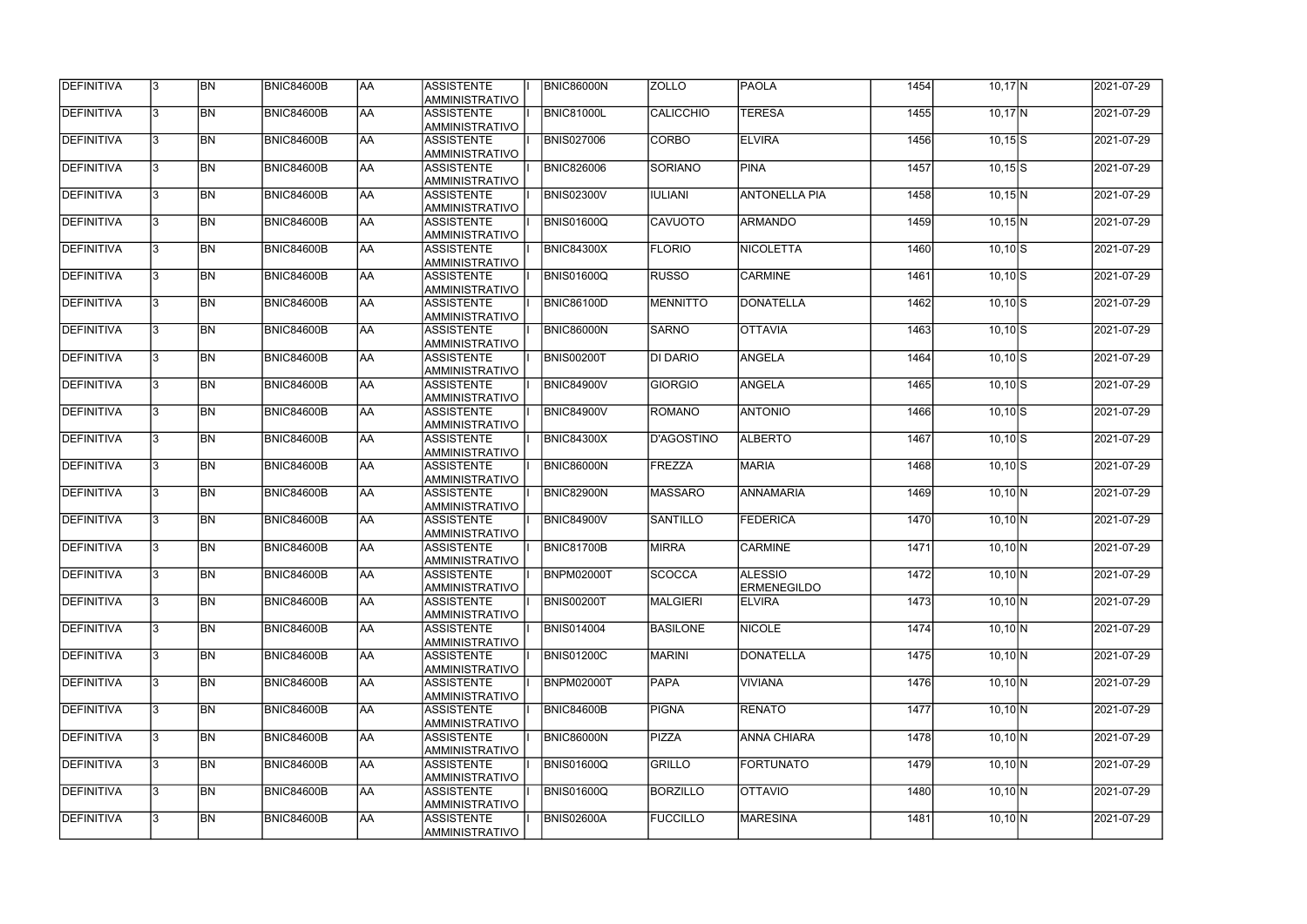| | | | | | | | | | | | | | | |
|---|---|---|---|---|---|---|---|---|---|---|---|---|---|---|
| DEFINITIVA | 3 | BN | BNIC84600B | AA | ASSISTENTE AMMINISTRATIVO | I | BNIC86000N | ZOLLO | PAOLA | 1454 | 10,17 | N | | 2021-07-29 |
| DEFINITIVA | 3 | BN | BNIC84600B | AA | ASSISTENTE AMMINISTRATIVO | I | BNIC81000L | CALICCHIO | TERESA | 1455 | 10,17 | N | | 2021-07-29 |
| DEFINITIVA | 3 | BN | BNIC84600B | AA | ASSISTENTE AMMINISTRATIVO | I | BNIS027006 | CORBO | ELVIRA | 1456 | 10,15 | S | | 2021-07-29 |
| DEFINITIVA | 3 | BN | BNIC84600B | AA | ASSISTENTE AMMINISTRATIVO | I | BNIC826006 | SORIANO | PINA | 1457 | 10,15 | S | | 2021-07-29 |
| DEFINITIVA | 3 | BN | BNIC84600B | AA | ASSISTENTE AMMINISTRATIVO | I | BNIS02300V | IULIANI | ANTONELLA PIA | 1458 | 10,15 | N | | 2021-07-29 |
| DEFINITIVA | 3 | BN | BNIC84600B | AA | ASSISTENTE AMMINISTRATIVO | I | BNIS01600Q | CAVUOTO | ARMANDO | 1459 | 10,15 | N | | 2021-07-29 |
| DEFINITIVA | 3 | BN | BNIC84600B | AA | ASSISTENTE AMMINISTRATIVO | I | BNIC84300X | FLORIO | NICOLETTA | 1460 | 10,10 | S | | 2021-07-29 |
| DEFINITIVA | 3 | BN | BNIC84600B | AA | ASSISTENTE AMMINISTRATIVO | I | BNIS01600Q | RUSSO | CARMINE | 1461 | 10,10 | S | | 2021-07-29 |
| DEFINITIVA | 3 | BN | BNIC84600B | AA | ASSISTENTE AMMINISTRATIVO | I | BNIC86100D | MENNITTO | DONATELLA | 1462 | 10,10 | S | | 2021-07-29 |
| DEFINITIVA | 3 | BN | BNIC84600B | AA | ASSISTENTE AMMINISTRATIVO | I | BNIC86000N | SARNO | OTTAVIA | 1463 | 10,10 | S | | 2021-07-29 |
| DEFINITIVA | 3 | BN | BNIC84600B | AA | ASSISTENTE AMMINISTRATIVO | I | BNIS00200T | DI DARIO | ANGELA | 1464 | 10,10 | S | | 2021-07-29 |
| DEFINITIVA | 3 | BN | BNIC84600B | AA | ASSISTENTE AMMINISTRATIVO | I | BNIC84900V | GIORGIO | ANGELA | 1465 | 10,10 | S | | 2021-07-29 |
| DEFINITIVA | 3 | BN | BNIC84600B | AA | ASSISTENTE AMMINISTRATIVO | I | BNIC84900V | ROMANO | ANTONIO | 1466 | 10,10 | S | | 2021-07-29 |
| DEFINITIVA | 3 | BN | BNIC84600B | AA | ASSISTENTE AMMINISTRATIVO | I | BNIC84300X | D'AGOSTINO | ALBERTO | 1467 | 10,10 | S | | 2021-07-29 |
| DEFINITIVA | 3 | BN | BNIC84600B | AA | ASSISTENTE AMMINISTRATIVO | I | BNIC86000N | FREZZA | MARIA | 1468 | 10,10 | S | | 2021-07-29 |
| DEFINITIVA | 3 | BN | BNIC84600B | AA | ASSISTENTE AMMINISTRATIVO | I | BNIC82900N | MASSARO | ANNAMARIA | 1469 | 10,10 | N | | 2021-07-29 |
| DEFINITIVA | 3 | BN | BNIC84600B | AA | ASSISTENTE AMMINISTRATIVO | I | BNIC84900V | SANTILLO | FEDERICA | 1470 | 10,10 | N | | 2021-07-29 |
| DEFINITIVA | 3 | BN | BNIC84600B | AA | ASSISTENTE AMMINISTRATIVO | I | BNIC81700B | MIRRA | CARMINE | 1471 | 10,10 | N | | 2021-07-29 |
| DEFINITIVA | 3 | BN | BNIC84600B | AA | ASSISTENTE AMMINISTRATIVO | I | BNPM02000T | SCOCCA | ALESSIO ERMENEGILDO | 1472 | 10,10 | N | | 2021-07-29 |
| DEFINITIVA | 3 | BN | BNIC84600B | AA | ASSISTENTE AMMINISTRATIVO | I | BNIS00200T | MALGIERI | ELVIRA | 1473 | 10,10 | N | | 2021-07-29 |
| DEFINITIVA | 3 | BN | BNIC84600B | AA | ASSISTENTE AMMINISTRATIVO | I | BNIS014004 | BASILONE | NICOLE | 1474 | 10,10 | N | | 2021-07-29 |
| DEFINITIVA | 3 | BN | BNIC84600B | AA | ASSISTENTE AMMINISTRATIVO | I | BNIS01200C | MARINI | DONATELLA | 1475 | 10,10 | N | | 2021-07-29 |
| DEFINITIVA | 3 | BN | BNIC84600B | AA | ASSISTENTE AMMINISTRATIVO | I | BNPM02000T | PAPA | VIVIANA | 1476 | 10,10 | N | | 2021-07-29 |
| DEFINITIVA | 3 | BN | BNIC84600B | AA | ASSISTENTE AMMINISTRATIVO | I | BNIC84600B | PIGNA | RENATO | 1477 | 10,10 | N | | 2021-07-29 |
| DEFINITIVA | 3 | BN | BNIC84600B | AA | ASSISTENTE AMMINISTRATIVO | I | BNIC86000N | PIZZA | ANNA CHIARA | 1478 | 10,10 | N | | 2021-07-29 |
| DEFINITIVA | 3 | BN | BNIC84600B | AA | ASSISTENTE AMMINISTRATIVO | I | BNIS01600Q | GRILLO | FORTUNATO | 1479 | 10,10 | N | | 2021-07-29 |
| DEFINITIVA | 3 | BN | BNIC84600B | AA | ASSISTENTE AMMINISTRATIVO | I | BNIS01600Q | BORZILLO | OTTAVIO | 1480 | 10,10 | N | | 2021-07-29 |
| DEFINITIVA | 3 | BN | BNIC84600B | AA | ASSISTENTE AMMINISTRATIVO | I | BNIS02600A | FUCCILLO | MARESINA | 1481 | 10,10 | N | | 2021-07-29 |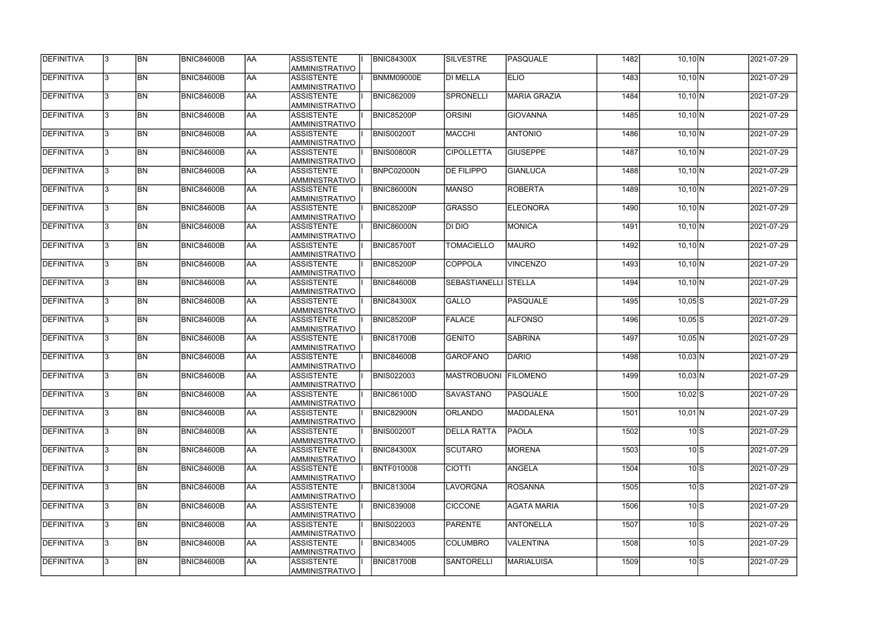| | | | | | | | | | | | | | | |
|---|---|---|---|---|---|---|---|---|---|---|---|---|---|---|
| DEFINITIVA | 3 | BN | BNIC84600B | AA | ASSISTENTE AMMINISTRATIVO | I | BNIC84300X | SILVESTRE | PASQUALE | 1482 | 10,10 | N | | 2021-07-29 |
| DEFINITIVA | 3 | BN | BNIC84600B | AA | ASSISTENTE AMMINISTRATIVO | I | BNMM09000E | DI MELLA | ELIO | 1483 | 10,10 | N | | 2021-07-29 |
| DEFINITIVA | 3 | BN | BNIC84600B | AA | ASSISTENTE AMMINISTRATIVO | I | BNIC862009 | SPRONELLI | MARIA GRAZIA | 1484 | 10,10 | N | | 2021-07-29 |
| DEFINITIVA | 3 | BN | BNIC84600B | AA | ASSISTENTE AMMINISTRATIVO | I | BNIC85200P | ORSINI | GIOVANNA | 1485 | 10,10 | N | | 2021-07-29 |
| DEFINITIVA | 3 | BN | BNIC84600B | AA | ASSISTENTE AMMINISTRATIVO | I | BNIS00200T | MACCHI | ANTONIO | 1486 | 10,10 | N | | 2021-07-29 |
| DEFINITIVA | 3 | BN | BNIC84600B | AA | ASSISTENTE AMMINISTRATIVO | I | BNIS00800R | CIPOLLETTA | GIUSEPPE | 1487 | 10,10 | N | | 2021-07-29 |
| DEFINITIVA | 3 | BN | BNIC84600B | AA | ASSISTENTE AMMINISTRATIVO | I | BNPC02000N | DE FILIPPO | GIANLUCA | 1488 | 10,10 | N | | 2021-07-29 |
| DEFINITIVA | 3 | BN | BNIC84600B | AA | ASSISTENTE AMMINISTRATIVO | I | BNIC86000N | MANSO | ROBERTA | 1489 | 10,10 | N | | 2021-07-29 |
| DEFINITIVA | 3 | BN | BNIC84600B | AA | ASSISTENTE AMMINISTRATIVO | I | BNIC85200P | GRASSO | ELEONORA | 1490 | 10,10 | N | | 2021-07-29 |
| DEFINITIVA | 3 | BN | BNIC84600B | AA | ASSISTENTE AMMINISTRATIVO | I | BNIC86000N | DI DIO | MONICA | 1491 | 10,10 | N | | 2021-07-29 |
| DEFINITIVA | 3 | BN | BNIC84600B | AA | ASSISTENTE AMMINISTRATIVO | I | BNIC85700T | TOMACIELLO | MAURO | 1492 | 10,10 | N | | 2021-07-29 |
| DEFINITIVA | 3 | BN | BNIC84600B | AA | ASSISTENTE AMMINISTRATIVO | I | BNIC85200P | COPPOLA | VINCENZO | 1493 | 10,10 | N | | 2021-07-29 |
| DEFINITIVA | 3 | BN | BNIC84600B | AA | ASSISTENTE AMMINISTRATIVO | I | BNIC84600B | SEBASTIANELLI | STELLA | 1494 | 10,10 | N | | 2021-07-29 |
| DEFINITIVA | 3 | BN | BNIC84600B | AA | ASSISTENTE AMMINISTRATIVO | I | BNIC84300X | GALLO | PASQUALE | 1495 | 10,05 | S | | 2021-07-29 |
| DEFINITIVA | 3 | BN | BNIC84600B | AA | ASSISTENTE AMMINISTRATIVO | I | BNIC85200P | FALACE | ALFONSO | 1496 | 10,05 | S | | 2021-07-29 |
| DEFINITIVA | 3 | BN | BNIC84600B | AA | ASSISTENTE AMMINISTRATIVO | I | BNIC81700B | GENITO | SABRINA | 1497 | 10,05 | N | | 2021-07-29 |
| DEFINITIVA | 3 | BN | BNIC84600B | AA | ASSISTENTE AMMINISTRATIVO | I | BNIC84600B | GAROFANO | DARIO | 1498 | 10,03 | N | | 2021-07-29 |
| DEFINITIVA | 3 | BN | BNIC84600B | AA | ASSISTENTE AMMINISTRATIVO | I | BNIS022003 | MASTROBUONI | FILOMENO | 1499 | 10,03 | N | | 2021-07-29 |
| DEFINITIVA | 3 | BN | BNIC84600B | AA | ASSISTENTE AMMINISTRATIVO | I | BNIC86100D | SAVASTANO | PASQUALE | 1500 | 10,02 | S | | 2021-07-29 |
| DEFINITIVA | 3 | BN | BNIC84600B | AA | ASSISTENTE AMMINISTRATIVO | I | BNIC82900N | ORLANDO | MADDALENA | 1501 | 10,01 | N | | 2021-07-29 |
| DEFINITIVA | 3 | BN | BNIC84600B | AA | ASSISTENTE AMMINISTRATIVO | I | BNIS00200T | DELLA RATTA | PAOLA | 1502 | 10 | S | | 2021-07-29 |
| DEFINITIVA | 3 | BN | BNIC84600B | AA | ASSISTENTE AMMINISTRATIVO | I | BNIC84300X | SCUTARO | MORENA | 1503 | 10 | S | | 2021-07-29 |
| DEFINITIVA | 3 | BN | BNIC84600B | AA | ASSISTENTE AMMINISTRATIVO | I | BNTF010008 | CIOTTI | ANGELA | 1504 | 10 | S | | 2021-07-29 |
| DEFINITIVA | 3 | BN | BNIC84600B | AA | ASSISTENTE AMMINISTRATIVO | I | BNIC813004 | LAVORGNA | ROSANNA | 1505 | 10 | S | | 2021-07-29 |
| DEFINITIVA | 3 | BN | BNIC84600B | AA | ASSISTENTE AMMINISTRATIVO | I | BNIC839008 | CICCONE | AGATA MARIA | 1506 | 10 | S | | 2021-07-29 |
| DEFINITIVA | 3 | BN | BNIC84600B | AA | ASSISTENTE AMMINISTRATIVO | I | BNIS022003 | PARENTE | ANTONELLA | 1507 | 10 | S | | 2021-07-29 |
| DEFINITIVA | 3 | BN | BNIC84600B | AA | ASSISTENTE AMMINISTRATIVO | I | BNIC834005 | COLUMBRO | VALENTINA | 1508 | 10 | S | | 2021-07-29 |
| DEFINITIVA | 3 | BN | BNIC84600B | AA | ASSISTENTE AMMINISTRATIVO | I | BNIC81700B | SANTORELLI | MARIALUISA | 1509 | 10 | S | | 2021-07-29 |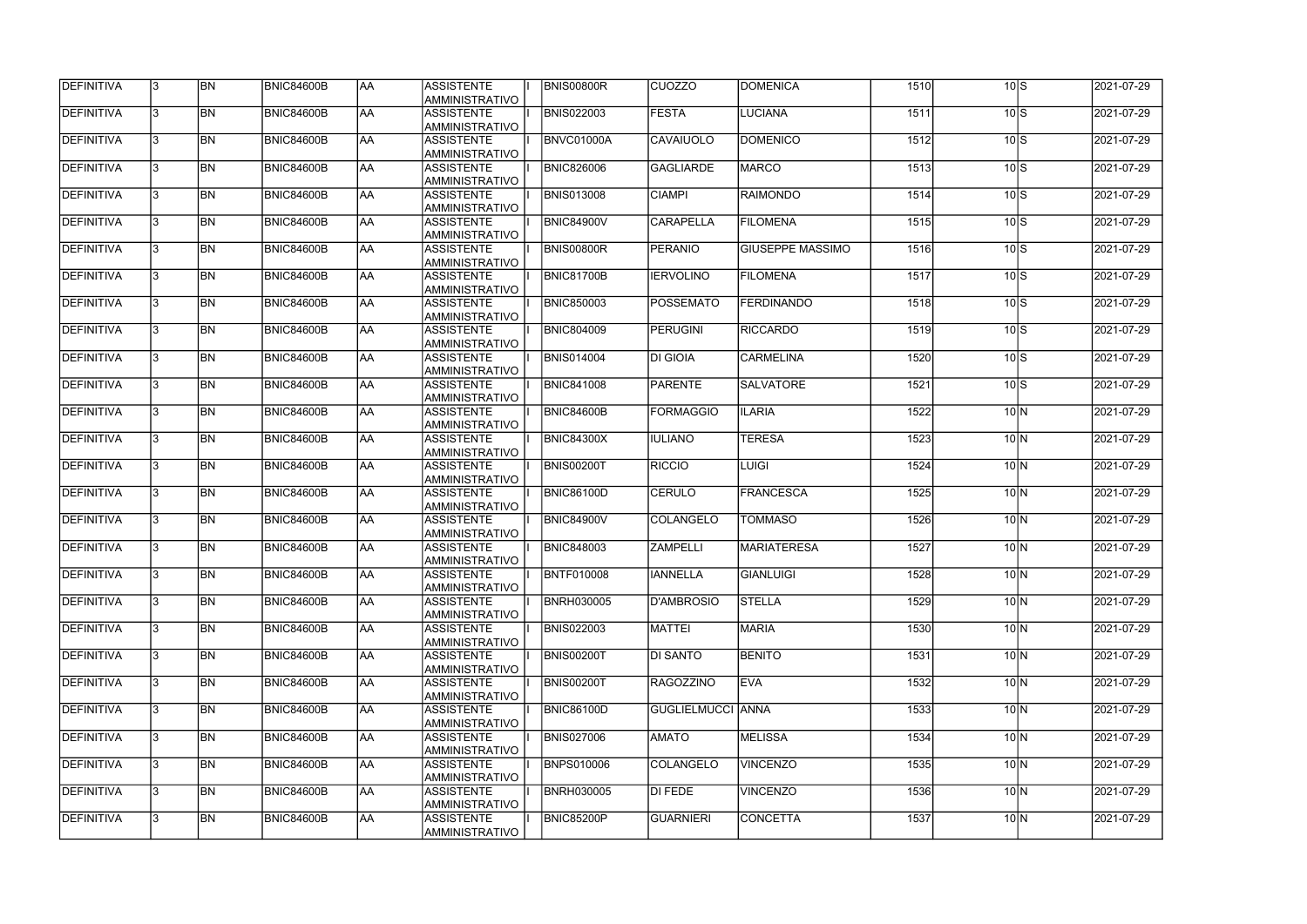| | | | | | | | | | | | | | |
|---|---|---|---|---|---|---|---|---|---|---|---|---|---|
| DEFINITIVA | 3 | BN | BNIC84600B | AA | ASSISTENTE AMMINISTRATIVO | I | BNIS00800R | CUOZZO | DOMENICA | 1510 | 10 | S | 2021-07-29 |
| DEFINITIVA | 3 | BN | BNIC84600B | AA | ASSISTENTE AMMINISTRATIVO | I | BNIS022003 | FESTA | LUCIANA | 1511 | 10 | S | 2021-07-29 |
| DEFINITIVA | 3 | BN | BNIC84600B | AA | ASSISTENTE AMMINISTRATIVO | I | BNVC01000A | CAVAIUOLO | DOMENICO | 1512 | 10 | S | 2021-07-29 |
| DEFINITIVA | 3 | BN | BNIC84600B | AA | ASSISTENTE AMMINISTRATIVO | I | BNIC826006 | GAGLIARDE | MARCO | 1513 | 10 | S | 2021-07-29 |
| DEFINITIVA | 3 | BN | BNIC84600B | AA | ASSISTENTE AMMINISTRATIVO | I | BNIS013008 | CIAMPI | RAIMONDO | 1514 | 10 | S | 2021-07-29 |
| DEFINITIVA | 3 | BN | BNIC84600B | AA | ASSISTENTE AMMINISTRATIVO | I | BNIC84900V | CARAPELLA | FILOMENA | 1515 | 10 | S | 2021-07-29 |
| DEFINITIVA | 3 | BN | BNIC84600B | AA | ASSISTENTE AMMINISTRATIVO | I | BNIS00800R | PERANIO | GIUSEPPE MASSIMO | 1516 | 10 | S | 2021-07-29 |
| DEFINITIVA | 3 | BN | BNIC84600B | AA | ASSISTENTE AMMINISTRATIVO | I | BNIC81700B | IERVOLINO | FILOMENA | 1517 | 10 | S | 2021-07-29 |
| DEFINITIVA | 3 | BN | BNIC84600B | AA | ASSISTENTE AMMINISTRATIVO | I | BNIC850003 | POSSEMATO | FERDINANDO | 1518 | 10 | S | 2021-07-29 |
| DEFINITIVA | 3 | BN | BNIC84600B | AA | ASSISTENTE AMMINISTRATIVO | I | BNIC804009 | PERUGINI | RICCARDO | 1519 | 10 | S | 2021-07-29 |
| DEFINITIVA | 3 | BN | BNIC84600B | AA | ASSISTENTE AMMINISTRATIVO | I | BNIS014004 | DI GIOIA | CARMELINA | 1520 | 10 | S | 2021-07-29 |
| DEFINITIVA | 3 | BN | BNIC84600B | AA | ASSISTENTE AMMINISTRATIVO | I | BNIC841008 | PARENTE | SALVATORE | 1521 | 10 | S | 2021-07-29 |
| DEFINITIVA | 3 | BN | BNIC84600B | AA | ASSISTENTE AMMINISTRATIVO | I | BNIC84600B | FORMAGGIO | ILARIA | 1522 | 10 | N | 2021-07-29 |
| DEFINITIVA | 3 | BN | BNIC84600B | AA | ASSISTENTE AMMINISTRATIVO | I | BNIC84300X | IULIANO | TERESA | 1523 | 10 | N | 2021-07-29 |
| DEFINITIVA | 3 | BN | BNIC84600B | AA | ASSISTENTE AMMINISTRATIVO | I | BNIS00200T | RICCIO | LUIGI | 1524 | 10 | N | 2021-07-29 |
| DEFINITIVA | 3 | BN | BNIC84600B | AA | ASSISTENTE AMMINISTRATIVO | I | BNIC86100D | CERULO | FRANCESCA | 1525 | 10 | N | 2021-07-29 |
| DEFINITIVA | 3 | BN | BNIC84600B | AA | ASSISTENTE AMMINISTRATIVO | I | BNIC84900V | COLANGELO | TOMMASO | 1526 | 10 | N | 2021-07-29 |
| DEFINITIVA | 3 | BN | BNIC84600B | AA | ASSISTENTE AMMINISTRATIVO | I | BNIC848003 | ZAMPELLI | MARIATERESA | 1527 | 10 | N | 2021-07-29 |
| DEFINITIVA | 3 | BN | BNIC84600B | AA | ASSISTENTE AMMINISTRATIVO | I | BNTF010008 | IANNELLA | GIANLUIGI | 1528 | 10 | N | 2021-07-29 |
| DEFINITIVA | 3 | BN | BNIC84600B | AA | ASSISTENTE AMMINISTRATIVO | I | BNRH030005 | D'AMBROSIO | STELLA | 1529 | 10 | N | 2021-07-29 |
| DEFINITIVA | 3 | BN | BNIC84600B | AA | ASSISTENTE AMMINISTRATIVO | I | BNIS022003 | MATTEI | MARIA | 1530 | 10 | N | 2021-07-29 |
| DEFINITIVA | 3 | BN | BNIC84600B | AA | ASSISTENTE AMMINISTRATIVO | I | BNIS00200T | DI SANTO | BENITO | 1531 | 10 | N | 2021-07-29 |
| DEFINITIVA | 3 | BN | BNIC84600B | AA | ASSISTENTE AMMINISTRATIVO | I | BNIS00200T | RAGOZZINO | EVA | 1532 | 10 | N | 2021-07-29 |
| DEFINITIVA | 3 | BN | BNIC84600B | AA | ASSISTENTE AMMINISTRATIVO | I | BNIC86100D | GUGLIELMUCCI | ANNA | 1533 | 10 | N | 2021-07-29 |
| DEFINITIVA | 3 | BN | BNIC84600B | AA | ASSISTENTE AMMINISTRATIVO | I | BNIS027006 | AMATO | MELISSA | 1534 | 10 | N | 2021-07-29 |
| DEFINITIVA | 3 | BN | BNIC84600B | AA | ASSISTENTE AMMINISTRATIVO | I | BNPS010006 | COLANGELO | VINCENZO | 1535 | 10 | N | 2021-07-29 |
| DEFINITIVA | 3 | BN | BNIC84600B | AA | ASSISTENTE AMMINISTRATIVO | I | BNRH030005 | DI FEDE | VINCENZO | 1536 | 10 | N | 2021-07-29 |
| DEFINITIVA | 3 | BN | BNIC84600B | AA | ASSISTENTE AMMINISTRATIVO | I | BNIC85200P | GUARNIERI | CONCETTA | 1537 | 10 | N | 2021-07-29 |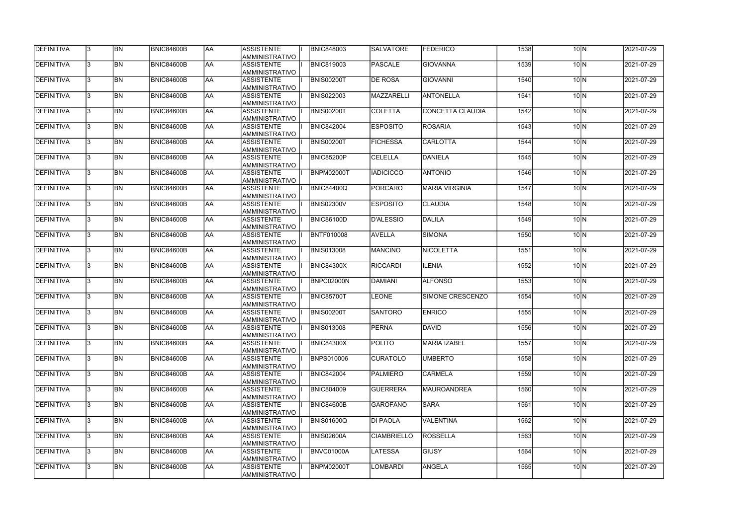| | | | | | | | | | | | | | |
|---|---|---|---|---|---|---|---|---|---|---|---|---|---|
| DEFINITIVA | 3 | BN | BNIC84600B | AA | ASSISTENTE AMMINISTRATIVO | I | BNIC848003 | SALVATORE | FEDERICO | 1538 | 10 | N | 2021-07-29 |
| DEFINITIVA | 3 | BN | BNIC84600B | AA | ASSISTENTE AMMINISTRATIVO | I | BNIC819003 | PASCALE | GIOVANNA | 1539 | 10 | N | 2021-07-29 |
| DEFINITIVA | 3 | BN | BNIC84600B | AA | ASSISTENTE AMMINISTRATIVO | I | BNIS00200T | DE ROSA | GIOVANNI | 1540 | 10 | N | 2021-07-29 |
| DEFINITIVA | 3 | BN | BNIC84600B | AA | ASSISTENTE AMMINISTRATIVO | I | BNIS022003 | MAZZARELLI | ANTONELLA | 1541 | 10 | N | 2021-07-29 |
| DEFINITIVA | 3 | BN | BNIC84600B | AA | ASSISTENTE AMMINISTRATIVO | I | BNIS00200T | COLETTA | CONCETTA CLAUDIA | 1542 | 10 | N | 2021-07-29 |
| DEFINITIVA | 3 | BN | BNIC84600B | AA | ASSISTENTE AMMINISTRATIVO | I | BNIC842004 | ESPOSITO | ROSARIA | 1543 | 10 | N | 2021-07-29 |
| DEFINITIVA | 3 | BN | BNIC84600B | AA | ASSISTENTE AMMINISTRATIVO | I | BNIS00200T | FICHESSA | CARLOTTA | 1544 | 10 | N | 2021-07-29 |
| DEFINITIVA | 3 | BN | BNIC84600B | AA | ASSISTENTE AMMINISTRATIVO | I | BNIC85200P | CELELLA | DANIELA | 1545 | 10 | N | 2021-07-29 |
| DEFINITIVA | 3 | BN | BNIC84600B | AA | ASSISTENTE AMMINISTRATIVO | I | BNPM02000T | IADICICCO | ANTONIO | 1546 | 10 | N | 2021-07-29 |
| DEFINITIVA | 3 | BN | BNIC84600B | AA | ASSISTENTE AMMINISTRATIVO | I | BNIC84400Q | PORCARO | MARIA VIRGINIA | 1547 | 10 | N | 2021-07-29 |
| DEFINITIVA | 3 | BN | BNIC84600B | AA | ASSISTENTE AMMINISTRATIVO | I | BNIS02300V | ESPOSITO | CLAUDIA | 1548 | 10 | N | 2021-07-29 |
| DEFINITIVA | 3 | BN | BNIC84600B | AA | ASSISTENTE AMMINISTRATIVO | I | BNIC86100D | D'ALESSIO | DALILA | 1549 | 10 | N | 2021-07-29 |
| DEFINITIVA | 3 | BN | BNIC84600B | AA | ASSISTENTE AMMINISTRATIVO | I | BNTF010008 | AVELLA | SIMONA | 1550 | 10 | N | 2021-07-29 |
| DEFINITIVA | 3 | BN | BNIC84600B | AA | ASSISTENTE AMMINISTRATIVO | I | BNIS013008 | MANCINO | NICOLETTA | 1551 | 10 | N | 2021-07-29 |
| DEFINITIVA | 3 | BN | BNIC84600B | AA | ASSISTENTE AMMINISTRATIVO | I | BNIC84300X | RICCARDI | ILENIA | 1552 | 10 | N | 2021-07-29 |
| DEFINITIVA | 3 | BN | BNIC84600B | AA | ASSISTENTE AMMINISTRATIVO | I | BNPC02000N | DAMIANI | ALFONSO | 1553 | 10 | N | 2021-07-29 |
| DEFINITIVA | 3 | BN | BNIC84600B | AA | ASSISTENTE AMMINISTRATIVO | I | BNIC85700T | LEONE | SIMONE CRESCENZO | 1554 | 10 | N | 2021-07-29 |
| DEFINITIVA | 3 | BN | BNIC84600B | AA | ASSISTENTE AMMINISTRATIVO | I | BNIS00200T | SANTORO | ENRICO | 1555 | 10 | N | 2021-07-29 |
| DEFINITIVA | 3 | BN | BNIC84600B | AA | ASSISTENTE AMMINISTRATIVO | I | BNIS013008 | PERNA | DAVID | 1556 | 10 | N | 2021-07-29 |
| DEFINITIVA | 3 | BN | BNIC84600B | AA | ASSISTENTE AMMINISTRATIVO | I | BNIC84300X | POLITO | MARIA IZABEL | 1557 | 10 | N | 2021-07-29 |
| DEFINITIVA | 3 | BN | BNIC84600B | AA | ASSISTENTE AMMINISTRATIVO | I | BNPS010006 | CURATOLO | UMBERTO | 1558 | 10 | N | 2021-07-29 |
| DEFINITIVA | 3 | BN | BNIC84600B | AA | ASSISTENTE AMMINISTRATIVO | I | BNIC842004 | PALMIERO | CARMELA | 1559 | 10 | N | 2021-07-29 |
| DEFINITIVA | 3 | BN | BNIC84600B | AA | ASSISTENTE AMMINISTRATIVO | I | BNIC804009 | GUERRERA | MAUROANDREA | 1560 | 10 | N | 2021-07-29 |
| DEFINITIVA | 3 | BN | BNIC84600B | AA | ASSISTENTE AMMINISTRATIVO | I | BNIC84600B | GAROFANO | SARA | 1561 | 10 | N | 2021-07-29 |
| DEFINITIVA | 3 | BN | BNIC84600B | AA | ASSISTENTE AMMINISTRATIVO | I | BNIS01600Q | DI PAOLA | VALENTINA | 1562 | 10 | N | 2021-07-29 |
| DEFINITIVA | 3 | BN | BNIC84600B | AA | ASSISTENTE AMMINISTRATIVO | I | BNIS02600A | CIAMBRIELLO | ROSSELLA | 1563 | 10 | N | 2021-07-29 |
| DEFINITIVA | 3 | BN | BNIC84600B | AA | ASSISTENTE AMMINISTRATIVO | I | BNVC01000A | LATESSA | GIUSY | 1564 | 10 | N | 2021-07-29 |
| DEFINITIVA | 3 | BN | BNIC84600B | AA | ASSISTENTE AMMINISTRATIVO | I | BNPM02000T | LOMBARDI | ANGELA | 1565 | 10 | N | 2021-07-29 |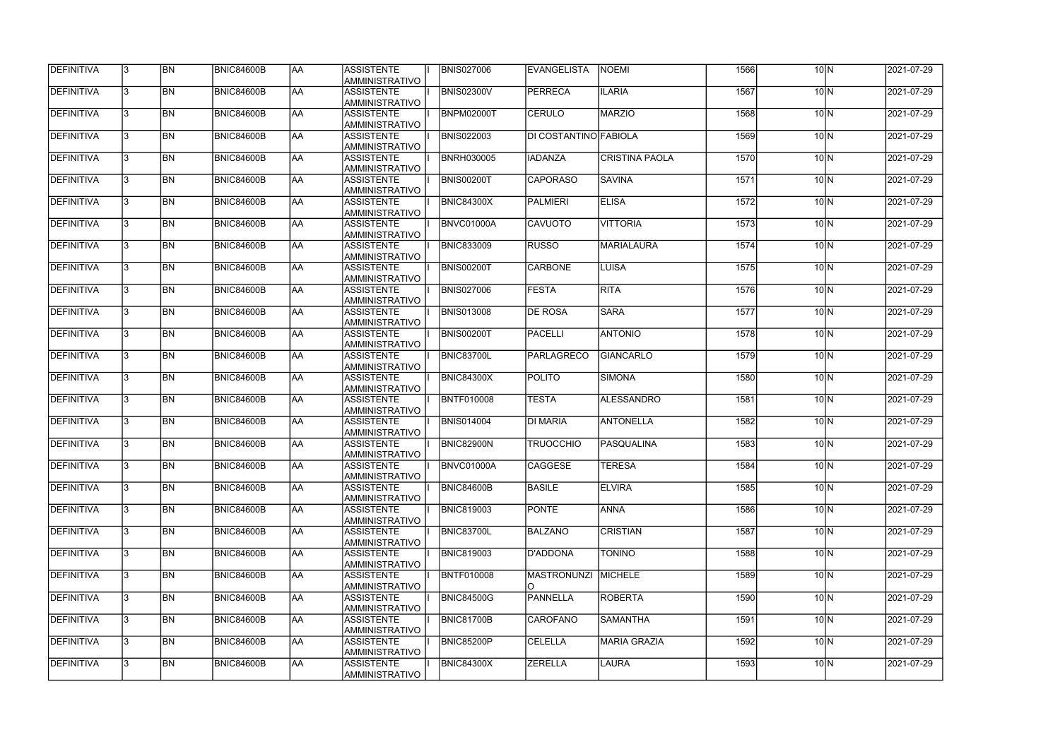| | | | | | | | | | | | | | | |
|---|---|---|---|---|---|---|---|---|---|---|---|---|---|---|
| DEFINITIVA | 3 | BN | BNIC84600B | AA | ASSISTENTE AMMINISTRATIVO | I | BNIS027006 | EVANGELISTA | NOEMI | 1566 | 10 | N | | 2021-07-29 |
| DEFINITIVA | 3 | BN | BNIC84600B | AA | ASSISTENTE AMMINISTRATIVO | I | BNIS02300V | PERRECA | ILARIA | 1567 | 10 | N | | 2021-07-29 |
| DEFINITIVA | 3 | BN | BNIC84600B | AA | ASSISTENTE AMMINISTRATIVO | I | BNPM02000T | CERULO | MARZIO | 1568 | 10 | N | | 2021-07-29 |
| DEFINITIVA | 3 | BN | BNIC84600B | AA | ASSISTENTE AMMINISTRATIVO | I | BNIS022003 | DI COSTANTINO | FABIOLA | 1569 | 10 | N | | 2021-07-29 |
| DEFINITIVA | 3 | BN | BNIC84600B | AA | ASSISTENTE AMMINISTRATIVO | I | BNRH030005 | IADANZA | CRISTINA PAOLA | 1570 | 10 | N | | 2021-07-29 |
| DEFINITIVA | 3 | BN | BNIC84600B | AA | ASSISTENTE AMMINISTRATIVO | I | BNIS00200T | CAPORASO | SAVINA | 1571 | 10 | N | | 2021-07-29 |
| DEFINITIVA | 3 | BN | BNIC84600B | AA | ASSISTENTE AMMINISTRATIVO | I | BNIC84300X | PALMIERI | ELISA | 1572 | 10 | N | | 2021-07-29 |
| DEFINITIVA | 3 | BN | BNIC84600B | AA | ASSISTENTE AMMINISTRATIVO | I | BNVC01000A | CAVUOTO | VITTORIA | 1573 | 10 | N | | 2021-07-29 |
| DEFINITIVA | 3 | BN | BNIC84600B | AA | ASSISTENTE AMMINISTRATIVO | I | BNIC833009 | RUSSO | MARIALAURA | 1574 | 10 | N | | 2021-07-29 |
| DEFINITIVA | 3 | BN | BNIC84600B | AA | ASSISTENTE AMMINISTRATIVO | I | BNIS00200T | CARBONE | LUISA | 1575 | 10 | N | | 2021-07-29 |
| DEFINITIVA | 3 | BN | BNIC84600B | AA | ASSISTENTE AMMINISTRATIVO | I | BNIS027006 | FESTA | RITA | 1576 | 10 | N | | 2021-07-29 |
| DEFINITIVA | 3 | BN | BNIC84600B | AA | ASSISTENTE AMMINISTRATIVO | I | BNIS013008 | DE ROSA | SARA | 1577 | 10 | N | | 2021-07-29 |
| DEFINITIVA | 3 | BN | BNIC84600B | AA | ASSISTENTE AMMINISTRATIVO | I | BNIS00200T | PACELLI | ANTONIO | 1578 | 10 | N | | 2021-07-29 |
| DEFINITIVA | 3 | BN | BNIC84600B | AA | ASSISTENTE AMMINISTRATIVO | I | BNIC83700L | PARLAGRECO | GIANCARLO | 1579 | 10 | N | | 2021-07-29 |
| DEFINITIVA | 3 | BN | BNIC84600B | AA | ASSISTENTE AMMINISTRATIVO | I | BNIC84300X | POLITO | SIMONA | 1580 | 10 | N | | 2021-07-29 |
| DEFINITIVA | 3 | BN | BNIC84600B | AA | ASSISTENTE AMMINISTRATIVO | I | BNTF010008 | TESTA | ALESSANDRO | 1581 | 10 | N | | 2021-07-29 |
| DEFINITIVA | 3 | BN | BNIC84600B | AA | ASSISTENTE AMMINISTRATIVO | I | BNIS014004 | DI MARIA | ANTONELLA | 1582 | 10 | N | | 2021-07-29 |
| DEFINITIVA | 3 | BN | BNIC84600B | AA | ASSISTENTE AMMINISTRATIVO | I | BNIC82900N | TRUOCCHIO | PASQUALINA | 1583 | 10 | N | | 2021-07-29 |
| DEFINITIVA | 3 | BN | BNIC84600B | AA | ASSISTENTE AMMINISTRATIVO | I | BNVC01000A | CAGGESE | TERESA | 1584 | 10 | N | | 2021-07-29 |
| DEFINITIVA | 3 | BN | BNIC84600B | AA | ASSISTENTE AMMINISTRATIVO | I | BNIC84600B | BASILE | ELVIRA | 1585 | 10 | N | | 2021-07-29 |
| DEFINITIVA | 3 | BN | BNIC84600B | AA | ASSISTENTE AMMINISTRATIVO | I | BNIC819003 | PONTE | ANNA | 1586 | 10 | N | | 2021-07-29 |
| DEFINITIVA | 3 | BN | BNIC84600B | AA | ASSISTENTE AMMINISTRATIVO | I | BNIC83700L | BALZANO | CRISTIAN | 1587 | 10 | N | | 2021-07-29 |
| DEFINITIVA | 3 | BN | BNIC84600B | AA | ASSISTENTE AMMINISTRATIVO | I | BNIC819003 | D'ADDONA | TONINO | 1588 | 10 | N | | 2021-07-29 |
| DEFINITIVA | 3 | BN | BNIC84600B | AA | ASSISTENTE AMMINISTRATIVO | I | BNTF010008 | MASTRONUNZIO | MICHELE | 1589 | 10 | N | | 2021-07-29 |
| DEFINITIVA | 3 | BN | BNIC84600B | AA | ASSISTENTE AMMINISTRATIVO | I | BNIC84500G | PANNELLA | ROBERTA | 1590 | 10 | N | | 2021-07-29 |
| DEFINITIVA | 3 | BN | BNIC84600B | AA | ASSISTENTE AMMINISTRATIVO | I | BNIC81700B | CAROFANO | SAMANTHA | 1591 | 10 | N | | 2021-07-29 |
| DEFINITIVA | 3 | BN | BNIC84600B | AA | ASSISTENTE AMMINISTRATIVO | I | BNIC85200P | CELELLA | MARIA GRAZIA | 1592 | 10 | N | | 2021-07-29 |
| DEFINITIVA | 3 | BN | BNIC84600B | AA | ASSISTENTE AMMINISTRATIVO | I | BNIC84300X | ZERELLA | LAURA | 1593 | 10 | N | | 2021-07-29 |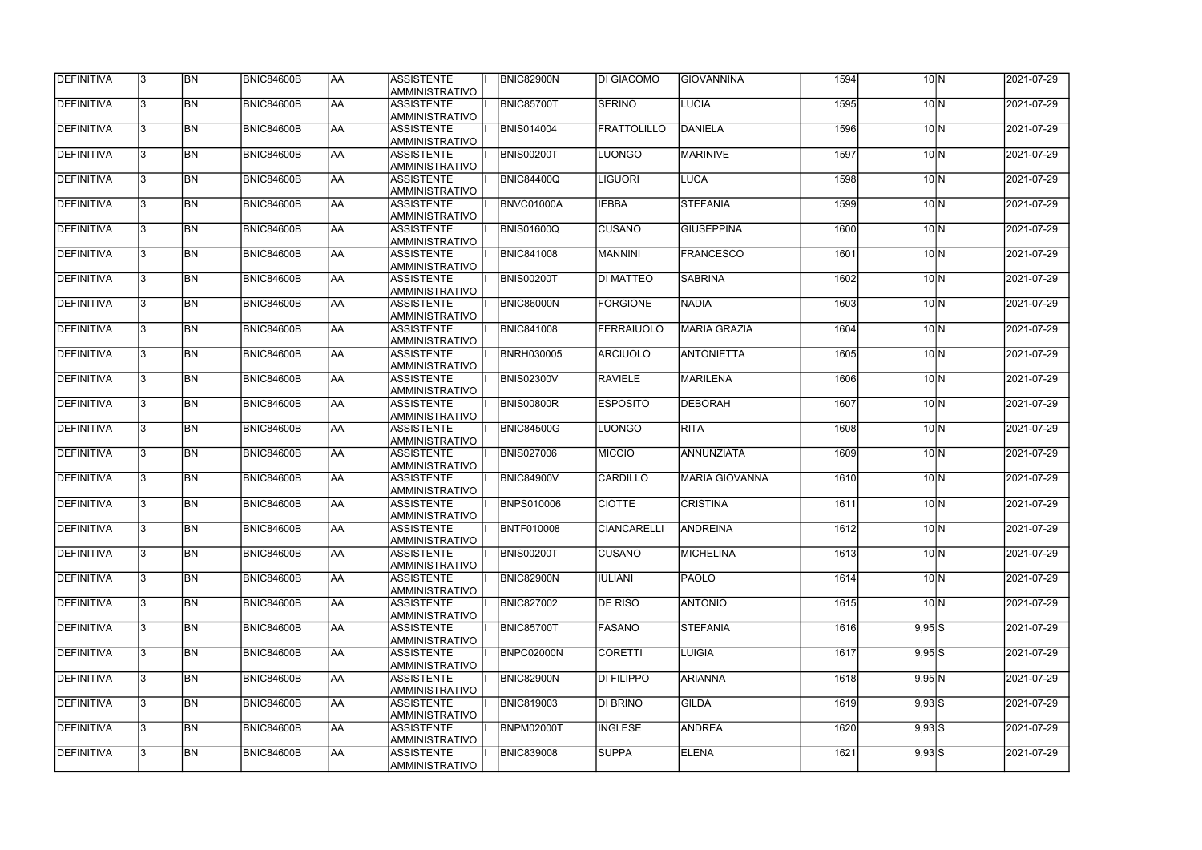| | | | | | | | | | | | | | |
|---|---|---|---|---|---|---|---|---|---|---|---|---|---|
| DEFINITIVA | 3 | BN | BNIC84600B | AA | ASSISTENTE AMMINISTRATIVO | I | BNIC82900N | DI GIACOMO | GIOVANNINA | 1594 | 10 | N | 2021-07-29 |
| DEFINITIVA | 3 | BN | BNIC84600B | AA | ASSISTENTE AMMINISTRATIVO | I | BNIC85700T | SERINO | LUCIA | 1595 | 10 | N | 2021-07-29 |
| DEFINITIVA | 3 | BN | BNIC84600B | AA | ASSISTENTE AMMINISTRATIVO | I | BNIS014004 | FRATTOLILLO | DANIELA | 1596 | 10 | N | 2021-07-29 |
| DEFINITIVA | 3 | BN | BNIC84600B | AA | ASSISTENTE AMMINISTRATIVO | I | BNIS00200T | LUONGO | MARINIVE | 1597 | 10 | N | 2021-07-29 |
| DEFINITIVA | 3 | BN | BNIC84600B | AA | ASSISTENTE AMMINISTRATIVO | I | BNIC84400Q | LIGUORI | LUCA | 1598 | 10 | N | 2021-07-29 |
| DEFINITIVA | 3 | BN | BNIC84600B | AA | ASSISTENTE AMMINISTRATIVO | I | BNVC01000A | IEBBA | STEFANIA | 1599 | 10 | N | 2021-07-29 |
| DEFINITIVA | 3 | BN | BNIC84600B | AA | ASSISTENTE AMMINISTRATIVO | I | BNIS01600Q | CUSANO | GIUSEPPINA | 1600 | 10 | N | 2021-07-29 |
| DEFINITIVA | 3 | BN | BNIC84600B | AA | ASSISTENTE AMMINISTRATIVO | I | BNIC841008 | MANNINI | FRANCESCO | 1601 | 10 | N | 2021-07-29 |
| DEFINITIVA | 3 | BN | BNIC84600B | AA | ASSISTENTE AMMINISTRATIVO | I | BNIS00200T | DI MATTEO | SABRINA | 1602 | 10 | N | 2021-07-29 |
| DEFINITIVA | 3 | BN | BNIC84600B | AA | ASSISTENTE AMMINISTRATIVO | I | BNIC86000N | FORGIONE | NADIA | 1603 | 10 | N | 2021-07-29 |
| DEFINITIVA | 3 | BN | BNIC84600B | AA | ASSISTENTE AMMINISTRATIVO | I | BNIC841008 | FERRAIUOLO | MARIA GRAZIA | 1604 | 10 | N | 2021-07-29 |
| DEFINITIVA | 3 | BN | BNIC84600B | AA | ASSISTENTE AMMINISTRATIVO | I | BNRH030005 | ARCIUOLO | ANTONIETTA | 1605 | 10 | N | 2021-07-29 |
| DEFINITIVA | 3 | BN | BNIC84600B | AA | ASSISTENTE AMMINISTRATIVO | I | BNIS02300V | RAVIELE | MARILENA | 1606 | 10 | N | 2021-07-29 |
| DEFINITIVA | 3 | BN | BNIC84600B | AA | ASSISTENTE AMMINISTRATIVO | I | BNIS00800R | ESPOSITO | DEBORAH | 1607 | 10 | N | 2021-07-29 |
| DEFINITIVA | 3 | BN | BNIC84600B | AA | ASSISTENTE AMMINISTRATIVO | I | BNIC84500G | LUONGO | RITA | 1608 | 10 | N | 2021-07-29 |
| DEFINITIVA | 3 | BN | BNIC84600B | AA | ASSISTENTE AMMINISTRATIVO | I | BNIS027006 | MICCIO | ANNUNZIATA | 1609 | 10 | N | 2021-07-29 |
| DEFINITIVA | 3 | BN | BNIC84600B | AA | ASSISTENTE AMMINISTRATIVO | I | BNIC84900V | CARDILLO | MARIA GIOVANNA | 1610 | 10 | N | 2021-07-29 |
| DEFINITIVA | 3 | BN | BNIC84600B | AA | ASSISTENTE AMMINISTRATIVO | I | BNPS010006 | CIOTTE | CRISTINA | 1611 | 10 | N | 2021-07-29 |
| DEFINITIVA | 3 | BN | BNIC84600B | AA | ASSISTENTE AMMINISTRATIVO | I | BNTF010008 | CIANCARELLI | ANDREINA | 1612 | 10 | N | 2021-07-29 |
| DEFINITIVA | 3 | BN | BNIC84600B | AA | ASSISTENTE AMMINISTRATIVO | I | BNIS00200T | CUSANO | MICHELINA | 1613 | 10 | N | 2021-07-29 |
| DEFINITIVA | 3 | BN | BNIC84600B | AA | ASSISTENTE AMMINISTRATIVO | I | BNIC82900N | IULIANI | PAOLO | 1614 | 10 | N | 2021-07-29 |
| DEFINITIVA | 3 | BN | BNIC84600B | AA | ASSISTENTE AMMINISTRATIVO | I | BNIC827002 | DE RISO | ANTONIO | 1615 | 10 | N | 2021-07-29 |
| DEFINITIVA | 3 | BN | BNIC84600B | AA | ASSISTENTE AMMINISTRATIVO | I | BNIC85700T | FASANO | STEFANIA | 1616 | 9,95 | S | 2021-07-29 |
| DEFINITIVA | 3 | BN | BNIC84600B | AA | ASSISTENTE AMMINISTRATIVO | I | BNPC02000N | CORETTI | LUIGIA | 1617 | 9,95 | S | 2021-07-29 |
| DEFINITIVA | 3 | BN | BNIC84600B | AA | ASSISTENTE AMMINISTRATIVO | I | BNIC82900N | DI FILIPPO | ARIANNA | 1618 | 9,95 | N | 2021-07-29 |
| DEFINITIVA | 3 | BN | BNIC84600B | AA | ASSISTENTE AMMINISTRATIVO | I | BNIC819003 | DI BRINO | GILDA | 1619 | 9,93 | S | 2021-07-29 |
| DEFINITIVA | 3 | BN | BNIC84600B | AA | ASSISTENTE AMMINISTRATIVO | I | BNPM02000T | INGLESE | ANDREA | 1620 | 9,93 | S | 2021-07-29 |
| DEFINITIVA | 3 | BN | BNIC84600B | AA | ASSISTENTE AMMINISTRATIVO | I | BNIC839008 | SUPPA | ELENA | 1621 | 9,93 | S | 2021-07-29 |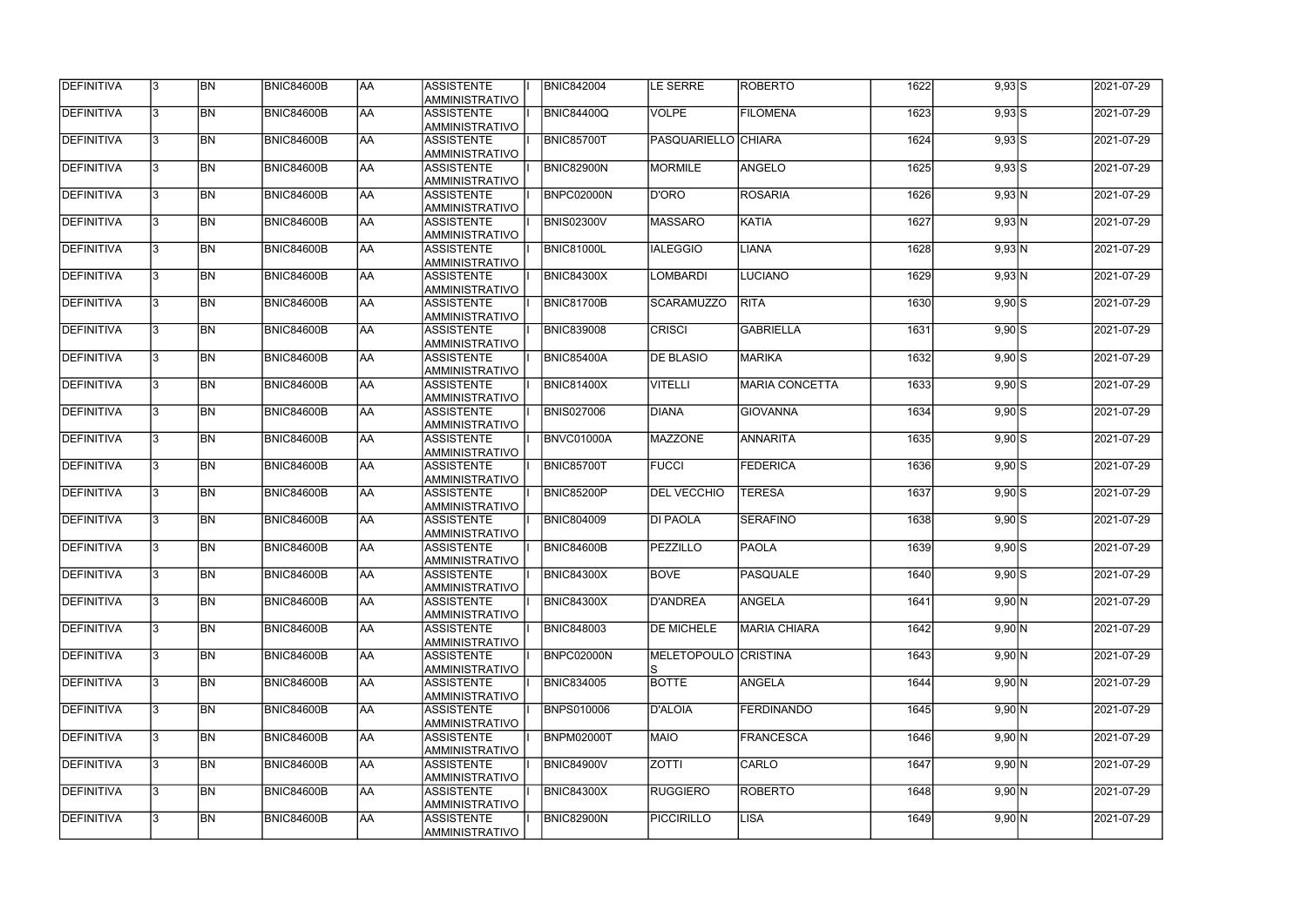| | | | | | | | | | | | | | |
|---|---|---|---|---|---|---|---|---|---|---|---|---|---|
| DEFINITIVA | 3 | BN | BNIC84600B | AA | ASSISTENTE AMMINISTRATIVO | I | BNIC842004 | LE SERRE | ROBERTO | 1622 | 9,93 | S | 2021-07-29 |
| DEFINITIVA | 3 | BN | BNIC84600B | AA | ASSISTENTE AMMINISTRATIVO | I | BNIC84400Q | VOLPE | FILOMENA | 1623 | 9,93 | S | 2021-07-29 |
| DEFINITIVA | 3 | BN | BNIC84600B | AA | ASSISTENTE AMMINISTRATIVO | I | BNIC85700T | PASQUARIELLO | CHIARA | 1624 | 9,93 | S | 2021-07-29 |
| DEFINITIVA | 3 | BN | BNIC84600B | AA | ASSISTENTE AMMINISTRATIVO | I | BNIC82900N | MORMILE | ANGELO | 1625 | 9,93 | S | 2021-07-29 |
| DEFINITIVA | 3 | BN | BNIC84600B | AA | ASSISTENTE AMMINISTRATIVO | I | BNPC02000N | D'ORO | ROSARIA | 1626 | 9,93 | N | 2021-07-29 |
| DEFINITIVA | 3 | BN | BNIC84600B | AA | ASSISTENTE AMMINISTRATIVO | I | BNIS02300V | MASSARO | KATIA | 1627 | 9,93 | N | 2021-07-29 |
| DEFINITIVA | 3 | BN | BNIC84600B | AA | ASSISTENTE AMMINISTRATIVO | I | BNIC81000L | IALEGGIO | LIANA | 1628 | 9,93 | N | 2021-07-29 |
| DEFINITIVA | 3 | BN | BNIC84600B | AA | ASSISTENTE AMMINISTRATIVO | I | BNIC84300X | LOMBARDI | LUCIANO | 1629 | 9,93 | N | 2021-07-29 |
| DEFINITIVA | 3 | BN | BNIC84600B | AA | ASSISTENTE AMMINISTRATIVO | I | BNIC81700B | SCARAMUZZO | RITA | 1630 | 9,90 | S | 2021-07-29 |
| DEFINITIVA | 3 | BN | BNIC84600B | AA | ASSISTENTE AMMINISTRATIVO | I | BNIC839008 | CRISCI | GABRIELLA | 1631 | 9,90 | S | 2021-07-29 |
| DEFINITIVA | 3 | BN | BNIC84600B | AA | ASSISTENTE AMMINISTRATIVO | I | BNIC85400A | DE BLASIO | MARIKA | 1632 | 9,90 | S | 2021-07-29 |
| DEFINITIVA | 3 | BN | BNIC84600B | AA | ASSISTENTE AMMINISTRATIVO | I | BNIC81400X | VITELLI | MARIA CONCETTA | 1633 | 9,90 | S | 2021-07-29 |
| DEFINITIVA | 3 | BN | BNIC84600B | AA | ASSISTENTE AMMINISTRATIVO | I | BNIS027006 | DIANA | GIOVANNA | 1634 | 9,90 | S | 2021-07-29 |
| DEFINITIVA | 3 | BN | BNIC84600B | AA | ASSISTENTE AMMINISTRATIVO | I | BNVC01000A | MAZZONE | ANNARITA | 1635 | 9,90 | S | 2021-07-29 |
| DEFINITIVA | 3 | BN | BNIC84600B | AA | ASSISTENTE AMMINISTRATIVO | I | BNIC85700T | FUCCI | FEDERICA | 1636 | 9,90 | S | 2021-07-29 |
| DEFINITIVA | 3 | BN | BNIC84600B | AA | ASSISTENTE AMMINISTRATIVO | I | BNIC85200P | DEL VECCHIO | TERESA | 1637 | 9,90 | S | 2021-07-29 |
| DEFINITIVA | 3 | BN | BNIC84600B | AA | ASSISTENTE AMMINISTRATIVO | I | BNIC804009 | DI PAOLA | SERAFINO | 1638 | 9,90 | S | 2021-07-29 |
| DEFINITIVA | 3 | BN | BNIC84600B | AA | ASSISTENTE AMMINISTRATIVO | I | BNIC84600B | PEZZILLO | PAOLA | 1639 | 9,90 | S | 2021-07-29 |
| DEFINITIVA | 3 | BN | BNIC84600B | AA | ASSISTENTE AMMINISTRATIVO | I | BNIC84300X | BOVE | PASQUALE | 1640 | 9,90 | S | 2021-07-29 |
| DEFINITIVA | 3 | BN | BNIC84600B | AA | ASSISTENTE AMMINISTRATIVO | I | BNIC84300X | D'ANDREA | ANGELA | 1641 | 9,90 | N | 2021-07-29 |
| DEFINITIVA | 3 | BN | BNIC84600B | AA | ASSISTENTE AMMINISTRATIVO | I | BNIC848003 | DE MICHELE | MARIA CHIARA | 1642 | 9,90 | N | 2021-07-29 |
| DEFINITIVA | 3 | BN | BNIC84600B | AA | ASSISTENTE AMMINISTRATIVO | I | BNPC02000N | MELETOPOULOS | CRISTINA | 1643 | 9,90 | N | 2021-07-29 |
| DEFINITIVA | 3 | BN | BNIC84600B | AA | ASSISTENTE AMMINISTRATIVO | I | BNIC834005 | BOTTE | ANGELA | 1644 | 9,90 | N | 2021-07-29 |
| DEFINITIVA | 3 | BN | BNIC84600B | AA | ASSISTENTE AMMINISTRATIVO | I | BNPS010006 | D'ALOIA | FERDINANDO | 1645 | 9,90 | N | 2021-07-29 |
| DEFINITIVA | 3 | BN | BNIC84600B | AA | ASSISTENTE AMMINISTRATIVO | I | BNPM02000T | MAIO | FRANCESCA | 1646 | 9,90 | N | 2021-07-29 |
| DEFINITIVA | 3 | BN | BNIC84600B | AA | ASSISTENTE AMMINISTRATIVO | I | BNIC84900V | ZOTTI | CARLO | 1647 | 9,90 | N | 2021-07-29 |
| DEFINITIVA | 3 | BN | BNIC84600B | AA | ASSISTENTE AMMINISTRATIVO | I | BNIC84300X | RUGGIERO | ROBERTO | 1648 | 9,90 | N | 2021-07-29 |
| DEFINITIVA | 3 | BN | BNIC84600B | AA | ASSISTENTE AMMINISTRATIVO | I | BNIC82900N | PICCIRILLO | LISA | 1649 | 9,90 | N | 2021-07-29 |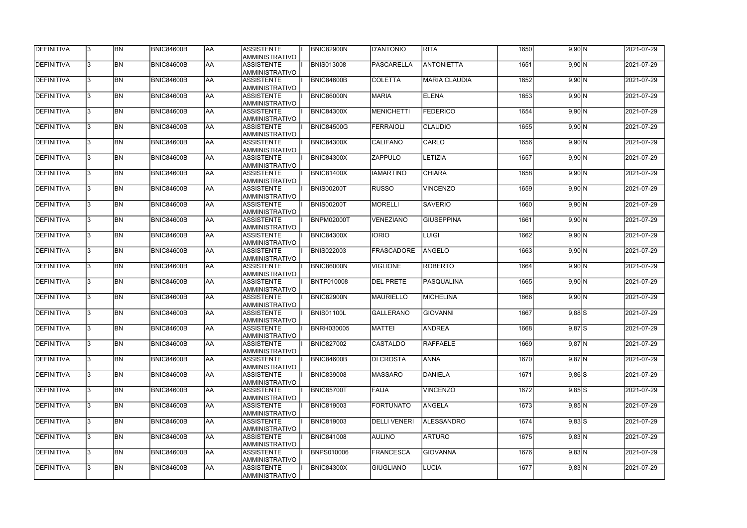| | | | | | | | | | | | | | | |
|---|---|---|---|---|---|---|---|---|---|---|---|---|---|---|
| DEFINITIVA | 3 | BN | BNIC84600B | AA | ASSISTENTE AMMINISTRATIVO | I | BNIC82900N | D'ANTONIO | RITA | 1650 | 9,90 | N | | 2021-07-29 |
| DEFINITIVA | 3 | BN | BNIC84600B | AA | ASSISTENTE AMMINISTRATIVO | I | BNIS013008 | PASCARELLA | ANTONIETTA | 1651 | 9,90 | N | | 2021-07-29 |
| DEFINITIVA | 3 | BN | BNIC84600B | AA | ASSISTENTE AMMINISTRATIVO | I | BNIC84600B | COLETTA | MARIA CLAUDIA | 1652 | 9,90 | N | | 2021-07-29 |
| DEFINITIVA | 3 | BN | BNIC84600B | AA | ASSISTENTE AMMINISTRATIVO | I | BNIC86000N | MARIA | ELENA | 1653 | 9,90 | N | | 2021-07-29 |
| DEFINITIVA | 3 | BN | BNIC84600B | AA | ASSISTENTE AMMINISTRATIVO | I | BNIC84300X | MENICHETTI | FEDERICO | 1654 | 9,90 | N | | 2021-07-29 |
| DEFINITIVA | 3 | BN | BNIC84600B | AA | ASSISTENTE AMMINISTRATIVO | I | BNIC84500G | FERRAIOLI | CLAUDIO | 1655 | 9,90 | N | | 2021-07-29 |
| DEFINITIVA | 3 | BN | BNIC84600B | AA | ASSISTENTE AMMINISTRATIVO | I | BNIC84300X | CALIFANO | CARLO | 1656 | 9,90 | N | | 2021-07-29 |
| DEFINITIVA | 3 | BN | BNIC84600B | AA | ASSISTENTE AMMINISTRATIVO | I | BNIC84300X | ZAPPULO | LETIZIA | 1657 | 9,90 | N | | 2021-07-29 |
| DEFINITIVA | 3 | BN | BNIC84600B | AA | ASSISTENTE AMMINISTRATIVO | I | BNIC81400X | IAMARTINO | CHIARA | 1658 | 9,90 | N | | 2021-07-29 |
| DEFINITIVA | 3 | BN | BNIC84600B | AA | ASSISTENTE AMMINISTRATIVO | I | BNIS00200T | RUSSO | VINCENZO | 1659 | 9,90 | N | | 2021-07-29 |
| DEFINITIVA | 3 | BN | BNIC84600B | AA | ASSISTENTE AMMINISTRATIVO | I | BNIS00200T | MORELLI | SAVERIO | 1660 | 9,90 | N | | 2021-07-29 |
| DEFINITIVA | 3 | BN | BNIC84600B | AA | ASSISTENTE AMMINISTRATIVO | I | BNPM02000T | VENEZIANO | GIUSEPPINA | 1661 | 9,90 | N | | 2021-07-29 |
| DEFINITIVA | 3 | BN | BNIC84600B | AA | ASSISTENTE AMMINISTRATIVO | I | BNIC84300X | IORIO | LUIGI | 1662 | 9,90 | N | | 2021-07-29 |
| DEFINITIVA | 3 | BN | BNIC84600B | AA | ASSISTENTE AMMINISTRATIVO | I | BNIS022003 | FRASCADORE | ANGELO | 1663 | 9,90 | N | | 2021-07-29 |
| DEFINITIVA | 3 | BN | BNIC84600B | AA | ASSISTENTE AMMINISTRATIVO | I | BNIC86000N | VIGLIONE | ROBERTO | 1664 | 9,90 | N | | 2021-07-29 |
| DEFINITIVA | 3 | BN | BNIC84600B | AA | ASSISTENTE AMMINISTRATIVO | I | BNTF010008 | DEL PRETE | PASQUALINA | 1665 | 9,90 | N | | 2021-07-29 |
| DEFINITIVA | 3 | BN | BNIC84600B | AA | ASSISTENTE AMMINISTRATIVO | I | BNIC82900N | MAURIELLO | MICHELINA | 1666 | 9,90 | N | | 2021-07-29 |
| DEFINITIVA | 3 | BN | BNIC84600B | AA | ASSISTENTE AMMINISTRATIVO | I | BNIS01100L | GALLERANO | GIOVANNI | 1667 | 9,88 | S | | 2021-07-29 |
| DEFINITIVA | 3 | BN | BNIC84600B | AA | ASSISTENTE AMMINISTRATIVO | I | BNRH030005 | MATTEI | ANDREA | 1668 | 9,87 | S | | 2021-07-29 |
| DEFINITIVA | 3 | BN | BNIC84600B | AA | ASSISTENTE AMMINISTRATIVO | I | BNIC827002 | CASTALDO | RAFFAELE | 1669 | 9,87 | N | | 2021-07-29 |
| DEFINITIVA | 3 | BN | BNIC84600B | AA | ASSISTENTE AMMINISTRATIVO | I | BNIC84600B | DI CROSTA | ANNA | 1670 | 9,87 | N | | 2021-07-29 |
| DEFINITIVA | 3 | BN | BNIC84600B | AA | ASSISTENTE AMMINISTRATIVO | I | BNIC839008 | MASSARO | DANIELA | 1671 | 9,86 | S | | 2021-07-29 |
| DEFINITIVA | 3 | BN | BNIC84600B | AA | ASSISTENTE AMMINISTRATIVO | I | BNIC85700T | FAIJA | VINCENZO | 1672 | 9,85 | S | | 2021-07-29 |
| DEFINITIVA | 3 | BN | BNIC84600B | AA | ASSISTENTE AMMINISTRATIVO | I | BNIC819003 | FORTUNATO | ANGELA | 1673 | 9,85 | N | | 2021-07-29 |
| DEFINITIVA | 3 | BN | BNIC84600B | AA | ASSISTENTE AMMINISTRATIVO | I | BNIC819003 | DELLI VENERI | ALESSANDRO | 1674 | 9,83 | S | | 2021-07-29 |
| DEFINITIVA | 3 | BN | BNIC84600B | AA | ASSISTENTE AMMINISTRATIVO | I | BNIC841008 | AULINO | ARTURO | 1675 | 9,83 | N | | 2021-07-29 |
| DEFINITIVA | 3 | BN | BNIC84600B | AA | ASSISTENTE AMMINISTRATIVO | I | BNPS010006 | FRANCESCA | GIOVANNA | 1676 | 9,83 | N | | 2021-07-29 |
| DEFINITIVA | 3 | BN | BNIC84600B | AA | ASSISTENTE AMMINISTRATIVO | I | BNIC84300X | GIUGLIANO | LUCIA | 1677 | 9,83 | N | | 2021-07-29 |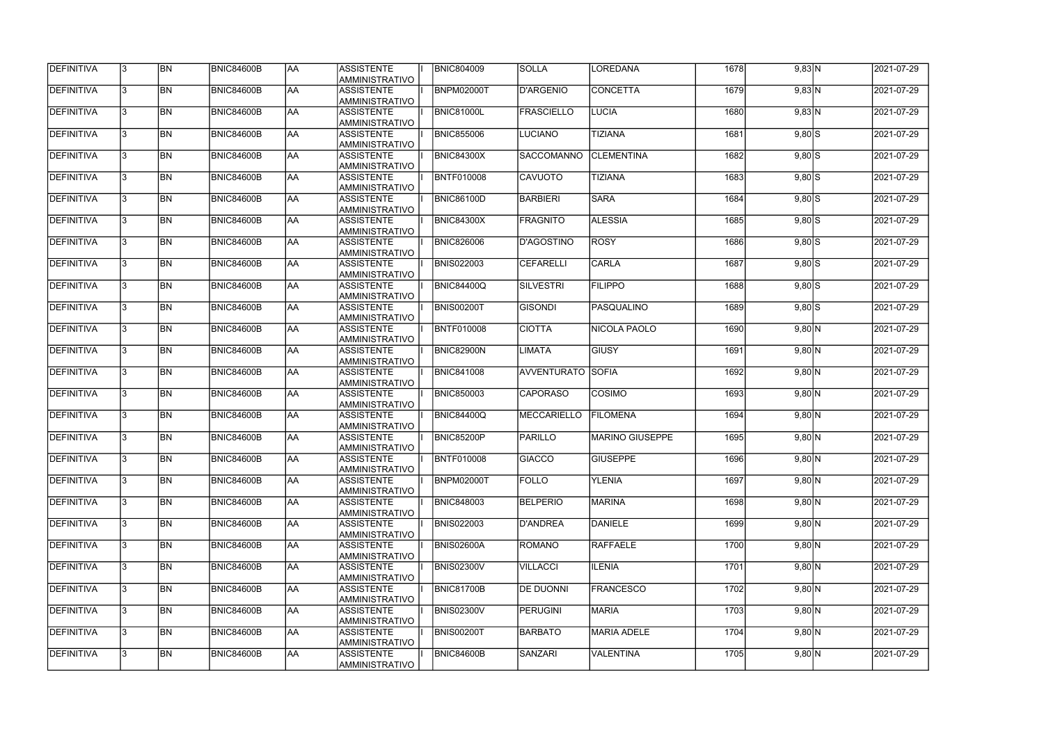| | | | | | | | | | | | | | |
|---|---|---|---|---|---|---|---|---|---|---|---|---|---|
| DEFINITIVA | 3 | BN | BNIC84600B | AA | ASSISTENTE AMMINISTRATIVO | I | BNIC804009 | SOLLA | LOREDANA | 1678 | 9,83 | N | 2021-07-29 |
| DEFINITIVA | 3 | BN | BNIC84600B | AA | ASSISTENTE AMMINISTRATIVO | I | BNPM02000T | D'ARGENIO | CONCETTA | 1679 | 9,83 | N | 2021-07-29 |
| DEFINITIVA | 3 | BN | BNIC84600B | AA | ASSISTENTE AMMINISTRATIVO | I | BNIC81000L | FRASCIELLO | LUCIA | 1680 | 9,83 | N | 2021-07-29 |
| DEFINITIVA | 3 | BN | BNIC84600B | AA | ASSISTENTE AMMINISTRATIVO | I | BNIC855006 | LUCIANO | TIZIANA | 1681 | 9,80 | S | 2021-07-29 |
| DEFINITIVA | 3 | BN | BNIC84600B | AA | ASSISTENTE AMMINISTRATIVO | I | BNIC84300X | SACCOMANNO | CLEMENTINA | 1682 | 9,80 | S | 2021-07-29 |
| DEFINITIVA | 3 | BN | BNIC84600B | AA | ASSISTENTE AMMINISTRATIVO | I | BNTF010008 | CAVUOTO | TIZIANA | 1683 | 9,80 | S | 2021-07-29 |
| DEFINITIVA | 3 | BN | BNIC84600B | AA | ASSISTENTE AMMINISTRATIVO | I | BNIC86100D | BARBIERI | SARA | 1684 | 9,80 | S | 2021-07-29 |
| DEFINITIVA | 3 | BN | BNIC84600B | AA | ASSISTENTE AMMINISTRATIVO | I | BNIC84300X | FRAGNITO | ALESSIA | 1685 | 9,80 | S | 2021-07-29 |
| DEFINITIVA | 3 | BN | BNIC84600B | AA | ASSISTENTE AMMINISTRATIVO | I | BNIC826006 | D'AGOSTINO | ROSY | 1686 | 9,80 | S | 2021-07-29 |
| DEFINITIVA | 3 | BN | BNIC84600B | AA | ASSISTENTE AMMINISTRATIVO | I | BNIS022003 | CEFARELLI | CARLA | 1687 | 9,80 | S | 2021-07-29 |
| DEFINITIVA | 3 | BN | BNIC84600B | AA | ASSISTENTE AMMINISTRATIVO | I | BNIC84400Q | SILVESTRI | FILIPPO | 1688 | 9,80 | S | 2021-07-29 |
| DEFINITIVA | 3 | BN | BNIC84600B | AA | ASSISTENTE AMMINISTRATIVO | I | BNIS00200T | GISONDI | PASQUALINO | 1689 | 9,80 | S | 2021-07-29 |
| DEFINITIVA | 3 | BN | BNIC84600B | AA | ASSISTENTE AMMINISTRATIVO | I | BNTF010008 | CIOTTA | NICOLA PAOLO | 1690 | 9,80 | N | 2021-07-29 |
| DEFINITIVA | 3 | BN | BNIC84600B | AA | ASSISTENTE AMMINISTRATIVO | I | BNIC82900N | LIMATA | GIUSY | 1691 | 9,80 | N | 2021-07-29 |
| DEFINITIVA | 3 | BN | BNIC84600B | AA | ASSISTENTE AMMINISTRATIVO | I | BNIC841008 | AVVENTURATO | SOFIA | 1692 | 9,80 | N | 2021-07-29 |
| DEFINITIVA | 3 | BN | BNIC84600B | AA | ASSISTENTE AMMINISTRATIVO | I | BNIC850003 | CAPORASO | COSIMO | 1693 | 9,80 | N | 2021-07-29 |
| DEFINITIVA | 3 | BN | BNIC84600B | AA | ASSISTENTE AMMINISTRATIVO | I | BNIC84400Q | MECCARIELLO | FILOMENA | 1694 | 9,80 | N | 2021-07-29 |
| DEFINITIVA | 3 | BN | BNIC84600B | AA | ASSISTENTE AMMINISTRATIVO | I | BNIC85200P | PARILLO | MARINO GIUSEPPE | 1695 | 9,80 | N | 2021-07-29 |
| DEFINITIVA | 3 | BN | BNIC84600B | AA | ASSISTENTE AMMINISTRATIVO | I | BNTF010008 | GIACCO | GIUSEPPE | 1696 | 9,80 | N | 2021-07-29 |
| DEFINITIVA | 3 | BN | BNIC84600B | AA | ASSISTENTE AMMINISTRATIVO | I | BNPM02000T | FOLLO | YLENIA | 1697 | 9,80 | N | 2021-07-29 |
| DEFINITIVA | 3 | BN | BNIC84600B | AA | ASSISTENTE AMMINISTRATIVO | I | BNIC848003 | BELPERIO | MARINA | 1698 | 9,80 | N | 2021-07-29 |
| DEFINITIVA | 3 | BN | BNIC84600B | AA | ASSISTENTE AMMINISTRATIVO | I | BNIS022003 | D'ANDREA | DANIELE | 1699 | 9,80 | N | 2021-07-29 |
| DEFINITIVA | 3 | BN | BNIC84600B | AA | ASSISTENTE AMMINISTRATIVO | I | BNIS02600A | ROMANO | RAFFAELE | 1700 | 9,80 | N | 2021-07-29 |
| DEFINITIVA | 3 | BN | BNIC84600B | AA | ASSISTENTE AMMINISTRATIVO | I | BNIS02300V | VILLACCI | ILENIA | 1701 | 9,80 | N | 2021-07-29 |
| DEFINITIVA | 3 | BN | BNIC84600B | AA | ASSISTENTE AMMINISTRATIVO | I | BNIC81700B | DE DUONNI | FRANCESCO | 1702 | 9,80 | N | 2021-07-29 |
| DEFINITIVA | 3 | BN | BNIC84600B | AA | ASSISTENTE AMMINISTRATIVO | I | BNIS02300V | PERUGINI | MARIA | 1703 | 9,80 | N | 2021-07-29 |
| DEFINITIVA | 3 | BN | BNIC84600B | AA | ASSISTENTE AMMINISTRATIVO | I | BNIS00200T | BARBATO | MARIA ADELE | 1704 | 9,80 | N | 2021-07-29 |
| DEFINITIVA | 3 | BN | BNIC84600B | AA | ASSISTENTE AMMINISTRATIVO | I | BNIC84600B | SANZARI | VALENTINA | 1705 | 9,80 | N | 2021-07-29 |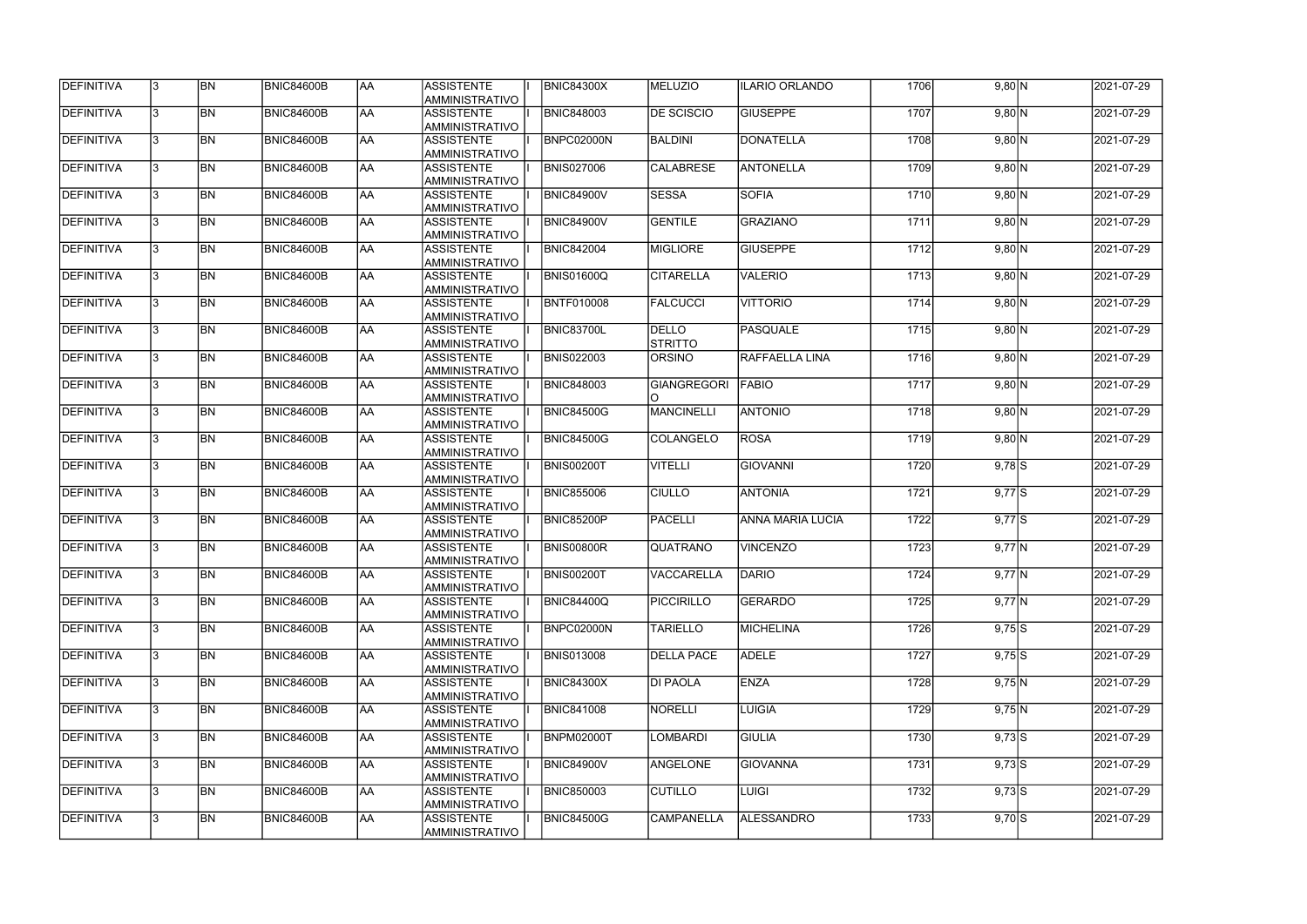| | | | | | | | | | | | | | |
|---|---|---|---|---|---|---|---|---|---|---|---|---|---|
| DEFINITIVA | 3 | BN | BNIC84600B | AA | ASSISTENTE AMMINISTRATIVO | I | BNIC84300X | MELUZIO | ILARIO ORLANDO | 1706 | 9,80 | N | 2021-07-29 |
| DEFINITIVA | 3 | BN | BNIC84600B | AA | ASSISTENTE AMMINISTRATIVO | I | BNIC848003 | DE SCISCIO | GIUSEPPE | 1707 | 9,80 | N | 2021-07-29 |
| DEFINITIVA | 3 | BN | BNIC84600B | AA | ASSISTENTE AMMINISTRATIVO | I | BNPC02000N | BALDINI | DONATELLA | 1708 | 9,80 | N | 2021-07-29 |
| DEFINITIVA | 3 | BN | BNIC84600B | AA | ASSISTENTE AMMINISTRATIVO | I | BNIS027006 | CALABRESE | ANTONELLA | 1709 | 9,80 | N | 2021-07-29 |
| DEFINITIVA | 3 | BN | BNIC84600B | AA | ASSISTENTE AMMINISTRATIVO | I | BNIC84900V | SESSA | SOFIA | 1710 | 9,80 | N | 2021-07-29 |
| DEFINITIVA | 3 | BN | BNIC84600B | AA | ASSISTENTE AMMINISTRATIVO | I | BNIC84900V | GENTILE | GRAZIANO | 1711 | 9,80 | N | 2021-07-29 |
| DEFINITIVA | 3 | BN | BNIC84600B | AA | ASSISTENTE AMMINISTRATIVO | I | BNIC842004 | MIGLIORE | GIUSEPPE | 1712 | 9,80 | N | 2021-07-29 |
| DEFINITIVA | 3 | BN | BNIC84600B | AA | ASSISTENTE AMMINISTRATIVO | I | BNIS01600Q | CITARELLA | VALERIO | 1713 | 9,80 | N | 2021-07-29 |
| DEFINITIVA | 3 | BN | BNIC84600B | AA | ASSISTENTE AMMINISTRATIVO | I | BNTF010008 | FALCUCCI | VITTORIO | 1714 | 9,80 | N | 2021-07-29 |
| DEFINITIVA | 3 | BN | BNIC84600B | AA | ASSISTENTE AMMINISTRATIVO | I | BNIC83700L | DELLO STRITTO | PASQUALE | 1715 | 9,80 | N | 2021-07-29 |
| DEFINITIVA | 3 | BN | BNIC84600B | AA | ASSISTENTE AMMINISTRATIVO | I | BNIS022003 | ORSINO | RAFFAELLA LINA | 1716 | 9,80 | N | 2021-07-29 |
| DEFINITIVA | 3 | BN | BNIC84600B | AA | ASSISTENTE AMMINISTRATIVO | I | BNIC848003 | GIANGREGORIO | FABIO | 1717 | 9,80 | N | 2021-07-29 |
| DEFINITIVA | 3 | BN | BNIC84600B | AA | ASSISTENTE AMMINISTRATIVO | I | BNIC84500G | MANCINELLI | ANTONIO | 1718 | 9,80 | N | 2021-07-29 |
| DEFINITIVA | 3 | BN | BNIC84600B | AA | ASSISTENTE AMMINISTRATIVO | I | BNIC84500G | COLANGELO | ROSA | 1719 | 9,80 | N | 2021-07-29 |
| DEFINITIVA | 3 | BN | BNIC84600B | AA | ASSISTENTE AMMINISTRATIVO | I | BNIS00200T | VITELLI | GIOVANNI | 1720 | 9,78 | S | 2021-07-29 |
| DEFINITIVA | 3 | BN | BNIC84600B | AA | ASSISTENTE AMMINISTRATIVO | I | BNIC855006 | CIULLO | ANTONIA | 1721 | 9,77 | S | 2021-07-29 |
| DEFINITIVA | 3 | BN | BNIC84600B | AA | ASSISTENTE AMMINISTRATIVO | I | BNIC85200P | PACELLI | ANNA MARIA LUCIA | 1722 | 9,77 | S | 2021-07-29 |
| DEFINITIVA | 3 | BN | BNIC84600B | AA | ASSISTENTE AMMINISTRATIVO | I | BNIS00800R | QUATRANO | VINCENZO | 1723 | 9,77 | N | 2021-07-29 |
| DEFINITIVA | 3 | BN | BNIC84600B | AA | ASSISTENTE AMMINISTRATIVO | I | BNIS00200T | VACCARELLA | DARIO | 1724 | 9,77 | N | 2021-07-29 |
| DEFINITIVA | 3 | BN | BNIC84600B | AA | ASSISTENTE AMMINISTRATIVO | I | BNIC84400Q | PICCIRILLO | GERARDO | 1725 | 9,77 | N | 2021-07-29 |
| DEFINITIVA | 3 | BN | BNIC84600B | AA | ASSISTENTE AMMINISTRATIVO | I | BNPC02000N | TARIELLO | MICHELINA | 1726 | 9,75 | S | 2021-07-29 |
| DEFINITIVA | 3 | BN | BNIC84600B | AA | ASSISTENTE AMMINISTRATIVO | I | BNIS013008 | DELLA PACE | ADELE | 1727 | 9,75 | S | 2021-07-29 |
| DEFINITIVA | 3 | BN | BNIC84600B | AA | ASSISTENTE AMMINISTRATIVO | I | BNIC84300X | DI PAOLA | ENZA | 1728 | 9,75 | N | 2021-07-29 |
| DEFINITIVA | 3 | BN | BNIC84600B | AA | ASSISTENTE AMMINISTRATIVO | I | BNIC841008 | NORELLI | LUIGIA | 1729 | 9,75 | N | 2021-07-29 |
| DEFINITIVA | 3 | BN | BNIC84600B | AA | ASSISTENTE AMMINISTRATIVO | I | BNPM02000T | LOMBARDI | GIULIA | 1730 | 9,73 | S | 2021-07-29 |
| DEFINITIVA | 3 | BN | BNIC84600B | AA | ASSISTENTE AMMINISTRATIVO | I | BNIC84900V | ANGELONE | GIOVANNA | 1731 | 9,73 | S | 2021-07-29 |
| DEFINITIVA | 3 | BN | BNIC84600B | AA | ASSISTENTE AMMINISTRATIVO | I | BNIC850003 | CUTILLO | LUIGI | 1732 | 9,73 | S | 2021-07-29 |
| DEFINITIVA | 3 | BN | BNIC84600B | AA | ASSISTENTE AMMINISTRATIVO | I | BNIC84500G | CAMPANELLA | ALESSANDRO | 1733 | 9,70 | S | 2021-07-29 |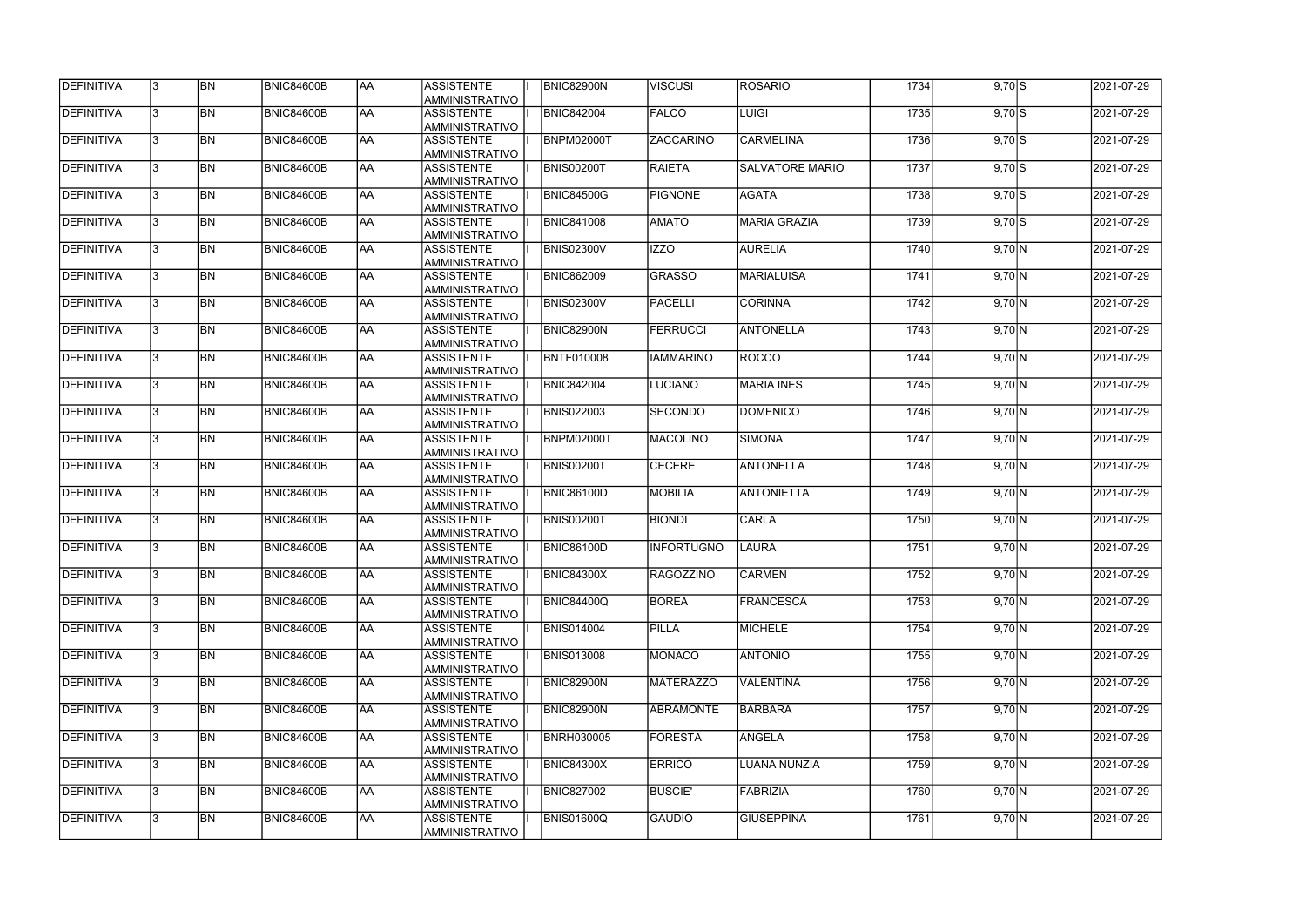| | | | | | | | | | | | | | | |
|---|---|---|---|---|---|---|---|---|---|---|---|---|---|---|
| DEFINITIVA | 3 | BN | BNIC84600B | AA | ASSISTENTE AMMINISTRATIVO | I | BNIC82900N | VISCUSI | ROSARIO | 1734 | 9,70 | S | | 2021-07-29 |
| DEFINITIVA | 3 | BN | BNIC84600B | AA | ASSISTENTE AMMINISTRATIVO | I | BNIC842004 | FALCO | LUIGI | 1735 | 9,70 | S | | 2021-07-29 |
| DEFINITIVA | 3 | BN | BNIC84600B | AA | ASSISTENTE AMMINISTRATIVO | I | BNPM02000T | ZACCARINO | CARMELINA | 1736 | 9,70 | S | | 2021-07-29 |
| DEFINITIVA | 3 | BN | BNIC84600B | AA | ASSISTENTE AMMINISTRATIVO | I | BNIS00200T | RAIETA | SALVATORE MARIO | 1737 | 9,70 | S | | 2021-07-29 |
| DEFINITIVA | 3 | BN | BNIC84600B | AA | ASSISTENTE AMMINISTRATIVO | I | BNIC84500G | PIGNONE | AGATA | 1738 | 9,70 | S | | 2021-07-29 |
| DEFINITIVA | 3 | BN | BNIC84600B | AA | ASSISTENTE AMMINISTRATIVO | I | BNIC841008 | AMATO | MARIA GRAZIA | 1739 | 9,70 | S | | 2021-07-29 |
| DEFINITIVA | 3 | BN | BNIC84600B | AA | ASSISTENTE AMMINISTRATIVO | I | BNIS02300V | IZZO | AURELIA | 1740 | 9,70 | N | | 2021-07-29 |
| DEFINITIVA | 3 | BN | BNIC84600B | AA | ASSISTENTE AMMINISTRATIVO | I | BNIC862009 | GRASSO | MARIALUISA | 1741 | 9,70 | N | | 2021-07-29 |
| DEFINITIVA | 3 | BN | BNIC84600B | AA | ASSISTENTE AMMINISTRATIVO | I | BNIS02300V | PACELLI | CORINNA | 1742 | 9,70 | N | | 2021-07-29 |
| DEFINITIVA | 3 | BN | BNIC84600B | AA | ASSISTENTE AMMINISTRATIVO | I | BNIC82900N | FERRUCCI | ANTONELLA | 1743 | 9,70 | N | | 2021-07-29 |
| DEFINITIVA | 3 | BN | BNIC84600B | AA | ASSISTENTE AMMINISTRATIVO | I | BNTF010008 | IAMMARINO | ROCCO | 1744 | 9,70 | N | | 2021-07-29 |
| DEFINITIVA | 3 | BN | BNIC84600B | AA | ASSISTENTE AMMINISTRATIVO | I | BNIC842004 | LUCIANO | MARIA INES | 1745 | 9,70 | N | | 2021-07-29 |
| DEFINITIVA | 3 | BN | BNIC84600B | AA | ASSISTENTE AMMINISTRATIVO | I | BNIS022003 | SECONDO | DOMENICO | 1746 | 9,70 | N | | 2021-07-29 |
| DEFINITIVA | 3 | BN | BNIC84600B | AA | ASSISTENTE AMMINISTRATIVO | I | BNPM02000T | MACOLINO | SIMONA | 1747 | 9,70 | N | | 2021-07-29 |
| DEFINITIVA | 3 | BN | BNIC84600B | AA | ASSISTENTE AMMINISTRATIVO | I | BNIS00200T | CECERE | ANTONELLA | 1748 | 9,70 | N | | 2021-07-29 |
| DEFINITIVA | 3 | BN | BNIC84600B | AA | ASSISTENTE AMMINISTRATIVO | I | BNIC86100D | MOBILIA | ANTONIETTA | 1749 | 9,70 | N | | 2021-07-29 |
| DEFINITIVA | 3 | BN | BNIC84600B | AA | ASSISTENTE AMMINISTRATIVO | I | BNIS00200T | BIONDI | CARLA | 1750 | 9,70 | N | | 2021-07-29 |
| DEFINITIVA | 3 | BN | BNIC84600B | AA | ASSISTENTE AMMINISTRATIVO | I | BNIC86100D | INFORTUGNO | LAURA | 1751 | 9,70 | N | | 2021-07-29 |
| DEFINITIVA | 3 | BN | BNIC84600B | AA | ASSISTENTE AMMINISTRATIVO | I | BNIC84300X | RAGOZZINO | CARMEN | 1752 | 9,70 | N | | 2021-07-29 |
| DEFINITIVA | 3 | BN | BNIC84600B | AA | ASSISTENTE AMMINISTRATIVO | I | BNIC84400Q | BOREA | FRANCESCA | 1753 | 9,70 | N | | 2021-07-29 |
| DEFINITIVA | 3 | BN | BNIC84600B | AA | ASSISTENTE AMMINISTRATIVO | I | BNIS014004 | PILLA | MICHELE | 1754 | 9,70 | N | | 2021-07-29 |
| DEFINITIVA | 3 | BN | BNIC84600B | AA | ASSISTENTE AMMINISTRATIVO | I | BNIS013008 | MONACO | ANTONIO | 1755 | 9,70 | N | | 2021-07-29 |
| DEFINITIVA | 3 | BN | BNIC84600B | AA | ASSISTENTE AMMINISTRATIVO | I | BNIC82900N | MATERAZZO | VALENTINA | 1756 | 9,70 | N | | 2021-07-29 |
| DEFINITIVA | 3 | BN | BNIC84600B | AA | ASSISTENTE AMMINISTRATIVO | I | BNIC82900N | ABRAMONTE | BARBARA | 1757 | 9,70 | N | | 2021-07-29 |
| DEFINITIVA | 3 | BN | BNIC84600B | AA | ASSISTENTE AMMINISTRATIVO | I | BNRH030005 | FORESTA | ANGELA | 1758 | 9,70 | N | | 2021-07-29 |
| DEFINITIVA | 3 | BN | BNIC84600B | AA | ASSISTENTE AMMINISTRATIVO | I | BNIC84300X | ERRICO | LUANA NUNZIA | 1759 | 9,70 | N | | 2021-07-29 |
| DEFINITIVA | 3 | BN | BNIC84600B | AA | ASSISTENTE AMMINISTRATIVO | I | BNIC827002 | BUSCIE' | FABRIZIA | 1760 | 9,70 | N | | 2021-07-29 |
| DEFINITIVA | 3 | BN | BNIC84600B | AA | ASSISTENTE AMMINISTRATIVO | I | BNIS01600Q | GAUDIO | GIUSEPPINA | 1761 | 9,70 | N | | 2021-07-29 |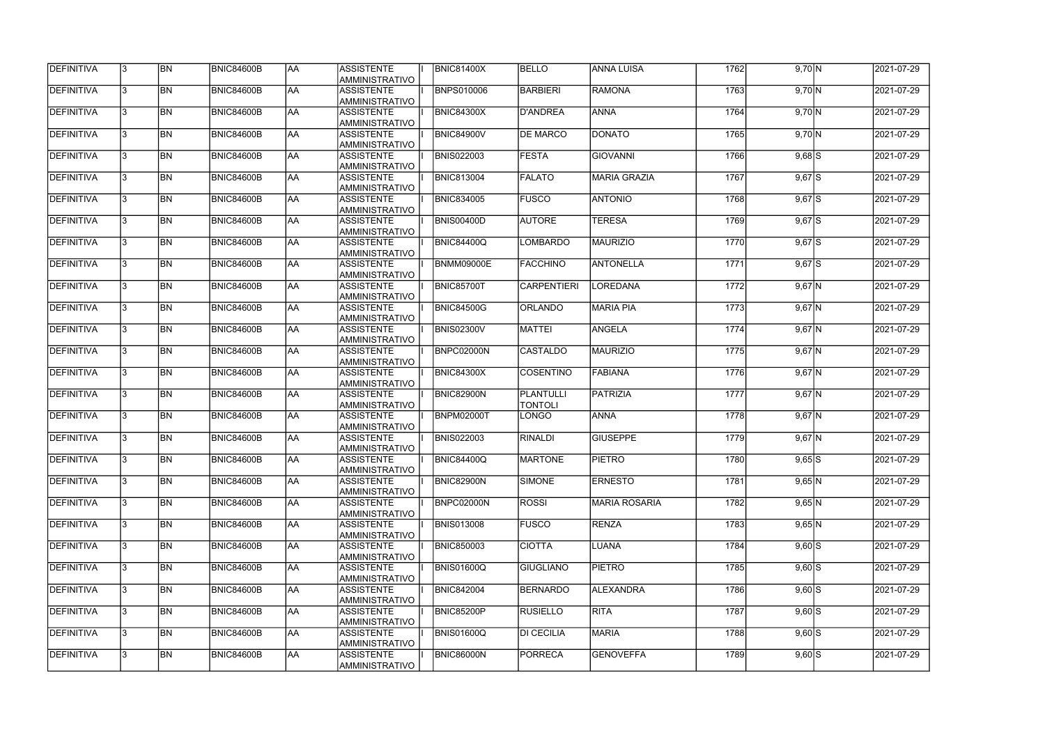| | | | | | | | | | | | | | | |
|---|---|---|---|---|---|---|---|---|---|---|---|---|---|---|
| DEFINITIVA | 3 | BN | BNIC84600B | AA | ASSISTENTE AMMINISTRATIVO | I | BNIC81400X | BELLO | ANNA LUISA | 1762 | 9,70 | N | | 2021-07-29 |
| DEFINITIVA | 3 | BN | BNIC84600B | AA | ASSISTENTE AMMINISTRATIVO | I | BNPS010006 | BARBIERI | RAMONA | 1763 | 9,70 | N | | 2021-07-29 |
| DEFINITIVA | 3 | BN | BNIC84600B | AA | ASSISTENTE AMMINISTRATIVO | I | BNIC84300X | D'ANDREA | ANNA | 1764 | 9,70 | N | | 2021-07-29 |
| DEFINITIVA | 3 | BN | BNIC84600B | AA | ASSISTENTE AMMINISTRATIVO | I | BNIC84900V | DE MARCO | DONATO | 1765 | 9,70 | N | | 2021-07-29 |
| DEFINITIVA | 3 | BN | BNIC84600B | AA | ASSISTENTE AMMINISTRATIVO | I | BNIS022003 | FESTA | GIOVANNI | 1766 | 9,68 | S | | 2021-07-29 |
| DEFINITIVA | 3 | BN | BNIC84600B | AA | ASSISTENTE AMMINISTRATIVO | I | BNIC813004 | FALATO | MARIA GRAZIA | 1767 | 9,67 | S | | 2021-07-29 |
| DEFINITIVA | 3 | BN | BNIC84600B | AA | ASSISTENTE AMMINISTRATIVO | I | BNIC834005 | FUSCO | ANTONIO | 1768 | 9,67 | S | | 2021-07-29 |
| DEFINITIVA | 3 | BN | BNIC84600B | AA | ASSISTENTE AMMINISTRATIVO | I | BNIS00400D | AUTORE | TERESA | 1769 | 9,67 | S | | 2021-07-29 |
| DEFINITIVA | 3 | BN | BNIC84600B | AA | ASSISTENTE AMMINISTRATIVO | I | BNIC84400Q | LOMBARDO | MAURIZIO | 1770 | 9,67 | S | | 2021-07-29 |
| DEFINITIVA | 3 | BN | BNIC84600B | AA | ASSISTENTE AMMINISTRATIVO | I | BNMM09000E | FACCHINO | ANTONELLA | 1771 | 9,67 | S | | 2021-07-29 |
| DEFINITIVA | 3 | BN | BNIC84600B | AA | ASSISTENTE AMMINISTRATIVO | I | BNIC85700T | CARPENTIERI | LOREDANA | 1772 | 9,67 | N | | 2021-07-29 |
| DEFINITIVA | 3 | BN | BNIC84600B | AA | ASSISTENTE AMMINISTRATIVO | I | BNIC84500G | ORLANDO | MARIA PIA | 1773 | 9,67 | N | | 2021-07-29 |
| DEFINITIVA | 3 | BN | BNIC84600B | AA | ASSISTENTE AMMINISTRATIVO | I | BNIS02300V | MATTEI | ANGELA | 1774 | 9,67 | N | | 2021-07-29 |
| DEFINITIVA | 3 | BN | BNIC84600B | AA | ASSISTENTE AMMINISTRATIVO | I | BNPC02000N | CASTALDO | MAURIZIO | 1775 | 9,67 | N | | 2021-07-29 |
| DEFINITIVA | 3 | BN | BNIC84600B | AA | ASSISTENTE AMMINISTRATIVO | I | BNIC84300X | COSENTINO | FABIANA | 1776 | 9,67 | N | | 2021-07-29 |
| DEFINITIVA | 3 | BN | BNIC84600B | AA | ASSISTENTE AMMINISTRATIVO | I | BNIC82900N | PLANTULLI TONTOLI | PATRIZIA | 1777 | 9,67 | N | | 2021-07-29 |
| DEFINITIVA | 3 | BN | BNIC84600B | AA | ASSISTENTE AMMINISTRATIVO | I | BNPM02000T | LONGO | ANNA | 1778 | 9,67 | N | | 2021-07-29 |
| DEFINITIVA | 3 | BN | BNIC84600B | AA | ASSISTENTE AMMINISTRATIVO | I | BNIS022003 | RINALDI | GIUSEPPE | 1779 | 9,67 | N | | 2021-07-29 |
| DEFINITIVA | 3 | BN | BNIC84600B | AA | ASSISTENTE AMMINISTRATIVO | I | BNIC84400Q | MARTONE | PIETRO | 1780 | 9,65 | S | | 2021-07-29 |
| DEFINITIVA | 3 | BN | BNIC84600B | AA | ASSISTENTE AMMINISTRATIVO | I | BNIC82900N | SIMONE | ERNESTO | 1781 | 9,65 | N | | 2021-07-29 |
| DEFINITIVA | 3 | BN | BNIC84600B | AA | ASSISTENTE AMMINISTRATIVO | I | BNPC02000N | ROSSI | MARIA ROSARIA | 1782 | 9,65 | N | | 2021-07-29 |
| DEFINITIVA | 3 | BN | BNIC84600B | AA | ASSISTENTE AMMINISTRATIVO | I | BNIS013008 | FUSCO | RENZA | 1783 | 9,65 | N | | 2021-07-29 |
| DEFINITIVA | 3 | BN | BNIC84600B | AA | ASSISTENTE AMMINISTRATIVO | I | BNIC850003 | CIOTTA | LUANA | 1784 | 9,60 | S | | 2021-07-29 |
| DEFINITIVA | 3 | BN | BNIC84600B | AA | ASSISTENTE AMMINISTRATIVO | I | BNIS01600Q | GIUGLIANO | PIETRO | 1785 | 9,60 | S | | 2021-07-29 |
| DEFINITIVA | 3 | BN | BNIC84600B | AA | ASSISTENTE AMMINISTRATIVO | I | BNIC842004 | BERNARDO | ALEXANDRA | 1786 | 9,60 | S | | 2021-07-29 |
| DEFINITIVA | 3 | BN | BNIC84600B | AA | ASSISTENTE AMMINISTRATIVO | I | BNIC85200P | RUSIELLO | RITA | 1787 | 9,60 | S | | 2021-07-29 |
| DEFINITIVA | 3 | BN | BNIC84600B | AA | ASSISTENTE AMMINISTRATIVO | I | BNIS01600Q | DI CECILIA | MARIA | 1788 | 9,60 | S | | 2021-07-29 |
| DEFINITIVA | 3 | BN | BNIC84600B | AA | ASSISTENTE AMMINISTRATIVO | I | BNIC86000N | PORRECA | GENOVEFFA | 1789 | 9,60 | S | | 2021-07-29 |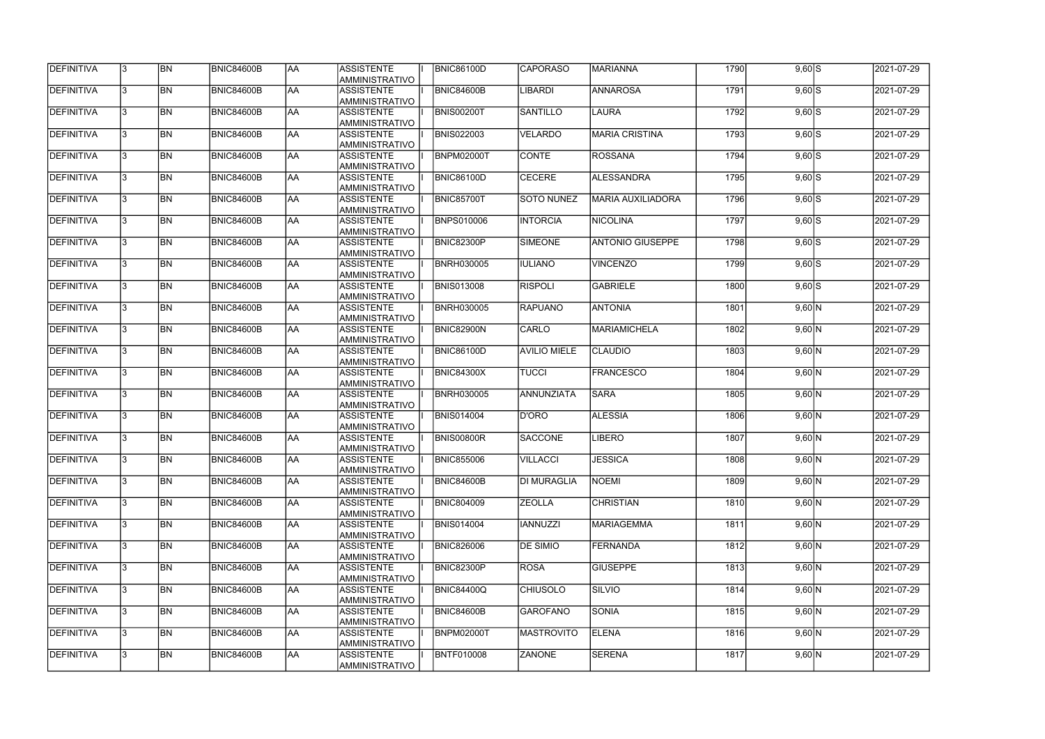| | | | | | | | | | | | | | |
|---|---|---|---|---|---|---|---|---|---|---|---|---|---|
| DEFINITIVA | 3 | BN | BNIC84600B | AA | ASSISTENTE AMMINISTRATIVO | I | BNIC86100D | CAPORASO | MARIANNA | 1790 | 9,60 | S | 2021-07-29 |
| DEFINITIVA | 3 | BN | BNIC84600B | AA | ASSISTENTE AMMINISTRATIVO | I | BNIC84600B | LIBARDI | ANNAROSA | 1791 | 9,60 | S | 2021-07-29 |
| DEFINITIVA | 3 | BN | BNIC84600B | AA | ASSISTENTE AMMINISTRATIVO | I | BNIS00200T | SANTILLO | LAURA | 1792 | 9,60 | S | 2021-07-29 |
| DEFINITIVA | 3 | BN | BNIC84600B | AA | ASSISTENTE AMMINISTRATIVO | I | BNIS022003 | VELARDO | MARIA CRISTINA | 1793 | 9,60 | S | 2021-07-29 |
| DEFINITIVA | 3 | BN | BNIC84600B | AA | ASSISTENTE AMMINISTRATIVO | I | BNPM02000T | CONTE | ROSSANA | 1794 | 9,60 | S | 2021-07-29 |
| DEFINITIVA | 3 | BN | BNIC84600B | AA | ASSISTENTE AMMINISTRATIVO | I | BNIC86100D | CECERE | ALESSANDRA | 1795 | 9,60 | S | 2021-07-29 |
| DEFINITIVA | 3 | BN | BNIC84600B | AA | ASSISTENTE AMMINISTRATIVO | I | BNIC85700T | SOTO NUNEZ | MARIA AUXILIADORA | 1796 | 9,60 | S | 2021-07-29 |
| DEFINITIVA | 3 | BN | BNIC84600B | AA | ASSISTENTE AMMINISTRATIVO | I | BNPS010006 | INTORCIA | NICOLINA | 1797 | 9,60 | S | 2021-07-29 |
| DEFINITIVA | 3 | BN | BNIC84600B | AA | ASSISTENTE AMMINISTRATIVO | I | BNIC82300P | SIMEONE | ANTONIO GIUSEPPE | 1798 | 9,60 | S | 2021-07-29 |
| DEFINITIVA | 3 | BN | BNIC84600B | AA | ASSISTENTE AMMINISTRATIVO | I | BNRH030005 | IULIANO | VINCENZO | 1799 | 9,60 | S | 2021-07-29 |
| DEFINITIVA | 3 | BN | BNIC84600B | AA | ASSISTENTE AMMINISTRATIVO | I | BNIS013008 | RISPOLI | GABRIELE | 1800 | 9,60 | S | 2021-07-29 |
| DEFINITIVA | 3 | BN | BNIC84600B | AA | ASSISTENTE AMMINISTRATIVO | I | BNRH030005 | RAPUANO | ANTONIA | 1801 | 9,60 | N | 2021-07-29 |
| DEFINITIVA | 3 | BN | BNIC84600B | AA | ASSISTENTE AMMINISTRATIVO | I | BNIC82900N | CARLO | MARIAMICHELA | 1802 | 9,60 | N | 2021-07-29 |
| DEFINITIVA | 3 | BN | BNIC84600B | AA | ASSISTENTE AMMINISTRATIVO | I | BNIC86100D | AVILIO MIELE | CLAUDIO | 1803 | 9,60 | N | 2021-07-29 |
| DEFINITIVA | 3 | BN | BNIC84600B | AA | ASSISTENTE AMMINISTRATIVO | I | BNIC84300X | TUCCI | FRANCESCO | 1804 | 9,60 | N | 2021-07-29 |
| DEFINITIVA | 3 | BN | BNIC84600B | AA | ASSISTENTE AMMINISTRATIVO | I | BNRH030005 | ANNUNZIATA | SARA | 1805 | 9,60 | N | 2021-07-29 |
| DEFINITIVA | 3 | BN | BNIC84600B | AA | ASSISTENTE AMMINISTRATIVO | I | BNIS014004 | D'ORO | ALESSIA | 1806 | 9,60 | N | 2021-07-29 |
| DEFINITIVA | 3 | BN | BNIC84600B | AA | ASSISTENTE AMMINISTRATIVO | I | BNIS00800R | SACCONE | LIBERO | 1807 | 9,60 | N | 2021-07-29 |
| DEFINITIVA | 3 | BN | BNIC84600B | AA | ASSISTENTE AMMINISTRATIVO | I | BNIC855006 | VILLACCI | JESSICA | 1808 | 9,60 | N | 2021-07-29 |
| DEFINITIVA | 3 | BN | BNIC84600B | AA | ASSISTENTE AMMINISTRATIVO | I | BNIC84600B | DI MURAGLIA | NOEMI | 1809 | 9,60 | N | 2021-07-29 |
| DEFINITIVA | 3 | BN | BNIC84600B | AA | ASSISTENTE AMMINISTRATIVO | I | BNIC804009 | ZEOLLA | CHRISTIAN | 1810 | 9,60 | N | 2021-07-29 |
| DEFINITIVA | 3 | BN | BNIC84600B | AA | ASSISTENTE AMMINISTRATIVO | I | BNIS014004 | IANNUZZI | MARIAGEMMA | 1811 | 9,60 | N | 2021-07-29 |
| DEFINITIVA | 3 | BN | BNIC84600B | AA | ASSISTENTE AMMINISTRATIVO | I | BNIC826006 | DE SIMIO | FERNANDA | 1812 | 9,60 | N | 2021-07-29 |
| DEFINITIVA | 3 | BN | BNIC84600B | AA | ASSISTENTE AMMINISTRATIVO | I | BNIC82300P | ROSA | GIUSEPPE | 1813 | 9,60 | N | 2021-07-29 |
| DEFINITIVA | 3 | BN | BNIC84600B | AA | ASSISTENTE AMMINISTRATIVO | I | BNIC84400Q | CHIUSOLO | SILVIO | 1814 | 9,60 | N | 2021-07-29 |
| DEFINITIVA | 3 | BN | BNIC84600B | AA | ASSISTENTE AMMINISTRATIVO | I | BNIC84600B | GAROFANO | SONIA | 1815 | 9,60 | N | 2021-07-29 |
| DEFINITIVA | 3 | BN | BNIC84600B | AA | ASSISTENTE AMMINISTRATIVO | I | BNPM02000T | MASTROVITO | ELENA | 1816 | 9,60 | N | 2021-07-29 |
| DEFINITIVA | 3 | BN | BNIC84600B | AA | ASSISTENTE AMMINISTRATIVO | I | BNTF010008 | ZANONE | SERENA | 1817 | 9,60 | N | 2021-07-29 |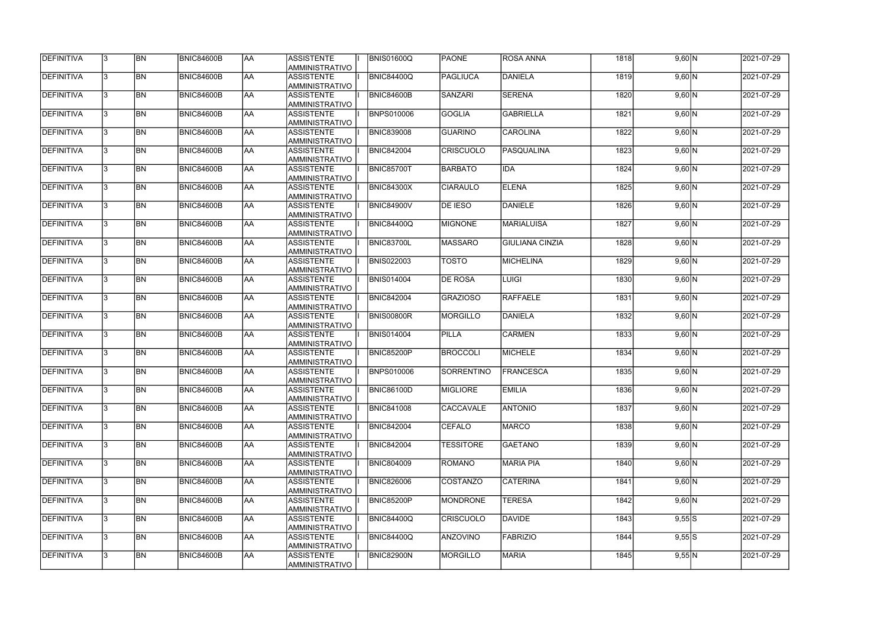| | | | | | | | | | | | | | | |
|---|---|---|---|---|---|---|---|---|---|---|---|---|---|---|
| DEFINITIVA | 3 | BN | BNIC84600B | AA | ASSISTENTE AMMINISTRATIVO | I | BNIS01600Q | PAONE | ROSA ANNA | 1818 | 9,60 | N | | 2021-07-29 |
| DEFINITIVA | 3 | BN | BNIC84600B | AA | ASSISTENTE AMMINISTRATIVO | I | BNIC84400Q | PAGLIUCA | DANIELA | 1819 | 9,60 | N | | 2021-07-29 |
| DEFINITIVA | 3 | BN | BNIC84600B | AA | ASSISTENTE AMMINISTRATIVO | I | BNIC84600B | SANZARI | SERENA | 1820 | 9,60 | N | | 2021-07-29 |
| DEFINITIVA | 3 | BN | BNIC84600B | AA | ASSISTENTE AMMINISTRATIVO | I | BNPS010006 | GOGLIA | GABRIELLA | 1821 | 9,60 | N | | 2021-07-29 |
| DEFINITIVA | 3 | BN | BNIC84600B | AA | ASSISTENTE AMMINISTRATIVO | I | BNIC839008 | GUARINO | CAROLINA | 1822 | 9,60 | N | | 2021-07-29 |
| DEFINITIVA | 3 | BN | BNIC84600B | AA | ASSISTENTE AMMINISTRATIVO | I | BNIC842004 | CRISCUOLO | PASQUALINA | 1823 | 9,60 | N | | 2021-07-29 |
| DEFINITIVA | 3 | BN | BNIC84600B | AA | ASSISTENTE AMMINISTRATIVO | I | BNIC85700T | BARBATO | IDA | 1824 | 9,60 | N | | 2021-07-29 |
| DEFINITIVA | 3 | BN | BNIC84600B | AA | ASSISTENTE AMMINISTRATIVO | I | BNIC84300X | CIARAULO | ELENA | 1825 | 9,60 | N | | 2021-07-29 |
| DEFINITIVA | 3 | BN | BNIC84600B | AA | ASSISTENTE AMMINISTRATIVO | I | BNIC84900V | DE IESO | DANIELE | 1826 | 9,60 | N | | 2021-07-29 |
| DEFINITIVA | 3 | BN | BNIC84600B | AA | ASSISTENTE AMMINISTRATIVO | I | BNIC84400Q | MIGNONE | MARIALUISA | 1827 | 9,60 | N | | 2021-07-29 |
| DEFINITIVA | 3 | BN | BNIC84600B | AA | ASSISTENTE AMMINISTRATIVO | I | BNIC83700L | MASSARO | GIULIANA CINZIA | 1828 | 9,60 | N | | 2021-07-29 |
| DEFINITIVA | 3 | BN | BNIC84600B | AA | ASSISTENTE AMMINISTRATIVO | I | BNIS022003 | TOSTO | MICHELINA | 1829 | 9,60 | N | | 2021-07-29 |
| DEFINITIVA | 3 | BN | BNIC84600B | AA | ASSISTENTE AMMINISTRATIVO | I | BNIS014004 | DE ROSA | LUIGI | 1830 | 9,60 | N | | 2021-07-29 |
| DEFINITIVA | 3 | BN | BNIC84600B | AA | ASSISTENTE AMMINISTRATIVO | I | BNIC842004 | GRAZIOSO | RAFFAELE | 1831 | 9,60 | N | | 2021-07-29 |
| DEFINITIVA | 3 | BN | BNIC84600B | AA | ASSISTENTE AMMINISTRATIVO | I | BNIS00800R | MORGILLO | DANIELA | 1832 | 9,60 | N | | 2021-07-29 |
| DEFINITIVA | 3 | BN | BNIC84600B | AA | ASSISTENTE AMMINISTRATIVO | I | BNIS014004 | PILLA | CARMEN | 1833 | 9,60 | N | | 2021-07-29 |
| DEFINITIVA | 3 | BN | BNIC84600B | AA | ASSISTENTE AMMINISTRATIVO | I | BNIC85200P | BROCCOLI | MICHELE | 1834 | 9,60 | N | | 2021-07-29 |
| DEFINITIVA | 3 | BN | BNIC84600B | AA | ASSISTENTE AMMINISTRATIVO | I | BNPS010006 | SORRENTINO | FRANCESCA | 1835 | 9,60 | N | | 2021-07-29 |
| DEFINITIVA | 3 | BN | BNIC84600B | AA | ASSISTENTE AMMINISTRATIVO | I | BNIC86100D | MIGLIORE | EMILIA | 1836 | 9,60 | N | | 2021-07-29 |
| DEFINITIVA | 3 | BN | BNIC84600B | AA | ASSISTENTE AMMINISTRATIVO | I | BNIC841008 | CACCAVALE | ANTONIO | 1837 | 9,60 | N | | 2021-07-29 |
| DEFINITIVA | 3 | BN | BNIC84600B | AA | ASSISTENTE AMMINISTRATIVO | I | BNIC842004 | CEFALO | MARCO | 1838 | 9,60 | N | | 2021-07-29 |
| DEFINITIVA | 3 | BN | BNIC84600B | AA | ASSISTENTE AMMINISTRATIVO | I | BNIC842004 | TESSITORE | GAETANO | 1839 | 9,60 | N | | 2021-07-29 |
| DEFINITIVA | 3 | BN | BNIC84600B | AA | ASSISTENTE AMMINISTRATIVO | I | BNIC804009 | ROMANO | MARIA PIA | 1840 | 9,60 | N | | 2021-07-29 |
| DEFINITIVA | 3 | BN | BNIC84600B | AA | ASSISTENTE AMMINISTRATIVO | I | BNIC826006 | COSTANZO | CATERINA | 1841 | 9,60 | N | | 2021-07-29 |
| DEFINITIVA | 3 | BN | BNIC84600B | AA | ASSISTENTE AMMINISTRATIVO | I | BNIC85200P | MONDRONE | TERESA | 1842 | 9,60 | N | | 2021-07-29 |
| DEFINITIVA | 3 | BN | BNIC84600B | AA | ASSISTENTE AMMINISTRATIVO | I | BNIC84400Q | CRISCUOLO | DAVIDE | 1843 | 9,55 | S | | 2021-07-29 |
| DEFINITIVA | 3 | BN | BNIC84600B | AA | ASSISTENTE AMMINISTRATIVO | I | BNIC84400Q | ANZOVINO | FABRIZIO | 1844 | 9,55 | S | | 2021-07-29 |
| DEFINITIVA | 3 | BN | BNIC84600B | AA | ASSISTENTE AMMINISTRATIVO | I | BNIC82900N | MORGILLO | MARIA | 1845 | 9,55 | N | | 2021-07-29 |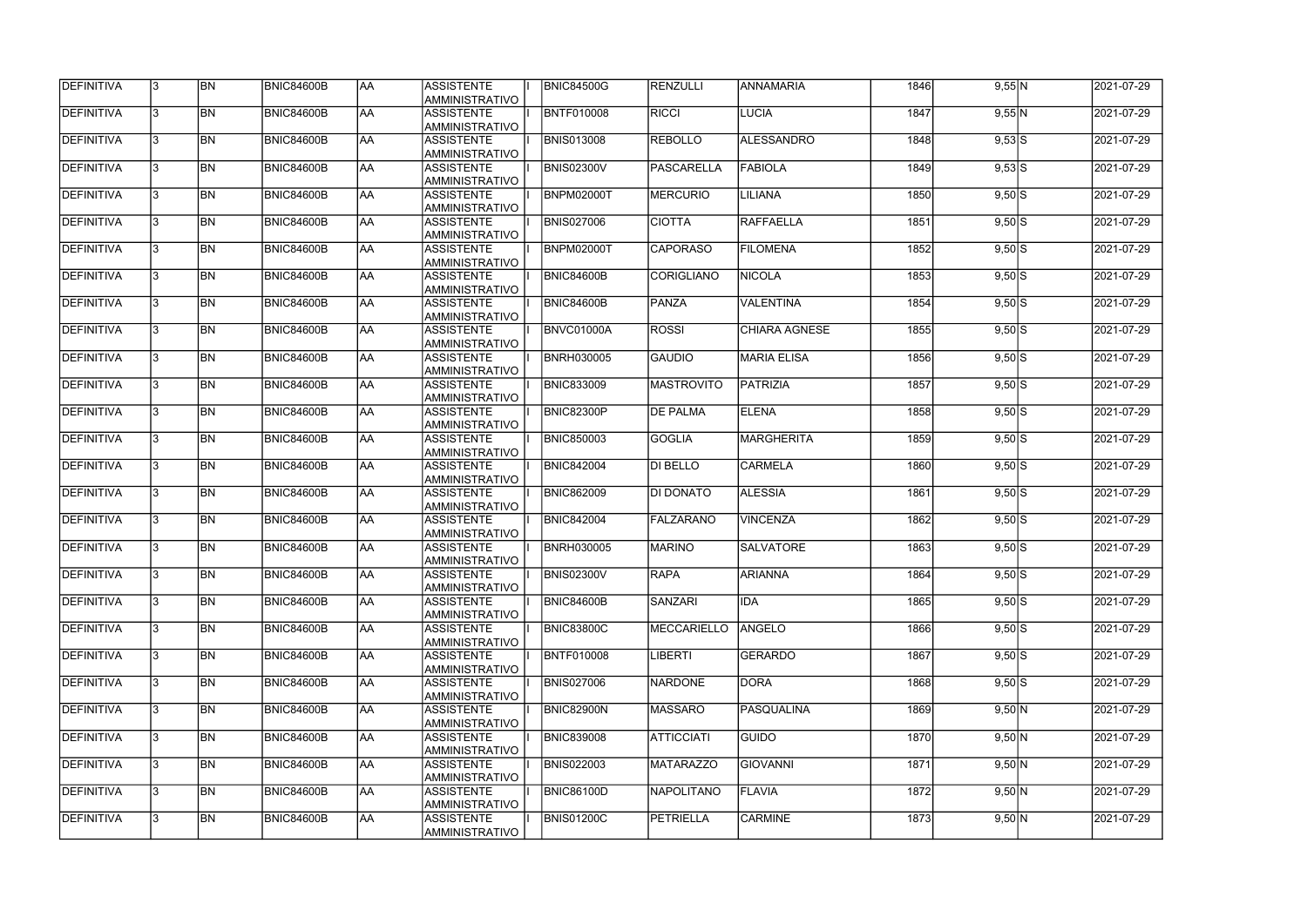| | | | | | | | | | | | | | |
|---|---|---|---|---|---|---|---|---|---|---|---|---|---|
| DEFINITIVA | 3 | BN | BNIC84600B | AA | ASSISTENTE AMMINISTRATIVO | I | BNIC84500G | RENZULLI | ANNAMARIA | 1846 | 9,55 | N | 2021-07-29 |
| DEFINITIVA | 3 | BN | BNIC84600B | AA | ASSISTENTE AMMINISTRATIVO | I | BNTF010008 | RICCI | LUCIA | 1847 | 9,55 | N | 2021-07-29 |
| DEFINITIVA | 3 | BN | BNIC84600B | AA | ASSISTENTE AMMINISTRATIVO | I | BNIS013008 | REBOLLO | ALESSANDRO | 1848 | 9,53 | S | 2021-07-29 |
| DEFINITIVA | 3 | BN | BNIC84600B | AA | ASSISTENTE AMMINISTRATIVO | I | BNIS02300V | PASCARELLA | FABIOLA | 1849 | 9,53 | S | 2021-07-29 |
| DEFINITIVA | 3 | BN | BNIC84600B | AA | ASSISTENTE AMMINISTRATIVO | I | BNPM02000T | MERCURIO | LILIANA | 1850 | 9,50 | S | 2021-07-29 |
| DEFINITIVA | 3 | BN | BNIC84600B | AA | ASSISTENTE AMMINISTRATIVO | I | BNIS027006 | CIOTTA | RAFFAELLA | 1851 | 9,50 | S | 2021-07-29 |
| DEFINITIVA | 3 | BN | BNIC84600B | AA | ASSISTENTE AMMINISTRATIVO | I | BNPM02000T | CAPORASO | FILOMENA | 1852 | 9,50 | S | 2021-07-29 |
| DEFINITIVA | 3 | BN | BNIC84600B | AA | ASSISTENTE AMMINISTRATIVO | I | BNIC84600B | CORIGLIANO | NICOLA | 1853 | 9,50 | S | 2021-07-29 |
| DEFINITIVA | 3 | BN | BNIC84600B | AA | ASSISTENTE AMMINISTRATIVO | I | BNIC84600B | PANZA | VALENTINA | 1854 | 9,50 | S | 2021-07-29 |
| DEFINITIVA | 3 | BN | BNIC84600B | AA | ASSISTENTE AMMINISTRATIVO | I | BNVC01000A | ROSSI | CHIARA AGNESE | 1855 | 9,50 | S | 2021-07-29 |
| DEFINITIVA | 3 | BN | BNIC84600B | AA | ASSISTENTE AMMINISTRATIVO | I | BNRH030005 | GAUDIO | MARIA ELISA | 1856 | 9,50 | S | 2021-07-29 |
| DEFINITIVA | 3 | BN | BNIC84600B | AA | ASSISTENTE AMMINISTRATIVO | I | BNIC833009 | MASTROVITO | PATRIZIA | 1857 | 9,50 | S | 2021-07-29 |
| DEFINITIVA | 3 | BN | BNIC84600B | AA | ASSISTENTE AMMINISTRATIVO | I | BNIC82300P | DE PALMA | ELENA | 1858 | 9,50 | S | 2021-07-29 |
| DEFINITIVA | 3 | BN | BNIC84600B | AA | ASSISTENTE AMMINISTRATIVO | I | BNIC850003 | GOGLIA | MARGHERITA | 1859 | 9,50 | S | 2021-07-29 |
| DEFINITIVA | 3 | BN | BNIC84600B | AA | ASSISTENTE AMMINISTRATIVO | I | BNIC842004 | DI BELLO | CARMELA | 1860 | 9,50 | S | 2021-07-29 |
| DEFINITIVA | 3 | BN | BNIC84600B | AA | ASSISTENTE AMMINISTRATIVO | I | BNIC862009 | DI DONATO | ALESSIA | 1861 | 9,50 | S | 2021-07-29 |
| DEFINITIVA | 3 | BN | BNIC84600B | AA | ASSISTENTE AMMINISTRATIVO | I | BNIC842004 | FALZARANO | VINCENZA | 1862 | 9,50 | S | 2021-07-29 |
| DEFINITIVA | 3 | BN | BNIC84600B | AA | ASSISTENTE AMMINISTRATIVO | I | BNRH030005 | MARINO | SALVATORE | 1863 | 9,50 | S | 2021-07-29 |
| DEFINITIVA | 3 | BN | BNIC84600B | AA | ASSISTENTE AMMINISTRATIVO | I | BNIS02300V | RAPA | ARIANNA | 1864 | 9,50 | S | 2021-07-29 |
| DEFINITIVA | 3 | BN | BNIC84600B | AA | ASSISTENTE AMMINISTRATIVO | I | BNIC84600B | SANZARI | IDA | 1865 | 9,50 | S | 2021-07-29 |
| DEFINITIVA | 3 | BN | BNIC84600B | AA | ASSISTENTE AMMINISTRATIVO | I | BNIC83800C | MECCARIELLO | ANGELO | 1866 | 9,50 | S | 2021-07-29 |
| DEFINITIVA | 3 | BN | BNIC84600B | AA | ASSISTENTE AMMINISTRATIVO | I | BNTF010008 | LIBERTI | GERARDO | 1867 | 9,50 | S | 2021-07-29 |
| DEFINITIVA | 3 | BN | BNIC84600B | AA | ASSISTENTE AMMINISTRATIVO | I | BNIS027006 | NARDONE | DORA | 1868 | 9,50 | S | 2021-07-29 |
| DEFINITIVA | 3 | BN | BNIC84600B | AA | ASSISTENTE AMMINISTRATIVO | I | BNIC82900N | MASSARO | PASQUALINA | 1869 | 9,50 | N | 2021-07-29 |
| DEFINITIVA | 3 | BN | BNIC84600B | AA | ASSISTENTE AMMINISTRATIVO | I | BNIC839008 | ATTICCIATI | GUIDO | 1870 | 9,50 | N | 2021-07-29 |
| DEFINITIVA | 3 | BN | BNIC84600B | AA | ASSISTENTE AMMINISTRATIVO | I | BNIS022003 | MATARAZZO | GIOVANNI | 1871 | 9,50 | N | 2021-07-29 |
| DEFINITIVA | 3 | BN | BNIC84600B | AA | ASSISTENTE AMMINISTRATIVO | I | BNIC86100D | NAPOLITANO | FLAVIA | 1872 | 9,50 | N | 2021-07-29 |
| DEFINITIVA | 3 | BN | BNIC84600B | AA | ASSISTENTE AMMINISTRATIVO | I | BNIS01200C | PETRIELLA | CARMINE | 1873 | 9,50 | N | 2021-07-29 |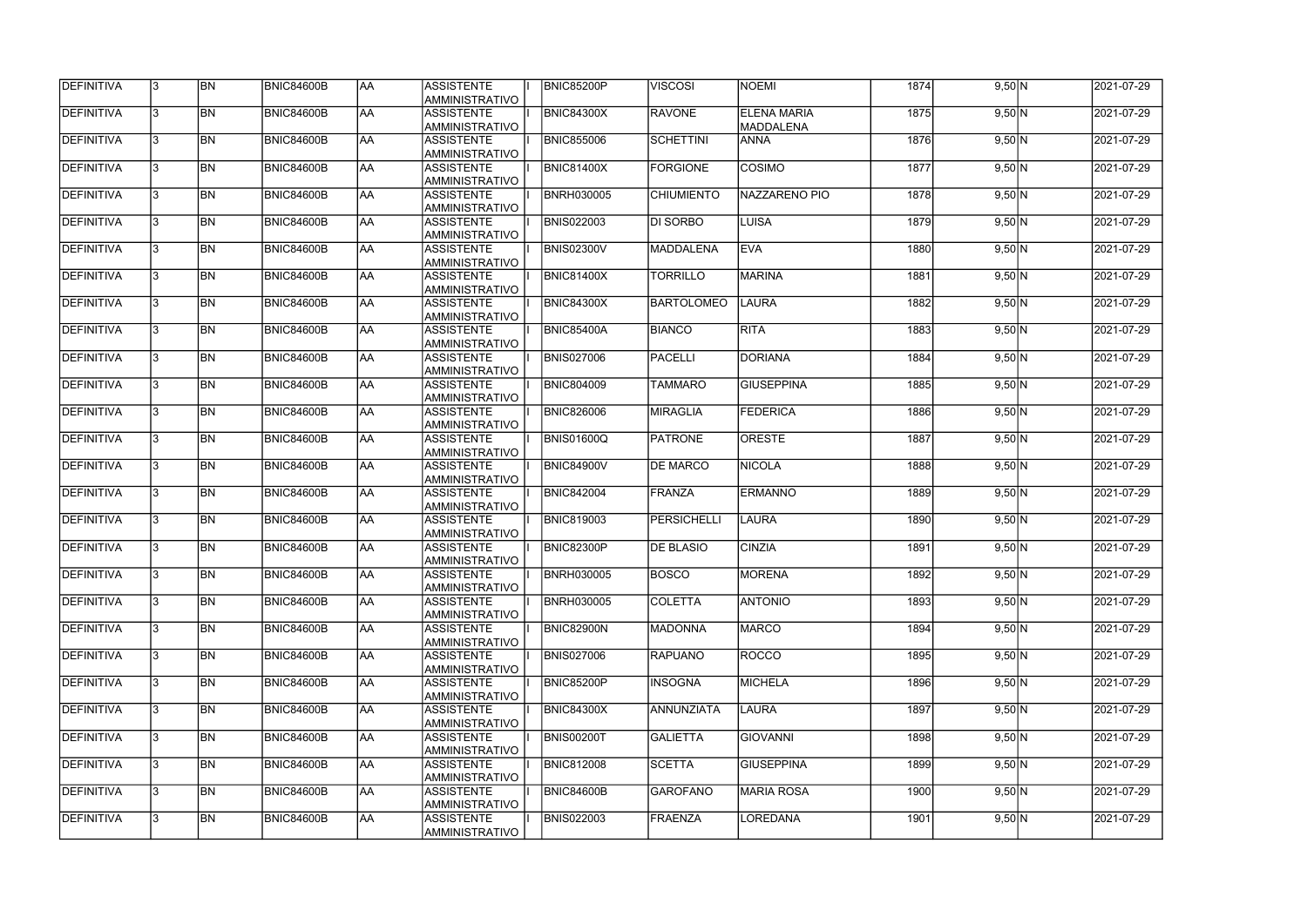| | | | | | | | | | | | | | | |
|---|---|---|---|---|---|---|---|---|---|---|---|---|---|---|
| DEFINITIVA | 3 | BN | BNIC84600B | AA | ASSISTENTE AMMINISTRATIVO | I | BNIC85200P | VISCOSI | NOEMI | 1874 | 9,50 | N | | 2021-07-29 |
| DEFINITIVA | 3 | BN | BNIC84600B | AA | ASSISTENTE AMMINISTRATIVO | I | BNIC84300X | RAVONE | ELENA MARIA MADDALENA | 1875 | 9,50 | N | | 2021-07-29 |
| DEFINITIVA | 3 | BN | BNIC84600B | AA | ASSISTENTE AMMINISTRATIVO | I | BNIC855006 | SCHETTINI | ANNA | 1876 | 9,50 | N | | 2021-07-29 |
| DEFINITIVA | 3 | BN | BNIC84600B | AA | ASSISTENTE AMMINISTRATIVO | I | BNIC81400X | FORGIONE | COSIMO | 1877 | 9,50 | N | | 2021-07-29 |
| DEFINITIVA | 3 | BN | BNIC84600B | AA | ASSISTENTE AMMINISTRATIVO | I | BNRH030005 | CHIUMIENTO | NAZZARENO PIO | 1878 | 9,50 | N | | 2021-07-29 |
| DEFINITIVA | 3 | BN | BNIC84600B | AA | ASSISTENTE AMMINISTRATIVO | I | BNIS022003 | DI SORBO | LUISA | 1879 | 9,50 | N | | 2021-07-29 |
| DEFINITIVA | 3 | BN | BNIC84600B | AA | ASSISTENTE AMMINISTRATIVO | I | BNIS02300V | MADDALENA | EVA | 1880 | 9,50 | N | | 2021-07-29 |
| DEFINITIVA | 3 | BN | BNIC84600B | AA | ASSISTENTE AMMINISTRATIVO | I | BNIC81400X | TORRILLO | MARINA | 1881 | 9,50 | N | | 2021-07-29 |
| DEFINITIVA | 3 | BN | BNIC84600B | AA | ASSISTENTE AMMINISTRATIVO | I | BNIC84300X | BARTOLOMEO | LAURA | 1882 | 9,50 | N | | 2021-07-29 |
| DEFINITIVA | 3 | BN | BNIC84600B | AA | ASSISTENTE AMMINISTRATIVO | I | BNIC85400A | BIANCO | RITA | 1883 | 9,50 | N | | 2021-07-29 |
| DEFINITIVA | 3 | BN | BNIC84600B | AA | ASSISTENTE AMMINISTRATIVO | I | BNIS027006 | PACELLI | DORIANA | 1884 | 9,50 | N | | 2021-07-29 |
| DEFINITIVA | 3 | BN | BNIC84600B | AA | ASSISTENTE AMMINISTRATIVO | I | BNIC804009 | TAMMARO | GIUSEPPINA | 1885 | 9,50 | N | | 2021-07-29 |
| DEFINITIVA | 3 | BN | BNIC84600B | AA | ASSISTENTE AMMINISTRATIVO | I | BNIC826006 | MIRAGLIA | FEDERICA | 1886 | 9,50 | N | | 2021-07-29 |
| DEFINITIVA | 3 | BN | BNIC84600B | AA | ASSISTENTE AMMINISTRATIVO | I | BNIS01600Q | PATRONE | ORESTE | 1887 | 9,50 | N | | 2021-07-29 |
| DEFINITIVA | 3 | BN | BNIC84600B | AA | ASSISTENTE AMMINISTRATIVO | I | BNIC84900V | DE MARCO | NICOLA | 1888 | 9,50 | N | | 2021-07-29 |
| DEFINITIVA | 3 | BN | BNIC84600B | AA | ASSISTENTE AMMINISTRATIVO | I | BNIC842004 | FRANZA | ERMANNO | 1889 | 9,50 | N | | 2021-07-29 |
| DEFINITIVA | 3 | BN | BNIC84600B | AA | ASSISTENTE AMMINISTRATIVO | I | BNIC819003 | PERSICHELLI | LAURA | 1890 | 9,50 | N | | 2021-07-29 |
| DEFINITIVA | 3 | BN | BNIC84600B | AA | ASSISTENTE AMMINISTRATIVO | I | BNIC82300P | DE BLASIO | CINZIA | 1891 | 9,50 | N | | 2021-07-29 |
| DEFINITIVA | 3 | BN | BNIC84600B | AA | ASSISTENTE AMMINISTRATIVO | I | BNRH030005 | BOSCO | MORENA | 1892 | 9,50 | N | | 2021-07-29 |
| DEFINITIVA | 3 | BN | BNIC84600B | AA | ASSISTENTE AMMINISTRATIVO | I | BNRH030005 | COLETTA | ANTONIO | 1893 | 9,50 | N | | 2021-07-29 |
| DEFINITIVA | 3 | BN | BNIC84600B | AA | ASSISTENTE AMMINISTRATIVO | I | BNIC82900N | MADONNA | MARCO | 1894 | 9,50 | N | | 2021-07-29 |
| DEFINITIVA | 3 | BN | BNIC84600B | AA | ASSISTENTE AMMINISTRATIVO | I | BNIS027006 | RAPUANO | ROCCO | 1895 | 9,50 | N | | 2021-07-29 |
| DEFINITIVA | 3 | BN | BNIC84600B | AA | ASSISTENTE AMMINISTRATIVO | I | BNIC85200P | INSOGNA | MICHELA | 1896 | 9,50 | N | | 2021-07-29 |
| DEFINITIVA | 3 | BN | BNIC84600B | AA | ASSISTENTE AMMINISTRATIVO | I | BNIC84300X | ANNUNZIATA | LAURA | 1897 | 9,50 | N | | 2021-07-29 |
| DEFINITIVA | 3 | BN | BNIC84600B | AA | ASSISTENTE AMMINISTRATIVO | I | BNIS00200T | GALIETTA | GIOVANNI | 1898 | 9,50 | N | | 2021-07-29 |
| DEFINITIVA | 3 | BN | BNIC84600B | AA | ASSISTENTE AMMINISTRATIVO | I | BNIC812008 | SCETTA | GIUSEPPINA | 1899 | 9,50 | N | | 2021-07-29 |
| DEFINITIVA | 3 | BN | BNIC84600B | AA | ASSISTENTE AMMINISTRATIVO | I | BNIC84600B | GAROFANO | MARIA ROSA | 1900 | 9,50 | N | | 2021-07-29 |
| DEFINITIVA | 3 | BN | BNIC84600B | AA | ASSISTENTE AMMINISTRATIVO | I | BNIS022003 | FRAENZA | LOREDANA | 1901 | 9,50 | N | | 2021-07-29 |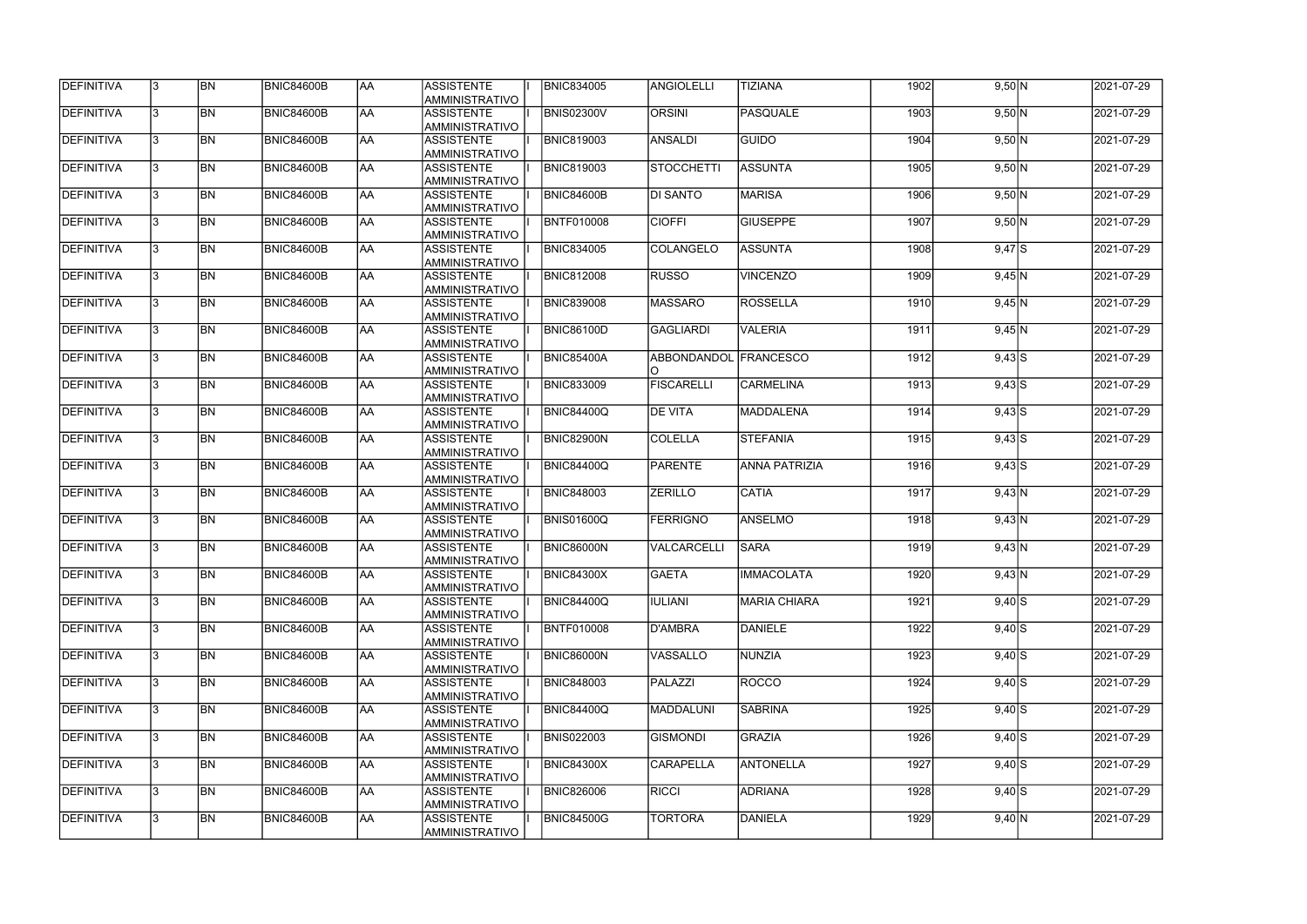| | | | | | | | | | | | | | | |
|---|---|---|---|---|---|---|---|---|---|---|---|---|---|---|
| DEFINITIVA | 3 | BN | BNIC84600B | AA | ASSISTENTE AMMINISTRATIVO | I | BNIC834005 | ANGIOLELLI | TIZIANA | 1902 | 9,50 | N | | 2021-07-29 |
| DEFINITIVA | 3 | BN | BNIC84600B | AA | ASSISTENTE AMMINISTRATIVO | I | BNIS02300V | ORSINI | PASQUALE | 1903 | 9,50 | N | | 2021-07-29 |
| DEFINITIVA | 3 | BN | BNIC84600B | AA | ASSISTENTE AMMINISTRATIVO | I | BNIC819003 | ANSALDI | GUIDO | 1904 | 9,50 | N | | 2021-07-29 |
| DEFINITIVA | 3 | BN | BNIC84600B | AA | ASSISTENTE AMMINISTRATIVO | I | BNIC819003 | STOCCHETTI | ASSUNTA | 1905 | 9,50 | N | | 2021-07-29 |
| DEFINITIVA | 3 | BN | BNIC84600B | AA | ASSISTENTE AMMINISTRATIVO | I | BNIC84600B | DI SANTO | MARISA | 1906 | 9,50 | N | | 2021-07-29 |
| DEFINITIVA | 3 | BN | BNIC84600B | AA | ASSISTENTE AMMINISTRATIVO | I | BNTF010008 | CIOFFI | GIUSEPPE | 1907 | 9,50 | N | | 2021-07-29 |
| DEFINITIVA | 3 | BN | BNIC84600B | AA | ASSISTENTE AMMINISTRATIVO | I | BNIC834005 | COLANGELO | ASSUNTA | 1908 | 9,47 | S | | 2021-07-29 |
| DEFINITIVA | 3 | BN | BNIC84600B | AA | ASSISTENTE AMMINISTRATIVO | I | BNIC812008 | RUSSO | VINCENZO | 1909 | 9,45 | N | | 2021-07-29 |
| DEFINITIVA | 3 | BN | BNIC84600B | AA | ASSISTENTE AMMINISTRATIVO | I | BNIC839008 | MASSARO | ROSSELLA | 1910 | 9,45 | N | | 2021-07-29 |
| DEFINITIVA | 3 | BN | BNIC84600B | AA | ASSISTENTE AMMINISTRATIVO | I | BNIC86100D | GAGLIARDI | VALERIA | 1911 | 9,45 | N | | 2021-07-29 |
| DEFINITIVA | 3 | BN | BNIC84600B | AA | ASSISTENTE AMMINISTRATIVO | I | BNIC85400A | ABBONDANDOLO | FRANCESCO | 1912 | 9,43 | S | | 2021-07-29 |
| DEFINITIVA | 3 | BN | BNIC84600B | AA | ASSISTENTE AMMINISTRATIVO | I | BNIC833009 | FISCARELLI | CARMELINA | 1913 | 9,43 | S | | 2021-07-29 |
| DEFINITIVA | 3 | BN | BNIC84600B | AA | ASSISTENTE AMMINISTRATIVO | I | BNIC84400Q | DE VITA | MADDALENA | 1914 | 9,43 | S | | 2021-07-29 |
| DEFINITIVA | 3 | BN | BNIC84600B | AA | ASSISTENTE AMMINISTRATIVO | I | BNIC82900N | COLELLA | STEFANIA | 1915 | 9,43 | S | | 2021-07-29 |
| DEFINITIVA | 3 | BN | BNIC84600B | AA | ASSISTENTE AMMINISTRATIVO | I | BNIC84400Q | PARENTE | ANNA PATRIZIA | 1916 | 9,43 | S | | 2021-07-29 |
| DEFINITIVA | 3 | BN | BNIC84600B | AA | ASSISTENTE AMMINISTRATIVO | I | BNIC848003 | ZERILLO | CATIA | 1917 | 9,43 | N | | 2021-07-29 |
| DEFINITIVA | 3 | BN | BNIC84600B | AA | ASSISTENTE AMMINISTRATIVO | I | BNIS01600Q | FERRIGNO | ANSELMO | 1918 | 9,43 | N | | 2021-07-29 |
| DEFINITIVA | 3 | BN | BNIC84600B | AA | ASSISTENTE AMMINISTRATIVO | I | BNIC86000N | VALCARCELLI | SARA | 1919 | 9,43 | N | | 2021-07-29 |
| DEFINITIVA | 3 | BN | BNIC84600B | AA | ASSISTENTE AMMINISTRATIVO | I | BNIC84300X | GAETA | IMMACOLATA | 1920 | 9,43 | N | | 2021-07-29 |
| DEFINITIVA | 3 | BN | BNIC84600B | AA | ASSISTENTE AMMINISTRATIVO | I | BNIC84400Q | IULIANI | MARIA CHIARA | 1921 | 9,40 | S | | 2021-07-29 |
| DEFINITIVA | 3 | BN | BNIC84600B | AA | ASSISTENTE AMMINISTRATIVO | I | BNTF010008 | D'AMBRA | DANIELE | 1922 | 9,40 | S | | 2021-07-29 |
| DEFINITIVA | 3 | BN | BNIC84600B | AA | ASSISTENTE AMMINISTRATIVO | I | BNIC86000N | VASSALLO | NUNZIA | 1923 | 9,40 | S | | 2021-07-29 |
| DEFINITIVA | 3 | BN | BNIC84600B | AA | ASSISTENTE AMMINISTRATIVO | I | BNIC848003 | PALAZZI | ROCCO | 1924 | 9,40 | S | | 2021-07-29 |
| DEFINITIVA | 3 | BN | BNIC84600B | AA | ASSISTENTE AMMINISTRATIVO | I | BNIC84400Q | MADDALUNI | SABRINA | 1925 | 9,40 | S | | 2021-07-29 |
| DEFINITIVA | 3 | BN | BNIC84600B | AA | ASSISTENTE AMMINISTRATIVO | I | BNIS022003 | GISMONDI | GRAZIA | 1926 | 9,40 | S | | 2021-07-29 |
| DEFINITIVA | 3 | BN | BNIC84600B | AA | ASSISTENTE AMMINISTRATIVO | I | BNIC84300X | CARAPELLA | ANTONELLA | 1927 | 9,40 | S | | 2021-07-29 |
| DEFINITIVA | 3 | BN | BNIC84600B | AA | ASSISTENTE AMMINISTRATIVO | I | BNIC826006 | RICCI | ADRIANA | 1928 | 9,40 | S | | 2021-07-29 |
| DEFINITIVA | 3 | BN | BNIC84600B | AA | ASSISTENTE AMMINISTRATIVO | I | BNIC84500G | TORTORA | DANIELA | 1929 | 9,40 | N | | 2021-07-29 |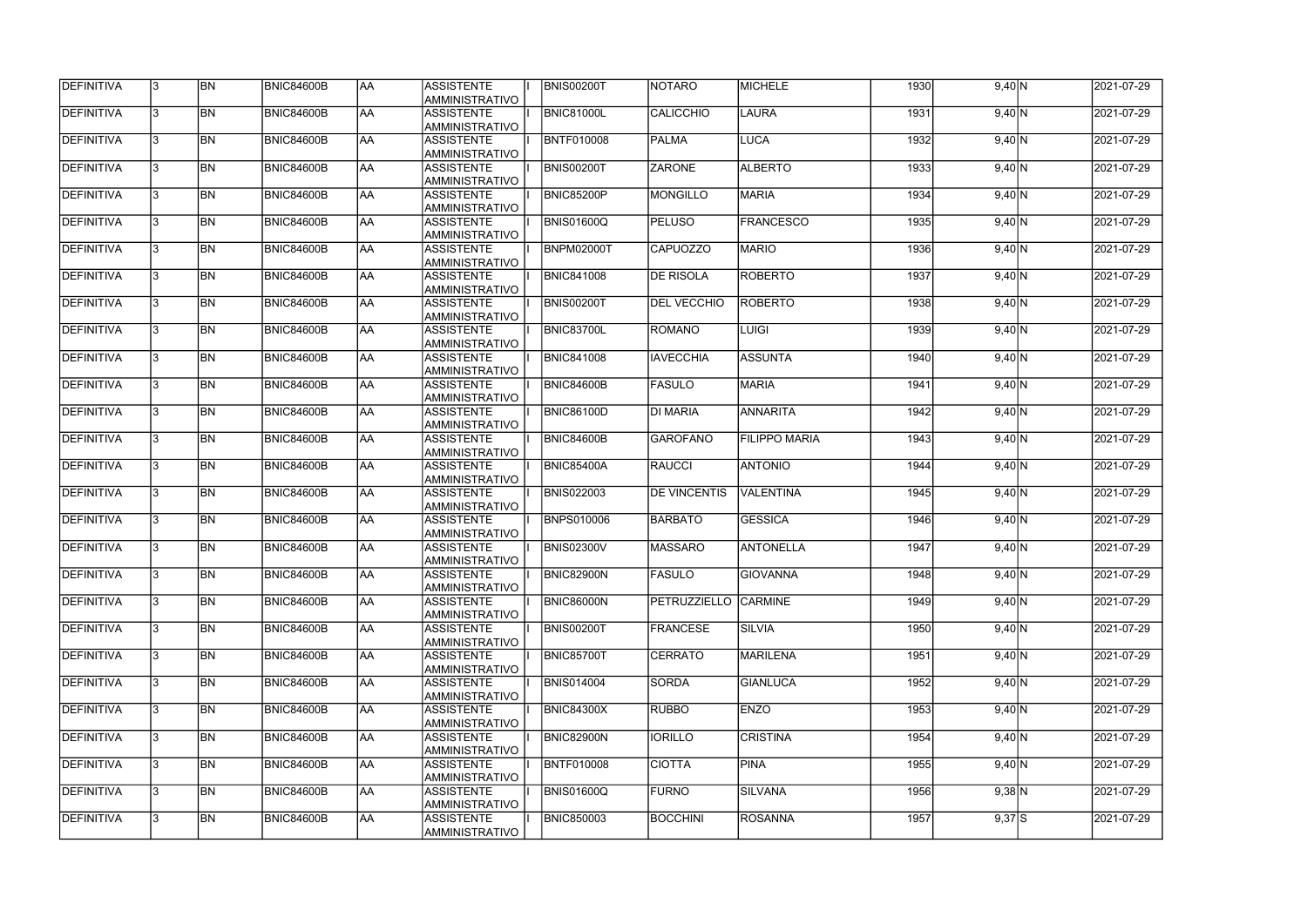| | | | | | | | | | | | | | | |
|---|---|---|---|---|---|---|---|---|---|---|---|---|---|---|
| DEFINITIVA | 3 | BN | BNIC84600B | AA | ASSISTENTE AMMINISTRATIVO | I | BNIS00200T | NOTARO | MICHELE | 1930 | 9,40 | N | | 2021-07-29 |
| DEFINITIVA | 3 | BN | BNIC84600B | AA | ASSISTENTE AMMINISTRATIVO | I | BNIC81000L | CALICCHIO | LAURA | 1931 | 9,40 | N | | 2021-07-29 |
| DEFINITIVA | 3 | BN | BNIC84600B | AA | ASSISTENTE AMMINISTRATIVO | I | BNTF010008 | PALMA | LUCA | 1932 | 9,40 | N | | 2021-07-29 |
| DEFINITIVA | 3 | BN | BNIC84600B | AA | ASSISTENTE AMMINISTRATIVO | I | BNIS00200T | ZARONE | ALBERTO | 1933 | 9,40 | N | | 2021-07-29 |
| DEFINITIVA | 3 | BN | BNIC84600B | AA | ASSISTENTE AMMINISTRATIVO | I | BNIC85200P | MONGILLO | MARIA | 1934 | 9,40 | N | | 2021-07-29 |
| DEFINITIVA | 3 | BN | BNIC84600B | AA | ASSISTENTE AMMINISTRATIVO | I | BNIS01600Q | PELUSO | FRANCESCO | 1935 | 9,40 | N | | 2021-07-29 |
| DEFINITIVA | 3 | BN | BNIC84600B | AA | ASSISTENTE AMMINISTRATIVO | I | BNPM02000T | CAPUOZZO | MARIO | 1936 | 9,40 | N | | 2021-07-29 |
| DEFINITIVA | 3 | BN | BNIC84600B | AA | ASSISTENTE AMMINISTRATIVO | I | BNIC841008 | DE RISOLA | ROBERTO | 1937 | 9,40 | N | | 2021-07-29 |
| DEFINITIVA | 3 | BN | BNIC84600B | AA | ASSISTENTE AMMINISTRATIVO | I | BNIS00200T | DEL VECCHIO | ROBERTO | 1938 | 9,40 | N | | 2021-07-29 |
| DEFINITIVA | 3 | BN | BNIC84600B | AA | ASSISTENTE AMMINISTRATIVO | I | BNIC83700L | ROMANO | LUIGI | 1939 | 9,40 | N | | 2021-07-29 |
| DEFINITIVA | 3 | BN | BNIC84600B | AA | ASSISTENTE AMMINISTRATIVO | I | BNIC841008 | IAVECCHIA | ASSUNTA | 1940 | 9,40 | N | | 2021-07-29 |
| DEFINITIVA | 3 | BN | BNIC84600B | AA | ASSISTENTE AMMINISTRATIVO | I | BNIC84600B | FASULO | MARIA | 1941 | 9,40 | N | | 2021-07-29 |
| DEFINITIVA | 3 | BN | BNIC84600B | AA | ASSISTENTE AMMINISTRATIVO | I | BNIC86100D | DI MARIA | ANNARITA | 1942 | 9,40 | N | | 2021-07-29 |
| DEFINITIVA | 3 | BN | BNIC84600B | AA | ASSISTENTE AMMINISTRATIVO | I | BNIC84600B | GAROFANO | FILIPPO MARIA | 1943 | 9,40 | N | | 2021-07-29 |
| DEFINITIVA | 3 | BN | BNIC84600B | AA | ASSISTENTE AMMINISTRATIVO | I | BNIC85400A | RAUCCI | ANTONIO | 1944 | 9,40 | N | | 2021-07-29 |
| DEFINITIVA | 3 | BN | BNIC84600B | AA | ASSISTENTE AMMINISTRATIVO | I | BNIS022003 | DE VINCENTIS | VALENTINA | 1945 | 9,40 | N | | 2021-07-29 |
| DEFINITIVA | 3 | BN | BNIC84600B | AA | ASSISTENTE AMMINISTRATIVO | I | BNPS010006 | BARBATO | GESSICA | 1946 | 9,40 | N | | 2021-07-29 |
| DEFINITIVA | 3 | BN | BNIC84600B | AA | ASSISTENTE AMMINISTRATIVO | I | BNIS02300V | MASSARO | ANTONELLA | 1947 | 9,40 | N | | 2021-07-29 |
| DEFINITIVA | 3 | BN | BNIC84600B | AA | ASSISTENTE AMMINISTRATIVO | I | BNIC82900N | FASULO | GIOVANNA | 1948 | 9,40 | N | | 2021-07-29 |
| DEFINITIVA | 3 | BN | BNIC84600B | AA | ASSISTENTE AMMINISTRATIVO | I | BNIC86000N | PETRUZZIELLO | CARMINE | 1949 | 9,40 | N | | 2021-07-29 |
| DEFINITIVA | 3 | BN | BNIC84600B | AA | ASSISTENTE AMMINISTRATIVO | I | BNIS00200T | FRANCESE | SILVIA | 1950 | 9,40 | N | | 2021-07-29 |
| DEFINITIVA | 3 | BN | BNIC84600B | AA | ASSISTENTE AMMINISTRATIVO | I | BNIC85700T | CERRATO | MARILENA | 1951 | 9,40 | N | | 2021-07-29 |
| DEFINITIVA | 3 | BN | BNIC84600B | AA | ASSISTENTE AMMINISTRATIVO | I | BNIS014004 | SORDA | GIANLUCA | 1952 | 9,40 | N | | 2021-07-29 |
| DEFINITIVA | 3 | BN | BNIC84600B | AA | ASSISTENTE AMMINISTRATIVO | I | BNIC84300X | RUBBO | ENZO | 1953 | 9,40 | N | | 2021-07-29 |
| DEFINITIVA | 3 | BN | BNIC84600B | AA | ASSISTENTE AMMINISTRATIVO | I | BNIC82900N | IORILLO | CRISTINA | 1954 | 9,40 | N | | 2021-07-29 |
| DEFINITIVA | 3 | BN | BNIC84600B | AA | ASSISTENTE AMMINISTRATIVO | I | BNTF010008 | CIOTTA | PINA | 1955 | 9,40 | N | | 2021-07-29 |
| DEFINITIVA | 3 | BN | BNIC84600B | AA | ASSISTENTE AMMINISTRATIVO | I | BNIS01600Q | FURNO | SILVANA | 1956 | 9,38 | N | | 2021-07-29 |
| DEFINITIVA | 3 | BN | BNIC84600B | AA | ASSISTENTE AMMINISTRATIVO | I | BNIC850003 | BOCCHINI | ROSANNA | 1957 | 9,37 | S | | 2021-07-29 |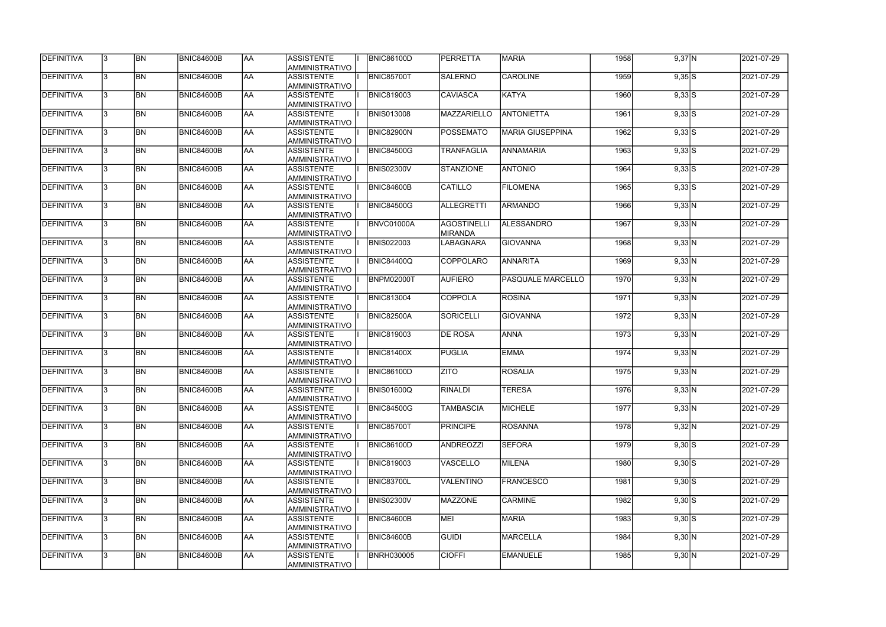| | | | | | | | | | | | | | | |
|---|---|---|---|---|---|---|---|---|---|---|---|---|---|---|
| DEFINITIVA | 3 | BN | BNIC84600B | AA | ASSISTENTE AMMINISTRATIVO | I | BNIC86100D | PERRETTA | MARIA | 1958 | 9,37 | N | | 2021-07-29 |
| DEFINITIVA | 3 | BN | BNIC84600B | AA | ASSISTENTE AMMINISTRATIVO | I | BNIC85700T | SALERNO | CAROLINE | 1959 | 9,35 | S | | 2021-07-29 |
| DEFINITIVA | 3 | BN | BNIC84600B | AA | ASSISTENTE AMMINISTRATIVO | I | BNIC819003 | CAVIASCA | KATYA | 1960 | 9,33 | S | | 2021-07-29 |
| DEFINITIVA | 3 | BN | BNIC84600B | AA | ASSISTENTE AMMINISTRATIVO | I | BNIS013008 | MAZZARIELLO | ANTONIETTA | 1961 | 9,33 | S | | 2021-07-29 |
| DEFINITIVA | 3 | BN | BNIC84600B | AA | ASSISTENTE AMMINISTRATIVO | I | BNIC82900N | POSSEMATO | MARIA GIUSEPPINA | 1962 | 9,33 | S | | 2021-07-29 |
| DEFINITIVA | 3 | BN | BNIC84600B | AA | ASSISTENTE AMMINISTRATIVO | I | BNIC84500G | TRANFAGLIA | ANNAMARIA | 1963 | 9,33 | S | | 2021-07-29 |
| DEFINITIVA | 3 | BN | BNIC84600B | AA | ASSISTENTE AMMINISTRATIVO | I | BNIS02300V | STANZIONE | ANTONIO | 1964 | 9,33 | S | | 2021-07-29 |
| DEFINITIVA | 3 | BN | BNIC84600B | AA | ASSISTENTE AMMINISTRATIVO | I | BNIC84600B | CATILLO | FILOMENA | 1965 | 9,33 | S | | 2021-07-29 |
| DEFINITIVA | 3 | BN | BNIC84600B | AA | ASSISTENTE AMMINISTRATIVO | I | BNIC84500G | ALLEGRETTI | ARMANDO | 1966 | 9,33 | N | | 2021-07-29 |
| DEFINITIVA | 3 | BN | BNIC84600B | AA | ASSISTENTE AMMINISTRATIVO | I | BNVC01000A | AGOSTINELLI MIRANDA | ALESSANDRO | 1967 | 9,33 | N | | 2021-07-29 |
| DEFINITIVA | 3 | BN | BNIC84600B | AA | ASSISTENTE AMMINISTRATIVO | I | BNIS022003 | LABAGNARA | GIOVANNA | 1968 | 9,33 | N | | 2021-07-29 |
| DEFINITIVA | 3 | BN | BNIC84600B | AA | ASSISTENTE AMMINISTRATIVO | I | BNIC84400Q | COPPOLARO | ANNARITA | 1969 | 9,33 | N | | 2021-07-29 |
| DEFINITIVA | 3 | BN | BNIC84600B | AA | ASSISTENTE AMMINISTRATIVO | I | BNPM02000T | AUFIERO | PASQUALE MARCELLO | 1970 | 9,33 | N | | 2021-07-29 |
| DEFINITIVA | 3 | BN | BNIC84600B | AA | ASSISTENTE AMMINISTRATIVO | I | BNIC813004 | COPPOLA | ROSINA | 1971 | 9,33 | N | | 2021-07-29 |
| DEFINITIVA | 3 | BN | BNIC84600B | AA | ASSISTENTE AMMINISTRATIVO | I | BNIC82500A | SORICELLI | GIOVANNA | 1972 | 9,33 | N | | 2021-07-29 |
| DEFINITIVA | 3 | BN | BNIC84600B | AA | ASSISTENTE AMMINISTRATIVO | I | BNIC819003 | DE ROSA | ANNA | 1973 | 9,33 | N | | 2021-07-29 |
| DEFINITIVA | 3 | BN | BNIC84600B | AA | ASSISTENTE AMMINISTRATIVO | I | BNIC81400X | PUGLIA | EMMA | 1974 | 9,33 | N | | 2021-07-29 |
| DEFINITIVA | 3 | BN | BNIC84600B | AA | ASSISTENTE AMMINISTRATIVO | I | BNIC86100D | ZITO | ROSALIA | 1975 | 9,33 | N | | 2021-07-29 |
| DEFINITIVA | 3 | BN | BNIC84600B | AA | ASSISTENTE AMMINISTRATIVO | I | BNIS01600Q | RINALDI | TERESA | 1976 | 9,33 | N | | 2021-07-29 |
| DEFINITIVA | 3 | BN | BNIC84600B | AA | ASSISTENTE AMMINISTRATIVO | I | BNIC84500G | TAMBASCIA | MICHELE | 1977 | 9,33 | N | | 2021-07-29 |
| DEFINITIVA | 3 | BN | BNIC84600B | AA | ASSISTENTE AMMINISTRATIVO | I | BNIC85700T | PRINCIPE | ROSANNA | 1978 | 9,32 | N | | 2021-07-29 |
| DEFINITIVA | 3 | BN | BNIC84600B | AA | ASSISTENTE AMMINISTRATIVO | I | BNIC86100D | ANDREOZZI | SEFORA | 1979 | 9,30 | S | | 2021-07-29 |
| DEFINITIVA | 3 | BN | BNIC84600B | AA | ASSISTENTE AMMINISTRATIVO | I | BNIC819003 | VASCELLO | MILENA | 1980 | 9,30 | S | | 2021-07-29 |
| DEFINITIVA | 3 | BN | BNIC84600B | AA | ASSISTENTE AMMINISTRATIVO | I | BNIC83700L | VALENTINO | FRANCESCO | 1981 | 9,30 | S | | 2021-07-29 |
| DEFINITIVA | 3 | BN | BNIC84600B | AA | ASSISTENTE AMMINISTRATIVO | I | BNIS02300V | MAZZONE | CARMINE | 1982 | 9,30 | S | | 2021-07-29 |
| DEFINITIVA | 3 | BN | BNIC84600B | AA | ASSISTENTE AMMINISTRATIVO | I | BNIC84600B | MEI | MARIA | 1983 | 9,30 | S | | 2021-07-29 |
| DEFINITIVA | 3 | BN | BNIC84600B | AA | ASSISTENTE AMMINISTRATIVO | I | BNIC84600B | GUIDI | MARCELLA | 1984 | 9,30 | N | | 2021-07-29 |
| DEFINITIVA | 3 | BN | BNIC84600B | AA | ASSISTENTE AMMINISTRATIVO | I | BNRH030005 | CIOFFI | EMANUELE | 1985 | 9,30 | N | | 2021-07-29 |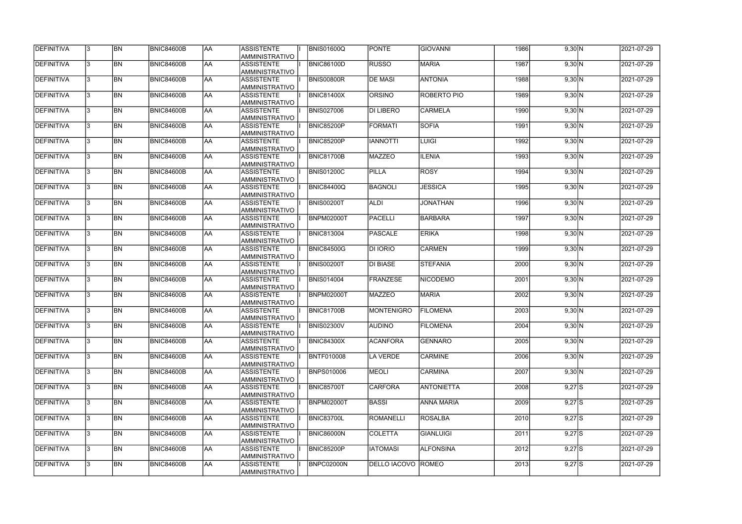| | | | | | | | | | | | | | | |
|---|---|---|---|---|---|---|---|---|---|---|---|---|---|---|
| DEFINITIVA | 3 | BN | BNIC84600B | AA | ASSISTENTE AMMINISTRATIVO | I | BNIS01600Q | PONTE | GIOVANNI | 1986 | 9,30 | N | | 2021-07-29 |
| DEFINITIVA | 3 | BN | BNIC84600B | AA | ASSISTENTE AMMINISTRATIVO | I | BNIC86100D | RUSSO | MARIA | 1987 | 9,30 | N | | 2021-07-29 |
| DEFINITIVA | 3 | BN | BNIC84600B | AA | ASSISTENTE AMMINISTRATIVO | I | BNIS00800R | DE MASI | ANTONIA | 1988 | 9,30 | N | | 2021-07-29 |
| DEFINITIVA | 3 | BN | BNIC84600B | AA | ASSISTENTE AMMINISTRATIVO | I | BNIC81400X | ORSINO | ROBERTO PIO | 1989 | 9,30 | N | | 2021-07-29 |
| DEFINITIVA | 3 | BN | BNIC84600B | AA | ASSISTENTE AMMINISTRATIVO | I | BNIS027006 | DI LIBERO | CARMELA | 1990 | 9,30 | N | | 2021-07-29 |
| DEFINITIVA | 3 | BN | BNIC84600B | AA | ASSISTENTE AMMINISTRATIVO | I | BNIC85200P | FORMATI | SOFIA | 1991 | 9,30 | N | | 2021-07-29 |
| DEFINITIVA | 3 | BN | BNIC84600B | AA | ASSISTENTE AMMINISTRATIVO | I | BNIC85200P | IANNOTTI | LUIGI | 1992 | 9,30 | N | | 2021-07-29 |
| DEFINITIVA | 3 | BN | BNIC84600B | AA | ASSISTENTE AMMINISTRATIVO | I | BNIC81700B | MAZZEO | ILENIA | 1993 | 9,30 | N | | 2021-07-29 |
| DEFINITIVA | 3 | BN | BNIC84600B | AA | ASSISTENTE AMMINISTRATIVO | I | BNIS01200C | PILLA | ROSY | 1994 | 9,30 | N | | 2021-07-29 |
| DEFINITIVA | 3 | BN | BNIC84600B | AA | ASSISTENTE AMMINISTRATIVO | I | BNIC84400Q | BAGNOLI | JESSICA | 1995 | 9,30 | N | | 2021-07-29 |
| DEFINITIVA | 3 | BN | BNIC84600B | AA | ASSISTENTE AMMINISTRATIVO | I | BNIS00200T | ALDI | JONATHAN | 1996 | 9,30 | N | | 2021-07-29 |
| DEFINITIVA | 3 | BN | BNIC84600B | AA | ASSISTENTE AMMINISTRATIVO | I | BNPM02000T | PACELLI | BARBARA | 1997 | 9,30 | N | | 2021-07-29 |
| DEFINITIVA | 3 | BN | BNIC84600B | AA | ASSISTENTE AMMINISTRATIVO | I | BNIC813004 | PASCALE | ERIKA | 1998 | 9,30 | N | | 2021-07-29 |
| DEFINITIVA | 3 | BN | BNIC84600B | AA | ASSISTENTE AMMINISTRATIVO | I | BNIC84500G | DI IORIO | CARMEN | 1999 | 9,30 | N | | 2021-07-29 |
| DEFINITIVA | 3 | BN | BNIC84600B | AA | ASSISTENTE AMMINISTRATIVO | I | BNIS00200T | DI BIASE | STEFANIA | 2000 | 9,30 | N | | 2021-07-29 |
| DEFINITIVA | 3 | BN | BNIC84600B | AA | ASSISTENTE AMMINISTRATIVO | I | BNIS014004 | FRANZESE | NICODEMO | 2001 | 9,30 | N | | 2021-07-29 |
| DEFINITIVA | 3 | BN | BNIC84600B | AA | ASSISTENTE AMMINISTRATIVO | I | BNPM02000T | MAZZEO | MARIA | 2002 | 9,30 | N | | 2021-07-29 |
| DEFINITIVA | 3 | BN | BNIC84600B | AA | ASSISTENTE AMMINISTRATIVO | I | BNIC81700B | MONTENIGRO | FILOMENA | 2003 | 9,30 | N | | 2021-07-29 |
| DEFINITIVA | 3 | BN | BNIC84600B | AA | ASSISTENTE AMMINISTRATIVO | I | BNIS02300V | AUDINO | FILOMENA | 2004 | 9,30 | N | | 2021-07-29 |
| DEFINITIVA | 3 | BN | BNIC84600B | AA | ASSISTENTE AMMINISTRATIVO | I | BNIC84300X | ACANFORA | GENNARO | 2005 | 9,30 | N | | 2021-07-29 |
| DEFINITIVA | 3 | BN | BNIC84600B | AA | ASSISTENTE AMMINISTRATIVO | I | BNTF010008 | LA VERDE | CARMINE | 2006 | 9,30 | N | | 2021-07-29 |
| DEFINITIVA | 3 | BN | BNIC84600B | AA | ASSISTENTE AMMINISTRATIVO | I | BNPS010006 | MEOLI | CARMINA | 2007 | 9,30 | N | | 2021-07-29 |
| DEFINITIVA | 3 | BN | BNIC84600B | AA | ASSISTENTE AMMINISTRATIVO | I | BNIC85700T | CARFORA | ANTONIETTA | 2008 | 9,27 | S | | 2021-07-29 |
| DEFINITIVA | 3 | BN | BNIC84600B | AA | ASSISTENTE AMMINISTRATIVO | I | BNPM02000T | BASSI | ANNA MARIA | 2009 | 9,27 | S | | 2021-07-29 |
| DEFINITIVA | 3 | BN | BNIC84600B | AA | ASSISTENTE AMMINISTRATIVO | I | BNIC83700L | ROMANELLI | ROSALBA | 2010 | 9,27 | S | | 2021-07-29 |
| DEFINITIVA | 3 | BN | BNIC84600B | AA | ASSISTENTE AMMINISTRATIVO | I | BNIC86000N | COLETTA | GIANLUIGI | 2011 | 9,27 | S | | 2021-07-29 |
| DEFINITIVA | 3 | BN | BNIC84600B | AA | ASSISTENTE AMMINISTRATIVO | I | BNIC85200P | IATOMASI | ALFONSINA | 2012 | 9,27 | S | | 2021-07-29 |
| DEFINITIVA | 3 | BN | BNIC84600B | AA | ASSISTENTE AMMINISTRATIVO | I | BNPC02000N | DELLO IACOVO | ROMEO | 2013 | 9,27 | S | | 2021-07-29 |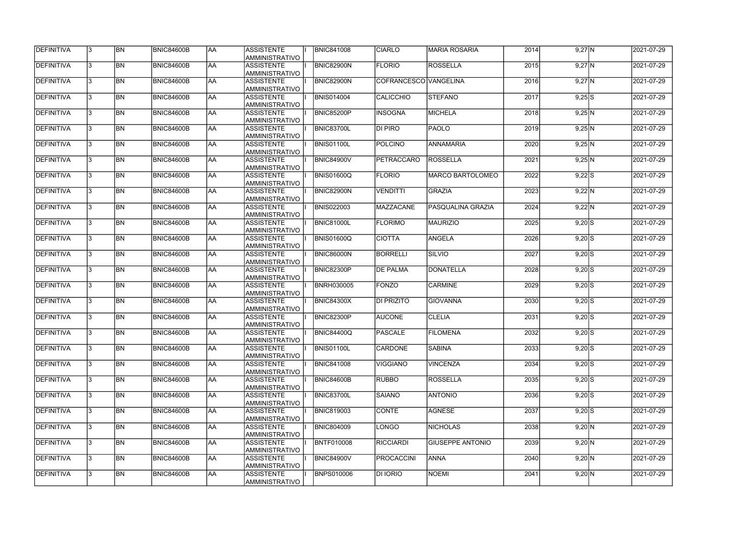| | | | | | | | | | | | | | | |
|---|---|---|---|---|---|---|---|---|---|---|---|---|---|---|
| DEFINITIVA | 3 | BN | BNIC84600B | AA | ASSISTENTE AMMINISTRATIVO | I | BNIC841008 | CIARLO | MARIA ROSARIA | 2014 | 9,27 | N | | 2021-07-29 |
| DEFINITIVA | 3 | BN | BNIC84600B | AA | ASSISTENTE AMMINISTRATIVO | I | BNIC82900N | FLORIO | ROSSELLA | 2015 | 9,27 | N | | 2021-07-29 |
| DEFINITIVA | 3 | BN | BNIC84600B | AA | ASSISTENTE AMMINISTRATIVO | I | BNIC82900N | COFRANCESCO | VANGELINA | 2016 | 9,27 | N | | 2021-07-29 |
| DEFINITIVA | 3 | BN | BNIC84600B | AA | ASSISTENTE AMMINISTRATIVO | I | BNIS014004 | CALICCHIO | STEFANO | 2017 | 9,25 | S | | 2021-07-29 |
| DEFINITIVA | 3 | BN | BNIC84600B | AA | ASSISTENTE AMMINISTRATIVO | I | BNIC85200P | INSOGNA | MICHELA | 2018 | 9,25 | N | | 2021-07-29 |
| DEFINITIVA | 3 | BN | BNIC84600B | AA | ASSISTENTE AMMINISTRATIVO | I | BNIC83700L | DI PIRO | PAOLO | 2019 | 9,25 | N | | 2021-07-29 |
| DEFINITIVA | 3 | BN | BNIC84600B | AA | ASSISTENTE AMMINISTRATIVO | I | BNIS01100L | POLCINO | ANNAMARIA | 2020 | 9,25 | N | | 2021-07-29 |
| DEFINITIVA | 3 | BN | BNIC84600B | AA | ASSISTENTE AMMINISTRATIVO | I | BNIC84900V | PETRACCARO | ROSSELLA | 2021 | 9,25 | N | | 2021-07-29 |
| DEFINITIVA | 3 | BN | BNIC84600B | AA | ASSISTENTE AMMINISTRATIVO | I | BNIS01600Q | FLORIO | MARCO BARTOLOMEO | 2022 | 9,22 | S | | 2021-07-29 |
| DEFINITIVA | 3 | BN | BNIC84600B | AA | ASSISTENTE AMMINISTRATIVO | I | BNIC82900N | VENDITTI | GRAZIA | 2023 | 9,22 | N | | 2021-07-29 |
| DEFINITIVA | 3 | BN | BNIC84600B | AA | ASSISTENTE AMMINISTRATIVO | I | BNIS022003 | MAZZACANE | PASQUALINA GRAZIA | 2024 | 9,22 | N | | 2021-07-29 |
| DEFINITIVA | 3 | BN | BNIC84600B | AA | ASSISTENTE AMMINISTRATIVO | I | BNIC81000L | FLORIMO | MAURIZIO | 2025 | 9,20 | S | | 2021-07-29 |
| DEFINITIVA | 3 | BN | BNIC84600B | AA | ASSISTENTE AMMINISTRATIVO | I | BNIS01600Q | CIOTTA | ANGELA | 2026 | 9,20 | S | | 2021-07-29 |
| DEFINITIVA | 3 | BN | BNIC84600B | AA | ASSISTENTE AMMINISTRATIVO | I | BNIC86000N | BORRELLI | SILVIO | 2027 | 9,20 | S | | 2021-07-29 |
| DEFINITIVA | 3 | BN | BNIC84600B | AA | ASSISTENTE AMMINISTRATIVO | I | BNIC82300P | DE PALMA | DONATELLA | 2028 | 9,20 | S | | 2021-07-29 |
| DEFINITIVA | 3 | BN | BNIC84600B | AA | ASSISTENTE AMMINISTRATIVO | I | BNRH030005 | FONZO | CARMINE | 2029 | 9,20 | S | | 2021-07-29 |
| DEFINITIVA | 3 | BN | BNIC84600B | AA | ASSISTENTE AMMINISTRATIVO | I | BNIC84300X | DI PRIZITO | GIOVANNA | 2030 | 9,20 | S | | 2021-07-29 |
| DEFINITIVA | 3 | BN | BNIC84600B | AA | ASSISTENTE AMMINISTRATIVO | I | BNIC82300P | AUCONE | CLELIA | 2031 | 9,20 | S | | 2021-07-29 |
| DEFINITIVA | 3 | BN | BNIC84600B | AA | ASSISTENTE AMMINISTRATIVO | I | BNIC84400Q | PASCALE | FILOMENA | 2032 | 9,20 | S | | 2021-07-29 |
| DEFINITIVA | 3 | BN | BNIC84600B | AA | ASSISTENTE AMMINISTRATIVO | I | BNIS01100L | CARDONE | SABINA | 2033 | 9,20 | S | | 2021-07-29 |
| DEFINITIVA | 3 | BN | BNIC84600B | AA | ASSISTENTE AMMINISTRATIVO | I | BNIC841008 | VIGGIANO | VINCENZA | 2034 | 9,20 | S | | 2021-07-29 |
| DEFINITIVA | 3 | BN | BNIC84600B | AA | ASSISTENTE AMMINISTRATIVO | I | BNIC84600B | RUBBO | ROSSELLA | 2035 | 9,20 | S | | 2021-07-29 |
| DEFINITIVA | 3 | BN | BNIC84600B | AA | ASSISTENTE AMMINISTRATIVO | I | BNIC83700L | SAIANO | ANTONIO | 2036 | 9,20 | S | | 2021-07-29 |
| DEFINITIVA | 3 | BN | BNIC84600B | AA | ASSISTENTE AMMINISTRATIVO | I | BNIC819003 | CONTE | AGNESE | 2037 | 9,20 | S | | 2021-07-29 |
| DEFINITIVA | 3 | BN | BNIC84600B | AA | ASSISTENTE AMMINISTRATIVO | I | BNIC804009 | LONGO | NICHOLAS | 2038 | 9,20 | N | | 2021-07-29 |
| DEFINITIVA | 3 | BN | BNIC84600B | AA | ASSISTENTE AMMINISTRATIVO | I | BNTF010008 | RICCIARDI | GIUSEPPE ANTONIO | 2039 | 9,20 | N | | 2021-07-29 |
| DEFINITIVA | 3 | BN | BNIC84600B | AA | ASSISTENTE AMMINISTRATIVO | I | BNIC84900V | PROCACCINI | ANNA | 2040 | 9,20 | N | | 2021-07-29 |
| DEFINITIVA | 3 | BN | BNIC84600B | AA | ASSISTENTE AMMINISTRATIVO | I | BNPS010006 | DI IORIO | NOEMI | 2041 | 9,20 | N | | 2021-07-29 |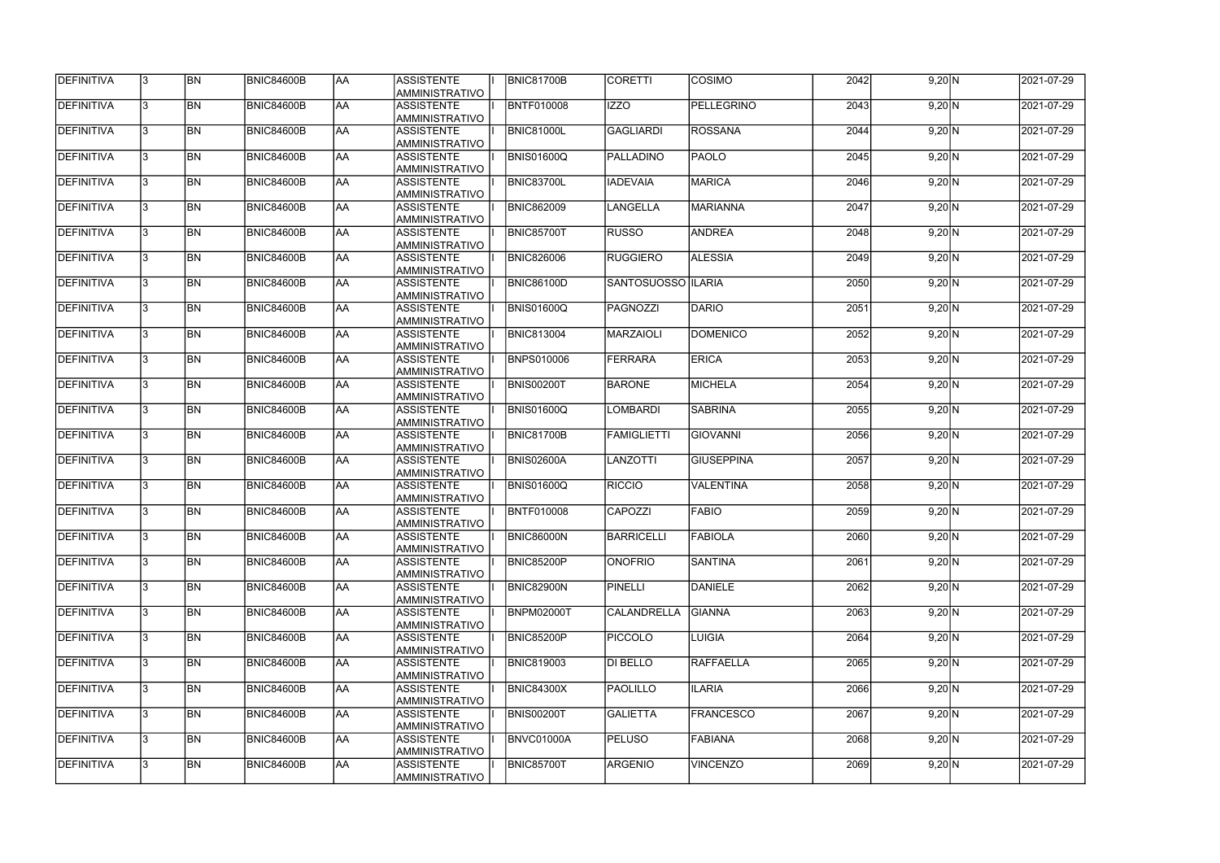| | | | | | | | | | | | | | | |
|---|---|---|---|---|---|---|---|---|---|---|---|---|---|---|
| DEFINITIVA | 3 | BN | BNIC84600B | AA | ASSISTENTE AMMINISTRATIVO | I | BNIC81700B | CORETTI | COSIMO | 2042 | 9,20 | N | | 2021-07-29 |
| DEFINITIVA | 3 | BN | BNIC84600B | AA | ASSISTENTE AMMINISTRATIVO | I | BNTF010008 | IZZO | PELLEGRINO | 2043 | 9,20 | N | | 2021-07-29 |
| DEFINITIVA | 3 | BN | BNIC84600B | AA | ASSISTENTE AMMINISTRATIVO | I | BNIC81000L | GAGLIARDI | ROSSANA | 2044 | 9,20 | N | | 2021-07-29 |
| DEFINITIVA | 3 | BN | BNIC84600B | AA | ASSISTENTE AMMINISTRATIVO | I | BNIS01600Q | PALLADINO | PAOLO | 2045 | 9,20 | N | | 2021-07-29 |
| DEFINITIVA | 3 | BN | BNIC84600B | AA | ASSISTENTE AMMINISTRATIVO | I | BNIC83700L | IADEVAIA | MARICA | 2046 | 9,20 | N | | 2021-07-29 |
| DEFINITIVA | 3 | BN | BNIC84600B | AA | ASSISTENTE AMMINISTRATIVO | I | BNIC862009 | LANGELLA | MARIANNA | 2047 | 9,20 | N | | 2021-07-29 |
| DEFINITIVA | 3 | BN | BNIC84600B | AA | ASSISTENTE AMMINISTRATIVO | I | BNIC85700T | RUSSO | ANDREA | 2048 | 9,20 | N | | 2021-07-29 |
| DEFINITIVA | 3 | BN | BNIC84600B | AA | ASSISTENTE AMMINISTRATIVO | I | BNIC826006 | RUGGIERO | ALESSIA | 2049 | 9,20 | N | | 2021-07-29 |
| DEFINITIVA | 3 | BN | BNIC84600B | AA | ASSISTENTE AMMINISTRATIVO | I | BNIC86100D | SANTOSUOSSO | ILARIA | 2050 | 9,20 | N | | 2021-07-29 |
| DEFINITIVA | 3 | BN | BNIC84600B | AA | ASSISTENTE AMMINISTRATIVO | I | BNIS01600Q | PAGNOZZI | DARIO | 2051 | 9,20 | N | | 2021-07-29 |
| DEFINITIVA | 3 | BN | BNIC84600B | AA | ASSISTENTE AMMINISTRATIVO | I | BNIC813004 | MARZAIOLI | DOMENICO | 2052 | 9,20 | N | | 2021-07-29 |
| DEFINITIVA | 3 | BN | BNIC84600B | AA | ASSISTENTE AMMINISTRATIVO | I | BNPS010006 | FERRARA | ERICA | 2053 | 9,20 | N | | 2021-07-29 |
| DEFINITIVA | 3 | BN | BNIC84600B | AA | ASSISTENTE AMMINISTRATIVO | I | BNIS00200T | BARONE | MICHELA | 2054 | 9,20 | N | | 2021-07-29 |
| DEFINITIVA | 3 | BN | BNIC84600B | AA | ASSISTENTE AMMINISTRATIVO | I | BNIS01600Q | LOMBARDI | SABRINA | 2055 | 9,20 | N | | 2021-07-29 |
| DEFINITIVA | 3 | BN | BNIC84600B | AA | ASSISTENTE AMMINISTRATIVO | I | BNIC81700B | FAMIGLIETTI | GIOVANNI | 2056 | 9,20 | N | | 2021-07-29 |
| DEFINITIVA | 3 | BN | BNIC84600B | AA | ASSISTENTE AMMINISTRATIVO | I | BNIS02600A | LANZOTTI | GIUSEPPINA | 2057 | 9,20 | N | | 2021-07-29 |
| DEFINITIVA | 3 | BN | BNIC84600B | AA | ASSISTENTE AMMINISTRATIVO | I | BNIS01600Q | RICCIO | VALENTINA | 2058 | 9,20 | N | | 2021-07-29 |
| DEFINITIVA | 3 | BN | BNIC84600B | AA | ASSISTENTE AMMINISTRATIVO | I | BNTF010008 | CAPOZZI | FABIO | 2059 | 9,20 | N | | 2021-07-29 |
| DEFINITIVA | 3 | BN | BNIC84600B | AA | ASSISTENTE AMMINISTRATIVO | I | BNIC86000N | BARRICELLI | FABIOLA | 2060 | 9,20 | N | | 2021-07-29 |
| DEFINITIVA | 3 | BN | BNIC84600B | AA | ASSISTENTE AMMINISTRATIVO | I | BNIC85200P | ONOFRIO | SANTINA | 2061 | 9,20 | N | | 2021-07-29 |
| DEFINITIVA | 3 | BN | BNIC84600B | AA | ASSISTENTE AMMINISTRATIVO | I | BNIC82900N | PINELLI | DANIELE | 2062 | 9,20 | N | | 2021-07-29 |
| DEFINITIVA | 3 | BN | BNIC84600B | AA | ASSISTENTE AMMINISTRATIVO | I | BNPM02000T | CALANDRELLA | GIANNA | 2063 | 9,20 | N | | 2021-07-29 |
| DEFINITIVA | 3 | BN | BNIC84600B | AA | ASSISTENTE AMMINISTRATIVO | I | BNIC85200P | PICCOLO | LUIGIA | 2064 | 9,20 | N | | 2021-07-29 |
| DEFINITIVA | 3 | BN | BNIC84600B | AA | ASSISTENTE AMMINISTRATIVO | I | BNIC819003 | DI BELLO | RAFFAELLA | 2065 | 9,20 | N | | 2021-07-29 |
| DEFINITIVA | 3 | BN | BNIC84600B | AA | ASSISTENTE AMMINISTRATIVO | I | BNIC84300X | PAOLILLO | ILARIA | 2066 | 9,20 | N | | 2021-07-29 |
| DEFINITIVA | 3 | BN | BNIC84600B | AA | ASSISTENTE AMMINISTRATIVO | I | BNIS00200T | GALIETTA | FRANCESCO | 2067 | 9,20 | N | | 2021-07-29 |
| DEFINITIVA | 3 | BN | BNIC84600B | AA | ASSISTENTE AMMINISTRATIVO | I | BNVC01000A | PELUSO | FABIANA | 2068 | 9,20 | N | | 2021-07-29 |
| DEFINITIVA | 3 | BN | BNIC84600B | AA | ASSISTENTE AMMINISTRATIVO | I | BNIC85700T | ARGENIO | VINCENZO | 2069 | 9,20 | N | | 2021-07-29 |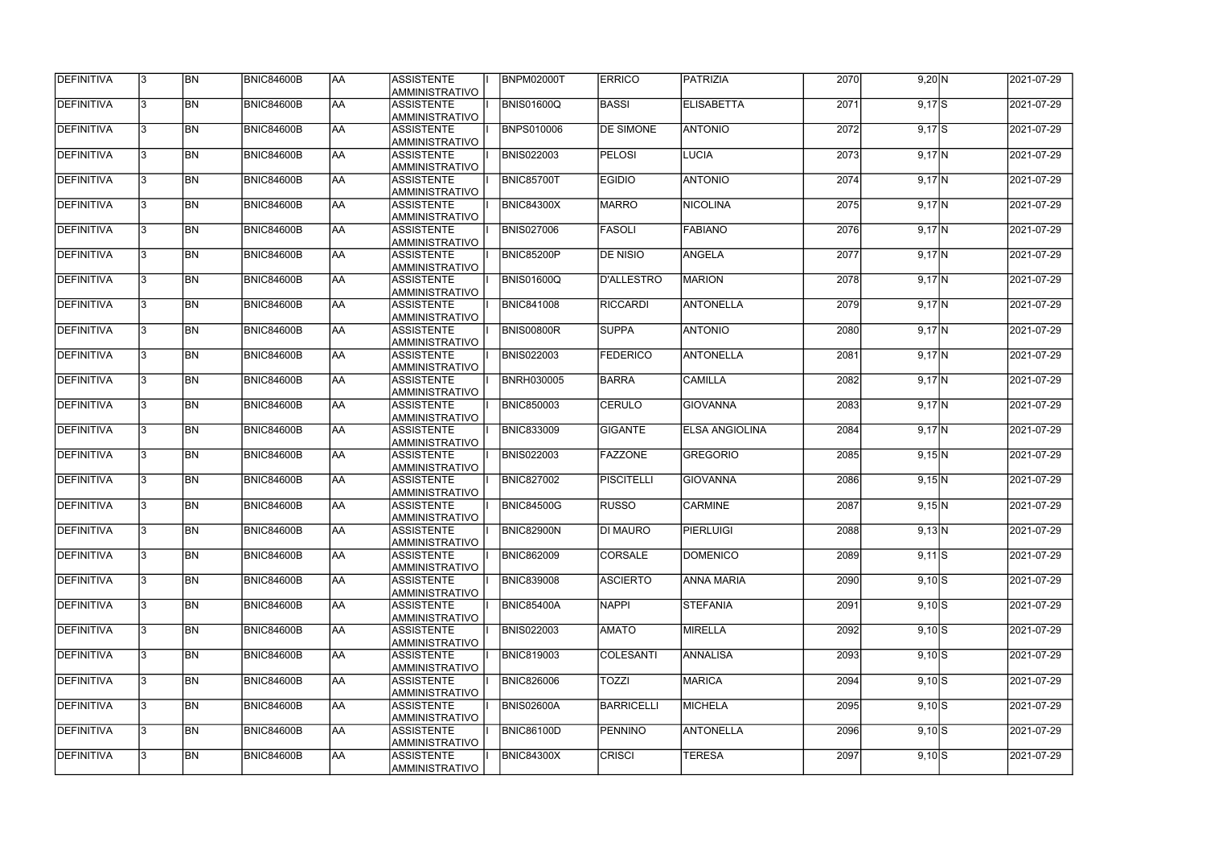| | | | | | | | | | | | | | |
|---|---|---|---|---|---|---|---|---|---|---|---|---|---|
| DEFINITIVA | 3 | BN | BNIC84600B | AA | ASSISTENTE AMMINISTRATIVO | I | BNPM02000T | ERRICO | PATRIZIA | 2070 | 9,20 | N | 2021-07-29 |
| DEFINITIVA | 3 | BN | BNIC84600B | AA | ASSISTENTE AMMINISTRATIVO | I | BNIS01600Q | BASSI | ELISABETTA | 2071 | 9,17 | S | 2021-07-29 |
| DEFINITIVA | 3 | BN | BNIC84600B | AA | ASSISTENTE AMMINISTRATIVO | I | BNPS010006 | DE SIMONE | ANTONIO | 2072 | 9,17 | S | 2021-07-29 |
| DEFINITIVA | 3 | BN | BNIC84600B | AA | ASSISTENTE AMMINISTRATIVO | I | BNIS022003 | PELOSI | LUCIA | 2073 | 9,17 | N | 2021-07-29 |
| DEFINITIVA | 3 | BN | BNIC84600B | AA | ASSISTENTE AMMINISTRATIVO | I | BNIC85700T | EGIDIO | ANTONIO | 2074 | 9,17 | N | 2021-07-29 |
| DEFINITIVA | 3 | BN | BNIC84600B | AA | ASSISTENTE AMMINISTRATIVO | I | BNIC84300X | MARRO | NICOLINA | 2075 | 9,17 | N | 2021-07-29 |
| DEFINITIVA | 3 | BN | BNIC84600B | AA | ASSISTENTE AMMINISTRATIVO | I | BNIS027006 | FASOLI | FABIANO | 2076 | 9,17 | N | 2021-07-29 |
| DEFINITIVA | 3 | BN | BNIC84600B | AA | ASSISTENTE AMMINISTRATIVO | I | BNIC85200P | DE NISIO | ANGELA | 2077 | 9,17 | N | 2021-07-29 |
| DEFINITIVA | 3 | BN | BNIC84600B | AA | ASSISTENTE AMMINISTRATIVO | I | BNIS01600Q | D'ALLESTRO | MARION | 2078 | 9,17 | N | 2021-07-29 |
| DEFINITIVA | 3 | BN | BNIC84600B | AA | ASSISTENTE AMMINISTRATIVO | I | BNIC841008 | RICCARDI | ANTONELLA | 2079 | 9,17 | N | 2021-07-29 |
| DEFINITIVA | 3 | BN | BNIC84600B | AA | ASSISTENTE AMMINISTRATIVO | I | BNIS00800R | SUPPA | ANTONIO | 2080 | 9,17 | N | 2021-07-29 |
| DEFINITIVA | 3 | BN | BNIC84600B | AA | ASSISTENTE AMMINISTRATIVO | I | BNIS022003 | FEDERICO | ANTONELLA | 2081 | 9,17 | N | 2021-07-29 |
| DEFINITIVA | 3 | BN | BNIC84600B | AA | ASSISTENTE AMMINISTRATIVO | I | BNRH030005 | BARRA | CAMILLA | 2082 | 9,17 | N | 2021-07-29 |
| DEFINITIVA | 3 | BN | BNIC84600B | AA | ASSISTENTE AMMINISTRATIVO | I | BNIC850003 | CERULO | GIOVANNA | 2083 | 9,17 | N | 2021-07-29 |
| DEFINITIVA | 3 | BN | BNIC84600B | AA | ASSISTENTE AMMINISTRATIVO | I | BNIC833009 | GIGANTE | ELSA ANGIOLINA | 2084 | 9,17 | N | 2021-07-29 |
| DEFINITIVA | 3 | BN | BNIC84600B | AA | ASSISTENTE AMMINISTRATIVO | I | BNIS022003 | FAZZONE | GREGORIO | 2085 | 9,15 | N | 2021-07-29 |
| DEFINITIVA | 3 | BN | BNIC84600B | AA | ASSISTENTE AMMINISTRATIVO | I | BNIC827002 | PISCITELLI | GIOVANNA | 2086 | 9,15 | N | 2021-07-29 |
| DEFINITIVA | 3 | BN | BNIC84600B | AA | ASSISTENTE AMMINISTRATIVO | I | BNIC84500G | RUSSO | CARMINE | 2087 | 9,15 | N | 2021-07-29 |
| DEFINITIVA | 3 | BN | BNIC84600B | AA | ASSISTENTE AMMINISTRATIVO | I | BNIC82900N | DI MAURO | PIERLUIGI | 2088 | 9,13 | N | 2021-07-29 |
| DEFINITIVA | 3 | BN | BNIC84600B | AA | ASSISTENTE AMMINISTRATIVO | I | BNIC862009 | CORSALE | DOMENICO | 2089 | 9,11 | S | 2021-07-29 |
| DEFINITIVA | 3 | BN | BNIC84600B | AA | ASSISTENTE AMMINISTRATIVO | I | BNIC839008 | ASCIERTO | ANNA MARIA | 2090 | 9,10 | S | 2021-07-29 |
| DEFINITIVA | 3 | BN | BNIC84600B | AA | ASSISTENTE AMMINISTRATIVO | I | BNIC85400A | NAPPI | STEFANIA | 2091 | 9,10 | S | 2021-07-29 |
| DEFINITIVA | 3 | BN | BNIC84600B | AA | ASSISTENTE AMMINISTRATIVO | I | BNIS022003 | AMATO | MIRELLA | 2092 | 9,10 | S | 2021-07-29 |
| DEFINITIVA | 3 | BN | BNIC84600B | AA | ASSISTENTE AMMINISTRATIVO | I | BNIC819003 | COLESANTI | ANNALISA | 2093 | 9,10 | S | 2021-07-29 |
| DEFINITIVA | 3 | BN | BNIC84600B | AA | ASSISTENTE AMMINISTRATIVO | I | BNIC826006 | TOZZI | MARICA | 2094 | 9,10 | S | 2021-07-29 |
| DEFINITIVA | 3 | BN | BNIC84600B | AA | ASSISTENTE AMMINISTRATIVO | I | BNIS02600A | BARRICELLI | MICHELA | 2095 | 9,10 | S | 2021-07-29 |
| DEFINITIVA | 3 | BN | BNIC84600B | AA | ASSISTENTE AMMINISTRATIVO | I | BNIC86100D | PENNINO | ANTONELLA | 2096 | 9,10 | S | 2021-07-29 |
| DEFINITIVA | 3 | BN | BNIC84600B | AA | ASSISTENTE AMMINISTRATIVO | I | BNIC84300X | CRISCI | TERESA | 2097 | 9,10 | S | 2021-07-29 |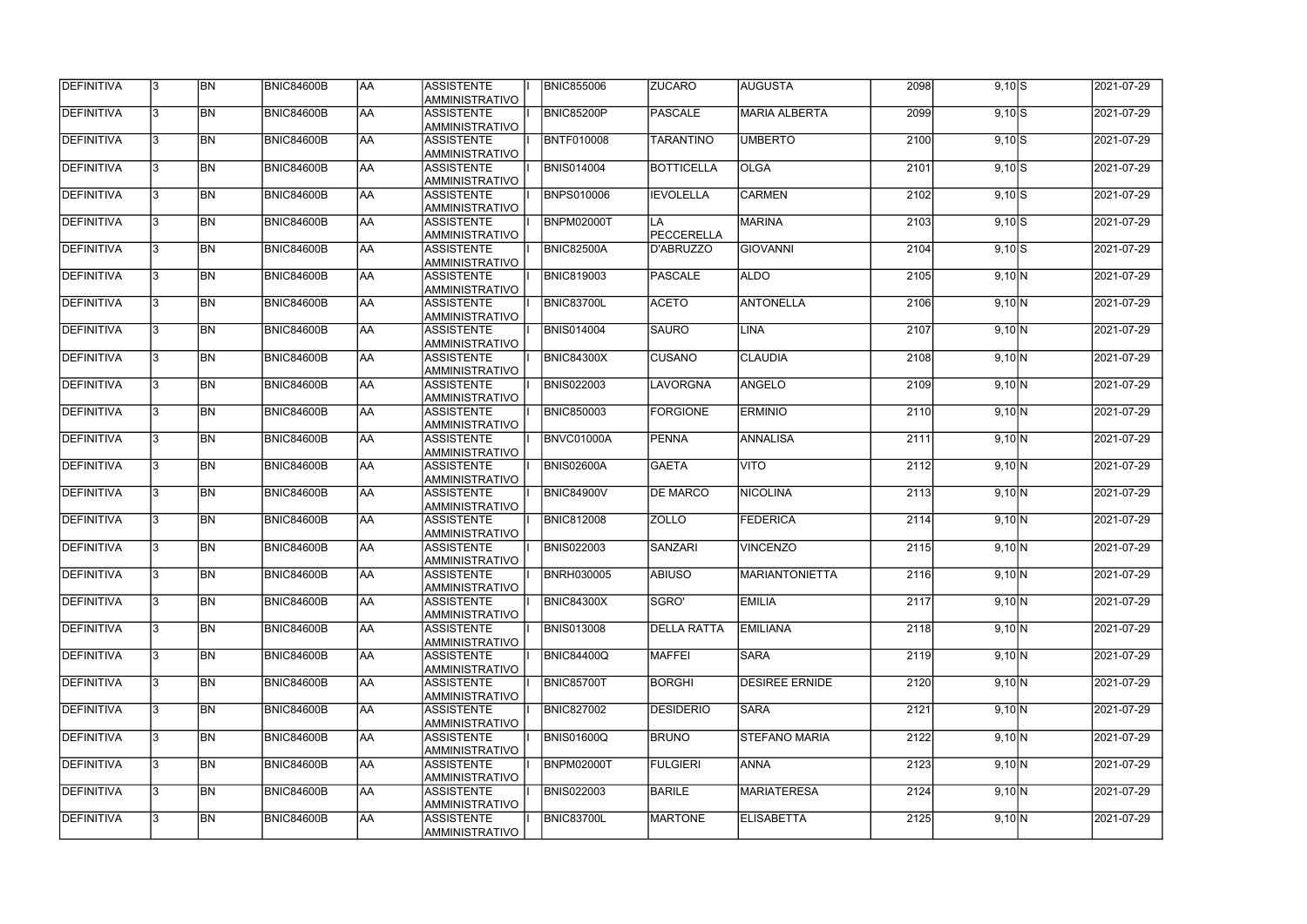| | | | | | | | | | | | | | | |
|---|---|---|---|---|---|---|---|---|---|---|---|---|---|---|
| DEFINITIVA | 3 | BN | BNIC84600B | AA | ASSISTENTE AMMINISTRATIVO | I | BNIC855006 | ZUCARO | AUGUSTA | 2098 | 9,10 | S | | 2021-07-29 |
| DEFINITIVA | 3 | BN | BNIC84600B | AA | ASSISTENTE AMMINISTRATIVO | I | BNIC85200P | PASCALE | MARIA ALBERTA | 2099 | 9,10 | S | | 2021-07-29 |
| DEFINITIVA | 3 | BN | BNIC84600B | AA | ASSISTENTE AMMINISTRATIVO | I | BNTF010008 | TARANTINO | UMBERTO | 2100 | 9,10 | S | | 2021-07-29 |
| DEFINITIVA | 3 | BN | BNIC84600B | AA | ASSISTENTE AMMINISTRATIVO | I | BNIS014004 | BOTTICELLA | OLGA | 2101 | 9,10 | S | | 2021-07-29 |
| DEFINITIVA | 3 | BN | BNIC84600B | AA | ASSISTENTE AMMINISTRATIVO | I | BNPS010006 | IEVOLELLA | CARMEN | 2102 | 9,10 | S | | 2021-07-29 |
| DEFINITIVA | 3 | BN | BNIC84600B | AA | ASSISTENTE AMMINISTRATIVO | I | BNPM02000T | LA PECCERELLA | MARINA | 2103 | 9,10 | S | | 2021-07-29 |
| DEFINITIVA | 3 | BN | BNIC84600B | AA | ASSISTENTE AMMINISTRATIVO | I | BNIC82500A | D'ABRUZZO | GIOVANNI | 2104 | 9,10 | S | | 2021-07-29 |
| DEFINITIVA | 3 | BN | BNIC84600B | AA | ASSISTENTE AMMINISTRATIVO | I | BNIC819003 | PASCALE | ALDO | 2105 | 9,10 | N | | 2021-07-29 |
| DEFINITIVA | 3 | BN | BNIC84600B | AA | ASSISTENTE AMMINISTRATIVO | I | BNIC83700L | ACETO | ANTONELLA | 2106 | 9,10 | N | | 2021-07-29 |
| DEFINITIVA | 3 | BN | BNIC84600B | AA | ASSISTENTE AMMINISTRATIVO | I | BNIS014004 | SAURO | LINA | 2107 | 9,10 | N | | 2021-07-29 |
| DEFINITIVA | 3 | BN | BNIC84600B | AA | ASSISTENTE AMMINISTRATIVO | I | BNIC84300X | CUSANO | CLAUDIA | 2108 | 9,10 | N | | 2021-07-29 |
| DEFINITIVA | 3 | BN | BNIC84600B | AA | ASSISTENTE AMMINISTRATIVO | I | BNIS022003 | LAVORGNA | ANGELO | 2109 | 9,10 | N | | 2021-07-29 |
| DEFINITIVA | 3 | BN | BNIC84600B | AA | ASSISTENTE AMMINISTRATIVO | I | BNIC850003 | FORGIONE | ERMINIO | 2110 | 9,10 | N | | 2021-07-29 |
| DEFINITIVA | 3 | BN | BNIC84600B | AA | ASSISTENTE AMMINISTRATIVO | I | BNVC01000A | PENNA | ANNALISA | 2111 | 9,10 | N | | 2021-07-29 |
| DEFINITIVA | 3 | BN | BNIC84600B | AA | ASSISTENTE AMMINISTRATIVO | I | BNIS02600A | GAETA | VITO | 2112 | 9,10 | N | | 2021-07-29 |
| DEFINITIVA | 3 | BN | BNIC84600B | AA | ASSISTENTE AMMINISTRATIVO | I | BNIC84900V | DE MARCO | NICOLINA | 2113 | 9,10 | N | | 2021-07-29 |
| DEFINITIVA | 3 | BN | BNIC84600B | AA | ASSISTENTE AMMINISTRATIVO | I | BNIC812008 | ZOLLO | FEDERICA | 2114 | 9,10 | N | | 2021-07-29 |
| DEFINITIVA | 3 | BN | BNIC84600B | AA | ASSISTENTE AMMINISTRATIVO | I | BNIS022003 | SANZARI | VINCENZO | 2115 | 9,10 | N | | 2021-07-29 |
| DEFINITIVA | 3 | BN | BNIC84600B | AA | ASSISTENTE AMMINISTRATIVO | I | BNRH030005 | ABIUSO | MARIANTONIETTA | 2116 | 9,10 | N | | 2021-07-29 |
| DEFINITIVA | 3 | BN | BNIC84600B | AA | ASSISTENTE AMMINISTRATIVO | I | BNIC84300X | SGRO' | EMILIA | 2117 | 9,10 | N | | 2021-07-29 |
| DEFINITIVA | 3 | BN | BNIC84600B | AA | ASSISTENTE AMMINISTRATIVO | I | BNIS013008 | DELLA RATTA | EMILIANA | 2118 | 9,10 | N | | 2021-07-29 |
| DEFINITIVA | 3 | BN | BNIC84600B | AA | ASSISTENTE AMMINISTRATIVO | I | BNIC84400Q | MAFFEI | SARA | 2119 | 9,10 | N | | 2021-07-29 |
| DEFINITIVA | 3 | BN | BNIC84600B | AA | ASSISTENTE AMMINISTRATIVO | I | BNIC85700T | BORGHI | DESIREE ERNIDE | 2120 | 9,10 | N | | 2021-07-29 |
| DEFINITIVA | 3 | BN | BNIC84600B | AA | ASSISTENTE AMMINISTRATIVO | I | BNIC827002 | DESIDERIO | SARA | 2121 | 9,10 | N | | 2021-07-29 |
| DEFINITIVA | 3 | BN | BNIC84600B | AA | ASSISTENTE AMMINISTRATIVO | I | BNIS01600Q | BRUNO | STEFANO MARIA | 2122 | 9,10 | N | | 2021-07-29 |
| DEFINITIVA | 3 | BN | BNIC84600B | AA | ASSISTENTE AMMINISTRATIVO | I | BNPM02000T | FULGIERI | ANNA | 2123 | 9,10 | N | | 2021-07-29 |
| DEFINITIVA | 3 | BN | BNIC84600B | AA | ASSISTENTE AMMINISTRATIVO | I | BNIS022003 | BARILE | MARIATERESA | 2124 | 9,10 | N | | 2021-07-29 |
| DEFINITIVA | 3 | BN | BNIC84600B | AA | ASSISTENTE AMMINISTRATIVO | I | BNIC83700L | MARTONE | ELISABETTA | 2125 | 9,10 | N | | 2021-07-29 |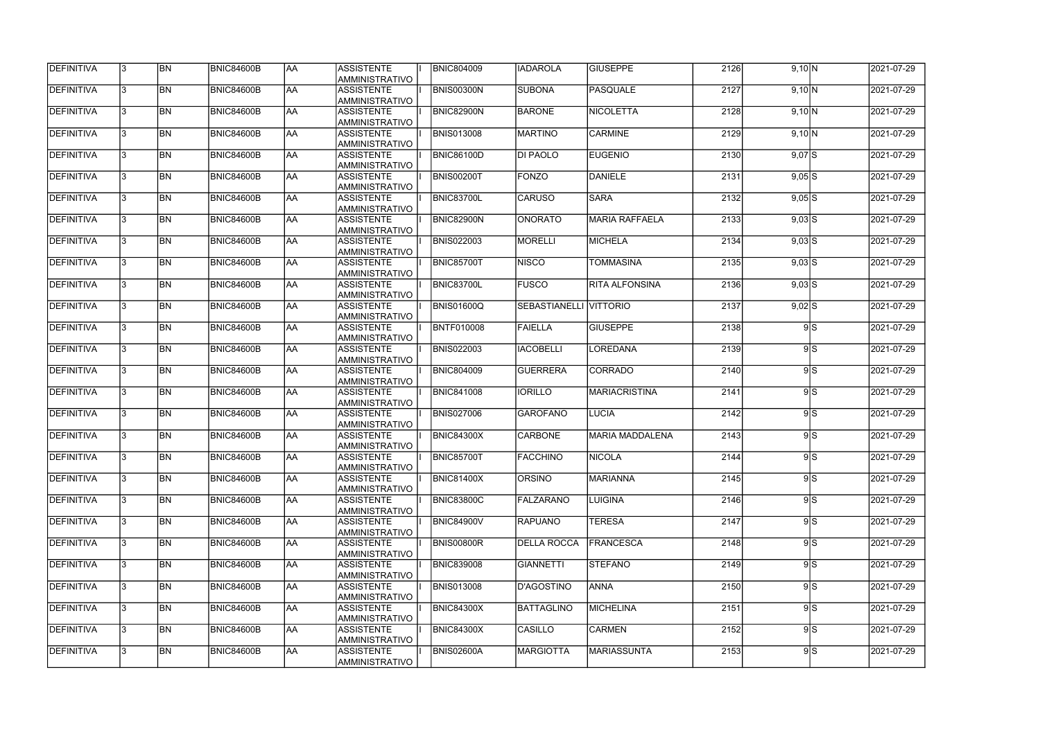| | | | | | | | | | | | | | |
|---|---|---|---|---|---|---|---|---|---|---|---|---|---|
| DEFINITIVA | 3 | BN | BNIC84600B | AA | ASSISTENTE AMMINISTRATIVO | I | BNIC804009 | IADAROLA | GIUSEPPE | 2126 | 9,10 | N | 2021-07-29 |
| DEFINITIVA | 3 | BN | BNIC84600B | AA | ASSISTENTE AMMINISTRATIVO | I | BNIS00300N | SUBONA | PASQUALE | 2127 | 9,10 | N | 2021-07-29 |
| DEFINITIVA | 3 | BN | BNIC84600B | AA | ASSISTENTE AMMINISTRATIVO | I | BNIC82900N | BARONE | NICOLETTA | 2128 | 9,10 | N | 2021-07-29 |
| DEFINITIVA | 3 | BN | BNIC84600B | AA | ASSISTENTE AMMINISTRATIVO | I | BNIS013008 | MARTINO | CARMINE | 2129 | 9,10 | N | 2021-07-29 |
| DEFINITIVA | 3 | BN | BNIC84600B | AA | ASSISTENTE AMMINISTRATIVO | I | BNIC86100D | DI PAOLO | EUGENIO | 2130 | 9,07 | S | 2021-07-29 |
| DEFINITIVA | 3 | BN | BNIC84600B | AA | ASSISTENTE AMMINISTRATIVO | I | BNIS00200T | FONZO | DANIELE | 2131 | 9,05 | S | 2021-07-29 |
| DEFINITIVA | 3 | BN | BNIC84600B | AA | ASSISTENTE AMMINISTRATIVO | I | BNIC83700L | CARUSO | SARA | 2132 | 9,05 | S | 2021-07-29 |
| DEFINITIVA | 3 | BN | BNIC84600B | AA | ASSISTENTE AMMINISTRATIVO | I | BNIC82900N | ONORATO | MARIA RAFFAELA | 2133 | 9,03 | S | 2021-07-29 |
| DEFINITIVA | 3 | BN | BNIC84600B | AA | ASSISTENTE AMMINISTRATIVO | I | BNIS022003 | MORELLI | MICHELA | 2134 | 9,03 | S | 2021-07-29 |
| DEFINITIVA | 3 | BN | BNIC84600B | AA | ASSISTENTE AMMINISTRATIVO | I | BNIC85700T | NISCO | TOMMASINA | 2135 | 9,03 | S | 2021-07-29 |
| DEFINITIVA | 3 | BN | BNIC84600B | AA | ASSISTENTE AMMINISTRATIVO | I | BNIC83700L | FUSCO | RITA ALFONSINA | 2136 | 9,03 | S | 2021-07-29 |
| DEFINITIVA | 3 | BN | BNIC84600B | AA | ASSISTENTE AMMINISTRATIVO | I | BNIS01600Q | SEBASTIANELLI | VITTORIO | 2137 | 9,02 | S | 2021-07-29 |
| DEFINITIVA | 3 | BN | BNIC84600B | AA | ASSISTENTE AMMINISTRATIVO | I | BNTF010008 | FAIELLA | GIUSEPPE | 2138 | 9 | S | 2021-07-29 |
| DEFINITIVA | 3 | BN | BNIC84600B | AA | ASSISTENTE AMMINISTRATIVO | I | BNIS022003 | IACOBELLI | LOREDANA | 2139 | 9 | S | 2021-07-29 |
| DEFINITIVA | 3 | BN | BNIC84600B | AA | ASSISTENTE AMMINISTRATIVO | I | BNIC804009 | GUERRERA | CORRADO | 2140 | 9 | S | 2021-07-29 |
| DEFINITIVA | 3 | BN | BNIC84600B | AA | ASSISTENTE AMMINISTRATIVO | I | BNIC841008 | IORILLO | MARIACRISTINA | 2141 | 9 | S | 2021-07-29 |
| DEFINITIVA | 3 | BN | BNIC84600B | AA | ASSISTENTE AMMINISTRATIVO | I | BNIS027006 | GAROFANO | LUCIA | 2142 | 9 | S | 2021-07-29 |
| DEFINITIVA | 3 | BN | BNIC84600B | AA | ASSISTENTE AMMINISTRATIVO | I | BNIC84300X | CARBONE | MARIA MADDALENA | 2143 | 9 | S | 2021-07-29 |
| DEFINITIVA | 3 | BN | BNIC84600B | AA | ASSISTENTE AMMINISTRATIVO | I | BNIC85700T | FACCHINO | NICOLA | 2144 | 9 | S | 2021-07-29 |
| DEFINITIVA | 3 | BN | BNIC84600B | AA | ASSISTENTE AMMINISTRATIVO | I | BNIC81400X | ORSINO | MARIANNA | 2145 | 9 | S | 2021-07-29 |
| DEFINITIVA | 3 | BN | BNIC84600B | AA | ASSISTENTE AMMINISTRATIVO | I | BNIC83800C | FALZARANO | LUIGINA | 2146 | 9 | S | 2021-07-29 |
| DEFINITIVA | 3 | BN | BNIC84600B | AA | ASSISTENTE AMMINISTRATIVO | I | BNIC84900V | RAPUANO | TERESA | 2147 | 9 | S | 2021-07-29 |
| DEFINITIVA | 3 | BN | BNIC84600B | AA | ASSISTENTE AMMINISTRATIVO | I | BNIS00800R | DELLA ROCCA | FRANCESCA | 2148 | 9 | S | 2021-07-29 |
| DEFINITIVA | 3 | BN | BNIC84600B | AA | ASSISTENTE AMMINISTRATIVO | I | BNIC839008 | GIANNETTI | STEFANO | 2149 | 9 | S | 2021-07-29 |
| DEFINITIVA | 3 | BN | BNIC84600B | AA | ASSISTENTE AMMINISTRATIVO | I | BNIS013008 | D'AGOSTINO | ANNA | 2150 | 9 | S | 2021-07-29 |
| DEFINITIVA | 3 | BN | BNIC84600B | AA | ASSISTENTE AMMINISTRATIVO | I | BNIC84300X | BATTAGLINO | MICHELINA | 2151 | 9 | S | 2021-07-29 |
| DEFINITIVA | 3 | BN | BNIC84600B | AA | ASSISTENTE AMMINISTRATIVO | I | BNIC84300X | CASILLO | CARMEN | 2152 | 9 | S | 2021-07-29 |
| DEFINITIVA | 3 | BN | BNIC84600B | AA | ASSISTENTE AMMINISTRATIVO | I | BNIS02600A | MARGIOTTA | MARIASSUNTA | 2153 | 9 | S | 2021-07-29 |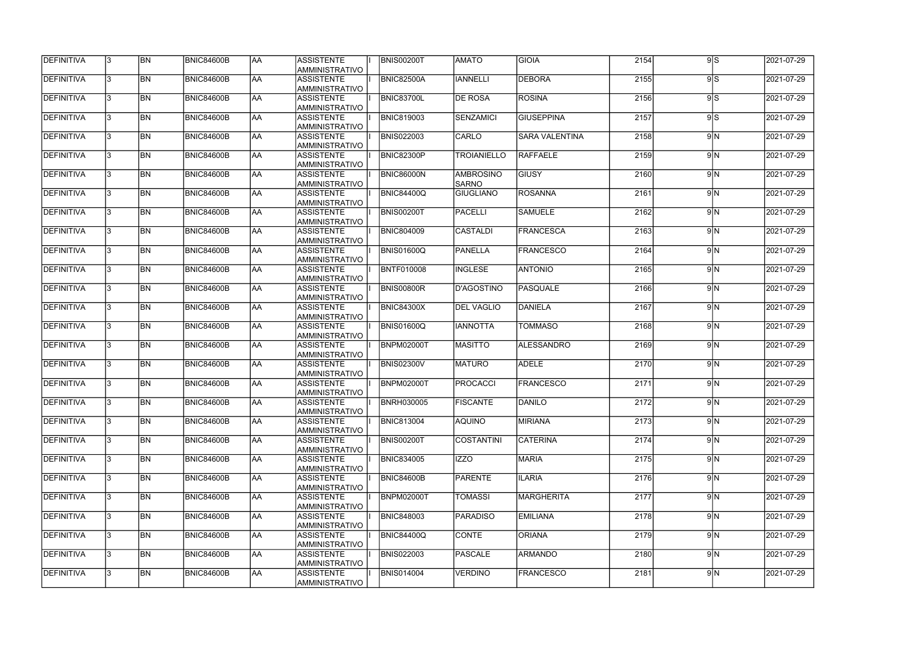| | | | | | | | | | | | | | |
|---|---|---|---|---|---|---|---|---|---|---|---|---|---|
| DEFINITIVA | 3 | BN | BNIC84600B | AA | ASSISTENTE AMMINISTRATIVO | I | BNIS00200T | AMATO | GIOIA | 2154 | 9 | S | 2021-07-29 |
| DEFINITIVA | 3 | BN | BNIC84600B | AA | ASSISTENTE AMMINISTRATIVO | I | BNIC82500A | IANNELLI | DEBORA | 2155 | 9 | S | 2021-07-29 |
| DEFINITIVA | 3 | BN | BNIC84600B | AA | ASSISTENTE AMMINISTRATIVO | I | BNIC83700L | DE ROSA | ROSINA | 2156 | 9 | S | 2021-07-29 |
| DEFINITIVA | 3 | BN | BNIC84600B | AA | ASSISTENTE AMMINISTRATIVO | I | BNIC819003 | SENZAMICI | GIUSEPPINA | 2157 | 9 | S | 2021-07-29 |
| DEFINITIVA | 3 | BN | BNIC84600B | AA | ASSISTENTE AMMINISTRATIVO | I | BNIS022003 | CARLO | SARA VALENTINA | 2158 | 9 | N | 2021-07-29 |
| DEFINITIVA | 3 | BN | BNIC84600B | AA | ASSISTENTE AMMINISTRATIVO | I | BNIC82300P | TROIANIELLO | RAFFAELE | 2159 | 9 | N | 2021-07-29 |
| DEFINITIVA | 3 | BN | BNIC84600B | AA | ASSISTENTE AMMINISTRATIVO | I | BNIC86000N | AMBROSINO SARNO | GIUSY | 2160 | 9 | N | 2021-07-29 |
| DEFINITIVA | 3 | BN | BNIC84600B | AA | ASSISTENTE AMMINISTRATIVO | I | BNIC84400Q | GIUGLIANO | ROSANNA | 2161 | 9 | N | 2021-07-29 |
| DEFINITIVA | 3 | BN | BNIC84600B | AA | ASSISTENTE AMMINISTRATIVO | I | BNIS00200T | PACELLI | SAMUELE | 2162 | 9 | N | 2021-07-29 |
| DEFINITIVA | 3 | BN | BNIC84600B | AA | ASSISTENTE AMMINISTRATIVO | I | BNIC804009 | CASTALDI | FRANCESCA | 2163 | 9 | N | 2021-07-29 |
| DEFINITIVA | 3 | BN | BNIC84600B | AA | ASSISTENTE AMMINISTRATIVO | I | BNIS01600Q | PANELLA | FRANCESCO | 2164 | 9 | N | 2021-07-29 |
| DEFINITIVA | 3 | BN | BNIC84600B | AA | ASSISTENTE AMMINISTRATIVO | I | BNTF010008 | INGLESE | ANTONIO | 2165 | 9 | N | 2021-07-29 |
| DEFINITIVA | 3 | BN | BNIC84600B | AA | ASSISTENTE AMMINISTRATIVO | I | BNIS00800R | D'AGOSTINO | PASQUALE | 2166 | 9 | N | 2021-07-29 |
| DEFINITIVA | 3 | BN | BNIC84600B | AA | ASSISTENTE AMMINISTRATIVO | I | BNIC84300X | DEL VAGLIO | DANIELA | 2167 | 9 | N | 2021-07-29 |
| DEFINITIVA | 3 | BN | BNIC84600B | AA | ASSISTENTE AMMINISTRATIVO | I | BNIS01600Q | IANNOTTA | TOMMASO | 2168 | 9 | N | 2021-07-29 |
| DEFINITIVA | 3 | BN | BNIC84600B | AA | ASSISTENTE AMMINISTRATIVO | I | BNPM02000T | MASITTO | ALESSANDRO | 2169 | 9 | N | 2021-07-29 |
| DEFINITIVA | 3 | BN | BNIC84600B | AA | ASSISTENTE AMMINISTRATIVO | I | BNIS02300V | MATURO | ADELE | 2170 | 9 | N | 2021-07-29 |
| DEFINITIVA | 3 | BN | BNIC84600B | AA | ASSISTENTE AMMINISTRATIVO | I | BNPM02000T | PROCACCI | FRANCESCO | 2171 | 9 | N | 2021-07-29 |
| DEFINITIVA | 3 | BN | BNIC84600B | AA | ASSISTENTE AMMINISTRATIVO | I | BNRH030005 | FISCANTE | DANILO | 2172 | 9 | N | 2021-07-29 |
| DEFINITIVA | 3 | BN | BNIC84600B | AA | ASSISTENTE AMMINISTRATIVO | I | BNIC813004 | AQUINO | MIRIANA | 2173 | 9 | N | 2021-07-29 |
| DEFINITIVA | 3 | BN | BNIC84600B | AA | ASSISTENTE AMMINISTRATIVO | I | BNIS00200T | COSTANTINI | CATERINA | 2174 | 9 | N | 2021-07-29 |
| DEFINITIVA | 3 | BN | BNIC84600B | AA | ASSISTENTE AMMINISTRATIVO | I | BNIC834005 | IZZO | MARIA | 2175 | 9 | N | 2021-07-29 |
| DEFINITIVA | 3 | BN | BNIC84600B | AA | ASSISTENTE AMMINISTRATIVO | I | BNIC84600B | PARENTE | ILARIA | 2176 | 9 | N | 2021-07-29 |
| DEFINITIVA | 3 | BN | BNIC84600B | AA | ASSISTENTE AMMINISTRATIVO | I | BNPM02000T | TOMASSI | MARGHERITA | 2177 | 9 | N | 2021-07-29 |
| DEFINITIVA | 3 | BN | BNIC84600B | AA | ASSISTENTE AMMINISTRATIVO | I | BNIC848003 | PARADISO | EMILIANA | 2178 | 9 | N | 2021-07-29 |
| DEFINITIVA | 3 | BN | BNIC84600B | AA | ASSISTENTE AMMINISTRATIVO | I | BNIC84400Q | CONTE | ORIANA | 2179 | 9 | N | 2021-07-29 |
| DEFINITIVA | 3 | BN | BNIC84600B | AA | ASSISTENTE AMMINISTRATIVO | I | BNIS022003 | PASCALE | ARMANDO | 2180 | 9 | N | 2021-07-29 |
| DEFINITIVA | 3 | BN | BNIC84600B | AA | ASSISTENTE AMMINISTRATIVO | I | BNIS014004 | VERDINO | FRANCESCO | 2181 | 9 | N | 2021-07-29 |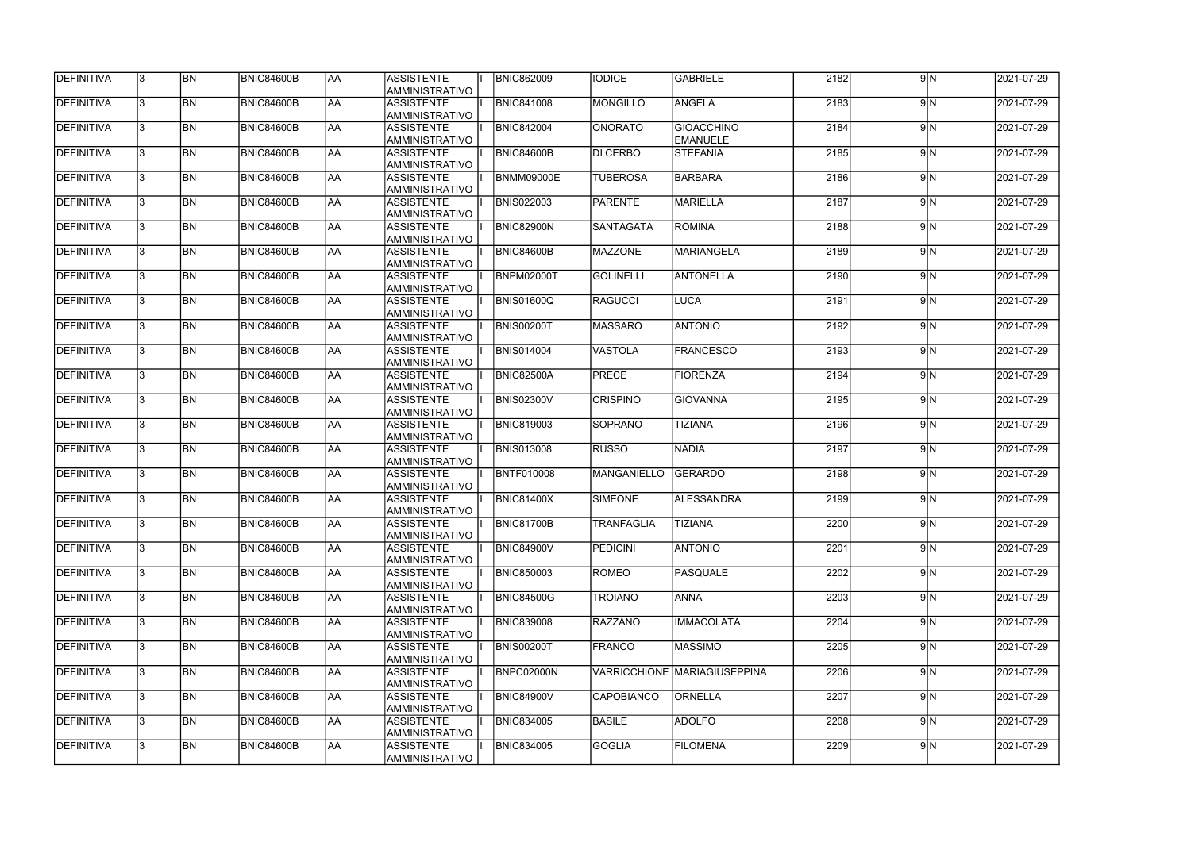| | | | | | | | | | | | | | | |
|---|---|---|---|---|---|---|---|---|---|---|---|---|---|---|
| DEFINITIVA | 3 | BN | BNIC84600B | AA | ASSISTENTE AMMINISTRATIVO | I | BNIC862009 | IODICE | GABRIELE | 2182 | | 9 | N | 2021-07-29 |
| DEFINITIVA | 3 | BN | BNIC84600B | AA | ASSISTENTE AMMINISTRATIVO | I | BNIC841008 | MONGILLO | ANGELA | 2183 | | 9 | N | 2021-07-29 |
| DEFINITIVA | 3 | BN | BNIC84600B | AA | ASSISTENTE AMMINISTRATIVO | I | BNIC842004 | ONORATO | GIOACCHINO EMANUELE | 2184 | | 9 | N | 2021-07-29 |
| DEFINITIVA | 3 | BN | BNIC84600B | AA | ASSISTENTE AMMINISTRATIVO | I | BNIC84600B | DI CERBO | STEFANIA | 2185 | | 9 | N | 2021-07-29 |
| DEFINITIVA | 3 | BN | BNIC84600B | AA | ASSISTENTE AMMINISTRATIVO | I | BNMM09000E | TUBEROSA | BARBARA | 2186 | | 9 | N | 2021-07-29 |
| DEFINITIVA | 3 | BN | BNIC84600B | AA | ASSISTENTE AMMINISTRATIVO | I | BNIS022003 | PARENTE | MARIELLA | 2187 | | 9 | N | 2021-07-29 |
| DEFINITIVA | 3 | BN | BNIC84600B | AA | ASSISTENTE AMMINISTRATIVO | I | BNIC82900N | SANTAGATA | ROMINA | 2188 | | 9 | N | 2021-07-29 |
| DEFINITIVA | 3 | BN | BNIC84600B | AA | ASSISTENTE AMMINISTRATIVO | I | BNIC84600B | MAZZONE | MARIANGELA | 2189 | | 9 | N | 2021-07-29 |
| DEFINITIVA | 3 | BN | BNIC84600B | AA | ASSISTENTE AMMINISTRATIVO | I | BNPM02000T | GOLINELLI | ANTONELLA | 2190 | | 9 | N | 2021-07-29 |
| DEFINITIVA | 3 | BN | BNIC84600B | AA | ASSISTENTE AMMINISTRATIVO | I | BNIS01600Q | RAGUCCI | LUCA | 2191 | | 9 | N | 2021-07-29 |
| DEFINITIVA | 3 | BN | BNIC84600B | AA | ASSISTENTE AMMINISTRATIVO | I | BNIS00200T | MASSARO | ANTONIO | 2192 | | 9 | N | 2021-07-29 |
| DEFINITIVA | 3 | BN | BNIC84600B | AA | ASSISTENTE AMMINISTRATIVO | I | BNIS014004 | VASTOLA | FRANCESCO | 2193 | | 9 | N | 2021-07-29 |
| DEFINITIVA | 3 | BN | BNIC84600B | AA | ASSISTENTE AMMINISTRATIVO | I | BNIC82500A | PRECE | FIORENZA | 2194 | | 9 | N | 2021-07-29 |
| DEFINITIVA | 3 | BN | BNIC84600B | AA | ASSISTENTE AMMINISTRATIVO | I | BNIS02300V | CRISPINO | GIOVANNA | 2195 | | 9 | N | 2021-07-29 |
| DEFINITIVA | 3 | BN | BNIC84600B | AA | ASSISTENTE AMMINISTRATIVO | I | BNIC819003 | SOPRANO | TIZIANA | 2196 | | 9 | N | 2021-07-29 |
| DEFINITIVA | 3 | BN | BNIC84600B | AA | ASSISTENTE AMMINISTRATIVO | I | BNIS013008 | RUSSO | NADIA | 2197 | | 9 | N | 2021-07-29 |
| DEFINITIVA | 3 | BN | BNIC84600B | AA | ASSISTENTE AMMINISTRATIVO | I | BNTF010008 | MANGANIELLO | GERARDO | 2198 | | 9 | N | 2021-07-29 |
| DEFINITIVA | 3 | BN | BNIC84600B | AA | ASSISTENTE AMMINISTRATIVO | I | BNIC81400X | SIMEONE | ALESSANDRA | 2199 | | 9 | N | 2021-07-29 |
| DEFINITIVA | 3 | BN | BNIC84600B | AA | ASSISTENTE AMMINISTRATIVO | I | BNIC81700B | TRANFAGLIA | TIZIANA | 2200 | | 9 | N | 2021-07-29 |
| DEFINITIVA | 3 | BN | BNIC84600B | AA | ASSISTENTE AMMINISTRATIVO | I | BNIC84900V | PEDICINI | ANTONIO | 2201 | | 9 | N | 2021-07-29 |
| DEFINITIVA | 3 | BN | BNIC84600B | AA | ASSISTENTE AMMINISTRATIVO | I | BNIC850003 | ROMEO | PASQUALE | 2202 | | 9 | N | 2021-07-29 |
| DEFINITIVA | 3 | BN | BNIC84600B | AA | ASSISTENTE AMMINISTRATIVO | I | BNIC84500G | TROIANO | ANNA | 2203 | | 9 | N | 2021-07-29 |
| DEFINITIVA | 3 | BN | BNIC84600B | AA | ASSISTENTE AMMINISTRATIVO | I | BNIC839008 | RAZZANO | IMMACOLATA | 2204 | | 9 | N | 2021-07-29 |
| DEFINITIVA | 3 | BN | BNIC84600B | AA | ASSISTENTE AMMINISTRATIVO | I | BNIS00200T | FRANCO | MASSIMO | 2205 | | 9 | N | 2021-07-29 |
| DEFINITIVA | 3 | BN | BNIC84600B | AA | ASSISTENTE AMMINISTRATIVO | I | BNPC02000N | VARRICCHIONE | MARIAGIUSEPPINA | 2206 | | 9 | N | 2021-07-29 |
| DEFINITIVA | 3 | BN | BNIC84600B | AA | ASSISTENTE AMMINISTRATIVO | I | BNIC84900V | CAPOBIANCO | ORNELLA | 2207 | | 9 | N | 2021-07-29 |
| DEFINITIVA | 3 | BN | BNIC84600B | AA | ASSISTENTE AMMINISTRATIVO | I | BNIC834005 | BASILE | ADOLFO | 2208 | | 9 | N | 2021-07-29 |
| DEFINITIVA | 3 | BN | BNIC84600B | AA | ASSISTENTE AMMINISTRATIVO | I | BNIC834005 | GOGLIA | FILOMENA | 2209 | | 9 | N | 2021-07-29 |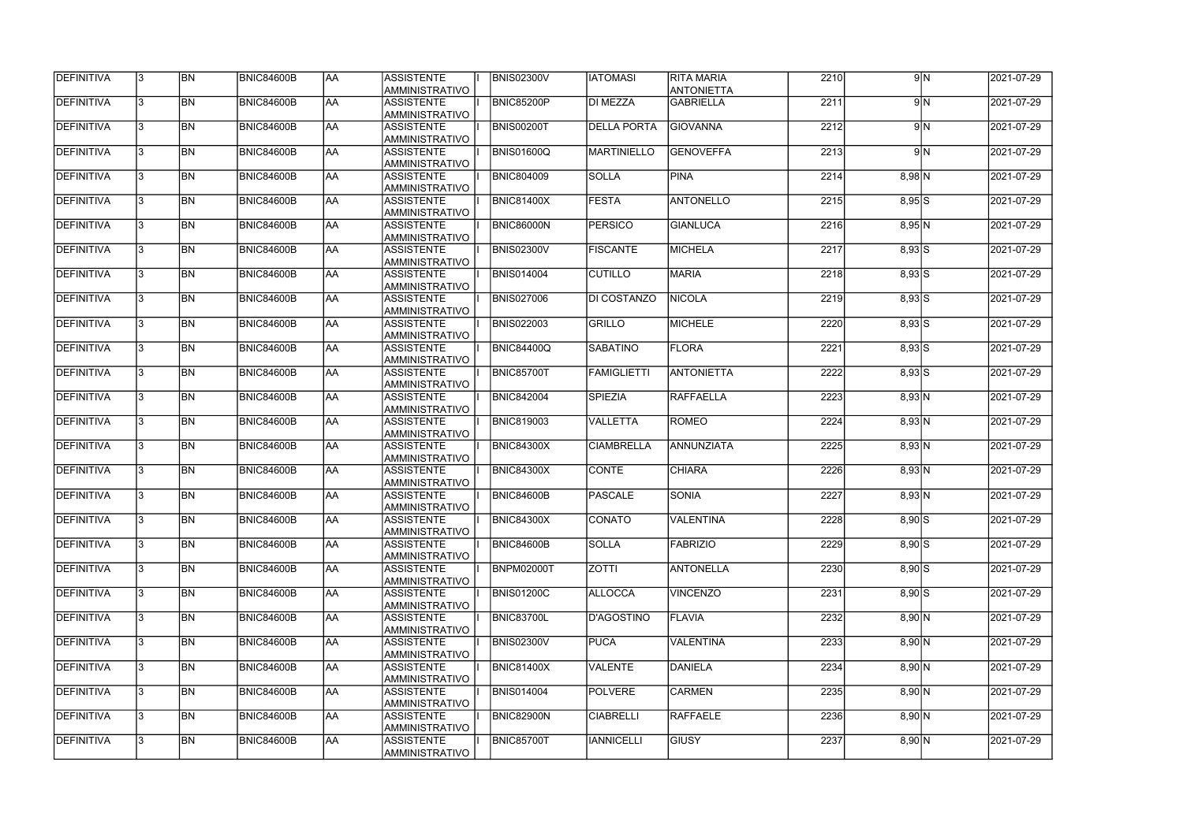| | | | | | | | | | | | | | | |
|---|---|---|---|---|---|---|---|---|---|---|---|---|---|---|
| DEFINITIVA | 3 | BN | BNIC84600B | AA | ASSISTENTE AMMINISTRATIVO | I | BNIS02300V | IATOMASI | RITA MARIA ANTONIETTA | 2210 | 9 | N | | 2021-07-29 |
| DEFINITIVA | 3 | BN | BNIC84600B | AA | ASSISTENTE AMMINISTRATIVO | I | BNIC85200P | DI MEZZA | GABRIELLA | 2211 | 9 | N | | 2021-07-29 |
| DEFINITIVA | 3 | BN | BNIC84600B | AA | ASSISTENTE AMMINISTRATIVO | I | BNIS00200T | DELLA PORTA | GIOVANNA | 2212 | 9 | N | | 2021-07-29 |
| DEFINITIVA | 3 | BN | BNIC84600B | AA | ASSISTENTE AMMINISTRATIVO | I | BNIS01600Q | MARTINIELLO | GENOVEFFA | 2213 | 9 | N | | 2021-07-29 |
| DEFINITIVA | 3 | BN | BNIC84600B | AA | ASSISTENTE AMMINISTRATIVO | I | BNIC804009 | SOLLA | PINA | 2214 | 8,98 | N | | 2021-07-29 |
| DEFINITIVA | 3 | BN | BNIC84600B | AA | ASSISTENTE AMMINISTRATIVO | I | BNIC81400X | FESTA | ANTONELLO | 2215 | 8,95 | S | | 2021-07-29 |
| DEFINITIVA | 3 | BN | BNIC84600B | AA | ASSISTENTE AMMINISTRATIVO | I | BNIC86000N | PERSICO | GIANLUCA | 2216 | 8,95 | N | | 2021-07-29 |
| DEFINITIVA | 3 | BN | BNIC84600B | AA | ASSISTENTE AMMINISTRATIVO | I | BNIS02300V | FISCANTE | MICHELA | 2217 | 8,93 | S | | 2021-07-29 |
| DEFINITIVA | 3 | BN | BNIC84600B | AA | ASSISTENTE AMMINISTRATIVO | I | BNIS014004 | CUTILLO | MARIA | 2218 | 8,93 | S | | 2021-07-29 |
| DEFINITIVA | 3 | BN | BNIC84600B | AA | ASSISTENTE AMMINISTRATIVO | I | BNIS027006 | DI COSTANZO | NICOLA | 2219 | 8,93 | S | | 2021-07-29 |
| DEFINITIVA | 3 | BN | BNIC84600B | AA | ASSISTENTE AMMINISTRATIVO | I | BNIS022003 | GRILLO | MICHELE | 2220 | 8,93 | S | | 2021-07-29 |
| DEFINITIVA | 3 | BN | BNIC84600B | AA | ASSISTENTE AMMINISTRATIVO | I | BNIC84400Q | SABATINO | FLORA | 2221 | 8,93 | S | | 2021-07-29 |
| DEFINITIVA | 3 | BN | BNIC84600B | AA | ASSISTENTE AMMINISTRATIVO | I | BNIC85700T | FAMIGLIETTI | ANTONIETTA | 2222 | 8,93 | S | | 2021-07-29 |
| DEFINITIVA | 3 | BN | BNIC84600B | AA | ASSISTENTE AMMINISTRATIVO | I | BNIC842004 | SPIEZIA | RAFFAELLA | 2223 | 8,93 | N | | 2021-07-29 |
| DEFINITIVA | 3 | BN | BNIC84600B | AA | ASSISTENTE AMMINISTRATIVO | I | BNIC819003 | VALLETTA | ROMEO | 2224 | 8,93 | N | | 2021-07-29 |
| DEFINITIVA | 3 | BN | BNIC84600B | AA | ASSISTENTE AMMINISTRATIVO | I | BNIC84300X | CIAMBRELLA | ANNUNZIATA | 2225 | 8,93 | N | | 2021-07-29 |
| DEFINITIVA | 3 | BN | BNIC84600B | AA | ASSISTENTE AMMINISTRATIVO | I | BNIC84300X | CONTE | CHIARA | 2226 | 8,93 | N | | 2021-07-29 |
| DEFINITIVA | 3 | BN | BNIC84600B | AA | ASSISTENTE AMMINISTRATIVO | I | BNIC84600B | PASCALE | SONIA | 2227 | 8,93 | N | | 2021-07-29 |
| DEFINITIVA | 3 | BN | BNIC84600B | AA | ASSISTENTE AMMINISTRATIVO | I | BNIC84300X | CONATO | VALENTINA | 2228 | 8,90 | S | | 2021-07-29 |
| DEFINITIVA | 3 | BN | BNIC84600B | AA | ASSISTENTE AMMINISTRATIVO | I | BNIC84600B | SOLLA | FABRIZIO | 2229 | 8,90 | S | | 2021-07-29 |
| DEFINITIVA | 3 | BN | BNIC84600B | AA | ASSISTENTE AMMINISTRATIVO | I | BNPM02000T | ZOTTI | ANTONELLA | 2230 | 8,90 | S | | 2021-07-29 |
| DEFINITIVA | 3 | BN | BNIC84600B | AA | ASSISTENTE AMMINISTRATIVO | I | BNIS01200C | ALLOCCA | VINCENZO | 2231 | 8,90 | S | | 2021-07-29 |
| DEFINITIVA | 3 | BN | BNIC84600B | AA | ASSISTENTE AMMINISTRATIVO | I | BNIC83700L | D'AGOSTINO | FLAVIA | 2232 | 8,90 | N | | 2021-07-29 |
| DEFINITIVA | 3 | BN | BNIC84600B | AA | ASSISTENTE AMMINISTRATIVO | I | BNIS02300V | PUCA | VALENTINA | 2233 | 8,90 | N | | 2021-07-29 |
| DEFINITIVA | 3 | BN | BNIC84600B | AA | ASSISTENTE AMMINISTRATIVO | I | BNIC81400X | VALENTE | DANIELA | 2234 | 8,90 | N | | 2021-07-29 |
| DEFINITIVA | 3 | BN | BNIC84600B | AA | ASSISTENTE AMMINISTRATIVO | I | BNIS014004 | POLVERE | CARMEN | 2235 | 8,90 | N | | 2021-07-29 |
| DEFINITIVA | 3 | BN | BNIC84600B | AA | ASSISTENTE AMMINISTRATIVO | I | BNIC82900N | CIABRELLI | RAFFAELE | 2236 | 8,90 | N | | 2021-07-29 |
| DEFINITIVA | 3 | BN | BNIC84600B | AA | ASSISTENTE AMMINISTRATIVO | I | BNIC85700T | IANNICELLI | GIUSY | 2237 | 8,90 | N | | 2021-07-29 |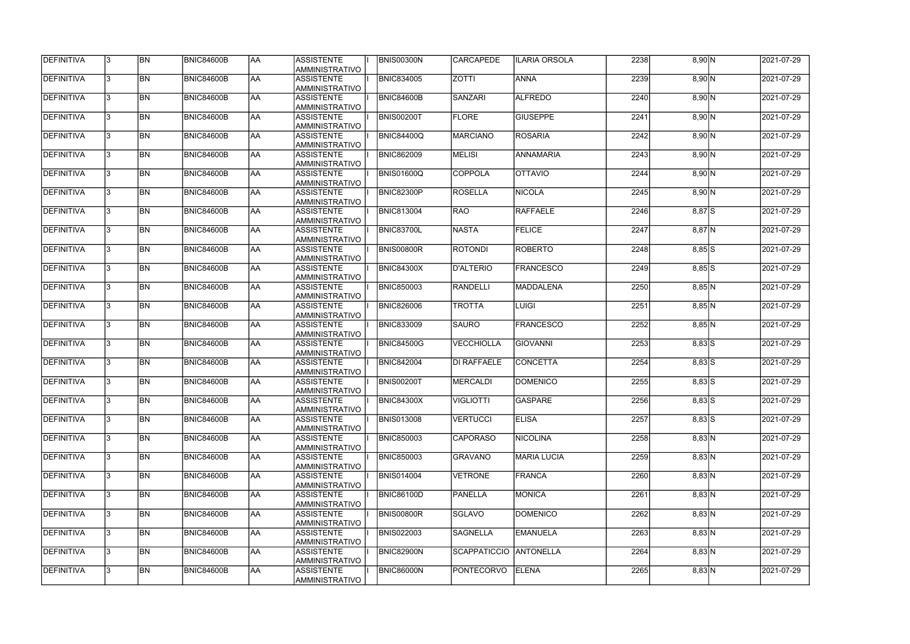| | | | | | | | | | | | | | | |
|---|---|---|---|---|---|---|---|---|---|---|---|---|---|---|
| DEFINITIVA | 3 | BN | BNIC84600B | AA | ASSISTENTE AMMINISTRATIVO | I | BNIS00300N | CARCAPEDE | ILARIA ORSOLA | 2238 | 8,90 | N | | 2021-07-29 |
| DEFINITIVA | 3 | BN | BNIC84600B | AA | ASSISTENTE AMMINISTRATIVO | I | BNIC834005 | ZOTTI | ANNA | 2239 | 8,90 | N | | 2021-07-29 |
| DEFINITIVA | 3 | BN | BNIC84600B | AA | ASSISTENTE AMMINISTRATIVO | I | BNIC84600B | SANZARI | ALFREDO | 2240 | 8,90 | N | | 2021-07-29 |
| DEFINITIVA | 3 | BN | BNIC84600B | AA | ASSISTENTE AMMINISTRATIVO | I | BNIS00200T | FLORE | GIUSEPPE | 2241 | 8,90 | N | | 2021-07-29 |
| DEFINITIVA | 3 | BN | BNIC84600B | AA | ASSISTENTE AMMINISTRATIVO | I | BNIC84400Q | MARCIANO | ROSARIA | 2242 | 8,90 | N | | 2021-07-29 |
| DEFINITIVA | 3 | BN | BNIC84600B | AA | ASSISTENTE AMMINISTRATIVO | I | BNIC862009 | MELISI | ANNAMARIA | 2243 | 8,90 | N | | 2021-07-29 |
| DEFINITIVA | 3 | BN | BNIC84600B | AA | ASSISTENTE AMMINISTRATIVO | I | BNIS01600Q | COPPOLA | OTTAVIO | 2244 | 8,90 | N | | 2021-07-29 |
| DEFINITIVA | 3 | BN | BNIC84600B | AA | ASSISTENTE AMMINISTRATIVO | I | BNIC82300P | ROSELLA | NICOLA | 2245 | 8,90 | N | | 2021-07-29 |
| DEFINITIVA | 3 | BN | BNIC84600B | AA | ASSISTENTE AMMINISTRATIVO | I | BNIC813004 | RAO | RAFFAELE | 2246 | 8,87 | S | | 2021-07-29 |
| DEFINITIVA | 3 | BN | BNIC84600B | AA | ASSISTENTE AMMINISTRATIVO | I | BNIC83700L | NASTA | FELICE | 2247 | 8,87 | N | | 2021-07-29 |
| DEFINITIVA | 3 | BN | BNIC84600B | AA | ASSISTENTE AMMINISTRATIVO | I | BNIS00800R | ROTONDI | ROBERTO | 2248 | 8,85 | S | | 2021-07-29 |
| DEFINITIVA | 3 | BN | BNIC84600B | AA | ASSISTENTE AMMINISTRATIVO | I | BNIC84300X | D'ALTERIO | FRANCESCO | 2249 | 8,85 | S | | 2021-07-29 |
| DEFINITIVA | 3 | BN | BNIC84600B | AA | ASSISTENTE AMMINISTRATIVO | I | BNIC850003 | RANDELLI | MADDALENA | 2250 | 8,85 | N | | 2021-07-29 |
| DEFINITIVA | 3 | BN | BNIC84600B | AA | ASSISTENTE AMMINISTRATIVO | I | BNIC826006 | TROTTA | LUIGI | 2251 | 8,85 | N | | 2021-07-29 |
| DEFINITIVA | 3 | BN | BNIC84600B | AA | ASSISTENTE AMMINISTRATIVO | I | BNIC833009 | SAURO | FRANCESCO | 2252 | 8,85 | N | | 2021-07-29 |
| DEFINITIVA | 3 | BN | BNIC84600B | AA | ASSISTENTE AMMINISTRATIVO | I | BNIC84500G | VECCHIOLLA | GIOVANNI | 2253 | 8,83 | S | | 2021-07-29 |
| DEFINITIVA | 3 | BN | BNIC84600B | AA | ASSISTENTE AMMINISTRATIVO | I | BNIC842004 | DI RAFFAELE | CONCETTA | 2254 | 8,83 | S | | 2021-07-29 |
| DEFINITIVA | 3 | BN | BNIC84600B | AA | ASSISTENTE AMMINISTRATIVO | I | BNIS00200T | MERCALDI | DOMENICO | 2255 | 8,83 | S | | 2021-07-29 |
| DEFINITIVA | 3 | BN | BNIC84600B | AA | ASSISTENTE AMMINISTRATIVO | I | BNIC84300X | VIGLIOTTI | GASPARE | 2256 | 8,83 | S | | 2021-07-29 |
| DEFINITIVA | 3 | BN | BNIC84600B | AA | ASSISTENTE AMMINISTRATIVO | I | BNIS013008 | VERTUCCI | ELISA | 2257 | 8,83 | S | | 2021-07-29 |
| DEFINITIVA | 3 | BN | BNIC84600B | AA | ASSISTENTE AMMINISTRATIVO | I | BNIC850003 | CAPORASO | NICOLINA | 2258 | 8,83 | N | | 2021-07-29 |
| DEFINITIVA | 3 | BN | BNIC84600B | AA | ASSISTENTE AMMINISTRATIVO | I | BNIC850003 | GRAVANO | MARIA LUCIA | 2259 | 8,83 | N | | 2021-07-29 |
| DEFINITIVA | 3 | BN | BNIC84600B | AA | ASSISTENTE AMMINISTRATIVO | I | BNIS014004 | VETRONE | FRANCA | 2260 | 8,83 | N | | 2021-07-29 |
| DEFINITIVA | 3 | BN | BNIC84600B | AA | ASSISTENTE AMMINISTRATIVO | I | BNIC86100D | PANELLA | MONICA | 2261 | 8,83 | N | | 2021-07-29 |
| DEFINITIVA | 3 | BN | BNIC84600B | AA | ASSISTENTE AMMINISTRATIVO | I | BNIS00800R | SGLAVO | DOMENICO | 2262 | 8,83 | N | | 2021-07-29 |
| DEFINITIVA | 3 | BN | BNIC84600B | AA | ASSISTENTE AMMINISTRATIVO | I | BNIS022003 | SAGNELLA | EMANUELA | 2263 | 8,83 | N | | 2021-07-29 |
| DEFINITIVA | 3 | BN | BNIC84600B | AA | ASSISTENTE AMMINISTRATIVO | I | BNIC82900N | SCAPPATICCIO | ANTONELLA | 2264 | 8,83 | N | | 2021-07-29 |
| DEFINITIVA | 3 | BN | BNIC84600B | AA | ASSISTENTE AMMINISTRATIVO | I | BNIC86000N | PONTECORVO | ELENA | 2265 | 8,83 | N | | 2021-07-29 |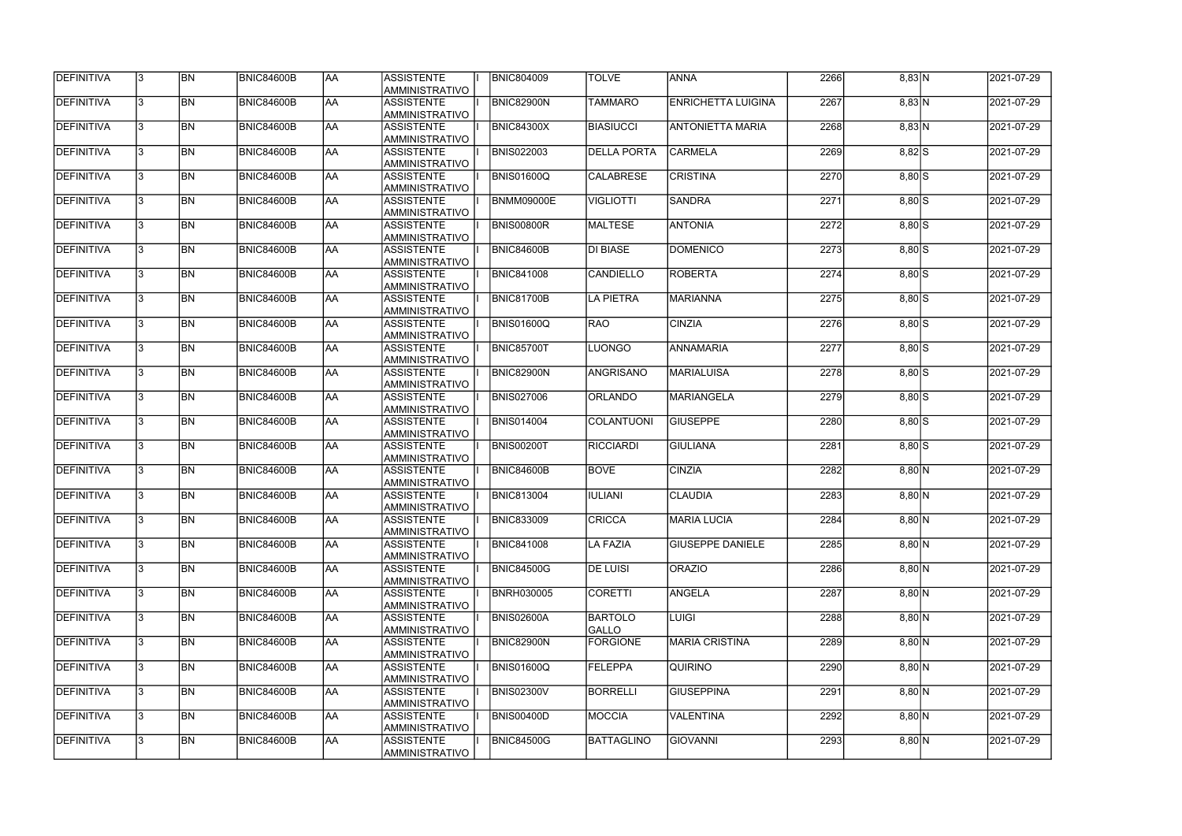| DEFINITIVA | 3 | BN | BNIC84600B | AA | ASSISTENTE AMMINISTRATIVO | I | BNIC804009 | TOLVE | ANNA | 2266 | 8,83 | N | 2021-07-29 |
|---|---|---|---|---|---|---|---|---|---|---|---|---|---|
| DEFINITIVA | 3 | BN | BNIC84600B | AA | ASSISTENTE AMMINISTRATIVO | I | BNIC82900N | TAMMARO | ENRICHETTA LUIGINA | 2267 | 8,83 | N | 2021-07-29 |
| DEFINITIVA | 3 | BN | BNIC84600B | AA | ASSISTENTE AMMINISTRATIVO | I | BNIC84300X | BIASIUCCI | ANTONIETTA MARIA | 2268 | 8,83 | N | 2021-07-29 |
| DEFINITIVA | 3 | BN | BNIC84600B | AA | ASSISTENTE AMMINISTRATIVO | I | BNIS022003 | DELLA PORTA | CARMELA | 2269 | 8,82 | S | 2021-07-29 |
| DEFINITIVA | 3 | BN | BNIC84600B | AA | ASSISTENTE AMMINISTRATIVO | I | BNIS01600Q | CALABRESE | CRISTINA | 2270 | 8,80 | S | 2021-07-29 |
| DEFINITIVA | 3 | BN | BNIC84600B | AA | ASSISTENTE AMMINISTRATIVO | I | BNMM09000E | VIGLIOTTI | SANDRA | 2271 | 8,80 | S | 2021-07-29 |
| DEFINITIVA | 3 | BN | BNIC84600B | AA | ASSISTENTE AMMINISTRATIVO | I | BNIS00800R | MALTESE | ANTONIA | 2272 | 8,80 | S | 2021-07-29 |
| DEFINITIVA | 3 | BN | BNIC84600B | AA | ASSISTENTE AMMINISTRATIVO | I | BNIC84600B | DI BIASE | DOMENICO | 2273 | 8,80 | S | 2021-07-29 |
| DEFINITIVA | 3 | BN | BNIC84600B | AA | ASSISTENTE AMMINISTRATIVO | I | BNIC841008 | CANDIELLO | ROBERTA | 2274 | 8,80 | S | 2021-07-29 |
| DEFINITIVA | 3 | BN | BNIC84600B | AA | ASSISTENTE AMMINISTRATIVO | I | BNIC81700B | LA PIETRA | MARIANNA | 2275 | 8,80 | S | 2021-07-29 |
| DEFINITIVA | 3 | BN | BNIC84600B | AA | ASSISTENTE AMMINISTRATIVO | I | BNIS01600Q | RAO | CINZIA | 2276 | 8,80 | S | 2021-07-29 |
| DEFINITIVA | 3 | BN | BNIC84600B | AA | ASSISTENTE AMMINISTRATIVO | I | BNIC85700T | LUONGO | ANNAMARIA | 2277 | 8,80 | S | 2021-07-29 |
| DEFINITIVA | 3 | BN | BNIC84600B | AA | ASSISTENTE AMMINISTRATIVO | I | BNIC82900N | ANGRISANO | MARIALUISA | 2278 | 8,80 | S | 2021-07-29 |
| DEFINITIVA | 3 | BN | BNIC84600B | AA | ASSISTENTE AMMINISTRATIVO | I | BNIS027006 | ORLANDO | MARIANGELA | 2279 | 8,80 | S | 2021-07-29 |
| DEFINITIVA | 3 | BN | BNIC84600B | AA | ASSISTENTE AMMINISTRATIVO | I | BNIS014004 | COLANTUONI | GIUSEPPE | 2280 | 8,80 | S | 2021-07-29 |
| DEFINITIVA | 3 | BN | BNIC84600B | AA | ASSISTENTE AMMINISTRATIVO | I | BNIS00200T | RICCIARDI | GIULIANA | 2281 | 8,80 | S | 2021-07-29 |
| DEFINITIVA | 3 | BN | BNIC84600B | AA | ASSISTENTE AMMINISTRATIVO | I | BNIC84600B | BOVE | CINZIA | 2282 | 8,80 | N | 2021-07-29 |
| DEFINITIVA | 3 | BN | BNIC84600B | AA | ASSISTENTE AMMINISTRATIVO | I | BNIC813004 | IULIANI | CLAUDIA | 2283 | 8,80 | N | 2021-07-29 |
| DEFINITIVA | 3 | BN | BNIC84600B | AA | ASSISTENTE AMMINISTRATIVO | I | BNIC833009 | CRICCA | MARIA LUCIA | 2284 | 8,80 | N | 2021-07-29 |
| DEFINITIVA | 3 | BN | BNIC84600B | AA | ASSISTENTE AMMINISTRATIVO | I | BNIC841008 | LA FAZIA | GIUSEPPE DANIELE | 2285 | 8,80 | N | 2021-07-29 |
| DEFINITIVA | 3 | BN | BNIC84600B | AA | ASSISTENTE AMMINISTRATIVO | I | BNIC84500G | DE LUISI | ORAZIO | 2286 | 8,80 | N | 2021-07-29 |
| DEFINITIVA | 3 | BN | BNIC84600B | AA | ASSISTENTE AMMINISTRATIVO | I | BNRH030005 | CORETTI | ANGELA | 2287 | 8,80 | N | 2021-07-29 |
| DEFINITIVA | 3 | BN | BNIC84600B | AA | ASSISTENTE AMMINISTRATIVO | I | BNIS02600A | BARTOLO GALLO | LUIGI | 2288 | 8,80 | N | 2021-07-29 |
| DEFINITIVA | 3 | BN | BNIC84600B | AA | ASSISTENTE AMMINISTRATIVO | I | BNIC82900N | FORGIONE | MARIA CRISTINA | 2289 | 8,80 | N | 2021-07-29 |
| DEFINITIVA | 3 | BN | BNIC84600B | AA | ASSISTENTE AMMINISTRATIVO | I | BNIS01600Q | FELEPPA | QUIRINO | 2290 | 8,80 | N | 2021-07-29 |
| DEFINITIVA | 3 | BN | BNIC84600B | AA | ASSISTENTE AMMINISTRATIVO | I | BNIS02300V | BORRELLI | GIUSEPPINA | 2291 | 8,80 | N | 2021-07-29 |
| DEFINITIVA | 3 | BN | BNIC84600B | AA | ASSISTENTE AMMINISTRATIVO | I | BNIS00400D | MOCCIA | VALENTINA | 2292 | 8,80 | N | 2021-07-29 |
| DEFINITIVA | 3 | BN | BNIC84600B | AA | ASSISTENTE AMMINISTRATIVO | I | BNIC84500G | BATTAGLINO | GIOVANNI | 2293 | 8,80 | N | 2021-07-29 |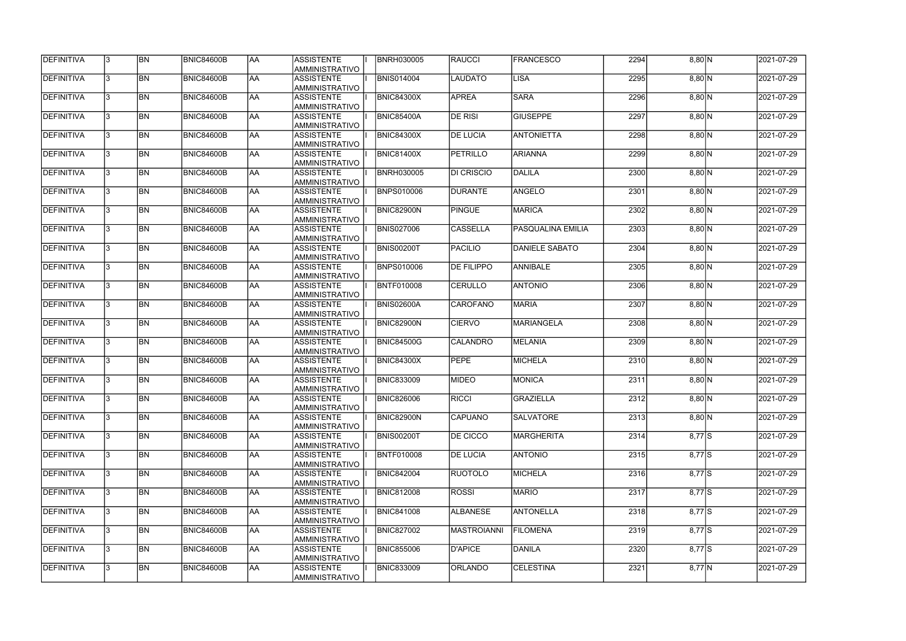| | | | | | | | | | | | | | |
|---|---|---|---|---|---|---|---|---|---|---|---|---|---|
| DEFINITIVA | 3 | BN | BNIC84600B | AA | ASSISTENTE AMMINISTRATIVO | I | BNRH030005 | RAUCCI | FRANCESCO | 2294 | 8,80 | N | 2021-07-29 |
| DEFINITIVA | 3 | BN | BNIC84600B | AA | ASSISTENTE AMMINISTRATIVO | I | BNIS014004 | LAUDATO | LISA | 2295 | 8,80 | N | 2021-07-29 |
| DEFINITIVA | 3 | BN | BNIC84600B | AA | ASSISTENTE AMMINISTRATIVO | I | BNIC84300X | APREA | SARA | 2296 | 8,80 | N | 2021-07-29 |
| DEFINITIVA | 3 | BN | BNIC84600B | AA | ASSISTENTE AMMINISTRATIVO | I | BNIC85400A | DE RISI | GIUSEPPE | 2297 | 8,80 | N | 2021-07-29 |
| DEFINITIVA | 3 | BN | BNIC84600B | AA | ASSISTENTE AMMINISTRATIVO | I | BNIC84300X | DE LUCIA | ANTONIETTA | 2298 | 8,80 | N | 2021-07-29 |
| DEFINITIVA | 3 | BN | BNIC84600B | AA | ASSISTENTE AMMINISTRATIVO | I | BNIC81400X | PETRILLO | ARIANNA | 2299 | 8,80 | N | 2021-07-29 |
| DEFINITIVA | 3 | BN | BNIC84600B | AA | ASSISTENTE AMMINISTRATIVO | I | BNRH030005 | DI CRISCIO | DALILA | 2300 | 8,80 | N | 2021-07-29 |
| DEFINITIVA | 3 | BN | BNIC84600B | AA | ASSISTENTE AMMINISTRATIVO | I | BNPS010006 | DURANTE | ANGELO | 2301 | 8,80 | N | 2021-07-29 |
| DEFINITIVA | 3 | BN | BNIC84600B | AA | ASSISTENTE AMMINISTRATIVO | I | BNIC82900N | PINGUE | MARICA | 2302 | 8,80 | N | 2021-07-29 |
| DEFINITIVA | 3 | BN | BNIC84600B | AA | ASSISTENTE AMMINISTRATIVO | I | BNIS027006 | CASSELLA | PASQUALINA EMILIA | 2303 | 8,80 | N | 2021-07-29 |
| DEFINITIVA | 3 | BN | BNIC84600B | AA | ASSISTENTE AMMINISTRATIVO | I | BNIS00200T | PACILIO | DANIELE SABATO | 2304 | 8,80 | N | 2021-07-29 |
| DEFINITIVA | 3 | BN | BNIC84600B | AA | ASSISTENTE AMMINISTRATIVO | I | BNPS010006 | DE FILIPPO | ANNIBALE | 2305 | 8,80 | N | 2021-07-29 |
| DEFINITIVA | 3 | BN | BNIC84600B | AA | ASSISTENTE AMMINISTRATIVO | I | BNTF010008 | CERULLO | ANTONIO | 2306 | 8,80 | N | 2021-07-29 |
| DEFINITIVA | 3 | BN | BNIC84600B | AA | ASSISTENTE AMMINISTRATIVO | I | BNIS02600A | CAROFANO | MARIA | 2307 | 8,80 | N | 2021-07-29 |
| DEFINITIVA | 3 | BN | BNIC84600B | AA | ASSISTENTE AMMINISTRATIVO | I | BNIC82900N | CIERVO | MARIANGELA | 2308 | 8,80 | N | 2021-07-29 |
| DEFINITIVA | 3 | BN | BNIC84600B | AA | ASSISTENTE AMMINISTRATIVO | I | BNIC84500G | CALANDRO | MELANIA | 2309 | 8,80 | N | 2021-07-29 |
| DEFINITIVA | 3 | BN | BNIC84600B | AA | ASSISTENTE AMMINISTRATIVO | I | BNIC84300X | PEPE | MICHELA | 2310 | 8,80 | N | 2021-07-29 |
| DEFINITIVA | 3 | BN | BNIC84600B | AA | ASSISTENTE AMMINISTRATIVO | I | BNIC833009 | MIDEO | MONICA | 2311 | 8,80 | N | 2021-07-29 |
| DEFINITIVA | 3 | BN | BNIC84600B | AA | ASSISTENTE AMMINISTRATIVO | I | BNIC826006 | RICCI | GRAZIELLA | 2312 | 8,80 | N | 2021-07-29 |
| DEFINITIVA | 3 | BN | BNIC84600B | AA | ASSISTENTE AMMINISTRATIVO | I | BNIC82900N | CAPUANO | SALVATORE | 2313 | 8,80 | N | 2021-07-29 |
| DEFINITIVA | 3 | BN | BNIC84600B | AA | ASSISTENTE AMMINISTRATIVO | I | BNIS00200T | DE CICCO | MARGHERITA | 2314 | 8,77 | S | 2021-07-29 |
| DEFINITIVA | 3 | BN | BNIC84600B | AA | ASSISTENTE AMMINISTRATIVO | I | BNTF010008 | DE LUCIA | ANTONIO | 2315 | 8,77 | S | 2021-07-29 |
| DEFINITIVA | 3 | BN | BNIC84600B | AA | ASSISTENTE AMMINISTRATIVO | I | BNIC842004 | RUOTOLO | MICHELA | 2316 | 8,77 | S | 2021-07-29 |
| DEFINITIVA | 3 | BN | BNIC84600B | AA | ASSISTENTE AMMINISTRATIVO | I | BNIC812008 | ROSSI | MARIO | 2317 | 8,77 | S | 2021-07-29 |
| DEFINITIVA | 3 | BN | BNIC84600B | AA | ASSISTENTE AMMINISTRATIVO | I | BNIC841008 | ALBANESE | ANTONELLA | 2318 | 8,77 | S | 2021-07-29 |
| DEFINITIVA | 3 | BN | BNIC84600B | AA | ASSISTENTE AMMINISTRATIVO | I | BNIC827002 | MASTROIANNI | FILOMENA | 2319 | 8,77 | S | 2021-07-29 |
| DEFINITIVA | 3 | BN | BNIC84600B | AA | ASSISTENTE AMMINISTRATIVO | I | BNIC855006 | D'APICE | DANILA | 2320 | 8,77 | S | 2021-07-29 |
| DEFINITIVA | 3 | BN | BNIC84600B | AA | ASSISTENTE AMMINISTRATIVO | I | BNIC833009 | ORLANDO | CELESTINA | 2321 | 8,77 | N | 2021-07-29 |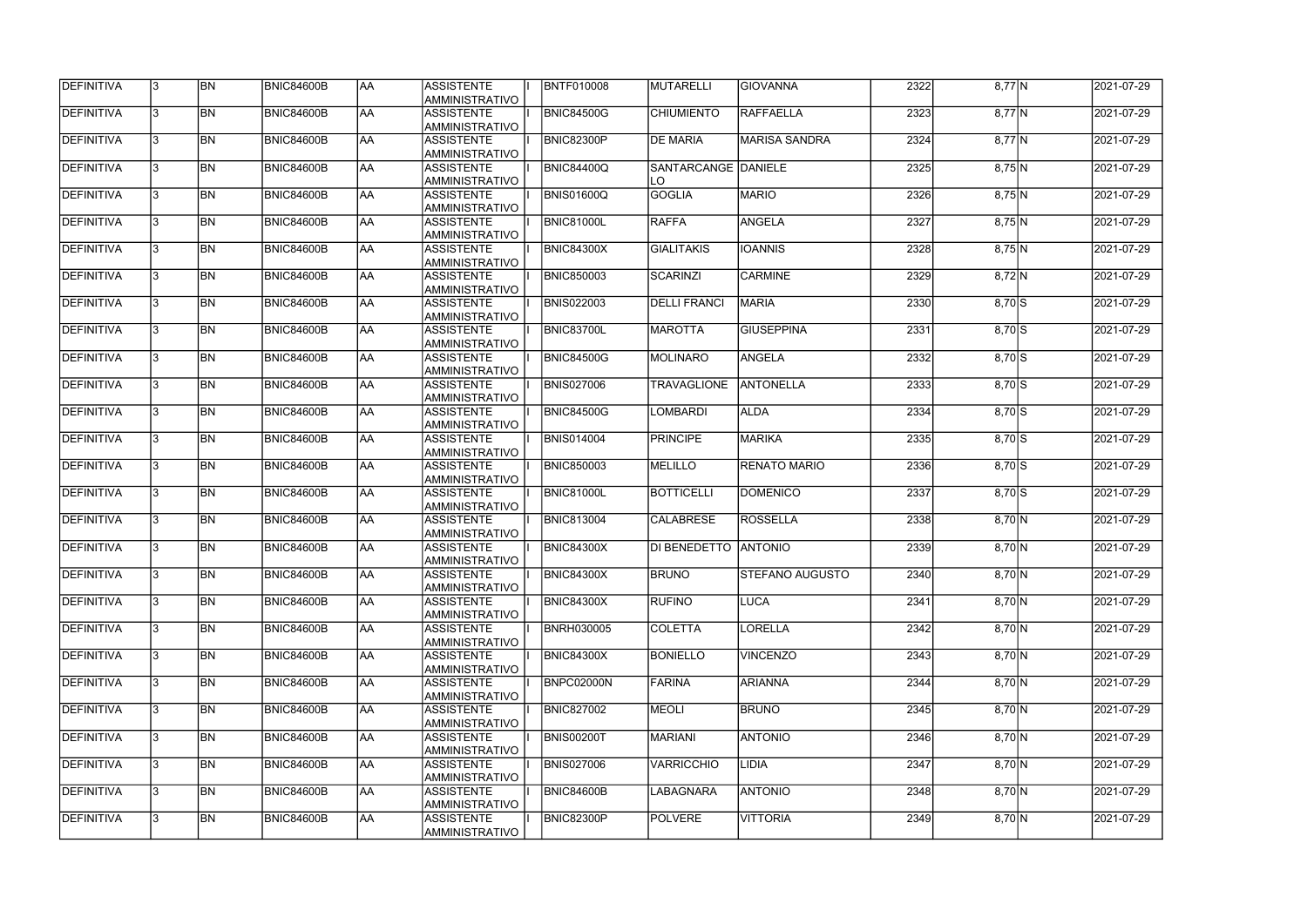| | | | | | | | | | | | | | | |
|---|---|---|---|---|---|---|---|---|---|---|---|---|---|---|
| DEFINITIVA | 3 | BN | BNIC84600B | AA | ASSISTENTE AMMINISTRATIVO | I | BNTF010008 | MUTARELLI | GIOVANNA | 2322 | 8,77 | N | | 2021-07-29 |
| DEFINITIVA | 3 | BN | BNIC84600B | AA | ASSISTENTE AMMINISTRATIVO | I | BNIC84500G | CHIUMIENTO | RAFFAELLA | 2323 | 8,77 | N | | 2021-07-29 |
| DEFINITIVA | 3 | BN | BNIC84600B | AA | ASSISTENTE AMMINISTRATIVO | I | BNIC82300P | DE MARIA | MARISA SANDRA | 2324 | 8,77 | N | | 2021-07-29 |
| DEFINITIVA | 3 | BN | BNIC84600B | AA | ASSISTENTE AMMINISTRATIVO | I | BNIC84400Q | SANTARCANGELO | DANIELE | 2325 | 8,75 | N | | 2021-07-29 |
| DEFINITIVA | 3 | BN | BNIC84600B | AA | ASSISTENTE AMMINISTRATIVO | I | BNIS01600Q | GOGLIA | MARIO | 2326 | 8,75 | N | | 2021-07-29 |
| DEFINITIVA | 3 | BN | BNIC84600B | AA | ASSISTENTE AMMINISTRATIVO | I | BNIC81000L | RAFFA | ANGELA | 2327 | 8,75 | N | | 2021-07-29 |
| DEFINITIVA | 3 | BN | BNIC84600B | AA | ASSISTENTE AMMINISTRATIVO | I | BNIC84300X | GIALITAKIS | IOANNIS | 2328 | 8,75 | N | | 2021-07-29 |
| DEFINITIVA | 3 | BN | BNIC84600B | AA | ASSISTENTE AMMINISTRATIVO | I | BNIC850003 | SCARINZI | CARMINE | 2329 | 8,72 | N | | 2021-07-29 |
| DEFINITIVA | 3 | BN | BNIC84600B | AA | ASSISTENTE AMMINISTRATIVO | I | BNIS022003 | DELLI FRANCI | MARIA | 2330 | 8,70 | S | | 2021-07-29 |
| DEFINITIVA | 3 | BN | BNIC84600B | AA | ASSISTENTE AMMINISTRATIVO | I | BNIC83700L | MAROTTA | GIUSEPPINA | 2331 | 8,70 | S | | 2021-07-29 |
| DEFINITIVA | 3 | BN | BNIC84600B | AA | ASSISTENTE AMMINISTRATIVO | I | BNIC84500G | MOLINARO | ANGELA | 2332 | 8,70 | S | | 2021-07-29 |
| DEFINITIVA | 3 | BN | BNIC84600B | AA | ASSISTENTE AMMINISTRATIVO | I | BNIS027006 | TRAVAGLIONE | ANTONELLA | 2333 | 8,70 | S | | 2021-07-29 |
| DEFINITIVA | 3 | BN | BNIC84600B | AA | ASSISTENTE AMMINISTRATIVO | I | BNIC84500G | LOMBARDI | ALDA | 2334 | 8,70 | S | | 2021-07-29 |
| DEFINITIVA | 3 | BN | BNIC84600B | AA | ASSISTENTE AMMINISTRATIVO | I | BNIS014004 | PRINCIPE | MARIKA | 2335 | 8,70 | S | | 2021-07-29 |
| DEFINITIVA | 3 | BN | BNIC84600B | AA | ASSISTENTE AMMINISTRATIVO | I | BNIC850003 | MELILLO | RENATO MARIO | 2336 | 8,70 | S | | 2021-07-29 |
| DEFINITIVA | 3 | BN | BNIC84600B | AA | ASSISTENTE AMMINISTRATIVO | I | BNIC81000L | BOTTICELLI | DOMENICO | 2337 | 8,70 | S | | 2021-07-29 |
| DEFINITIVA | 3 | BN | BNIC84600B | AA | ASSISTENTE AMMINISTRATIVO | I | BNIC813004 | CALABRESE | ROSSELLA | 2338 | 8,70 | N | | 2021-07-29 |
| DEFINITIVA | 3 | BN | BNIC84600B | AA | ASSISTENTE AMMINISTRATIVO | I | BNIC84300X | DI BENEDETTO | ANTONIO | 2339 | 8,70 | N | | 2021-07-29 |
| DEFINITIVA | 3 | BN | BNIC84600B | AA | ASSISTENTE AMMINISTRATIVO | I | BNIC84300X | BRUNO | STEFANO AUGUSTO | 2340 | 8,70 | N | | 2021-07-29 |
| DEFINITIVA | 3 | BN | BNIC84600B | AA | ASSISTENTE AMMINISTRATIVO | I | BNIC84300X | RUFINO | LUCA | 2341 | 8,70 | N | | 2021-07-29 |
| DEFINITIVA | 3 | BN | BNIC84600B | AA | ASSISTENTE AMMINISTRATIVO | I | BNRH030005 | COLETTA | LORELLA | 2342 | 8,70 | N | | 2021-07-29 |
| DEFINITIVA | 3 | BN | BNIC84600B | AA | ASSISTENTE AMMINISTRATIVO | I | BNIC84300X | BONIELLO | VINCENZO | 2343 | 8,70 | N | | 2021-07-29 |
| DEFINITIVA | 3 | BN | BNIC84600B | AA | ASSISTENTE AMMINISTRATIVO | I | BNPC02000N | FARINA | ARIANNA | 2344 | 8,70 | N | | 2021-07-29 |
| DEFINITIVA | 3 | BN | BNIC84600B | AA | ASSISTENTE AMMINISTRATIVO | I | BNIC827002 | MEOLI | BRUNO | 2345 | 8,70 | N | | 2021-07-29 |
| DEFINITIVA | 3 | BN | BNIC84600B | AA | ASSISTENTE AMMINISTRATIVO | I | BNIS00200T | MARIANI | ANTONIO | 2346 | 8,70 | N | | 2021-07-29 |
| DEFINITIVA | 3 | BN | BNIC84600B | AA | ASSISTENTE AMMINISTRATIVO | I | BNIS027006 | VARRICCHIO | LIDIA | 2347 | 8,70 | N | | 2021-07-29 |
| DEFINITIVA | 3 | BN | BNIC84600B | AA | ASSISTENTE AMMINISTRATIVO | I | BNIC84600B | LABAGNARA | ANTONIO | 2348 | 8,70 | N | | 2021-07-29 |
| DEFINITIVA | 3 | BN | BNIC84600B | AA | ASSISTENTE AMMINISTRATIVO | I | BNIC82300P | POLVERE | VITTORIA | 2349 | 8,70 | N | | 2021-07-29 |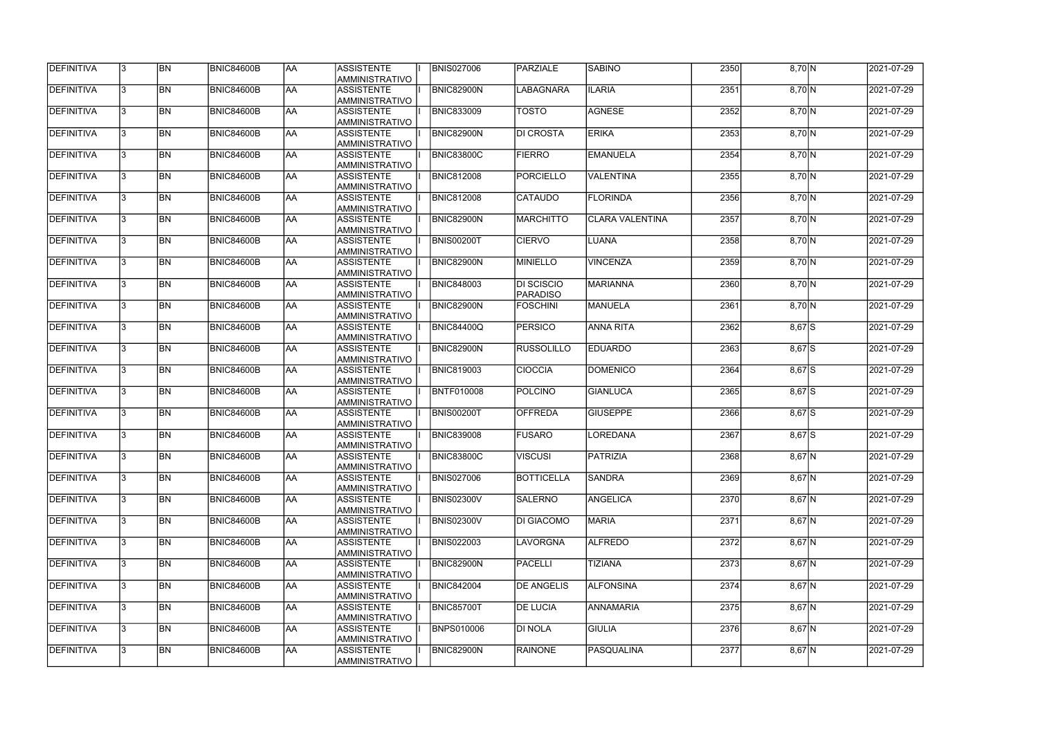| | | | | | | | | | | | | | | |
|---|---|---|---|---|---|---|---|---|---|---|---|---|---|---|
| DEFINITIVA | 3 | BN | BNIC84600B | AA | ASSISTENTE AMMINISTRATIVO | I | BNIS027006 | PARZIALE | SABINO | 2350 | 8,70 | N | | 2021-07-29 |
| DEFINITIVA | 3 | BN | BNIC84600B | AA | ASSISTENTE AMMINISTRATIVO | I | BNIC82900N | LABAGNARA | ILARIA | 2351 | 8,70 | N | | 2021-07-29 |
| DEFINITIVA | 3 | BN | BNIC84600B | AA | ASSISTENTE AMMINISTRATIVO | I | BNIC833009 | TOSTO | AGNESE | 2352 | 8,70 | N | | 2021-07-29 |
| DEFINITIVA | 3 | BN | BNIC84600B | AA | ASSISTENTE AMMINISTRATIVO | I | BNIC82900N | DI CROSTA | ERIKA | 2353 | 8,70 | N | | 2021-07-29 |
| DEFINITIVA | 3 | BN | BNIC84600B | AA | ASSISTENTE AMMINISTRATIVO | I | BNIC83800C | FIERRO | EMANUELA | 2354 | 8,70 | N | | 2021-07-29 |
| DEFINITIVA | 3 | BN | BNIC84600B | AA | ASSISTENTE AMMINISTRATIVO | I | BNIC812008 | PORCIELLO | VALENTINA | 2355 | 8,70 | N | | 2021-07-29 |
| DEFINITIVA | 3 | BN | BNIC84600B | AA | ASSISTENTE AMMINISTRATIVO | I | BNIC812008 | CATAUDO | FLORINDA | 2356 | 8,70 | N | | 2021-07-29 |
| DEFINITIVA | 3 | BN | BNIC84600B | AA | ASSISTENTE AMMINISTRATIVO | I | BNIC82900N | MARCHITTO | CLARA VALENTINA | 2357 | 8,70 | N | | 2021-07-29 |
| DEFINITIVA | 3 | BN | BNIC84600B | AA | ASSISTENTE AMMINISTRATIVO | I | BNIS00200T | CIERVO | LUANA | 2358 | 8,70 | N | | 2021-07-29 |
| DEFINITIVA | 3 | BN | BNIC84600B | AA | ASSISTENTE AMMINISTRATIVO | I | BNIC82900N | MINIELLO | VINCENZA | 2359 | 8,70 | N | | 2021-07-29 |
| DEFINITIVA | 3 | BN | BNIC84600B | AA | ASSISTENTE AMMINISTRATIVO | I | BNIC848003 | DI SCISCIO PARADISO | MARIANNA | 2360 | 8,70 | N | | 2021-07-29 |
| DEFINITIVA | 3 | BN | BNIC84600B | AA | ASSISTENTE AMMINISTRATIVO | I | BNIC82900N | FOSCHINI | MANUELA | 2361 | 8,70 | N | | 2021-07-29 |
| DEFINITIVA | 3 | BN | BNIC84600B | AA | ASSISTENTE AMMINISTRATIVO | I | BNIC84400Q | PERSICO | ANNA RITA | 2362 | 8,67 | S | | 2021-07-29 |
| DEFINITIVA | 3 | BN | BNIC84600B | AA | ASSISTENTE AMMINISTRATIVO | I | BNIC82900N | RUSSOLILLO | EDUARDO | 2363 | 8,67 | S | | 2021-07-29 |
| DEFINITIVA | 3 | BN | BNIC84600B | AA | ASSISTENTE AMMINISTRATIVO | I | BNIC819003 | CIOCCIA | DOMENICO | 2364 | 8,67 | S | | 2021-07-29 |
| DEFINITIVA | 3 | BN | BNIC84600B | AA | ASSISTENTE AMMINISTRATIVO | I | BNTF010008 | POLCINO | GIANLUCA | 2365 | 8,67 | S | | 2021-07-29 |
| DEFINITIVA | 3 | BN | BNIC84600B | AA | ASSISTENTE AMMINISTRATIVO | I | BNIS00200T | OFFREDA | GIUSEPPE | 2366 | 8,67 | S | | 2021-07-29 |
| DEFINITIVA | 3 | BN | BNIC84600B | AA | ASSISTENTE AMMINISTRATIVO | I | BNIC839008 | FUSARO | LOREDANA | 2367 | 8,67 | S | | 2021-07-29 |
| DEFINITIVA | 3 | BN | BNIC84600B | AA | ASSISTENTE AMMINISTRATIVO | I | BNIC83800C | VISCUSI | PATRIZIA | 2368 | 8,67 | N | | 2021-07-29 |
| DEFINITIVA | 3 | BN | BNIC84600B | AA | ASSISTENTE AMMINISTRATIVO | I | BNIS027006 | BOTTICELLA | SANDRA | 2369 | 8,67 | N | | 2021-07-29 |
| DEFINITIVA | 3 | BN | BNIC84600B | AA | ASSISTENTE AMMINISTRATIVO | I | BNIS02300V | SALERNO | ANGELICA | 2370 | 8,67 | N | | 2021-07-29 |
| DEFINITIVA | 3 | BN | BNIC84600B | AA | ASSISTENTE AMMINISTRATIVO | I | BNIS02300V | DI GIACOMO | MARIA | 2371 | 8,67 | N | | 2021-07-29 |
| DEFINITIVA | 3 | BN | BNIC84600B | AA | ASSISTENTE AMMINISTRATIVO | I | BNIS022003 | LAVORGNA | ALFREDO | 2372 | 8,67 | N | | 2021-07-29 |
| DEFINITIVA | 3 | BN | BNIC84600B | AA | ASSISTENTE AMMINISTRATIVO | I | BNIC82900N | PACELLI | TIZIANA | 2373 | 8,67 | N | | 2021-07-29 |
| DEFINITIVA | 3 | BN | BNIC84600B | AA | ASSISTENTE AMMINISTRATIVO | I | BNIC842004 | DE ANGELIS | ALFONSINA | 2374 | 8,67 | N | | 2021-07-29 |
| DEFINITIVA | 3 | BN | BNIC84600B | AA | ASSISTENTE AMMINISTRATIVO | I | BNIC85700T | DE LUCIA | ANNAMARIA | 2375 | 8,67 | N | | 2021-07-29 |
| DEFINITIVA | 3 | BN | BNIC84600B | AA | ASSISTENTE AMMINISTRATIVO | I | BNPS010006 | DI NOLA | GIULIA | 2376 | 8,67 | N | | 2021-07-29 |
| DEFINITIVA | 3 | BN | BNIC84600B | AA | ASSISTENTE AMMINISTRATIVO | I | BNIC82900N | RAINONE | PASQUALINA | 2377 | 8,67 | N | | 2021-07-29 |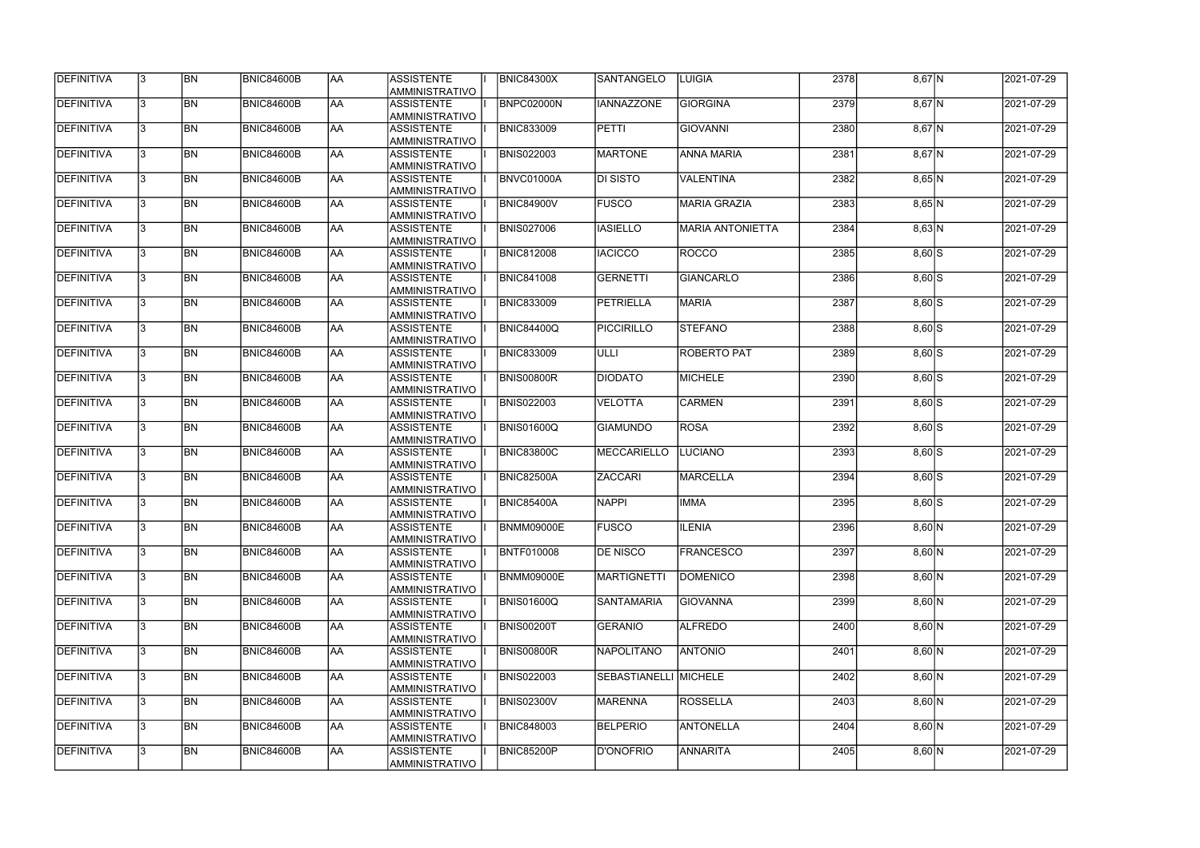| | | | | | | | | | | | | | | |
|---|---|---|---|---|---|---|---|---|---|---|---|---|---|---|
| DEFINITIVA | 3 | BN | BNIC84600B | AA | ASSISTENTE AMMINISTRATIVO | I | BNIC84300X | SANTANGELO | LUIGIA | 2378 | 8,67 | N | | 2021-07-29 |
| DEFINITIVA | 3 | BN | BNIC84600B | AA | ASSISTENTE AMMINISTRATIVO | I | BNPC02000N | IANNAZZONE | GIORGINA | 2379 | 8,67 | N | | 2021-07-29 |
| DEFINITIVA | 3 | BN | BNIC84600B | AA | ASSISTENTE AMMINISTRATIVO | I | BNIC833009 | PETTI | GIOVANNI | 2380 | 8,67 | N | | 2021-07-29 |
| DEFINITIVA | 3 | BN | BNIC84600B | AA | ASSISTENTE AMMINISTRATIVO | I | BNIS022003 | MARTONE | ANNA MARIA | 2381 | 8,67 | N | | 2021-07-29 |
| DEFINITIVA | 3 | BN | BNIC84600B | AA | ASSISTENTE AMMINISTRATIVO | I | BNVC01000A | DI SISTO | VALENTINA | 2382 | 8,65 | N | | 2021-07-29 |
| DEFINITIVA | 3 | BN | BNIC84600B | AA | ASSISTENTE AMMINISTRATIVO | I | BNIC84900V | FUSCO | MARIA GRAZIA | 2383 | 8,65 | N | | 2021-07-29 |
| DEFINITIVA | 3 | BN | BNIC84600B | AA | ASSISTENTE AMMINISTRATIVO | I | BNIS027006 | IASIELLO | MARIA ANTONIETTA | 2384 | 8,63 | N | | 2021-07-29 |
| DEFINITIVA | 3 | BN | BNIC84600B | AA | ASSISTENTE AMMINISTRATIVO | I | BNIC812008 | IACICCO | ROCCO | 2385 | 8,60 | S | | 2021-07-29 |
| DEFINITIVA | 3 | BN | BNIC84600B | AA | ASSISTENTE AMMINISTRATIVO | I | BNIC841008 | GERNETTI | GIANCARLO | 2386 | 8,60 | S | | 2021-07-29 |
| DEFINITIVA | 3 | BN | BNIC84600B | AA | ASSISTENTE AMMINISTRATIVO | I | BNIC833009 | PETRIELLA | MARIA | 2387 | 8,60 | S | | 2021-07-29 |
| DEFINITIVA | 3 | BN | BNIC84600B | AA | ASSISTENTE AMMINISTRATIVO | I | BNIC84400Q | PICCIRILLO | STEFANO | 2388 | 8,60 | S | | 2021-07-29 |
| DEFINITIVA | 3 | BN | BNIC84600B | AA | ASSISTENTE AMMINISTRATIVO | I | BNIC833009 | ULLI | ROBERTO PAT | 2389 | 8,60 | S | | 2021-07-29 |
| DEFINITIVA | 3 | BN | BNIC84600B | AA | ASSISTENTE AMMINISTRATIVO | I | BNIS00800R | DIODATO | MICHELE | 2390 | 8,60 | S | | 2021-07-29 |
| DEFINITIVA | 3 | BN | BNIC84600B | AA | ASSISTENTE AMMINISTRATIVO | I | BNIS022003 | VELOTTA | CARMEN | 2391 | 8,60 | S | | 2021-07-29 |
| DEFINITIVA | 3 | BN | BNIC84600B | AA | ASSISTENTE AMMINISTRATIVO | I | BNIS01600Q | GIAMUNDO | ROSA | 2392 | 8,60 | S | | 2021-07-29 |
| DEFINITIVA | 3 | BN | BNIC84600B | AA | ASSISTENTE AMMINISTRATIVO | I | BNIC83800C | MECCARIELLO | LUCIANO | 2393 | 8,60 | S | | 2021-07-29 |
| DEFINITIVA | 3 | BN | BNIC84600B | AA | ASSISTENTE AMMINISTRATIVO | I | BNIC82500A | ZACCARI | MARCELLA | 2394 | 8,60 | S | | 2021-07-29 |
| DEFINITIVA | 3 | BN | BNIC84600B | AA | ASSISTENTE AMMINISTRATIVO | I | BNIC85400A | NAPPI | IMMA | 2395 | 8,60 | S | | 2021-07-29 |
| DEFINITIVA | 3 | BN | BNIC84600B | AA | ASSISTENTE AMMINISTRATIVO | I | BNMM09000E | FUSCO | ILENIA | 2396 | 8,60 | N | | 2021-07-29 |
| DEFINITIVA | 3 | BN | BNIC84600B | AA | ASSISTENTE AMMINISTRATIVO | I | BNTF010008 | DE NISCO | FRANCESCO | 2397 | 8,60 | N | | 2021-07-29 |
| DEFINITIVA | 3 | BN | BNIC84600B | AA | ASSISTENTE AMMINISTRATIVO | I | BNMM09000E | MARTIGNETTI | DOMENICO | 2398 | 8,60 | N | | 2021-07-29 |
| DEFINITIVA | 3 | BN | BNIC84600B | AA | ASSISTENTE AMMINISTRATIVO | I | BNIS01600Q | SANTAMARIA | GIOVANNA | 2399 | 8,60 | N | | 2021-07-29 |
| DEFINITIVA | 3 | BN | BNIC84600B | AA | ASSISTENTE AMMINISTRATIVO | I | BNIS00200T | GERANIO | ALFREDO | 2400 | 8,60 | N | | 2021-07-29 |
| DEFINITIVA | 3 | BN | BNIC84600B | AA | ASSISTENTE AMMINISTRATIVO | I | BNIS00800R | NAPOLITANO | ANTONIO | 2401 | 8,60 | N | | 2021-07-29 |
| DEFINITIVA | 3 | BN | BNIC84600B | AA | ASSISTENTE AMMINISTRATIVO | I | BNIS022003 | SEBASTIANELLI | MICHELE | 2402 | 8,60 | N | | 2021-07-29 |
| DEFINITIVA | 3 | BN | BNIC84600B | AA | ASSISTENTE AMMINISTRATIVO | I | BNIS02300V | MARENNA | ROSSELLA | 2403 | 8,60 | N | | 2021-07-29 |
| DEFINITIVA | 3 | BN | BNIC84600B | AA | ASSISTENTE AMMINISTRATIVO | I | BNIC848003 | BELPERIO | ANTONELLA | 2404 | 8,60 | N | | 2021-07-29 |
| DEFINITIVA | 3 | BN | BNIC84600B | AA | ASSISTENTE AMMINISTRATIVO | I | BNIC85200P | D'ONOFRIO | ANNARITA | 2405 | 8,60 | N | | 2021-07-29 |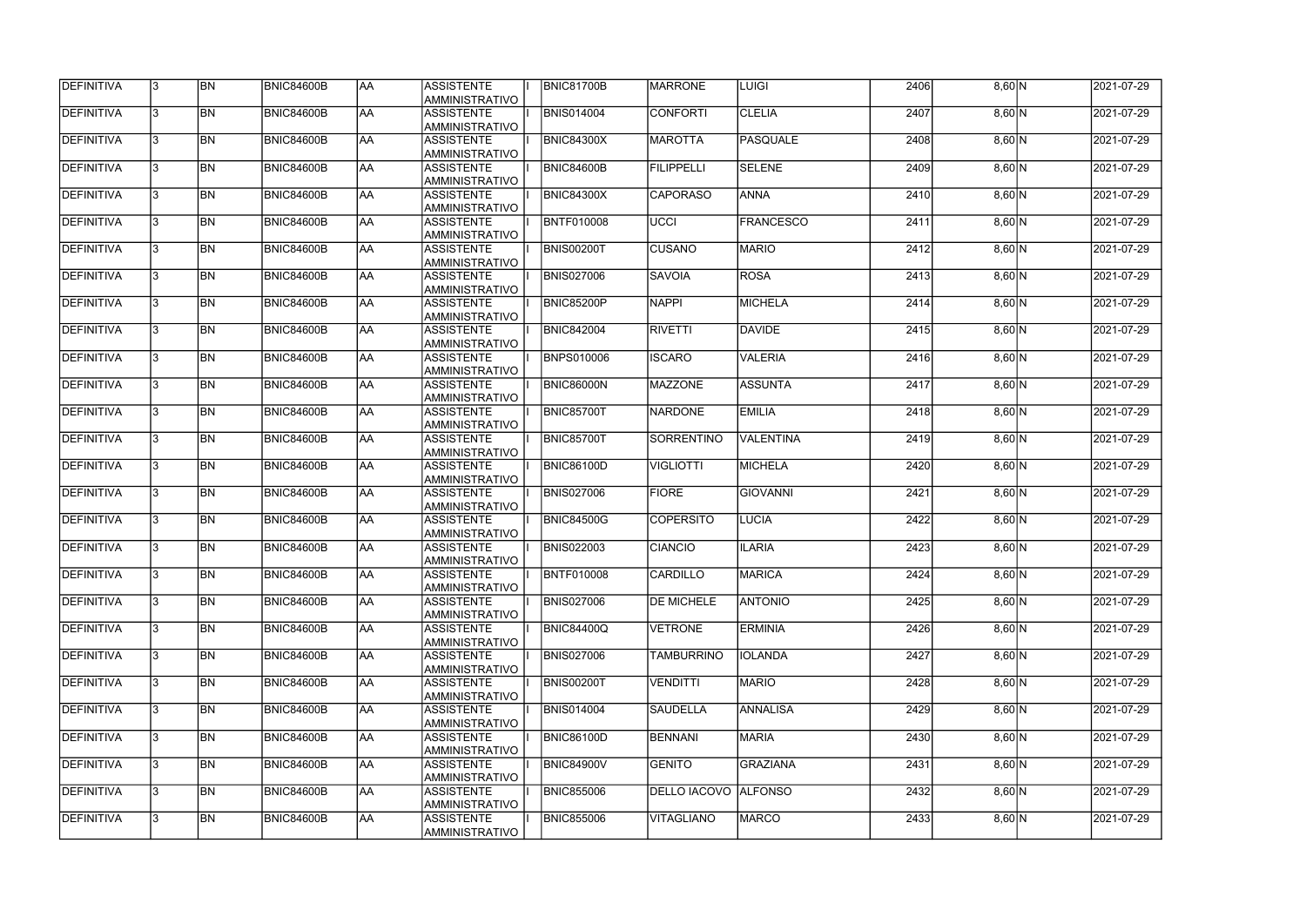| | | | | | | | | | | | | | |
|---|---|---|---|---|---|---|---|---|---|---|---|---|---|
| DEFINITIVA | 3 | BN | BNIC84600B | AA | ASSISTENTE AMMINISTRATIVO | I | BNIC81700B | MARRONE | LUIGI | 2406 | 8,60 | N | 2021-07-29 |
| DEFINITIVA | 3 | BN | BNIC84600B | AA | ASSISTENTE AMMINISTRATIVO | I | BNIS014004 | CONFORTI | CLELIA | 2407 | 8,60 | N | 2021-07-29 |
| DEFINITIVA | 3 | BN | BNIC84600B | AA | ASSISTENTE AMMINISTRATIVO | I | BNIC84300X | MAROTTA | PASQUALE | 2408 | 8,60 | N | 2021-07-29 |
| DEFINITIVA | 3 | BN | BNIC84600B | AA | ASSISTENTE AMMINISTRATIVO | I | BNIC84600B | FILIPPELLI | SELENE | 2409 | 8,60 | N | 2021-07-29 |
| DEFINITIVA | 3 | BN | BNIC84600B | AA | ASSISTENTE AMMINISTRATIVO | I | BNIC84300X | CAPORASO | ANNA | 2410 | 8,60 | N | 2021-07-29 |
| DEFINITIVA | 3 | BN | BNIC84600B | AA | ASSISTENTE AMMINISTRATIVO | I | BNTF010008 | UCCI | FRANCESCO | 2411 | 8,60 | N | 2021-07-29 |
| DEFINITIVA | 3 | BN | BNIC84600B | AA | ASSISTENTE AMMINISTRATIVO | I | BNIS00200T | CUSANO | MARIO | 2412 | 8,60 | N | 2021-07-29 |
| DEFINITIVA | 3 | BN | BNIC84600B | AA | ASSISTENTE AMMINISTRATIVO | I | BNIS027006 | SAVOIA | ROSA | 2413 | 8,60 | N | 2021-07-29 |
| DEFINITIVA | 3 | BN | BNIC84600B | AA | ASSISTENTE AMMINISTRATIVO | I | BNIC85200P | NAPPI | MICHELA | 2414 | 8,60 | N | 2021-07-29 |
| DEFINITIVA | 3 | BN | BNIC84600B | AA | ASSISTENTE AMMINISTRATIVO | I | BNIC842004 | RIVETTI | DAVIDE | 2415 | 8,60 | N | 2021-07-29 |
| DEFINITIVA | 3 | BN | BNIC84600B | AA | ASSISTENTE AMMINISTRATIVO | I | BNPS010006 | ISCARO | VALERIA | 2416 | 8,60 | N | 2021-07-29 |
| DEFINITIVA | 3 | BN | BNIC84600B | AA | ASSISTENTE AMMINISTRATIVO | I | BNIC86000N | MAZZONE | ASSUNTA | 2417 | 8,60 | N | 2021-07-29 |
| DEFINITIVA | 3 | BN | BNIC84600B | AA | ASSISTENTE AMMINISTRATIVO | I | BNIC85700T | NARDONE | EMILIA | 2418 | 8,60 | N | 2021-07-29 |
| DEFINITIVA | 3 | BN | BNIC84600B | AA | ASSISTENTE AMMINISTRATIVO | I | BNIC85700T | SORRENTINO | VALENTINA | 2419 | 8,60 | N | 2021-07-29 |
| DEFINITIVA | 3 | BN | BNIC84600B | AA | ASSISTENTE AMMINISTRATIVO | I | BNIC86100D | VIGLIOTTI | MICHELA | 2420 | 8,60 | N | 2021-07-29 |
| DEFINITIVA | 3 | BN | BNIC84600B | AA | ASSISTENTE AMMINISTRATIVO | I | BNIS027006 | FIORE | GIOVANNI | 2421 | 8,60 | N | 2021-07-29 |
| DEFINITIVA | 3 | BN | BNIC84600B | AA | ASSISTENTE AMMINISTRATIVO | I | BNIC84500G | COPERSITO | LUCIA | 2422 | 8,60 | N | 2021-07-29 |
| DEFINITIVA | 3 | BN | BNIC84600B | AA | ASSISTENTE AMMINISTRATIVO | I | BNIS022003 | CIANCIO | ILARIA | 2423 | 8,60 | N | 2021-07-29 |
| DEFINITIVA | 3 | BN | BNIC84600B | AA | ASSISTENTE AMMINISTRATIVO | I | BNTF010008 | CARDILLO | MARICA | 2424 | 8,60 | N | 2021-07-29 |
| DEFINITIVA | 3 | BN | BNIC84600B | AA | ASSISTENTE AMMINISTRATIVO | I | BNIS027006 | DE MICHELE | ANTONIO | 2425 | 8,60 | N | 2021-07-29 |
| DEFINITIVA | 3 | BN | BNIC84600B | AA | ASSISTENTE AMMINISTRATIVO | I | BNIC84400Q | VETRONE | ERMINIA | 2426 | 8,60 | N | 2021-07-29 |
| DEFINITIVA | 3 | BN | BNIC84600B | AA | ASSISTENTE AMMINISTRATIVO | I | BNIS027006 | TAMBURRINO | IOLANDA | 2427 | 8,60 | N | 2021-07-29 |
| DEFINITIVA | 3 | BN | BNIC84600B | AA | ASSISTENTE AMMINISTRATIVO | I | BNIS00200T | VENDITTI | MARIO | 2428 | 8,60 | N | 2021-07-29 |
| DEFINITIVA | 3 | BN | BNIC84600B | AA | ASSISTENTE AMMINISTRATIVO | I | BNIS014004 | SAUDELLA | ANNALISA | 2429 | 8,60 | N | 2021-07-29 |
| DEFINITIVA | 3 | BN | BNIC84600B | AA | ASSISTENTE AMMINISTRATIVO | I | BNIC86100D | BENNANI | MARIA | 2430 | 8,60 | N | 2021-07-29 |
| DEFINITIVA | 3 | BN | BNIC84600B | AA | ASSISTENTE AMMINISTRATIVO | I | BNIC84900V | GENITO | GRAZIANA | 2431 | 8,60 | N | 2021-07-29 |
| DEFINITIVA | 3 | BN | BNIC84600B | AA | ASSISTENTE AMMINISTRATIVO | I | BNIC855006 | DELLO IACOVO | ALFONSO | 2432 | 8,60 | N | 2021-07-29 |
| DEFINITIVA | 3 | BN | BNIC84600B | AA | ASSISTENTE AMMINISTRATIVO | I | BNIC855006 | VITAGLIANO | MARCO | 2433 | 8,60 | N | 2021-07-29 |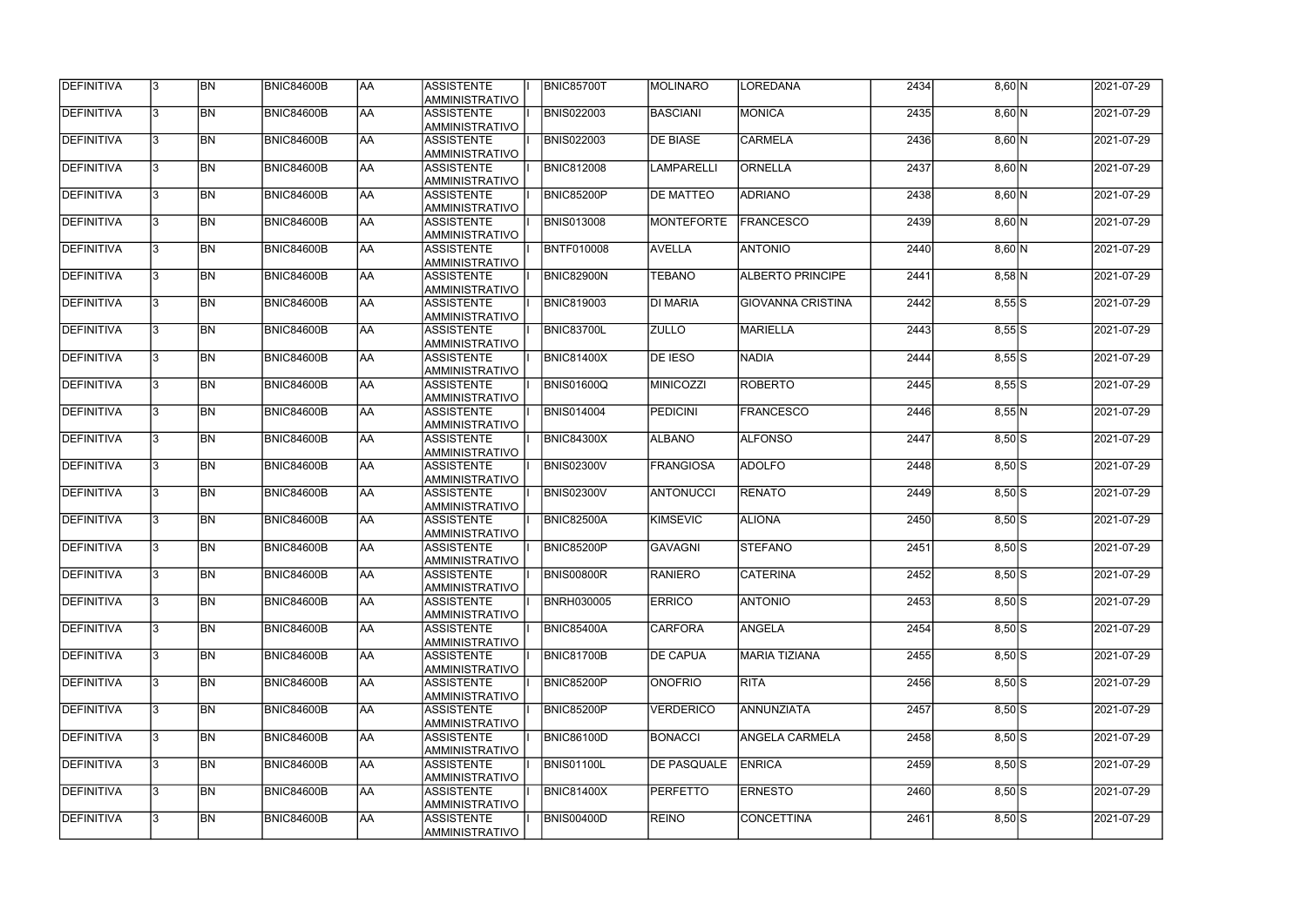| DEFINITIVA | 3 | BN | BNIC84600B | AA | ASSISTENTE AMMINISTRATIVO | I | BNIC85700T | MOLINARO | LOREDANA | 2434 | 8,60 | N | 2021-07-29 |
|---|---|---|---|---|---|---|---|---|---|---|---|---|---|
| DEFINITIVA | 3 | BN | BNIC84600B | AA | ASSISTENTE AMMINISTRATIVO | I | BNIS022003 | BASCIANI | MONICA | 2435 | 8,60 | N | 2021-07-29 |
| DEFINITIVA | 3 | BN | BNIC84600B | AA | ASSISTENTE AMMINISTRATIVO | I | BNIS022003 | DE BIASE | CARMELA | 2436 | 8,60 | N | 2021-07-29 |
| DEFINITIVA | 3 | BN | BNIC84600B | AA | ASSISTENTE AMMINISTRATIVO | I | BNIC812008 | LAMPARELLI | ORNELLA | 2437 | 8,60 | N | 2021-07-29 |
| DEFINITIVA | 3 | BN | BNIC84600B | AA | ASSISTENTE AMMINISTRATIVO | I | BNIC85200P | DE MATTEO | ADRIANO | 2438 | 8,60 | N | 2021-07-29 |
| DEFINITIVA | 3 | BN | BNIC84600B | AA | ASSISTENTE AMMINISTRATIVO | I | BNIS013008 | MONTEFORTE | FRANCESCO | 2439 | 8,60 | N | 2021-07-29 |
| DEFINITIVA | 3 | BN | BNIC84600B | AA | ASSISTENTE AMMINISTRATIVO | I | BNTF010008 | AVELLA | ANTONIO | 2440 | 8,60 | N | 2021-07-29 |
| DEFINITIVA | 3 | BN | BNIC84600B | AA | ASSISTENTE AMMINISTRATIVO | I | BNIC82900N | TEBANO | ALBERTO PRINCIPE | 2441 | 8,58 | N | 2021-07-29 |
| DEFINITIVA | 3 | BN | BNIC84600B | AA | ASSISTENTE AMMINISTRATIVO | I | BNIC819003 | DI MARIA | GIOVANNA CRISTINA | 2442 | 8,55 | S | 2021-07-29 |
| DEFINITIVA | 3 | BN | BNIC84600B | AA | ASSISTENTE AMMINISTRATIVO | I | BNIC83700L | ZULLO | MARIELLA | 2443 | 8,55 | S | 2021-07-29 |
| DEFINITIVA | 3 | BN | BNIC84600B | AA | ASSISTENTE AMMINISTRATIVO | I | BNIC81400X | DE IESO | NADIA | 2444 | 8,55 | S | 2021-07-29 |
| DEFINITIVA | 3 | BN | BNIC84600B | AA | ASSISTENTE AMMINISTRATIVO | I | BNIS01600Q | MINICOZZI | ROBERTO | 2445 | 8,55 | S | 2021-07-29 |
| DEFINITIVA | 3 | BN | BNIC84600B | AA | ASSISTENTE AMMINISTRATIVO | I | BNIS014004 | PEDICINI | FRANCESCO | 2446 | 8,55 | N | 2021-07-29 |
| DEFINITIVA | 3 | BN | BNIC84600B | AA | ASSISTENTE AMMINISTRATIVO | I | BNIC84300X | ALBANO | ALFONSO | 2447 | 8,50 | S | 2021-07-29 |
| DEFINITIVA | 3 | BN | BNIC84600B | AA | ASSISTENTE AMMINISTRATIVO | I | BNIS02300V | FRANGIOSA | ADOLFO | 2448 | 8,50 | S | 2021-07-29 |
| DEFINITIVA | 3 | BN | BNIC84600B | AA | ASSISTENTE AMMINISTRATIVO | I | BNIS02300V | ANTONUCCI | RENATO | 2449 | 8,50 | S | 2021-07-29 |
| DEFINITIVA | 3 | BN | BNIC84600B | AA | ASSISTENTE AMMINISTRATIVO | I | BNIC82500A | KIMSEVIC | ALIONA | 2450 | 8,50 | S | 2021-07-29 |
| DEFINITIVA | 3 | BN | BNIC84600B | AA | ASSISTENTE AMMINISTRATIVO | I | BNIC85200P | GAVAGNI | STEFANO | 2451 | 8,50 | S | 2021-07-29 |
| DEFINITIVA | 3 | BN | BNIC84600B | AA | ASSISTENTE AMMINISTRATIVO | I | BNIS00800R | RANIERO | CATERINA | 2452 | 8,50 | S | 2021-07-29 |
| DEFINITIVA | 3 | BN | BNIC84600B | AA | ASSISTENTE AMMINISTRATIVO | I | BNRH030005 | ERRICO | ANTONIO | 2453 | 8,50 | S | 2021-07-29 |
| DEFINITIVA | 3 | BN | BNIC84600B | AA | ASSISTENTE AMMINISTRATIVO | I | BNIC85400A | CARFORA | ANGELA | 2454 | 8,50 | S | 2021-07-29 |
| DEFINITIVA | 3 | BN | BNIC84600B | AA | ASSISTENTE AMMINISTRATIVO | I | BNIC81700B | DE CAPUA | MARIA TIZIANA | 2455 | 8,50 | S | 2021-07-29 |
| DEFINITIVA | 3 | BN | BNIC84600B | AA | ASSISTENTE AMMINISTRATIVO | I | BNIC85200P | ONOFRIO | RITA | 2456 | 8,50 | S | 2021-07-29 |
| DEFINITIVA | 3 | BN | BNIC84600B | AA | ASSISTENTE AMMINISTRATIVO | I | BNIC85200P | VERDERICO | ANNUNZIATA | 2457 | 8,50 | S | 2021-07-29 |
| DEFINITIVA | 3 | BN | BNIC84600B | AA | ASSISTENTE AMMINISTRATIVO | I | BNIC86100D | BONACCI | ANGELA CARMELA | 2458 | 8,50 | S | 2021-07-29 |
| DEFINITIVA | 3 | BN | BNIC84600B | AA | ASSISTENTE AMMINISTRATIVO | I | BNIS01100L | DE PASQUALE | ENRICA | 2459 | 8,50 | S | 2021-07-29 |
| DEFINITIVA | 3 | BN | BNIC84600B | AA | ASSISTENTE AMMINISTRATIVO | I | BNIC81400X | PERFETTO | ERNESTO | 2460 | 8,50 | S | 2021-07-29 |
| DEFINITIVA | 3 | BN | BNIC84600B | AA | ASSISTENTE AMMINISTRATIVO | I | BNIS00400D | REINO | CONCETTINA | 2461 | 8,50 | S | 2021-07-29 |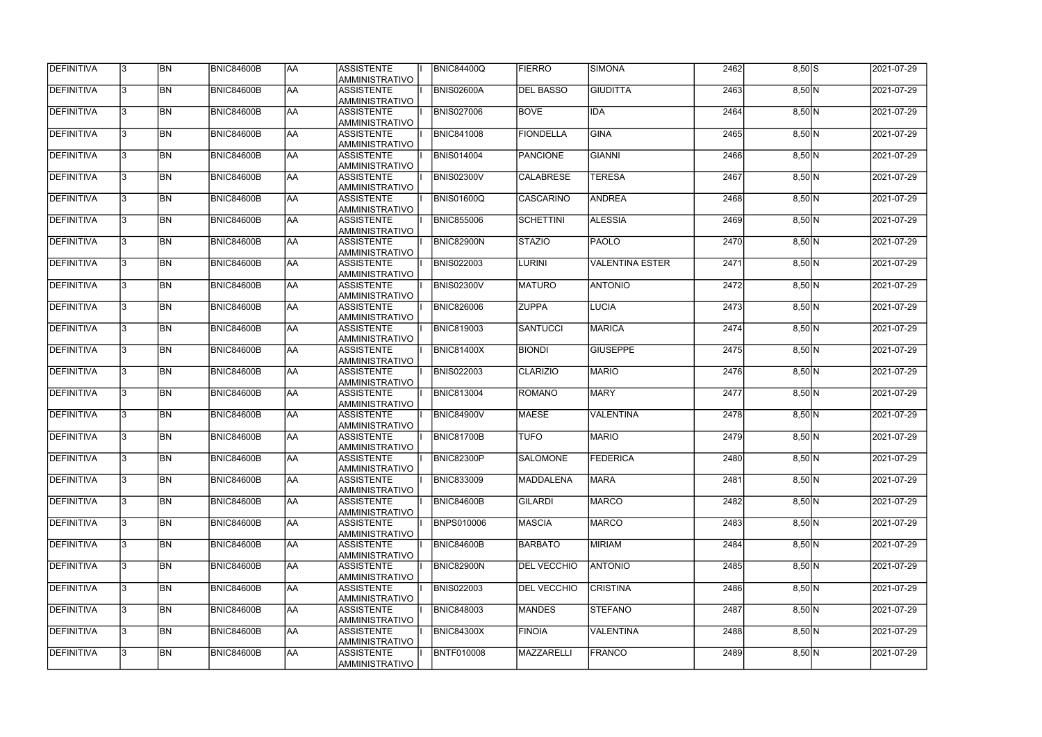| | | | | | | | | | | | | | | |
|---|---|---|---|---|---|---|---|---|---|---|---|---|---|---|
| DEFINITIVA | 3 | BN | BNIC84600B | AA | ASSISTENTE AMMINISTRATIVO | I | BNIC84400Q | FIERRO | SIMONA | 2462 | 8,50 | S | | 2021-07-29 |
| DEFINITIVA | 3 | BN | BNIC84600B | AA | ASSISTENTE AMMINISTRATIVO | I | BNIS02600A | DEL BASSO | GIUDITTA | 2463 | 8,50 | N | | 2021-07-29 |
| DEFINITIVA | 3 | BN | BNIC84600B | AA | ASSISTENTE AMMINISTRATIVO | I | BNIS027006 | BOVE | IDA | 2464 | 8,50 | N | | 2021-07-29 |
| DEFINITIVA | 3 | BN | BNIC84600B | AA | ASSISTENTE AMMINISTRATIVO | I | BNIC841008 | FIONDELLA | GINA | 2465 | 8,50 | N | | 2021-07-29 |
| DEFINITIVA | 3 | BN | BNIC84600B | AA | ASSISTENTE AMMINISTRATIVO | I | BNIS014004 | PANCIONE | GIANNI | 2466 | 8,50 | N | | 2021-07-29 |
| DEFINITIVA | 3 | BN | BNIC84600B | AA | ASSISTENTE AMMINISTRATIVO | I | BNIS02300V | CALABRESE | TERESA | 2467 | 8,50 | N | | 2021-07-29 |
| DEFINITIVA | 3 | BN | BNIC84600B | AA | ASSISTENTE AMMINISTRATIVO | I | BNIS01600Q | CASCARINO | ANDREA | 2468 | 8,50 | N | | 2021-07-29 |
| DEFINITIVA | 3 | BN | BNIC84600B | AA | ASSISTENTE AMMINISTRATIVO | I | BNIC855006 | SCHETTINI | ALESSIA | 2469 | 8,50 | N | | 2021-07-29 |
| DEFINITIVA | 3 | BN | BNIC84600B | AA | ASSISTENTE AMMINISTRATIVO | I | BNIC82900N | STAZIO | PAOLO | 2470 | 8,50 | N | | 2021-07-29 |
| DEFINITIVA | 3 | BN | BNIC84600B | AA | ASSISTENTE AMMINISTRATIVO | I | BNIS022003 | LURINI | VALENTINA ESTER | 2471 | 8,50 | N | | 2021-07-29 |
| DEFINITIVA | 3 | BN | BNIC84600B | AA | ASSISTENTE AMMINISTRATIVO | I | BNIS02300V | MATURO | ANTONIO | 2472 | 8,50 | N | | 2021-07-29 |
| DEFINITIVA | 3 | BN | BNIC84600B | AA | ASSISTENTE AMMINISTRATIVO | I | BNIC826006 | ZUPPA | LUCIA | 2473 | 8,50 | N | | 2021-07-29 |
| DEFINITIVA | 3 | BN | BNIC84600B | AA | ASSISTENTE AMMINISTRATIVO | I | BNIC819003 | SANTUCCI | MARICA | 2474 | 8,50 | N | | 2021-07-29 |
| DEFINITIVA | 3 | BN | BNIC84600B | AA | ASSISTENTE AMMINISTRATIVO | I | BNIC81400X | BIONDI | GIUSEPPE | 2475 | 8,50 | N | | 2021-07-29 |
| DEFINITIVA | 3 | BN | BNIC84600B | AA | ASSISTENTE AMMINISTRATIVO | I | BNIS022003 | CLARIZIO | MARIO | 2476 | 8,50 | N | | 2021-07-29 |
| DEFINITIVA | 3 | BN | BNIC84600B | AA | ASSISTENTE AMMINISTRATIVO | I | BNIC813004 | ROMANO | MARY | 2477 | 8,50 | N | | 2021-07-29 |
| DEFINITIVA | 3 | BN | BNIC84600B | AA | ASSISTENTE AMMINISTRATIVO | I | BNIC84900V | MAESE | VALENTINA | 2478 | 8,50 | N | | 2021-07-29 |
| DEFINITIVA | 3 | BN | BNIC84600B | AA | ASSISTENTE AMMINISTRATIVO | I | BNIC81700B | TUFO | MARIO | 2479 | 8,50 | N | | 2021-07-29 |
| DEFINITIVA | 3 | BN | BNIC84600B | AA | ASSISTENTE AMMINISTRATIVO | I | BNIC82300P | SALOMONE | FEDERICA | 2480 | 8,50 | N | | 2021-07-29 |
| DEFINITIVA | 3 | BN | BNIC84600B | AA | ASSISTENTE AMMINISTRATIVO | I | BNIC833009 | MADDALENA | MARA | 2481 | 8,50 | N | | 2021-07-29 |
| DEFINITIVA | 3 | BN | BNIC84600B | AA | ASSISTENTE AMMINISTRATIVO | I | BNIC84600B | GILARDI | MARCO | 2482 | 8,50 | N | | 2021-07-29 |
| DEFINITIVA | 3 | BN | BNIC84600B | AA | ASSISTENTE AMMINISTRATIVO | I | BNPS010006 | MASCIA | MARCO | 2483 | 8,50 | N | | 2021-07-29 |
| DEFINITIVA | 3 | BN | BNIC84600B | AA | ASSISTENTE AMMINISTRATIVO | I | BNIC84600B | BARBATO | MIRIAM | 2484 | 8,50 | N | | 2021-07-29 |
| DEFINITIVA | 3 | BN | BNIC84600B | AA | ASSISTENTE AMMINISTRATIVO | I | BNIC82900N | DEL VECCHIO | ANTONIO | 2485 | 8,50 | N | | 2021-07-29 |
| DEFINITIVA | 3 | BN | BNIC84600B | AA | ASSISTENTE AMMINISTRATIVO | I | BNIS022003 | DEL VECCHIO | CRISTINA | 2486 | 8,50 | N | | 2021-07-29 |
| DEFINITIVA | 3 | BN | BNIC84600B | AA | ASSISTENTE AMMINISTRATIVO | I | BNIC848003 | MANDES | STEFANO | 2487 | 8,50 | N | | 2021-07-29 |
| DEFINITIVA | 3 | BN | BNIC84600B | AA | ASSISTENTE AMMINISTRATIVO | I | BNIC84300X | FINOIA | VALENTINA | 2488 | 8,50 | N | | 2021-07-29 |
| DEFINITIVA | 3 | BN | BNIC84600B | AA | ASSISTENTE AMMINISTRATIVO | I | BNTF010008 | MAZZARELLI | FRANCO | 2489 | 8,50 | N | | 2021-07-29 |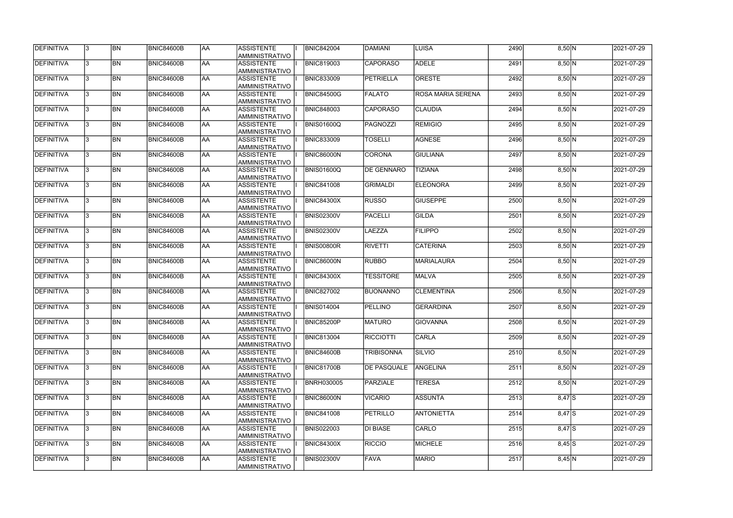| | | | | | | | | | | | | | | |
|---|---|---|---|---|---|---|---|---|---|---|---|---|---|---|
| DEFINITIVA | 3 | BN | BNIC84600B | AA | ASSISTENTE AMMINISTRATIVO | I | BNIC842004 | DAMIANI | LUISA | 2490 | 8,50 | N | | 2021-07-29 |
| DEFINITIVA | 3 | BN | BNIC84600B | AA | ASSISTENTE AMMINISTRATIVO | I | BNIC819003 | CAPORASO | ADELE | 2491 | 8,50 | N | | 2021-07-29 |
| DEFINITIVA | 3 | BN | BNIC84600B | AA | ASSISTENTE AMMINISTRATIVO | I | BNIC833009 | PETRIELLA | ORESTE | 2492 | 8,50 | N | | 2021-07-29 |
| DEFINITIVA | 3 | BN | BNIC84600B | AA | ASSISTENTE AMMINISTRATIVO | I | BNIC84500G | FALATO | ROSA MARIA SERENA | 2493 | 8,50 | N | | 2021-07-29 |
| DEFINITIVA | 3 | BN | BNIC84600B | AA | ASSISTENTE AMMINISTRATIVO | I | BNIC848003 | CAPORASO | CLAUDIA | 2494 | 8,50 | N | | 2021-07-29 |
| DEFINITIVA | 3 | BN | BNIC84600B | AA | ASSISTENTE AMMINISTRATIVO | I | BNIS01600Q | PAGNOZZI | REMIGIO | 2495 | 8,50 | N | | 2021-07-29 |
| DEFINITIVA | 3 | BN | BNIC84600B | AA | ASSISTENTE AMMINISTRATIVO | I | BNIC833009 | TOSELLI | AGNESE | 2496 | 8,50 | N | | 2021-07-29 |
| DEFINITIVA | 3 | BN | BNIC84600B | AA | ASSISTENTE AMMINISTRATIVO | I | BNIC86000N | CORONA | GIULIANA | 2497 | 8,50 | N | | 2021-07-29 |
| DEFINITIVA | 3 | BN | BNIC84600B | AA | ASSISTENTE AMMINISTRATIVO | I | BNIS01600Q | DE GENNARO | TIZIANA | 2498 | 8,50 | N | | 2021-07-29 |
| DEFINITIVA | 3 | BN | BNIC84600B | AA | ASSISTENTE AMMINISTRATIVO | I | BNIC841008 | GRIMALDI | ELEONORA | 2499 | 8,50 | N | | 2021-07-29 |
| DEFINITIVA | 3 | BN | BNIC84600B | AA | ASSISTENTE AMMINISTRATIVO | I | BNIC84300X | RUSSO | GIUSEPPE | 2500 | 8,50 | N | | 2021-07-29 |
| DEFINITIVA | 3 | BN | BNIC84600B | AA | ASSISTENTE AMMINISTRATIVO | I | BNIS02300V | PACELLI | GILDA | 2501 | 8,50 | N | | 2021-07-29 |
| DEFINITIVA | 3 | BN | BNIC84600B | AA | ASSISTENTE AMMINISTRATIVO | I | BNIS02300V | LAEZZA | FILIPPO | 2502 | 8,50 | N | | 2021-07-29 |
| DEFINITIVA | 3 | BN | BNIC84600B | AA | ASSISTENTE AMMINISTRATIVO | I | BNIS00800R | RIVETTI | CATERINA | 2503 | 8,50 | N | | 2021-07-29 |
| DEFINITIVA | 3 | BN | BNIC84600B | AA | ASSISTENTE AMMINISTRATIVO | I | BNIC86000N | RUBBO | MARIALAURA | 2504 | 8,50 | N | | 2021-07-29 |
| DEFINITIVA | 3 | BN | BNIC84600B | AA | ASSISTENTE AMMINISTRATIVO | I | BNIC84300X | TESSITORE | MALVA | 2505 | 8,50 | N | | 2021-07-29 |
| DEFINITIVA | 3 | BN | BNIC84600B | AA | ASSISTENTE AMMINISTRATIVO | I | BNIC827002 | BUONANNO | CLEMENTINA | 2506 | 8,50 | N | | 2021-07-29 |
| DEFINITIVA | 3 | BN | BNIC84600B | AA | ASSISTENTE AMMINISTRATIVO | I | BNIS014004 | PELLINO | GERARDINA | 2507 | 8,50 | N | | 2021-07-29 |
| DEFINITIVA | 3 | BN | BNIC84600B | AA | ASSISTENTE AMMINISTRATIVO | I | BNIC85200P | MATURO | GIOVANNA | 2508 | 8,50 | N | | 2021-07-29 |
| DEFINITIVA | 3 | BN | BNIC84600B | AA | ASSISTENTE AMMINISTRATIVO | I | BNIC813004 | RICCIOTTI | CARLA | 2509 | 8,50 | N | | 2021-07-29 |
| DEFINITIVA | 3 | BN | BNIC84600B | AA | ASSISTENTE AMMINISTRATIVO | I | BNIC84600B | TRIBISONNA | SILVIO | 2510 | 8,50 | N | | 2021-07-29 |
| DEFINITIVA | 3 | BN | BNIC84600B | AA | ASSISTENTE AMMINISTRATIVO | I | BNIC81700B | DE PASQUALE | ANGELINA | 2511 | 8,50 | N | | 2021-07-29 |
| DEFINITIVA | 3 | BN | BNIC84600B | AA | ASSISTENTE AMMINISTRATIVO | I | BNRH030005 | PARZIALE | TERESA | 2512 | 8,50 | N | | 2021-07-29 |
| DEFINITIVA | 3 | BN | BNIC84600B | AA | ASSISTENTE AMMINISTRATIVO | I | BNIC86000N | VICARIO | ASSUNTA | 2513 | 8,47 | S | | 2021-07-29 |
| DEFINITIVA | 3 | BN | BNIC84600B | AA | ASSISTENTE AMMINISTRATIVO | I | BNIC841008 | PETRILLO | ANTONIETTA | 2514 | 8,47 | S | | 2021-07-29 |
| DEFINITIVA | 3 | BN | BNIC84600B | AA | ASSISTENTE AMMINISTRATIVO | I | BNIS022003 | DI BIASE | CARLO | 2515 | 8,47 | S | | 2021-07-29 |
| DEFINITIVA | 3 | BN | BNIC84600B | AA | ASSISTENTE AMMINISTRATIVO | I | BNIC84300X | RICCIO | MICHELE | 2516 | 8,45 | S | | 2021-07-29 |
| DEFINITIVA | 3 | BN | BNIC84600B | AA | ASSISTENTE AMMINISTRATIVO | I | BNIS02300V | FAVA | MARIO | 2517 | 8,45 | N | | 2021-07-29 |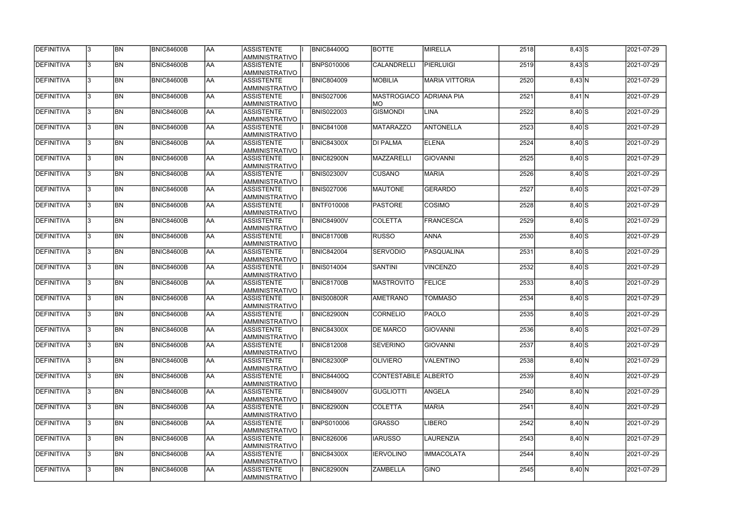| | | | | | | | | | | | | | |
|---|---|---|---|---|---|---|---|---|---|---|---|---|---|
| DEFINITIVA | 3 | BN | BNIC84600B | AA | ASSISTENTE AMMINISTRATIVO | I | BNIC84400Q | BOTTE | MIRELLA | 2518 | 8,43 | S | 2021-07-29 |
| DEFINITIVA | 3 | BN | BNIC84600B | AA | ASSISTENTE AMMINISTRATIVO | I | BNPS010006 | CALANDRELLI | PIERLUIGI | 2519 | 8,43 | S | 2021-07-29 |
| DEFINITIVA | 3 | BN | BNIC84600B | AA | ASSISTENTE AMMINISTRATIVO | I | BNIC804009 | MOBILIA | MARIA VITTORIA | 2520 | 8,43 | N | 2021-07-29 |
| DEFINITIVA | 3 | BN | BNIC84600B | AA | ASSISTENTE AMMINISTRATIVO | I | BNIS027006 | MASTROGIACOMO | ADRIANA PIA | 2521 | 8,41 | N | 2021-07-29 |
| DEFINITIVA | 3 | BN | BNIC84600B | AA | ASSISTENTE AMMINISTRATIVO | I | BNIS022003 | GISMONDI | LINA | 2522 | 8,40 | S | 2021-07-29 |
| DEFINITIVA | 3 | BN | BNIC84600B | AA | ASSISTENTE AMMINISTRATIVO | I | BNIC841008 | MATARAZZO | ANTONELLA | 2523 | 8,40 | S | 2021-07-29 |
| DEFINITIVA | 3 | BN | BNIC84600B | AA | ASSISTENTE AMMINISTRATIVO | I | BNIC84300X | DI PALMA | ELENA | 2524 | 8,40 | S | 2021-07-29 |
| DEFINITIVA | 3 | BN | BNIC84600B | AA | ASSISTENTE AMMINISTRATIVO | I | BNIC82900N | MAZZARELLI | GIOVANNI | 2525 | 8,40 | S | 2021-07-29 |
| DEFINITIVA | 3 | BN | BNIC84600B | AA | ASSISTENTE AMMINISTRATIVO | I | BNIS02300V | CUSANO | MARIA | 2526 | 8,40 | S | 2021-07-29 |
| DEFINITIVA | 3 | BN | BNIC84600B | AA | ASSISTENTE AMMINISTRATIVO | I | BNIS027006 | MAUTONE | GERARDO | 2527 | 8,40 | S | 2021-07-29 |
| DEFINITIVA | 3 | BN | BNIC84600B | AA | ASSISTENTE AMMINISTRATIVO | I | BNTF010008 | PASTORE | COSIMO | 2528 | 8,40 | S | 2021-07-29 |
| DEFINITIVA | 3 | BN | BNIC84600B | AA | ASSISTENTE AMMINISTRATIVO | I | BNIC84900V | COLETTA | FRANCESCA | 2529 | 8,40 | S | 2021-07-29 |
| DEFINITIVA | 3 | BN | BNIC84600B | AA | ASSISTENTE AMMINISTRATIVO | I | BNIC81700B | RUSSO | ANNA | 2530 | 8,40 | S | 2021-07-29 |
| DEFINITIVA | 3 | BN | BNIC84600B | AA | ASSISTENTE AMMINISTRATIVO | I | BNIC842004 | SERVODIO | PASQUALINA | 2531 | 8,40 | S | 2021-07-29 |
| DEFINITIVA | 3 | BN | BNIC84600B | AA | ASSISTENTE AMMINISTRATIVO | I | BNIS014004 | SANTINI | VINCENZO | 2532 | 8,40 | S | 2021-07-29 |
| DEFINITIVA | 3 | BN | BNIC84600B | AA | ASSISTENTE AMMINISTRATIVO | I | BNIC81700B | MASTROVITO | FELICE | 2533 | 8,40 | S | 2021-07-29 |
| DEFINITIVA | 3 | BN | BNIC84600B | AA | ASSISTENTE AMMINISTRATIVO | I | BNIS00800R | AMETRANO | TOMMASO | 2534 | 8,40 | S | 2021-07-29 |
| DEFINITIVA | 3 | BN | BNIC84600B | AA | ASSISTENTE AMMINISTRATIVO | I | BNIC82900N | CORNELIO | PAOLO | 2535 | 8,40 | S | 2021-07-29 |
| DEFINITIVA | 3 | BN | BNIC84600B | AA | ASSISTENTE AMMINISTRATIVO | I | BNIC84300X | DE MARCO | GIOVANNI | 2536 | 8,40 | S | 2021-07-29 |
| DEFINITIVA | 3 | BN | BNIC84600B | AA | ASSISTENTE AMMINISTRATIVO | I | BNIC812008 | SEVERINO | GIOVANNI | 2537 | 8,40 | S | 2021-07-29 |
| DEFINITIVA | 3 | BN | BNIC84600B | AA | ASSISTENTE AMMINISTRATIVO | I | BNIC82300P | OLIVIERO | VALENTINO | 2538 | 8,40 | N | 2021-07-29 |
| DEFINITIVA | 3 | BN | BNIC84600B | AA | ASSISTENTE AMMINISTRATIVO | I | BNIC84400Q | CONTESTABILE | ALBERTO | 2539 | 8,40 | N | 2021-07-29 |
| DEFINITIVA | 3 | BN | BNIC84600B | AA | ASSISTENTE AMMINISTRATIVO | I | BNIC84900V | GUGLIOTTI | ANGELA | 2540 | 8,40 | N | 2021-07-29 |
| DEFINITIVA | 3 | BN | BNIC84600B | AA | ASSISTENTE AMMINISTRATIVO | I | BNIC82900N | COLETTA | MARIA | 2541 | 8,40 | N | 2021-07-29 |
| DEFINITIVA | 3 | BN | BNIC84600B | AA | ASSISTENTE AMMINISTRATIVO | I | BNPS010006 | GRASSO | LIBERO | 2542 | 8,40 | N | 2021-07-29 |
| DEFINITIVA | 3 | BN | BNIC84600B | AA | ASSISTENTE AMMINISTRATIVO | I | BNIC826006 | IARUSSO | LAURENZIA | 2543 | 8,40 | N | 2021-07-29 |
| DEFINITIVA | 3 | BN | BNIC84600B | AA | ASSISTENTE AMMINISTRATIVO | I | BNIC84300X | IERVOLINO | IMMACOLATA | 2544 | 8,40 | N | 2021-07-29 |
| DEFINITIVA | 3 | BN | BNIC84600B | AA | ASSISTENTE AMMINISTRATIVO | I | BNIC82900N | ZAMBELLA | GINO | 2545 | 8,40 | N | 2021-07-29 |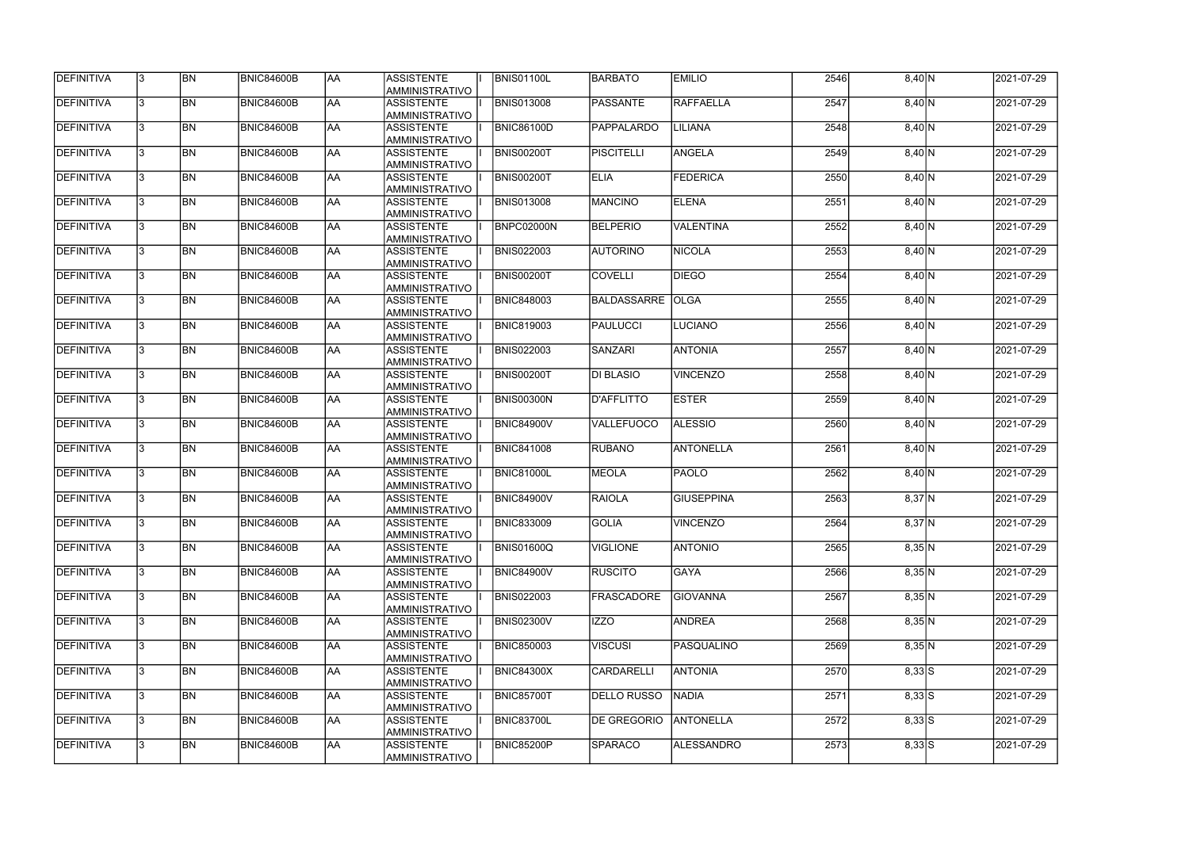| DEFINITIVA | 3 | BN | BNIC84600B | AA | ASSISTENTE AMMINISTRATIVO | I | BNIS01100L | BARBATO | EMILIO | 2546 | 8,40 | N | 2021-07-29 |
|---|---|---|---|---|---|---|---|---|---|---|---|---|---|
| DEFINITIVA | 3 | BN | BNIC84600B | AA | ASSISTENTE AMMINISTRATIVO | I | BNIS013008 | PASSANTE | RAFFAELLA | 2547 | 8,40 | N | 2021-07-29 |
| DEFINITIVA | 3 | BN | BNIC84600B | AA | ASSISTENTE AMMINISTRATIVO | I | BNIC86100D | PAPPALARDO | LILIANA | 2548 | 8,40 | N | 2021-07-29 |
| DEFINITIVA | 3 | BN | BNIC84600B | AA | ASSISTENTE AMMINISTRATIVO | I | BNIS00200T | PISCITELLI | ANGELA | 2549 | 8,40 | N | 2021-07-29 |
| DEFINITIVA | 3 | BN | BNIC84600B | AA | ASSISTENTE AMMINISTRATIVO | I | BNIS00200T | ELIA | FEDERICA | 2550 | 8,40 | N | 2021-07-29 |
| DEFINITIVA | 3 | BN | BNIC84600B | AA | ASSISTENTE AMMINISTRATIVO | I | BNIS013008 | MANCINO | ELENA | 2551 | 8,40 | N | 2021-07-29 |
| DEFINITIVA | 3 | BN | BNIC84600B | AA | ASSISTENTE AMMINISTRATIVO | I | BNPC02000N | BELPERIO | VALENTINA | 2552 | 8,40 | N | 2021-07-29 |
| DEFINITIVA | 3 | BN | BNIC84600B | AA | ASSISTENTE AMMINISTRATIVO | I | BNIS022003 | AUTORINO | NICOLA | 2553 | 8,40 | N | 2021-07-29 |
| DEFINITIVA | 3 | BN | BNIC84600B | AA | ASSISTENTE AMMINISTRATIVO | I | BNIS00200T | COVELLI | DIEGO | 2554 | 8,40 | N | 2021-07-29 |
| DEFINITIVA | 3 | BN | BNIC84600B | AA | ASSISTENTE AMMINISTRATIVO | I | BNIC848003 | BALDASSARRE | OLGA | 2555 | 8,40 | N | 2021-07-29 |
| DEFINITIVA | 3 | BN | BNIC84600B | AA | ASSISTENTE AMMINISTRATIVO | I | BNIC819003 | PAULUCCI | LUCIANO | 2556 | 8,40 | N | 2021-07-29 |
| DEFINITIVA | 3 | BN | BNIC84600B | AA | ASSISTENTE AMMINISTRATIVO | I | BNIS022003 | SANZARI | ANTONIA | 2557 | 8,40 | N | 2021-07-29 |
| DEFINITIVA | 3 | BN | BNIC84600B | AA | ASSISTENTE AMMINISTRATIVO | I | BNIS00200T | DI BLASIO | VINCENZO | 2558 | 8,40 | N | 2021-07-29 |
| DEFINITIVA | 3 | BN | BNIC84600B | AA | ASSISTENTE AMMINISTRATIVO | I | BNIS00300N | D'AFFLITTO | ESTER | 2559 | 8,40 | N | 2021-07-29 |
| DEFINITIVA | 3 | BN | BNIC84600B | AA | ASSISTENTE AMMINISTRATIVO | I | BNIC84900V | VALLEFUOCO | ALESSIO | 2560 | 8,40 | N | 2021-07-29 |
| DEFINITIVA | 3 | BN | BNIC84600B | AA | ASSISTENTE AMMINISTRATIVO | I | BNIC841008 | RUBANO | ANTONELLA | 2561 | 8,40 | N | 2021-07-29 |
| DEFINITIVA | 3 | BN | BNIC84600B | AA | ASSISTENTE AMMINISTRATIVO | I | BNIC81000L | MEOLA | PAOLO | 2562 | 8,40 | N | 2021-07-29 |
| DEFINITIVA | 3 | BN | BNIC84600B | AA | ASSISTENTE AMMINISTRATIVO | I | BNIC84900V | RAIOLA | GIUSEPPINA | 2563 | 8,37 | N | 2021-07-29 |
| DEFINITIVA | 3 | BN | BNIC84600B | AA | ASSISTENTE AMMINISTRATIVO | I | BNIC833009 | GOLIA | VINCENZO | 2564 | 8,37 | N | 2021-07-29 |
| DEFINITIVA | 3 | BN | BNIC84600B | AA | ASSISTENTE AMMINISTRATIVO | I | BNIS01600Q | VIGLIONE | ANTONIO | 2565 | 8,35 | N | 2021-07-29 |
| DEFINITIVA | 3 | BN | BNIC84600B | AA | ASSISTENTE AMMINISTRATIVO | I | BNIC84900V | RUSCITO | GAYA | 2566 | 8,35 | N | 2021-07-29 |
| DEFINITIVA | 3 | BN | BNIC84600B | AA | ASSISTENTE AMMINISTRATIVO | I | BNIS022003 | FRASCADORE | GIOVANNA | 2567 | 8,35 | N | 2021-07-29 |
| DEFINITIVA | 3 | BN | BNIC84600B | AA | ASSISTENTE AMMINISTRATIVO | I | BNIS02300V | IZZO | ANDREA | 2568 | 8,35 | N | 2021-07-29 |
| DEFINITIVA | 3 | BN | BNIC84600B | AA | ASSISTENTE AMMINISTRATIVO | I | BNIC850003 | VISCUSI | PASQUALINO | 2569 | 8,35 | N | 2021-07-29 |
| DEFINITIVA | 3 | BN | BNIC84600B | AA | ASSISTENTE AMMINISTRATIVO | I | BNIC84300X | CARDARELLI | ANTONIA | 2570 | 8,33 | S | 2021-07-29 |
| DEFINITIVA | 3 | BN | BNIC84600B | AA | ASSISTENTE AMMINISTRATIVO | I | BNIC85700T | DELLO RUSSO | NADIA | 2571 | 8,33 | S | 2021-07-29 |
| DEFINITIVA | 3 | BN | BNIC84600B | AA | ASSISTENTE AMMINISTRATIVO | I | BNIC83700L | DE GREGORIO | ANTONELLA | 2572 | 8,33 | S | 2021-07-29 |
| DEFINITIVA | 3 | BN | BNIC84600B | AA | ASSISTENTE AMMINISTRATIVO | I | BNIC85200P | SPARACO | ALESSANDRO | 2573 | 8,33 | S | 2021-07-29 |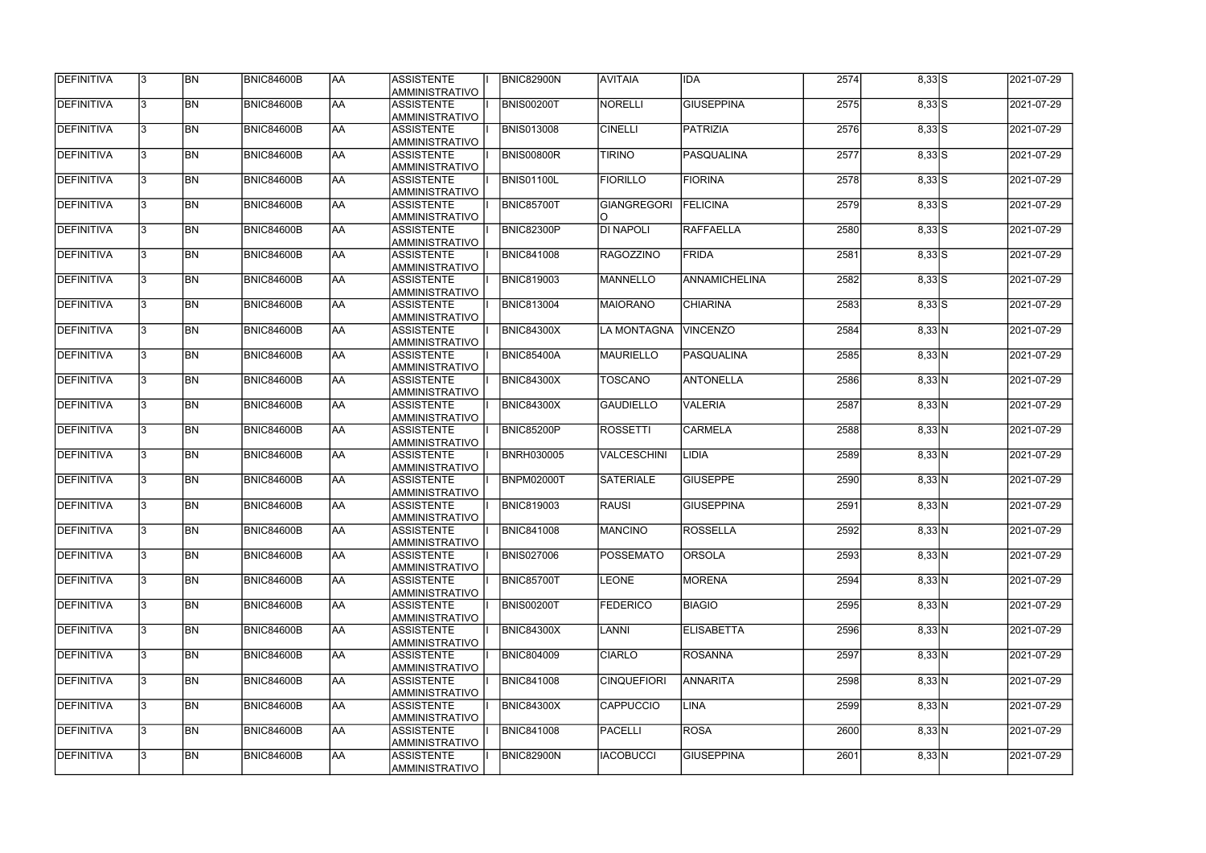| | | | | | | | | | | | | | | |
|---|---|---|---|---|---|---|---|---|---|---|---|---|---|---|
| DEFINITIVA | 3 | BN | BNIC84600B | AA | ASSISTENTE AMMINISTRATIVO | I | BNIC82900N | AVITAIA | IDA | 2574 | 8,33 | S | | 2021-07-29 |
| DEFINITIVA | 3 | BN | BNIC84600B | AA | ASSISTENTE AMMINISTRATIVO | I | BNIS00200T | NORELLI | GIUSEPPINA | 2575 | 8,33 | S | | 2021-07-29 |
| DEFINITIVA | 3 | BN | BNIC84600B | AA | ASSISTENTE AMMINISTRATIVO | I | BNIS013008 | CINELLI | PATRIZIA | 2576 | 8,33 | S | | 2021-07-29 |
| DEFINITIVA | 3 | BN | BNIC84600B | AA | ASSISTENTE AMMINISTRATIVO | I | BNIS00800R | TIRINO | PASQUALINA | 2577 | 8,33 | S | | 2021-07-29 |
| DEFINITIVA | 3 | BN | BNIC84600B | AA | ASSISTENTE AMMINISTRATIVO | I | BNIS01100L | FIORILLO | FIORINA | 2578 | 8,33 | S | | 2021-07-29 |
| DEFINITIVA | 3 | BN | BNIC84600B | AA | ASSISTENTE AMMINISTRATIVO | I | BNIC85700T | GIANGREGORIO | FELICINA | 2579 | 8,33 | S | | 2021-07-29 |
| DEFINITIVA | 3 | BN | BNIC84600B | AA | ASSISTENTE AMMINISTRATIVO | I | BNIC82300P | DI NAPOLI | RAFFAELLA | 2580 | 8,33 | S | | 2021-07-29 |
| DEFINITIVA | 3 | BN | BNIC84600B | AA | ASSISTENTE AMMINISTRATIVO | I | BNIC841008 | RAGOZZINO | FRIDA | 2581 | 8,33 | S | | 2021-07-29 |
| DEFINITIVA | 3 | BN | BNIC84600B | AA | ASSISTENTE AMMINISTRATIVO | I | BNIC819003 | MANNELLO | ANNAMICHELINA | 2582 | 8,33 | S | | 2021-07-29 |
| DEFINITIVA | 3 | BN | BNIC84600B | AA | ASSISTENTE AMMINISTRATIVO | I | BNIC813004 | MAIORANO | CHIARINA | 2583 | 8,33 | S | | 2021-07-29 |
| DEFINITIVA | 3 | BN | BNIC84600B | AA | ASSISTENTE AMMINISTRATIVO | I | BNIC84300X | LA MONTAGNA | VINCENZO | 2584 | 8,33 | N | | 2021-07-29 |
| DEFINITIVA | 3 | BN | BNIC84600B | AA | ASSISTENTE AMMINISTRATIVO | I | BNIC85400A | MAURIELLO | PASQUALINA | 2585 | 8,33 | N | | 2021-07-29 |
| DEFINITIVA | 3 | BN | BNIC84600B | AA | ASSISTENTE AMMINISTRATIVO | I | BNIC84300X | TOSCANO | ANTONELLA | 2586 | 8,33 | N | | 2021-07-29 |
| DEFINITIVA | 3 | BN | BNIC84600B | AA | ASSISTENTE AMMINISTRATIVO | I | BNIC84300X | GAUDIELLO | VALERIA | 2587 | 8,33 | N | | 2021-07-29 |
| DEFINITIVA | 3 | BN | BNIC84600B | AA | ASSISTENTE AMMINISTRATIVO | I | BNIC85200P | ROSSETTI | CARMELA | 2588 | 8,33 | N | | 2021-07-29 |
| DEFINITIVA | 3 | BN | BNIC84600B | AA | ASSISTENTE AMMINISTRATIVO | I | BNRH030005 | VALCESCHINI | LIDIA | 2589 | 8,33 | N | | 2021-07-29 |
| DEFINITIVA | 3 | BN | BNIC84600B | AA | ASSISTENTE AMMINISTRATIVO | I | BNPM02000T | SATERIALE | GIUSEPPE | 2590 | 8,33 | N | | 2021-07-29 |
| DEFINITIVA | 3 | BN | BNIC84600B | AA | ASSISTENTE AMMINISTRATIVO | I | BNIC819003 | RAUSI | GIUSEPPINA | 2591 | 8,33 | N | | 2021-07-29 |
| DEFINITIVA | 3 | BN | BNIC84600B | AA | ASSISTENTE AMMINISTRATIVO | I | BNIC841008 | MANCINO | ROSSELLA | 2592 | 8,33 | N | | 2021-07-29 |
| DEFINITIVA | 3 | BN | BNIC84600B | AA | ASSISTENTE AMMINISTRATIVO | I | BNIS027006 | POSSEMATO | ORSOLA | 2593 | 8,33 | N | | 2021-07-29 |
| DEFINITIVA | 3 | BN | BNIC84600B | AA | ASSISTENTE AMMINISTRATIVO | I | BNIC85700T | LEONE | MORENA | 2594 | 8,33 | N | | 2021-07-29 |
| DEFINITIVA | 3 | BN | BNIC84600B | AA | ASSISTENTE AMMINISTRATIVO | I | BNIS00200T | FEDERICO | BIAGIO | 2595 | 8,33 | N | | 2021-07-29 |
| DEFINITIVA | 3 | BN | BNIC84600B | AA | ASSISTENTE AMMINISTRATIVO | I | BNIC84300X | LANNI | ELISABETTA | 2596 | 8,33 | N | | 2021-07-29 |
| DEFINITIVA | 3 | BN | BNIC84600B | AA | ASSISTENTE AMMINISTRATIVO | I | BNIC804009 | CIARLO | ROSANNA | 2597 | 8,33 | N | | 2021-07-29 |
| DEFINITIVA | 3 | BN | BNIC84600B | AA | ASSISTENTE AMMINISTRATIVO | I | BNIC841008 | CINQUEFIORI | ANNARITA | 2598 | 8,33 | N | | 2021-07-29 |
| DEFINITIVA | 3 | BN | BNIC84600B | AA | ASSISTENTE AMMINISTRATIVO | I | BNIC84300X | CAPPUCCIO | LINA | 2599 | 8,33 | N | | 2021-07-29 |
| DEFINITIVA | 3 | BN | BNIC84600B | AA | ASSISTENTE AMMINISTRATIVO | I | BNIC841008 | PACELLI | ROSA | 2600 | 8,33 | N | | 2021-07-29 |
| DEFINITIVA | 3 | BN | BNIC84600B | AA | ASSISTENTE AMMINISTRATIVO | I | BNIC82900N | IACOBUCCI | GIUSEPPINA | 2601 | 8,33 | N | | 2021-07-29 |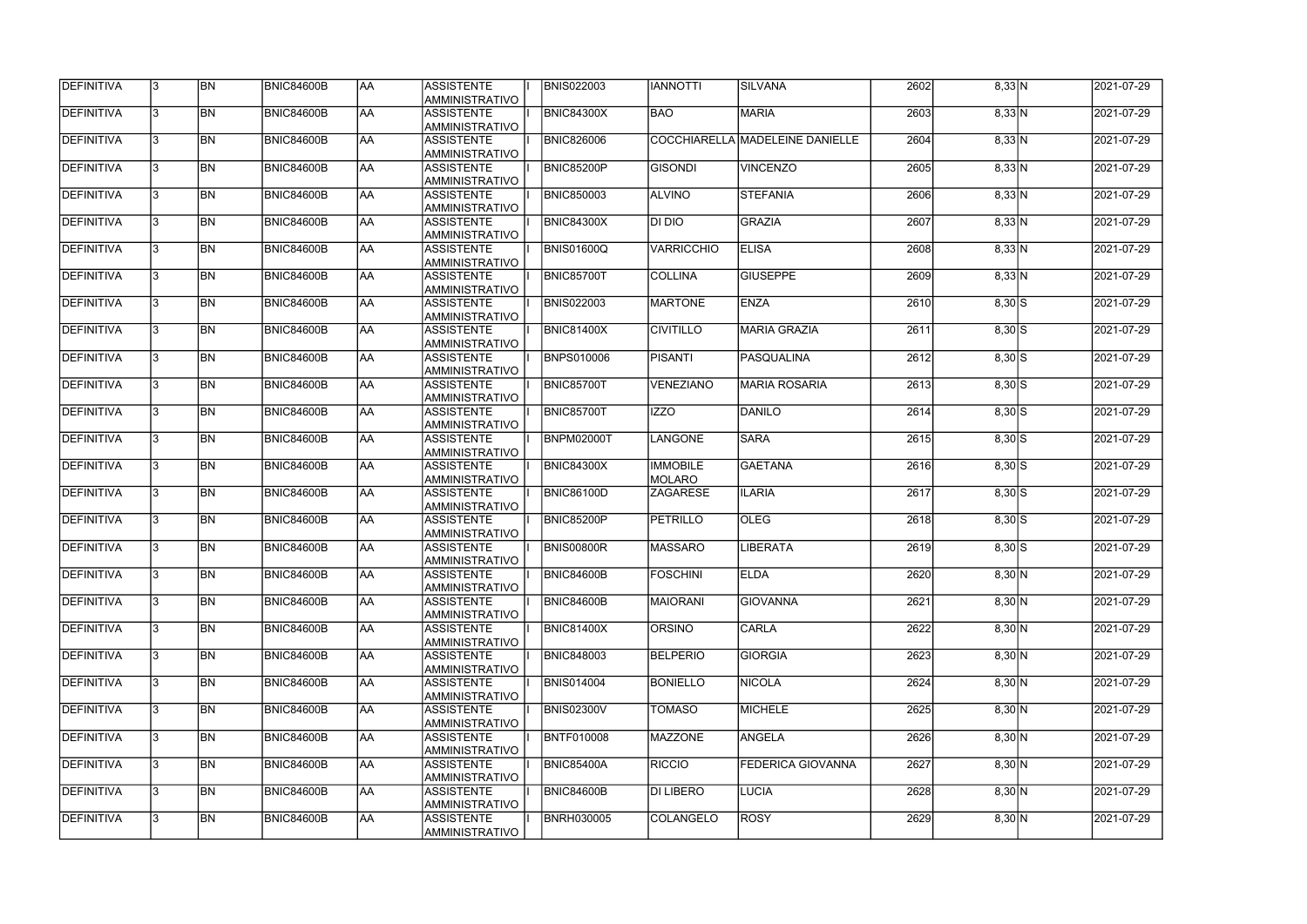| | | | | | | | | | | | | | | |
|---|---|---|---|---|---|---|---|---|---|---|---|---|---|---|
| DEFINITIVA | 3 | BN | BNIC84600B | AA | ASSISTENTE AMMINISTRATIVO | I | BNIS022003 | IANNOTTI | SILVANA | 2602 | 8,33 | N | | 2021-07-29 |
| DEFINITIVA | 3 | BN | BNIC84600B | AA | ASSISTENTE AMMINISTRATIVO | I | BNIC84300X | BAO | MARIA | 2603 | 8,33 | N | | 2021-07-29 |
| DEFINITIVA | 3 | BN | BNIC84600B | AA | ASSISTENTE AMMINISTRATIVO | I | BNIC826006 | COCCHIARELLA | MADELEINE DANIELLE | 2604 | 8,33 | N | | 2021-07-29 |
| DEFINITIVA | 3 | BN | BNIC84600B | AA | ASSISTENTE AMMINISTRATIVO | I | BNIC85200P | GISONDI | VINCENZO | 2605 | 8,33 | N | | 2021-07-29 |
| DEFINITIVA | 3 | BN | BNIC84600B | AA | ASSISTENTE AMMINISTRATIVO | I | BNIC850003 | ALVINO | STEFANIA | 2606 | 8,33 | N | | 2021-07-29 |
| DEFINITIVA | 3 | BN | BNIC84600B | AA | ASSISTENTE AMMINISTRATIVO | I | BNIC84300X | DI DIO | GRAZIA | 2607 | 8,33 | N | | 2021-07-29 |
| DEFINITIVA | 3 | BN | BNIC84600B | AA | ASSISTENTE AMMINISTRATIVO | I | BNIS01600Q | VARRICCHIO | ELISA | 2608 | 8,33 | N | | 2021-07-29 |
| DEFINITIVA | 3 | BN | BNIC84600B | AA | ASSISTENTE AMMINISTRATIVO | I | BNIC85700T | COLLINA | GIUSEPPE | 2609 | 8,33 | N | | 2021-07-29 |
| DEFINITIVA | 3 | BN | BNIC84600B | AA | ASSISTENTE AMMINISTRATIVO | I | BNIS022003 | MARTONE | ENZA | 2610 | 8,30 | S | | 2021-07-29 |
| DEFINITIVA | 3 | BN | BNIC84600B | AA | ASSISTENTE AMMINISTRATIVO | I | BNIC81400X | CIVITILLO | MARIA GRAZIA | 2611 | 8,30 | S | | 2021-07-29 |
| DEFINITIVA | 3 | BN | BNIC84600B | AA | ASSISTENTE AMMINISTRATIVO | I | BNPS010006 | PISANTI | PASQUALINA | 2612 | 8,30 | S | | 2021-07-29 |
| DEFINITIVA | 3 | BN | BNIC84600B | AA | ASSISTENTE AMMINISTRATIVO | I | BNIC85700T | VENEZIANO | MARIA ROSARIA | 2613 | 8,30 | S | | 2021-07-29 |
| DEFINITIVA | 3 | BN | BNIC84600B | AA | ASSISTENTE AMMINISTRATIVO | I | BNIC85700T | IZZO | DANILO | 2614 | 8,30 | S | | 2021-07-29 |
| DEFINITIVA | 3 | BN | BNIC84600B | AA | ASSISTENTE AMMINISTRATIVO | I | BNPM02000T | LANGONE | SARA | 2615 | 8,30 | S | | 2021-07-29 |
| DEFINITIVA | 3 | BN | BNIC84600B | AA | ASSISTENTE AMMINISTRATIVO | I | BNIC84300X | IMMOBILE MOLARO | GAETANA | 2616 | 8,30 | S | | 2021-07-29 |
| DEFINITIVA | 3 | BN | BNIC84600B | AA | ASSISTENTE AMMINISTRATIVO | I | BNIC86100D | ZAGARESE | ILARIA | 2617 | 8,30 | S | | 2021-07-29 |
| DEFINITIVA | 3 | BN | BNIC84600B | AA | ASSISTENTE AMMINISTRATIVO | I | BNIC85200P | PETRILLO | OLEG | 2618 | 8,30 | S | | 2021-07-29 |
| DEFINITIVA | 3 | BN | BNIC84600B | AA | ASSISTENTE AMMINISTRATIVO | I | BNIS00800R | MASSARO | LIBERATA | 2619 | 8,30 | S | | 2021-07-29 |
| DEFINITIVA | 3 | BN | BNIC84600B | AA | ASSISTENTE AMMINISTRATIVO | I | BNIC84600B | FOSCHINI | ELDA | 2620 | 8,30 | N | | 2021-07-29 |
| DEFINITIVA | 3 | BN | BNIC84600B | AA | ASSISTENTE AMMINISTRATIVO | I | BNIC84600B | MAIORANI | GIOVANNA | 2621 | 8,30 | N | | 2021-07-29 |
| DEFINITIVA | 3 | BN | BNIC84600B | AA | ASSISTENTE AMMINISTRATIVO | I | BNIC81400X | ORSINO | CARLA | 2622 | 8,30 | N | | 2021-07-29 |
| DEFINITIVA | 3 | BN | BNIC84600B | AA | ASSISTENTE AMMINISTRATIVO | I | BNIC848003 | BELPERIO | GIORGIA | 2623 | 8,30 | N | | 2021-07-29 |
| DEFINITIVA | 3 | BN | BNIC84600B | AA | ASSISTENTE AMMINISTRATIVO | I | BNIS014004 | BONIELLO | NICOLA | 2624 | 8,30 | N | | 2021-07-29 |
| DEFINITIVA | 3 | BN | BNIC84600B | AA | ASSISTENTE AMMINISTRATIVO | I | BNIS02300V | TOMASO | MICHELE | 2625 | 8,30 | N | | 2021-07-29 |
| DEFINITIVA | 3 | BN | BNIC84600B | AA | ASSISTENTE AMMINISTRATIVO | I | BNTF010008 | MAZZONE | ANGELA | 2626 | 8,30 | N | | 2021-07-29 |
| DEFINITIVA | 3 | BN | BNIC84600B | AA | ASSISTENTE AMMINISTRATIVO | I | BNIC85400A | RICCIO | FEDERICA GIOVANNA | 2627 | 8,30 | N | | 2021-07-29 |
| DEFINITIVA | 3 | BN | BNIC84600B | AA | ASSISTENTE AMMINISTRATIVO | I | BNIC84600B | DI LIBERO | LUCIA | 2628 | 8,30 | N | | 2021-07-29 |
| DEFINITIVA | 3 | BN | BNIC84600B | AA | ASSISTENTE AMMINISTRATIVO | I | BNRH030005 | COLANGELO | ROSY | 2629 | 8,30 | N | | 2021-07-29 |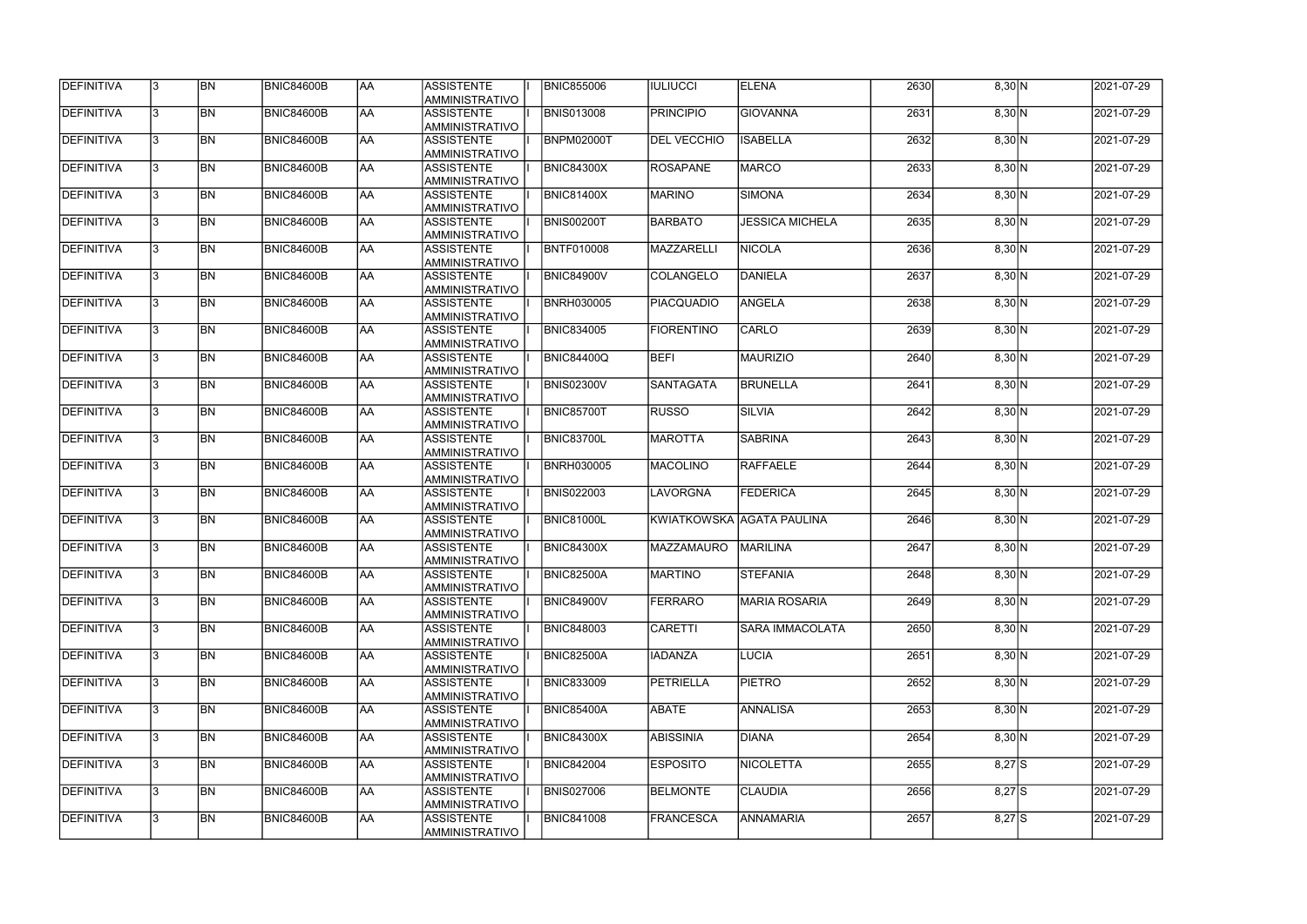| | | | | | | | | | | | | | | |
|---|---|---|---|---|---|---|---|---|---|---|---|---|---|---|
| DEFINITIVA | 3 | BN | BNIC84600B | AA | ASSISTENTE AMMINISTRATIVO | I | BNIC855006 | IULIUCCI | ELENA | 2630 | 8,30 | N | | 2021-07-29 |
| DEFINITIVA | 3 | BN | BNIC84600B | AA | ASSISTENTE AMMINISTRATIVO | I | BNIS013008 | PRINCIPIO | GIOVANNA | 2631 | 8,30 | N | | 2021-07-29 |
| DEFINITIVA | 3 | BN | BNIC84600B | AA | ASSISTENTE AMMINISTRATIVO | I | BNPM02000T | DEL VECCHIO | ISABELLA | 2632 | 8,30 | N | | 2021-07-29 |
| DEFINITIVA | 3 | BN | BNIC84600B | AA | ASSISTENTE AMMINISTRATIVO | I | BNIC84300X | ROSAPANE | MARCO | 2633 | 8,30 | N | | 2021-07-29 |
| DEFINITIVA | 3 | BN | BNIC84600B | AA | ASSISTENTE AMMINISTRATIVO | I | BNIC81400X | MARINO | SIMONA | 2634 | 8,30 | N | | 2021-07-29 |
| DEFINITIVA | 3 | BN | BNIC84600B | AA | ASSISTENTE AMMINISTRATIVO | I | BNIS00200T | BARBATO | JESSICA MICHELA | 2635 | 8,30 | N | | 2021-07-29 |
| DEFINITIVA | 3 | BN | BNIC84600B | AA | ASSISTENTE AMMINISTRATIVO | I | BNTF010008 | MAZZARELLI | NICOLA | 2636 | 8,30 | N | | 2021-07-29 |
| DEFINITIVA | 3 | BN | BNIC84600B | AA | ASSISTENTE AMMINISTRATIVO | I | BNIC84900V | COLANGELO | DANIELA | 2637 | 8,30 | N | | 2021-07-29 |
| DEFINITIVA | 3 | BN | BNIC84600B | AA | ASSISTENTE AMMINISTRATIVO | I | BNRH030005 | PIACQUADIO | ANGELA | 2638 | 8,30 | N | | 2021-07-29 |
| DEFINITIVA | 3 | BN | BNIC84600B | AA | ASSISTENTE AMMINISTRATIVO | I | BNIC834005 | FIORENTINO | CARLO | 2639 | 8,30 | N | | 2021-07-29 |
| DEFINITIVA | 3 | BN | BNIC84600B | AA | ASSISTENTE AMMINISTRATIVO | I | BNIC84400Q | BEFI | MAURIZIO | 2640 | 8,30 | N | | 2021-07-29 |
| DEFINITIVA | 3 | BN | BNIC84600B | AA | ASSISTENTE AMMINISTRATIVO | I | BNIS02300V | SANTAGATA | BRUNELLA | 2641 | 8,30 | N | | 2021-07-29 |
| DEFINITIVA | 3 | BN | BNIC84600B | AA | ASSISTENTE AMMINISTRATIVO | I | BNIC85700T | RUSSO | SILVIA | 2642 | 8,30 | N | | 2021-07-29 |
| DEFINITIVA | 3 | BN | BNIC84600B | AA | ASSISTENTE AMMINISTRATIVO | I | BNIC83700L | MAROTTA | SABRINA | 2643 | 8,30 | N | | 2021-07-29 |
| DEFINITIVA | 3 | BN | BNIC84600B | AA | ASSISTENTE AMMINISTRATIVO | I | BNRH030005 | MACOLINO | RAFFAELE | 2644 | 8,30 | N | | 2021-07-29 |
| DEFINITIVA | 3 | BN | BNIC84600B | AA | ASSISTENTE AMMINISTRATIVO | I | BNIS022003 | LAVORGNA | FEDERICA | 2645 | 8,30 | N | | 2021-07-29 |
| DEFINITIVA | 3 | BN | BNIC84600B | AA | ASSISTENTE AMMINISTRATIVO | I | BNIC81000L | KWIATKOWSKA | AGATA PAULINA | 2646 | 8,30 | N | | 2021-07-29 |
| DEFINITIVA | 3 | BN | BNIC84600B | AA | ASSISTENTE AMMINISTRATIVO | I | BNIC84300X | MAZZAMAURO | MARILINA | 2647 | 8,30 | N | | 2021-07-29 |
| DEFINITIVA | 3 | BN | BNIC84600B | AA | ASSISTENTE AMMINISTRATIVO | I | BNIC82500A | MARTINO | STEFANIA | 2648 | 8,30 | N | | 2021-07-29 |
| DEFINITIVA | 3 | BN | BNIC84600B | AA | ASSISTENTE AMMINISTRATIVO | I | BNIC84900V | FERRARO | MARIA ROSARIA | 2649 | 8,30 | N | | 2021-07-29 |
| DEFINITIVA | 3 | BN | BNIC84600B | AA | ASSISTENTE AMMINISTRATIVO | I | BNIC848003 | CARETTI | SARA IMMACOLATA | 2650 | 8,30 | N | | 2021-07-29 |
| DEFINITIVA | 3 | BN | BNIC84600B | AA | ASSISTENTE AMMINISTRATIVO | I | BNIC82500A | IADANZA | LUCIA | 2651 | 8,30 | N | | 2021-07-29 |
| DEFINITIVA | 3 | BN | BNIC84600B | AA | ASSISTENTE AMMINISTRATIVO | I | BNIC833009 | PETRIELLA | PIETRO | 2652 | 8,30 | N | | 2021-07-29 |
| DEFINITIVA | 3 | BN | BNIC84600B | AA | ASSISTENTE AMMINISTRATIVO | I | BNIC85400A | ABATE | ANNALISA | 2653 | 8,30 | N | | 2021-07-29 |
| DEFINITIVA | 3 | BN | BNIC84600B | AA | ASSISTENTE AMMINISTRATIVO | I | BNIC84300X | ABISSINIA | DIANA | 2654 | 8,30 | N | | 2021-07-29 |
| DEFINITIVA | 3 | BN | BNIC84600B | AA | ASSISTENTE AMMINISTRATIVO | I | BNIC842004 | ESPOSITO | NICOLETTA | 2655 | 8,27 | S | | 2021-07-29 |
| DEFINITIVA | 3 | BN | BNIC84600B | AA | ASSISTENTE AMMINISTRATIVO | I | BNIS027006 | BELMONTE | CLAUDIA | 2656 | 8,27 | S | | 2021-07-29 |
| DEFINITIVA | 3 | BN | BNIC84600B | AA | ASSISTENTE AMMINISTRATIVO | I | BNIC841008 | FRANCESCA | ANNAMARIA | 2657 | 8,27 | S | | 2021-07-29 |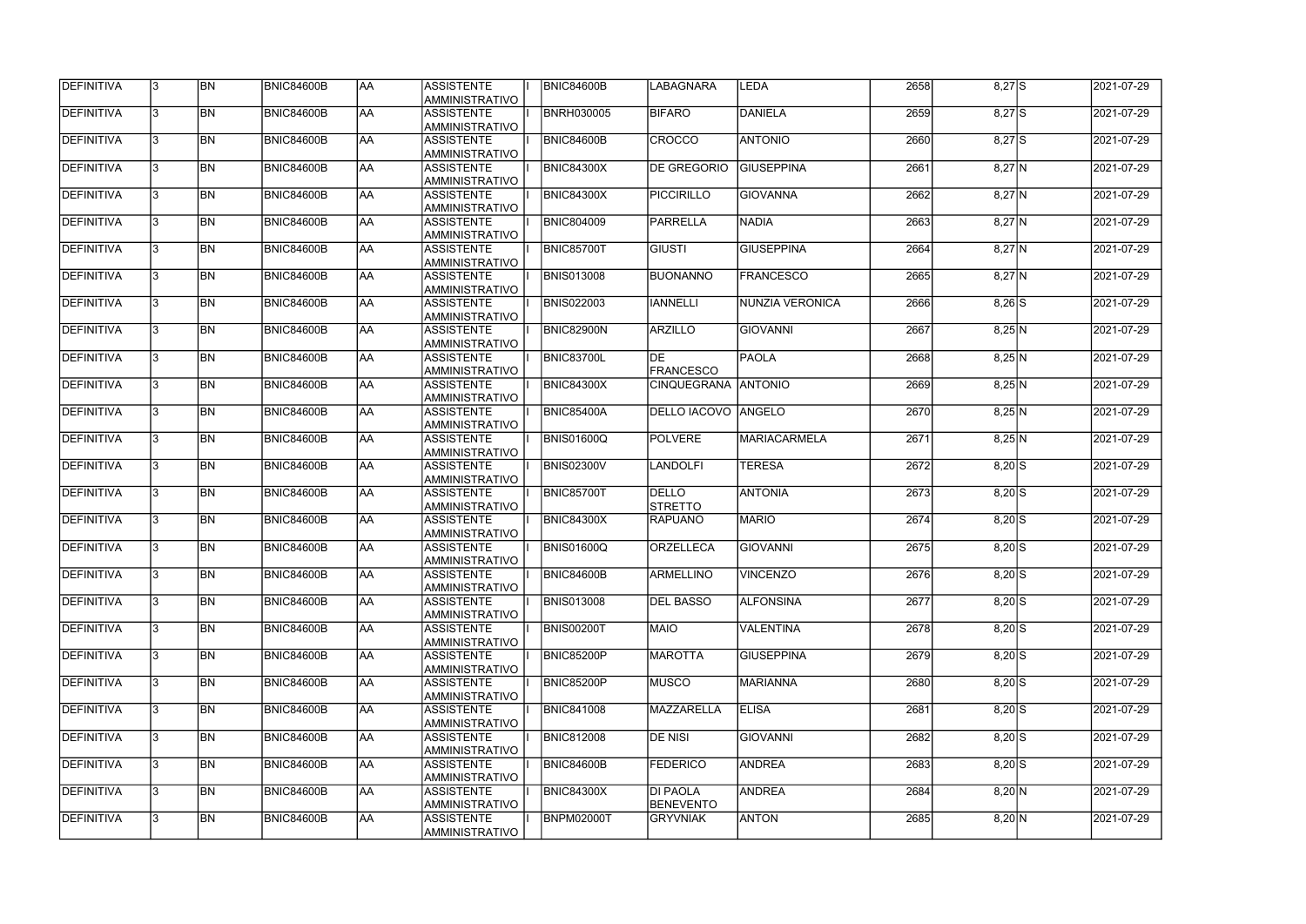| | | | | | | | | | | | | | | |
|---|---|---|---|---|---|---|---|---|---|---|---|---|---|---|
| DEFINITIVA | 3 | BN | BNIC84600B | AA | ASSISTENTE AMMINISTRATIVO | I | BNIC84600B | LABAGNARA | LEDA | 2658 | 8,27 | S | | 2021-07-29 |
| DEFINITIVA | 3 | BN | BNIC84600B | AA | ASSISTENTE AMMINISTRATIVO | I | BNRH030005 | BIFARO | DANIELA | 2659 | 8,27 | S | | 2021-07-29 |
| DEFINITIVA | 3 | BN | BNIC84600B | AA | ASSISTENTE AMMINISTRATIVO | I | BNIC84600B | CROCCO | ANTONIO | 2660 | 8,27 | S | | 2021-07-29 |
| DEFINITIVA | 3 | BN | BNIC84600B | AA | ASSISTENTE AMMINISTRATIVO | I | BNIC84300X | DE GREGORIO | GIUSEPPINA | 2661 | 8,27 | N | | 2021-07-29 |
| DEFINITIVA | 3 | BN | BNIC84600B | AA | ASSISTENTE AMMINISTRATIVO | I | BNIC84300X | PICCIRILLO | GIOVANNA | 2662 | 8,27 | N | | 2021-07-29 |
| DEFINITIVA | 3 | BN | BNIC84600B | AA | ASSISTENTE AMMINISTRATIVO | I | BNIC804009 | PARRELLA | NADIA | 2663 | 8,27 | N | | 2021-07-29 |
| DEFINITIVA | 3 | BN | BNIC84600B | AA | ASSISTENTE AMMINISTRATIVO | I | BNIC85700T | GIUSTI | GIUSEPPINA | 2664 | 8,27 | N | | 2021-07-29 |
| DEFINITIVA | 3 | BN | BNIC84600B | AA | ASSISTENTE AMMINISTRATIVO | I | BNIS013008 | BUONANNO | FRANCESCO | 2665 | 8,27 | N | | 2021-07-29 |
| DEFINITIVA | 3 | BN | BNIC84600B | AA | ASSISTENTE AMMINISTRATIVO | I | BNIS022003 | IANNELLI | NUNZIA VERONICA | 2666 | 8,26 | S | | 2021-07-29 |
| DEFINITIVA | 3 | BN | BNIC84600B | AA | ASSISTENTE AMMINISTRATIVO | I | BNIC82900N | ARZILLO | GIOVANNI | 2667 | 8,25 | N | | 2021-07-29 |
| DEFINITIVA | 3 | BN | BNIC84600B | AA | ASSISTENTE AMMINISTRATIVO | I | BNIC83700L | DE FRANCESCO | PAOLA | 2668 | 8,25 | N | | 2021-07-29 |
| DEFINITIVA | 3 | BN | BNIC84600B | AA | ASSISTENTE AMMINISTRATIVO | I | BNIC84300X | CINQUEGRANA | ANTONIO | 2669 | 8,25 | N | | 2021-07-29 |
| DEFINITIVA | 3 | BN | BNIC84600B | AA | ASSISTENTE AMMINISTRATIVO | I | BNIC85400A | DELLO IACOVO | ANGELO | 2670 | 8,25 | N | | 2021-07-29 |
| DEFINITIVA | 3 | BN | BNIC84600B | AA | ASSISTENTE AMMINISTRATIVO | I | BNIS01600Q | POLVERE | MARIACARMELA | 2671 | 8,25 | N | | 2021-07-29 |
| DEFINITIVA | 3 | BN | BNIC84600B | AA | ASSISTENTE AMMINISTRATIVO | I | BNIS02300V | LANDOLFI | TERESA | 2672 | 8,20 | S | | 2021-07-29 |
| DEFINITIVA | 3 | BN | BNIC84600B | AA | ASSISTENTE AMMINISTRATIVO | I | BNIC85700T | DELLO STRETTO | ANTONIA | 2673 | 8,20 | S | | 2021-07-29 |
| DEFINITIVA | 3 | BN | BNIC84600B | AA | ASSISTENTE AMMINISTRATIVO | I | BNIC84300X | RAPUANO | MARIO | 2674 | 8,20 | S | | 2021-07-29 |
| DEFINITIVA | 3 | BN | BNIC84600B | AA | ASSISTENTE AMMINISTRATIVO | I | BNIS01600Q | ORZELLECA | GIOVANNI | 2675 | 8,20 | S | | 2021-07-29 |
| DEFINITIVA | 3 | BN | BNIC84600B | AA | ASSISTENTE AMMINISTRATIVO | I | BNIC84600B | ARMELLINO | VINCENZO | 2676 | 8,20 | S | | 2021-07-29 |
| DEFINITIVA | 3 | BN | BNIC84600B | AA | ASSISTENTE AMMINISTRATIVO | I | BNIS013008 | DEL BASSO | ALFONSINA | 2677 | 8,20 | S | | 2021-07-29 |
| DEFINITIVA | 3 | BN | BNIC84600B | AA | ASSISTENTE AMMINISTRATIVO | I | BNIS00200T | MAIO | VALENTINA | 2678 | 8,20 | S | | 2021-07-29 |
| DEFINITIVA | 3 | BN | BNIC84600B | AA | ASSISTENTE AMMINISTRATIVO | I | BNIC85200P | MAROTTA | GIUSEPPINA | 2679 | 8,20 | S | | 2021-07-29 |
| DEFINITIVA | 3 | BN | BNIC84600B | AA | ASSISTENTE AMMINISTRATIVO | I | BNIC85200P | MUSCO | MARIANNA | 2680 | 8,20 | S | | 2021-07-29 |
| DEFINITIVA | 3 | BN | BNIC84600B | AA | ASSISTENTE AMMINISTRATIVO | I | BNIC841008 | MAZZARELLA | ELISA | 2681 | 8,20 | S | | 2021-07-29 |
| DEFINITIVA | 3 | BN | BNIC84600B | AA | ASSISTENTE AMMINISTRATIVO | I | BNIC812008 | DE NISI | GIOVANNI | 2682 | 8,20 | S | | 2021-07-29 |
| DEFINITIVA | 3 | BN | BNIC84600B | AA | ASSISTENTE AMMINISTRATIVO | I | BNIC84600B | FEDERICO | ANDREA | 2683 | 8,20 | S | | 2021-07-29 |
| DEFINITIVA | 3 | BN | BNIC84600B | AA | ASSISTENTE AMMINISTRATIVO | I | BNIC84300X | DI PAOLA BENEVENTO | ANDREA | 2684 | 8,20 | N | | 2021-07-29 |
| DEFINITIVA | 3 | BN | BNIC84600B | AA | ASSISTENTE AMMINISTRATIVO | I | BNPM02000T | GRYVNIAK | ANTON | 2685 | 8,20 | N | | 2021-07-29 |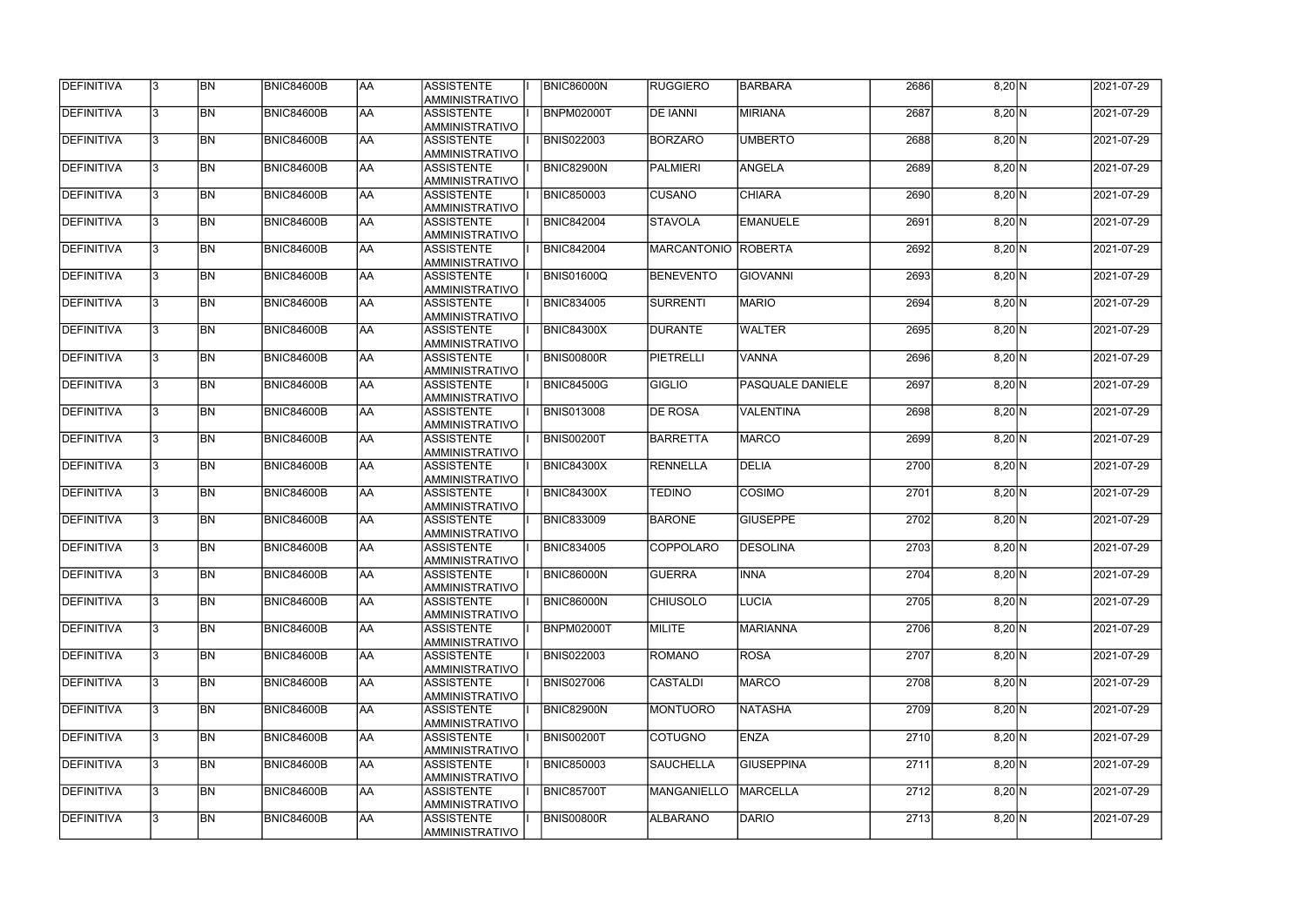| | | | | | | | | | | | | | | |
|---|---|---|---|---|---|---|---|---|---|---|---|---|---|---|
| DEFINITIVA | 3 | BN | BNIC84600B | AA | ASSISTENTE AMMINISTRATIVO | I | BNIC86000N | RUGGIERO | BARBARA | 2686 | 8,20 | N | | 2021-07-29 |
| DEFINITIVA | 3 | BN | BNIC84600B | AA | ASSISTENTE AMMINISTRATIVO | I | BNPM02000T | DE IANNI | MIRIANA | 2687 | 8,20 | N | | 2021-07-29 |
| DEFINITIVA | 3 | BN | BNIC84600B | AA | ASSISTENTE AMMINISTRATIVO | I | BNIS022003 | BORZARO | UMBERTO | 2688 | 8,20 | N | | 2021-07-29 |
| DEFINITIVA | 3 | BN | BNIC84600B | AA | ASSISTENTE AMMINISTRATIVO | I | BNIC82900N | PALMIERI | ANGELA | 2689 | 8,20 | N | | 2021-07-29 |
| DEFINITIVA | 3 | BN | BNIC84600B | AA | ASSISTENTE AMMINISTRATIVO | I | BNIC850003 | CUSANO | CHIARA | 2690 | 8,20 | N | | 2021-07-29 |
| DEFINITIVA | 3 | BN | BNIC84600B | AA | ASSISTENTE AMMINISTRATIVO | I | BNIC842004 | STAVOLA | EMANUELE | 2691 | 8,20 | N | | 2021-07-29 |
| DEFINITIVA | 3 | BN | BNIC84600B | AA | ASSISTENTE AMMINISTRATIVO | I | BNIC842004 | MARCANTONIO | ROBERTA | 2692 | 8,20 | N | | 2021-07-29 |
| DEFINITIVA | 3 | BN | BNIC84600B | AA | ASSISTENTE AMMINISTRATIVO | I | BNIS01600Q | BENEVENTO | GIOVANNI | 2693 | 8,20 | N | | 2021-07-29 |
| DEFINITIVA | 3 | BN | BNIC84600B | AA | ASSISTENTE AMMINISTRATIVO | I | BNIC834005 | SURRENTI | MARIO | 2694 | 8,20 | N | | 2021-07-29 |
| DEFINITIVA | 3 | BN | BNIC84600B | AA | ASSISTENTE AMMINISTRATIVO | I | BNIC84300X | DURANTE | WALTER | 2695 | 8,20 | N | | 2021-07-29 |
| DEFINITIVA | 3 | BN | BNIC84600B | AA | ASSISTENTE AMMINISTRATIVO | I | BNIS00800R | PIETRELLI | VANNA | 2696 | 8,20 | N | | 2021-07-29 |
| DEFINITIVA | 3 | BN | BNIC84600B | AA | ASSISTENTE AMMINISTRATIVO | I | BNIC84500G | GIGLIO | PASQUALE DANIELE | 2697 | 8,20 | N | | 2021-07-29 |
| DEFINITIVA | 3 | BN | BNIC84600B | AA | ASSISTENTE AMMINISTRATIVO | I | BNIS013008 | DE ROSA | VALENTINA | 2698 | 8,20 | N | | 2021-07-29 |
| DEFINITIVA | 3 | BN | BNIC84600B | AA | ASSISTENTE AMMINISTRATIVO | I | BNIS00200T | BARRETTA | MARCO | 2699 | 8,20 | N | | 2021-07-29 |
| DEFINITIVA | 3 | BN | BNIC84600B | AA | ASSISTENTE AMMINISTRATIVO | I | BNIC84300X | RENNELLA | DELIA | 2700 | 8,20 | N | | 2021-07-29 |
| DEFINITIVA | 3 | BN | BNIC84600B | AA | ASSISTENTE AMMINISTRATIVO | I | BNIC84300X | TEDINO | COSIMO | 2701 | 8,20 | N | | 2021-07-29 |
| DEFINITIVA | 3 | BN | BNIC84600B | AA | ASSISTENTE AMMINISTRATIVO | I | BNIC833009 | BARONE | GIUSEPPE | 2702 | 8,20 | N | | 2021-07-29 |
| DEFINITIVA | 3 | BN | BNIC84600B | AA | ASSISTENTE AMMINISTRATIVO | I | BNIC834005 | COPPOLARO | DESOLINA | 2703 | 8,20 | N | | 2021-07-29 |
| DEFINITIVA | 3 | BN | BNIC84600B | AA | ASSISTENTE AMMINISTRATIVO | I | BNIC86000N | GUERRA | INNA | 2704 | 8,20 | N | | 2021-07-29 |
| DEFINITIVA | 3 | BN | BNIC84600B | AA | ASSISTENTE AMMINISTRATIVO | I | BNIC86000N | CHIUSOLO | LUCIA | 2705 | 8,20 | N | | 2021-07-29 |
| DEFINITIVA | 3 | BN | BNIC84600B | AA | ASSISTENTE AMMINISTRATIVO | I | BNPM02000T | MILITE | MARIANNA | 2706 | 8,20 | N | | 2021-07-29 |
| DEFINITIVA | 3 | BN | BNIC84600B | AA | ASSISTENTE AMMINISTRATIVO | I | BNIS022003 | ROMANO | ROSA | 2707 | 8,20 | N | | 2021-07-29 |
| DEFINITIVA | 3 | BN | BNIC84600B | AA | ASSISTENTE AMMINISTRATIVO | I | BNIS027006 | CASTALDI | MARCO | 2708 | 8,20 | N | | 2021-07-29 |
| DEFINITIVA | 3 | BN | BNIC84600B | AA | ASSISTENTE AMMINISTRATIVO | I | BNIC82900N | MONTUORO | NATASHA | 2709 | 8,20 | N | | 2021-07-29 |
| DEFINITIVA | 3 | BN | BNIC84600B | AA | ASSISTENTE AMMINISTRATIVO | I | BNIS00200T | COTUGNO | ENZA | 2710 | 8,20 | N | | 2021-07-29 |
| DEFINITIVA | 3 | BN | BNIC84600B | AA | ASSISTENTE AMMINISTRATIVO | I | BNIC850003 | SAUCHELLA | GIUSEPPINA | 2711 | 8,20 | N | | 2021-07-29 |
| DEFINITIVA | 3 | BN | BNIC84600B | AA | ASSISTENTE AMMINISTRATIVO | I | BNIC85700T | MANGANIELLO | MARCELLA | 2712 | 8,20 | N | | 2021-07-29 |
| DEFINITIVA | 3 | BN | BNIC84600B | AA | ASSISTENTE AMMINISTRATIVO | I | BNIS00800R | ALBARANO | DARIO | 2713 | 8,20 | N | | 2021-07-29 |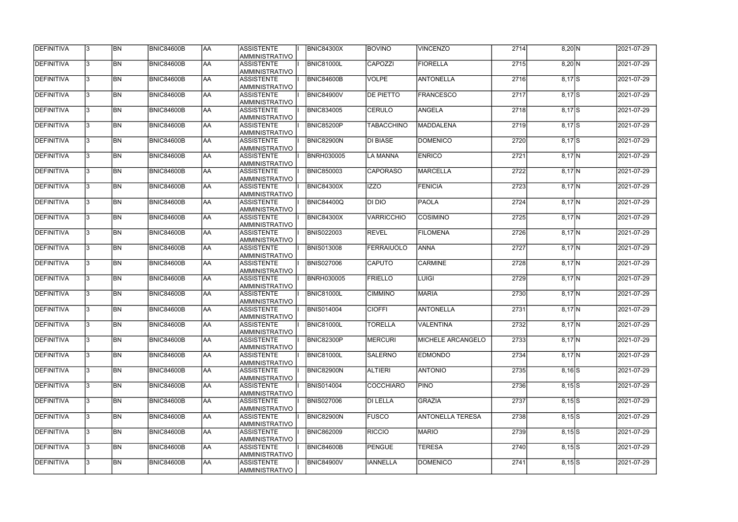| | | | | | | | | | | | | | | |
|---|---|---|---|---|---|---|---|---|---|---|---|---|---|---|
| DEFINITIVA | 3 | BN | BNIC84600B | AA | ASSISTENTE AMMINISTRATIVO | I | BNIC84300X | BOVINO | VINCENZO | 2714 | 8,20 | N | | 2021-07-29 |
| DEFINITIVA | 3 | BN | BNIC84600B | AA | ASSISTENTE AMMINISTRATIVO | I | BNIC81000L | CAPOZZI | FIORELLA | 2715 | 8,20 | N | | 2021-07-29 |
| DEFINITIVA | 3 | BN | BNIC84600B | AA | ASSISTENTE AMMINISTRATIVO | I | BNIC84600B | VOLPE | ANTONELLA | 2716 | 8,17 | S | | 2021-07-29 |
| DEFINITIVA | 3 | BN | BNIC84600B | AA | ASSISTENTE AMMINISTRATIVO | I | BNIC84900V | DE PIETTO | FRANCESCO | 2717 | 8,17 | S | | 2021-07-29 |
| DEFINITIVA | 3 | BN | BNIC84600B | AA | ASSISTENTE AMMINISTRATIVO | I | BNIC834005 | CERULO | ANGELA | 2718 | 8,17 | S | | 2021-07-29 |
| DEFINITIVA | 3 | BN | BNIC84600B | AA | ASSISTENTE AMMINISTRATIVO | I | BNIC85200P | TABACCHINO | MADDALENA | 2719 | 8,17 | S | | 2021-07-29 |
| DEFINITIVA | 3 | BN | BNIC84600B | AA | ASSISTENTE AMMINISTRATIVO | I | BNIC82900N | DI BIASE | DOMENICO | 2720 | 8,17 | S | | 2021-07-29 |
| DEFINITIVA | 3 | BN | BNIC84600B | AA | ASSISTENTE AMMINISTRATIVO | I | BNRH030005 | LA MANNA | ENRICO | 2721 | 8,17 | N | | 2021-07-29 |
| DEFINITIVA | 3 | BN | BNIC84600B | AA | ASSISTENTE AMMINISTRATIVO | I | BNIC850003 | CAPORASO | MARCELLA | 2722 | 8,17 | N | | 2021-07-29 |
| DEFINITIVA | 3 | BN | BNIC84600B | AA | ASSISTENTE AMMINISTRATIVO | I | BNIC84300X | IZZO | FENICIA | 2723 | 8,17 | N | | 2021-07-29 |
| DEFINITIVA | 3 | BN | BNIC84600B | AA | ASSISTENTE AMMINISTRATIVO | I | BNIC84400Q | DI DIO | PAOLA | 2724 | 8,17 | N | | 2021-07-29 |
| DEFINITIVA | 3 | BN | BNIC84600B | AA | ASSISTENTE AMMINISTRATIVO | I | BNIC84300X | VARRICCHIO | COSIMINO | 2725 | 8,17 | N | | 2021-07-29 |
| DEFINITIVA | 3 | BN | BNIC84600B | AA | ASSISTENTE AMMINISTRATIVO | I | BNIS022003 | REVEL | FILOMENA | 2726 | 8,17 | N | | 2021-07-29 |
| DEFINITIVA | 3 | BN | BNIC84600B | AA | ASSISTENTE AMMINISTRATIVO | I | BNIS013008 | FERRAIUOLO | ANNA | 2727 | 8,17 | N | | 2021-07-29 |
| DEFINITIVA | 3 | BN | BNIC84600B | AA | ASSISTENTE AMMINISTRATIVO | I | BNIS027006 | CAPUTO | CARMINE | 2728 | 8,17 | N | | 2021-07-29 |
| DEFINITIVA | 3 | BN | BNIC84600B | AA | ASSISTENTE AMMINISTRATIVO | I | BNRH030005 | FRIELLO | LUIGI | 2729 | 8,17 | N | | 2021-07-29 |
| DEFINITIVA | 3 | BN | BNIC84600B | AA | ASSISTENTE AMMINISTRATIVO | I | BNIC81000L | CIMMINO | MARIA | 2730 | 8,17 | N | | 2021-07-29 |
| DEFINITIVA | 3 | BN | BNIC84600B | AA | ASSISTENTE AMMINISTRATIVO | I | BNIS014004 | CIOFFI | ANTONELLA | 2731 | 8,17 | N | | 2021-07-29 |
| DEFINITIVA | 3 | BN | BNIC84600B | AA | ASSISTENTE AMMINISTRATIVO | I | BNIC81000L | TORELLA | VALENTINA | 2732 | 8,17 | N | | 2021-07-29 |
| DEFINITIVA | 3 | BN | BNIC84600B | AA | ASSISTENTE AMMINISTRATIVO | I | BNIC82300P | MERCURI | MICHELE ARCANGELO | 2733 | 8,17 | N | | 2021-07-29 |
| DEFINITIVA | 3 | BN | BNIC84600B | AA | ASSISTENTE AMMINISTRATIVO | I | BNIC81000L | SALERNO | EDMONDO | 2734 | 8,17 | N | | 2021-07-29 |
| DEFINITIVA | 3 | BN | BNIC84600B | AA | ASSISTENTE AMMINISTRATIVO | I | BNIC82900N | ALTIERI | ANTONIO | 2735 | 8,16 | S | | 2021-07-29 |
| DEFINITIVA | 3 | BN | BNIC84600B | AA | ASSISTENTE AMMINISTRATIVO | I | BNIS014004 | COCCHIARO | PINO | 2736 | 8,15 | S | | 2021-07-29 |
| DEFINITIVA | 3 | BN | BNIC84600B | AA | ASSISTENTE AMMINISTRATIVO | I | BNIS027006 | DI LELLA | GRAZIA | 2737 | 8,15 | S | | 2021-07-29 |
| DEFINITIVA | 3 | BN | BNIC84600B | AA | ASSISTENTE AMMINISTRATIVO | I | BNIC82900N | FUSCO | ANTONELLA TERESA | 2738 | 8,15 | S | | 2021-07-29 |
| DEFINITIVA | 3 | BN | BNIC84600B | AA | ASSISTENTE AMMINISTRATIVO | I | BNIC862009 | RICCIO | MARIO | 2739 | 8,15 | S | | 2021-07-29 |
| DEFINITIVA | 3 | BN | BNIC84600B | AA | ASSISTENTE AMMINISTRATIVO | I | BNIC84600B | PENGUE | TERESA | 2740 | 8,15 | S | | 2021-07-29 |
| DEFINITIVA | 3 | BN | BNIC84600B | AA | ASSISTENTE AMMINISTRATIVO | I | BNIC84900V | IANNELLA | DOMENICO | 2741 | 8,15 | S | | 2021-07-29 |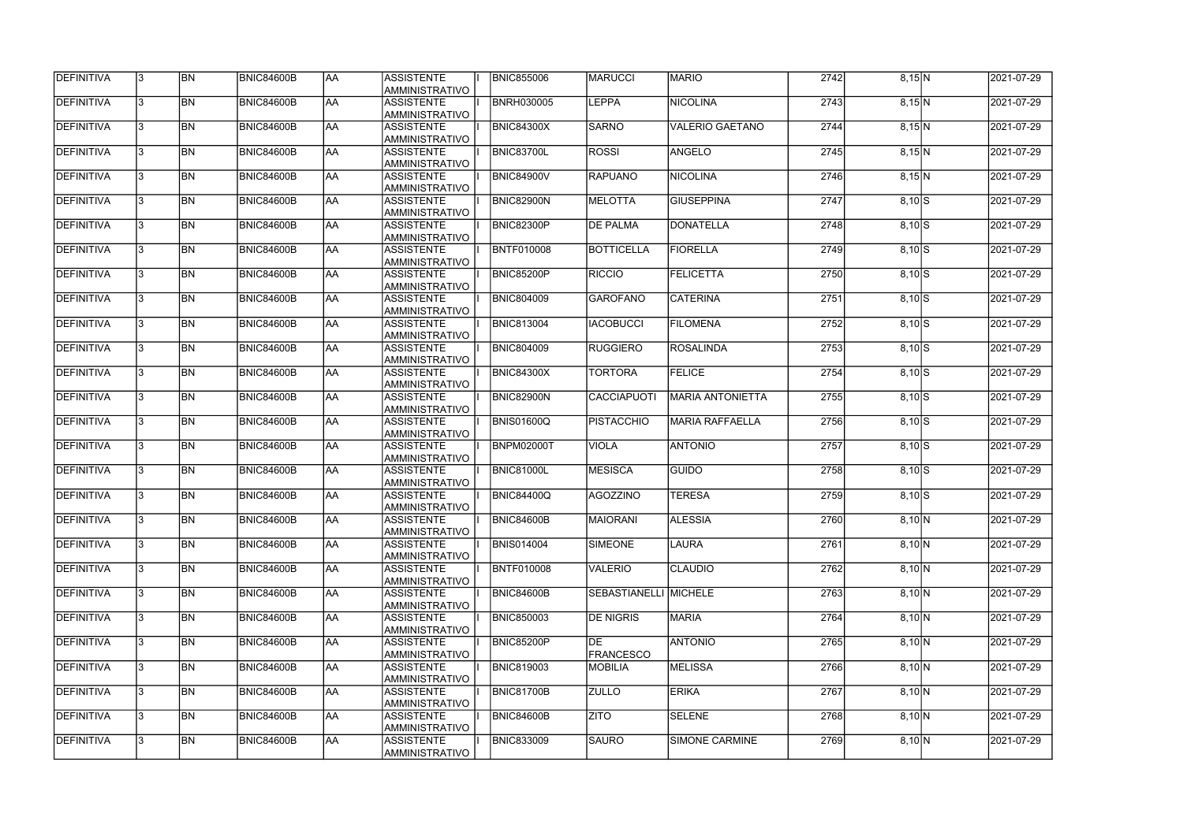| | | | | | | | | | | | | | |
|---|---|---|---|---|---|---|---|---|---|---|---|---|---|
| DEFINITIVA | 3 | BN | BNIC84600B | AA | ASSISTENTE AMMINISTRATIVO | I | BNIC855006 | MARUCCI | MARIO | 2742 | 8,15 | N | 2021-07-29 |
| DEFINITIVA | 3 | BN | BNIC84600B | AA | ASSISTENTE AMMINISTRATIVO | I | BNRH030005 | LEPPA | NICOLINA | 2743 | 8,15 | N | 2021-07-29 |
| DEFINITIVA | 3 | BN | BNIC84600B | AA | ASSISTENTE AMMINISTRATIVO | I | BNIC84300X | SARNO | VALERIO GAETANO | 2744 | 8,15 | N | 2021-07-29 |
| DEFINITIVA | 3 | BN | BNIC84600B | AA | ASSISTENTE AMMINISTRATIVO | I | BNIC83700L | ROSSI | ANGELO | 2745 | 8,15 | N | 2021-07-29 |
| DEFINITIVA | 3 | BN | BNIC84600B | AA | ASSISTENTE AMMINISTRATIVO | I | BNIC84900V | RAPUANO | NICOLINA | 2746 | 8,15 | N | 2021-07-29 |
| DEFINITIVA | 3 | BN | BNIC84600B | AA | ASSISTENTE AMMINISTRATIVO | I | BNIC82900N | MELOTTA | GIUSEPPINA | 2747 | 8,10 | S | 2021-07-29 |
| DEFINITIVA | 3 | BN | BNIC84600B | AA | ASSISTENTE AMMINISTRATIVO | I | BNIC82300P | DE PALMA | DONATELLA | 2748 | 8,10 | S | 2021-07-29 |
| DEFINITIVA | 3 | BN | BNIC84600B | AA | ASSISTENTE AMMINISTRATIVO | I | BNTF010008 | BOTTICELLA | FIORELLA | 2749 | 8,10 | S | 2021-07-29 |
| DEFINITIVA | 3 | BN | BNIC84600B | AA | ASSISTENTE AMMINISTRATIVO | I | BNIC85200P | RICCIO | FELICETTA | 2750 | 8,10 | S | 2021-07-29 |
| DEFINITIVA | 3 | BN | BNIC84600B | AA | ASSISTENTE AMMINISTRATIVO | I | BNIC804009 | GAROFANO | CATERINA | 2751 | 8,10 | S | 2021-07-29 |
| DEFINITIVA | 3 | BN | BNIC84600B | AA | ASSISTENTE AMMINISTRATIVO | I | BNIC813004 | IACOBUCCI | FILOMENA | 2752 | 8,10 | S | 2021-07-29 |
| DEFINITIVA | 3 | BN | BNIC84600B | AA | ASSISTENTE AMMINISTRATIVO | I | BNIC804009 | RUGGIERO | ROSALINDA | 2753 | 8,10 | S | 2021-07-29 |
| DEFINITIVA | 3 | BN | BNIC84600B | AA | ASSISTENTE AMMINISTRATIVO | I | BNIC84300X | TORTORA | FELICE | 2754 | 8,10 | S | 2021-07-29 |
| DEFINITIVA | 3 | BN | BNIC84600B | AA | ASSISTENTE AMMINISTRATIVO | I | BNIC82900N | CACCIAPUOTI | MARIA ANTONIETTA | 2755 | 8,10 | S | 2021-07-29 |
| DEFINITIVA | 3 | BN | BNIC84600B | AA | ASSISTENTE AMMINISTRATIVO | I | BNIS01600Q | PISTACCHIO | MARIA RAFFAELLA | 2756 | 8,10 | S | 2021-07-29 |
| DEFINITIVA | 3 | BN | BNIC84600B | AA | ASSISTENTE AMMINISTRATIVO | I | BNPM02000T | VIOLA | ANTONIO | 2757 | 8,10 | S | 2021-07-29 |
| DEFINITIVA | 3 | BN | BNIC84600B | AA | ASSISTENTE AMMINISTRATIVO | I | BNIC81000L | MESISCA | GUIDO | 2758 | 8,10 | S | 2021-07-29 |
| DEFINITIVA | 3 | BN | BNIC84600B | AA | ASSISTENTE AMMINISTRATIVO | I | BNIC84400Q | AGOZZINO | TERESA | 2759 | 8,10 | S | 2021-07-29 |
| DEFINITIVA | 3 | BN | BNIC84600B | AA | ASSISTENTE AMMINISTRATIVO | I | BNIC84600B | MAIORANI | ALESSIA | 2760 | 8,10 | N | 2021-07-29 |
| DEFINITIVA | 3 | BN | BNIC84600B | AA | ASSISTENTE AMMINISTRATIVO | I | BNIS014004 | SIMEONE | LAURA | 2761 | 8,10 | N | 2021-07-29 |
| DEFINITIVA | 3 | BN | BNIC84600B | AA | ASSISTENTE AMMINISTRATIVO | I | BNTF010008 | VALERIO | CLAUDIO | 2762 | 8,10 | N | 2021-07-29 |
| DEFINITIVA | 3 | BN | BNIC84600B | AA | ASSISTENTE AMMINISTRATIVO | I | BNIC84600B | SEBASTIANELLI | MICHELE | 2763 | 8,10 | N | 2021-07-29 |
| DEFINITIVA | 3 | BN | BNIC84600B | AA | ASSISTENTE AMMINISTRATIVO | I | BNIC850003 | DE NIGRIS | MARIA | 2764 | 8,10 | N | 2021-07-29 |
| DEFINITIVA | 3 | BN | BNIC84600B | AA | ASSISTENTE AMMINISTRATIVO | I | BNIC85200P | DE FRANCESCO | ANTONIO | 2765 | 8,10 | N | 2021-07-29 |
| DEFINITIVA | 3 | BN | BNIC84600B | AA | ASSISTENTE AMMINISTRATIVO | I | BNIC819003 | MOBILIA | MELISSA | 2766 | 8,10 | N | 2021-07-29 |
| DEFINITIVA | 3 | BN | BNIC84600B | AA | ASSISTENTE AMMINISTRATIVO | I | BNIC81700B | ZULLO | ERIKA | 2767 | 8,10 | N | 2021-07-29 |
| DEFINITIVA | 3 | BN | BNIC84600B | AA | ASSISTENTE AMMINISTRATIVO | I | BNIC84600B | ZITO | SELENE | 2768 | 8,10 | N | 2021-07-29 |
| DEFINITIVA | 3 | BN | BNIC84600B | AA | ASSISTENTE AMMINISTRATIVO | I | BNIC833009 | SAURO | SIMONE CARMINE | 2769 | 8,10 | N | 2021-07-29 |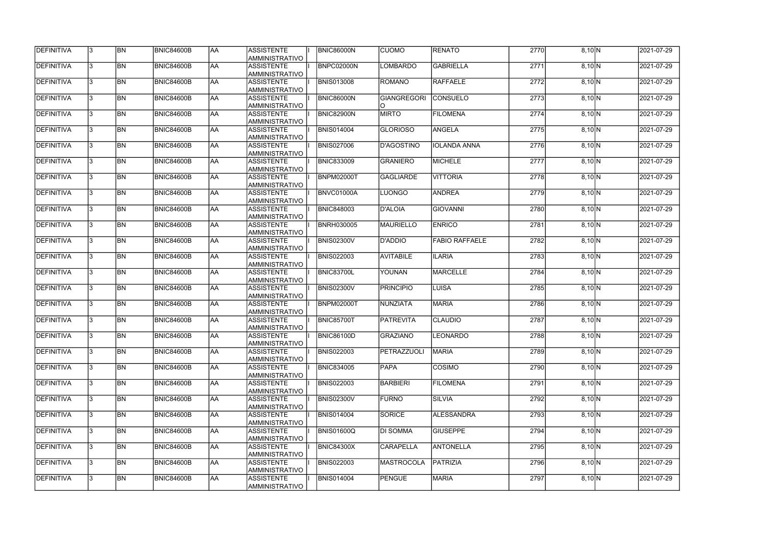| | | | | | | | | | | | | | | |
|---|---|---|---|---|---|---|---|---|---|---|---|---|---|---|
| DEFINITIVA | 3 | BN | BNIC84600B | AA | ASSISTENTE AMMINISTRATIVO | I | BNIC86000N | CUOMO | RENATO | 2770 | 8,10 | N | | 2021-07-29 |
| DEFINITIVA | 3 | BN | BNIC84600B | AA | ASSISTENTE AMMINISTRATIVO | I | BNPC02000N | LOMBARDO | GABRIELLA | 2771 | 8,10 | N | | 2021-07-29 |
| DEFINITIVA | 3 | BN | BNIC84600B | AA | ASSISTENTE AMMINISTRATIVO | I | BNIS013008 | ROMANO | RAFFAELE | 2772 | 8,10 | N | | 2021-07-29 |
| DEFINITIVA | 3 | BN | BNIC84600B | AA | ASSISTENTE AMMINISTRATIVO | I | BNIC86000N | GIANGREGORIO | CONSUELO | 2773 | 8,10 | N | | 2021-07-29 |
| DEFINITIVA | 3 | BN | BNIC84600B | AA | ASSISTENTE AMMINISTRATIVO | I | BNIC82900N | MIRTO | FILOMENA | 2774 | 8,10 | N | | 2021-07-29 |
| DEFINITIVA | 3 | BN | BNIC84600B | AA | ASSISTENTE AMMINISTRATIVO | I | BNIS014004 | GLORIOSO | ANGELA | 2775 | 8,10 | N | | 2021-07-29 |
| DEFINITIVA | 3 | BN | BNIC84600B | AA | ASSISTENTE AMMINISTRATIVO | I | BNIS027006 | D'AGOSTINO | IOLANDA ANNA | 2776 | 8,10 | N | | 2021-07-29 |
| DEFINITIVA | 3 | BN | BNIC84600B | AA | ASSISTENTE AMMINISTRATIVO | I | BNIC833009 | GRANIERO | MICHELE | 2777 | 8,10 | N | | 2021-07-29 |
| DEFINITIVA | 3 | BN | BNIC84600B | AA | ASSISTENTE AMMINISTRATIVO | I | BNPM02000T | GAGLIARDE | VITTORIA | 2778 | 8,10 | N | | 2021-07-29 |
| DEFINITIVA | 3 | BN | BNIC84600B | AA | ASSISTENTE AMMINISTRATIVO | I | BNVC01000A | LUONGO | ANDREA | 2779 | 8,10 | N | | 2021-07-29 |
| DEFINITIVA | 3 | BN | BNIC84600B | AA | ASSISTENTE AMMINISTRATIVO | I | BNIC848003 | D'ALOIA | GIOVANNI | 2780 | 8,10 | N | | 2021-07-29 |
| DEFINITIVA | 3 | BN | BNIC84600B | AA | ASSISTENTE AMMINISTRATIVO | I | BNRH030005 | MAURIELLO | ENRICO | 2781 | 8,10 | N | | 2021-07-29 |
| DEFINITIVA | 3 | BN | BNIC84600B | AA | ASSISTENTE AMMINISTRATIVO | I | BNIS02300V | D'ADDIO | FABIO RAFFAELE | 2782 | 8,10 | N | | 2021-07-29 |
| DEFINITIVA | 3 | BN | BNIC84600B | AA | ASSISTENTE AMMINISTRATIVO | I | BNIS022003 | AVITABILE | ILARIA | 2783 | 8,10 | N | | 2021-07-29 |
| DEFINITIVA | 3 | BN | BNIC84600B | AA | ASSISTENTE AMMINISTRATIVO | I | BNIC83700L | YOUNAN | MARCELLE | 2784 | 8,10 | N | | 2021-07-29 |
| DEFINITIVA | 3 | BN | BNIC84600B | AA | ASSISTENTE AMMINISTRATIVO | I | BNIS02300V | PRINCIPIO | LUISA | 2785 | 8,10 | N | | 2021-07-29 |
| DEFINITIVA | 3 | BN | BNIC84600B | AA | ASSISTENTE AMMINISTRATIVO | I | BNPM02000T | NUNZIATA | MARIA | 2786 | 8,10 | N | | 2021-07-29 |
| DEFINITIVA | 3 | BN | BNIC84600B | AA | ASSISTENTE AMMINISTRATIVO | I | BNIC85700T | PATREVITA | CLAUDIO | 2787 | 8,10 | N | | 2021-07-29 |
| DEFINITIVA | 3 | BN | BNIC84600B | AA | ASSISTENTE AMMINISTRATIVO | I | BNIC86100D | GRAZIANO | LEONARDO | 2788 | 8,10 | N | | 2021-07-29 |
| DEFINITIVA | 3 | BN | BNIC84600B | AA | ASSISTENTE AMMINISTRATIVO | I | BNIS022003 | PETRAZZUOLI | MARIA | 2789 | 8,10 | N | | 2021-07-29 |
| DEFINITIVA | 3 | BN | BNIC84600B | AA | ASSISTENTE AMMINISTRATIVO | I | BNIC834005 | PAPA | COSIMO | 2790 | 8,10 | N | | 2021-07-29 |
| DEFINITIVA | 3 | BN | BNIC84600B | AA | ASSISTENTE AMMINISTRATIVO | I | BNIS022003 | BARBIERI | FILOMENA | 2791 | 8,10 | N | | 2021-07-29 |
| DEFINITIVA | 3 | BN | BNIC84600B | AA | ASSISTENTE AMMINISTRATIVO | I | BNIS02300V | FURNO | SILVIA | 2792 | 8,10 | N | | 2021-07-29 |
| DEFINITIVA | 3 | BN | BNIC84600B | AA | ASSISTENTE AMMINISTRATIVO | I | BNIS014004 | SORICE | ALESSANDRA | 2793 | 8,10 | N | | 2021-07-29 |
| DEFINITIVA | 3 | BN | BNIC84600B | AA | ASSISTENTE AMMINISTRATIVO | I | BNIS01600Q | DI SOMMA | GIUSEPPE | 2794 | 8,10 | N | | 2021-07-29 |
| DEFINITIVA | 3 | BN | BNIC84600B | AA | ASSISTENTE AMMINISTRATIVO | I | BNIC84300X | CARAPELLA | ANTONELLA | 2795 | 8,10 | N | | 2021-07-29 |
| DEFINITIVA | 3 | BN | BNIC84600B | AA | ASSISTENTE AMMINISTRATIVO | I | BNIS022003 | MASTROCOLA | PATRIZIA | 2796 | 8,10 | N | | 2021-07-29 |
| DEFINITIVA | 3 | BN | BNIC84600B | AA | ASSISTENTE AMMINISTRATIVO | I | BNIS014004 | PENGUE | MARIA | 2797 | 8,10 | N | | 2021-07-29 |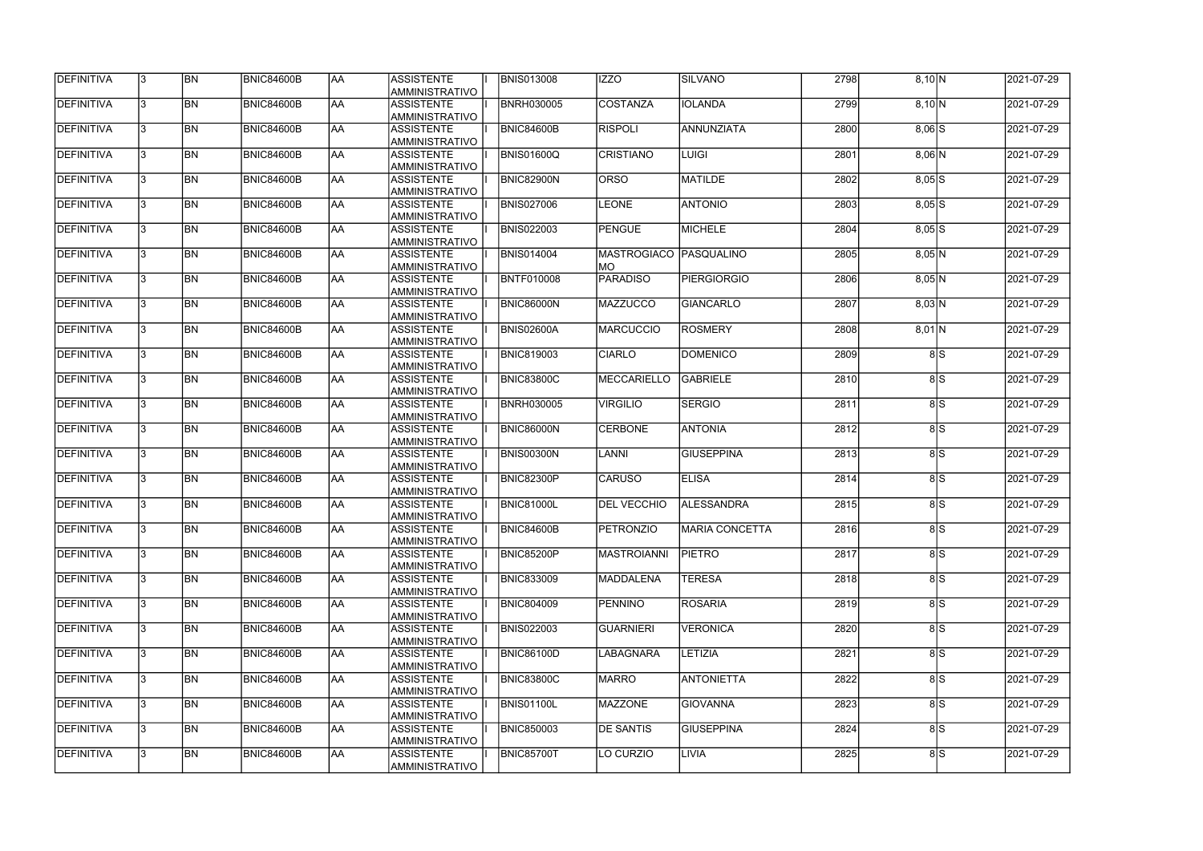| | | | | | | | | | | | | | | |
|---|---|---|---|---|---|---|---|---|---|---|---|---|---|---|
| DEFINITIVA | 3 | BN | BNIC84600B | AA | ASSISTENTE AMMINISTRATIVO | I | BNIS013008 | IZZO | SILVANO | 2798 | 8,10 | N | | 2021-07-29 |
| DEFINITIVA | 3 | BN | BNIC84600B | AA | ASSISTENTE AMMINISTRATIVO | I | BNRH030005 | COSTANZA | IOLANDA | 2799 | 8,10 | N | | 2021-07-29 |
| DEFINITIVA | 3 | BN | BNIC84600B | AA | ASSISTENTE AMMINISTRATIVO | I | BNIC84600B | RISPOLI | ANNUNZIATA | 2800 | 8,06 | S | | 2021-07-29 |
| DEFINITIVA | 3 | BN | BNIC84600B | AA | ASSISTENTE AMMINISTRATIVO | I | BNIS01600Q | CRISTIANO | LUIGI | 2801 | 8,06 | N | | 2021-07-29 |
| DEFINITIVA | 3 | BN | BNIC84600B | AA | ASSISTENTE AMMINISTRATIVO | I | BNIC82900N | ORSO | MATILDE | 2802 | 8,05 | S | | 2021-07-29 |
| DEFINITIVA | 3 | BN | BNIC84600B | AA | ASSISTENTE AMMINISTRATIVO | I | BNIS027006 | LEONE | ANTONIO | 2803 | 8,05 | S | | 2021-07-29 |
| DEFINITIVA | 3 | BN | BNIC84600B | AA | ASSISTENTE AMMINISTRATIVO | I | BNIS022003 | PENGUE | MICHELE | 2804 | 8,05 | S | | 2021-07-29 |
| DEFINITIVA | 3 | BN | BNIC84600B | AA | ASSISTENTE AMMINISTRATIVO | I | BNIS014004 | MASTROGIACOMO | PASQUALINO | 2805 | 8,05 | N | | 2021-07-29 |
| DEFINITIVA | 3 | BN | BNIC84600B | AA | ASSISTENTE AMMINISTRATIVO | I | BNTF010008 | PARADISO | PIERGIORGIO | 2806 | 8,05 | N | | 2021-07-29 |
| DEFINITIVA | 3 | BN | BNIC84600B | AA | ASSISTENTE AMMINISTRATIVO | I | BNIC86000N | MAZZUCCO | GIANCARLO | 2807 | 8,03 | N | | 2021-07-29 |
| DEFINITIVA | 3 | BN | BNIC84600B | AA | ASSISTENTE AMMINISTRATIVO | I | BNIS02600A | MARCUCCIO | ROSMERY | 2808 | 8,01 | N | | 2021-07-29 |
| DEFINITIVA | 3 | BN | BNIC84600B | AA | ASSISTENTE AMMINISTRATIVO | I | BNIC819003 | CIARLO | DOMENICO | 2809 | 8 | S | | 2021-07-29 |
| DEFINITIVA | 3 | BN | BNIC84600B | AA | ASSISTENTE AMMINISTRATIVO | I | BNIC83800C | MECCARIELLO | GABRIELE | 2810 | 8 | S | | 2021-07-29 |
| DEFINITIVA | 3 | BN | BNIC84600B | AA | ASSISTENTE AMMINISTRATIVO | I | BNRH030005 | VIRGILIO | SERGIO | 2811 | 8 | S | | 2021-07-29 |
| DEFINITIVA | 3 | BN | BNIC84600B | AA | ASSISTENTE AMMINISTRATIVO | I | BNIC86000N | CERBONE | ANTONIA | 2812 | 8 | S | | 2021-07-29 |
| DEFINITIVA | 3 | BN | BNIC84600B | AA | ASSISTENTE AMMINISTRATIVO | I | BNIS00300N | LANNI | GIUSEPPINA | 2813 | 8 | S | | 2021-07-29 |
| DEFINITIVA | 3 | BN | BNIC84600B | AA | ASSISTENTE AMMINISTRATIVO | I | BNIC82300P | CARUSO | ELISA | 2814 | 8 | S | | 2021-07-29 |
| DEFINITIVA | 3 | BN | BNIC84600B | AA | ASSISTENTE AMMINISTRATIVO | I | BNIC81000L | DEL VECCHIO | ALESSANDRA | 2815 | 8 | S | | 2021-07-29 |
| DEFINITIVA | 3 | BN | BNIC84600B | AA | ASSISTENTE AMMINISTRATIVO | I | BNIC84600B | PETRONZIO | MARIA CONCETTA | 2816 | 8 | S | | 2021-07-29 |
| DEFINITIVA | 3 | BN | BNIC84600B | AA | ASSISTENTE AMMINISTRATIVO | I | BNIC85200P | MASTROIANNI | PIETRO | 2817 | 8 | S | | 2021-07-29 |
| DEFINITIVA | 3 | BN | BNIC84600B | AA | ASSISTENTE AMMINISTRATIVO | I | BNIC833009 | MADDALENA | TERESA | 2818 | 8 | S | | 2021-07-29 |
| DEFINITIVA | 3 | BN | BNIC84600B | AA | ASSISTENTE AMMINISTRATIVO | I | BNIC804009 | PENNINO | ROSARIA | 2819 | 8 | S | | 2021-07-29 |
| DEFINITIVA | 3 | BN | BNIC84600B | AA | ASSISTENTE AMMINISTRATIVO | I | BNIS022003 | GUARNIERI | VERONICA | 2820 | 8 | S | | 2021-07-29 |
| DEFINITIVA | 3 | BN | BNIC84600B | AA | ASSISTENTE AMMINISTRATIVO | I | BNIC86100D | LABAGNARA | LETIZIA | 2821 | 8 | S | | 2021-07-29 |
| DEFINITIVA | 3 | BN | BNIC84600B | AA | ASSISTENTE AMMINISTRATIVO | I | BNIC83800C | MARRO | ANTONIETTA | 2822 | 8 | S | | 2021-07-29 |
| DEFINITIVA | 3 | BN | BNIC84600B | AA | ASSISTENTE AMMINISTRATIVO | I | BNIS01100L | MAZZONE | GIOVANNA | 2823 | 8 | S | | 2021-07-29 |
| DEFINITIVA | 3 | BN | BNIC84600B | AA | ASSISTENTE AMMINISTRATIVO | I | BNIC850003 | DE SANTIS | GIUSEPPINA | 2824 | 8 | S | | 2021-07-29 |
| DEFINITIVA | 3 | BN | BNIC84600B | AA | ASSISTENTE AMMINISTRATIVO | I | BNIC85700T | LO CURZIO | LIVIA | 2825 | 8 | S | | 2021-07-29 |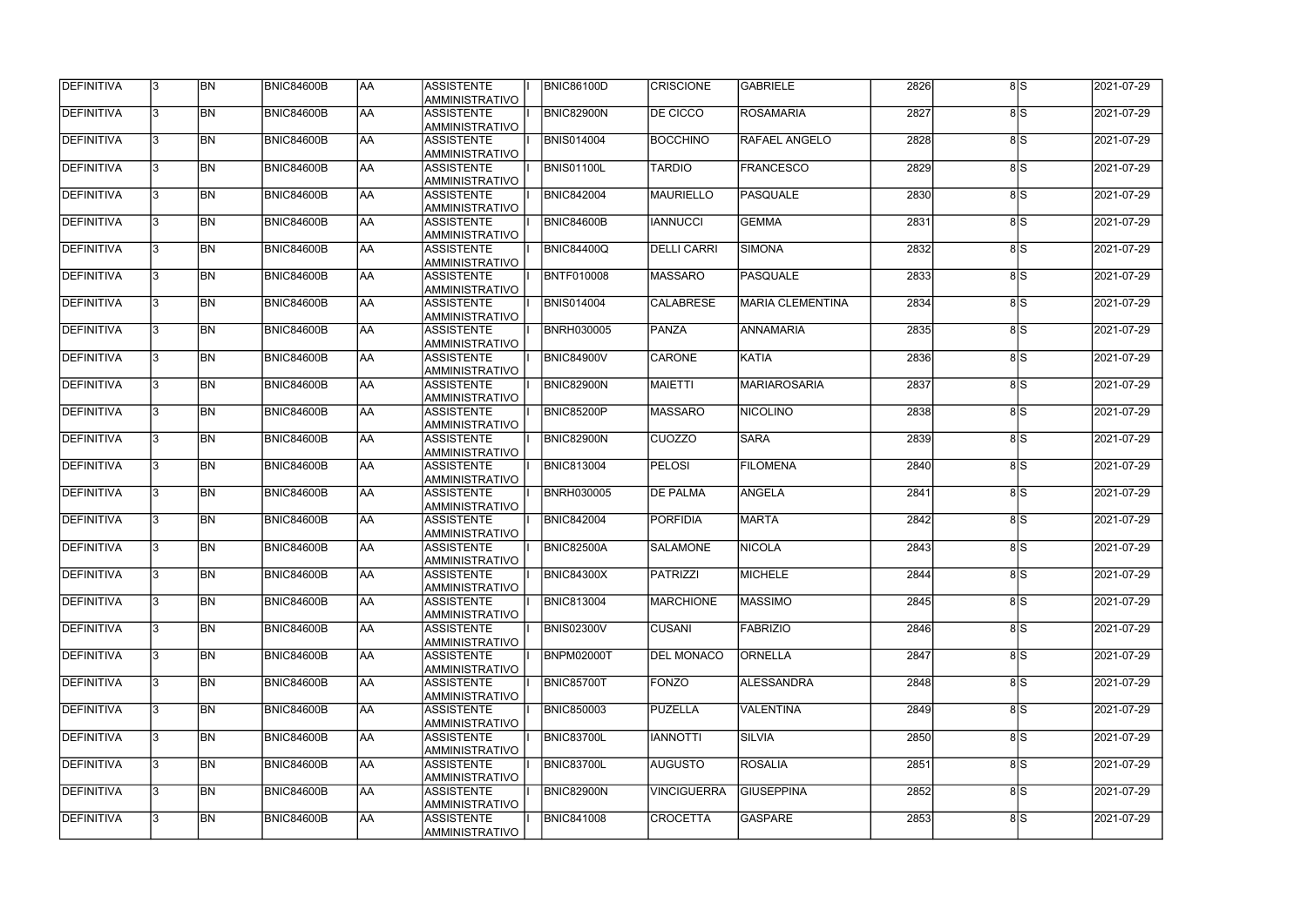| | | | | | | | | | | | | | | |
|---|---|---|---|---|---|---|---|---|---|---|---|---|---|---|
| DEFINITIVA | 3 | BN | BNIC84600B | AA | ASSISTENTE AMMINISTRATIVO | I | BNIC86100D | CRISCIONE | GABRIELE | 2826 | 8 | S | | 2021-07-29 |
| DEFINITIVA | 3 | BN | BNIC84600B | AA | ASSISTENTE AMMINISTRATIVO | I | BNIC82900N | DE CICCO | ROSAMARIA | 2827 | 8 | S | | 2021-07-29 |
| DEFINITIVA | 3 | BN | BNIC84600B | AA | ASSISTENTE AMMINISTRATIVO | I | BNIS014004 | BOCCHINO | RAFAEL ANGELO | 2828 | 8 | S | | 2021-07-29 |
| DEFINITIVA | 3 | BN | BNIC84600B | AA | ASSISTENTE AMMINISTRATIVO | I | BNIS01100L | TARDIO | FRANCESCO | 2829 | 8 | S | | 2021-07-29 |
| DEFINITIVA | 3 | BN | BNIC84600B | AA | ASSISTENTE AMMINISTRATIVO | I | BNIC842004 | MAURIELLO | PASQUALE | 2830 | 8 | S | | 2021-07-29 |
| DEFINITIVA | 3 | BN | BNIC84600B | AA | ASSISTENTE AMMINISTRATIVO | I | BNIC84600B | IANNUCCI | GEMMA | 2831 | 8 | S | | 2021-07-29 |
| DEFINITIVA | 3 | BN | BNIC84600B | AA | ASSISTENTE AMMINISTRATIVO | I | BNIC84400Q | DELLI CARRI | SIMONA | 2832 | 8 | S | | 2021-07-29 |
| DEFINITIVA | 3 | BN | BNIC84600B | AA | ASSISTENTE AMMINISTRATIVO | I | BNTF010008 | MASSARO | PASQUALE | 2833 | 8 | S | | 2021-07-29 |
| DEFINITIVA | 3 | BN | BNIC84600B | AA | ASSISTENTE AMMINISTRATIVO | I | BNIS014004 | CALABRESE | MARIA CLEMENTINA | 2834 | 8 | S | | 2021-07-29 |
| DEFINITIVA | 3 | BN | BNIC84600B | AA | ASSISTENTE AMMINISTRATIVO | I | BNRH030005 | PANZA | ANNAMARIA | 2835 | 8 | S | | 2021-07-29 |
| DEFINITIVA | 3 | BN | BNIC84600B | AA | ASSISTENTE AMMINISTRATIVO | I | BNIC84900V | CARONE | KATIA | 2836 | 8 | S | | 2021-07-29 |
| DEFINITIVA | 3 | BN | BNIC84600B | AA | ASSISTENTE AMMINISTRATIVO | I | BNIC82900N | MAIETTI | MARIAROSARIA | 2837 | 8 | S | | 2021-07-29 |
| DEFINITIVA | 3 | BN | BNIC84600B | AA | ASSISTENTE AMMINISTRATIVO | I | BNIC85200P | MASSARO | NICOLINO | 2838 | 8 | S | | 2021-07-29 |
| DEFINITIVA | 3 | BN | BNIC84600B | AA | ASSISTENTE AMMINISTRATIVO | I | BNIC82900N | CUOZZO | SARA | 2839 | 8 | S | | 2021-07-29 |
| DEFINITIVA | 3 | BN | BNIC84600B | AA | ASSISTENTE AMMINISTRATIVO | I | BNIC813004 | PELOSI | FILOMENA | 2840 | 8 | S | | 2021-07-29 |
| DEFINITIVA | 3 | BN | BNIC84600B | AA | ASSISTENTE AMMINISTRATIVO | I | BNRH030005 | DE PALMA | ANGELA | 2841 | 8 | S | | 2021-07-29 |
| DEFINITIVA | 3 | BN | BNIC84600B | AA | ASSISTENTE AMMINISTRATIVO | I | BNIC842004 | PORFIDIA | MARTA | 2842 | 8 | S | | 2021-07-29 |
| DEFINITIVA | 3 | BN | BNIC84600B | AA | ASSISTENTE AMMINISTRATIVO | I | BNIC82500A | SALAMONE | NICOLA | 2843 | 8 | S | | 2021-07-29 |
| DEFINITIVA | 3 | BN | BNIC84600B | AA | ASSISTENTE AMMINISTRATIVO | I | BNIC84300X | PATRIZZI | MICHELE | 2844 | 8 | S | | 2021-07-29 |
| DEFINITIVA | 3 | BN | BNIC84600B | AA | ASSISTENTE AMMINISTRATIVO | I | BNIC813004 | MARCHIONE | MASSIMO | 2845 | 8 | S | | 2021-07-29 |
| DEFINITIVA | 3 | BN | BNIC84600B | AA | ASSISTENTE AMMINISTRATIVO | I | BNIS02300V | CUSANI | FABRIZIO | 2846 | 8 | S | | 2021-07-29 |
| DEFINITIVA | 3 | BN | BNIC84600B | AA | ASSISTENTE AMMINISTRATIVO | I | BNPM02000T | DEL MONACO | ORNELLA | 2847 | 8 | S | | 2021-07-29 |
| DEFINITIVA | 3 | BN | BNIC84600B | AA | ASSISTENTE AMMINISTRATIVO | I | BNIC85700T | FONZO | ALESSANDRA | 2848 | 8 | S | | 2021-07-29 |
| DEFINITIVA | 3 | BN | BNIC84600B | AA | ASSISTENTE AMMINISTRATIVO | I | BNIC850003 | PUZELLA | VALENTINA | 2849 | 8 | S | | 2021-07-29 |
| DEFINITIVA | 3 | BN | BNIC84600B | AA | ASSISTENTE AMMINISTRATIVO | I | BNIC83700L | IANNOTTI | SILVIA | 2850 | 8 | S | | 2021-07-29 |
| DEFINITIVA | 3 | BN | BNIC84600B | AA | ASSISTENTE AMMINISTRATIVO | I | BNIC83700L | AUGUSTO | ROSALIA | 2851 | 8 | S | | 2021-07-29 |
| DEFINITIVA | 3 | BN | BNIC84600B | AA | ASSISTENTE AMMINISTRATIVO | I | BNIC82900N | VINCIGUERRA | GIUSEPPINA | 2852 | 8 | S | | 2021-07-29 |
| DEFINITIVA | 3 | BN | BNIC84600B | AA | ASSISTENTE AMMINISTRATIVO | I | BNIC841008 | CROCETTA | GASPARE | 2853 | 8 | S | | 2021-07-29 |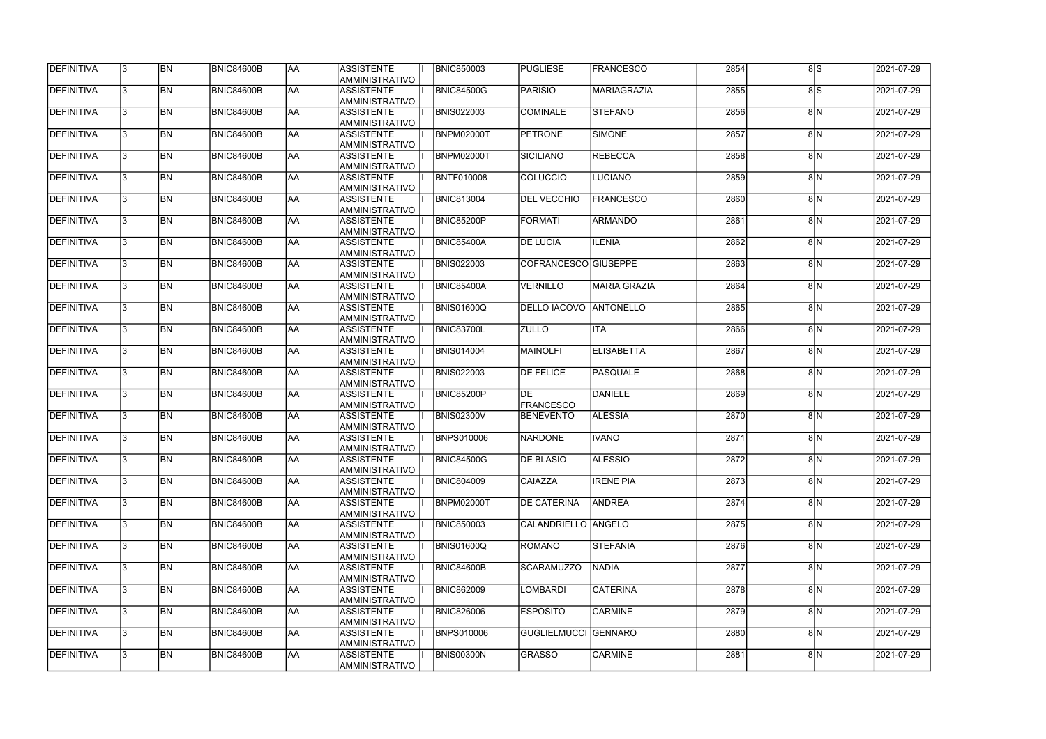| | | | | | | | | | | | | | | |
|---|---|---|---|---|---|---|---|---|---|---|---|---|---|---|
| DEFINITIVA | 3 | BN | BNIC84600B | AA | ASSISTENTE AMMINISTRATIVO | I | BNIC850003 | PUGLIESE | FRANCESCO | 2854 | | 8 | S | 2021-07-29 |
| DEFINITIVA | 3 | BN | BNIC84600B | AA | ASSISTENTE AMMINISTRATIVO | I | BNIC84500G | PARISIO | MARIAGRAZIA | 2855 | | 8 | S | 2021-07-29 |
| DEFINITIVA | 3 | BN | BNIC84600B | AA | ASSISTENTE AMMINISTRATIVO | I | BNIS022003 | COMINALE | STEFANO | 2856 | | 8 | N | 2021-07-29 |
| DEFINITIVA | 3 | BN | BNIC84600B | AA | ASSISTENTE AMMINISTRATIVO | I | BNPM02000T | PETRONE | SIMONE | 2857 | | 8 | N | 2021-07-29 |
| DEFINITIVA | 3 | BN | BNIC84600B | AA | ASSISTENTE AMMINISTRATIVO | I | BNPM02000T | SICILIANO | REBECCA | 2858 | | 8 | N | 2021-07-29 |
| DEFINITIVA | 3 | BN | BNIC84600B | AA | ASSISTENTE AMMINISTRATIVO | I | BNTF010008 | COLUCCIO | LUCIANO | 2859 | | 8 | N | 2021-07-29 |
| DEFINITIVA | 3 | BN | BNIC84600B | AA | ASSISTENTE AMMINISTRATIVO | I | BNIC813004 | DEL VECCHIO | FRANCESCO | 2860 | | 8 | N | 2021-07-29 |
| DEFINITIVA | 3 | BN | BNIC84600B | AA | ASSISTENTE AMMINISTRATIVO | I | BNIC85200P | FORMATI | ARMANDO | 2861 | | 8 | N | 2021-07-29 |
| DEFINITIVA | 3 | BN | BNIC84600B | AA | ASSISTENTE AMMINISTRATIVO | I | BNIC85400A | DE LUCIA | ILENIA | 2862 | | 8 | N | 2021-07-29 |
| DEFINITIVA | 3 | BN | BNIC84600B | AA | ASSISTENTE AMMINISTRATIVO | I | BNIS022003 | COFRANCESCO | GIUSEPPE | 2863 | | 8 | N | 2021-07-29 |
| DEFINITIVA | 3 | BN | BNIC84600B | AA | ASSISTENTE AMMINISTRATIVO | I | BNIC85400A | VERNILLO | MARIA GRAZIA | 2864 | | 8 | N | 2021-07-29 |
| DEFINITIVA | 3 | BN | BNIC84600B | AA | ASSISTENTE AMMINISTRATIVO | I | BNIS01600Q | DELLO IACOVO | ANTONELLO | 2865 | | 8 | N | 2021-07-29 |
| DEFINITIVA | 3 | BN | BNIC84600B | AA | ASSISTENTE AMMINISTRATIVO | I | BNIC83700L | ZULLO | ITA | 2866 | | 8 | N | 2021-07-29 |
| DEFINITIVA | 3 | BN | BNIC84600B | AA | ASSISTENTE AMMINISTRATIVO | I | BNIS014004 | MAINOLFI | ELISABETTA | 2867 | | 8 | N | 2021-07-29 |
| DEFINITIVA | 3 | BN | BNIC84600B | AA | ASSISTENTE AMMINISTRATIVO | I | BNIS022003 | DE FELICE | PASQUALE | 2868 | | 8 | N | 2021-07-29 |
| DEFINITIVA | 3 | BN | BNIC84600B | AA | ASSISTENTE AMMINISTRATIVO | I | BNIC85200P | DE FRANCESCO | DANIELE | 2869 | | 8 | N | 2021-07-29 |
| DEFINITIVA | 3 | BN | BNIC84600B | AA | ASSISTENTE AMMINISTRATIVO | I | BNIS02300V | BENEVENTO | ALESSIA | 2870 | | 8 | N | 2021-07-29 |
| DEFINITIVA | 3 | BN | BNIC84600B | AA | ASSISTENTE AMMINISTRATIVO | I | BNPS010006 | NARDONE | IVANO | 2871 | | 8 | N | 2021-07-29 |
| DEFINITIVA | 3 | BN | BNIC84600B | AA | ASSISTENTE AMMINISTRATIVO | I | BNIC84500G | DE BLASIO | ALESSIO | 2872 | | 8 | N | 2021-07-29 |
| DEFINITIVA | 3 | BN | BNIC84600B | AA | ASSISTENTE AMMINISTRATIVO | I | BNIC804009 | CAIAZZA | IRENE PIA | 2873 | | 8 | N | 2021-07-29 |
| DEFINITIVA | 3 | BN | BNIC84600B | AA | ASSISTENTE AMMINISTRATIVO | I | BNPM02000T | DE CATERINA | ANDREA | 2874 | | 8 | N | 2021-07-29 |
| DEFINITIVA | 3 | BN | BNIC84600B | AA | ASSISTENTE AMMINISTRATIVO | I | BNIC850003 | CALANDRIELLO | ANGELO | 2875 | | 8 | N | 2021-07-29 |
| DEFINITIVA | 3 | BN | BNIC84600B | AA | ASSISTENTE AMMINISTRATIVO | I | BNIS01600Q | ROMANO | STEFANIA | 2876 | | 8 | N | 2021-07-29 |
| DEFINITIVA | 3 | BN | BNIC84600B | AA | ASSISTENTE AMMINISTRATIVO | I | BNIC84600B | SCARAMUZZO | NADIA | 2877 | | 8 | N | 2021-07-29 |
| DEFINITIVA | 3 | BN | BNIC84600B | AA | ASSISTENTE AMMINISTRATIVO | I | BNIC862009 | LOMBARDI | CATERINA | 2878 | | 8 | N | 2021-07-29 |
| DEFINITIVA | 3 | BN | BNIC84600B | AA | ASSISTENTE AMMINISTRATIVO | I | BNIC826006 | ESPOSITO | CARMINE | 2879 | | 8 | N | 2021-07-29 |
| DEFINITIVA | 3 | BN | BNIC84600B | AA | ASSISTENTE AMMINISTRATIVO | I | BNPS010006 | GUGLIELMUCCI | GENNARO | 2880 | | 8 | N | 2021-07-29 |
| DEFINITIVA | 3 | BN | BNIC84600B | AA | ASSISTENTE AMMINISTRATIVO | I | BNIS00300N | GRASSO | CARMINE | 2881 | | 8 | N | 2021-07-29 |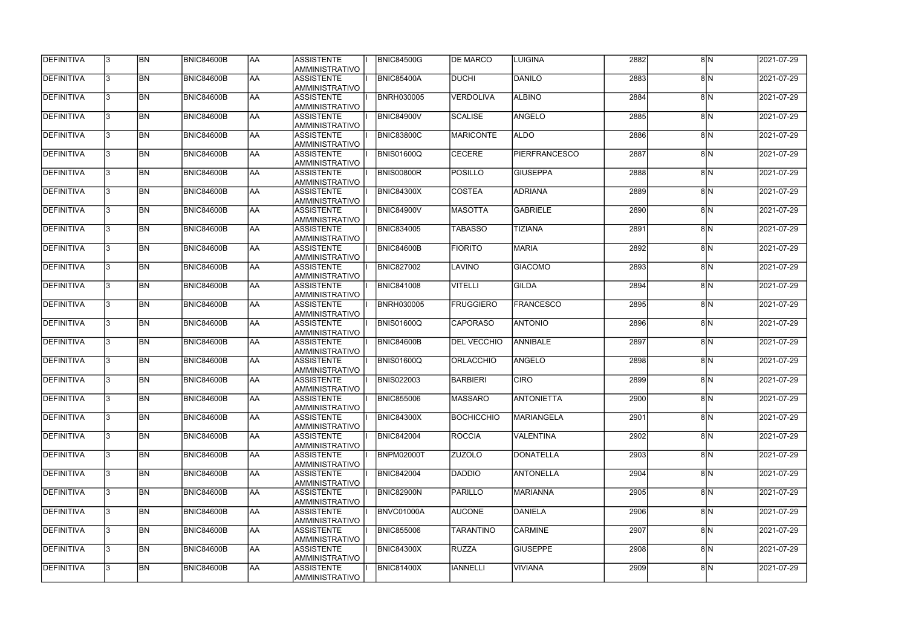| | | | | | | | | | | | | | |
|---|---|---|---|---|---|---|---|---|---|---|---|---|---|
| DEFINITIVA | 3 | BN | BNIC84600B | AA | ASSISTENTE AMMINISTRATIVO | I | BNIC84500G | DE MARCO | LUIGINA | 2882 | 8 | N | 2021-07-29 |
| DEFINITIVA | 3 | BN | BNIC84600B | AA | ASSISTENTE AMMINISTRATIVO | I | BNIC85400A | DUCHI | DANILO | 2883 | 8 | N | 2021-07-29 |
| DEFINITIVA | 3 | BN | BNIC84600B | AA | ASSISTENTE AMMINISTRATIVO | I | BNRH030005 | VERDOLIVA | ALBINO | 2884 | 8 | N | 2021-07-29 |
| DEFINITIVA | 3 | BN | BNIC84600B | AA | ASSISTENTE AMMINISTRATIVO | I | BNIC84900V | SCALISE | ANGELO | 2885 | 8 | N | 2021-07-29 |
| DEFINITIVA | 3 | BN | BNIC84600B | AA | ASSISTENTE AMMINISTRATIVO | I | BNIC83800C | MARICONTE | ALDO | 2886 | 8 | N | 2021-07-29 |
| DEFINITIVA | 3 | BN | BNIC84600B | AA | ASSISTENTE AMMINISTRATIVO | I | BNIS01600Q | CECERE | PIERFRANCESCO | 2887 | 8 | N | 2021-07-29 |
| DEFINITIVA | 3 | BN | BNIC84600B | AA | ASSISTENTE AMMINISTRATIVO | I | BNIS00800R | POSILLO | GIUSEPPA | 2888 | 8 | N | 2021-07-29 |
| DEFINITIVA | 3 | BN | BNIC84600B | AA | ASSISTENTE AMMINISTRATIVO | I | BNIC84300X | COSTEA | ADRIANA | 2889 | 8 | N | 2021-07-29 |
| DEFINITIVA | 3 | BN | BNIC84600B | AA | ASSISTENTE AMMINISTRATIVO | I | BNIC84900V | MASOTTA | GABRIELE | 2890 | 8 | N | 2021-07-29 |
| DEFINITIVA | 3 | BN | BNIC84600B | AA | ASSISTENTE AMMINISTRATIVO | I | BNIC834005 | TABASSO | TIZIANA | 2891 | 8 | N | 2021-07-29 |
| DEFINITIVA | 3 | BN | BNIC84600B | AA | ASSISTENTE AMMINISTRATIVO | I | BNIC84600B | FIORITO | MARIA | 2892 | 8 | N | 2021-07-29 |
| DEFINITIVA | 3 | BN | BNIC84600B | AA | ASSISTENTE AMMINISTRATIVO | I | BNIC827002 | LAVINO | GIACOMO | 2893 | 8 | N | 2021-07-29 |
| DEFINITIVA | 3 | BN | BNIC84600B | AA | ASSISTENTE AMMINISTRATIVO | I | BNIC841008 | VITELLI | GILDA | 2894 | 8 | N | 2021-07-29 |
| DEFINITIVA | 3 | BN | BNIC84600B | AA | ASSISTENTE AMMINISTRATIVO | I | BNRH030005 | FRUGGIERO | FRANCESCO | 2895 | 8 | N | 2021-07-29 |
| DEFINITIVA | 3 | BN | BNIC84600B | AA | ASSISTENTE AMMINISTRATIVO | I | BNIS01600Q | CAPORASO | ANTONIO | 2896 | 8 | N | 2021-07-29 |
| DEFINITIVA | 3 | BN | BNIC84600B | AA | ASSISTENTE AMMINISTRATIVO | I | BNIC84600B | DEL VECCHIO | ANNIBALE | 2897 | 8 | N | 2021-07-29 |
| DEFINITIVA | 3 | BN | BNIC84600B | AA | ASSISTENTE AMMINISTRATIVO | I | BNIS01600Q | ORLACCHIO | ANGELO | 2898 | 8 | N | 2021-07-29 |
| DEFINITIVA | 3 | BN | BNIC84600B | AA | ASSISTENTE AMMINISTRATIVO | I | BNIS022003 | BARBIERI | CIRO | 2899 | 8 | N | 2021-07-29 |
| DEFINITIVA | 3 | BN | BNIC84600B | AA | ASSISTENTE AMMINISTRATIVO | I | BNIC855006 | MASSARO | ANTONIETTA | 2900 | 8 | N | 2021-07-29 |
| DEFINITIVA | 3 | BN | BNIC84600B | AA | ASSISTENTE AMMINISTRATIVO | I | BNIC84300X | BOCHICCHIO | MARIANGELA | 2901 | 8 | N | 2021-07-29 |
| DEFINITIVA | 3 | BN | BNIC84600B | AA | ASSISTENTE AMMINISTRATIVO | I | BNIC842004 | ROCCIA | VALENTINA | 2902 | 8 | N | 2021-07-29 |
| DEFINITIVA | 3 | BN | BNIC84600B | AA | ASSISTENTE AMMINISTRATIVO | I | BNPM02000T | ZUZOLO | DONATELLA | 2903 | 8 | N | 2021-07-29 |
| DEFINITIVA | 3 | BN | BNIC84600B | AA | ASSISTENTE AMMINISTRATIVO | I | BNIC842004 | DADDIO | ANTONELLA | 2904 | 8 | N | 2021-07-29 |
| DEFINITIVA | 3 | BN | BNIC84600B | AA | ASSISTENTE AMMINISTRATIVO | I | BNIC82900N | PARILLO | MARIANNA | 2905 | 8 | N | 2021-07-29 |
| DEFINITIVA | 3 | BN | BNIC84600B | AA | ASSISTENTE AMMINISTRATIVO | I | BNVC01000A | AUCONE | DANIELA | 2906 | 8 | N | 2021-07-29 |
| DEFINITIVA | 3 | BN | BNIC84600B | AA | ASSISTENTE AMMINISTRATIVO | I | BNIC855006 | TARANTINO | CARMINE | 2907 | 8 | N | 2021-07-29 |
| DEFINITIVA | 3 | BN | BNIC84600B | AA | ASSISTENTE AMMINISTRATIVO | I | BNIC84300X | RUZZA | GIUSEPPE | 2908 | 8 | N | 2021-07-29 |
| DEFINITIVA | 3 | BN | BNIC84600B | AA | ASSISTENTE AMMINISTRATIVO | I | BNIC81400X | IANNELLI | VIVIANA | 2909 | 8 | N | 2021-07-29 |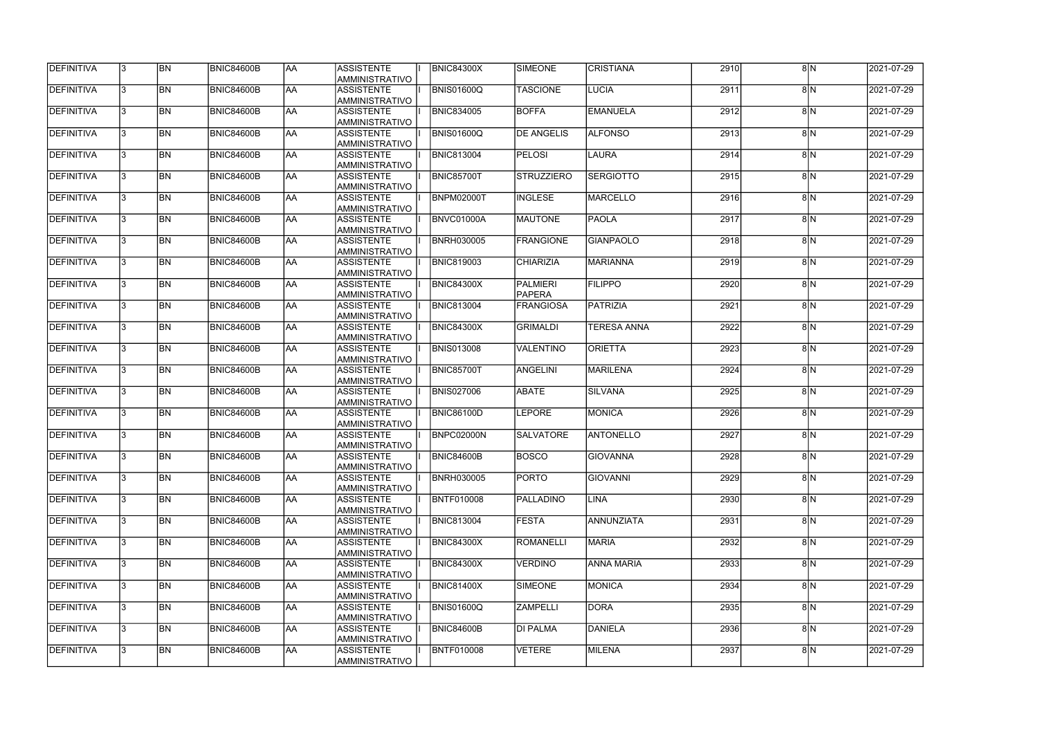| | | | | | | | | | | | | | | |
|---|---|---|---|---|---|---|---|---|---|---|---|---|---|---|
| DEFINITIVA | 3 | BN | BNIC84600B | AA | ASSISTENTE AMMINISTRATIVO | I | BNIC84300X | SIMEONE | CRISTIANA | 2910 | | 8 | N | 2021-07-29 |
| DEFINITIVA | 3 | BN | BNIC84600B | AA | ASSISTENTE AMMINISTRATIVO | I | BNIS01600Q | TASCIONE | LUCIA | 2911 | | 8 | N | 2021-07-29 |
| DEFINITIVA | 3 | BN | BNIC84600B | AA | ASSISTENTE AMMINISTRATIVO | I | BNIC834005 | BOFFA | EMANUELA | 2912 | | 8 | N | 2021-07-29 |
| DEFINITIVA | 3 | BN | BNIC84600B | AA | ASSISTENTE AMMINISTRATIVO | I | BNIS01600Q | DE ANGELIS | ALFONSO | 2913 | | 8 | N | 2021-07-29 |
| DEFINITIVA | 3 | BN | BNIC84600B | AA | ASSISTENTE AMMINISTRATIVO | I | BNIC813004 | PELOSI | LAURA | 2914 | | 8 | N | 2021-07-29 |
| DEFINITIVA | 3 | BN | BNIC84600B | AA | ASSISTENTE AMMINISTRATIVO | I | BNIC85700T | STRUZZIERO | SERGIOTTO | 2915 | | 8 | N | 2021-07-29 |
| DEFINITIVA | 3 | BN | BNIC84600B | AA | ASSISTENTE AMMINISTRATIVO | I | BNPM02000T | INGLESE | MARCELLO | 2916 | | 8 | N | 2021-07-29 |
| DEFINITIVA | 3 | BN | BNIC84600B | AA | ASSISTENTE AMMINISTRATIVO | I | BNVC01000A | MAUTONE | PAOLA | 2917 | | 8 | N | 2021-07-29 |
| DEFINITIVA | 3 | BN | BNIC84600B | AA | ASSISTENTE AMMINISTRATIVO | I | BNRH030005 | FRANGIONE | GIANPAOLO | 2918 | | 8 | N | 2021-07-29 |
| DEFINITIVA | 3 | BN | BNIC84600B | AA | ASSISTENTE AMMINISTRATIVO | I | BNIC819003 | CHIARIZIA | MARIANNA | 2919 | | 8 | N | 2021-07-29 |
| DEFINITIVA | 3 | BN | BNIC84600B | AA | ASSISTENTE AMMINISTRATIVO | I | BNIC84300X | PALMIERI PAPERA | FILIPPO | 2920 | | 8 | N | 2021-07-29 |
| DEFINITIVA | 3 | BN | BNIC84600B | AA | ASSISTENTE AMMINISTRATIVO | I | BNIC813004 | FRANGIOSA | PATRIZIA | 2921 | | 8 | N | 2021-07-29 |
| DEFINITIVA | 3 | BN | BNIC84600B | AA | ASSISTENTE AMMINISTRATIVO | I | BNIC84300X | GRIMALDI | TERESA ANNA | 2922 | | 8 | N | 2021-07-29 |
| DEFINITIVA | 3 | BN | BNIC84600B | AA | ASSISTENTE AMMINISTRATIVO | I | BNIS013008 | VALENTINO | ORIETTA | 2923 | | 8 | N | 2021-07-29 |
| DEFINITIVA | 3 | BN | BNIC84600B | AA | ASSISTENTE AMMINISTRATIVO | I | BNIC85700T | ANGELINI | MARILENA | 2924 | | 8 | N | 2021-07-29 |
| DEFINITIVA | 3 | BN | BNIC84600B | AA | ASSISTENTE AMMINISTRATIVO | I | BNIS027006 | ABATE | SILVANA | 2925 | | 8 | N | 2021-07-29 |
| DEFINITIVA | 3 | BN | BNIC84600B | AA | ASSISTENTE AMMINISTRATIVO | I | BNIC86100D | LEPORE | MONICA | 2926 | | 8 | N | 2021-07-29 |
| DEFINITIVA | 3 | BN | BNIC84600B | AA | ASSISTENTE AMMINISTRATIVO | I | BNPC02000N | SALVATORE | ANTONELLO | 2927 | | 8 | N | 2021-07-29 |
| DEFINITIVA | 3 | BN | BNIC84600B | AA | ASSISTENTE AMMINISTRATIVO | I | BNIC84600B | BOSCO | GIOVANNA | 2928 | | 8 | N | 2021-07-29 |
| DEFINITIVA | 3 | BN | BNIC84600B | AA | ASSISTENTE AMMINISTRATIVO | I | BNRH030005 | PORTO | GIOVANNI | 2929 | | 8 | N | 2021-07-29 |
| DEFINITIVA | 3 | BN | BNIC84600B | AA | ASSISTENTE AMMINISTRATIVO | I | BNTF010008 | PALLADINO | LINA | 2930 | | 8 | N | 2021-07-29 |
| DEFINITIVA | 3 | BN | BNIC84600B | AA | ASSISTENTE AMMINISTRATIVO | I | BNIC813004 | FESTA | ANNUNZIATA | 2931 | | 8 | N | 2021-07-29 |
| DEFINITIVA | 3 | BN | BNIC84600B | AA | ASSISTENTE AMMINISTRATIVO | I | BNIC84300X | ROMANELLI | MARIA | 2932 | | 8 | N | 2021-07-29 |
| DEFINITIVA | 3 | BN | BNIC84600B | AA | ASSISTENTE AMMINISTRATIVO | I | BNIC84300X | VERDINO | ANNA MARIA | 2933 | | 8 | N | 2021-07-29 |
| DEFINITIVA | 3 | BN | BNIC84600B | AA | ASSISTENTE AMMINISTRATIVO | I | BNIC81400X | SIMEONE | MONICA | 2934 | | 8 | N | 2021-07-29 |
| DEFINITIVA | 3 | BN | BNIC84600B | AA | ASSISTENTE AMMINISTRATIVO | I | BNIS01600Q | ZAMPELLI | DORA | 2935 | | 8 | N | 2021-07-29 |
| DEFINITIVA | 3 | BN | BNIC84600B | AA | ASSISTENTE AMMINISTRATIVO | I | BNIC84600B | DI PALMA | DANIELA | 2936 | | 8 | N | 2021-07-29 |
| DEFINITIVA | 3 | BN | BNIC84600B | AA | ASSISTENTE AMMINISTRATIVO | I | BNTF010008 | VETERE | MILENA | 2937 | | 8 | N | 2021-07-29 |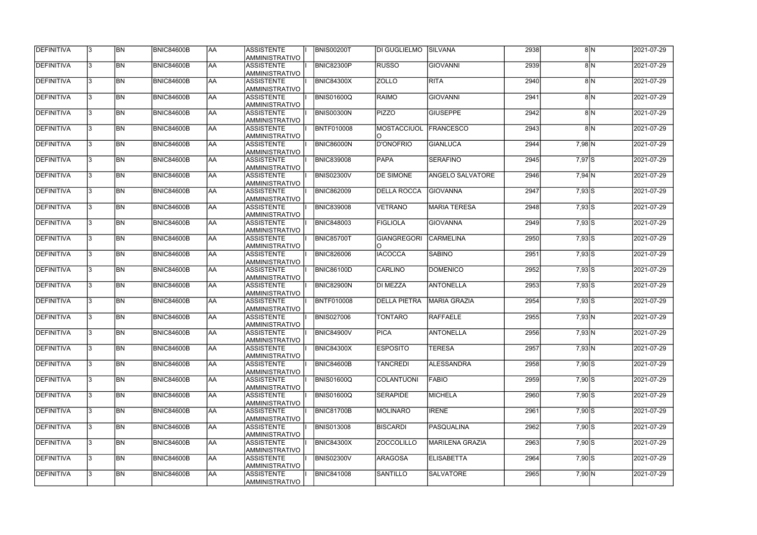| DEFINITIVA | 3 | BN | BNIC84600B | AA | ASSISTENTE AMMINISTRATIVO | I | BNIS00200T | DI GUGLIELMO | SILVANA | 2938 | 8 | N | 2021-07-29 |
|---|---|---|---|---|---|---|---|---|---|---|---|---|---|
| DEFINITIVA | 3 | BN | BNIC84600B | AA | ASSISTENTE AMMINISTRATIVO | I | BNIC82300P | RUSSO | GIOVANNI | 2939 | 8 | N | 2021-07-29 |
| DEFINITIVA | 3 | BN | BNIC84600B | AA | ASSISTENTE AMMINISTRATIVO | I | BNIC84300X | ZOLLO | RITA | 2940 | 8 | N | 2021-07-29 |
| DEFINITIVA | 3 | BN | BNIC84600B | AA | ASSISTENTE AMMINISTRATIVO | I | BNIS01600Q | RAIMO | GIOVANNI | 2941 | 8 | N | 2021-07-29 |
| DEFINITIVA | 3 | BN | BNIC84600B | AA | ASSISTENTE AMMINISTRATIVO | I | BNIS00300N | PIZZO | GIUSEPPE | 2942 | 8 | N | 2021-07-29 |
| DEFINITIVA | 3 | BN | BNIC84600B | AA | ASSISTENTE AMMINISTRATIVO | I | BNTF010008 | MOSTACCIUOLO | FRANCESCO | 2943 | 8 | N | 2021-07-29 |
| DEFINITIVA | 3 | BN | BNIC84600B | AA | ASSISTENTE AMMINISTRATIVO | I | BNIC86000N | D'ONOFRIO | GIANLUCA | 2944 | 7,98 | N | 2021-07-29 |
| DEFINITIVA | 3 | BN | BNIC84600B | AA | ASSISTENTE AMMINISTRATIVO | I | BNIC839008 | PAPA | SERAFINO | 2945 | 7,97 | S | 2021-07-29 |
| DEFINITIVA | 3 | BN | BNIC84600B | AA | ASSISTENTE AMMINISTRATIVO | I | BNIS02300V | DE SIMONE | ANGELO SALVATORE | 2946 | 7,94 | N | 2021-07-29 |
| DEFINITIVA | 3 | BN | BNIC84600B | AA | ASSISTENTE AMMINISTRATIVO | I | BNIC862009 | DELLA ROCCA | GIOVANNA | 2947 | 7,93 | S | 2021-07-29 |
| DEFINITIVA | 3 | BN | BNIC84600B | AA | ASSISTENTE AMMINISTRATIVO | I | BNIC839008 | VETRANO | MARIA TERESA | 2948 | 7,93 | S | 2021-07-29 |
| DEFINITIVA | 3 | BN | BNIC84600B | AA | ASSISTENTE AMMINISTRATIVO | I | BNIC848003 | FIGLIOLA | GIOVANNA | 2949 | 7,93 | S | 2021-07-29 |
| DEFINITIVA | 3 | BN | BNIC84600B | AA | ASSISTENTE AMMINISTRATIVO | I | BNIC85700T | GIANGREGORIO | CARMELINA | 2950 | 7,93 | S | 2021-07-29 |
| DEFINITIVA | 3 | BN | BNIC84600B | AA | ASSISTENTE AMMINISTRATIVO | I | BNIC826006 | IACOCCA | SABINO | 2951 | 7,93 | S | 2021-07-29 |
| DEFINITIVA | 3 | BN | BNIC84600B | AA | ASSISTENTE AMMINISTRATIVO | I | BNIC86100D | CARLINO | DOMENICO | 2952 | 7,93 | S | 2021-07-29 |
| DEFINITIVA | 3 | BN | BNIC84600B | AA | ASSISTENTE AMMINISTRATIVO | I | BNIC82900N | DI MEZZA | ANTONELLA | 2953 | 7,93 | S | 2021-07-29 |
| DEFINITIVA | 3 | BN | BNIC84600B | AA | ASSISTENTE AMMINISTRATIVO | I | BNTF010008 | DELLA PIETRA | MARIA GRAZIA | 2954 | 7,93 | S | 2021-07-29 |
| DEFINITIVA | 3 | BN | BNIC84600B | AA | ASSISTENTE AMMINISTRATIVO | I | BNIS027006 | TONTARO | RAFFAELE | 2955 | 7,93 | N | 2021-07-29 |
| DEFINITIVA | 3 | BN | BNIC84600B | AA | ASSISTENTE AMMINISTRATIVO | I | BNIC84900V | PICA | ANTONELLA | 2956 | 7,93 | N | 2021-07-29 |
| DEFINITIVA | 3 | BN | BNIC84600B | AA | ASSISTENTE AMMINISTRATIVO | I | BNIC84300X | ESPOSITO | TERESA | 2957 | 7,93 | N | 2021-07-29 |
| DEFINITIVA | 3 | BN | BNIC84600B | AA | ASSISTENTE AMMINISTRATIVO | I | BNIC84600B | TANCREDI | ALESSANDRA | 2958 | 7,90 | S | 2021-07-29 |
| DEFINITIVA | 3 | BN | BNIC84600B | AA | ASSISTENTE AMMINISTRATIVO | I | BNIS01600Q | COLANTUONI | FABIO | 2959 | 7,90 | S | 2021-07-29 |
| DEFINITIVA | 3 | BN | BNIC84600B | AA | ASSISTENTE AMMINISTRATIVO | I | BNIS01600Q | SERAPIDE | MICHELA | 2960 | 7,90 | S | 2021-07-29 |
| DEFINITIVA | 3 | BN | BNIC84600B | AA | ASSISTENTE AMMINISTRATIVO | I | BNIC81700B | MOLINARO | IRENE | 2961 | 7,90 | S | 2021-07-29 |
| DEFINITIVA | 3 | BN | BNIC84600B | AA | ASSISTENTE AMMINISTRATIVO | I | BNIS013008 | BISCARDI | PASQUALINA | 2962 | 7,90 | S | 2021-07-29 |
| DEFINITIVA | 3 | BN | BNIC84600B | AA | ASSISTENTE AMMINISTRATIVO | I | BNIC84300X | ZOCCOLILLO | MARILENA GRAZIA | 2963 | 7,90 | S | 2021-07-29 |
| DEFINITIVA | 3 | BN | BNIC84600B | AA | ASSISTENTE AMMINISTRATIVO | I | BNIS02300V | ARAGOSA | ELISABETTA | 2964 | 7,90 | S | 2021-07-29 |
| DEFINITIVA | 3 | BN | BNIC84600B | AA | ASSISTENTE AMMINISTRATIVO | I | BNIC841008 | SANTILLO | SALVATORE | 2965 | 7,90 | N | 2021-07-29 |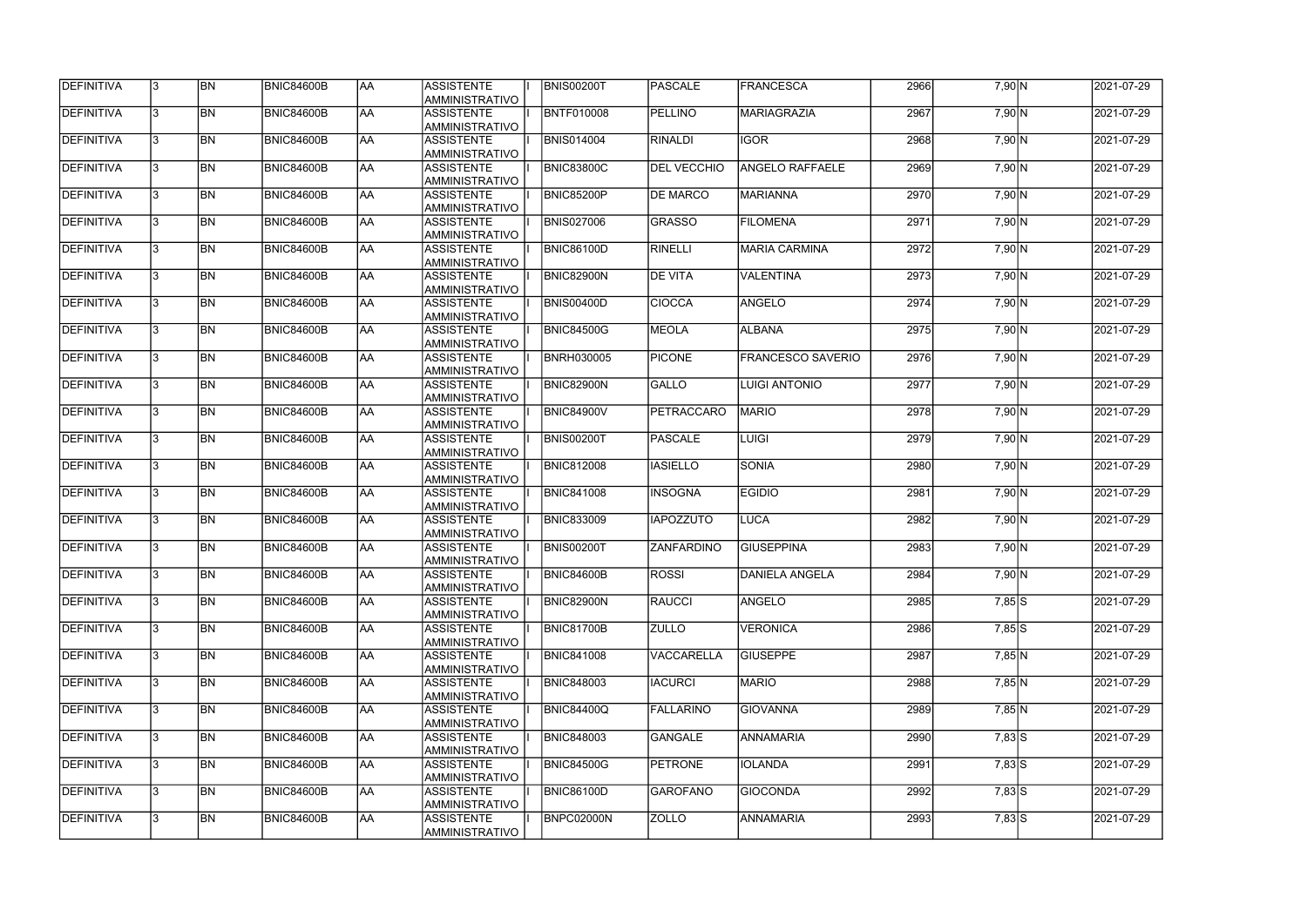| | | | | | | | | | | | | | | |
|---|---|---|---|---|---|---|---|---|---|---|---|---|---|---|
| DEFINITIVA | 3 | BN | BNIC84600B | AA | ASSISTENTE AMMINISTRATIVO | I | BNIS00200T | PASCALE | FRANCESCA | 2966 | 7,90 | N | | 2021-07-29 |
| DEFINITIVA | 3 | BN | BNIC84600B | AA | ASSISTENTE AMMINISTRATIVO | I | BNTF010008 | PELLINO | MARIAGRAZIA | 2967 | 7,90 | N | | 2021-07-29 |
| DEFINITIVA | 3 | BN | BNIC84600B | AA | ASSISTENTE AMMINISTRATIVO | I | BNIS014004 | RINALDI | IGOR | 2968 | 7,90 | N | | 2021-07-29 |
| DEFINITIVA | 3 | BN | BNIC84600B | AA | ASSISTENTE AMMINISTRATIVO | I | BNIC83800C | DEL VECCHIO | ANGELO RAFFAELE | 2969 | 7,90 | N | | 2021-07-29 |
| DEFINITIVA | 3 | BN | BNIC84600B | AA | ASSISTENTE AMMINISTRATIVO | I | BNIC85200P | DE MARCO | MARIANNA | 2970 | 7,90 | N | | 2021-07-29 |
| DEFINITIVA | 3 | BN | BNIC84600B | AA | ASSISTENTE AMMINISTRATIVO | I | BNIS027006 | GRASSO | FILOMENA | 2971 | 7,90 | N | | 2021-07-29 |
| DEFINITIVA | 3 | BN | BNIC84600B | AA | ASSISTENTE AMMINISTRATIVO | I | BNIC86100D | RINELLI | MARIA CARMINA | 2972 | 7,90 | N | | 2021-07-29 |
| DEFINITIVA | 3 | BN | BNIC84600B | AA | ASSISTENTE AMMINISTRATIVO | I | BNIC82900N | DE VITA | VALENTINA | 2973 | 7,90 | N | | 2021-07-29 |
| DEFINITIVA | 3 | BN | BNIC84600B | AA | ASSISTENTE AMMINISTRATIVO | I | BNIS00400D | CIOCCA | ANGELO | 2974 | 7,90 | N | | 2021-07-29 |
| DEFINITIVA | 3 | BN | BNIC84600B | AA | ASSISTENTE AMMINISTRATIVO | I | BNIC84500G | MEOLA | ALBANA | 2975 | 7,90 | N | | 2021-07-29 |
| DEFINITIVA | 3 | BN | BNIC84600B | AA | ASSISTENTE AMMINISTRATIVO | I | BNRH030005 | PICONE | FRANCESCO SAVERIO | 2976 | 7,90 | N | | 2021-07-29 |
| DEFINITIVA | 3 | BN | BNIC84600B | AA | ASSISTENTE AMMINISTRATIVO | I | BNIC82900N | GALLO | LUIGI ANTONIO | 2977 | 7,90 | N | | 2021-07-29 |
| DEFINITIVA | 3 | BN | BNIC84600B | AA | ASSISTENTE AMMINISTRATIVO | I | BNIC84900V | PETRACCARO | MARIO | 2978 | 7,90 | N | | 2021-07-29 |
| DEFINITIVA | 3 | BN | BNIC84600B | AA | ASSISTENTE AMMINISTRATIVO | I | BNIS00200T | PASCALE | LUIGI | 2979 | 7,90 | N | | 2021-07-29 |
| DEFINITIVA | 3 | BN | BNIC84600B | AA | ASSISTENTE AMMINISTRATIVO | I | BNIC812008 | IASIELLO | SONIA | 2980 | 7,90 | N | | 2021-07-29 |
| DEFINITIVA | 3 | BN | BNIC84600B | AA | ASSISTENTE AMMINISTRATIVO | I | BNIC841008 | INSOGNA | EGIDIO | 2981 | 7,90 | N | | 2021-07-29 |
| DEFINITIVA | 3 | BN | BNIC84600B | AA | ASSISTENTE AMMINISTRATIVO | I | BNIC833009 | IAPOZZUTO | LUCA | 2982 | 7,90 | N | | 2021-07-29 |
| DEFINITIVA | 3 | BN | BNIC84600B | AA | ASSISTENTE AMMINISTRATIVO | I | BNIS00200T | ZANFARDINO | GIUSEPPINA | 2983 | 7,90 | N | | 2021-07-29 |
| DEFINITIVA | 3 | BN | BNIC84600B | AA | ASSISTENTE AMMINISTRATIVO | I | BNIC84600B | ROSSI | DANIELA ANGELA | 2984 | 7,90 | N | | 2021-07-29 |
| DEFINITIVA | 3 | BN | BNIC84600B | AA | ASSISTENTE AMMINISTRATIVO | I | BNIC82900N | RAUCCI | ANGELO | 2985 | 7,85 | S | | 2021-07-29 |
| DEFINITIVA | 3 | BN | BNIC84600B | AA | ASSISTENTE AMMINISTRATIVO | I | BNIC81700B | ZULLO | VERONICA | 2986 | 7,85 | S | | 2021-07-29 |
| DEFINITIVA | 3 | BN | BNIC84600B | AA | ASSISTENTE AMMINISTRATIVO | I | BNIC841008 | VACCARELLA | GIUSEPPE | 2987 | 7,85 | N | | 2021-07-29 |
| DEFINITIVA | 3 | BN | BNIC84600B | AA | ASSISTENTE AMMINISTRATIVO | I | BNIC848003 | IACURCI | MARIO | 2988 | 7,85 | N | | 2021-07-29 |
| DEFINITIVA | 3 | BN | BNIC84600B | AA | ASSISTENTE AMMINISTRATIVO | I | BNIC84400Q | FALLARINO | GIOVANNA | 2989 | 7,85 | N | | 2021-07-29 |
| DEFINITIVA | 3 | BN | BNIC84600B | AA | ASSISTENTE AMMINISTRATIVO | I | BNIC848003 | GANGALE | ANNAMARIA | 2990 | 7,83 | S | | 2021-07-29 |
| DEFINITIVA | 3 | BN | BNIC84600B | AA | ASSISTENTE AMMINISTRATIVO | I | BNIC84500G | PETRONE | IOLANDA | 2991 | 7,83 | S | | 2021-07-29 |
| DEFINITIVA | 3 | BN | BNIC84600B | AA | ASSISTENTE AMMINISTRATIVO | I | BNIC86100D | GAROFANO | GIOCONDA | 2992 | 7,83 | S | | 2021-07-29 |
| DEFINITIVA | 3 | BN | BNIC84600B | AA | ASSISTENTE AMMINISTRATIVO | I | BNPC02000N | ZOLLO | ANNAMARIA | 2993 | 7,83 | S | | 2021-07-29 |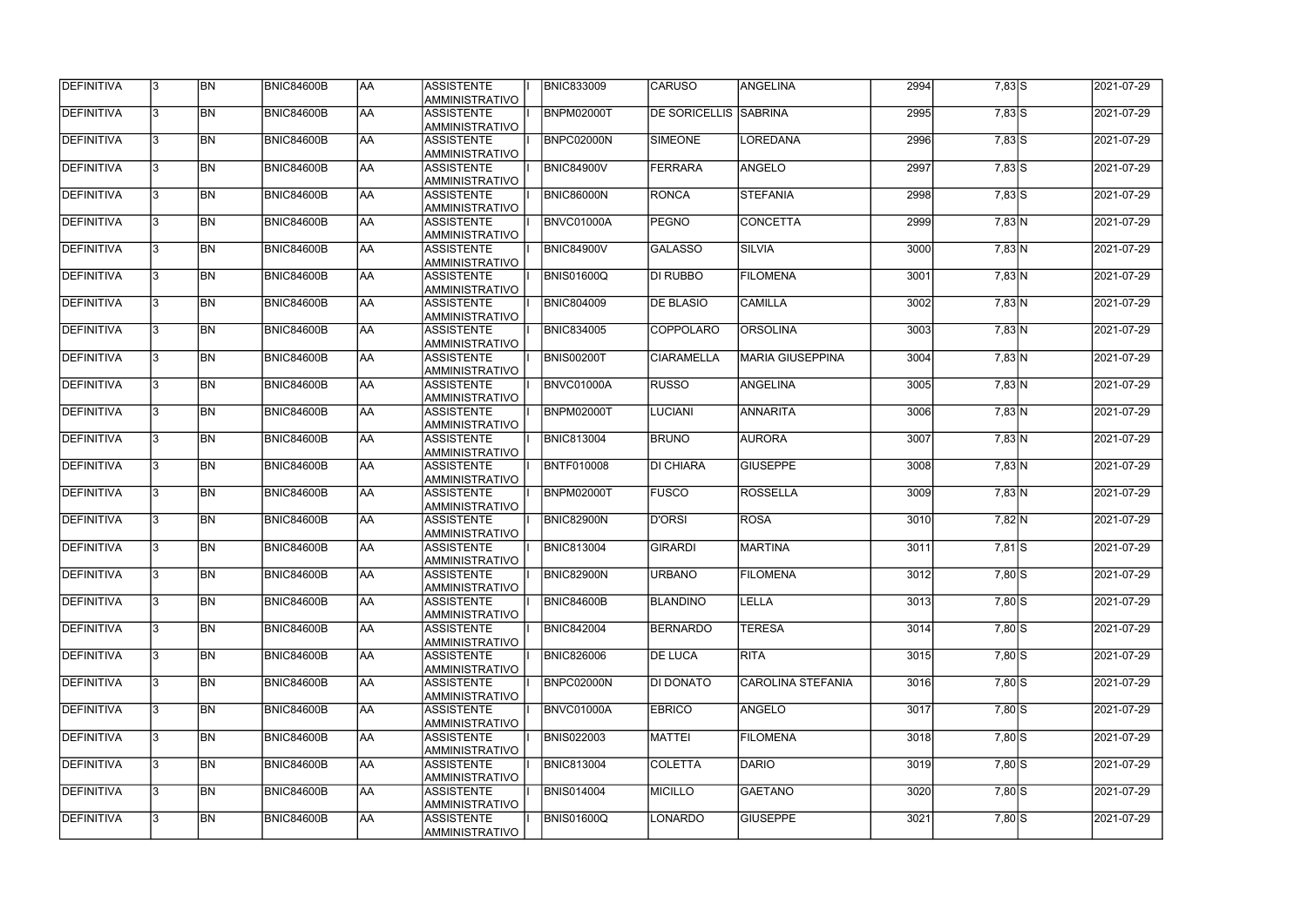| | | | | | | | | | | | | | |
|---|---|---|---|---|---|---|---|---|---|---|---|---|---|
| DEFINITIVA | 3 | BN | BNIC84600B | AA | ASSISTENTE AMMINISTRATIVO | I | BNIC833009 | CARUSO | ANGELINA | 2994 | 7,83 | S | 2021-07-29 |
| DEFINITIVA | 3 | BN | BNIC84600B | AA | ASSISTENTE AMMINISTRATIVO | I | BNPM02000T | DE SORICELLIS | SABRINA | 2995 | 7,83 | S | 2021-07-29 |
| DEFINITIVA | 3 | BN | BNIC84600B | AA | ASSISTENTE AMMINISTRATIVO | I | BNPC02000N | SIMEONE | LOREDANA | 2996 | 7,83 | S | 2021-07-29 |
| DEFINITIVA | 3 | BN | BNIC84600B | AA | ASSISTENTE AMMINISTRATIVO | I | BNIC84900V | FERRARA | ANGELO | 2997 | 7,83 | S | 2021-07-29 |
| DEFINITIVA | 3 | BN | BNIC84600B | AA | ASSISTENTE AMMINISTRATIVO | I | BNIC86000N | RONCA | STEFANIA | 2998 | 7,83 | S | 2021-07-29 |
| DEFINITIVA | 3 | BN | BNIC84600B | AA | ASSISTENTE AMMINISTRATIVO | I | BNVC01000A | PEGNO | CONCETTA | 2999 | 7,83 | N | 2021-07-29 |
| DEFINITIVA | 3 | BN | BNIC84600B | AA | ASSISTENTE AMMINISTRATIVO | I | BNIC84900V | GALASSO | SILVIA | 3000 | 7,83 | N | 2021-07-29 |
| DEFINITIVA | 3 | BN | BNIC84600B | AA | ASSISTENTE AMMINISTRATIVO | I | BNIS01600Q | DI RUBBO | FILOMENA | 3001 | 7,83 | N | 2021-07-29 |
| DEFINITIVA | 3 | BN | BNIC84600B | AA | ASSISTENTE AMMINISTRATIVO | I | BNIC804009 | DE BLASIO | CAMILLA | 3002 | 7,83 | N | 2021-07-29 |
| DEFINITIVA | 3 | BN | BNIC84600B | AA | ASSISTENTE AMMINISTRATIVO | I | BNIC834005 | COPPOLARO | ORSOLINA | 3003 | 7,83 | N | 2021-07-29 |
| DEFINITIVA | 3 | BN | BNIC84600B | AA | ASSISTENTE AMMINISTRATIVO | I | BNIS00200T | CIARAMELLA | MARIA GIUSEPPINA | 3004 | 7,83 | N | 2021-07-29 |
| DEFINITIVA | 3 | BN | BNIC84600B | AA | ASSISTENTE AMMINISTRATIVO | I | BNVC01000A | RUSSO | ANGELINA | 3005 | 7,83 | N | 2021-07-29 |
| DEFINITIVA | 3 | BN | BNIC84600B | AA | ASSISTENTE AMMINISTRATIVO | I | BNPM02000T | LUCIANI | ANNARITA | 3006 | 7,83 | N | 2021-07-29 |
| DEFINITIVA | 3 | BN | BNIC84600B | AA | ASSISTENTE AMMINISTRATIVO | I | BNIC813004 | BRUNO | AURORA | 3007 | 7,83 | N | 2021-07-29 |
| DEFINITIVA | 3 | BN | BNIC84600B | AA | ASSISTENTE AMMINISTRATIVO | I | BNTF010008 | DI CHIARA | GIUSEPPE | 3008 | 7,83 | N | 2021-07-29 |
| DEFINITIVA | 3 | BN | BNIC84600B | AA | ASSISTENTE AMMINISTRATIVO | I | BNPM02000T | FUSCO | ROSSELLA | 3009 | 7,83 | N | 2021-07-29 |
| DEFINITIVA | 3 | BN | BNIC84600B | AA | ASSISTENTE AMMINISTRATIVO | I | BNIC82900N | D'ORSI | ROSA | 3010 | 7,82 | N | 2021-07-29 |
| DEFINITIVA | 3 | BN | BNIC84600B | AA | ASSISTENTE AMMINISTRATIVO | I | BNIC813004 | GIRARDI | MARTINA | 3011 | 7,81 | S | 2021-07-29 |
| DEFINITIVA | 3 | BN | BNIC84600B | AA | ASSISTENTE AMMINISTRATIVO | I | BNIC82900N | URBANO | FILOMENA | 3012 | 7,80 | S | 2021-07-29 |
| DEFINITIVA | 3 | BN | BNIC84600B | AA | ASSISTENTE AMMINISTRATIVO | I | BNIC84600B | BLANDINO | LELLA | 3013 | 7,80 | S | 2021-07-29 |
| DEFINITIVA | 3 | BN | BNIC84600B | AA | ASSISTENTE AMMINISTRATIVO | I | BNIC842004 | BERNARDO | TERESA | 3014 | 7,80 | S | 2021-07-29 |
| DEFINITIVA | 3 | BN | BNIC84600B | AA | ASSISTENTE AMMINISTRATIVO | I | BNIC826006 | DE LUCA | RITA | 3015 | 7,80 | S | 2021-07-29 |
| DEFINITIVA | 3 | BN | BNIC84600B | AA | ASSISTENTE AMMINISTRATIVO | I | BNPC02000N | DI DONATO | CAROLINA STEFANIA | 3016 | 7,80 | S | 2021-07-29 |
| DEFINITIVA | 3 | BN | BNIC84600B | AA | ASSISTENTE AMMINISTRATIVO | I | BNVC01000A | EBRICO | ANGELO | 3017 | 7,80 | S | 2021-07-29 |
| DEFINITIVA | 3 | BN | BNIC84600B | AA | ASSISTENTE AMMINISTRATIVO | I | BNIS022003 | MATTEI | FILOMENA | 3018 | 7,80 | S | 2021-07-29 |
| DEFINITIVA | 3 | BN | BNIC84600B | AA | ASSISTENTE AMMINISTRATIVO | I | BNIC813004 | COLETTA | DARIO | 3019 | 7,80 | S | 2021-07-29 |
| DEFINITIVA | 3 | BN | BNIC84600B | AA | ASSISTENTE AMMINISTRATIVO | I | BNIS014004 | MICILLO | GAETANO | 3020 | 7,80 | S | 2021-07-29 |
| DEFINITIVA | 3 | BN | BNIC84600B | AA | ASSISTENTE AMMINISTRATIVO | I | BNIS01600Q | LONARDO | GIUSEPPE | 3021 | 7,80 | S | 2021-07-29 |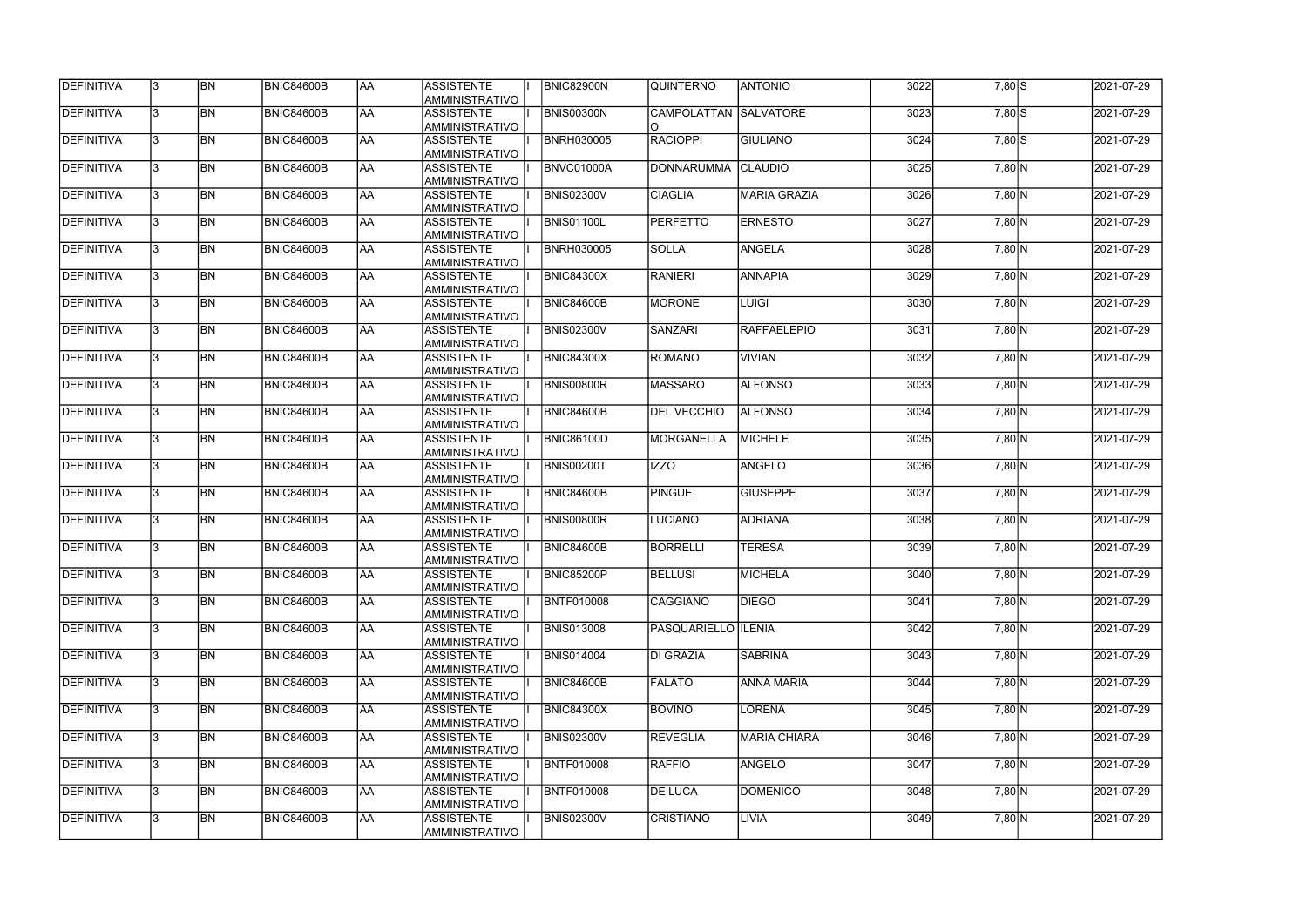| | | | | | | | | | | | | | | |
|---|---|---|---|---|---|---|---|---|---|---|---|---|---|---|
| DEFINITIVA | 3 | BN | BNIC84600B | AA | ASSISTENTE AMMINISTRATIVO | I | BNIC82900N | QUINTERNO | ANTONIO | 3022 | 7,80 | S | | 2021-07-29 |
| DEFINITIVA | 3 | BN | BNIC84600B | AA | ASSISTENTE AMMINISTRATIVO | I | BNIS00300N | CAMPOLATTANO | SALVATORE | 3023 | 7,80 | S | | 2021-07-29 |
| DEFINITIVA | 3 | BN | BNIC84600B | AA | ASSISTENTE AMMINISTRATIVO | I | BNRH030005 | RACIOPPI | GIULIANO | 3024 | 7,80 | S | | 2021-07-29 |
| DEFINITIVA | 3 | BN | BNIC84600B | AA | ASSISTENTE AMMINISTRATIVO | I | BNVC01000A | DONNARUMMA | CLAUDIO | 3025 | 7,80 | N | | 2021-07-29 |
| DEFINITIVA | 3 | BN | BNIC84600B | AA | ASSISTENTE AMMINISTRATIVO | I | BNIS02300V | CIAGLIA | MARIA GRAZIA | 3026 | 7,80 | N | | 2021-07-29 |
| DEFINITIVA | 3 | BN | BNIC84600B | AA | ASSISTENTE AMMINISTRATIVO | I | BNIS01100L | PERFETTO | ERNESTO | 3027 | 7,80 | N | | 2021-07-29 |
| DEFINITIVA | 3 | BN | BNIC84600B | AA | ASSISTENTE AMMINISTRATIVO | I | BNRH030005 | SOLLA | ANGELA | 3028 | 7,80 | N | | 2021-07-29 |
| DEFINITIVA | 3 | BN | BNIC84600B | AA | ASSISTENTE AMMINISTRATIVO | I | BNIC84300X | RANIERI | ANNAPIA | 3029 | 7,80 | N | | 2021-07-29 |
| DEFINITIVA | 3 | BN | BNIC84600B | AA | ASSISTENTE AMMINISTRATIVO | I | BNIC84600B | MORONE | LUIGI | 3030 | 7,80 | N | | 2021-07-29 |
| DEFINITIVA | 3 | BN | BNIC84600B | AA | ASSISTENTE AMMINISTRATIVO | I | BNIS02300V | SANZARI | RAFFAELEPIO | 3031 | 7,80 | N | | 2021-07-29 |
| DEFINITIVA | 3 | BN | BNIC84600B | AA | ASSISTENTE AMMINISTRATIVO | I | BNIC84300X | ROMANO | VIVIAN | 3032 | 7,80 | N | | 2021-07-29 |
| DEFINITIVA | 3 | BN | BNIC84600B | AA | ASSISTENTE AMMINISTRATIVO | I | BNIS00800R | MASSARO | ALFONSO | 3033 | 7,80 | N | | 2021-07-29 |
| DEFINITIVA | 3 | BN | BNIC84600B | AA | ASSISTENTE AMMINISTRATIVO | I | BNIC84600B | DEL VECCHIO | ALFONSO | 3034 | 7,80 | N | | 2021-07-29 |
| DEFINITIVA | 3 | BN | BNIC84600B | AA | ASSISTENTE AMMINISTRATIVO | I | BNIC86100D | MORGANELLA | MICHELE | 3035 | 7,80 | N | | 2021-07-29 |
| DEFINITIVA | 3 | BN | BNIC84600B | AA | ASSISTENTE AMMINISTRATIVO | I | BNIS00200T | IZZO | ANGELO | 3036 | 7,80 | N | | 2021-07-29 |
| DEFINITIVA | 3 | BN | BNIC84600B | AA | ASSISTENTE AMMINISTRATIVO | I | BNIC84600B | PINGUE | GIUSEPPE | 3037 | 7,80 | N | | 2021-07-29 |
| DEFINITIVA | 3 | BN | BNIC84600B | AA | ASSISTENTE AMMINISTRATIVO | I | BNIS00800R | LUCIANO | ADRIANA | 3038 | 7,80 | N | | 2021-07-29 |
| DEFINITIVA | 3 | BN | BNIC84600B | AA | ASSISTENTE AMMINISTRATIVO | I | BNIC84600B | BORRELLI | TERESA | 3039 | 7,80 | N | | 2021-07-29 |
| DEFINITIVA | 3 | BN | BNIC84600B | AA | ASSISTENTE AMMINISTRATIVO | I | BNIC85200P | BELLUSI | MICHELA | 3040 | 7,80 | N | | 2021-07-29 |
| DEFINITIVA | 3 | BN | BNIC84600B | AA | ASSISTENTE AMMINISTRATIVO | I | BNTF010008 | CAGGIANO | DIEGO | 3041 | 7,80 | N | | 2021-07-29 |
| DEFINITIVA | 3 | BN | BNIC84600B | AA | ASSISTENTE AMMINISTRATIVO | I | BNIS013008 | PASQUARIELLO | ILENIA | 3042 | 7,80 | N | | 2021-07-29 |
| DEFINITIVA | 3 | BN | BNIC84600B | AA | ASSISTENTE AMMINISTRATIVO | I | BNIS014004 | DI GRAZIA | SABRINA | 3043 | 7,80 | N | | 2021-07-29 |
| DEFINITIVA | 3 | BN | BNIC84600B | AA | ASSISTENTE AMMINISTRATIVO | I | BNIC84600B | FALATO | ANNA MARIA | 3044 | 7,80 | N | | 2021-07-29 |
| DEFINITIVA | 3 | BN | BNIC84600B | AA | ASSISTENTE AMMINISTRATIVO | I | BNIC84300X | BOVINO | LORENA | 3045 | 7,80 | N | | 2021-07-29 |
| DEFINITIVA | 3 | BN | BNIC84600B | AA | ASSISTENTE AMMINISTRATIVO | I | BNIS02300V | REVEGLIA | MARIA CHIARA | 3046 | 7,80 | N | | 2021-07-29 |
| DEFINITIVA | 3 | BN | BNIC84600B | AA | ASSISTENTE AMMINISTRATIVO | I | BNTF010008 | RAFFIO | ANGELO | 3047 | 7,80 | N | | 2021-07-29 |
| DEFINITIVA | 3 | BN | BNIC84600B | AA | ASSISTENTE AMMINISTRATIVO | I | BNTF010008 | DE LUCA | DOMENICO | 3048 | 7,80 | N | | 2021-07-29 |
| DEFINITIVA | 3 | BN | BNIC84600B | AA | ASSISTENTE AMMINISTRATIVO | I | BNIS02300V | CRISTIANO | LIVIA | 3049 | 7,80 | N | | 2021-07-29 |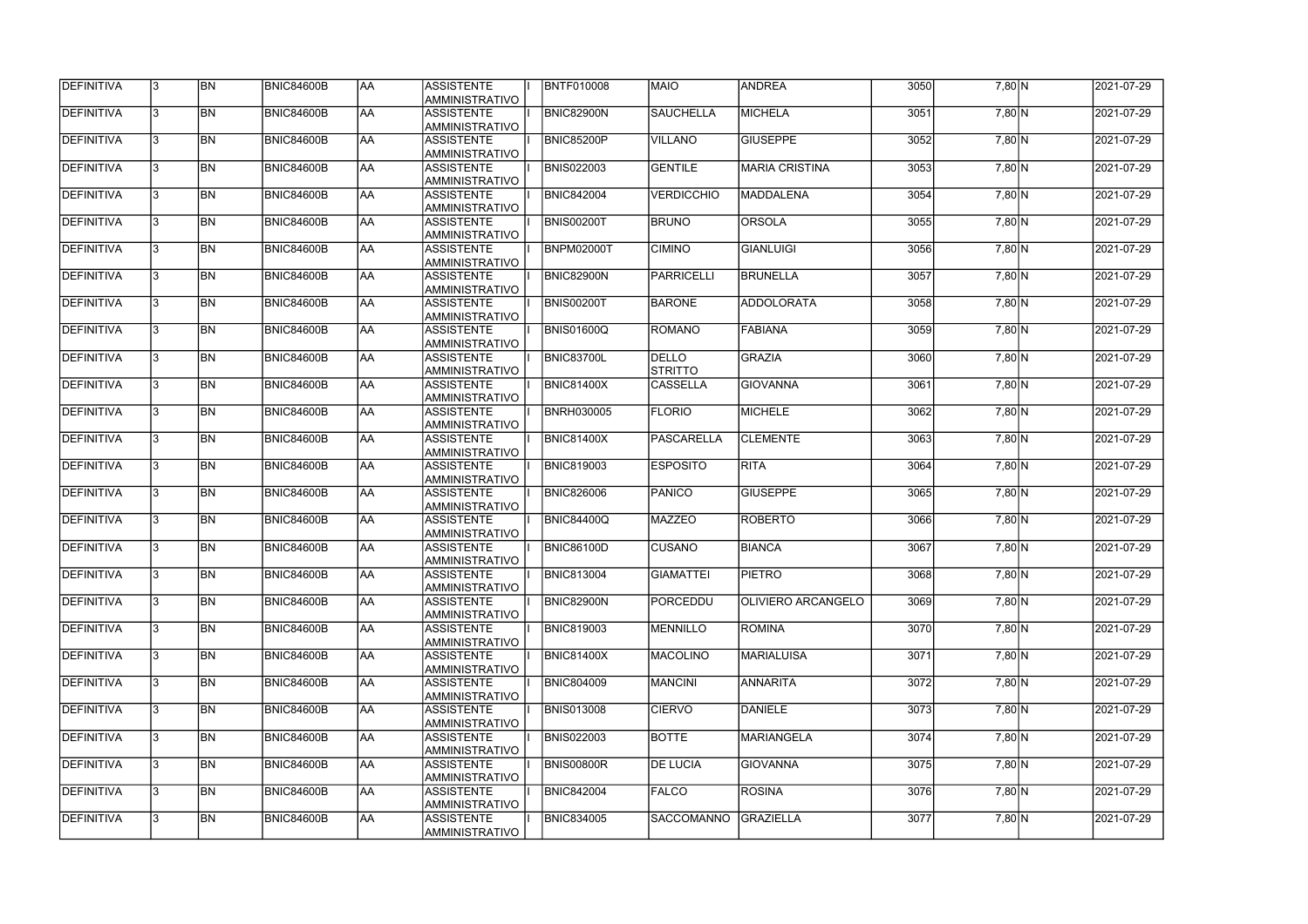| | | | | | | | | | | | | | | |
|---|---|---|---|---|---|---|---|---|---|---|---|---|---|---|
| DEFINITIVA | 3 | BN | BNIC84600B | AA | ASSISTENTE AMMINISTRATIVO | I | BNTF010008 | MAIO | ANDREA | 3050 | 7,80 | N | | 2021-07-29 |
| DEFINITIVA | 3 | BN | BNIC84600B | AA | ASSISTENTE AMMINISTRATIVO | I | BNIC82900N | SAUCHELLA | MICHELA | 3051 | 7,80 | N | | 2021-07-29 |
| DEFINITIVA | 3 | BN | BNIC84600B | AA | ASSISTENTE AMMINISTRATIVO | I | BNIC85200P | VILLANO | GIUSEPPE | 3052 | 7,80 | N | | 2021-07-29 |
| DEFINITIVA | 3 | BN | BNIC84600B | AA | ASSISTENTE AMMINISTRATIVO | I | BNIS022003 | GENTILE | MARIA CRISTINA | 3053 | 7,80 | N | | 2021-07-29 |
| DEFINITIVA | 3 | BN | BNIC84600B | AA | ASSISTENTE AMMINISTRATIVO | I | BNIC842004 | VERDICCHIO | MADDALENA | 3054 | 7,80 | N | | 2021-07-29 |
| DEFINITIVA | 3 | BN | BNIC84600B | AA | ASSISTENTE AMMINISTRATIVO | I | BNIS00200T | BRUNO | ORSOLA | 3055 | 7,80 | N | | 2021-07-29 |
| DEFINITIVA | 3 | BN | BNIC84600B | AA | ASSISTENTE AMMINISTRATIVO | I | BNPM02000T | CIMINO | GIANLUIGI | 3056 | 7,80 | N | | 2021-07-29 |
| DEFINITIVA | 3 | BN | BNIC84600B | AA | ASSISTENTE AMMINISTRATIVO | I | BNIC82900N | PARRICELLI | BRUNELLA | 3057 | 7,80 | N | | 2021-07-29 |
| DEFINITIVA | 3 | BN | BNIC84600B | AA | ASSISTENTE AMMINISTRATIVO | I | BNIS00200T | BARONE | ADDOLORATA | 3058 | 7,80 | N | | 2021-07-29 |
| DEFINITIVA | 3 | BN | BNIC84600B | AA | ASSISTENTE AMMINISTRATIVO | I | BNIS01600Q | ROMANO | FABIANA | 3059 | 7,80 | N | | 2021-07-29 |
| DEFINITIVA | 3 | BN | BNIC84600B | AA | ASSISTENTE AMMINISTRATIVO | I | BNIC83700L | DELLO STRITTO | GRAZIA | 3060 | 7,80 | N | | 2021-07-29 |
| DEFINITIVA | 3 | BN | BNIC84600B | AA | ASSISTENTE AMMINISTRATIVO | I | BNIC81400X | CASSELLA | GIOVANNA | 3061 | 7,80 | N | | 2021-07-29 |
| DEFINITIVA | 3 | BN | BNIC84600B | AA | ASSISTENTE AMMINISTRATIVO | I | BNRH030005 | FLORIO | MICHELE | 3062 | 7,80 | N | | 2021-07-29 |
| DEFINITIVA | 3 | BN | BNIC84600B | AA | ASSISTENTE AMMINISTRATIVO | I | BNIC81400X | PASCARELLA | CLEMENTE | 3063 | 7,80 | N | | 2021-07-29 |
| DEFINITIVA | 3 | BN | BNIC84600B | AA | ASSISTENTE AMMINISTRATIVO | I | BNIC819003 | ESPOSITO | RITA | 3064 | 7,80 | N | | 2021-07-29 |
| DEFINITIVA | 3 | BN | BNIC84600B | AA | ASSISTENTE AMMINISTRATIVO | I | BNIC826006 | PANICO | GIUSEPPE | 3065 | 7,80 | N | | 2021-07-29 |
| DEFINITIVA | 3 | BN | BNIC84600B | AA | ASSISTENTE AMMINISTRATIVO | I | BNIC84400Q | MAZZEO | ROBERTO | 3066 | 7,80 | N | | 2021-07-29 |
| DEFINITIVA | 3 | BN | BNIC84600B | AA | ASSISTENTE AMMINISTRATIVO | I | BNIC86100D | CUSANO | BIANCA | 3067 | 7,80 | N | | 2021-07-29 |
| DEFINITIVA | 3 | BN | BNIC84600B | AA | ASSISTENTE AMMINISTRATIVO | I | BNIC813004 | GIAMATTEI | PIETRO | 3068 | 7,80 | N | | 2021-07-29 |
| DEFINITIVA | 3 | BN | BNIC84600B | AA | ASSISTENTE AMMINISTRATIVO | I | BNIC82900N | PORCEDDU | OLIVIERO ARCANGELO | 3069 | 7,80 | N | | 2021-07-29 |
| DEFINITIVA | 3 | BN | BNIC84600B | AA | ASSISTENTE AMMINISTRATIVO | I | BNIC819003 | MENNILLO | ROMINA | 3070 | 7,80 | N | | 2021-07-29 |
| DEFINITIVA | 3 | BN | BNIC84600B | AA | ASSISTENTE AMMINISTRATIVO | I | BNIC81400X | MACOLINO | MARIALUISA | 3071 | 7,80 | N | | 2021-07-29 |
| DEFINITIVA | 3 | BN | BNIC84600B | AA | ASSISTENTE AMMINISTRATIVO | I | BNIC804009 | MANCINI | ANNARITA | 3072 | 7,80 | N | | 2021-07-29 |
| DEFINITIVA | 3 | BN | BNIC84600B | AA | ASSISTENTE AMMINISTRATIVO | I | BNIS013008 | CIERVO | DANIELE | 3073 | 7,80 | N | | 2021-07-29 |
| DEFINITIVA | 3 | BN | BNIC84600B | AA | ASSISTENTE AMMINISTRATIVO | I | BNIS022003 | BOTTE | MARIANGELA | 3074 | 7,80 | N | | 2021-07-29 |
| DEFINITIVA | 3 | BN | BNIC84600B | AA | ASSISTENTE AMMINISTRATIVO | I | BNIS00800R | DE LUCIA | GIOVANNA | 3075 | 7,80 | N | | 2021-07-29 |
| DEFINITIVA | 3 | BN | BNIC84600B | AA | ASSISTENTE AMMINISTRATIVO | I | BNIC842004 | FALCO | ROSINA | 3076 | 7,80 | N | | 2021-07-29 |
| DEFINITIVA | 3 | BN | BNIC84600B | AA | ASSISTENTE AMMINISTRATIVO | I | BNIC834005 | SACCOMANNO | GRAZIELLA | 3077 | 7,80 | N | | 2021-07-29 |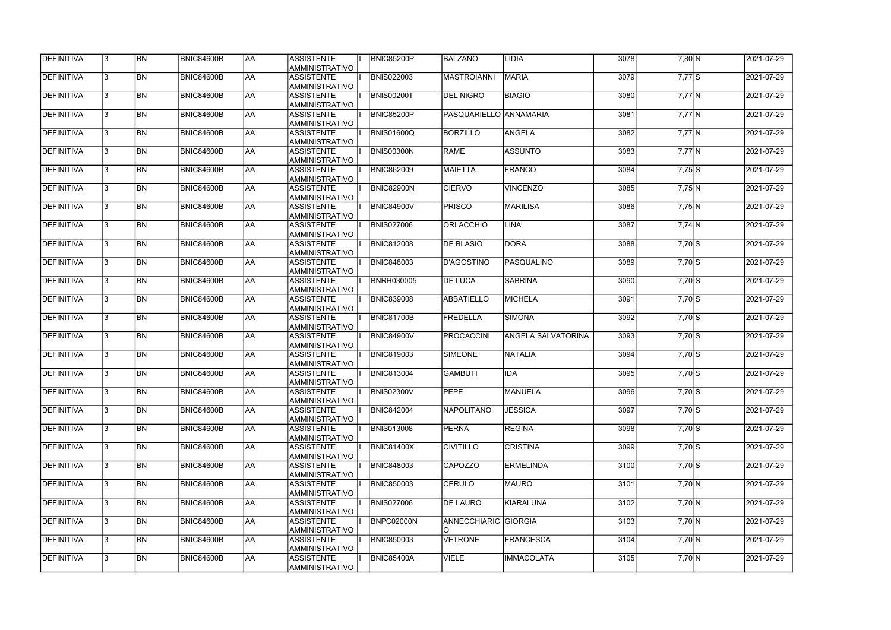| | | | | | | | | | | | | | |
|---|---|---|---|---|---|---|---|---|---|---|---|---|---|
| DEFINITIVA | 3 | BN | BNIC84600B | AA | ASSISTENTE AMMINISTRATIVO | I | BNIC85200P | BALZANO | LIDIA | 3078 | 7,80 | N | 2021-07-29 |
| DEFINITIVA | 3 | BN | BNIC84600B | AA | ASSISTENTE AMMINISTRATIVO | I | BNIS022003 | MASTROIANNI | MARIA | 3079 | 7,77 | S | 2021-07-29 |
| DEFINITIVA | 3 | BN | BNIC84600B | AA | ASSISTENTE AMMINISTRATIVO | I | BNIS00200T | DEL NIGRO | BIAGIO | 3080 | 7,77 | N | 2021-07-29 |
| DEFINITIVA | 3 | BN | BNIC84600B | AA | ASSISTENTE AMMINISTRATIVO | I | BNIC85200P | PASQUARIELLO | ANNAMARIA | 3081 | 7,77 | N | 2021-07-29 |
| DEFINITIVA | 3 | BN | BNIC84600B | AA | ASSISTENTE AMMINISTRATIVO | I | BNIS01600Q | BORZILLO | ANGELA | 3082 | 7,77 | N | 2021-07-29 |
| DEFINITIVA | 3 | BN | BNIC84600B | AA | ASSISTENTE AMMINISTRATIVO | I | BNIS00300N | RAME | ASSUNTO | 3083 | 7,77 | N | 2021-07-29 |
| DEFINITIVA | 3 | BN | BNIC84600B | AA | ASSISTENTE AMMINISTRATIVO | I | BNIC862009 | MAIETTA | FRANCO | 3084 | 7,75 | S | 2021-07-29 |
| DEFINITIVA | 3 | BN | BNIC84600B | AA | ASSISTENTE AMMINISTRATIVO | I | BNIC82900N | CIERVO | VINCENZO | 3085 | 7,75 | N | 2021-07-29 |
| DEFINITIVA | 3 | BN | BNIC84600B | AA | ASSISTENTE AMMINISTRATIVO | I | BNIC84900V | PRISCO | MARILISA | 3086 | 7,75 | N | 2021-07-29 |
| DEFINITIVA | 3 | BN | BNIC84600B | AA | ASSISTENTE AMMINISTRATIVO | I | BNIS027006 | ORLACCHIO | LINA | 3087 | 7,74 | N | 2021-07-29 |
| DEFINITIVA | 3 | BN | BNIC84600B | AA | ASSISTENTE AMMINISTRATIVO | I | BNIC812008 | DE BLASIO | DORA | 3088 | 7,70 | S | 2021-07-29 |
| DEFINITIVA | 3 | BN | BNIC84600B | AA | ASSISTENTE AMMINISTRATIVO | I | BNIC848003 | D'AGOSTINO | PASQUALINO | 3089 | 7,70 | S | 2021-07-29 |
| DEFINITIVA | 3 | BN | BNIC84600B | AA | ASSISTENTE AMMINISTRATIVO | I | BNRH030005 | DE LUCA | SABRINA | 3090 | 7,70 | S | 2021-07-29 |
| DEFINITIVA | 3 | BN | BNIC84600B | AA | ASSISTENTE AMMINISTRATIVO | I | BNIC839008 | ABBATIELLO | MICHELA | 3091 | 7,70 | S | 2021-07-29 |
| DEFINITIVA | 3 | BN | BNIC84600B | AA | ASSISTENTE AMMINISTRATIVO | I | BNIC81700B | FREDELLA | SIMONA | 3092 | 7,70 | S | 2021-07-29 |
| DEFINITIVA | 3 | BN | BNIC84600B | AA | ASSISTENTE AMMINISTRATIVO | I | BNIC84900V | PROCACCINI | ANGELA SALVATORINA | 3093 | 7,70 | S | 2021-07-29 |
| DEFINITIVA | 3 | BN | BNIC84600B | AA | ASSISTENTE AMMINISTRATIVO | I | BNIC819003 | SIMEONE | NATALIA | 3094 | 7,70 | S | 2021-07-29 |
| DEFINITIVA | 3 | BN | BNIC84600B | AA | ASSISTENTE AMMINISTRATIVO | I | BNIC813004 | GAMBUTI | IDA | 3095 | 7,70 | S | 2021-07-29 |
| DEFINITIVA | 3 | BN | BNIC84600B | AA | ASSISTENTE AMMINISTRATIVO | I | BNIS02300V | PEPE | MANUELA | 3096 | 7,70 | S | 2021-07-29 |
| DEFINITIVA | 3 | BN | BNIC84600B | AA | ASSISTENTE AMMINISTRATIVO | I | BNIC842004 | NAPOLITANO | JESSICA | 3097 | 7,70 | S | 2021-07-29 |
| DEFINITIVA | 3 | BN | BNIC84600B | AA | ASSISTENTE AMMINISTRATIVO | I | BNIS013008 | PERNA | REGINA | 3098 | 7,70 | S | 2021-07-29 |
| DEFINITIVA | 3 | BN | BNIC84600B | AA | ASSISTENTE AMMINISTRATIVO | I | BNIC81400X | CIVITILLO | CRISTINA | 3099 | 7,70 | S | 2021-07-29 |
| DEFINITIVA | 3 | BN | BNIC84600B | AA | ASSISTENTE AMMINISTRATIVO | I | BNIC848003 | CAPOZZO | ERMELINDA | 3100 | 7,70 | S | 2021-07-29 |
| DEFINITIVA | 3 | BN | BNIC84600B | AA | ASSISTENTE AMMINISTRATIVO | I | BNIC850003 | CERULO | MAURO | 3101 | 7,70 | N | 2021-07-29 |
| DEFINITIVA | 3 | BN | BNIC84600B | AA | ASSISTENTE AMMINISTRATIVO | I | BNIS027006 | DE LAURO | KIARALUNA | 3102 | 7,70 | N | 2021-07-29 |
| DEFINITIVA | 3 | BN | BNIC84600B | AA | ASSISTENTE AMMINISTRATIVO | I | BNPC02000N | ANNECCHIARICO | GIORGIA | 3103 | 7,70 | N | 2021-07-29 |
| DEFINITIVA | 3 | BN | BNIC84600B | AA | ASSISTENTE AMMINISTRATIVO | I | BNIC850003 | VETRONE | FRANCESCA | 3104 | 7,70 | N | 2021-07-29 |
| DEFINITIVA | 3 | BN | BNIC84600B | AA | ASSISTENTE AMMINISTRATIVO | I | BNIC85400A | VIELE | IMMACOLATA | 3105 | 7,70 | N | 2021-07-29 |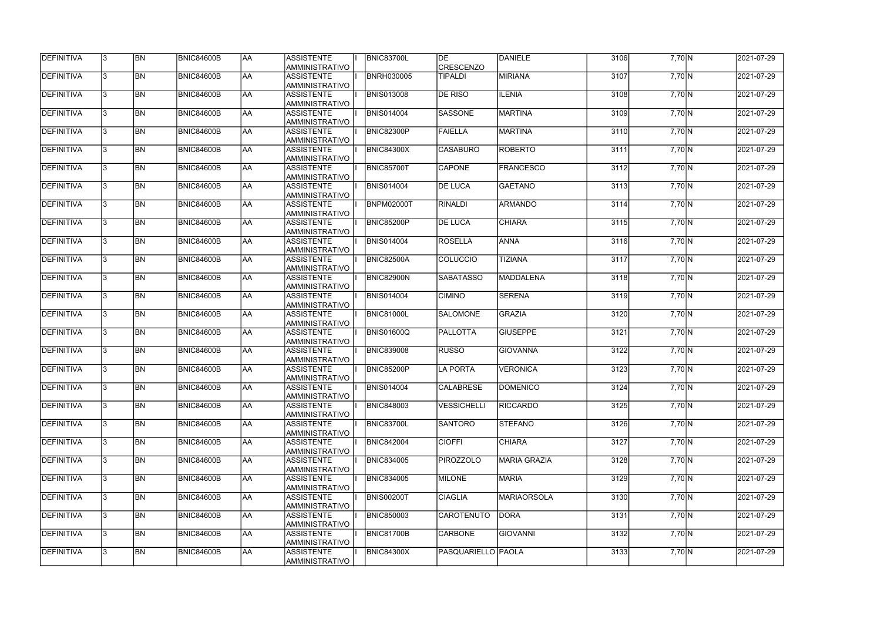| | | | | | | | | | | | | | | |
|---|---|---|---|---|---|---|---|---|---|---|---|---|---|---|
| DEFINITIVA | 3 | BN | BNIC84600B | AA | ASSISTENTE AMMINISTRATIVO | I | BNIC83700L | DE CRESCENZO | DANIELE | 3106 | 7,70 | N | | 2021-07-29 |
| DEFINITIVA | 3 | BN | BNIC84600B | AA | ASSISTENTE AMMINISTRATIVO | I | BNRH030005 | TIPALDI | MIRIANA | 3107 | 7,70 | N | | 2021-07-29 |
| DEFINITIVA | 3 | BN | BNIC84600B | AA | ASSISTENTE AMMINISTRATIVO | I | BNIS013008 | DE RISO | ILENIA | 3108 | 7,70 | N | | 2021-07-29 |
| DEFINITIVA | 3 | BN | BNIC84600B | AA | ASSISTENTE AMMINISTRATIVO | I | BNIS014004 | SASSONE | MARTINA | 3109 | 7,70 | N | | 2021-07-29 |
| DEFINITIVA | 3 | BN | BNIC84600B | AA | ASSISTENTE AMMINISTRATIVO | I | BNIC82300P | FAIELLA | MARTINA | 3110 | 7,70 | N | | 2021-07-29 |
| DEFINITIVA | 3 | BN | BNIC84600B | AA | ASSISTENTE AMMINISTRATIVO | I | BNIC84300X | CASABURO | ROBERTO | 3111 | 7,70 | N | | 2021-07-29 |
| DEFINITIVA | 3 | BN | BNIC84600B | AA | ASSISTENTE AMMINISTRATIVO | I | BNIC85700T | CAPONE | FRANCESCO | 3112 | 7,70 | N | | 2021-07-29 |
| DEFINITIVA | 3 | BN | BNIC84600B | AA | ASSISTENTE AMMINISTRATIVO | I | BNIS014004 | DE LUCA | GAETANO | 3113 | 7,70 | N | | 2021-07-29 |
| DEFINITIVA | 3 | BN | BNIC84600B | AA | ASSISTENTE AMMINISTRATIVO | I | BNPM02000T | RINALDI | ARMANDO | 3114 | 7,70 | N | | 2021-07-29 |
| DEFINITIVA | 3 | BN | BNIC84600B | AA | ASSISTENTE AMMINISTRATIVO | I | BNIC85200P | DE LUCA | CHIARA | 3115 | 7,70 | N | | 2021-07-29 |
| DEFINITIVA | 3 | BN | BNIC84600B | AA | ASSISTENTE AMMINISTRATIVO | I | BNIS014004 | ROSELLA | ANNA | 3116 | 7,70 | N | | 2021-07-29 |
| DEFINITIVA | 3 | BN | BNIC84600B | AA | ASSISTENTE AMMINISTRATIVO | I | BNIC82500A | COLUCCIO | TIZIANA | 3117 | 7,70 | N | | 2021-07-29 |
| DEFINITIVA | 3 | BN | BNIC84600B | AA | ASSISTENTE AMMINISTRATIVO | I | BNIC82900N | SABATASSO | MADDALENA | 3118 | 7,70 | N | | 2021-07-29 |
| DEFINITIVA | 3 | BN | BNIC84600B | AA | ASSISTENTE AMMINISTRATIVO | I | BNIS014004 | CIMINO | SERENA | 3119 | 7,70 | N | | 2021-07-29 |
| DEFINITIVA | 3 | BN | BNIC84600B | AA | ASSISTENTE AMMINISTRATIVO | I | BNIC81000L | SALOMONE | GRAZIA | 3120 | 7,70 | N | | 2021-07-29 |
| DEFINITIVA | 3 | BN | BNIC84600B | AA | ASSISTENTE AMMINISTRATIVO | I | BNIS01600Q | PALLOTTA | GIUSEPPE | 3121 | 7,70 | N | | 2021-07-29 |
| DEFINITIVA | 3 | BN | BNIC84600B | AA | ASSISTENTE AMMINISTRATIVO | I | BNIC839008 | RUSSO | GIOVANNA | 3122 | 7,70 | N | | 2021-07-29 |
| DEFINITIVA | 3 | BN | BNIC84600B | AA | ASSISTENTE AMMINISTRATIVO | I | BNIC85200P | LA PORTA | VERONICA | 3123 | 7,70 | N | | 2021-07-29 |
| DEFINITIVA | 3 | BN | BNIC84600B | AA | ASSISTENTE AMMINISTRATIVO | I | BNIS014004 | CALABRESE | DOMENICO | 3124 | 7,70 | N | | 2021-07-29 |
| DEFINITIVA | 3 | BN | BNIC84600B | AA | ASSISTENTE AMMINISTRATIVO | I | BNIC848003 | VESSICHELLI | RICCARDO | 3125 | 7,70 | N | | 2021-07-29 |
| DEFINITIVA | 3 | BN | BNIC84600B | AA | ASSISTENTE AMMINISTRATIVO | I | BNIC83700L | SANTORO | STEFANO | 3126 | 7,70 | N | | 2021-07-29 |
| DEFINITIVA | 3 | BN | BNIC84600B | AA | ASSISTENTE AMMINISTRATIVO | I | BNIC842004 | CIOFFI | CHIARA | 3127 | 7,70 | N | | 2021-07-29 |
| DEFINITIVA | 3 | BN | BNIC84600B | AA | ASSISTENTE AMMINISTRATIVO | I | BNIC834005 | PIROZZOLO | MARIA GRAZIA | 3128 | 7,70 | N | | 2021-07-29 |
| DEFINITIVA | 3 | BN | BNIC84600B | AA | ASSISTENTE AMMINISTRATIVO | I | BNIC834005 | MILONE | MARIA | 3129 | 7,70 | N | | 2021-07-29 |
| DEFINITIVA | 3 | BN | BNIC84600B | AA | ASSISTENTE AMMINISTRATIVO | I | BNIS00200T | CIAGLIA | MARIAORSOLA | 3130 | 7,70 | N | | 2021-07-29 |
| DEFINITIVA | 3 | BN | BNIC84600B | AA | ASSISTENTE AMMINISTRATIVO | I | BNIC850003 | CAROTENUTO | DORA | 3131 | 7,70 | N | | 2021-07-29 |
| DEFINITIVA | 3 | BN | BNIC84600B | AA | ASSISTENTE AMMINISTRATIVO | I | BNIC81700B | CARBONE | GIOVANNI | 3132 | 7,70 | N | | 2021-07-29 |
| DEFINITIVA | 3 | BN | BNIC84600B | AA | ASSISTENTE AMMINISTRATIVO | I | BNIC84300X | PASQUARIELLO | PAOLA | 3133 | 7,70 | N | | 2021-07-29 |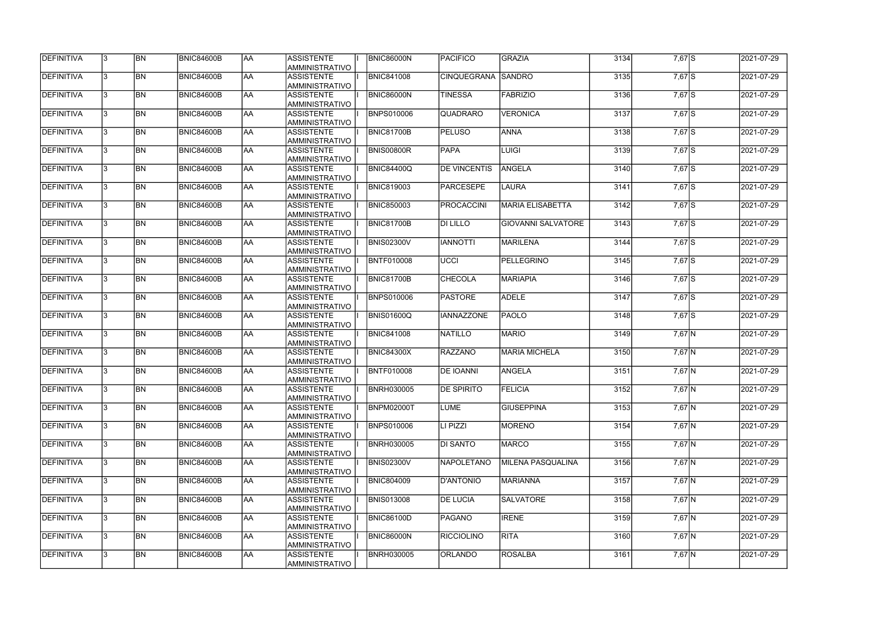| | | | | | | | | | | | | | | |
|---|---|---|---|---|---|---|---|---|---|---|---|---|---|---|
| DEFINITIVA | 3 | BN | BNIC84600B | AA | ASSISTENTE AMMINISTRATIVO | I | BNIC86000N | PACIFICO | GRAZIA | 3134 | 7,67 | S | | 2021-07-29 |
| DEFINITIVA | 3 | BN | BNIC84600B | AA | ASSISTENTE AMMINISTRATIVO | I | BNIC841008 | CINQUEGRANA | SANDRO | 3135 | 7,67 | S | | 2021-07-29 |
| DEFINITIVA | 3 | BN | BNIC84600B | AA | ASSISTENTE AMMINISTRATIVO | I | BNIC86000N | TINESSA | FABRIZIO | 3136 | 7,67 | S | | 2021-07-29 |
| DEFINITIVA | 3 | BN | BNIC84600B | AA | ASSISTENTE AMMINISTRATIVO | I | BNPS010006 | QUADRARO | VERONICA | 3137 | 7,67 | S | | 2021-07-29 |
| DEFINITIVA | 3 | BN | BNIC84600B | AA | ASSISTENTE AMMINISTRATIVO | I | BNIC81700B | PELUSO | ANNA | 3138 | 7,67 | S | | 2021-07-29 |
| DEFINITIVA | 3 | BN | BNIC84600B | AA | ASSISTENTE AMMINISTRATIVO | I | BNIS00800R | PAPA | LUIGI | 3139 | 7,67 | S | | 2021-07-29 |
| DEFINITIVA | 3 | BN | BNIC84600B | AA | ASSISTENTE AMMINISTRATIVO | I | BNIC84400Q | DE VINCENTIS | ANGELA | 3140 | 7,67 | S | | 2021-07-29 |
| DEFINITIVA | 3 | BN | BNIC84600B | AA | ASSISTENTE AMMINISTRATIVO | I | BNIC819003 | PARCESEPE | LAURA | 3141 | 7,67 | S | | 2021-07-29 |
| DEFINITIVA | 3 | BN | BNIC84600B | AA | ASSISTENTE AMMINISTRATIVO | I | BNIC850003 | PROCACCINI | MARIA ELISABETTA | 3142 | 7,67 | S | | 2021-07-29 |
| DEFINITIVA | 3 | BN | BNIC84600B | AA | ASSISTENTE AMMINISTRATIVO | I | BNIC81700B | DI LILLO | GIOVANNI SALVATORE | 3143 | 7,67 | S | | 2021-07-29 |
| DEFINITIVA | 3 | BN | BNIC84600B | AA | ASSISTENTE AMMINISTRATIVO | I | BNIS02300V | IANNOTTI | MARILENA | 3144 | 7,67 | S | | 2021-07-29 |
| DEFINITIVA | 3 | BN | BNIC84600B | AA | ASSISTENTE AMMINISTRATIVO | I | BNTF010008 | UCCI | PELLEGRINO | 3145 | 7,67 | S | | 2021-07-29 |
| DEFINITIVA | 3 | BN | BNIC84600B | AA | ASSISTENTE AMMINISTRATIVO | I | BNIC81700B | CHECOLA | MARIAPIA | 3146 | 7,67 | S | | 2021-07-29 |
| DEFINITIVA | 3 | BN | BNIC84600B | AA | ASSISTENTE AMMINISTRATIVO | I | BNPS010006 | PASTORE | ADELE | 3147 | 7,67 | S | | 2021-07-29 |
| DEFINITIVA | 3 | BN | BNIC84600B | AA | ASSISTENTE AMMINISTRATIVO | I | BNIS01600Q | IANNAZZONE | PAOLO | 3148 | 7,67 | S | | 2021-07-29 |
| DEFINITIVA | 3 | BN | BNIC84600B | AA | ASSISTENTE AMMINISTRATIVO | I | BNIC841008 | NATILLO | MARIO | 3149 | 7,67 | N | | 2021-07-29 |
| DEFINITIVA | 3 | BN | BNIC84600B | AA | ASSISTENTE AMMINISTRATIVO | I | BNIC84300X | RAZZANO | MARIA MICHELA | 3150 | 7,67 | N | | 2021-07-29 |
| DEFINITIVA | 3 | BN | BNIC84600B | AA | ASSISTENTE AMMINISTRATIVO | I | BNTF010008 | DE IOANNI | ANGELA | 3151 | 7,67 | N | | 2021-07-29 |
| DEFINITIVA | 3 | BN | BNIC84600B | AA | ASSISTENTE AMMINISTRATIVO | I | BNRH030005 | DE SPIRITO | FELICIA | 3152 | 7,67 | N | | 2021-07-29 |
| DEFINITIVA | 3 | BN | BNIC84600B | AA | ASSISTENTE AMMINISTRATIVO | I | BNPM02000T | LUME | GIUSEPPINA | 3153 | 7,67 | N | | 2021-07-29 |
| DEFINITIVA | 3 | BN | BNIC84600B | AA | ASSISTENTE AMMINISTRATIVO | I | BNPS010006 | LI PIZZI | MORENO | 3154 | 7,67 | N | | 2021-07-29 |
| DEFINITIVA | 3 | BN | BNIC84600B | AA | ASSISTENTE AMMINISTRATIVO | I | BNRH030005 | DI SANTO | MARCO | 3155 | 7,67 | N | | 2021-07-29 |
| DEFINITIVA | 3 | BN | BNIC84600B | AA | ASSISTENTE AMMINISTRATIVO | I | BNIS02300V | NAPOLETANO | MILENA PASQUALINA | 3156 | 7,67 | N | | 2021-07-29 |
| DEFINITIVA | 3 | BN | BNIC84600B | AA | ASSISTENTE AMMINISTRATIVO | I | BNIC804009 | D'ANTONIO | MARIANNA | 3157 | 7,67 | N | | 2021-07-29 |
| DEFINITIVA | 3 | BN | BNIC84600B | AA | ASSISTENTE AMMINISTRATIVO | I | BNIS013008 | DE LUCIA | SALVATORE | 3158 | 7,67 | N | | 2021-07-29 |
| DEFINITIVA | 3 | BN | BNIC84600B | AA | ASSISTENTE AMMINISTRATIVO | I | BNIC86100D | PAGANO | IRENE | 3159 | 7,67 | N | | 2021-07-29 |
| DEFINITIVA | 3 | BN | BNIC84600B | AA | ASSISTENTE AMMINISTRATIVO | I | BNIC86000N | RICCIOLINO | RITA | 3160 | 7,67 | N | | 2021-07-29 |
| DEFINITIVA | 3 | BN | BNIC84600B | AA | ASSISTENTE AMMINISTRATIVO | I | BNRH030005 | ORLANDO | ROSALBA | 3161 | 7,67 | N | | 2021-07-29 |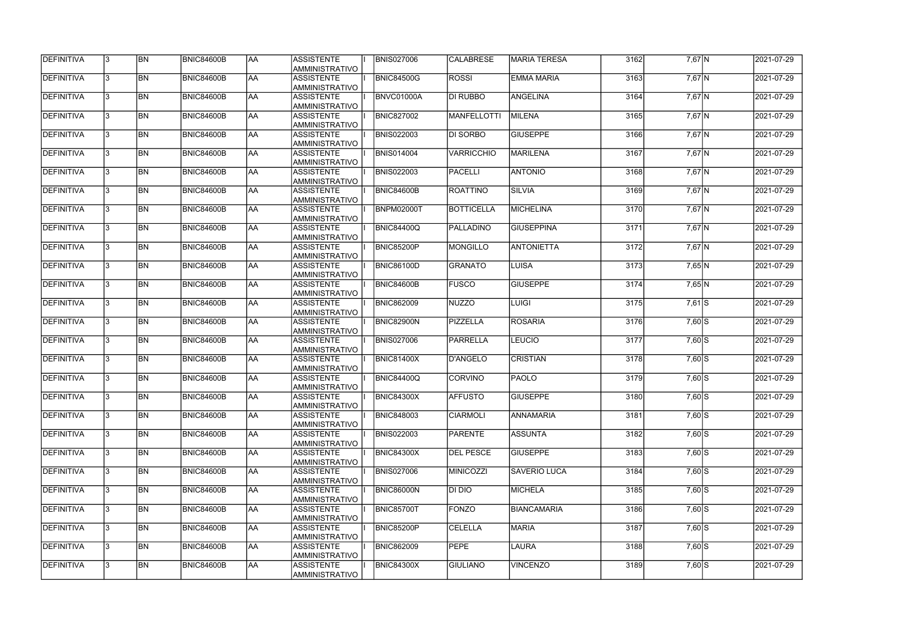| | | | | | | | | | | | | | |
|---|---|---|---|---|---|---|---|---|---|---|---|---|---|
| DEFINITIVA | 3 | BN | BNIC84600B | AA | ASSISTENTE AMMINISTRATIVO | I | BNIS027006 | CALABRESE | MARIA TERESA | 3162 | 7,67 | N | 2021-07-29 |
| DEFINITIVA | 3 | BN | BNIC84600B | AA | ASSISTENTE AMMINISTRATIVO | I | BNIC84500G | ROSSI | EMMA MARIA | 3163 | 7,67 | N | 2021-07-29 |
| DEFINITIVA | 3 | BN | BNIC84600B | AA | ASSISTENTE AMMINISTRATIVO | I | BNVC01000A | DI RUBBO | ANGELINA | 3164 | 7,67 | N | 2021-07-29 |
| DEFINITIVA | 3 | BN | BNIC84600B | AA | ASSISTENTE AMMINISTRATIVO | I | BNIC827002 | MANFELLOTTI | MILENA | 3165 | 7,67 | N | 2021-07-29 |
| DEFINITIVA | 3 | BN | BNIC84600B | AA | ASSISTENTE AMMINISTRATIVO | I | BNIS022003 | DI SORBO | GIUSEPPE | 3166 | 7,67 | N | 2021-07-29 |
| DEFINITIVA | 3 | BN | BNIC84600B | AA | ASSISTENTE AMMINISTRATIVO | I | BNIS014004 | VARRICCHIO | MARILENA | 3167 | 7,67 | N | 2021-07-29 |
| DEFINITIVA | 3 | BN | BNIC84600B | AA | ASSISTENTE AMMINISTRATIVO | I | BNIS022003 | PACELLI | ANTONIO | 3168 | 7,67 | N | 2021-07-29 |
| DEFINITIVA | 3 | BN | BNIC84600B | AA | ASSISTENTE AMMINISTRATIVO | I | BNIC84600B | ROATTINO | SILVIA | 3169 | 7,67 | N | 2021-07-29 |
| DEFINITIVA | 3 | BN | BNIC84600B | AA | ASSISTENTE AMMINISTRATIVO | I | BNPM02000T | BOTTICELLA | MICHELINA | 3170 | 7,67 | N | 2021-07-29 |
| DEFINITIVA | 3 | BN | BNIC84600B | AA | ASSISTENTE AMMINISTRATIVO | I | BNIC84400Q | PALLADINO | GIUSEPPINA | 3171 | 7,67 | N | 2021-07-29 |
| DEFINITIVA | 3 | BN | BNIC84600B | AA | ASSISTENTE AMMINISTRATIVO | I | BNIC85200P | MONGILLO | ANTONIETTA | 3172 | 7,67 | N | 2021-07-29 |
| DEFINITIVA | 3 | BN | BNIC84600B | AA | ASSISTENTE AMMINISTRATIVO | I | BNIC86100D | GRANATO | LUISA | 3173 | 7,65 | N | 2021-07-29 |
| DEFINITIVA | 3 | BN | BNIC84600B | AA | ASSISTENTE AMMINISTRATIVO | I | BNIC84600B | FUSCO | GIUSEPPE | 3174 | 7,65 | N | 2021-07-29 |
| DEFINITIVA | 3 | BN | BNIC84600B | AA | ASSISTENTE AMMINISTRATIVO | I | BNIC862009 | NUZZO | LUIGI | 3175 | 7,61 | S | 2021-07-29 |
| DEFINITIVA | 3 | BN | BNIC84600B | AA | ASSISTENTE AMMINISTRATIVO | I | BNIC82900N | PIZZELLA | ROSARIA | 3176 | 7,60 | S | 2021-07-29 |
| DEFINITIVA | 3 | BN | BNIC84600B | AA | ASSISTENTE AMMINISTRATIVO | I | BNIS027006 | PARRELLA | LEUCIO | 3177 | 7,60 | S | 2021-07-29 |
| DEFINITIVA | 3 | BN | BNIC84600B | AA | ASSISTENTE AMMINISTRATIVO | I | BNIC81400X | D'ANGELO | CRISTIAN | 3178 | 7,60 | S | 2021-07-29 |
| DEFINITIVA | 3 | BN | BNIC84600B | AA | ASSISTENTE AMMINISTRATIVO | I | BNIC84400Q | CORVINO | PAOLO | 3179 | 7,60 | S | 2021-07-29 |
| DEFINITIVA | 3 | BN | BNIC84600B | AA | ASSISTENTE AMMINISTRATIVO | I | BNIC84300X | AFFUSTO | GIUSEPPE | 3180 | 7,60 | S | 2021-07-29 |
| DEFINITIVA | 3 | BN | BNIC84600B | AA | ASSISTENTE AMMINISTRATIVO | I | BNIC848003 | CIARMOLI | ANNAMARIA | 3181 | 7,60 | S | 2021-07-29 |
| DEFINITIVA | 3 | BN | BNIC84600B | AA | ASSISTENTE AMMINISTRATIVO | I | BNIS022003 | PARENTE | ASSUNTA | 3182 | 7,60 | S | 2021-07-29 |
| DEFINITIVA | 3 | BN | BNIC84600B | AA | ASSISTENTE AMMINISTRATIVO | I | BNIC84300X | DEL PESCE | GIUSEPPE | 3183 | 7,60 | S | 2021-07-29 |
| DEFINITIVA | 3 | BN | BNIC84600B | AA | ASSISTENTE AMMINISTRATIVO | I | BNIS027006 | MINICOZZI | SAVERIO LUCA | 3184 | 7,60 | S | 2021-07-29 |
| DEFINITIVA | 3 | BN | BNIC84600B | AA | ASSISTENTE AMMINISTRATIVO | I | BNIC86000N | DI DIO | MICHELA | 3185 | 7,60 | S | 2021-07-29 |
| DEFINITIVA | 3 | BN | BNIC84600B | AA | ASSISTENTE AMMINISTRATIVO | I | BNIC85700T | FONZO | BIANCAMARIA | 3186 | 7,60 | S | 2021-07-29 |
| DEFINITIVA | 3 | BN | BNIC84600B | AA | ASSISTENTE AMMINISTRATIVO | I | BNIC85200P | CELELLA | MARIA | 3187 | 7,60 | S | 2021-07-29 |
| DEFINITIVA | 3 | BN | BNIC84600B | AA | ASSISTENTE AMMINISTRATIVO | I | BNIC862009 | PEPE | LAURA | 3188 | 7,60 | S | 2021-07-29 |
| DEFINITIVA | 3 | BN | BNIC84600B | AA | ASSISTENTE AMMINISTRATIVO | I | BNIC84300X | GIULIANO | VINCENZO | 3189 | 7,60 | S | 2021-07-29 |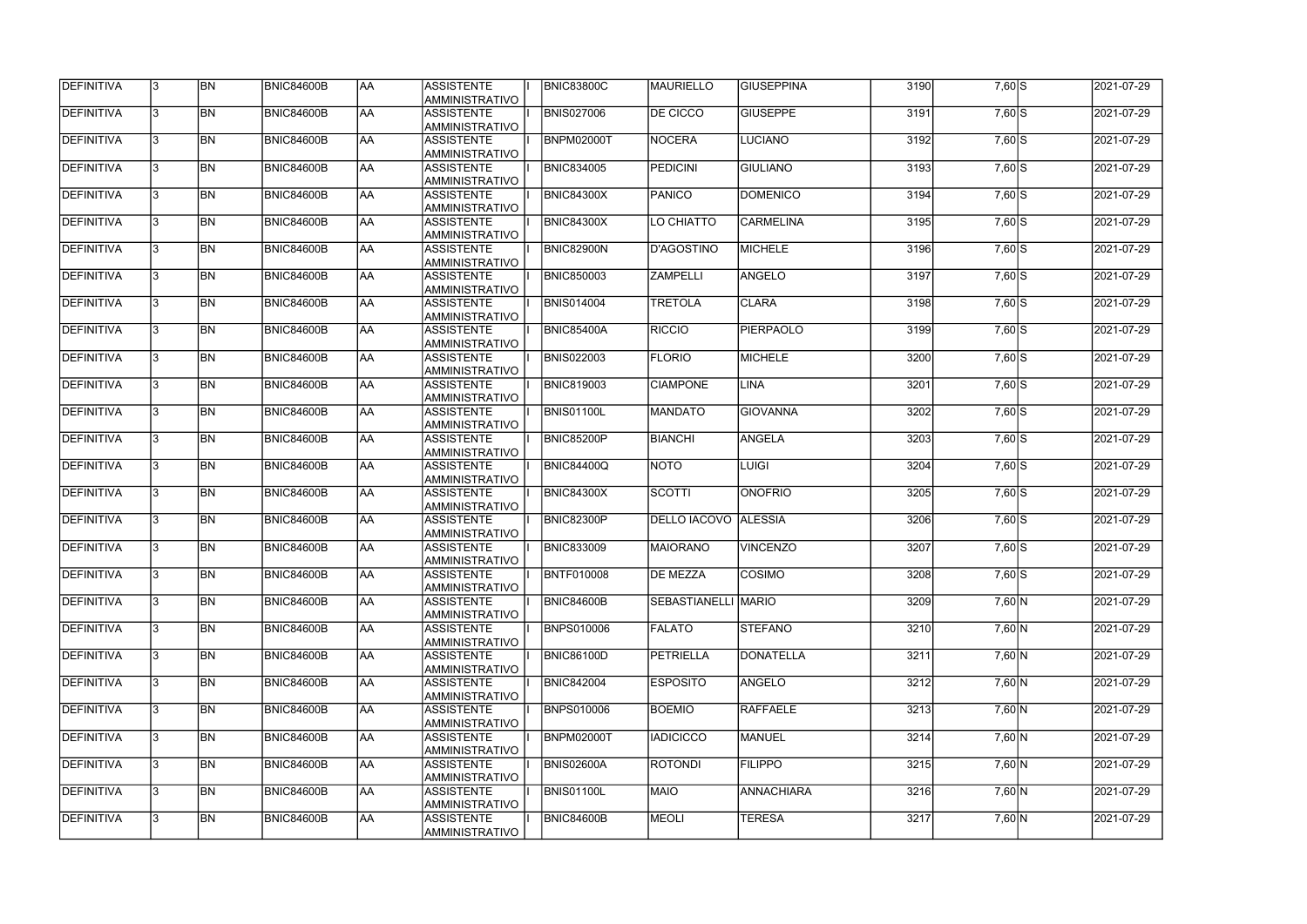| | | | | | | | | | | | | | | |
|---|---|---|---|---|---|---|---|---|---|---|---|---|---|---|
| DEFINITIVA | 3 | BN | BNIC84600B | AA | ASSISTENTE AMMINISTRATIVO | I | BNIC83800C | MAURIELLO | GIUSEPPINA | 3190 | 7,60 | S | | 2021-07-29 |
| DEFINITIVA | 3 | BN | BNIC84600B | AA | ASSISTENTE AMMINISTRATIVO | I | BNIS027006 | DE CICCO | GIUSEPPE | 3191 | 7,60 | S | | 2021-07-29 |
| DEFINITIVA | 3 | BN | BNIC84600B | AA | ASSISTENTE AMMINISTRATIVO | I | BNPM02000T | NOCERA | LUCIANO | 3192 | 7,60 | S | | 2021-07-29 |
| DEFINITIVA | 3 | BN | BNIC84600B | AA | ASSISTENTE AMMINISTRATIVO | I | BNIC834005 | PEDICINI | GIULIANO | 3193 | 7,60 | S | | 2021-07-29 |
| DEFINITIVA | 3 | BN | BNIC84600B | AA | ASSISTENTE AMMINISTRATIVO | I | BNIC84300X | PANICO | DOMENICO | 3194 | 7,60 | S | | 2021-07-29 |
| DEFINITIVA | 3 | BN | BNIC84600B | AA | ASSISTENTE AMMINISTRATIVO | I | BNIC84300X | LO CHIATTO | CARMELINA | 3195 | 7,60 | S | | 2021-07-29 |
| DEFINITIVA | 3 | BN | BNIC84600B | AA | ASSISTENTE AMMINISTRATIVO | I | BNIC82900N | D'AGOSTINO | MICHELE | 3196 | 7,60 | S | | 2021-07-29 |
| DEFINITIVA | 3 | BN | BNIC84600B | AA | ASSISTENTE AMMINISTRATIVO | I | BNIC850003 | ZAMPELLI | ANGELO | 3197 | 7,60 | S | | 2021-07-29 |
| DEFINITIVA | 3 | BN | BNIC84600B | AA | ASSISTENTE AMMINISTRATIVO | I | BNIS014004 | TRETOLA | CLARA | 3198 | 7,60 | S | | 2021-07-29 |
| DEFINITIVA | 3 | BN | BNIC84600B | AA | ASSISTENTE AMMINISTRATIVO | I | BNIC85400A | RICCIO | PIERPAOLO | 3199 | 7,60 | S | | 2021-07-29 |
| DEFINITIVA | 3 | BN | BNIC84600B | AA | ASSISTENTE AMMINISTRATIVO | I | BNIS022003 | FLORIO | MICHELE | 3200 | 7,60 | S | | 2021-07-29 |
| DEFINITIVA | 3 | BN | BNIC84600B | AA | ASSISTENTE AMMINISTRATIVO | I | BNIC819003 | CIAMPONE | LINA | 3201 | 7,60 | S | | 2021-07-29 |
| DEFINITIVA | 3 | BN | BNIC84600B | AA | ASSISTENTE AMMINISTRATIVO | I | BNIS01100L | MANDATO | GIOVANNA | 3202 | 7,60 | S | | 2021-07-29 |
| DEFINITIVA | 3 | BN | BNIC84600B | AA | ASSISTENTE AMMINISTRATIVO | I | BNIC85200P | BIANCHI | ANGELA | 3203 | 7,60 | S | | 2021-07-29 |
| DEFINITIVA | 3 | BN | BNIC84600B | AA | ASSISTENTE AMMINISTRATIVO | I | BNIC84400Q | NOTO | LUIGI | 3204 | 7,60 | S | | 2021-07-29 |
| DEFINITIVA | 3 | BN | BNIC84600B | AA | ASSISTENTE AMMINISTRATIVO | I | BNIC84300X | SCOTTI | ONOFRIO | 3205 | 7,60 | S | | 2021-07-29 |
| DEFINITIVA | 3 | BN | BNIC84600B | AA | ASSISTENTE AMMINISTRATIVO | I | BNIC82300P | DELLO IACOVO | ALESSIA | 3206 | 7,60 | S | | 2021-07-29 |
| DEFINITIVA | 3 | BN | BNIC84600B | AA | ASSISTENTE AMMINISTRATIVO | I | BNIC833009 | MAIORANO | VINCENZO | 3207 | 7,60 | S | | 2021-07-29 |
| DEFINITIVA | 3 | BN | BNIC84600B | AA | ASSISTENTE AMMINISTRATIVO | I | BNTF010008 | DE MEZZA | COSIMO | 3208 | 7,60 | S | | 2021-07-29 |
| DEFINITIVA | 3 | BN | BNIC84600B | AA | ASSISTENTE AMMINISTRATIVO | I | BNIC84600B | SEBASTIANELLI | MARIO | 3209 | 7,60 | N | | 2021-07-29 |
| DEFINITIVA | 3 | BN | BNIC84600B | AA | ASSISTENTE AMMINISTRATIVO | I | BNPS010006 | FALATO | STEFANO | 3210 | 7,60 | N | | 2021-07-29 |
| DEFINITIVA | 3 | BN | BNIC84600B | AA | ASSISTENTE AMMINISTRATIVO | I | BNIC86100D | PETRIELLA | DONATELLA | 3211 | 7,60 | N | | 2021-07-29 |
| DEFINITIVA | 3 | BN | BNIC84600B | AA | ASSISTENTE AMMINISTRATIVO | I | BNIC842004 | ESPOSITO | ANGELO | 3212 | 7,60 | N | | 2021-07-29 |
| DEFINITIVA | 3 | BN | BNIC84600B | AA | ASSISTENTE AMMINISTRATIVO | I | BNPS010006 | BOEMIO | RAFFAELE | 3213 | 7,60 | N | | 2021-07-29 |
| DEFINITIVA | 3 | BN | BNIC84600B | AA | ASSISTENTE AMMINISTRATIVO | I | BNPM02000T | IADICICCO | MANUEL | 3214 | 7,60 | N | | 2021-07-29 |
| DEFINITIVA | 3 | BN | BNIC84600B | AA | ASSISTENTE AMMINISTRATIVO | I | BNIS02600A | ROTONDI | FILIPPO | 3215 | 7,60 | N | | 2021-07-29 |
| DEFINITIVA | 3 | BN | BNIC84600B | AA | ASSISTENTE AMMINISTRATIVO | I | BNIS01100L | MAIO | ANNACHIARA | 3216 | 7,60 | N | | 2021-07-29 |
| DEFINITIVA | 3 | BN | BNIC84600B | AA | ASSISTENTE AMMINISTRATIVO | I | BNIC84600B | MEOLI | TERESA | 3217 | 7,60 | N | | 2021-07-29 |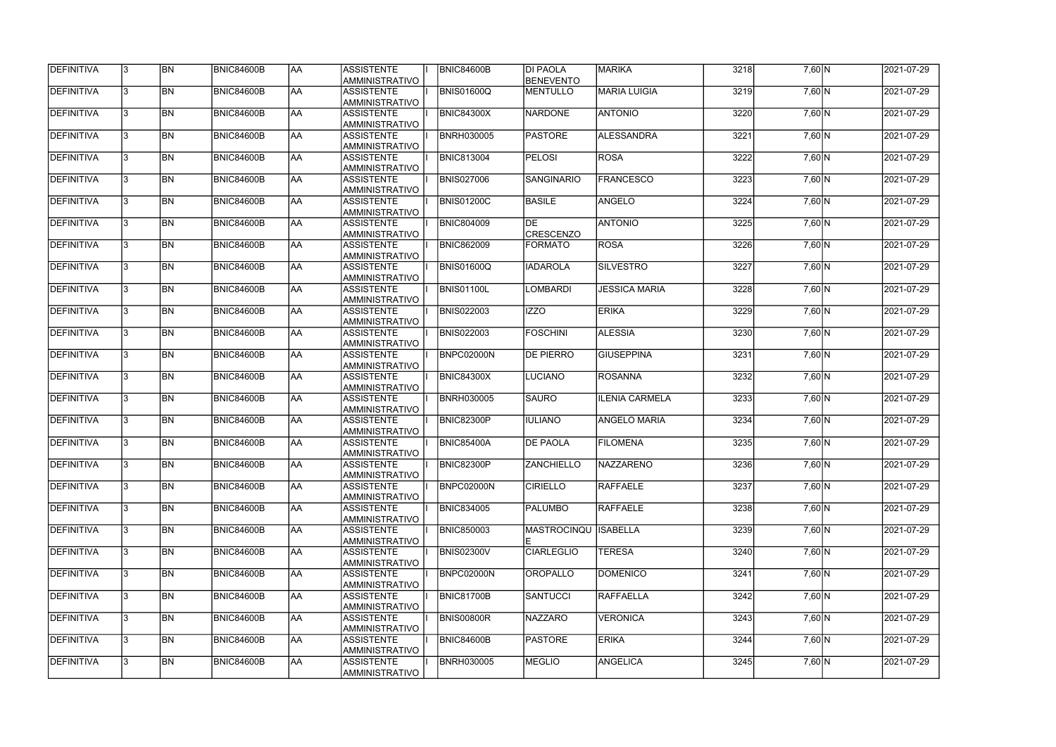| | | | | | | | | | | | | | | |
|---|---|---|---|---|---|---|---|---|---|---|---|---|---|---|
| DEFINITIVA | 3 | BN | BNIC84600B | AA | ASSISTENTE AMMINISTRATIVO | I | BNIC84600B | DI PAOLA BENEVENTO | MARIKA | 3218 | 7,60 | N | | 2021-07-29 |
| DEFINITIVA | 3 | BN | BNIC84600B | AA | ASSISTENTE AMMINISTRATIVO | I | BNIS01600Q | MENTULLO | MARIA LUIGIA | 3219 | 7,60 | N | | 2021-07-29 |
| DEFINITIVA | 3 | BN | BNIC84600B | AA | ASSISTENTE AMMINISTRATIVO | I | BNIC84300X | NARDONE | ANTONIO | 3220 | 7,60 | N | | 2021-07-29 |
| DEFINITIVA | 3 | BN | BNIC84600B | AA | ASSISTENTE AMMINISTRATIVO | I | BNRH030005 | PASTORE | ALESSANDRA | 3221 | 7,60 | N | | 2021-07-29 |
| DEFINITIVA | 3 | BN | BNIC84600B | AA | ASSISTENTE AMMINISTRATIVO | I | BNIC813004 | PELOSI | ROSA | 3222 | 7,60 | N | | 2021-07-29 |
| DEFINITIVA | 3 | BN | BNIC84600B | AA | ASSISTENTE AMMINISTRATIVO | I | BNIS027006 | SANGINARIO | FRANCESCO | 3223 | 7,60 | N | | 2021-07-29 |
| DEFINITIVA | 3 | BN | BNIC84600B | AA | ASSISTENTE AMMINISTRATIVO | I | BNIS01200C | BASILE | ANGELO | 3224 | 7,60 | N | | 2021-07-29 |
| DEFINITIVA | 3 | BN | BNIC84600B | AA | ASSISTENTE AMMINISTRATIVO | I | BNIC804009 | DE CRESCENZO | ANTONIO | 3225 | 7,60 | N | | 2021-07-29 |
| DEFINITIVA | 3 | BN | BNIC84600B | AA | ASSISTENTE AMMINISTRATIVO | I | BNIC862009 | FORMATO | ROSA | 3226 | 7,60 | N | | 2021-07-29 |
| DEFINITIVA | 3 | BN | BNIC84600B | AA | ASSISTENTE AMMINISTRATIVO | I | BNIS01600Q | IADAROLA | SILVESTRO | 3227 | 7,60 | N | | 2021-07-29 |
| DEFINITIVA | 3 | BN | BNIC84600B | AA | ASSISTENTE AMMINISTRATIVO | I | BNIS01100L | LOMBARDI | JESSICA MARIA | 3228 | 7,60 | N | | 2021-07-29 |
| DEFINITIVA | 3 | BN | BNIC84600B | AA | ASSISTENTE AMMINISTRATIVO | I | BNIS022003 | IZZO | ERIKA | 3229 | 7,60 | N | | 2021-07-29 |
| DEFINITIVA | 3 | BN | BNIC84600B | AA | ASSISTENTE AMMINISTRATIVO | I | BNIS022003 | FOSCHINI | ALESSIA | 3230 | 7,60 | N | | 2021-07-29 |
| DEFINITIVA | 3 | BN | BNIC84600B | AA | ASSISTENTE AMMINISTRATIVO | I | BNPC02000N | DE PIERRO | GIUSEPPINA | 3231 | 7,60 | N | | 2021-07-29 |
| DEFINITIVA | 3 | BN | BNIC84600B | AA | ASSISTENTE AMMINISTRATIVO | I | BNIC84300X | LUCIANO | ROSANNA | 3232 | 7,60 | N | | 2021-07-29 |
| DEFINITIVA | 3 | BN | BNIC84600B | AA | ASSISTENTE AMMINISTRATIVO | I | BNRH030005 | SAURO | ILENIA CARMELA | 3233 | 7,60 | N | | 2021-07-29 |
| DEFINITIVA | 3 | BN | BNIC84600B | AA | ASSISTENTE AMMINISTRATIVO | I | BNIC82300P | IULIANO | ANGELO MARIA | 3234 | 7,60 | N | | 2021-07-29 |
| DEFINITIVA | 3 | BN | BNIC84600B | AA | ASSISTENTE AMMINISTRATIVO | I | BNIC85400A | DE PAOLA | FILOMENA | 3235 | 7,60 | N | | 2021-07-29 |
| DEFINITIVA | 3 | BN | BNIC84600B | AA | ASSISTENTE AMMINISTRATIVO | I | BNIC82300P | ZANCHIELLO | NAZZARENO | 3236 | 7,60 | N | | 2021-07-29 |
| DEFINITIVA | 3 | BN | BNIC84600B | AA | ASSISTENTE AMMINISTRATIVO | I | BNPC02000N | CIRIELLO | RAFFAELE | 3237 | 7,60 | N | | 2021-07-29 |
| DEFINITIVA | 3 | BN | BNIC84600B | AA | ASSISTENTE AMMINISTRATIVO | I | BNIC834005 | PALUMBO | RAFFAELE | 3238 | 7,60 | N | | 2021-07-29 |
| DEFINITIVA | 3 | BN | BNIC84600B | AA | ASSISTENTE AMMINISTRATIVO | I | BNIC850003 | MASTROCINQUE | ISABELLA | 3239 | 7,60 | N | | 2021-07-29 |
| DEFINITIVA | 3 | BN | BNIC84600B | AA | ASSISTENTE AMMINISTRATIVO | I | BNIS02300V | CIARLEGLIO | TERESA | 3240 | 7,60 | N | | 2021-07-29 |
| DEFINITIVA | 3 | BN | BNIC84600B | AA | ASSISTENTE AMMINISTRATIVO | I | BNPC02000N | OROPALLO | DOMENICO | 3241 | 7,60 | N | | 2021-07-29 |
| DEFINITIVA | 3 | BN | BNIC84600B | AA | ASSISTENTE AMMINISTRATIVO | I | BNIC81700B | SANTUCCI | RAFFAELLA | 3242 | 7,60 | N | | 2021-07-29 |
| DEFINITIVA | 3 | BN | BNIC84600B | AA | ASSISTENTE AMMINISTRATIVO | I | BNIS00800R | NAZZARO | VERONICA | 3243 | 7,60 | N | | 2021-07-29 |
| DEFINITIVA | 3 | BN | BNIC84600B | AA | ASSISTENTE AMMINISTRATIVO | I | BNIC84600B | PASTORE | ERIKA | 3244 | 7,60 | N | | 2021-07-29 |
| DEFINITIVA | 3 | BN | BNIC84600B | AA | ASSISTENTE AMMINISTRATIVO | I | BNRH030005 | MEGLIO | ANGELICA | 3245 | 7,60 | N | | 2021-07-29 |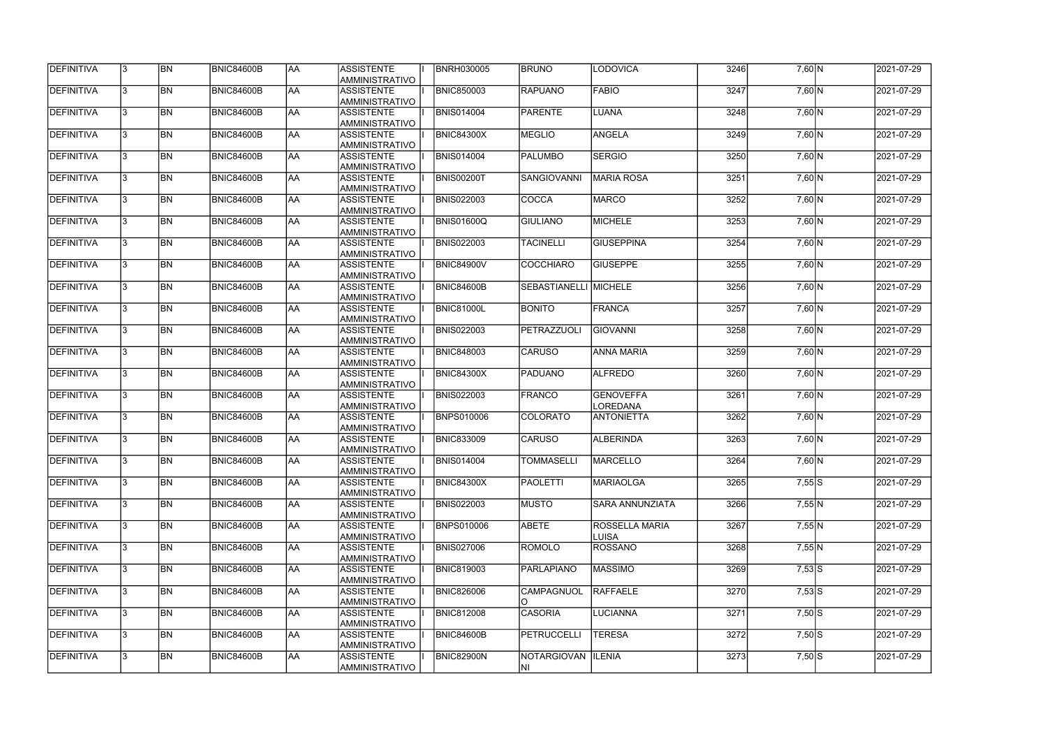| | | | | | | | | | | | | | |
|---|---|---|---|---|---|---|---|---|---|---|---|---|---|
| DEFINITIVA | 3 | BN | BNIC84600B | AA | ASSISTENTE AMMINISTRATIVO | I | BNRH030005 | BRUNO | LODOVICA | 3246 | 7,60 | N | 2021-07-29 |
| DEFINITIVA | 3 | BN | BNIC84600B | AA | ASSISTENTE AMMINISTRATIVO | I | BNIC850003 | RAPUANO | FABIO | 3247 | 7,60 | N | 2021-07-29 |
| DEFINITIVA | 3 | BN | BNIC84600B | AA | ASSISTENTE AMMINISTRATIVO | I | BNIS014004 | PARENTE | LUANA | 3248 | 7,60 | N | 2021-07-29 |
| DEFINITIVA | 3 | BN | BNIC84600B | AA | ASSISTENTE AMMINISTRATIVO | I | BNIC84300X | MEGLIO | ANGELA | 3249 | 7,60 | N | 2021-07-29 |
| DEFINITIVA | 3 | BN | BNIC84600B | AA | ASSISTENTE AMMINISTRATIVO | I | BNIS014004 | PALUMBO | SERGIO | 3250 | 7,60 | N | 2021-07-29 |
| DEFINITIVA | 3 | BN | BNIC84600B | AA | ASSISTENTE AMMINISTRATIVO | I | BNIS00200T | SANGIOVANNI | MARIA ROSA | 3251 | 7,60 | N | 2021-07-29 |
| DEFINITIVA | 3 | BN | BNIC84600B | AA | ASSISTENTE AMMINISTRATIVO | I | BNIS022003 | COCCA | MARCO | 3252 | 7,60 | N | 2021-07-29 |
| DEFINITIVA | 3 | BN | BNIC84600B | AA | ASSISTENTE AMMINISTRATIVO | I | BNIS01600Q | GIULIANO | MICHELE | 3253 | 7,60 | N | 2021-07-29 |
| DEFINITIVA | 3 | BN | BNIC84600B | AA | ASSISTENTE AMMINISTRATIVO | I | BNIS022003 | TACINELLI | GIUSEPPINA | 3254 | 7,60 | N | 2021-07-29 |
| DEFINITIVA | 3 | BN | BNIC84600B | AA | ASSISTENTE AMMINISTRATIVO | I | BNIC84900V | COCCHIARO | GIUSEPPE | 3255 | 7,60 | N | 2021-07-29 |
| DEFINITIVA | 3 | BN | BNIC84600B | AA | ASSISTENTE AMMINISTRATIVO | I | BNIC84600B | SEBASTIANELLI | MICHELE | 3256 | 7,60 | N | 2021-07-29 |
| DEFINITIVA | 3 | BN | BNIC84600B | AA | ASSISTENTE AMMINISTRATIVO | I | BNIC81000L | BONITO | FRANCA | 3257 | 7,60 | N | 2021-07-29 |
| DEFINITIVA | 3 | BN | BNIC84600B | AA | ASSISTENTE AMMINISTRATIVO | I | BNIS022003 | PETRAZZUOLI | GIOVANNI | 3258 | 7,60 | N | 2021-07-29 |
| DEFINITIVA | 3 | BN | BNIC84600B | AA | ASSISTENTE AMMINISTRATIVO | I | BNIC848003 | CARUSO | ANNA MARIA | 3259 | 7,60 | N | 2021-07-29 |
| DEFINITIVA | 3 | BN | BNIC84600B | AA | ASSISTENTE AMMINISTRATIVO | I | BNIC84300X | PADUANO | ALFREDO | 3260 | 7,60 | N | 2021-07-29 |
| DEFINITIVA | 3 | BN | BNIC84600B | AA | ASSISTENTE AMMINISTRATIVO | I | BNIS022003 | FRANCO | GENOVEFFA LOREDANA | 3261 | 7,60 | N | 2021-07-29 |
| DEFINITIVA | 3 | BN | BNIC84600B | AA | ASSISTENTE AMMINISTRATIVO | I | BNPS010006 | COLORATO | ANTONIETTA | 3262 | 7,60 | N | 2021-07-29 |
| DEFINITIVA | 3 | BN | BNIC84600B | AA | ASSISTENTE AMMINISTRATIVO | I | BNIC833009 | CARUSO | ALBERINDA | 3263 | 7,60 | N | 2021-07-29 |
| DEFINITIVA | 3 | BN | BNIC84600B | AA | ASSISTENTE AMMINISTRATIVO | I | BNIS014004 | TOMMASELLI | MARCELLO | 3264 | 7,60 | N | 2021-07-29 |
| DEFINITIVA | 3 | BN | BNIC84600B | AA | ASSISTENTE AMMINISTRATIVO | I | BNIC84300X | PAOLETTI | MARIAOLGA | 3265 | 7,55 | S | 2021-07-29 |
| DEFINITIVA | 3 | BN | BNIC84600B | AA | ASSISTENTE AMMINISTRATIVO | I | BNIS022003 | MUSTO | SARA ANNUNZIATA | 3266 | 7,55 | N | 2021-07-29 |
| DEFINITIVA | 3 | BN | BNIC84600B | AA | ASSISTENTE AMMINISTRATIVO | I | BNPS010006 | ABETE | ROSSELLA MARIA LUISA | 3267 | 7,55 | N | 2021-07-29 |
| DEFINITIVA | 3 | BN | BNIC84600B | AA | ASSISTENTE AMMINISTRATIVO | I | BNIS027006 | ROMOLO | ROSSANO | 3268 | 7,55 | N | 2021-07-29 |
| DEFINITIVA | 3 | BN | BNIC84600B | AA | ASSISTENTE AMMINISTRATIVO | I | BNIC819003 | PARLAPIANO | MASSIMO | 3269 | 7,53 | S | 2021-07-29 |
| DEFINITIVA | 3 | BN | BNIC84600B | AA | ASSISTENTE AMMINISTRATIVO | I | BNIC826006 | CAMPAGNUOLO | RAFFAELE | 3270 | 7,53 | S | 2021-07-29 |
| DEFINITIVA | 3 | BN | BNIC84600B | AA | ASSISTENTE AMMINISTRATIVO | I | BNIC812008 | CASORIA | LUCIANNA | 3271 | 7,50 | S | 2021-07-29 |
| DEFINITIVA | 3 | BN | BNIC84600B | AA | ASSISTENTE AMMINISTRATIVO | I | BNIC84600B | PETRUCCELLI | TERESA | 3272 | 7,50 | S | 2021-07-29 |
| DEFINITIVA | 3 | BN | BNIC84600B | AA | ASSISTENTE AMMINISTRATIVO | I | BNIC82900N | NOTARGIOVANNI | ILENIA | 3273 | 7,50 | S | 2021-07-29 |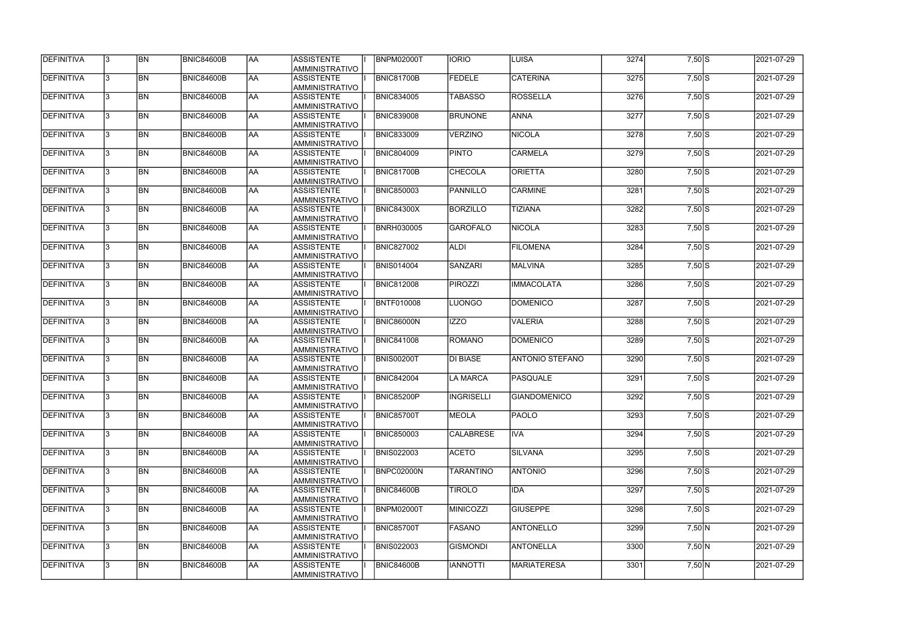| | | | | | | | | | | | | | |
|---|---|---|---|---|---|---|---|---|---|---|---|---|---|
| DEFINITIVA | 3 | BN | BNIC84600B | AA | ASSISTENTE AMMINISTRATIVO | I | BNPM02000T | IORIO | LUISA | 3274 | 7,50 | S | 2021-07-29 |
| DEFINITIVA | 3 | BN | BNIC84600B | AA | ASSISTENTE AMMINISTRATIVO | I | BNIC81700B | FEDELE | CATERINA | 3275 | 7,50 | S | 2021-07-29 |
| DEFINITIVA | 3 | BN | BNIC84600B | AA | ASSISTENTE AMMINISTRATIVO | I | BNIC834005 | TABASSO | ROSSELLA | 3276 | 7,50 | S | 2021-07-29 |
| DEFINITIVA | 3 | BN | BNIC84600B | AA | ASSISTENTE AMMINISTRATIVO | I | BNIC839008 | BRUNONE | ANNA | 3277 | 7,50 | S | 2021-07-29 |
| DEFINITIVA | 3 | BN | BNIC84600B | AA | ASSISTENTE AMMINISTRATIVO | I | BNIC833009 | VERZINO | NICOLA | 3278 | 7,50 | S | 2021-07-29 |
| DEFINITIVA | 3 | BN | BNIC84600B | AA | ASSISTENTE AMMINISTRATIVO | I | BNIC804009 | PINTO | CARMELA | 3279 | 7,50 | S | 2021-07-29 |
| DEFINITIVA | 3 | BN | BNIC84600B | AA | ASSISTENTE AMMINISTRATIVO | I | BNIC81700B | CHECOLA | ORIETTA | 3280 | 7,50 | S | 2021-07-29 |
| DEFINITIVA | 3 | BN | BNIC84600B | AA | ASSISTENTE AMMINISTRATIVO | I | BNIC850003 | PANNILLO | CARMINE | 3281 | 7,50 | S | 2021-07-29 |
| DEFINITIVA | 3 | BN | BNIC84600B | AA | ASSISTENTE AMMINISTRATIVO | I | BNIC84300X | BORZILLO | TIZIANA | 3282 | 7,50 | S | 2021-07-29 |
| DEFINITIVA | 3 | BN | BNIC84600B | AA | ASSISTENTE AMMINISTRATIVO | I | BNRH030005 | GAROFALO | NICOLA | 3283 | 7,50 | S | 2021-07-29 |
| DEFINITIVA | 3 | BN | BNIC84600B | AA | ASSISTENTE AMMINISTRATIVO | I | BNIC827002 | ALDI | FILOMENA | 3284 | 7,50 | S | 2021-07-29 |
| DEFINITIVA | 3 | BN | BNIC84600B | AA | ASSISTENTE AMMINISTRATIVO | I | BNIS014004 | SANZARI | MALVINA | 3285 | 7,50 | S | 2021-07-29 |
| DEFINITIVA | 3 | BN | BNIC84600B | AA | ASSISTENTE AMMINISTRATIVO | I | BNIC812008 | PIROZZI | IMMACOLATA | 3286 | 7,50 | S | 2021-07-29 |
| DEFINITIVA | 3 | BN | BNIC84600B | AA | ASSISTENTE AMMINISTRATIVO | I | BNTF010008 | LUONGO | DOMENICO | 3287 | 7,50 | S | 2021-07-29 |
| DEFINITIVA | 3 | BN | BNIC84600B | AA | ASSISTENTE AMMINISTRATIVO | I | BNIC86000N | IZZO | VALERIA | 3288 | 7,50 | S | 2021-07-29 |
| DEFINITIVA | 3 | BN | BNIC84600B | AA | ASSISTENTE AMMINISTRATIVO | I | BNIC841008 | ROMANO | DOMENICO | 3289 | 7,50 | S | 2021-07-29 |
| DEFINITIVA | 3 | BN | BNIC84600B | AA | ASSISTENTE AMMINISTRATIVO | I | BNIS00200T | DI BIASE | ANTONIO STEFANO | 3290 | 7,50 | S | 2021-07-29 |
| DEFINITIVA | 3 | BN | BNIC84600B | AA | ASSISTENTE AMMINISTRATIVO | I | BNIC842004 | LA MARCA | PASQUALE | 3291 | 7,50 | S | 2021-07-29 |
| DEFINITIVA | 3 | BN | BNIC84600B | AA | ASSISTENTE AMMINISTRATIVO | I | BNIC85200P | INGRISELLI | GIANDOMENICO | 3292 | 7,50 | S | 2021-07-29 |
| DEFINITIVA | 3 | BN | BNIC84600B | AA | ASSISTENTE AMMINISTRATIVO | I | BNIC85700T | MEOLA | PAOLO | 3293 | 7,50 | S | 2021-07-29 |
| DEFINITIVA | 3 | BN | BNIC84600B | AA | ASSISTENTE AMMINISTRATIVO | I | BNIC850003 | CALABRESE | IVA | 3294 | 7,50 | S | 2021-07-29 |
| DEFINITIVA | 3 | BN | BNIC84600B | AA | ASSISTENTE AMMINISTRATIVO | I | BNIS022003 | ACETO | SILVANA | 3295 | 7,50 | S | 2021-07-29 |
| DEFINITIVA | 3 | BN | BNIC84600B | AA | ASSISTENTE AMMINISTRATIVO | I | BNPC02000N | TARANTINO | ANTONIO | 3296 | 7,50 | S | 2021-07-29 |
| DEFINITIVA | 3 | BN | BNIC84600B | AA | ASSISTENTE AMMINISTRATIVO | I | BNIC84600B | TIROLO | IDA | 3297 | 7,50 | S | 2021-07-29 |
| DEFINITIVA | 3 | BN | BNIC84600B | AA | ASSISTENTE AMMINISTRATIVO | I | BNPM02000T | MINICOZZI | GIUSEPPE | 3298 | 7,50 | S | 2021-07-29 |
| DEFINITIVA | 3 | BN | BNIC84600B | AA | ASSISTENTE AMMINISTRATIVO | I | BNIC85700T | FASANO | ANTONELLO | 3299 | 7,50 | N | 2021-07-29 |
| DEFINITIVA | 3 | BN | BNIC84600B | AA | ASSISTENTE AMMINISTRATIVO | I | BNIS022003 | GISMONDI | ANTONELLA | 3300 | 7,50 | N | 2021-07-29 |
| DEFINITIVA | 3 | BN | BNIC84600B | AA | ASSISTENTE AMMINISTRATIVO | I | BNIC84600B | IANNOTTI | MARIATERESA | 3301 | 7,50 | N | 2021-07-29 |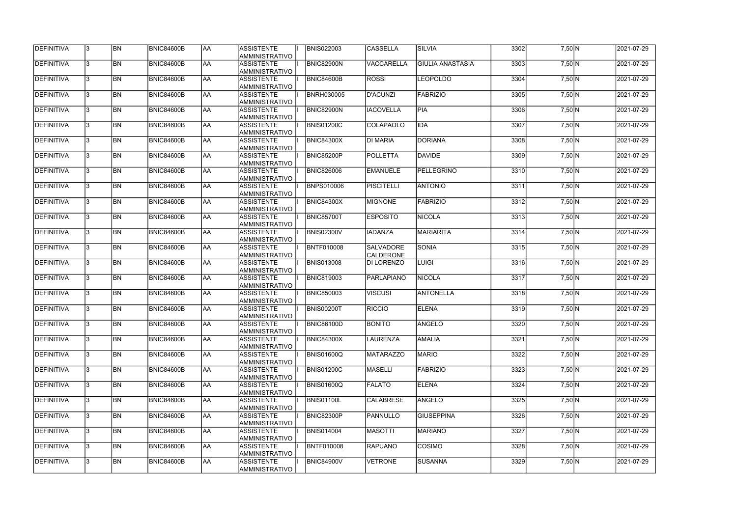| | | | | | | | | | | | | | | |
|---|---|---|---|---|---|---|---|---|---|---|---|---|---|---|
| DEFINITIVA | 3 | BN | BNIC84600B | AA | ASSISTENTE AMMINISTRATIVO | I | BNIS022003 | CASSELLA | SILVIA | 3302 | 7,50 | N | | 2021-07-29 |
| DEFINITIVA | 3 | BN | BNIC84600B | AA | ASSISTENTE AMMINISTRATIVO | I | BNIC82900N | VACCARELLA | GIULIA ANASTASIA | 3303 | 7,50 | N | | 2021-07-29 |
| DEFINITIVA | 3 | BN | BNIC84600B | AA | ASSISTENTE AMMINISTRATIVO | I | BNIC84600B | ROSSI | LEOPOLDO | 3304 | 7,50 | N | | 2021-07-29 |
| DEFINITIVA | 3 | BN | BNIC84600B | AA | ASSISTENTE AMMINISTRATIVO | I | BNRH030005 | D'ACUNZI | FABRIZIO | 3305 | 7,50 | N | | 2021-07-29 |
| DEFINITIVA | 3 | BN | BNIC84600B | AA | ASSISTENTE AMMINISTRATIVO | I | BNIC82900N | IACOVELLA | PIA | 3306 | 7,50 | N | | 2021-07-29 |
| DEFINITIVA | 3 | BN | BNIC84600B | AA | ASSISTENTE AMMINISTRATIVO | I | BNIS01200C | COLAPAOLO | IDA | 3307 | 7,50 | N | | 2021-07-29 |
| DEFINITIVA | 3 | BN | BNIC84600B | AA | ASSISTENTE AMMINISTRATIVO | I | BNIC84300X | DI MARIA | DORIANA | 3308 | 7,50 | N | | 2021-07-29 |
| DEFINITIVA | 3 | BN | BNIC84600B | AA | ASSISTENTE AMMINISTRATIVO | I | BNIC85200P | POLLETTA | DAVIDE | 3309 | 7,50 | N | | 2021-07-29 |
| DEFINITIVA | 3 | BN | BNIC84600B | AA | ASSISTENTE AMMINISTRATIVO | I | BNIC826006 | EMANUELE | PELLEGRINO | 3310 | 7,50 | N | | 2021-07-29 |
| DEFINITIVA | 3 | BN | BNIC84600B | AA | ASSISTENTE AMMINISTRATIVO | I | BNPS010006 | PISCITELLI | ANTONIO | 3311 | 7,50 | N | | 2021-07-29 |
| DEFINITIVA | 3 | BN | BNIC84600B | AA | ASSISTENTE AMMINISTRATIVO | I | BNIC84300X | MIGNONE | FABRIZIO | 3312 | 7,50 | N | | 2021-07-29 |
| DEFINITIVA | 3 | BN | BNIC84600B | AA | ASSISTENTE AMMINISTRATIVO | I | BNIC85700T | ESPOSITO | NICOLA | 3313 | 7,50 | N | | 2021-07-29 |
| DEFINITIVA | 3 | BN | BNIC84600B | AA | ASSISTENTE AMMINISTRATIVO | I | BNIS02300V | IADANZA | MARIARITA | 3314 | 7,50 | N | | 2021-07-29 |
| DEFINITIVA | 3 | BN | BNIC84600B | AA | ASSISTENTE AMMINISTRATIVO | I | BNTF010008 | SALVADORE CALDERONE | SONIA | 3315 | 7,50 | N | | 2021-07-29 |
| DEFINITIVA | 3 | BN | BNIC84600B | AA | ASSISTENTE AMMINISTRATIVO | I | BNIS013008 | DI LORENZO | LUIGI | 3316 | 7,50 | N | | 2021-07-29 |
| DEFINITIVA | 3 | BN | BNIC84600B | AA | ASSISTENTE AMMINISTRATIVO | I | BNIC819003 | PARLAPIANO | NICOLA | 3317 | 7,50 | N | | 2021-07-29 |
| DEFINITIVA | 3 | BN | BNIC84600B | AA | ASSISTENTE AMMINISTRATIVO | I | BNIC850003 | VISCUSI | ANTONELLA | 3318 | 7,50 | N | | 2021-07-29 |
| DEFINITIVA | 3 | BN | BNIC84600B | AA | ASSISTENTE AMMINISTRATIVO | I | BNIS00200T | RICCIO | ELENA | 3319 | 7,50 | N | | 2021-07-29 |
| DEFINITIVA | 3 | BN | BNIC84600B | AA | ASSISTENTE AMMINISTRATIVO | I | BNIC86100D | BONITO | ANGELO | 3320 | 7,50 | N | | 2021-07-29 |
| DEFINITIVA | 3 | BN | BNIC84600B | AA | ASSISTENTE AMMINISTRATIVO | I | BNIC84300X | LAURENZA | AMALIA | 3321 | 7,50 | N | | 2021-07-29 |
| DEFINITIVA | 3 | BN | BNIC84600B | AA | ASSISTENTE AMMINISTRATIVO | I | BNIS01600Q | MATARAZZO | MARIO | 3322 | 7,50 | N | | 2021-07-29 |
| DEFINITIVA | 3 | BN | BNIC84600B | AA | ASSISTENTE AMMINISTRATIVO | I | BNIS01200C | MASELLI | FABRIZIO | 3323 | 7,50 | N | | 2021-07-29 |
| DEFINITIVA | 3 | BN | BNIC84600B | AA | ASSISTENTE AMMINISTRATIVO | I | BNIS01600Q | FALATO | ELENA | 3324 | 7,50 | N | | 2021-07-29 |
| DEFINITIVA | 3 | BN | BNIC84600B | AA | ASSISTENTE AMMINISTRATIVO | I | BNIS01100L | CALABRESE | ANGELO | 3325 | 7,50 | N | | 2021-07-29 |
| DEFINITIVA | 3 | BN | BNIC84600B | AA | ASSISTENTE AMMINISTRATIVO | I | BNIC82300P | PANNULLO | GIUSEPPINA | 3326 | 7,50 | N | | 2021-07-29 |
| DEFINITIVA | 3 | BN | BNIC84600B | AA | ASSISTENTE AMMINISTRATIVO | I | BNIS014004 | MASOTTI | MARIANO | 3327 | 7,50 | N | | 2021-07-29 |
| DEFINITIVA | 3 | BN | BNIC84600B | AA | ASSISTENTE AMMINISTRATIVO | I | BNTF010008 | RAPUANO | COSIMO | 3328 | 7,50 | N | | 2021-07-29 |
| DEFINITIVA | 3 | BN | BNIC84600B | AA | ASSISTENTE AMMINISTRATIVO | I | BNIC84900V | VETRONE | SUSANNA | 3329 | 7,50 | N | | 2021-07-29 |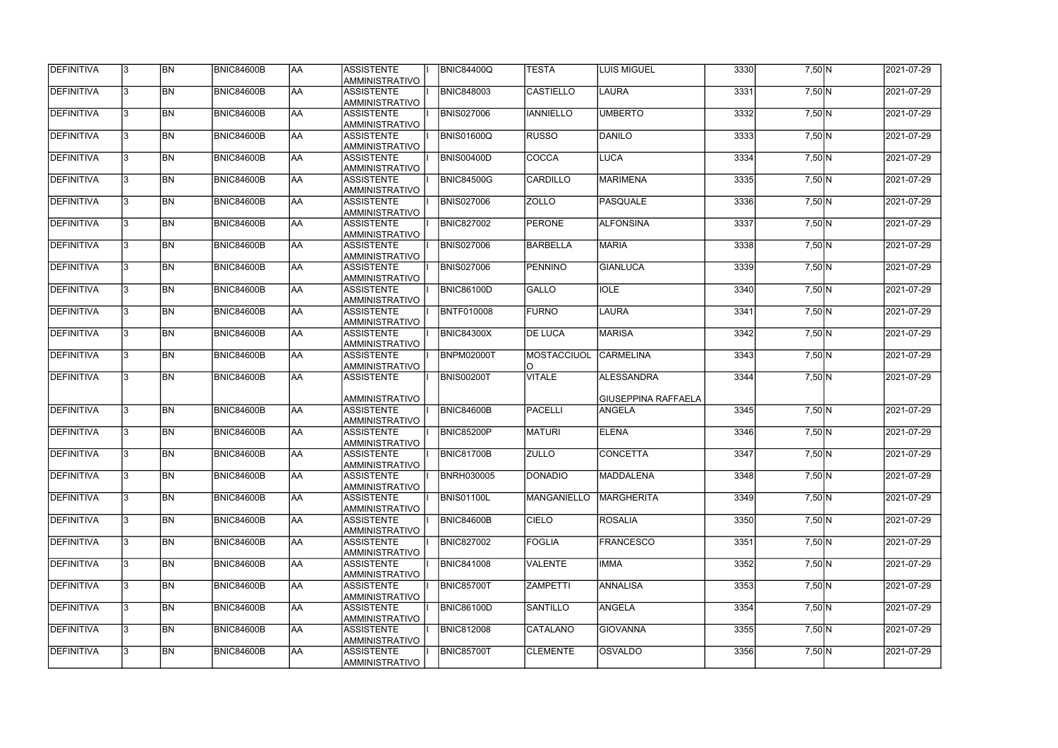| | | | | | | | | | | | | | | |
|---|---|---|---|---|---|---|---|---|---|---|---|---|---|---|
| DEFINITIVA | 3 | BN | BNIC84600B | AA | ASSISTENTE AMMINISTRATIVO | I | BNIC84400Q | TESTA | LUIS MIGUEL | 3330 | 7,50 | N | | 2021-07-29 |
| DEFINITIVA | 3 | BN | BNIC84600B | AA | ASSISTENTE AMMINISTRATIVO | I | BNIC848003 | CASTIELLO | LAURA | 3331 | 7,50 | N | | 2021-07-29 |
| DEFINITIVA | 3 | BN | BNIC84600B | AA | ASSISTENTE AMMINISTRATIVO | I | BNIS027006 | IANNIELLO | UMBERTO | 3332 | 7,50 | N | | 2021-07-29 |
| DEFINITIVA | 3 | BN | BNIC84600B | AA | ASSISTENTE AMMINISTRATIVO | I | BNIS01600Q | RUSSO | DANILO | 3333 | 7,50 | N | | 2021-07-29 |
| DEFINITIVA | 3 | BN | BNIC84600B | AA | ASSISTENTE AMMINISTRATIVO | I | BNIS00400D | COCCA | LUCA | 3334 | 7,50 | N | | 2021-07-29 |
| DEFINITIVA | 3 | BN | BNIC84600B | AA | ASSISTENTE AMMINISTRATIVO | I | BNIC84500G | CARDILLO | MARIMENA | 3335 | 7,50 | N | | 2021-07-29 |
| DEFINITIVA | 3 | BN | BNIC84600B | AA | ASSISTENTE AMMINISTRATIVO | I | BNIS027006 | ZOLLO | PASQUALE | 3336 | 7,50 | N | | 2021-07-29 |
| DEFINITIVA | 3 | BN | BNIC84600B | AA | ASSISTENTE AMMINISTRATIVO | I | BNIC827002 | PERONE | ALFONSINA | 3337 | 7,50 | N | | 2021-07-29 |
| DEFINITIVA | 3 | BN | BNIC84600B | AA | ASSISTENTE AMMINISTRATIVO | I | BNIS027006 | BARBELLA | MARIA | 3338 | 7,50 | N | | 2021-07-29 |
| DEFINITIVA | 3 | BN | BNIC84600B | AA | ASSISTENTE AMMINISTRATIVO | I | BNIS027006 | PENNINO | GIANLUCA | 3339 | 7,50 | N | | 2021-07-29 |
| DEFINITIVA | 3 | BN | BNIC84600B | AA | ASSISTENTE AMMINISTRATIVO | I | BNIC86100D | GALLO | IOLE | 3340 | 7,50 | N | | 2021-07-29 |
| DEFINITIVA | 3 | BN | BNIC84600B | AA | ASSISTENTE AMMINISTRATIVO | I | BNTF010008 | FURNO | LAURA | 3341 | 7,50 | N | | 2021-07-29 |
| DEFINITIVA | 3 | BN | BNIC84600B | AA | ASSISTENTE AMMINISTRATIVO | I | BNIC84300X | DE LUCA | MARISA | 3342 | 7,50 | N | | 2021-07-29 |
| DEFINITIVA | 3 | BN | BNIC84600B | AA | ASSISTENTE AMMINISTRATIVO | I | BNPM02000T | MOSTACCIUOLO | CARMELINA | 3343 | 7,50 | N | | 2021-07-29 |
| DEFINITIVA | 3 | BN | BNIC84600B | AA | ASSISTENTE AMMINISTRATIVO | I | BNIS00200T | VITALE | ALESSANDRA GIUSEPPINA RAFFAELA | 3344 | 7,50 | N | | 2021-07-29 |
| DEFINITIVA | 3 | BN | BNIC84600B | AA | ASSISTENTE AMMINISTRATIVO | I | BNIC84600B | PACELLI | ANGELA | 3345 | 7,50 | N | | 2021-07-29 |
| DEFINITIVA | 3 | BN | BNIC84600B | AA | ASSISTENTE AMMINISTRATIVO | I | BNIC85200P | MATURI | ELENA | 3346 | 7,50 | N | | 2021-07-29 |
| DEFINITIVA | 3 | BN | BNIC84600B | AA | ASSISTENTE AMMINISTRATIVO | I | BNIC81700B | ZULLO | CONCETTA | 3347 | 7,50 | N | | 2021-07-29 |
| DEFINITIVA | 3 | BN | BNIC84600B | AA | ASSISTENTE AMMINISTRATIVO | I | BNRH030005 | DONADIO | MADDALENA | 3348 | 7,50 | N | | 2021-07-29 |
| DEFINITIVA | 3 | BN | BNIC84600B | AA | ASSISTENTE AMMINISTRATIVO | I | BNIS01100L | MANGANIELLO | MARGHERITA | 3349 | 7,50 | N | | 2021-07-29 |
| DEFINITIVA | 3 | BN | BNIC84600B | AA | ASSISTENTE AMMINISTRATIVO | I | BNIC84600B | CIELO | ROSALIA | 3350 | 7,50 | N | | 2021-07-29 |
| DEFINITIVA | 3 | BN | BNIC84600B | AA | ASSISTENTE AMMINISTRATIVO | I | BNIC827002 | FOGLIA | FRANCESCO | 3351 | 7,50 | N | | 2021-07-29 |
| DEFINITIVA | 3 | BN | BNIC84600B | AA | ASSISTENTE AMMINISTRATIVO | I | BNIC841008 | VALENTE | IMMA | 3352 | 7,50 | N | | 2021-07-29 |
| DEFINITIVA | 3 | BN | BNIC84600B | AA | ASSISTENTE AMMINISTRATIVO | I | BNIC85700T | ZAMPETTI | ANNALISA | 3353 | 7,50 | N | | 2021-07-29 |
| DEFINITIVA | 3 | BN | BNIC84600B | AA | ASSISTENTE AMMINISTRATIVO | I | BNIC86100D | SANTILLO | ANGELA | 3354 | 7,50 | N | | 2021-07-29 |
| DEFINITIVA | 3 | BN | BNIC84600B | AA | ASSISTENTE AMMINISTRATIVO | I | BNIC812008 | CATALANO | GIOVANNA | 3355 | 7,50 | N | | 2021-07-29 |
| DEFINITIVA | 3 | BN | BNIC84600B | AA | ASSISTENTE AMMINISTRATIVO | I | BNIC85700T | CLEMENTE | OSVALDO | 3356 | 7,50 | N | | 2021-07-29 |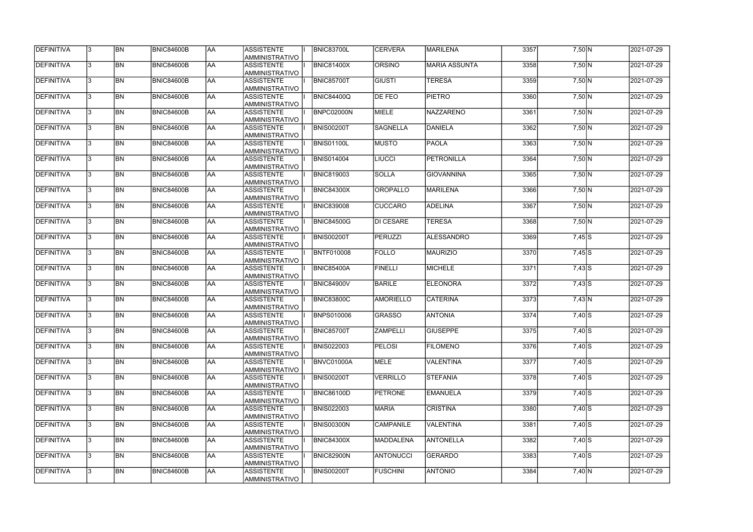| | | | | | | | | | | | | | |
|---|---|---|---|---|---|---|---|---|---|---|---|---|---|
| DEFINITIVA | 3 | BN | BNIC84600B | AA | ASSISTENTE AMMINISTRATIVO | I | BNIC83700L | CERVERA | MARILENA | 3357 | 7,50 | N | 2021-07-29 |
| DEFINITIVA | 3 | BN | BNIC84600B | AA | ASSISTENTE AMMINISTRATIVO | I | BNIC81400X | ORSINO | MARIA ASSUNTA | 3358 | 7,50 | N | 2021-07-29 |
| DEFINITIVA | 3 | BN | BNIC84600B | AA | ASSISTENTE AMMINISTRATIVO | I | BNIC85700T | GIUSTI | TERESA | 3359 | 7,50 | N | 2021-07-29 |
| DEFINITIVA | 3 | BN | BNIC84600B | AA | ASSISTENTE AMMINISTRATIVO | I | BNIC84400Q | DE FEO | PIETRO | 3360 | 7,50 | N | 2021-07-29 |
| DEFINITIVA | 3 | BN | BNIC84600B | AA | ASSISTENTE AMMINISTRATIVO | I | BNPC02000N | MIELE | NAZZARENO | 3361 | 7,50 | N | 2021-07-29 |
| DEFINITIVA | 3 | BN | BNIC84600B | AA | ASSISTENTE AMMINISTRATIVO | I | BNIS00200T | SAGNELLA | DANIELA | 3362 | 7,50 | N | 2021-07-29 |
| DEFINITIVA | 3 | BN | BNIC84600B | AA | ASSISTENTE AMMINISTRATIVO | I | BNIS01100L | MUSTO | PAOLA | 3363 | 7,50 | N | 2021-07-29 |
| DEFINITIVA | 3 | BN | BNIC84600B | AA | ASSISTENTE AMMINISTRATIVO | I | BNIS014004 | LIUCCI | PETRONILLA | 3364 | 7,50 | N | 2021-07-29 |
| DEFINITIVA | 3 | BN | BNIC84600B | AA | ASSISTENTE AMMINISTRATIVO | I | BNIC819003 | SOLLA | GIOVANNINA | 3365 | 7,50 | N | 2021-07-29 |
| DEFINITIVA | 3 | BN | BNIC84600B | AA | ASSISTENTE AMMINISTRATIVO | I | BNIC84300X | OROPALLO | MARILENA | 3366 | 7,50 | N | 2021-07-29 |
| DEFINITIVA | 3 | BN | BNIC84600B | AA | ASSISTENTE AMMINISTRATIVO | I | BNIC839008 | CUCCARO | ADELINA | 3367 | 7,50 | N | 2021-07-29 |
| DEFINITIVA | 3 | BN | BNIC84600B | AA | ASSISTENTE AMMINISTRATIVO | I | BNIC84500G | DI CESARE | TERESA | 3368 | 7,50 | N | 2021-07-29 |
| DEFINITIVA | 3 | BN | BNIC84600B | AA | ASSISTENTE AMMINISTRATIVO | I | BNIS00200T | PERUZZI | ALESSANDRO | 3369 | 7,45 | S | 2021-07-29 |
| DEFINITIVA | 3 | BN | BNIC84600B | AA | ASSISTENTE AMMINISTRATIVO | I | BNTF010008 | FOLLO | MAURIZIO | 3370 | 7,45 | S | 2021-07-29 |
| DEFINITIVA | 3 | BN | BNIC84600B | AA | ASSISTENTE AMMINISTRATIVO | I | BNIC85400A | FINELLI | MICHELE | 3371 | 7,43 | S | 2021-07-29 |
| DEFINITIVA | 3 | BN | BNIC84600B | AA | ASSISTENTE AMMINISTRATIVO | I | BNIC84900V | BARILE | ELEONORA | 3372 | 7,43 | S | 2021-07-29 |
| DEFINITIVA | 3 | BN | BNIC84600B | AA | ASSISTENTE AMMINISTRATIVO | I | BNIC83800C | AMORIELLO | CATERINA | 3373 | 7,43 | N | 2021-07-29 |
| DEFINITIVA | 3 | BN | BNIC84600B | AA | ASSISTENTE AMMINISTRATIVO | I | BNPS010006 | GRASSO | ANTONIA | 3374 | 7,40 | S | 2021-07-29 |
| DEFINITIVA | 3 | BN | BNIC84600B | AA | ASSISTENTE AMMINISTRATIVO | I | BNIC85700T | ZAMPELLI | GIUSEPPE | 3375 | 7,40 | S | 2021-07-29 |
| DEFINITIVA | 3 | BN | BNIC84600B | AA | ASSISTENTE AMMINISTRATIVO | I | BNIS022003 | PELOSI | FILOMENO | 3376 | 7,40 | S | 2021-07-29 |
| DEFINITIVA | 3 | BN | BNIC84600B | AA | ASSISTENTE AMMINISTRATIVO | I | BNVC01000A | MELE | VALENTINA | 3377 | 7,40 | S | 2021-07-29 |
| DEFINITIVA | 3 | BN | BNIC84600B | AA | ASSISTENTE AMMINISTRATIVO | I | BNIS00200T | VERRILLO | STEFANIA | 3378 | 7,40 | S | 2021-07-29 |
| DEFINITIVA | 3 | BN | BNIC84600B | AA | ASSISTENTE AMMINISTRATIVO | I | BNIC86100D | PETRONE | EMANUELA | 3379 | 7,40 | S | 2021-07-29 |
| DEFINITIVA | 3 | BN | BNIC84600B | AA | ASSISTENTE AMMINISTRATIVO | I | BNIS022003 | MARIA | CRISTINA | 3380 | 7,40 | S | 2021-07-29 |
| DEFINITIVA | 3 | BN | BNIC84600B | AA | ASSISTENTE AMMINISTRATIVO | I | BNIS00300N | CAMPANILE | VALENTINA | 3381 | 7,40 | S | 2021-07-29 |
| DEFINITIVA | 3 | BN | BNIC84600B | AA | ASSISTENTE AMMINISTRATIVO | I | BNIC84300X | MADDALENA | ANTONELLA | 3382 | 7,40 | S | 2021-07-29 |
| DEFINITIVA | 3 | BN | BNIC84600B | AA | ASSISTENTE AMMINISTRATIVO | I | BNIC82900N | ANTONUCCI | GERARDO | 3383 | 7,40 | S | 2021-07-29 |
| DEFINITIVA | 3 | BN | BNIC84600B | AA | ASSISTENTE AMMINISTRATIVO | I | BNIS00200T | FUSCHINI | ANTONIO | 3384 | 7,40 | N | 2021-07-29 |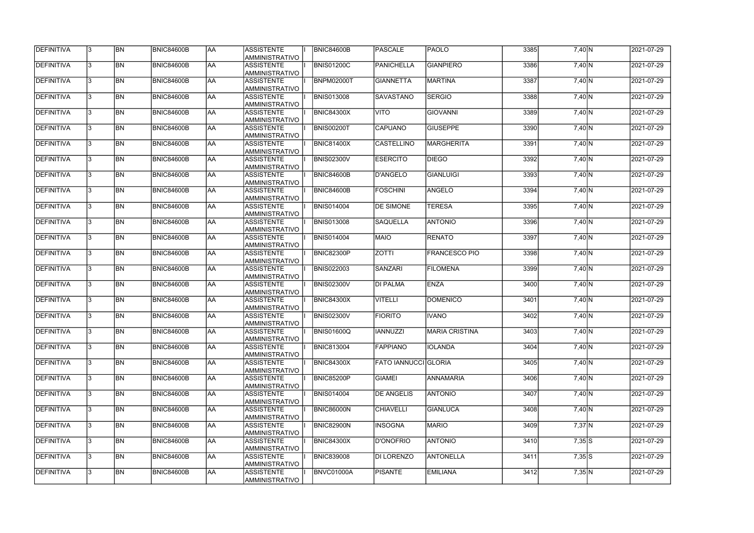| | | | | | | | | | | | | | | |
|---|---|---|---|---|---|---|---|---|---|---|---|---|---|---|
| DEFINITIVA | 3 | BN | BNIC84600B | AA | ASSISTENTE AMMINISTRATIVO | I | BNIC84600B | PASCALE | PAOLO | 3385 | 7,40 | N | | 2021-07-29 |
| DEFINITIVA | 3 | BN | BNIC84600B | AA | ASSISTENTE AMMINISTRATIVO | I | BNIS01200C | PANICHELLA | GIANPIERO | 3386 | 7,40 | N | | 2021-07-29 |
| DEFINITIVA | 3 | BN | BNIC84600B | AA | ASSISTENTE AMMINISTRATIVO | I | BNPM02000T | GIANNETTA | MARTINA | 3387 | 7,40 | N | | 2021-07-29 |
| DEFINITIVA | 3 | BN | BNIC84600B | AA | ASSISTENTE AMMINISTRATIVO | I | BNIS013008 | SAVASTANO | SERGIO | 3388 | 7,40 | N | | 2021-07-29 |
| DEFINITIVA | 3 | BN | BNIC84600B | AA | ASSISTENTE AMMINISTRATIVO | I | BNIC84300X | VITO | GIOVANNI | 3389 | 7,40 | N | | 2021-07-29 |
| DEFINITIVA | 3 | BN | BNIC84600B | AA | ASSISTENTE AMMINISTRATIVO | I | BNIS00200T | CAPUANO | GIUSEPPE | 3390 | 7,40 | N | | 2021-07-29 |
| DEFINITIVA | 3 | BN | BNIC84600B | AA | ASSISTENTE AMMINISTRATIVO | I | BNIC81400X | CASTELLINO | MARGHERITA | 3391 | 7,40 | N | | 2021-07-29 |
| DEFINITIVA | 3 | BN | BNIC84600B | AA | ASSISTENTE AMMINISTRATIVO | I | BNIS02300V | ESERCITO | DIEGO | 3392 | 7,40 | N | | 2021-07-29 |
| DEFINITIVA | 3 | BN | BNIC84600B | AA | ASSISTENTE AMMINISTRATIVO | I | BNIC84600B | D'ANGELO | GIANLUIGI | 3393 | 7,40 | N | | 2021-07-29 |
| DEFINITIVA | 3 | BN | BNIC84600B | AA | ASSISTENTE AMMINISTRATIVO | I | BNIC84600B | FOSCHINI | ANGELO | 3394 | 7,40 | N | | 2021-07-29 |
| DEFINITIVA | 3 | BN | BNIC84600B | AA | ASSISTENTE AMMINISTRATIVO | I | BNIS014004 | DE SIMONE | TERESA | 3395 | 7,40 | N | | 2021-07-29 |
| DEFINITIVA | 3 | BN | BNIC84600B | AA | ASSISTENTE AMMINISTRATIVO | I | BNIS013008 | SAQUELLA | ANTONIO | 3396 | 7,40 | N | | 2021-07-29 |
| DEFINITIVA | 3 | BN | BNIC84600B | AA | ASSISTENTE AMMINISTRATIVO | I | BNIS014004 | MAIO | RENATO | 3397 | 7,40 | N | | 2021-07-29 |
| DEFINITIVA | 3 | BN | BNIC84600B | AA | ASSISTENTE AMMINISTRATIVO | I | BNIC82300P | ZOTTI | FRANCESCO PIO | 3398 | 7,40 | N | | 2021-07-29 |
| DEFINITIVA | 3 | BN | BNIC84600B | AA | ASSISTENTE AMMINISTRATIVO | I | BNIS022003 | SANZARI | FILOMENA | 3399 | 7,40 | N | | 2021-07-29 |
| DEFINITIVA | 3 | BN | BNIC84600B | AA | ASSISTENTE AMMINISTRATIVO | I | BNIS02300V | DI PALMA | ENZA | 3400 | 7,40 | N | | 2021-07-29 |
| DEFINITIVA | 3 | BN | BNIC84600B | AA | ASSISTENTE AMMINISTRATIVO | I | BNIC84300X | VITELLI | DOMENICO | 3401 | 7,40 | N | | 2021-07-29 |
| DEFINITIVA | 3 | BN | BNIC84600B | AA | ASSISTENTE AMMINISTRATIVO | I | BNIS02300V | FIORITO | IVANO | 3402 | 7,40 | N | | 2021-07-29 |
| DEFINITIVA | 3 | BN | BNIC84600B | AA | ASSISTENTE AMMINISTRATIVO | I | BNIS01600Q | IANNUZZI | MARIA CRISTINA | 3403 | 7,40 | N | | 2021-07-29 |
| DEFINITIVA | 3 | BN | BNIC84600B | AA | ASSISTENTE AMMINISTRATIVO | I | BNIC813004 | FAPPIANO | IOLANDA | 3404 | 7,40 | N | | 2021-07-29 |
| DEFINITIVA | 3 | BN | BNIC84600B | AA | ASSISTENTE AMMINISTRATIVO | I | BNIC84300X | FATO IANNUCCI | GLORIA | 3405 | 7,40 | N | | 2021-07-29 |
| DEFINITIVA | 3 | BN | BNIC84600B | AA | ASSISTENTE AMMINISTRATIVO | I | BNIC85200P | GIAMEI | ANNAMARIA | 3406 | 7,40 | N | | 2021-07-29 |
| DEFINITIVA | 3 | BN | BNIC84600B | AA | ASSISTENTE AMMINISTRATIVO | I | BNIS014004 | DE ANGELIS | ANTONIO | 3407 | 7,40 | N | | 2021-07-29 |
| DEFINITIVA | 3 | BN | BNIC84600B | AA | ASSISTENTE AMMINISTRATIVO | I | BNIC86000N | CHIAVELLI | GIANLUCA | 3408 | 7,40 | N | | 2021-07-29 |
| DEFINITIVA | 3 | BN | BNIC84600B | AA | ASSISTENTE AMMINISTRATIVO | I | BNIC82900N | INSOGNA | MARIO | 3409 | 7,37 | N | | 2021-07-29 |
| DEFINITIVA | 3 | BN | BNIC84600B | AA | ASSISTENTE AMMINISTRATIVO | I | BNIC84300X | D'ONOFRIO | ANTONIO | 3410 | 7,35 | S | | 2021-07-29 |
| DEFINITIVA | 3 | BN | BNIC84600B | AA | ASSISTENTE AMMINISTRATIVO | I | BNIC839008 | DI LORENZO | ANTONELLA | 3411 | 7,35 | S | | 2021-07-29 |
| DEFINITIVA | 3 | BN | BNIC84600B | AA | ASSISTENTE AMMINISTRATIVO | I | BNVC01000A | PISANTE | EMILIANA | 3412 | 7,35 | N | | 2021-07-29 |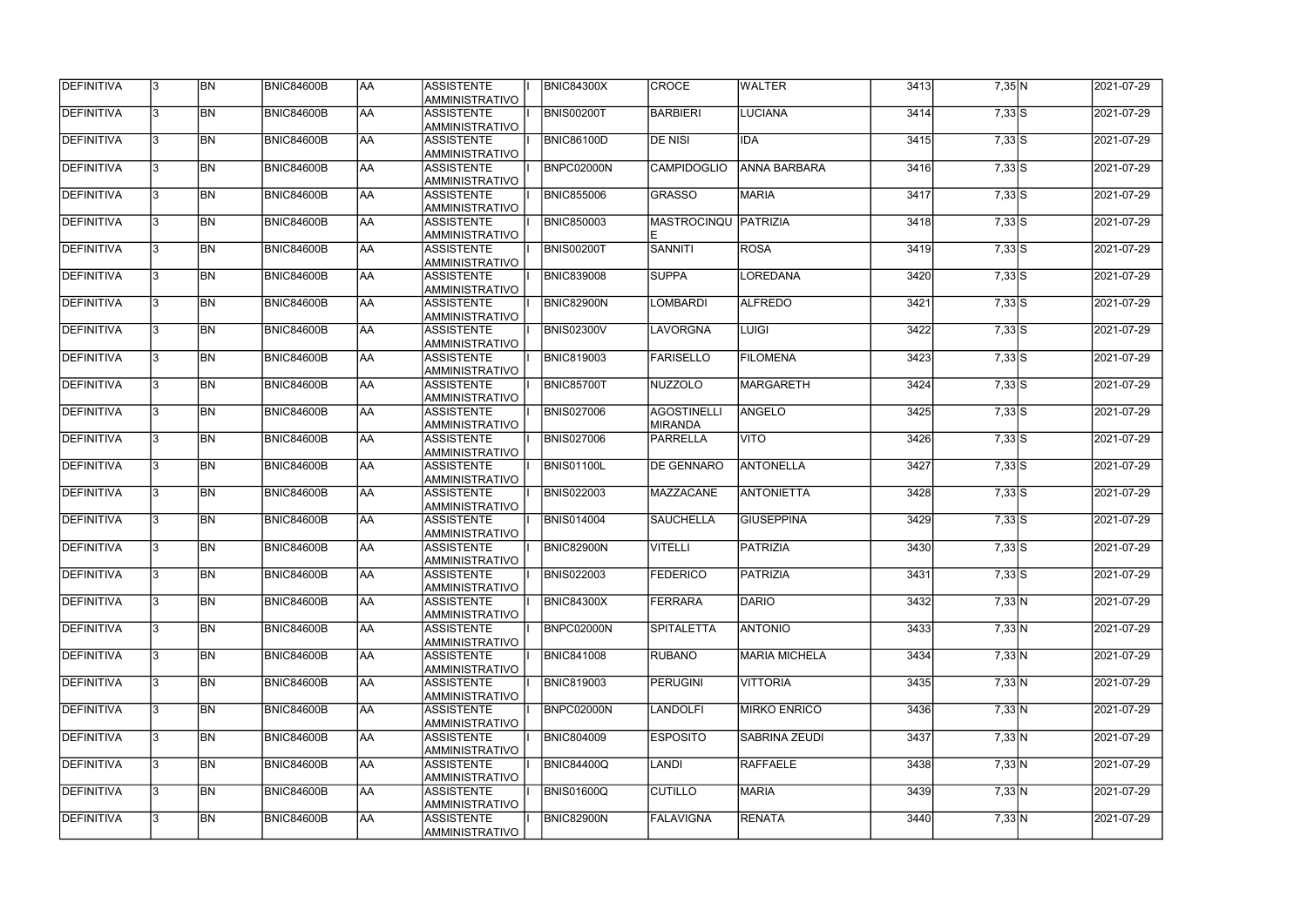| DEFINITIVA | 3 | BN | BNIC84600B | AA | ASSISTENTE AMMINISTRATIVO | I | BNIC84300X | CROCE | WALTER | 3413 | 7,35 | N | 2021-07-29 |
|---|---|---|---|---|---|---|---|---|---|---|---|---|---|
| DEFINITIVA | 3 | BN | BNIC84600B | AA | ASSISTENTE AMMINISTRATIVO | I | BNIS00200T | BARBIERI | LUCIANA | 3414 | 7,33 | S | 2021-07-29 |
| DEFINITIVA | 3 | BN | BNIC84600B | AA | ASSISTENTE AMMINISTRATIVO | I | BNIC86100D | DE NISI | IDA | 3415 | 7,33 | S | 2021-07-29 |
| DEFINITIVA | 3 | BN | BNIC84600B | AA | ASSISTENTE AMMINISTRATIVO | I | BNPC02000N | CAMPIDOGLIO | ANNA BARBARA | 3416 | 7,33 | S | 2021-07-29 |
| DEFINITIVA | 3 | BN | BNIC84600B | AA | ASSISTENTE AMMINISTRATIVO | I | BNIC855006 | GRASSO | MARIA | 3417 | 7,33 | S | 2021-07-29 |
| DEFINITIVA | 3 | BN | BNIC84600B | AA | ASSISTENTE AMMINISTRATIVO | I | BNIC850003 | MASTROCINQUE | PATRIZIA | 3418 | 7,33 | S | 2021-07-29 |
| DEFINITIVA | 3 | BN | BNIC84600B | AA | ASSISTENTE AMMINISTRATIVO | I | BNIS00200T | SANNITI | ROSA | 3419 | 7,33 | S | 2021-07-29 |
| DEFINITIVA | 3 | BN | BNIC84600B | AA | ASSISTENTE AMMINISTRATIVO | I | BNIC839008 | SUPPA | LOREDANA | 3420 | 7,33 | S | 2021-07-29 |
| DEFINITIVA | 3 | BN | BNIC84600B | AA | ASSISTENTE AMMINISTRATIVO | I | BNIC82900N | LOMBARDI | ALFREDO | 3421 | 7,33 | S | 2021-07-29 |
| DEFINITIVA | 3 | BN | BNIC84600B | AA | ASSISTENTE AMMINISTRATIVO | I | BNIS02300V | LAVORGNA | LUIGI | 3422 | 7,33 | S | 2021-07-29 |
| DEFINITIVA | 3 | BN | BNIC84600B | AA | ASSISTENTE AMMINISTRATIVO | I | BNIC819003 | FARISELLO | FILOMENA | 3423 | 7,33 | S | 2021-07-29 |
| DEFINITIVA | 3 | BN | BNIC84600B | AA | ASSISTENTE AMMINISTRATIVO | I | BNIC85700T | NUZZOLO | MARGARETH | 3424 | 7,33 | S | 2021-07-29 |
| DEFINITIVA | 3 | BN | BNIC84600B | AA | ASSISTENTE AMMINISTRATIVO | I | BNIS027006 | AGOSTINELLI MIRANDA | ANGELO | 3425 | 7,33 | S | 2021-07-29 |
| DEFINITIVA | 3 | BN | BNIC84600B | AA | ASSISTENTE AMMINISTRATIVO | I | BNIS027006 | PARRELLA | VITO | 3426 | 7,33 | S | 2021-07-29 |
| DEFINITIVA | 3 | BN | BNIC84600B | AA | ASSISTENTE AMMINISTRATIVO | I | BNIS01100L | DE GENNARO | ANTONELLA | 3427 | 7,33 | S | 2021-07-29 |
| DEFINITIVA | 3 | BN | BNIC84600B | AA | ASSISTENTE AMMINISTRATIVO | I | BNIS022003 | MAZZACANE | ANTONIETTA | 3428 | 7,33 | S | 2021-07-29 |
| DEFINITIVA | 3 | BN | BNIC84600B | AA | ASSISTENTE AMMINISTRATIVO | I | BNIS014004 | SAUCHELLA | GIUSEPPINA | 3429 | 7,33 | S | 2021-07-29 |
| DEFINITIVA | 3 | BN | BNIC84600B | AA | ASSISTENTE AMMINISTRATIVO | I | BNIC82900N | VITELLI | PATRIZIA | 3430 | 7,33 | S | 2021-07-29 |
| DEFINITIVA | 3 | BN | BNIC84600B | AA | ASSISTENTE AMMINISTRATIVO | I | BNIS022003 | FEDERICO | PATRIZIA | 3431 | 7,33 | S | 2021-07-29 |
| DEFINITIVA | 3 | BN | BNIC84600B | AA | ASSISTENTE AMMINISTRATIVO | I | BNIC84300X | FERRARA | DARIO | 3432 | 7,33 | N | 2021-07-29 |
| DEFINITIVA | 3 | BN | BNIC84600B | AA | ASSISTENTE AMMINISTRATIVO | I | BNPC02000N | SPITALETTA | ANTONIO | 3433 | 7,33 | N | 2021-07-29 |
| DEFINITIVA | 3 | BN | BNIC84600B | AA | ASSISTENTE AMMINISTRATIVO | I | BNIC841008 | RUBANO | MARIA MICHELA | 3434 | 7,33 | N | 2021-07-29 |
| DEFINITIVA | 3 | BN | BNIC84600B | AA | ASSISTENTE AMMINISTRATIVO | I | BNIC819003 | PERUGINI | VITTORIA | 3435 | 7,33 | N | 2021-07-29 |
| DEFINITIVA | 3 | BN | BNIC84600B | AA | ASSISTENTE AMMINISTRATIVO | I | BNPC02000N | LANDOLFI | MIRKO ENRICO | 3436 | 7,33 | N | 2021-07-29 |
| DEFINITIVA | 3 | BN | BNIC84600B | AA | ASSISTENTE AMMINISTRATIVO | I | BNIC804009 | ESPOSITO | SABRINA ZEUDI | 3437 | 7,33 | N | 2021-07-29 |
| DEFINITIVA | 3 | BN | BNIC84600B | AA | ASSISTENTE AMMINISTRATIVO | I | BNIC84400Q | LANDI | RAFFAELE | 3438 | 7,33 | N | 2021-07-29 |
| DEFINITIVA | 3 | BN | BNIC84600B | AA | ASSISTENTE AMMINISTRATIVO | I | BNIS01600Q | CUTILLO | MARIA | 3439 | 7,33 | N | 2021-07-29 |
| DEFINITIVA | 3 | BN | BNIC84600B | AA | ASSISTENTE AMMINISTRATIVO | I | BNIC82900N | FALAVIGNA | RENATA | 3440 | 7,33 | N | 2021-07-29 |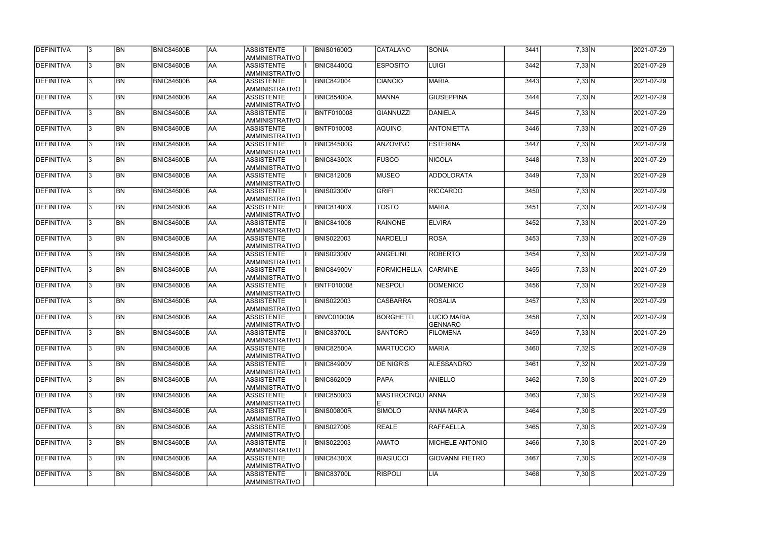| | | | | | | | | | | | | | | |
|---|---|---|---|---|---|---|---|---|---|---|---|---|---|---|
| DEFINITIVA | 3 | BN | BNIC84600B | AA | ASSISTENTE AMMINISTRATIVO | I | BNIS01600Q | CATALANO | SONIA | 3441 | 7,33 | N | | 2021-07-29 |
| DEFINITIVA | 3 | BN | BNIC84600B | AA | ASSISTENTE AMMINISTRATIVO | I | BNIC84400Q | ESPOSITO | LUIGI | 3442 | 7,33 | N | | 2021-07-29 |
| DEFINITIVA | 3 | BN | BNIC84600B | AA | ASSISTENTE AMMINISTRATIVO | I | BNIC842004 | CIANCIO | MARIA | 3443 | 7,33 | N | | 2021-07-29 |
| DEFINITIVA | 3 | BN | BNIC84600B | AA | ASSISTENTE AMMINISTRATIVO | I | BNIC85400A | MANNA | GIUSEPPINA | 3444 | 7,33 | N | | 2021-07-29 |
| DEFINITIVA | 3 | BN | BNIC84600B | AA | ASSISTENTE AMMINISTRATIVO | I | BNTF010008 | GIANNUZZI | DANIELA | 3445 | 7,33 | N | | 2021-07-29 |
| DEFINITIVA | 3 | BN | BNIC84600B | AA | ASSISTENTE AMMINISTRATIVO | I | BNTF010008 | AQUINO | ANTONIETTA | 3446 | 7,33 | N | | 2021-07-29 |
| DEFINITIVA | 3 | BN | BNIC84600B | AA | ASSISTENTE AMMINISTRATIVO | I | BNIC84500G | ANZOVINO | ESTERINA | 3447 | 7,33 | N | | 2021-07-29 |
| DEFINITIVA | 3 | BN | BNIC84600B | AA | ASSISTENTE AMMINISTRATIVO | I | BNIC84300X | FUSCO | NICOLA | 3448 | 7,33 | N | | 2021-07-29 |
| DEFINITIVA | 3 | BN | BNIC84600B | AA | ASSISTENTE AMMINISTRATIVO | I | BNIC812008 | MUSEO | ADDOLORATA | 3449 | 7,33 | N | | 2021-07-29 |
| DEFINITIVA | 3 | BN | BNIC84600B | AA | ASSISTENTE AMMINISTRATIVO | I | BNIS02300V | GRIFI | RICCARDO | 3450 | 7,33 | N | | 2021-07-29 |
| DEFINITIVA | 3 | BN | BNIC84600B | AA | ASSISTENTE AMMINISTRATIVO | I | BNIC81400X | TOSTO | MARIA | 3451 | 7,33 | N | | 2021-07-29 |
| DEFINITIVA | 3 | BN | BNIC84600B | AA | ASSISTENTE AMMINISTRATIVO | I | BNIC841008 | RAINONE | ELVIRA | 3452 | 7,33 | N | | 2021-07-29 |
| DEFINITIVA | 3 | BN | BNIC84600B | AA | ASSISTENTE AMMINISTRATIVO | I | BNIS022003 | NARDELLI | ROSA | 3453 | 7,33 | N | | 2021-07-29 |
| DEFINITIVA | 3 | BN | BNIC84600B | AA | ASSISTENTE AMMINISTRATIVO | I | BNIS02300V | ANGELINI | ROBERTO | 3454 | 7,33 | N | | 2021-07-29 |
| DEFINITIVA | 3 | BN | BNIC84600B | AA | ASSISTENTE AMMINISTRATIVO | I | BNIC84900V | FORMICHELLA | CARMINE | 3455 | 7,33 | N | | 2021-07-29 |
| DEFINITIVA | 3 | BN | BNIC84600B | AA | ASSISTENTE AMMINISTRATIVO | I | BNTF010008 | NESPOLI | DOMENICO | 3456 | 7,33 | N | | 2021-07-29 |
| DEFINITIVA | 3 | BN | BNIC84600B | AA | ASSISTENTE AMMINISTRATIVO | I | BNIS022003 | CASBARRA | ROSALIA | 3457 | 7,33 | N | | 2021-07-29 |
| DEFINITIVA | 3 | BN | BNIC84600B | AA | ASSISTENTE AMMINISTRATIVO | I | BNVC01000A | BORGHETTI | LUCIO MARIA GENNARO | 3458 | 7,33 | N | | 2021-07-29 |
| DEFINITIVA | 3 | BN | BNIC84600B | AA | ASSISTENTE AMMINISTRATIVO | I | BNIC83700L | SANTORO | FILOMENA | 3459 | 7,33 | N | | 2021-07-29 |
| DEFINITIVA | 3 | BN | BNIC84600B | AA | ASSISTENTE AMMINISTRATIVO | I | BNIC82500A | MARTUCCIO | MARIA | 3460 | 7,32 | S | | 2021-07-29 |
| DEFINITIVA | 3 | BN | BNIC84600B | AA | ASSISTENTE AMMINISTRATIVO | I | BNIC84900V | DE NIGRIS | ALESSANDRO | 3461 | 7,32 | N | | 2021-07-29 |
| DEFINITIVA | 3 | BN | BNIC84600B | AA | ASSISTENTE AMMINISTRATIVO | I | BNIC862009 | PAPA | ANIELLO | 3462 | 7,30 | S | | 2021-07-29 |
| DEFINITIVA | 3 | BN | BNIC84600B | AA | ASSISTENTE AMMINISTRATIVO | I | BNIC850003 | MASTROCINQUE | ANNA | 3463 | 7,30 | S | | 2021-07-29 |
| DEFINITIVA | 3 | BN | BNIC84600B | AA | ASSISTENTE AMMINISTRATIVO | I | BNIS00800R | SIMOLO | ANNA MARIA | 3464 | 7,30 | S | | 2021-07-29 |
| DEFINITIVA | 3 | BN | BNIC84600B | AA | ASSISTENTE AMMINISTRATIVO | I | BNIS027006 | REALE | RAFFAELLA | 3465 | 7,30 | S | | 2021-07-29 |
| DEFINITIVA | 3 | BN | BNIC84600B | AA | ASSISTENTE AMMINISTRATIVO | I | BNIS022003 | AMATO | MICHELE ANTONIO | 3466 | 7,30 | S | | 2021-07-29 |
| DEFINITIVA | 3 | BN | BNIC84600B | AA | ASSISTENTE AMMINISTRATIVO | I | BNIC84300X | BIASIUCCI | GIOVANNI PIETRO | 3467 | 7,30 | S | | 2021-07-29 |
| DEFINITIVA | 3 | BN | BNIC84600B | AA | ASSISTENTE AMMINISTRATIVO | I | BNIC83700L | RISPOLI | LIA | 3468 | 7,30 | S | | 2021-07-29 |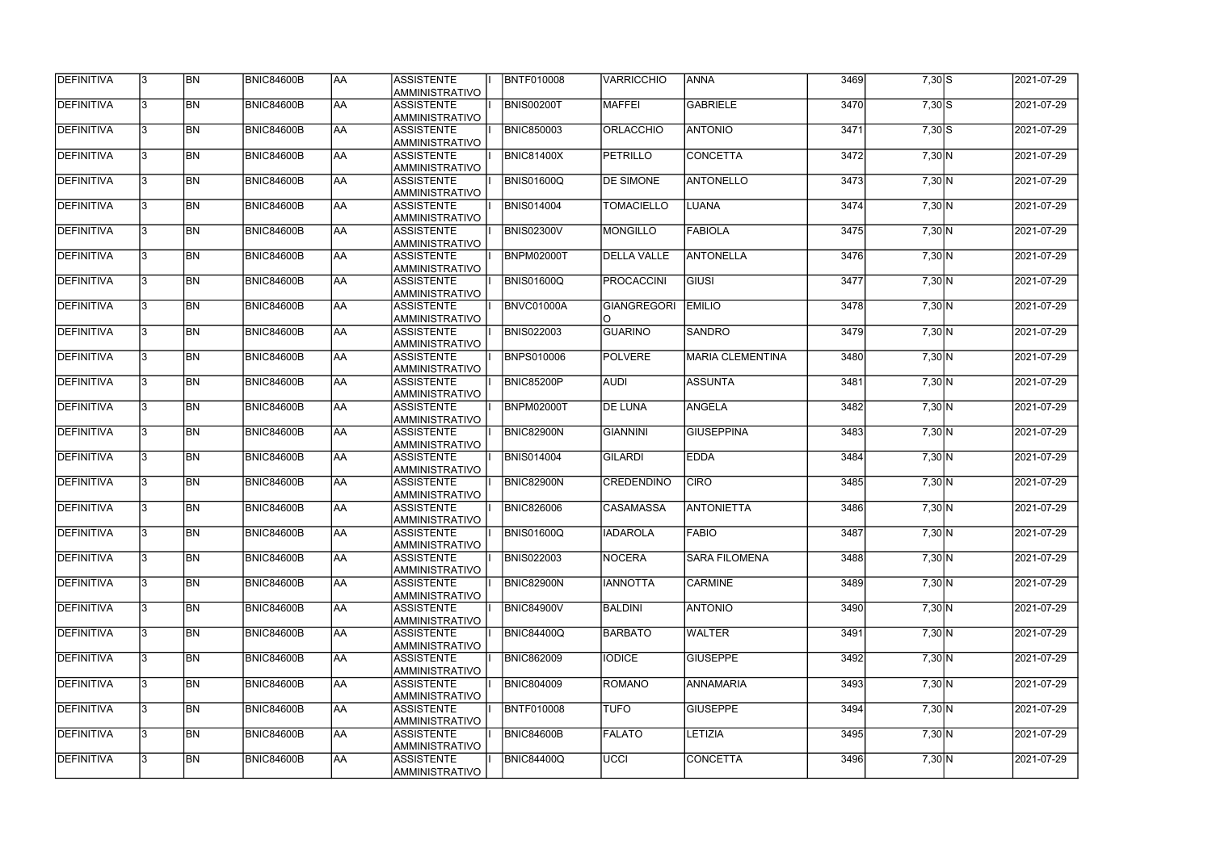| | | | | | | | | | | | | | | |
|---|---|---|---|---|---|---|---|---|---|---|---|---|---|---|
| DEFINITIVA | 3 | BN | BNIC84600B | AA | ASSISTENTE AMMINISTRATIVO | I | BNTF010008 | VARRICCHIO | ANNA | 3469 | 7,30 | S | | 2021-07-29 |
| DEFINITIVA | 3 | BN | BNIC84600B | AA | ASSISTENTE AMMINISTRATIVO | I | BNIS00200T | MAFFEI | GABRIELE | 3470 | 7,30 | S | | 2021-07-29 |
| DEFINITIVA | 3 | BN | BNIC84600B | AA | ASSISTENTE AMMINISTRATIVO | I | BNIC850003 | ORLACCHIO | ANTONIO | 3471 | 7,30 | S | | 2021-07-29 |
| DEFINITIVA | 3 | BN | BNIC84600B | AA | ASSISTENTE AMMINISTRATIVO | I | BNIC81400X | PETRILLO | CONCETTA | 3472 | 7,30 | N | | 2021-07-29 |
| DEFINITIVA | 3 | BN | BNIC84600B | AA | ASSISTENTE AMMINISTRATIVO | I | BNIS01600Q | DE SIMONE | ANTONELLO | 3473 | 7,30 | N | | 2021-07-29 |
| DEFINITIVA | 3 | BN | BNIC84600B | AA | ASSISTENTE AMMINISTRATIVO | I | BNIS014004 | TOMACIELLO | LUANA | 3474 | 7,30 | N | | 2021-07-29 |
| DEFINITIVA | 3 | BN | BNIC84600B | AA | ASSISTENTE AMMINISTRATIVO | I | BNIS02300V | MONGILLO | FABIOLA | 3475 | 7,30 | N | | 2021-07-29 |
| DEFINITIVA | 3 | BN | BNIC84600B | AA | ASSISTENTE AMMINISTRATIVO | I | BNPM02000T | DELLA VALLE | ANTONELLA | 3476 | 7,30 | N | | 2021-07-29 |
| DEFINITIVA | 3 | BN | BNIC84600B | AA | ASSISTENTE AMMINISTRATIVO | I | BNIS01600Q | PROCACCINI | GIUSI | 3477 | 7,30 | N | | 2021-07-29 |
| DEFINITIVA | 3 | BN | BNIC84600B | AA | ASSISTENTE AMMINISTRATIVO | I | BNVC01000A | GIANGREGORIO | EMILIO | 3478 | 7,30 | N | | 2021-07-29 |
| DEFINITIVA | 3 | BN | BNIC84600B | AA | ASSISTENTE AMMINISTRATIVO | I | BNIS022003 | GUARINO | SANDRO | 3479 | 7,30 | N | | 2021-07-29 |
| DEFINITIVA | 3 | BN | BNIC84600B | AA | ASSISTENTE AMMINISTRATIVO | I | BNPS010006 | POLVERE | MARIA CLEMENTINA | 3480 | 7,30 | N | | 2021-07-29 |
| DEFINITIVA | 3 | BN | BNIC84600B | AA | ASSISTENTE AMMINISTRATIVO | I | BNIC85200P | AUDI | ASSUNTA | 3481 | 7,30 | N | | 2021-07-29 |
| DEFINITIVA | 3 | BN | BNIC84600B | AA | ASSISTENTE AMMINISTRATIVO | I | BNPM02000T | DE LUNA | ANGELA | 3482 | 7,30 | N | | 2021-07-29 |
| DEFINITIVA | 3 | BN | BNIC84600B | AA | ASSISTENTE AMMINISTRATIVO | I | BNIC82900N | GIANNINI | GIUSEPPINA | 3483 | 7,30 | N | | 2021-07-29 |
| DEFINITIVA | 3 | BN | BNIC84600B | AA | ASSISTENTE AMMINISTRATIVO | I | BNIS014004 | GILARDI | EDDA | 3484 | 7,30 | N | | 2021-07-29 |
| DEFINITIVA | 3 | BN | BNIC84600B | AA | ASSISTENTE AMMINISTRATIVO | I | BNIC82900N | CREDENDINO | CIRO | 3485 | 7,30 | N | | 2021-07-29 |
| DEFINITIVA | 3 | BN | BNIC84600B | AA | ASSISTENTE AMMINISTRATIVO | I | BNIC826006 | CASAMASSA | ANTONIETTA | 3486 | 7,30 | N | | 2021-07-29 |
| DEFINITIVA | 3 | BN | BNIC84600B | AA | ASSISTENTE AMMINISTRATIVO | I | BNIS01600Q | IADAROLA | FABIO | 3487 | 7,30 | N | | 2021-07-29 |
| DEFINITIVA | 3 | BN | BNIC84600B | AA | ASSISTENTE AMMINISTRATIVO | I | BNIS022003 | NOCERA | SARA FILOMENA | 3488 | 7,30 | N | | 2021-07-29 |
| DEFINITIVA | 3 | BN | BNIC84600B | AA | ASSISTENTE AMMINISTRATIVO | I | BNIC82900N | IANNOTTA | CARMINE | 3489 | 7,30 | N | | 2021-07-29 |
| DEFINITIVA | 3 | BN | BNIC84600B | AA | ASSISTENTE AMMINISTRATIVO | I | BNIC84900V | BALDINI | ANTONIO | 3490 | 7,30 | N | | 2021-07-29 |
| DEFINITIVA | 3 | BN | BNIC84600B | AA | ASSISTENTE AMMINISTRATIVO | I | BNIC84400Q | BARBATO | WALTER | 3491 | 7,30 | N | | 2021-07-29 |
| DEFINITIVA | 3 | BN | BNIC84600B | AA | ASSISTENTE AMMINISTRATIVO | I | BNIC862009 | IODICE | GIUSEPPE | 3492 | 7,30 | N | | 2021-07-29 |
| DEFINITIVA | 3 | BN | BNIC84600B | AA | ASSISTENTE AMMINISTRATIVO | I | BNIC804009 | ROMANO | ANNAMARIA | 3493 | 7,30 | N | | 2021-07-29 |
| DEFINITIVA | 3 | BN | BNIC84600B | AA | ASSISTENTE AMMINISTRATIVO | I | BNTF010008 | TUFO | GIUSEPPE | 3494 | 7,30 | N | | 2021-07-29 |
| DEFINITIVA | 3 | BN | BNIC84600B | AA | ASSISTENTE AMMINISTRATIVO | I | BNIC84600B | FALATO | LETIZIA | 3495 | 7,30 | N | | 2021-07-29 |
| DEFINITIVA | 3 | BN | BNIC84600B | AA | ASSISTENTE AMMINISTRATIVO | I | BNIC84400Q | UCCI | CONCETTA | 3496 | 7,30 | N | | 2021-07-29 |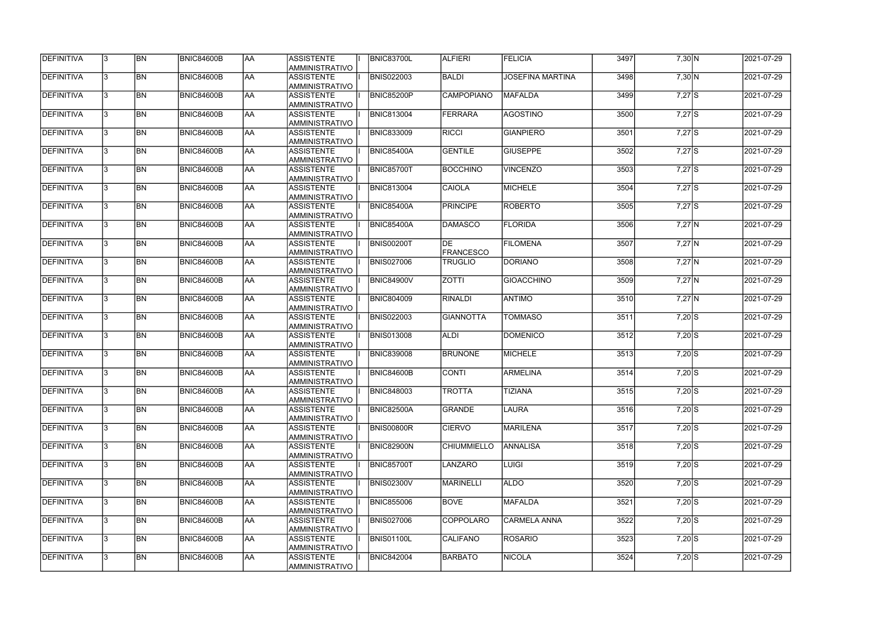| | | | | | | | | | | | | | | |
|---|---|---|---|---|---|---|---|---|---|---|---|---|---|---|
| DEFINITIVA | 3 | BN | BNIC84600B | AA | ASSISTENTE AMMINISTRATIVO | I | BNIC83700L | ALFIERI | FELICIA | 3497 | 7,30 | N | | 2021-07-29 |
| DEFINITIVA | 3 | BN | BNIC84600B | AA | ASSISTENTE AMMINISTRATIVO | I | BNIS022003 | BALDI | JOSEFINA MARTINA | 3498 | 7,30 | N | | 2021-07-29 |
| DEFINITIVA | 3 | BN | BNIC84600B | AA | ASSISTENTE AMMINISTRATIVO | I | BNIC85200P | CAMPOPIANO | MAFALDA | 3499 | 7,27 | S | | 2021-07-29 |
| DEFINITIVA | 3 | BN | BNIC84600B | AA | ASSISTENTE AMMINISTRATIVO | I | BNIC813004 | FERRARA | AGOSTINO | 3500 | 7,27 | S | | 2021-07-29 |
| DEFINITIVA | 3 | BN | BNIC84600B | AA | ASSISTENTE AMMINISTRATIVO | I | BNIC833009 | RICCI | GIANPIERO | 3501 | 7,27 | S | | 2021-07-29 |
| DEFINITIVA | 3 | BN | BNIC84600B | AA | ASSISTENTE AMMINISTRATIVO | I | BNIC85400A | GENTILE | GIUSEPPE | 3502 | 7,27 | S | | 2021-07-29 |
| DEFINITIVA | 3 | BN | BNIC84600B | AA | ASSISTENTE AMMINISTRATIVO | I | BNIC85700T | BOCCHINO | VINCENZO | 3503 | 7,27 | S | | 2021-07-29 |
| DEFINITIVA | 3 | BN | BNIC84600B | AA | ASSISTENTE AMMINISTRATIVO | I | BNIC813004 | CAIOLA | MICHELE | 3504 | 7,27 | S | | 2021-07-29 |
| DEFINITIVA | 3 | BN | BNIC84600B | AA | ASSISTENTE AMMINISTRATIVO | I | BNIC85400A | PRINCIPE | ROBERTO | 3505 | 7,27 | S | | 2021-07-29 |
| DEFINITIVA | 3 | BN | BNIC84600B | AA | ASSISTENTE AMMINISTRATIVO | I | BNIC85400A | DAMASCO | FLORIDA | 3506 | 7,27 | N | | 2021-07-29 |
| DEFINITIVA | 3 | BN | BNIC84600B | AA | ASSISTENTE AMMINISTRATIVO | I | BNIS00200T | DE FRANCESCO | FILOMENA | 3507 | 7,27 | N | | 2021-07-29 |
| DEFINITIVA | 3 | BN | BNIC84600B | AA | ASSISTENTE AMMINISTRATIVO | I | BNIS027006 | TRUGLIO | DORIANO | 3508 | 7,27 | N | | 2021-07-29 |
| DEFINITIVA | 3 | BN | BNIC84600B | AA | ASSISTENTE AMMINISTRATIVO | I | BNIC84900V | ZOTTI | GIOACCHINO | 3509 | 7,27 | N | | 2021-07-29 |
| DEFINITIVA | 3 | BN | BNIC84600B | AA | ASSISTENTE AMMINISTRATIVO | I | BNIC804009 | RINALDI | ANTIMO | 3510 | 7,27 | N | | 2021-07-29 |
| DEFINITIVA | 3 | BN | BNIC84600B | AA | ASSISTENTE AMMINISTRATIVO | I | BNIS022003 | GIANNOTTA | TOMMASO | 3511 | 7,20 | S | | 2021-07-29 |
| DEFINITIVA | 3 | BN | BNIC84600B | AA | ASSISTENTE AMMINISTRATIVO | I | BNIS013008 | ALDI | DOMENICO | 3512 | 7,20 | S | | 2021-07-29 |
| DEFINITIVA | 3 | BN | BNIC84600B | AA | ASSISTENTE AMMINISTRATIVO | I | BNIC839008 | BRUNONE | MICHELE | 3513 | 7,20 | S | | 2021-07-29 |
| DEFINITIVA | 3 | BN | BNIC84600B | AA | ASSISTENTE AMMINISTRATIVO | I | BNIC84600B | CONTI | ARMELINA | 3514 | 7,20 | S | | 2021-07-29 |
| DEFINITIVA | 3 | BN | BNIC84600B | AA | ASSISTENTE AMMINISTRATIVO | I | BNIC848003 | TROTTA | TIZIANA | 3515 | 7,20 | S | | 2021-07-29 |
| DEFINITIVA | 3 | BN | BNIC84600B | AA | ASSISTENTE AMMINISTRATIVO | I | BNIC82500A | GRANDE | LAURA | 3516 | 7,20 | S | | 2021-07-29 |
| DEFINITIVA | 3 | BN | BNIC84600B | AA | ASSISTENTE AMMINISTRATIVO | I | BNIS00800R | CIERVO | MARILENA | 3517 | 7,20 | S | | 2021-07-29 |
| DEFINITIVA | 3 | BN | BNIC84600B | AA | ASSISTENTE AMMINISTRATIVO | I | BNIC82900N | CHIUMMIELLO | ANNALISA | 3518 | 7,20 | S | | 2021-07-29 |
| DEFINITIVA | 3 | BN | BNIC84600B | AA | ASSISTENTE AMMINISTRATIVO | I | BNIC85700T | LANZARO | LUIGI | 3519 | 7,20 | S | | 2021-07-29 |
| DEFINITIVA | 3 | BN | BNIC84600B | AA | ASSISTENTE AMMINISTRATIVO | I | BNIS02300V | MARINELLI | ALDO | 3520 | 7,20 | S | | 2021-07-29 |
| DEFINITIVA | 3 | BN | BNIC84600B | AA | ASSISTENTE AMMINISTRATIVO | I | BNIC855006 | BOVE | MAFALDA | 3521 | 7,20 | S | | 2021-07-29 |
| DEFINITIVA | 3 | BN | BNIC84600B | AA | ASSISTENTE AMMINISTRATIVO | I | BNIS027006 | COPPOLARO | CARMELA ANNA | 3522 | 7,20 | S | | 2021-07-29 |
| DEFINITIVA | 3 | BN | BNIC84600B | AA | ASSISTENTE AMMINISTRATIVO | I | BNIS01100L | CALIFANO | ROSARIO | 3523 | 7,20 | S | | 2021-07-29 |
| DEFINITIVA | 3 | BN | BNIC84600B | AA | ASSISTENTE AMMINISTRATIVO | I | BNIC842004 | BARBATO | NICOLA | 3524 | 7,20 | S | | 2021-07-29 |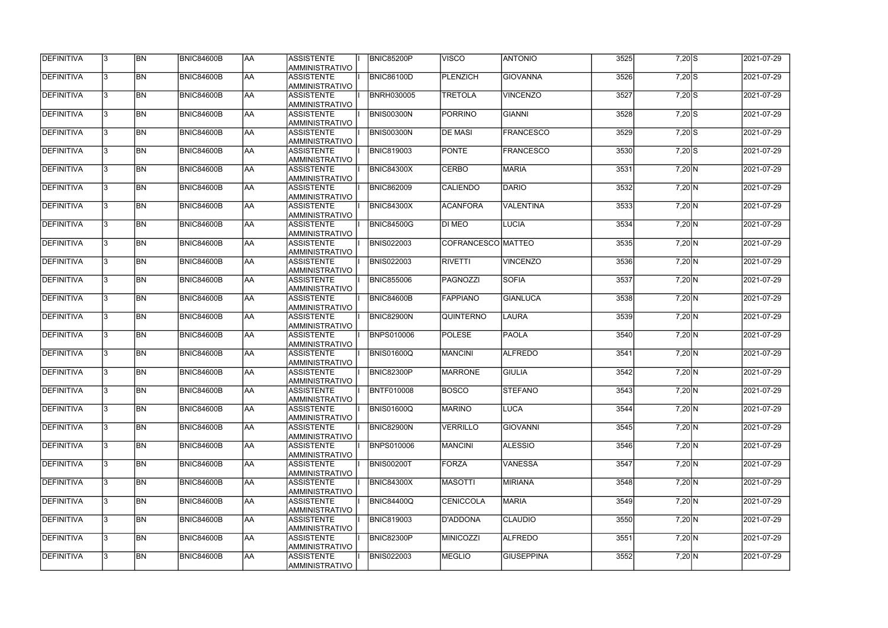| | | | | | | | | | | | | | |
|---|---|---|---|---|---|---|---|---|---|---|---|---|---|
| DEFINITIVA | 3 | BN | BNIC84600B | AA | ASSISTENTE AMMINISTRATIVO | I | BNIC85200P | VISCO | ANTONIO | 3525 | 7,20 | S | 2021-07-29 |
| DEFINITIVA | 3 | BN | BNIC84600B | AA | ASSISTENTE AMMINISTRATIVO | I | BNIC86100D | PLENZICH | GIOVANNA | 3526 | 7,20 | S | 2021-07-29 |
| DEFINITIVA | 3 | BN | BNIC84600B | AA | ASSISTENTE AMMINISTRATIVO | I | BNRH030005 | TRETOLA | VINCENZO | 3527 | 7,20 | S | 2021-07-29 |
| DEFINITIVA | 3 | BN | BNIC84600B | AA | ASSISTENTE AMMINISTRATIVO | I | BNIS00300N | PORRINO | GIANNI | 3528 | 7,20 | S | 2021-07-29 |
| DEFINITIVA | 3 | BN | BNIC84600B | AA | ASSISTENTE AMMINISTRATIVO | I | BNIS00300N | DE MASI | FRANCESCO | 3529 | 7,20 | S | 2021-07-29 |
| DEFINITIVA | 3 | BN | BNIC84600B | AA | ASSISTENTE AMMINISTRATIVO | I | BNIC819003 | PONTE | FRANCESCO | 3530 | 7,20 | S | 2021-07-29 |
| DEFINITIVA | 3 | BN | BNIC84600B | AA | ASSISTENTE AMMINISTRATIVO | I | BNIC84300X | CERBO | MARIA | 3531 | 7,20 | N | 2021-07-29 |
| DEFINITIVA | 3 | BN | BNIC84600B | AA | ASSISTENTE AMMINISTRATIVO | I | BNIC862009 | CALIENDO | DARIO | 3532 | 7,20 | N | 2021-07-29 |
| DEFINITIVA | 3 | BN | BNIC84600B | AA | ASSISTENTE AMMINISTRATIVO | I | BNIC84300X | ACANFORA | VALENTINA | 3533 | 7,20 | N | 2021-07-29 |
| DEFINITIVA | 3 | BN | BNIC84600B | AA | ASSISTENTE AMMINISTRATIVO | I | BNIC84500G | DI MEO | LUCIA | 3534 | 7,20 | N | 2021-07-29 |
| DEFINITIVA | 3 | BN | BNIC84600B | AA | ASSISTENTE AMMINISTRATIVO | I | BNIS022003 | COFRANCESCO | MATTEO | 3535 | 7,20 | N | 2021-07-29 |
| DEFINITIVA | 3 | BN | BNIC84600B | AA | ASSISTENTE AMMINISTRATIVO | I | BNIS022003 | RIVETTI | VINCENZO | 3536 | 7,20 | N | 2021-07-29 |
| DEFINITIVA | 3 | BN | BNIC84600B | AA | ASSISTENTE AMMINISTRATIVO | I | BNIC855006 | PAGNOZZI | SOFIA | 3537 | 7,20 | N | 2021-07-29 |
| DEFINITIVA | 3 | BN | BNIC84600B | AA | ASSISTENTE AMMINISTRATIVO | I | BNIC84600B | FAPPIANO | GIANLUCA | 3538 | 7,20 | N | 2021-07-29 |
| DEFINITIVA | 3 | BN | BNIC84600B | AA | ASSISTENTE AMMINISTRATIVO | I | BNIC82900N | QUINTERNO | LAURA | 3539 | 7,20 | N | 2021-07-29 |
| DEFINITIVA | 3 | BN | BNIC84600B | AA | ASSISTENTE AMMINISTRATIVO | I | BNPS010006 | POLESE | PAOLA | 3540 | 7,20 | N | 2021-07-29 |
| DEFINITIVA | 3 | BN | BNIC84600B | AA | ASSISTENTE AMMINISTRATIVO | I | BNIS01600Q | MANCINI | ALFREDO | 3541 | 7,20 | N | 2021-07-29 |
| DEFINITIVA | 3 | BN | BNIC84600B | AA | ASSISTENTE AMMINISTRATIVO | I | BNIC82300P | MARRONE | GIULIA | 3542 | 7,20 | N | 2021-07-29 |
| DEFINITIVA | 3 | BN | BNIC84600B | AA | ASSISTENTE AMMINISTRATIVO | I | BNTF010008 | BOSCO | STEFANO | 3543 | 7,20 | N | 2021-07-29 |
| DEFINITIVA | 3 | BN | BNIC84600B | AA | ASSISTENTE AMMINISTRATIVO | I | BNIS01600Q | MARINO | LUCA | 3544 | 7,20 | N | 2021-07-29 |
| DEFINITIVA | 3 | BN | BNIC84600B | AA | ASSISTENTE AMMINISTRATIVO | I | BNIC82900N | VERRILLO | GIOVANNI | 3545 | 7,20 | N | 2021-07-29 |
| DEFINITIVA | 3 | BN | BNIC84600B | AA | ASSISTENTE AMMINISTRATIVO | I | BNPS010006 | MANCINI | ALESSIO | 3546 | 7,20 | N | 2021-07-29 |
| DEFINITIVA | 3 | BN | BNIC84600B | AA | ASSISTENTE AMMINISTRATIVO | I | BNIS00200T | FORZA | VANESSA | 3547 | 7,20 | N | 2021-07-29 |
| DEFINITIVA | 3 | BN | BNIC84600B | AA | ASSISTENTE AMMINISTRATIVO | I | BNIC84300X | MASOTTI | MIRIANA | 3548 | 7,20 | N | 2021-07-29 |
| DEFINITIVA | 3 | BN | BNIC84600B | AA | ASSISTENTE AMMINISTRATIVO | I | BNIC84400Q | CENICCOLA | MARIA | 3549 | 7,20 | N | 2021-07-29 |
| DEFINITIVA | 3 | BN | BNIC84600B | AA | ASSISTENTE AMMINISTRATIVO | I | BNIC819003 | D'ADDONA | CLAUDIO | 3550 | 7,20 | N | 2021-07-29 |
| DEFINITIVA | 3 | BN | BNIC84600B | AA | ASSISTENTE AMMINISTRATIVO | I | BNIC82300P | MINICOZZI | ALFREDO | 3551 | 7,20 | N | 2021-07-29 |
| DEFINITIVA | 3 | BN | BNIC84600B | AA | ASSISTENTE AMMINISTRATIVO | I | BNIS022003 | MEGLIO | GIUSEPPINA | 3552 | 7,20 | N | 2021-07-29 |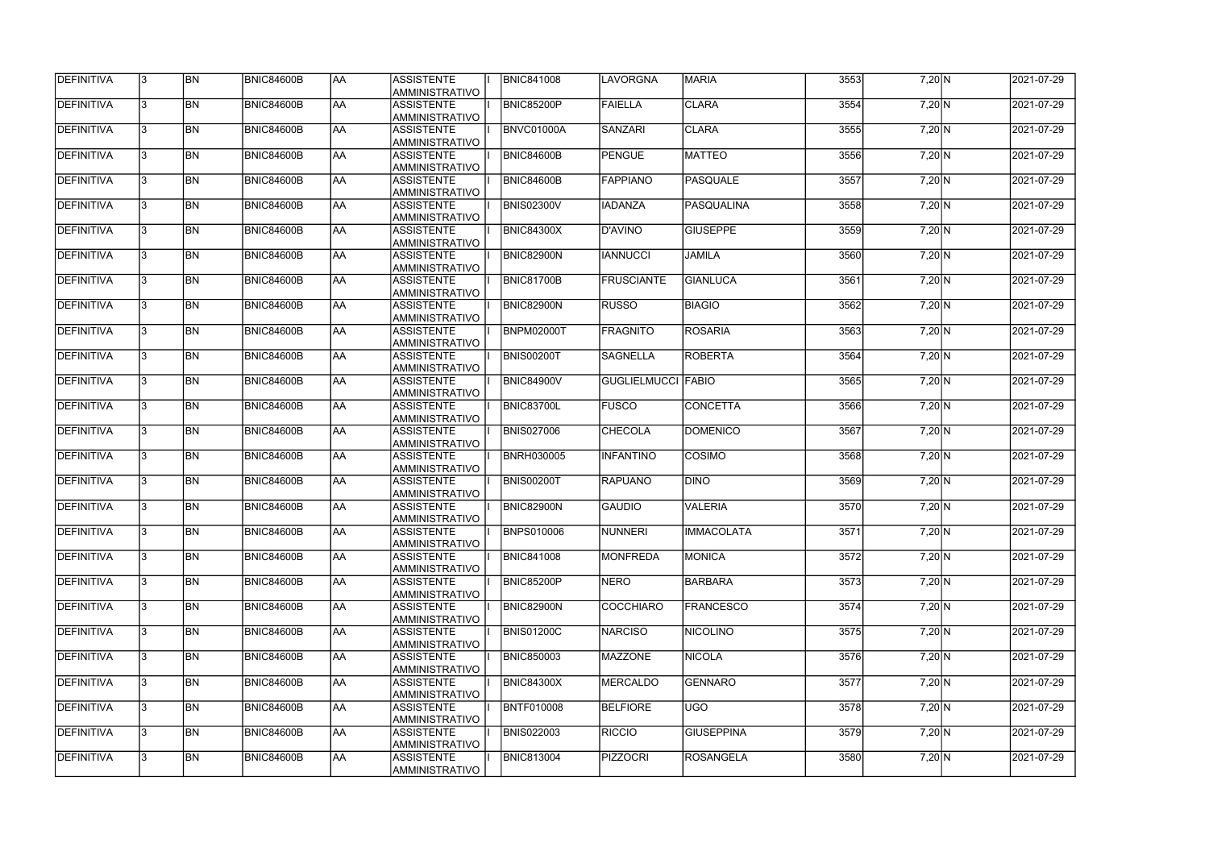| | | | | | | | | | | | | | | |
|---|---|---|---|---|---|---|---|---|---|---|---|---|---|---|
| DEFINITIVA | 3 | BN | BNIC84600B | AA | ASSISTENTE AMMINISTRATIVO | I | BNIC841008 | LAVORGNA | MARIA | 3553 | 7,20 | N | | 2021-07-29 |
| DEFINITIVA | 3 | BN | BNIC84600B | AA | ASSISTENTE AMMINISTRATIVO | I | BNIC85200P | FAIELLA | CLARA | 3554 | 7,20 | N | | 2021-07-29 |
| DEFINITIVA | 3 | BN | BNIC84600B | AA | ASSISTENTE AMMINISTRATIVO | I | BNVC01000A | SANZARI | CLARA | 3555 | 7,20 | N | | 2021-07-29 |
| DEFINITIVA | 3 | BN | BNIC84600B | AA | ASSISTENTE AMMINISTRATIVO | I | BNIC84600B | PENGUE | MATTEO | 3556 | 7,20 | N | | 2021-07-29 |
| DEFINITIVA | 3 | BN | BNIC84600B | AA | ASSISTENTE AMMINISTRATIVO | I | BNIC84600B | FAPPIANO | PASQUALE | 3557 | 7,20 | N | | 2021-07-29 |
| DEFINITIVA | 3 | BN | BNIC84600B | AA | ASSISTENTE AMMINISTRATIVO | I | BNIS02300V | IADANZA | PASQUALINA | 3558 | 7,20 | N | | 2021-07-29 |
| DEFINITIVA | 3 | BN | BNIC84600B | AA | ASSISTENTE AMMINISTRATIVO | I | BNIC84300X | D'AVINO | GIUSEPPE | 3559 | 7,20 | N | | 2021-07-29 |
| DEFINITIVA | 3 | BN | BNIC84600B | AA | ASSISTENTE AMMINISTRATIVO | I | BNIC82900N | IANNUCCI | JAMILA | 3560 | 7,20 | N | | 2021-07-29 |
| DEFINITIVA | 3 | BN | BNIC84600B | AA | ASSISTENTE AMMINISTRATIVO | I | BNIC81700B | FRUSCIANTE | GIANLUCA | 3561 | 7,20 | N | | 2021-07-29 |
| DEFINITIVA | 3 | BN | BNIC84600B | AA | ASSISTENTE AMMINISTRATIVO | I | BNIC82900N | RUSSO | BIAGIO | 3562 | 7,20 | N | | 2021-07-29 |
| DEFINITIVA | 3 | BN | BNIC84600B | AA | ASSISTENTE AMMINISTRATIVO | I | BNPM02000T | FRAGNITO | ROSARIA | 3563 | 7,20 | N | | 2021-07-29 |
| DEFINITIVA | 3 | BN | BNIC84600B | AA | ASSISTENTE AMMINISTRATIVO | I | BNIS00200T | SAGNELLA | ROBERTA | 3564 | 7,20 | N | | 2021-07-29 |
| DEFINITIVA | 3 | BN | BNIC84600B | AA | ASSISTENTE AMMINISTRATIVO | I | BNIC84900V | GUGLIELMUCCI | FABIO | 3565 | 7,20 | N | | 2021-07-29 |
| DEFINITIVA | 3 | BN | BNIC84600B | AA | ASSISTENTE AMMINISTRATIVO | I | BNIC83700L | FUSCO | CONCETTA | 3566 | 7,20 | N | | 2021-07-29 |
| DEFINITIVA | 3 | BN | BNIC84600B | AA | ASSISTENTE AMMINISTRATIVO | I | BNIS027006 | CHECOLA | DOMENICO | 3567 | 7,20 | N | | 2021-07-29 |
| DEFINITIVA | 3 | BN | BNIC84600B | AA | ASSISTENTE AMMINISTRATIVO | I | BNRH030005 | INFANTINO | COSIMO | 3568 | 7,20 | N | | 2021-07-29 |
| DEFINITIVA | 3 | BN | BNIC84600B | AA | ASSISTENTE AMMINISTRATIVO | I | BNIS00200T | RAPUANO | DINO | 3569 | 7,20 | N | | 2021-07-29 |
| DEFINITIVA | 3 | BN | BNIC84600B | AA | ASSISTENTE AMMINISTRATIVO | I | BNIC82900N | GAUDIO | VALERIA | 3570 | 7,20 | N | | 2021-07-29 |
| DEFINITIVA | 3 | BN | BNIC84600B | AA | ASSISTENTE AMMINISTRATIVO | I | BNPS010006 | NUNNERI | IMMACOLATA | 3571 | 7,20 | N | | 2021-07-29 |
| DEFINITIVA | 3 | BN | BNIC84600B | AA | ASSISTENTE AMMINISTRATIVO | I | BNIC841008 | MONFREDA | MONICA | 3572 | 7,20 | N | | 2021-07-29 |
| DEFINITIVA | 3 | BN | BNIC84600B | AA | ASSISTENTE AMMINISTRATIVO | I | BNIC85200P | NERO | BARBARA | 3573 | 7,20 | N | | 2021-07-29 |
| DEFINITIVA | 3 | BN | BNIC84600B | AA | ASSISTENTE AMMINISTRATIVO | I | BNIC82900N | COCCHIARO | FRANCESCO | 3574 | 7,20 | N | | 2021-07-29 |
| DEFINITIVA | 3 | BN | BNIC84600B | AA | ASSISTENTE AMMINISTRATIVO | I | BNIS01200C | NARCISO | NICOLINO | 3575 | 7,20 | N | | 2021-07-29 |
| DEFINITIVA | 3 | BN | BNIC84600B | AA | ASSISTENTE AMMINISTRATIVO | I | BNIC850003 | MAZZONE | NICOLA | 3576 | 7,20 | N | | 2021-07-29 |
| DEFINITIVA | 3 | BN | BNIC84600B | AA | ASSISTENTE AMMINISTRATIVO | I | BNIC84300X | MERCALDO | GENNARO | 3577 | 7,20 | N | | 2021-07-29 |
| DEFINITIVA | 3 | BN | BNIC84600B | AA | ASSISTENTE AMMINISTRATIVO | I | BNTF010008 | BELFIORE | UGO | 3578 | 7,20 | N | | 2021-07-29 |
| DEFINITIVA | 3 | BN | BNIC84600B | AA | ASSISTENTE AMMINISTRATIVO | I | BNIS022003 | RICCIO | GIUSEPPINA | 3579 | 7,20 | N | | 2021-07-29 |
| DEFINITIVA | 3 | BN | BNIC84600B | AA | ASSISTENTE AMMINISTRATIVO | I | BNIC813004 | PIZZOCRI | ROSANGELA | 3580 | 7,20 | N | | 2021-07-29 |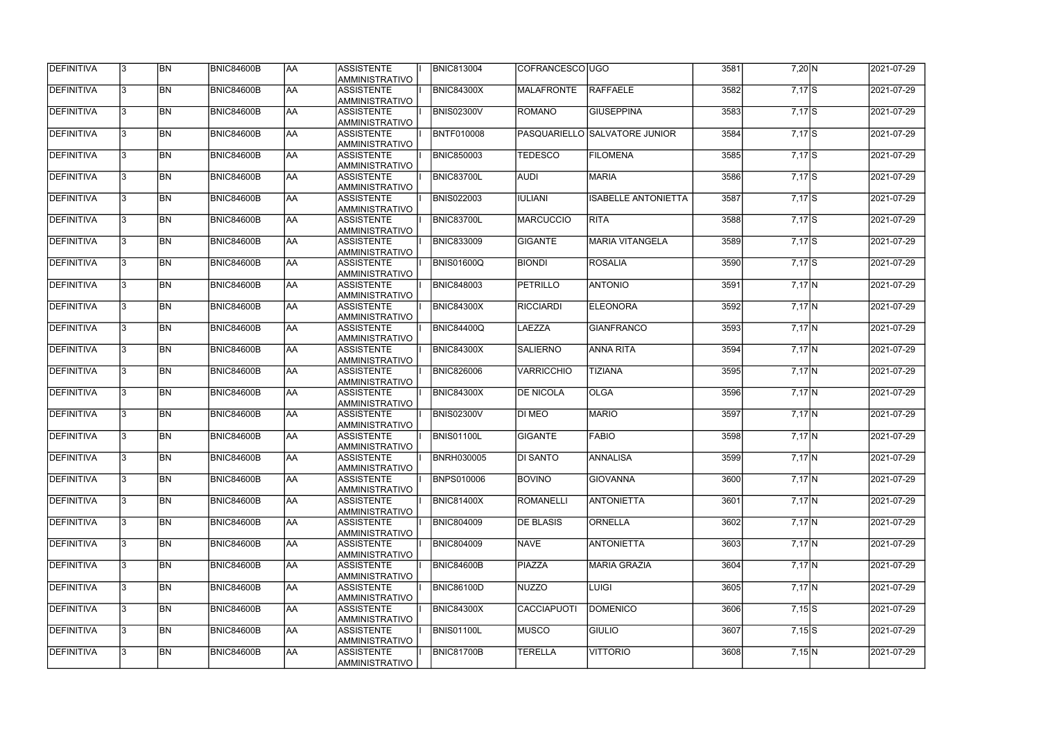| | | | | | | | | | | | | | |
|---|---|---|---|---|---|---|---|---|---|---|---|---|---|
| DEFINITIVA | 3 | BN | BNIC84600B | AA | ASSISTENTE AMMINISTRATIVO | I | BNIC813004 | COFRANCESCO | UGO | 3581 | 7,20 | N | 2021-07-29 |
| DEFINITIVA | 3 | BN | BNIC84600B | AA | ASSISTENTE AMMINISTRATIVO | I | BNIC84300X | MALAFRONTE | RAFFAELE | 3582 | 7,17 | S | 2021-07-29 |
| DEFINITIVA | 3 | BN | BNIC84600B | AA | ASSISTENTE AMMINISTRATIVO | I | BNIS02300V | ROMANO | GIUSEPPINA | 3583 | 7,17 | S | 2021-07-29 |
| DEFINITIVA | 3 | BN | BNIC84600B | AA | ASSISTENTE AMMINISTRATIVO | I | BNTF010008 | PASQUARIELLO | SALVATORE JUNIOR | 3584 | 7,17 | S | 2021-07-29 |
| DEFINITIVA | 3 | BN | BNIC84600B | AA | ASSISTENTE AMMINISTRATIVO | I | BNIC850003 | TEDESCO | FILOMENA | 3585 | 7,17 | S | 2021-07-29 |
| DEFINITIVA | 3 | BN | BNIC84600B | AA | ASSISTENTE AMMINISTRATIVO | I | BNIC83700L | AUDI | MARIA | 3586 | 7,17 | S | 2021-07-29 |
| DEFINITIVA | 3 | BN | BNIC84600B | AA | ASSISTENTE AMMINISTRATIVO | I | BNIS022003 | IULIANI | ISABELLE ANTONIETTA | 3587 | 7,17 | S | 2021-07-29 |
| DEFINITIVA | 3 | BN | BNIC84600B | AA | ASSISTENTE AMMINISTRATIVO | I | BNIC83700L | MARCUCCIO | RITA | 3588 | 7,17 | S | 2021-07-29 |
| DEFINITIVA | 3 | BN | BNIC84600B | AA | ASSISTENTE AMMINISTRATIVO | I | BNIC833009 | GIGANTE | MARIA VITANGELA | 3589 | 7,17 | S | 2021-07-29 |
| DEFINITIVA | 3 | BN | BNIC84600B | AA | ASSISTENTE AMMINISTRATIVO | I | BNIS01600Q | BIONDI | ROSALIA | 3590 | 7,17 | S | 2021-07-29 |
| DEFINITIVA | 3 | BN | BNIC84600B | AA | ASSISTENTE AMMINISTRATIVO | I | BNIC848003 | PETRILLO | ANTONIO | 3591 | 7,17 | N | 2021-07-29 |
| DEFINITIVA | 3 | BN | BNIC84600B | AA | ASSISTENTE AMMINISTRATIVO | I | BNIC84300X | RICCIARDI | ELEONORA | 3592 | 7,17 | N | 2021-07-29 |
| DEFINITIVA | 3 | BN | BNIC84600B | AA | ASSISTENTE AMMINISTRATIVO | I | BNIC84400Q | LAEZZA | GIANFRANCO | 3593 | 7,17 | N | 2021-07-29 |
| DEFINITIVA | 3 | BN | BNIC84600B | AA | ASSISTENTE AMMINISTRATIVO | I | BNIC84300X | SALIERNO | ANNA RITA | 3594 | 7,17 | N | 2021-07-29 |
| DEFINITIVA | 3 | BN | BNIC84600B | AA | ASSISTENTE AMMINISTRATIVO | I | BNIC826006 | VARRICCHIO | TIZIANA | 3595 | 7,17 | N | 2021-07-29 |
| DEFINITIVA | 3 | BN | BNIC84600B | AA | ASSISTENTE AMMINISTRATIVO | I | BNIC84300X | DE NICOLA | OLGA | 3596 | 7,17 | N | 2021-07-29 |
| DEFINITIVA | 3 | BN | BNIC84600B | AA | ASSISTENTE AMMINISTRATIVO | I | BNIS02300V | DI MEO | MARIO | 3597 | 7,17 | N | 2021-07-29 |
| DEFINITIVA | 3 | BN | BNIC84600B | AA | ASSISTENTE AMMINISTRATIVO | I | BNIS01100L | GIGANTE | FABIO | 3598 | 7,17 | N | 2021-07-29 |
| DEFINITIVA | 3 | BN | BNIC84600B | AA | ASSISTENTE AMMINISTRATIVO | I | BNRH030005 | DI SANTO | ANNALISA | 3599 | 7,17 | N | 2021-07-29 |
| DEFINITIVA | 3 | BN | BNIC84600B | AA | ASSISTENTE AMMINISTRATIVO | I | BNPS010006 | BOVINO | GIOVANNA | 3600 | 7,17 | N | 2021-07-29 |
| DEFINITIVA | 3 | BN | BNIC84600B | AA | ASSISTENTE AMMINISTRATIVO | I | BNIC81400X | ROMANELLI | ANTONIETTA | 3601 | 7,17 | N | 2021-07-29 |
| DEFINITIVA | 3 | BN | BNIC84600B | AA | ASSISTENTE AMMINISTRATIVO | I | BNIC804009 | DE BLASIS | ORNELLA | 3602 | 7,17 | N | 2021-07-29 |
| DEFINITIVA | 3 | BN | BNIC84600B | AA | ASSISTENTE AMMINISTRATIVO | I | BNIC804009 | NAVE | ANTONIETTA | 3603 | 7,17 | N | 2021-07-29 |
| DEFINITIVA | 3 | BN | BNIC84600B | AA | ASSISTENTE AMMINISTRATIVO | I | BNIC84600B | PIAZZA | MARIA GRAZIA | 3604 | 7,17 | N | 2021-07-29 |
| DEFINITIVA | 3 | BN | BNIC84600B | AA | ASSISTENTE AMMINISTRATIVO | I | BNIC86100D | NUZZO | LUIGI | 3605 | 7,17 | N | 2021-07-29 |
| DEFINITIVA | 3 | BN | BNIC84600B | AA | ASSISTENTE AMMINISTRATIVO | I | BNIC84300X | CACCIAPUOTI | DOMENICO | 3606 | 7,15 | S | 2021-07-29 |
| DEFINITIVA | 3 | BN | BNIC84600B | AA | ASSISTENTE AMMINISTRATIVO | I | BNIS01100L | MUSCO | GIULIO | 3607 | 7,15 | S | 2021-07-29 |
| DEFINITIVA | 3 | BN | BNIC84600B | AA | ASSISTENTE AMMINISTRATIVO | I | BNIC81700B | TERELLA | VITTORIO | 3608 | 7,15 | N | 2021-07-29 |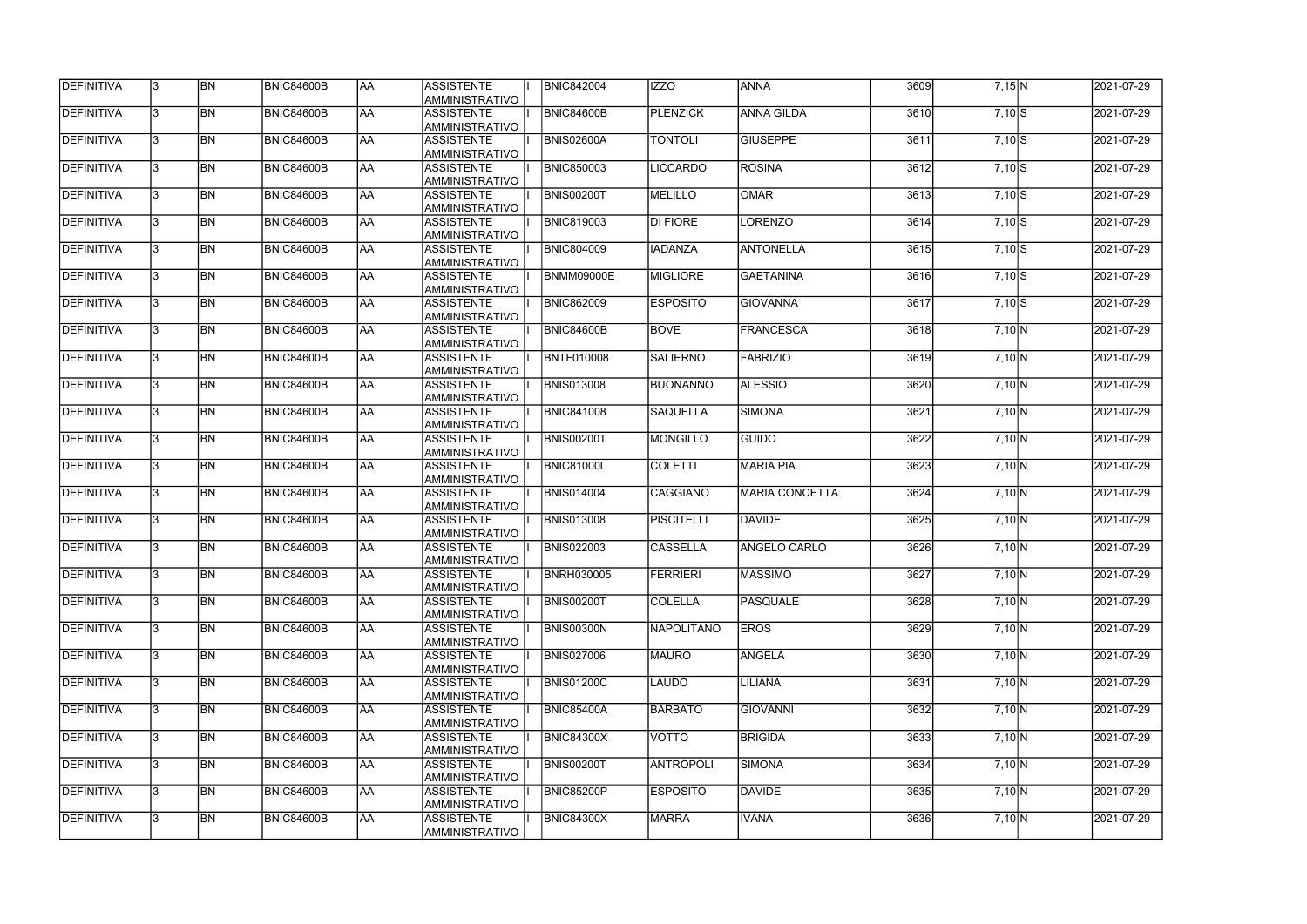| DEFINITIVA | 3 | BN | BNIC84600B | AA | ASSISTENTE AMMINISTRATIVO | I | BNIC842004 | IZZO | ANNA | 3609 | 7,15 | N | 2021-07-29 |
|---|---|---|---|---|---|---|---|---|---|---|---|---|---|
| DEFINITIVA | 3 | BN | BNIC84600B | AA | ASSISTENTE AMMINISTRATIVO | I | BNIC84600B | PLENZICK | ANNA GILDA | 3610 | 7,10 | S | 2021-07-29 |
| DEFINITIVA | 3 | BN | BNIC84600B | AA | ASSISTENTE AMMINISTRATIVO | I | BNIS02600A | TONTOLI | GIUSEPPE | 3611 | 7,10 | S | 2021-07-29 |
| DEFINITIVA | 3 | BN | BNIC84600B | AA | ASSISTENTE AMMINISTRATIVO | I | BNIC850003 | LICCARDO | ROSINA | 3612 | 7,10 | S | 2021-07-29 |
| DEFINITIVA | 3 | BN | BNIC84600B | AA | ASSISTENTE AMMINISTRATIVO | I | BNIS00200T | MELILLO | OMAR | 3613 | 7,10 | S | 2021-07-29 |
| DEFINITIVA | 3 | BN | BNIC84600B | AA | ASSISTENTE AMMINISTRATIVO | I | BNIC819003 | DI FIORE | LORENZO | 3614 | 7,10 | S | 2021-07-29 |
| DEFINITIVA | 3 | BN | BNIC84600B | AA | ASSISTENTE AMMINISTRATIVO | I | BNIC804009 | IADANZA | ANTONELLA | 3615 | 7,10 | S | 2021-07-29 |
| DEFINITIVA | 3 | BN | BNIC84600B | AA | ASSISTENTE AMMINISTRATIVO | I | BNMM09000E | MIGLIORE | GAETANINA | 3616 | 7,10 | S | 2021-07-29 |
| DEFINITIVA | 3 | BN | BNIC84600B | AA | ASSISTENTE AMMINISTRATIVO | I | BNIC862009 | ESPOSITO | GIOVANNA | 3617 | 7,10 | S | 2021-07-29 |
| DEFINITIVA | 3 | BN | BNIC84600B | AA | ASSISTENTE AMMINISTRATIVO | I | BNIC84600B | BOVE | FRANCESCA | 3618 | 7,10 | N | 2021-07-29 |
| DEFINITIVA | 3 | BN | BNIC84600B | AA | ASSISTENTE AMMINISTRATIVO | I | BNTF010008 | SALIERNO | FABRIZIO | 3619 | 7,10 | N | 2021-07-29 |
| DEFINITIVA | 3 | BN | BNIC84600B | AA | ASSISTENTE AMMINISTRATIVO | I | BNIS013008 | BUONANNO | ALESSIO | 3620 | 7,10 | N | 2021-07-29 |
| DEFINITIVA | 3 | BN | BNIC84600B | AA | ASSISTENTE AMMINISTRATIVO | I | BNIC841008 | SAQUELLA | SIMONA | 3621 | 7,10 | N | 2021-07-29 |
| DEFINITIVA | 3 | BN | BNIC84600B | AA | ASSISTENTE AMMINISTRATIVO | I | BNIS00200T | MONGILLO | GUIDO | 3622 | 7,10 | N | 2021-07-29 |
| DEFINITIVA | 3 | BN | BNIC84600B | AA | ASSISTENTE AMMINISTRATIVO | I | BNIC81000L | COLETTI | MARIA PIA | 3623 | 7,10 | N | 2021-07-29 |
| DEFINITIVA | 3 | BN | BNIC84600B | AA | ASSISTENTE AMMINISTRATIVO | I | BNIS014004 | CAGGIANO | MARIA CONCETTA | 3624 | 7,10 | N | 2021-07-29 |
| DEFINITIVA | 3 | BN | BNIC84600B | AA | ASSISTENTE AMMINISTRATIVO | I | BNIS013008 | PISCITELLI | DAVIDE | 3625 | 7,10 | N | 2021-07-29 |
| DEFINITIVA | 3 | BN | BNIC84600B | AA | ASSISTENTE AMMINISTRATIVO | I | BNIS022003 | CASSELLA | ANGELO CARLO | 3626 | 7,10 | N | 2021-07-29 |
| DEFINITIVA | 3 | BN | BNIC84600B | AA | ASSISTENTE AMMINISTRATIVO | I | BNRH030005 | FERRIERI | MASSIMO | 3627 | 7,10 | N | 2021-07-29 |
| DEFINITIVA | 3 | BN | BNIC84600B | AA | ASSISTENTE AMMINISTRATIVO | I | BNIS00200T | COLELLA | PASQUALE | 3628 | 7,10 | N | 2021-07-29 |
| DEFINITIVA | 3 | BN | BNIC84600B | AA | ASSISTENTE AMMINISTRATIVO | I | BNIS00300N | NAPOLITANO | EROS | 3629 | 7,10 | N | 2021-07-29 |
| DEFINITIVA | 3 | BN | BNIC84600B | AA | ASSISTENTE AMMINISTRATIVO | I | BNIS027006 | MAURO | ANGELA | 3630 | 7,10 | N | 2021-07-29 |
| DEFINITIVA | 3 | BN | BNIC84600B | AA | ASSISTENTE AMMINISTRATIVO | I | BNIS01200C | LAUDO | LILIANA | 3631 | 7,10 | N | 2021-07-29 |
| DEFINITIVA | 3 | BN | BNIC84600B | AA | ASSISTENTE AMMINISTRATIVO | I | BNIC85400A | BARBATO | GIOVANNI | 3632 | 7,10 | N | 2021-07-29 |
| DEFINITIVA | 3 | BN | BNIC84600B | AA | ASSISTENTE AMMINISTRATIVO | I | BNIC84300X | VOTTO | BRIGIDA | 3633 | 7,10 | N | 2021-07-29 |
| DEFINITIVA | 3 | BN | BNIC84600B | AA | ASSISTENTE AMMINISTRATIVO | I | BNIS00200T | ANTROPOLI | SIMONA | 3634 | 7,10 | N | 2021-07-29 |
| DEFINITIVA | 3 | BN | BNIC84600B | AA | ASSISTENTE AMMINISTRATIVO | I | BNIC85200P | ESPOSITO | DAVIDE | 3635 | 7,10 | N | 2021-07-29 |
| DEFINITIVA | 3 | BN | BNIC84600B | AA | ASSISTENTE AMMINISTRATIVO | I | BNIC84300X | MARRA | IVANA | 3636 | 7,10 | N | 2021-07-29 |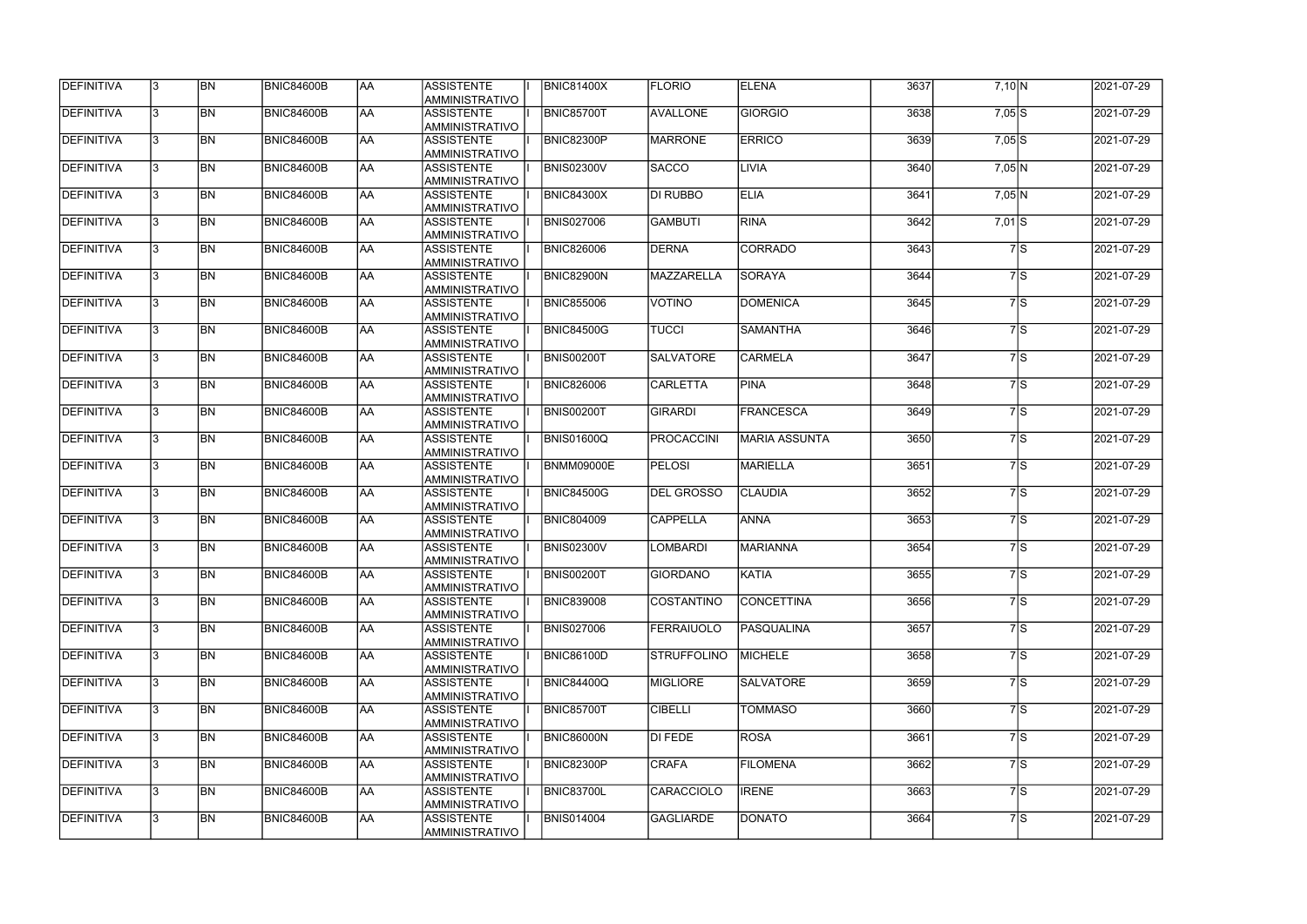| | | | | | | | | | | | | | |
|---|---|---|---|---|---|---|---|---|---|---|---|---|---|
| DEFINITIVA | 3 | BN | BNIC84600B | AA | ASSISTENTE AMMINISTRATIVO | I | BNIC81400X | FLORIO | ELENA | 3637 | 7,10 | N | 2021-07-29 |
| DEFINITIVA | 3 | BN | BNIC84600B | AA | ASSISTENTE AMMINISTRATIVO | I | BNIC85700T | AVALLONE | GIORGIO | 3638 | 7,05 | S | 2021-07-29 |
| DEFINITIVA | 3 | BN | BNIC84600B | AA | ASSISTENTE AMMINISTRATIVO | I | BNIC82300P | MARRONE | ERRICO | 3639 | 7,05 | S | 2021-07-29 |
| DEFINITIVA | 3 | BN | BNIC84600B | AA | ASSISTENTE AMMINISTRATIVO | I | BNIS02300V | SACCO | LIVIA | 3640 | 7,05 | N | 2021-07-29 |
| DEFINITIVA | 3 | BN | BNIC84600B | AA | ASSISTENTE AMMINISTRATIVO | I | BNIC84300X | DI RUBBO | ELIA | 3641 | 7,05 | N | 2021-07-29 |
| DEFINITIVA | 3 | BN | BNIC84600B | AA | ASSISTENTE AMMINISTRATIVO | I | BNIS027006 | GAMBUTI | RINA | 3642 | 7,01 | S | 2021-07-29 |
| DEFINITIVA | 3 | BN | BNIC84600B | AA | ASSISTENTE AMMINISTRATIVO | I | BNIC826006 | DERNA | CORRADO | 3643 | 7 | S | 2021-07-29 |
| DEFINITIVA | 3 | BN | BNIC84600B | AA | ASSISTENTE AMMINISTRATIVO | I | BNIC82900N | MAZZARELLA | SORAYA | 3644 | 7 | S | 2021-07-29 |
| DEFINITIVA | 3 | BN | BNIC84600B | AA | ASSISTENTE AMMINISTRATIVO | I | BNIC855006 | VOTINO | DOMENICA | 3645 | 7 | S | 2021-07-29 |
| DEFINITIVA | 3 | BN | BNIC84600B | AA | ASSISTENTE AMMINISTRATIVO | I | BNIC84500G | TUCCI | SAMANTHA | 3646 | 7 | S | 2021-07-29 |
| DEFINITIVA | 3 | BN | BNIC84600B | AA | ASSISTENTE AMMINISTRATIVO | I | BNIS00200T | SALVATORE | CARMELA | 3647 | 7 | S | 2021-07-29 |
| DEFINITIVA | 3 | BN | BNIC84600B | AA | ASSISTENTE AMMINISTRATIVO | I | BNIC826006 | CARLETTA | PINA | 3648 | 7 | S | 2021-07-29 |
| DEFINITIVA | 3 | BN | BNIC84600B | AA | ASSISTENTE AMMINISTRATIVO | I | BNIS00200T | GIRARDI | FRANCESCA | 3649 | 7 | S | 2021-07-29 |
| DEFINITIVA | 3 | BN | BNIC84600B | AA | ASSISTENTE AMMINISTRATIVO | I | BNIS01600Q | PROCACCINI | MARIA ASSUNTA | 3650 | 7 | S | 2021-07-29 |
| DEFINITIVA | 3 | BN | BNIC84600B | AA | ASSISTENTE AMMINISTRATIVO | I | BNMM09000E | PELOSI | MARIELLA | 3651 | 7 | S | 2021-07-29 |
| DEFINITIVA | 3 | BN | BNIC84600B | AA | ASSISTENTE AMMINISTRATIVO | I | BNIC84500G | DEL GROSSO | CLAUDIA | 3652 | 7 | S | 2021-07-29 |
| DEFINITIVA | 3 | BN | BNIC84600B | AA | ASSISTENTE AMMINISTRATIVO | I | BNIC804009 | CAPPELLA | ANNA | 3653 | 7 | S | 2021-07-29 |
| DEFINITIVA | 3 | BN | BNIC84600B | AA | ASSISTENTE AMMINISTRATIVO | I | BNIS02300V | LOMBARDI | MARIANNA | 3654 | 7 | S | 2021-07-29 |
| DEFINITIVA | 3 | BN | BNIC84600B | AA | ASSISTENTE AMMINISTRATIVO | I | BNIS00200T | GIORDANO | KATIA | 3655 | 7 | S | 2021-07-29 |
| DEFINITIVA | 3 | BN | BNIC84600B | AA | ASSISTENTE AMMINISTRATIVO | I | BNIC839008 | COSTANTINO | CONCETTINA | 3656 | 7 | S | 2021-07-29 |
| DEFINITIVA | 3 | BN | BNIC84600B | AA | ASSISTENTE AMMINISTRATIVO | I | BNIS027006 | FERRAIUOLO | PASQUALINA | 3657 | 7 | S | 2021-07-29 |
| DEFINITIVA | 3 | BN | BNIC84600B | AA | ASSISTENTE AMMINISTRATIVO | I | BNIC86100D | STRUFFOLINO | MICHELE | 3658 | 7 | S | 2021-07-29 |
| DEFINITIVA | 3 | BN | BNIC84600B | AA | ASSISTENTE AMMINISTRATIVO | I | BNIC84400Q | MIGLIORE | SALVATORE | 3659 | 7 | S | 2021-07-29 |
| DEFINITIVA | 3 | BN | BNIC84600B | AA | ASSISTENTE AMMINISTRATIVO | I | BNIC85700T | CIBELLI | TOMMASO | 3660 | 7 | S | 2021-07-29 |
| DEFINITIVA | 3 | BN | BNIC84600B | AA | ASSISTENTE AMMINISTRATIVO | I | BNIC86000N | DI FEDE | ROSA | 3661 | 7 | S | 2021-07-29 |
| DEFINITIVA | 3 | BN | BNIC84600B | AA | ASSISTENTE AMMINISTRATIVO | I | BNIC82300P | CRAFA | FILOMENA | 3662 | 7 | S | 2021-07-29 |
| DEFINITIVA | 3 | BN | BNIC84600B | AA | ASSISTENTE AMMINISTRATIVO | I | BNIC83700L | CARACCIOLO | IRENE | 3663 | 7 | S | 2021-07-29 |
| DEFINITIVA | 3 | BN | BNIC84600B | AA | ASSISTENTE AMMINISTRATIVO | I | BNIS014004 | GAGLIARDE | DONATO | 3664 | 7 | S | 2021-07-29 |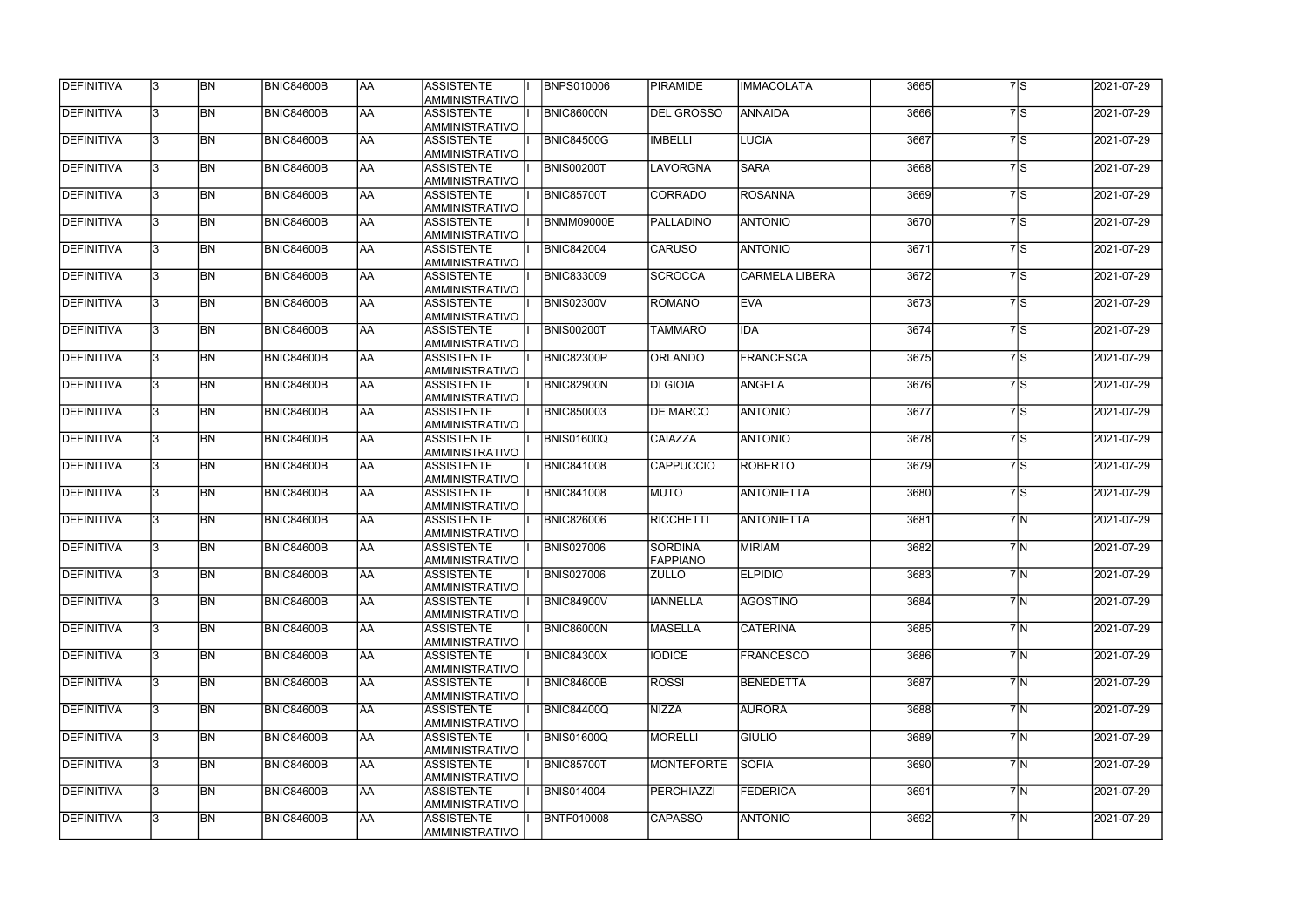| | | | | | | | | | | | | | |
|---|---|---|---|---|---|---|---|---|---|---|---|---|---|
| DEFINITIVA | 3 | BN | BNIC84600B | AA | ASSISTENTE AMMINISTRATIVO | I | BNPS010006 | PIRAMIDE | IMMACOLATA | 3665 | 7 | S | 2021-07-29 |
| DEFINITIVA | 3 | BN | BNIC84600B | AA | ASSISTENTE AMMINISTRATIVO | I | BNIC86000N | DEL GROSSO | ANNAIDA | 3666 | 7 | S | 2021-07-29 |
| DEFINITIVA | 3 | BN | BNIC84600B | AA | ASSISTENTE AMMINISTRATIVO | I | BNIC84500G | IMBELLI | LUCIA | 3667 | 7 | S | 2021-07-29 |
| DEFINITIVA | 3 | BN | BNIC84600B | AA | ASSISTENTE AMMINISTRATIVO | I | BNIS00200T | LAVORGNA | SARA | 3668 | 7 | S | 2021-07-29 |
| DEFINITIVA | 3 | BN | BNIC84600B | AA | ASSISTENTE AMMINISTRATIVO | I | BNIC85700T | CORRADO | ROSANNA | 3669 | 7 | S | 2021-07-29 |
| DEFINITIVA | 3 | BN | BNIC84600B | AA | ASSISTENTE AMMINISTRATIVO | I | BNMM09000E | PALLADINO | ANTONIO | 3670 | 7 | S | 2021-07-29 |
| DEFINITIVA | 3 | BN | BNIC84600B | AA | ASSISTENTE AMMINISTRATIVO | I | BNIC842004 | CARUSO | ANTONIO | 3671 | 7 | S | 2021-07-29 |
| DEFINITIVA | 3 | BN | BNIC84600B | AA | ASSISTENTE AMMINISTRATIVO | I | BNIC833009 | SCROCCA | CARMELA LIBERA | 3672 | 7 | S | 2021-07-29 |
| DEFINITIVA | 3 | BN | BNIC84600B | AA | ASSISTENTE AMMINISTRATIVO | I | BNIS02300V | ROMANO | EVA | 3673 | 7 | S | 2021-07-29 |
| DEFINITIVA | 3 | BN | BNIC84600B | AA | ASSISTENTE AMMINISTRATIVO | I | BNIS00200T | TAMMARO | IDA | 3674 | 7 | S | 2021-07-29 |
| DEFINITIVA | 3 | BN | BNIC84600B | AA | ASSISTENTE AMMINISTRATIVO | I | BNIC82300P | ORLANDO | FRANCESCA | 3675 | 7 | S | 2021-07-29 |
| DEFINITIVA | 3 | BN | BNIC84600B | AA | ASSISTENTE AMMINISTRATIVO | I | BNIC82900N | DI GIOIA | ANGELA | 3676 | 7 | S | 2021-07-29 |
| DEFINITIVA | 3 | BN | BNIC84600B | AA | ASSISTENTE AMMINISTRATIVO | I | BNIC850003 | DE MARCO | ANTONIO | 3677 | 7 | S | 2021-07-29 |
| DEFINITIVA | 3 | BN | BNIC84600B | AA | ASSISTENTE AMMINISTRATIVO | I | BNIS01600Q | CAIAZZA | ANTONIO | 3678 | 7 | S | 2021-07-29 |
| DEFINITIVA | 3 | BN | BNIC84600B | AA | ASSISTENTE AMMINISTRATIVO | I | BNIC841008 | CAPPUCCIO | ROBERTO | 3679 | 7 | S | 2021-07-29 |
| DEFINITIVA | 3 | BN | BNIC84600B | AA | ASSISTENTE AMMINISTRATIVO | I | BNIC841008 | MUTO | ANTONIETTA | 3680 | 7 | S | 2021-07-29 |
| DEFINITIVA | 3 | BN | BNIC84600B | AA | ASSISTENTE AMMINISTRATIVO | I | BNIC826006 | RICCHETTI | ANTONIETTA | 3681 | 7 | N | 2021-07-29 |
| DEFINITIVA | 3 | BN | BNIC84600B | AA | ASSISTENTE AMMINISTRATIVO | I | BNIS027006 | SORDINA FAPPIANO | MIRIAM | 3682 | 7 | N | 2021-07-29 |
| DEFINITIVA | 3 | BN | BNIC84600B | AA | ASSISTENTE AMMINISTRATIVO | I | BNIS027006 | ZULLO | ELPIDIO | 3683 | 7 | N | 2021-07-29 |
| DEFINITIVA | 3 | BN | BNIC84600B | AA | ASSISTENTE AMMINISTRATIVO | I | BNIC84900V | IANNELLA | AGOSTINO | 3684 | 7 | N | 2021-07-29 |
| DEFINITIVA | 3 | BN | BNIC84600B | AA | ASSISTENTE AMMINISTRATIVO | I | BNIC86000N | MASELLA | CATERINA | 3685 | 7 | N | 2021-07-29 |
| DEFINITIVA | 3 | BN | BNIC84600B | AA | ASSISTENTE AMMINISTRATIVO | I | BNIC84300X | IODICE | FRANCESCO | 3686 | 7 | N | 2021-07-29 |
| DEFINITIVA | 3 | BN | BNIC84600B | AA | ASSISTENTE AMMINISTRATIVO | I | BNIC84600B | ROSSI | BENEDETTA | 3687 | 7 | N | 2021-07-29 |
| DEFINITIVA | 3 | BN | BNIC84600B | AA | ASSISTENTE AMMINISTRATIVO | I | BNIC84400Q | NIZZA | AURORA | 3688 | 7 | N | 2021-07-29 |
| DEFINITIVA | 3 | BN | BNIC84600B | AA | ASSISTENTE AMMINISTRATIVO | I | BNIS01600Q | MORELLI | GIULIO | 3689 | 7 | N | 2021-07-29 |
| DEFINITIVA | 3 | BN | BNIC84600B | AA | ASSISTENTE AMMINISTRATIVO | I | BNIC85700T | MONTEFORTE | SOFIA | 3690 | 7 | N | 2021-07-29 |
| DEFINITIVA | 3 | BN | BNIC84600B | AA | ASSISTENTE AMMINISTRATIVO | I | BNIS014004 | PERCHIAZZI | FEDERICA | 3691 | 7 | N | 2021-07-29 |
| DEFINITIVA | 3 | BN | BNIC84600B | AA | ASSISTENTE AMMINISTRATIVO | I | BNTF010008 | CAPASSO | ANTONIO | 3692 | 7 | N | 2021-07-29 |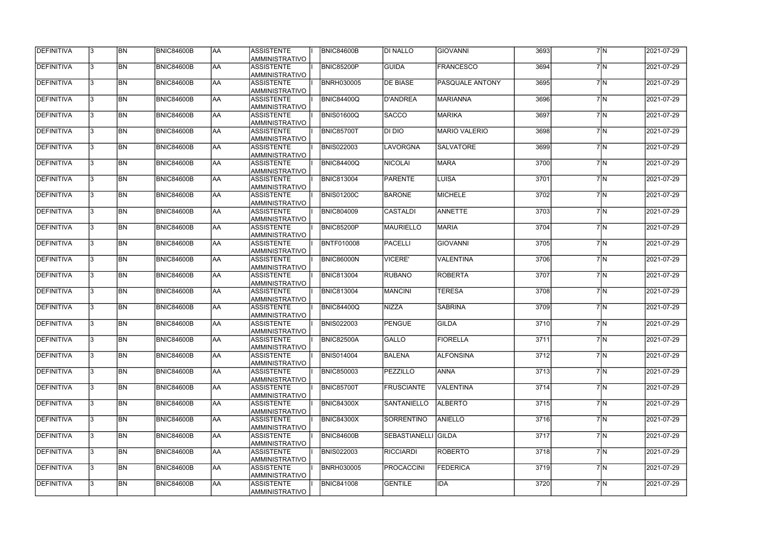| DEFINITIVA | 3 | BN | BNIC84600B | AA | ASSISTENTE AMMINISTRATIVO | I | BNIC84600B | DI NALLO | GIOVANNI | 3693 | 7 | N | 2021-07-29 |
|---|---|---|---|---|---|---|---|---|---|---|---|---|---|
| DEFINITIVA | 3 | BN | BNIC84600B | AA | ASSISTENTE AMMINISTRATIVO | I | BNIC85200P | GUIDA | FRANCESCO | 3694 | 7 | N | 2021-07-29 |
| DEFINITIVA | 3 | BN | BNIC84600B | AA | ASSISTENTE AMMINISTRATIVO | I | BNRH030005 | DE BIASE | PASQUALE ANTONY | 3695 | 7 | N | 2021-07-29 |
| DEFINITIVA | 3 | BN | BNIC84600B | AA | ASSISTENTE AMMINISTRATIVO | I | BNIC84400Q | D'ANDREA | MARIANNA | 3696 | 7 | N | 2021-07-29 |
| DEFINITIVA | 3 | BN | BNIC84600B | AA | ASSISTENTE AMMINISTRATIVO | I | BNIS01600Q | SACCO | MARIKA | 3697 | 7 | N | 2021-07-29 |
| DEFINITIVA | 3 | BN | BNIC84600B | AA | ASSISTENTE AMMINISTRATIVO | I | BNIC85700T | DI DIO | MARIO VALERIO | 3698 | 7 | N | 2021-07-29 |
| DEFINITIVA | 3 | BN | BNIC84600B | AA | ASSISTENTE AMMINISTRATIVO | I | BNIS022003 | LAVORGNA | SALVATORE | 3699 | 7 | N | 2021-07-29 |
| DEFINITIVA | 3 | BN | BNIC84600B | AA | ASSISTENTE AMMINISTRATIVO | I | BNIC84400Q | NICOLAI | MARA | 3700 | 7 | N | 2021-07-29 |
| DEFINITIVA | 3 | BN | BNIC84600B | AA | ASSISTENTE AMMINISTRATIVO | I | BNIC813004 | PARENTE | LUISA | 3701 | 7 | N | 2021-07-29 |
| DEFINITIVA | 3 | BN | BNIC84600B | AA | ASSISTENTE AMMINISTRATIVO | I | BNIS01200C | BARONE | MICHELE | 3702 | 7 | N | 2021-07-29 |
| DEFINITIVA | 3 | BN | BNIC84600B | AA | ASSISTENTE AMMINISTRATIVO | I | BNIC804009 | CASTALDI | ANNETTE | 3703 | 7 | N | 2021-07-29 |
| DEFINITIVA | 3 | BN | BNIC84600B | AA | ASSISTENTE AMMINISTRATIVO | I | BNIC85200P | MAURIELLO | MARIA | 3704 | 7 | N | 2021-07-29 |
| DEFINITIVA | 3 | BN | BNIC84600B | AA | ASSISTENTE AMMINISTRATIVO | I | BNTF010008 | PACELLI | GIOVANNI | 3705 | 7 | N | 2021-07-29 |
| DEFINITIVA | 3 | BN | BNIC84600B | AA | ASSISTENTE AMMINISTRATIVO | I | BNIC86000N | VICERE' | VALENTINA | 3706 | 7 | N | 2021-07-29 |
| DEFINITIVA | 3 | BN | BNIC84600B | AA | ASSISTENTE AMMINISTRATIVO | I | BNIC813004 | RUBANO | ROBERTA | 3707 | 7 | N | 2021-07-29 |
| DEFINITIVA | 3 | BN | BNIC84600B | AA | ASSISTENTE AMMINISTRATIVO | I | BNIC813004 | MANCINI | TERESA | 3708 | 7 | N | 2021-07-29 |
| DEFINITIVA | 3 | BN | BNIC84600B | AA | ASSISTENTE AMMINISTRATIVO | I | BNIC84400Q | NIZZA | SABRINA | 3709 | 7 | N | 2021-07-29 |
| DEFINITIVA | 3 | BN | BNIC84600B | AA | ASSISTENTE AMMINISTRATIVO | I | BNIS022003 | PENGUE | GILDA | 3710 | 7 | N | 2021-07-29 |
| DEFINITIVA | 3 | BN | BNIC84600B | AA | ASSISTENTE AMMINISTRATIVO | I | BNIC82500A | GALLO | FIORELLA | 3711 | 7 | N | 2021-07-29 |
| DEFINITIVA | 3 | BN | BNIC84600B | AA | ASSISTENTE AMMINISTRATIVO | I | BNIS014004 | BALENA | ALFONSINA | 3712 | 7 | N | 2021-07-29 |
| DEFINITIVA | 3 | BN | BNIC84600B | AA | ASSISTENTE AMMINISTRATIVO | I | BNIC850003 | PEZZILLO | ANNA | 3713 | 7 | N | 2021-07-29 |
| DEFINITIVA | 3 | BN | BNIC84600B | AA | ASSISTENTE AMMINISTRATIVO | I | BNIC85700T | FRUSCIANTE | VALENTINA | 3714 | 7 | N | 2021-07-29 |
| DEFINITIVA | 3 | BN | BNIC84600B | AA | ASSISTENTE AMMINISTRATIVO | I | BNIC84300X | SANTANIELLO | ALBERTO | 3715 | 7 | N | 2021-07-29 |
| DEFINITIVA | 3 | BN | BNIC84600B | AA | ASSISTENTE AMMINISTRATIVO | I | BNIC84300X | SORRENTINO | ANIELLO | 3716 | 7 | N | 2021-07-29 |
| DEFINITIVA | 3 | BN | BNIC84600B | AA | ASSISTENTE AMMINISTRATIVO | I | BNIC84600B | SEBASTIANELLI | GILDA | 3717 | 7 | N | 2021-07-29 |
| DEFINITIVA | 3 | BN | BNIC84600B | AA | ASSISTENTE AMMINISTRATIVO | I | BNIS022003 | RICCIARDI | ROBERTO | 3718 | 7 | N | 2021-07-29 |
| DEFINITIVA | 3 | BN | BNIC84600B | AA | ASSISTENTE AMMINISTRATIVO | I | BNRH030005 | PROCACCINI | FEDERICA | 3719 | 7 | N | 2021-07-29 |
| DEFINITIVA | 3 | BN | BNIC84600B | AA | ASSISTENTE AMMINISTRATIVO | I | BNIC841008 | GENTILE | IDA | 3720 | 7 | N | 2021-07-29 |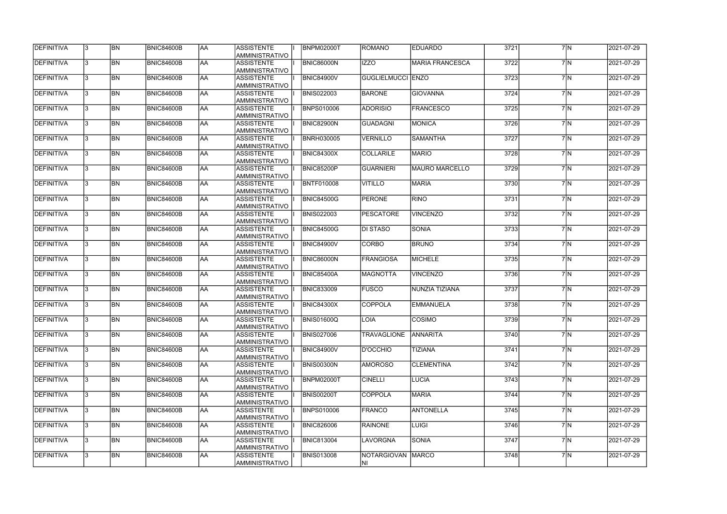| | | | | | | | | | | | | | | |
|---|---|---|---|---|---|---|---|---|---|---|---|---|---|---|
| DEFINITIVA | 3 | BN | BNIC84600B | AA | ASSISTENTE AMMINISTRATIVO | I | BNPM02000T | ROMANO | EDUARDO | 3721 | | 7 | N | 2021-07-29 |
| DEFINITIVA | 3 | BN | BNIC84600B | AA | ASSISTENTE AMMINISTRATIVO | I | BNIC86000N | IZZO | MARIA FRANCESCA | 3722 | | 7 | N | 2021-07-29 |
| DEFINITIVA | 3 | BN | BNIC84600B | AA | ASSISTENTE AMMINISTRATIVO | I | BNIC84900V | GUGLIELMUCCI | ENZO | 3723 | | 7 | N | 2021-07-29 |
| DEFINITIVA | 3 | BN | BNIC84600B | AA | ASSISTENTE AMMINISTRATIVO | I | BNIS022003 | BARONE | GIOVANNA | 3724 | | 7 | N | 2021-07-29 |
| DEFINITIVA | 3 | BN | BNIC84600B | AA | ASSISTENTE AMMINISTRATIVO | I | BNPS010006 | ADORISIO | FRANCESCO | 3725 | | 7 | N | 2021-07-29 |
| DEFINITIVA | 3 | BN | BNIC84600B | AA | ASSISTENTE AMMINISTRATIVO | I | BNIC82900N | GUADAGNI | MONICA | 3726 | | 7 | N | 2021-07-29 |
| DEFINITIVA | 3 | BN | BNIC84600B | AA | ASSISTENTE AMMINISTRATIVO | I | BNRH030005 | VERNILLO | SAMANTHA | 3727 | | 7 | N | 2021-07-29 |
| DEFINITIVA | 3 | BN | BNIC84600B | AA | ASSISTENTE AMMINISTRATIVO | I | BNIC84300X | COLLARILE | MARIO | 3728 | | 7 | N | 2021-07-29 |
| DEFINITIVA | 3 | BN | BNIC84600B | AA | ASSISTENTE AMMINISTRATIVO | I | BNIC85200P | GUARNIERI | MAURO MARCELLO | 3729 | | 7 | N | 2021-07-29 |
| DEFINITIVA | 3 | BN | BNIC84600B | AA | ASSISTENTE AMMINISTRATIVO | I | BNTF010008 | VITILLO | MARIA | 3730 | | 7 | N | 2021-07-29 |
| DEFINITIVA | 3 | BN | BNIC84600B | AA | ASSISTENTE AMMINISTRATIVO | I | BNIC84500G | PERONE | RINO | 3731 | | 7 | N | 2021-07-29 |
| DEFINITIVA | 3 | BN | BNIC84600B | AA | ASSISTENTE AMMINISTRATIVO | I | BNIS022003 | PESCATORE | VINCENZO | 3732 | | 7 | N | 2021-07-29 |
| DEFINITIVA | 3 | BN | BNIC84600B | AA | ASSISTENTE AMMINISTRATIVO | I | BNIC84500G | DI STASO | SONIA | 3733 | | 7 | N | 2021-07-29 |
| DEFINITIVA | 3 | BN | BNIC84600B | AA | ASSISTENTE AMMINISTRATIVO | I | BNIC84900V | CORBO | BRUNO | 3734 | | 7 | N | 2021-07-29 |
| DEFINITIVA | 3 | BN | BNIC84600B | AA | ASSISTENTE AMMINISTRATIVO | I | BNIC86000N | FRANGIOSA | MICHELE | 3735 | | 7 | N | 2021-07-29 |
| DEFINITIVA | 3 | BN | BNIC84600B | AA | ASSISTENTE AMMINISTRATIVO | I | BNIC85400A | MAGNOTTA | VINCENZO | 3736 | | 7 | N | 2021-07-29 |
| DEFINITIVA | 3 | BN | BNIC84600B | AA | ASSISTENTE AMMINISTRATIVO | I | BNIC833009 | FUSCO | NUNZIA TIZIANA | 3737 | | 7 | N | 2021-07-29 |
| DEFINITIVA | 3 | BN | BNIC84600B | AA | ASSISTENTE AMMINISTRATIVO | I | BNIC84300X | COPPOLA | EMMANUELA | 3738 | | 7 | N | 2021-07-29 |
| DEFINITIVA | 3 | BN | BNIC84600B | AA | ASSISTENTE AMMINISTRATIVO | I | BNIS01600Q | LOIA | COSIMO | 3739 | | 7 | N | 2021-07-29 |
| DEFINITIVA | 3 | BN | BNIC84600B | AA | ASSISTENTE AMMINISTRATIVO | I | BNIS027006 | TRAVAGLIONE | ANNARITA | 3740 | | 7 | N | 2021-07-29 |
| DEFINITIVA | 3 | BN | BNIC84600B | AA | ASSISTENTE AMMINISTRATIVO | I | BNIC84900V | D'OCCHIO | TIZIANA | 3741 | | 7 | N | 2021-07-29 |
| DEFINITIVA | 3 | BN | BNIC84600B | AA | ASSISTENTE AMMINISTRATIVO | I | BNIS00300N | AMOROSO | CLEMENTINA | 3742 | | 7 | N | 2021-07-29 |
| DEFINITIVA | 3 | BN | BNIC84600B | AA | ASSISTENTE AMMINISTRATIVO | I | BNPM02000T | CINELLI | LUCIA | 3743 | | 7 | N | 2021-07-29 |
| DEFINITIVA | 3 | BN | BNIC84600B | AA | ASSISTENTE AMMINISTRATIVO | I | BNIS00200T | COPPOLA | MARIA | 3744 | | 7 | N | 2021-07-29 |
| DEFINITIVA | 3 | BN | BNIC84600B | AA | ASSISTENTE AMMINISTRATIVO | I | BNPS010006 | FRANCO | ANTONELLA | 3745 | | 7 | N | 2021-07-29 |
| DEFINITIVA | 3 | BN | BNIC84600B | AA | ASSISTENTE AMMINISTRATIVO | I | BNIC826006 | RAINONE | LUIGI | 3746 | | 7 | N | 2021-07-29 |
| DEFINITIVA | 3 | BN | BNIC84600B | AA | ASSISTENTE AMMINISTRATIVO | I | BNIC813004 | LAVORGNA | SONIA | 3747 | | 7 | N | 2021-07-29 |
| DEFINITIVA | 3 | BN | BNIC84600B | AA | ASSISTENTE AMMINISTRATIVO | I | BNIS013008 | NOTARGIOVANNI | MARCO | 3748 | | 7 | N | 2021-07-29 |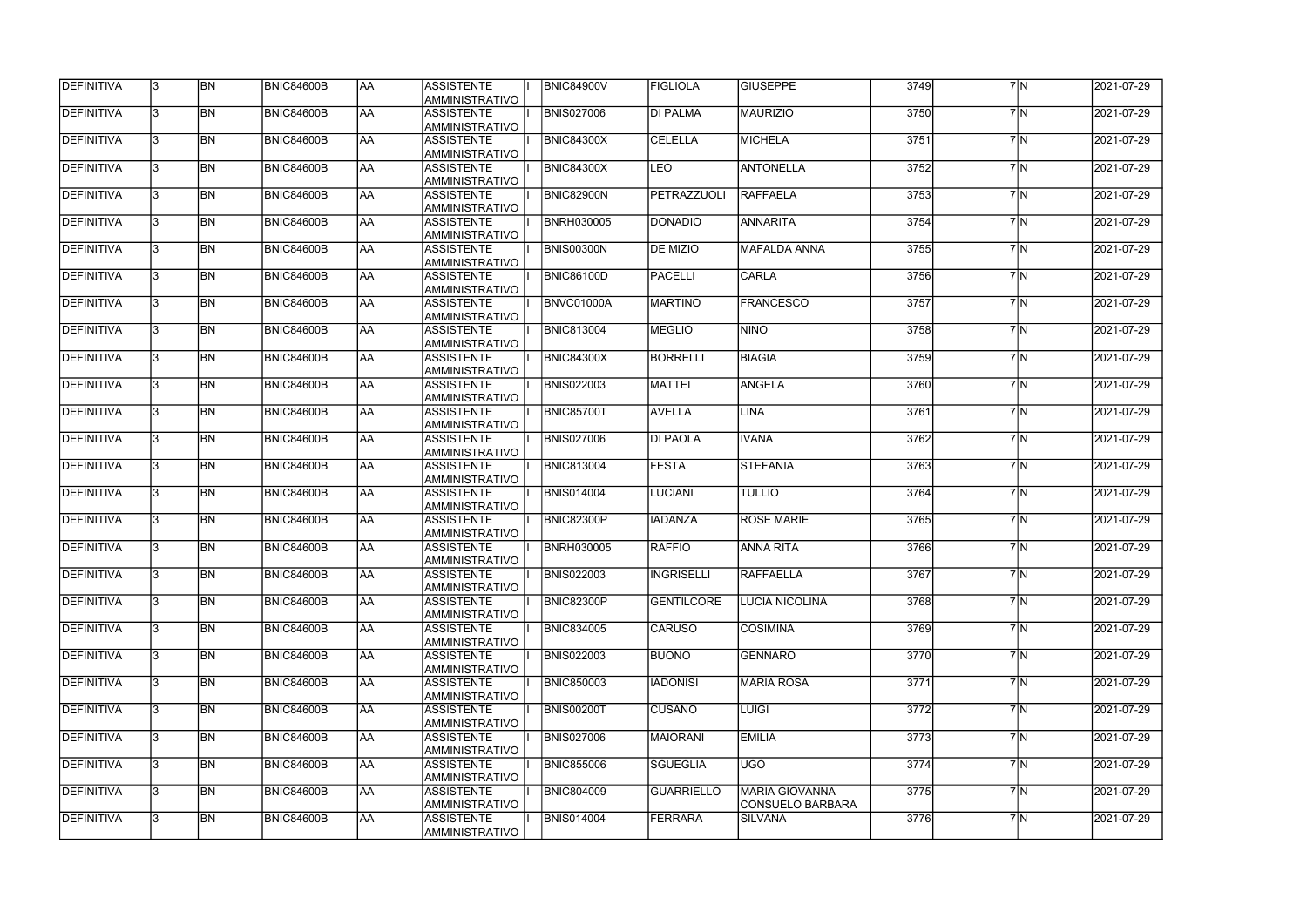| | | | | | | | | | | | | | |
|---|---|---|---|---|---|---|---|---|---|---|---|---|---|
| DEFINITIVA | 3 | BN | BNIC84600B | AA | ASSISTENTE AMMINISTRATIVO | I | BNIC84900V | FIGLIOLA | GIUSEPPE | 3749 | 7 | N | 2021-07-29 |
| DEFINITIVA | 3 | BN | BNIC84600B | AA | ASSISTENTE AMMINISTRATIVO | I | BNIS027006 | DI PALMA | MAURIZIO | 3750 | 7 | N | 2021-07-29 |
| DEFINITIVA | 3 | BN | BNIC84600B | AA | ASSISTENTE AMMINISTRATIVO | I | BNIC84300X | CELELLA | MICHELA | 3751 | 7 | N | 2021-07-29 |
| DEFINITIVA | 3 | BN | BNIC84600B | AA | ASSISTENTE AMMINISTRATIVO | I | BNIC84300X | LEO | ANTONELLA | 3752 | 7 | N | 2021-07-29 |
| DEFINITIVA | 3 | BN | BNIC84600B | AA | ASSISTENTE AMMINISTRATIVO | I | BNIC82900N | PETRAZZUOLI | RAFFAELA | 3753 | 7 | N | 2021-07-29 |
| DEFINITIVA | 3 | BN | BNIC84600B | AA | ASSISTENTE AMMINISTRATIVO | I | BNRH030005 | DONADIO | ANNARITA | 3754 | 7 | N | 2021-07-29 |
| DEFINITIVA | 3 | BN | BNIC84600B | AA | ASSISTENTE AMMINISTRATIVO | I | BNIS00300N | DE MIZIO | MAFALDA ANNA | 3755 | 7 | N | 2021-07-29 |
| DEFINITIVA | 3 | BN | BNIC84600B | AA | ASSISTENTE AMMINISTRATIVO | I | BNIC86100D | PACELLI | CARLA | 3756 | 7 | N | 2021-07-29 |
| DEFINITIVA | 3 | BN | BNIC84600B | AA | ASSISTENTE AMMINISTRATIVO | I | BNVC01000A | MARTINO | FRANCESCO | 3757 | 7 | N | 2021-07-29 |
| DEFINITIVA | 3 | BN | BNIC84600B | AA | ASSISTENTE AMMINISTRATIVO | I | BNIC813004 | MEGLIO | NINO | 3758 | 7 | N | 2021-07-29 |
| DEFINITIVA | 3 | BN | BNIC84600B | AA | ASSISTENTE AMMINISTRATIVO | I | BNIC84300X | BORRELLI | BIAGIA | 3759 | 7 | N | 2021-07-29 |
| DEFINITIVA | 3 | BN | BNIC84600B | AA | ASSISTENTE AMMINISTRATIVO | I | BNIS022003 | MATTEI | ANGELA | 3760 | 7 | N | 2021-07-29 |
| DEFINITIVA | 3 | BN | BNIC84600B | AA | ASSISTENTE AMMINISTRATIVO | I | BNIC85700T | AVELLA | LINA | 3761 | 7 | N | 2021-07-29 |
| DEFINITIVA | 3 | BN | BNIC84600B | AA | ASSISTENTE AMMINISTRATIVO | I | BNIS027006 | DI PAOLA | IVANA | 3762 | 7 | N | 2021-07-29 |
| DEFINITIVA | 3 | BN | BNIC84600B | AA | ASSISTENTE AMMINISTRATIVO | I | BNIC813004 | FESTA | STEFANIA | 3763 | 7 | N | 2021-07-29 |
| DEFINITIVA | 3 | BN | BNIC84600B | AA | ASSISTENTE AMMINISTRATIVO | I | BNIS014004 | LUCIANI | TULLIO | 3764 | 7 | N | 2021-07-29 |
| DEFINITIVA | 3 | BN | BNIC84600B | AA | ASSISTENTE AMMINISTRATIVO | I | BNIC82300P | IADANZA | ROSE MARIE | 3765 | 7 | N | 2021-07-29 |
| DEFINITIVA | 3 | BN | BNIC84600B | AA | ASSISTENTE AMMINISTRATIVO | I | BNRH030005 | RAFFIO | ANNA RITA | 3766 | 7 | N | 2021-07-29 |
| DEFINITIVA | 3 | BN | BNIC84600B | AA | ASSISTENTE AMMINISTRATIVO | I | BNIS022003 | INGRISELLI | RAFFAELLA | 3767 | 7 | N | 2021-07-29 |
| DEFINITIVA | 3 | BN | BNIC84600B | AA | ASSISTENTE AMMINISTRATIVO | I | BNIC82300P | GENTILCORE | LUCIA NICOLINA | 3768 | 7 | N | 2021-07-29 |
| DEFINITIVA | 3 | BN | BNIC84600B | AA | ASSISTENTE AMMINISTRATIVO | I | BNIC834005 | CARUSO | COSIMINA | 3769 | 7 | N | 2021-07-29 |
| DEFINITIVA | 3 | BN | BNIC84600B | AA | ASSISTENTE AMMINISTRATIVO | I | BNIS022003 | BUONO | GENNARO | 3770 | 7 | N | 2021-07-29 |
| DEFINITIVA | 3 | BN | BNIC84600B | AA | ASSISTENTE AMMINISTRATIVO | I | BNIC850003 | IADONISI | MARIA ROSA | 3771 | 7 | N | 2021-07-29 |
| DEFINITIVA | 3 | BN | BNIC84600B | AA | ASSISTENTE AMMINISTRATIVO | I | BNIS00200T | CUSANO | LUIGI | 3772 | 7 | N | 2021-07-29 |
| DEFINITIVA | 3 | BN | BNIC84600B | AA | ASSISTENTE AMMINISTRATIVO | I | BNIS027006 | MAIORANI | EMILIA | 3773 | 7 | N | 2021-07-29 |
| DEFINITIVA | 3 | BN | BNIC84600B | AA | ASSISTENTE AMMINISTRATIVO | I | BNIC855006 | SGUEGLIA | UGO | 3774 | 7 | N | 2021-07-29 |
| DEFINITIVA | 3 | BN | BNIC84600B | AA | ASSISTENTE AMMINISTRATIVO | I | BNIC804009 | GUARRIELLO | MARIA GIOVANNA CONSUELO BARBARA | 3775 | 7 | N | 2021-07-29 |
| DEFINITIVA | 3 | BN | BNIC84600B | AA | ASSISTENTE AMMINISTRATIVO | I | BNIS014004 | FERRARA | SILVANA | 3776 | 7 | N | 2021-07-29 |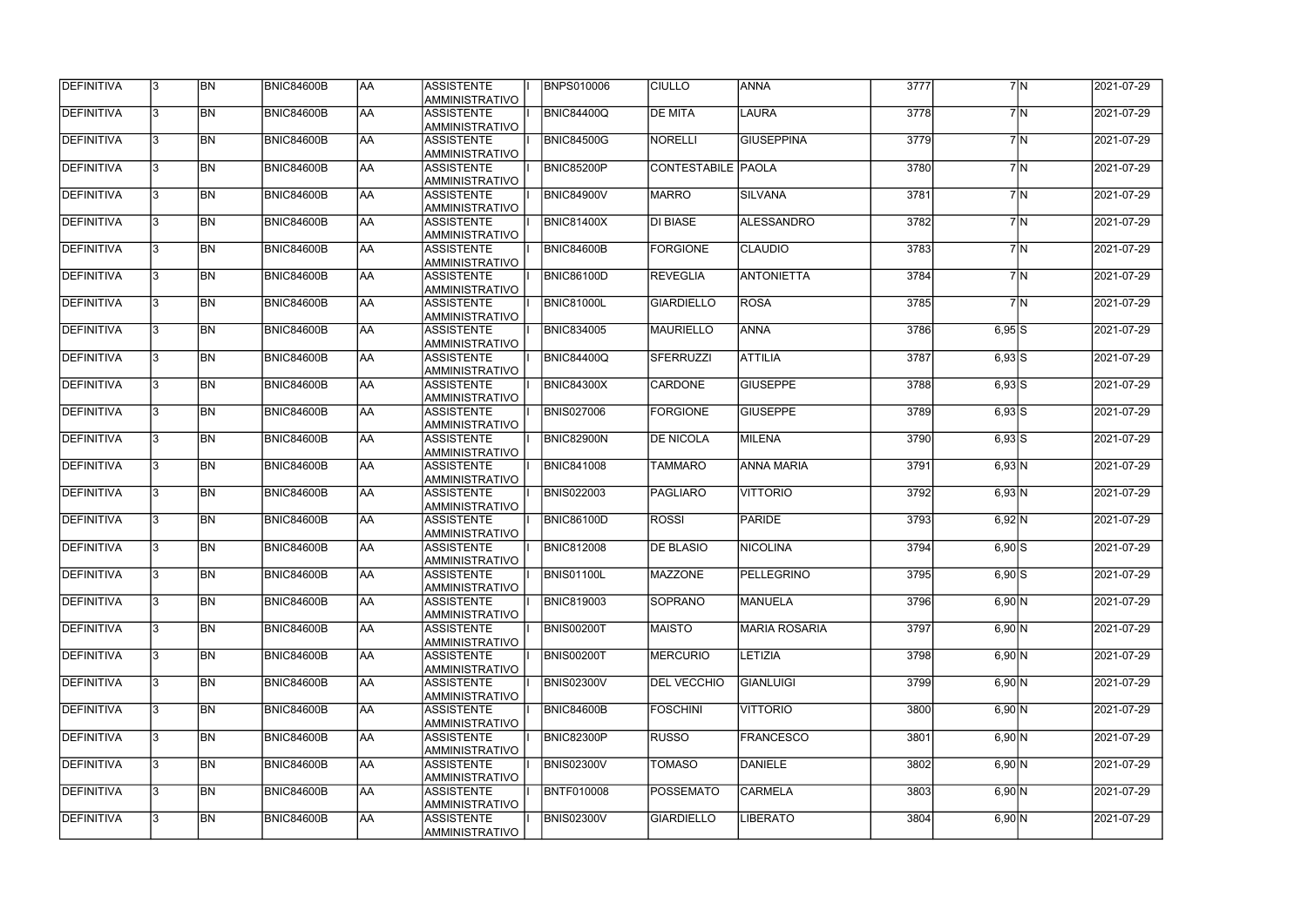| | | | | | | | | | | | | | | |
|---|---|---|---|---|---|---|---|---|---|---|---|---|---|---|
| DEFINITIVA | 3 | BN | BNIC84600B | AA | ASSISTENTE AMMINISTRATIVO | I | BNPS010006 | CIULLO | ANNA | 3777 | 7 | N | | 2021-07-29 |
| DEFINITIVA | 3 | BN | BNIC84600B | AA | ASSISTENTE AMMINISTRATIVO | I | BNIC84400Q | DE MITA | LAURA | 3778 | 7 | N | | 2021-07-29 |
| DEFINITIVA | 3 | BN | BNIC84600B | AA | ASSISTENTE AMMINISTRATIVO | I | BNIC84500G | NORELLI | GIUSEPPINA | 3779 | 7 | N | | 2021-07-29 |
| DEFINITIVA | 3 | BN | BNIC84600B | AA | ASSISTENTE AMMINISTRATIVO | I | BNIC85200P | CONTESTABILE | PAOLA | 3780 | 7 | N | | 2021-07-29 |
| DEFINITIVA | 3 | BN | BNIC84600B | AA | ASSISTENTE AMMINISTRATIVO | I | BNIC84900V | MARRO | SILVANA | 3781 | 7 | N | | 2021-07-29 |
| DEFINITIVA | 3 | BN | BNIC84600B | AA | ASSISTENTE AMMINISTRATIVO | I | BNIC81400X | DI BIASE | ALESSANDRO | 3782 | 7 | N | | 2021-07-29 |
| DEFINITIVA | 3 | BN | BNIC84600B | AA | ASSISTENTE AMMINISTRATIVO | I | BNIC84600B | FORGIONE | CLAUDIO | 3783 | 7 | N | | 2021-07-29 |
| DEFINITIVA | 3 | BN | BNIC84600B | AA | ASSISTENTE AMMINISTRATIVO | I | BNIC86100D | REVEGLIA | ANTONIETTA | 3784 | 7 | N | | 2021-07-29 |
| DEFINITIVA | 3 | BN | BNIC84600B | AA | ASSISTENTE AMMINISTRATIVO | I | BNIC81000L | GIARDIELLO | ROSA | 3785 | 7 | N | | 2021-07-29 |
| DEFINITIVA | 3 | BN | BNIC84600B | AA | ASSISTENTE AMMINISTRATIVO | I | BNIC834005 | MAURIELLO | ANNA | 3786 | 6,95 | S | | 2021-07-29 |
| DEFINITIVA | 3 | BN | BNIC84600B | AA | ASSISTENTE AMMINISTRATIVO | I | BNIC84400Q | SFERRUZZI | ATTILIA | 3787 | 6,93 | S | | 2021-07-29 |
| DEFINITIVA | 3 | BN | BNIC84600B | AA | ASSISTENTE AMMINISTRATIVO | I | BNIC84300X | CARDONE | GIUSEPPE | 3788 | 6,93 | S | | 2021-07-29 |
| DEFINITIVA | 3 | BN | BNIC84600B | AA | ASSISTENTE AMMINISTRATIVO | I | BNIS027006 | FORGIONE | GIUSEPPE | 3789 | 6,93 | S | | 2021-07-29 |
| DEFINITIVA | 3 | BN | BNIC84600B | AA | ASSISTENTE AMMINISTRATIVO | I | BNIC82900N | DE NICOLA | MILENA | 3790 | 6,93 | S | | 2021-07-29 |
| DEFINITIVA | 3 | BN | BNIC84600B | AA | ASSISTENTE AMMINISTRATIVO | I | BNIC841008 | TAMMARO | ANNA MARIA | 3791 | 6,93 | N | | 2021-07-29 |
| DEFINITIVA | 3 | BN | BNIC84600B | AA | ASSISTENTE AMMINISTRATIVO | I | BNIS022003 | PAGLIARO | VITTORIO | 3792 | 6,93 | N | | 2021-07-29 |
| DEFINITIVA | 3 | BN | BNIC84600B | AA | ASSISTENTE AMMINISTRATIVO | I | BNIC86100D | ROSSI | PARIDE | 3793 | 6,92 | N | | 2021-07-29 |
| DEFINITIVA | 3 | BN | BNIC84600B | AA | ASSISTENTE AMMINISTRATIVO | I | BNIC812008 | DE BLASIO | NICOLINA | 3794 | 6,90 | S | | 2021-07-29 |
| DEFINITIVA | 3 | BN | BNIC84600B | AA | ASSISTENTE AMMINISTRATIVO | I | BNIS01100L | MAZZONE | PELLEGRINO | 3795 | 6,90 | S | | 2021-07-29 |
| DEFINITIVA | 3 | BN | BNIC84600B | AA | ASSISTENTE AMMINISTRATIVO | I | BNIC819003 | SOPRANO | MANUELA | 3796 | 6,90 | N | | 2021-07-29 |
| DEFINITIVA | 3 | BN | BNIC84600B | AA | ASSISTENTE AMMINISTRATIVO | I | BNIS00200T | MAISTO | MARIA ROSARIA | 3797 | 6,90 | N | | 2021-07-29 |
| DEFINITIVA | 3 | BN | BNIC84600B | AA | ASSISTENTE AMMINISTRATIVO | I | BNIS00200T | MERCURIO | LETIZIA | 3798 | 6,90 | N | | 2021-07-29 |
| DEFINITIVA | 3 | BN | BNIC84600B | AA | ASSISTENTE AMMINISTRATIVO | I | BNIS02300V | DEL VECCHIO | GIANLUIGI | 3799 | 6,90 | N | | 2021-07-29 |
| DEFINITIVA | 3 | BN | BNIC84600B | AA | ASSISTENTE AMMINISTRATIVO | I | BNIC84600B | FOSCHINI | VITTORIO | 3800 | 6,90 | N | | 2021-07-29 |
| DEFINITIVA | 3 | BN | BNIC84600B | AA | ASSISTENTE AMMINISTRATIVO | I | BNIC82300P | RUSSO | FRANCESCO | 3801 | 6,90 | N | | 2021-07-29 |
| DEFINITIVA | 3 | BN | BNIC84600B | AA | ASSISTENTE AMMINISTRATIVO | I | BNIS02300V | TOMASO | DANIELE | 3802 | 6,90 | N | | 2021-07-29 |
| DEFINITIVA | 3 | BN | BNIC84600B | AA | ASSISTENTE AMMINISTRATIVO | I | BNTF010008 | POSSEMATO | CARMELA | 3803 | 6,90 | N | | 2021-07-29 |
| DEFINITIVA | 3 | BN | BNIC84600B | AA | ASSISTENTE AMMINISTRATIVO | I | BNIS02300V | GIARDIELLO | LIBERATO | 3804 | 6,90 | N | | 2021-07-29 |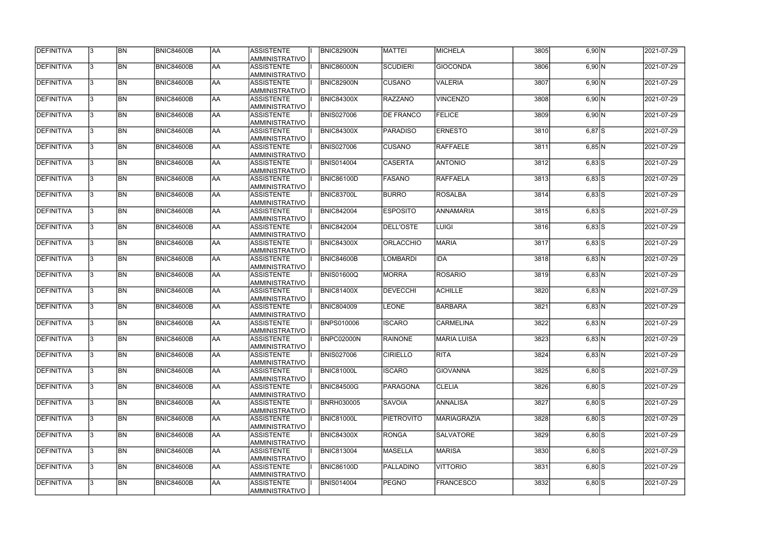| | | | | | | | | | | | | | |
|---|---|---|---|---|---|---|---|---|---|---|---|---|---|
| DEFINITIVA | 3 | BN | BNIC84600B | AA | ASSISTENTE AMMINISTRATIVO | I | BNIC82900N | MATTEI | MICHELA | 3805 | 6,90 | N | 2021-07-29 |
| DEFINITIVA | 3 | BN | BNIC84600B | AA | ASSISTENTE AMMINISTRATIVO | I | BNIC86000N | SCUDIERI | GIOCONDA | 3806 | 6,90 | N | 2021-07-29 |
| DEFINITIVA | 3 | BN | BNIC84600B | AA | ASSISTENTE AMMINISTRATIVO | I | BNIC82900N | CUSANO | VALERIA | 3807 | 6,90 | N | 2021-07-29 |
| DEFINITIVA | 3 | BN | BNIC84600B | AA | ASSISTENTE AMMINISTRATIVO | I | BNIC84300X | RAZZANO | VINCENZO | 3808 | 6,90 | N | 2021-07-29 |
| DEFINITIVA | 3 | BN | BNIC84600B | AA | ASSISTENTE AMMINISTRATIVO | I | BNIS027006 | DE FRANCO | FELICE | 3809 | 6,90 | N | 2021-07-29 |
| DEFINITIVA | 3 | BN | BNIC84600B | AA | ASSISTENTE AMMINISTRATIVO | I | BNIC84300X | PARADISO | ERNESTO | 3810 | 6,87 | S | 2021-07-29 |
| DEFINITIVA | 3 | BN | BNIC84600B | AA | ASSISTENTE AMMINISTRATIVO | I | BNIS027006 | CUSANO | RAFFAELE | 3811 | 6,85 | N | 2021-07-29 |
| DEFINITIVA | 3 | BN | BNIC84600B | AA | ASSISTENTE AMMINISTRATIVO | I | BNIS014004 | CASERTA | ANTONIO | 3812 | 6,83 | S | 2021-07-29 |
| DEFINITIVA | 3 | BN | BNIC84600B | AA | ASSISTENTE AMMINISTRATIVO | I | BNIC86100D | FASANO | RAFFAELA | 3813 | 6,83 | S | 2021-07-29 |
| DEFINITIVA | 3 | BN | BNIC84600B | AA | ASSISTENTE AMMINISTRATIVO | I | BNIC83700L | BURRO | ROSALBA | 3814 | 6,83 | S | 2021-07-29 |
| DEFINITIVA | 3 | BN | BNIC84600B | AA | ASSISTENTE AMMINISTRATIVO | I | BNIC842004 | ESPOSITO | ANNAMARIA | 3815 | 6,83 | S | 2021-07-29 |
| DEFINITIVA | 3 | BN | BNIC84600B | AA | ASSISTENTE AMMINISTRATIVO | I | BNIC842004 | DELL'OSTE | LUIGI | 3816 | 6,83 | S | 2021-07-29 |
| DEFINITIVA | 3 | BN | BNIC84600B | AA | ASSISTENTE AMMINISTRATIVO | I | BNIC84300X | ORLACCHIO | MARIA | 3817 | 6,83 | S | 2021-07-29 |
| DEFINITIVA | 3 | BN | BNIC84600B | AA | ASSISTENTE AMMINISTRATIVO | I | BNIC84600B | LOMBARDI | IDA | 3818 | 6,83 | N | 2021-07-29 |
| DEFINITIVA | 3 | BN | BNIC84600B | AA | ASSISTENTE AMMINISTRATIVO | I | BNIS01600Q | MORRA | ROSARIO | 3819 | 6,83 | N | 2021-07-29 |
| DEFINITIVA | 3 | BN | BNIC84600B | AA | ASSISTENTE AMMINISTRATIVO | I | BNIC81400X | DEVECCHI | ACHILLE | 3820 | 6,83 | N | 2021-07-29 |
| DEFINITIVA | 3 | BN | BNIC84600B | AA | ASSISTENTE AMMINISTRATIVO | I | BNIC804009 | LEONE | BARBARA | 3821 | 6,83 | N | 2021-07-29 |
| DEFINITIVA | 3 | BN | BNIC84600B | AA | ASSISTENTE AMMINISTRATIVO | I | BNPS010006 | ISCARO | CARMELINA | 3822 | 6,83 | N | 2021-07-29 |
| DEFINITIVA | 3 | BN | BNIC84600B | AA | ASSISTENTE AMMINISTRATIVO | I | BNPC02000N | RAINONE | MARIA LUISA | 3823 | 6,83 | N | 2021-07-29 |
| DEFINITIVA | 3 | BN | BNIC84600B | AA | ASSISTENTE AMMINISTRATIVO | I | BNIS027006 | CIRIELLO | RITA | 3824 | 6,83 | N | 2021-07-29 |
| DEFINITIVA | 3 | BN | BNIC84600B | AA | ASSISTENTE AMMINISTRATIVO | I | BNIC81000L | ISCARO | GIOVANNA | 3825 | 6,80 | S | 2021-07-29 |
| DEFINITIVA | 3 | BN | BNIC84600B | AA | ASSISTENTE AMMINISTRATIVO | I | BNIC84500G | PARAGONA | CLELIA | 3826 | 6,80 | S | 2021-07-29 |
| DEFINITIVA | 3 | BN | BNIC84600B | AA | ASSISTENTE AMMINISTRATIVO | I | BNRH030005 | SAVOIA | ANNALISA | 3827 | 6,80 | S | 2021-07-29 |
| DEFINITIVA | 3 | BN | BNIC84600B | AA | ASSISTENTE AMMINISTRATIVO | I | BNIC81000L | PIETROVITO | MARIAGRAZIA | 3828 | 6,80 | S | 2021-07-29 |
| DEFINITIVA | 3 | BN | BNIC84600B | AA | ASSISTENTE AMMINISTRATIVO | I | BNIC84300X | RONGA | SALVATORE | 3829 | 6,80 | S | 2021-07-29 |
| DEFINITIVA | 3 | BN | BNIC84600B | AA | ASSISTENTE AMMINISTRATIVO | I | BNIC813004 | MASELLA | MARISA | 3830 | 6,80 | S | 2021-07-29 |
| DEFINITIVA | 3 | BN | BNIC84600B | AA | ASSISTENTE AMMINISTRATIVO | I | BNIC86100D | PALLADINO | VITTORIO | 3831 | 6,80 | S | 2021-07-29 |
| DEFINITIVA | 3 | BN | BNIC84600B | AA | ASSISTENTE AMMINISTRATIVO | I | BNIS014004 | PEGNO | FRANCESCO | 3832 | 6,80 | S | 2021-07-29 |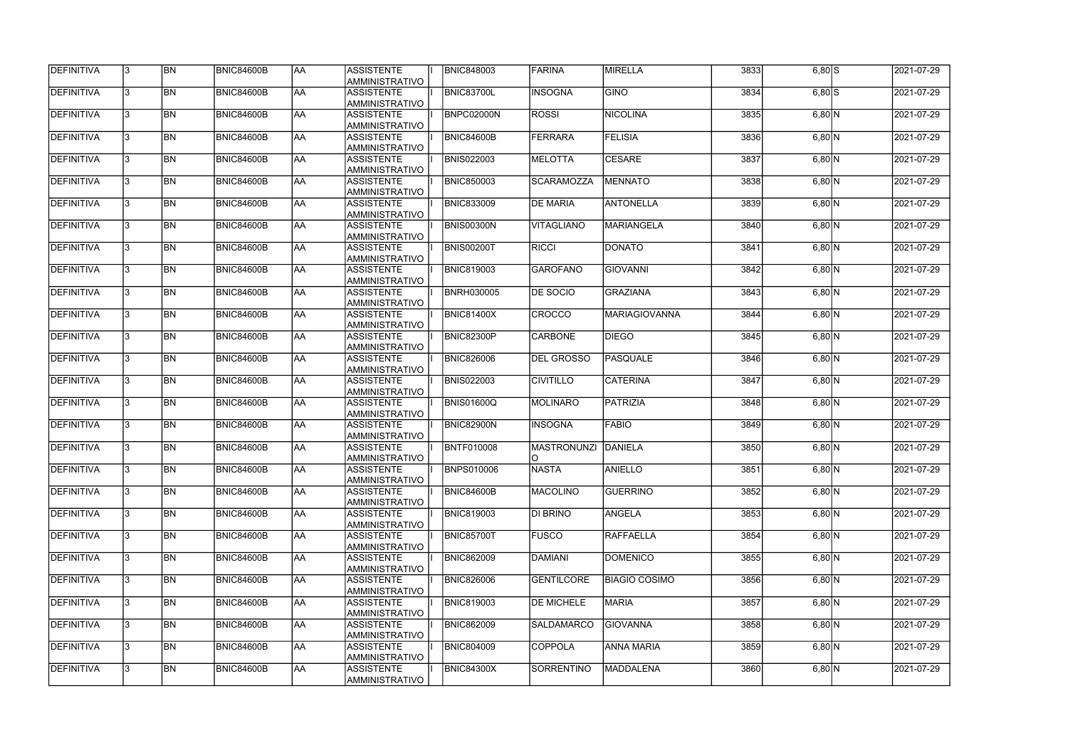| | | | | | | | | | | | | | |
|---|---|---|---|---|---|---|---|---|---|---|---|---|---|
| DEFINITIVA | 3 | BN | BNIC84600B | AA | ASSISTENTE AMMINISTRATIVO | I | BNIC848003 | FARINA | MIRELLA | 3833 | 6,80 | S | 2021-07-29 |
| DEFINITIVA | 3 | BN | BNIC84600B | AA | ASSISTENTE AMMINISTRATIVO | I | BNIC83700L | INSOGNA | GINO | 3834 | 6,80 | S | 2021-07-29 |
| DEFINITIVA | 3 | BN | BNIC84600B | AA | ASSISTENTE AMMINISTRATIVO | I | BNPC02000N | ROSSI | NICOLINA | 3835 | 6,80 | N | 2021-07-29 |
| DEFINITIVA | 3 | BN | BNIC84600B | AA | ASSISTENTE AMMINISTRATIVO | I | BNIC84600B | FERRARA | FELISIA | 3836 | 6,80 | N | 2021-07-29 |
| DEFINITIVA | 3 | BN | BNIC84600B | AA | ASSISTENTE AMMINISTRATIVO | I | BNIS022003 | MELOTTA | CESARE | 3837 | 6,80 | N | 2021-07-29 |
| DEFINITIVA | 3 | BN | BNIC84600B | AA | ASSISTENTE AMMINISTRATIVO | I | BNIC850003 | SCARAMOZZA | MENNATO | 3838 | 6,80 | N | 2021-07-29 |
| DEFINITIVA | 3 | BN | BNIC84600B | AA | ASSISTENTE AMMINISTRATIVO | I | BNIC833009 | DE MARIA | ANTONELLA | 3839 | 6,80 | N | 2021-07-29 |
| DEFINITIVA | 3 | BN | BNIC84600B | AA | ASSISTENTE AMMINISTRATIVO | I | BNIS00300N | VITAGLIANO | MARIANGELA | 3840 | 6,80 | N | 2021-07-29 |
| DEFINITIVA | 3 | BN | BNIC84600B | AA | ASSISTENTE AMMINISTRATIVO | I | BNIS00200T | RICCI | DONATO | 3841 | 6,80 | N | 2021-07-29 |
| DEFINITIVA | 3 | BN | BNIC84600B | AA | ASSISTENTE AMMINISTRATIVO | I | BNIC819003 | GAROFANO | GIOVANNI | 3842 | 6,80 | N | 2021-07-29 |
| DEFINITIVA | 3 | BN | BNIC84600B | AA | ASSISTENTE AMMINISTRATIVO | I | BNRH030005 | DE SOCIO | GRAZIANA | 3843 | 6,80 | N | 2021-07-29 |
| DEFINITIVA | 3 | BN | BNIC84600B | AA | ASSISTENTE AMMINISTRATIVO | I | BNIC81400X | CROCCO | MARIAGIOVANNA | 3844 | 6,80 | N | 2021-07-29 |
| DEFINITIVA | 3 | BN | BNIC84600B | AA | ASSISTENTE AMMINISTRATIVO | I | BNIC82300P | CARBONE | DIEGO | 3845 | 6,80 | N | 2021-07-29 |
| DEFINITIVA | 3 | BN | BNIC84600B | AA | ASSISTENTE AMMINISTRATIVO | I | BNIC826006 | DEL GROSSO | PASQUALE | 3846 | 6,80 | N | 2021-07-29 |
| DEFINITIVA | 3 | BN | BNIC84600B | AA | ASSISTENTE AMMINISTRATIVO | I | BNIS022003 | CIVITILLO | CATERINA | 3847 | 6,80 | N | 2021-07-29 |
| DEFINITIVA | 3 | BN | BNIC84600B | AA | ASSISTENTE AMMINISTRATIVO | I | BNIS01600Q | MOLINARO | PATRIZIA | 3848 | 6,80 | N | 2021-07-29 |
| DEFINITIVA | 3 | BN | BNIC84600B | AA | ASSISTENTE AMMINISTRATIVO | I | BNIC82900N | INSOGNA | FABIO | 3849 | 6,80 | N | 2021-07-29 |
| DEFINITIVA | 3 | BN | BNIC84600B | AA | ASSISTENTE AMMINISTRATIVO | I | BNTF010008 | MASTRONUNZIO | DANIELA | 3850 | 6,80 | N | 2021-07-29 |
| DEFINITIVA | 3 | BN | BNIC84600B | AA | ASSISTENTE AMMINISTRATIVO | I | BNPS010006 | NASTA | ANIELLO | 3851 | 6,80 | N | 2021-07-29 |
| DEFINITIVA | 3 | BN | BNIC84600B | AA | ASSISTENTE AMMINISTRATIVO | I | BNIC84600B | MACOLINO | GUERRINO | 3852 | 6,80 | N | 2021-07-29 |
| DEFINITIVA | 3 | BN | BNIC84600B | AA | ASSISTENTE AMMINISTRATIVO | I | BNIC819003 | DI BRINO | ANGELA | 3853 | 6,80 | N | 2021-07-29 |
| DEFINITIVA | 3 | BN | BNIC84600B | AA | ASSISTENTE AMMINISTRATIVO | I | BNIC85700T | FUSCO | RAFFAELLA | 3854 | 6,80 | N | 2021-07-29 |
| DEFINITIVA | 3 | BN | BNIC84600B | AA | ASSISTENTE AMMINISTRATIVO | I | BNIC862009 | DAMIANI | DOMENICO | 3855 | 6,80 | N | 2021-07-29 |
| DEFINITIVA | 3 | BN | BNIC84600B | AA | ASSISTENTE AMMINISTRATIVO | I | BNIC826006 | GENTILCORE | BIAGIO COSIMO | 3856 | 6,80 | N | 2021-07-29 |
| DEFINITIVA | 3 | BN | BNIC84600B | AA | ASSISTENTE AMMINISTRATIVO | I | BNIC819003 | DE MICHELE | MARIA | 3857 | 6,80 | N | 2021-07-29 |
| DEFINITIVA | 3 | BN | BNIC84600B | AA | ASSISTENTE AMMINISTRATIVO | I | BNIC862009 | SALDAMARCO | GIOVANNA | 3858 | 6,80 | N | 2021-07-29 |
| DEFINITIVA | 3 | BN | BNIC84600B | AA | ASSISTENTE AMMINISTRATIVO | I | BNIC804009 | COPPOLA | ANNA MARIA | 3859 | 6,80 | N | 2021-07-29 |
| DEFINITIVA | 3 | BN | BNIC84600B | AA | ASSISTENTE AMMINISTRATIVO | I | BNIC84300X | SORRENTINO | MADDALENA | 3860 | 6,80 | N | 2021-07-29 |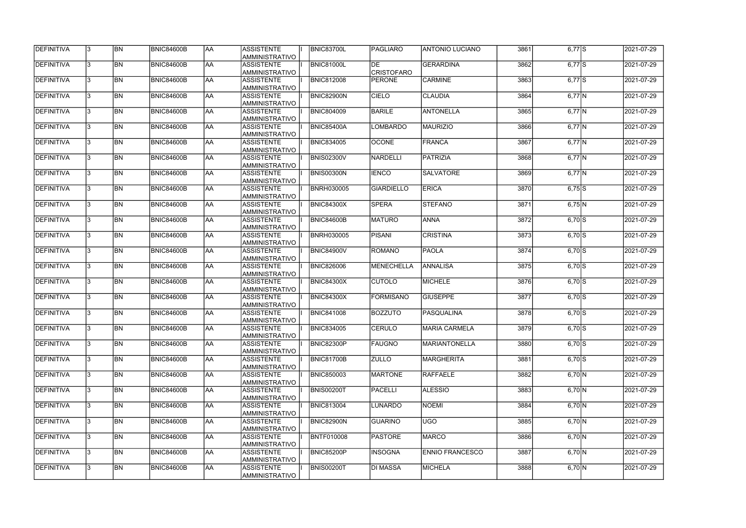| | | | | | | | | | | | | | | |
|---|---|---|---|---|---|---|---|---|---|---|---|---|---|---|
| DEFINITIVA | 3 | BN | BNIC84600B | AA | ASSISTENTE AMMINISTRATIVO | I | BNIC83700L | PAGLIARO | ANTONIO LUCIANO | 3861 | 6,77 | S | | 2021-07-29 |
| DEFINITIVA | 3 | BN | BNIC84600B | AA | ASSISTENTE AMMINISTRATIVO | I | BNIC81000L | DE CRISTOFARO | GERARDINA | 3862 | 6,77 | S | | 2021-07-29 |
| DEFINITIVA | 3 | BN | BNIC84600B | AA | ASSISTENTE AMMINISTRATIVO | I | BNIC812008 | PERONE | CARMINE | 3863 | 6,77 | S | | 2021-07-29 |
| DEFINITIVA | 3 | BN | BNIC84600B | AA | ASSISTENTE AMMINISTRATIVO | I | BNIC82900N | CIELO | CLAUDIA | 3864 | 6,77 | N | | 2021-07-29 |
| DEFINITIVA | 3 | BN | BNIC84600B | AA | ASSISTENTE AMMINISTRATIVO | I | BNIC804009 | BARILE | ANTONELLA | 3865 | 6,77 | N | | 2021-07-29 |
| DEFINITIVA | 3 | BN | BNIC84600B | AA | ASSISTENTE AMMINISTRATIVO | I | BNIC85400A | LOMBARDO | MAURIZIO | 3866 | 6,77 | N | | 2021-07-29 |
| DEFINITIVA | 3 | BN | BNIC84600B | AA | ASSISTENTE AMMINISTRATIVO | I | BNIC834005 | OCONE | FRANCA | 3867 | 6,77 | N | | 2021-07-29 |
| DEFINITIVA | 3 | BN | BNIC84600B | AA | ASSISTENTE AMMINISTRATIVO | I | BNIS02300V | NARDELLI | PATRIZIA | 3868 | 6,77 | N | | 2021-07-29 |
| DEFINITIVA | 3 | BN | BNIC84600B | AA | ASSISTENTE AMMINISTRATIVO | I | BNIS00300N | IENCO | SALVATORE | 3869 | 6,77 | N | | 2021-07-29 |
| DEFINITIVA | 3 | BN | BNIC84600B | AA | ASSISTENTE AMMINISTRATIVO | I | BNRH030005 | GIARDIELLO | ERICA | 3870 | 6,75 | S | | 2021-07-29 |
| DEFINITIVA | 3 | BN | BNIC84600B | AA | ASSISTENTE AMMINISTRATIVO | I | BNIC84300X | SPERA | STEFANO | 3871 | 6,75 | N | | 2021-07-29 |
| DEFINITIVA | 3 | BN | BNIC84600B | AA | ASSISTENTE AMMINISTRATIVO | I | BNIC84600B | MATURO | ANNA | 3872 | 6,70 | S | | 2021-07-29 |
| DEFINITIVA | 3 | BN | BNIC84600B | AA | ASSISTENTE AMMINISTRATIVO | I | BNRH030005 | PISANI | CRISTINA | 3873 | 6,70 | S | | 2021-07-29 |
| DEFINITIVA | 3 | BN | BNIC84600B | AA | ASSISTENTE AMMINISTRATIVO | I | BNIC84900V | ROMANO | PAOLA | 3874 | 6,70 | S | | 2021-07-29 |
| DEFINITIVA | 3 | BN | BNIC84600B | AA | ASSISTENTE AMMINISTRATIVO | I | BNIC826006 | MENECHELLA | ANNALISA | 3875 | 6,70 | S | | 2021-07-29 |
| DEFINITIVA | 3 | BN | BNIC84600B | AA | ASSISTENTE AMMINISTRATIVO | I | BNIC84300X | CUTOLO | MICHELE | 3876 | 6,70 | S | | 2021-07-29 |
| DEFINITIVA | 3 | BN | BNIC84600B | AA | ASSISTENTE AMMINISTRATIVO | I | BNIC84300X | FORMISANO | GIUSEPPE | 3877 | 6,70 | S | | 2021-07-29 |
| DEFINITIVA | 3 | BN | BNIC84600B | AA | ASSISTENTE AMMINISTRATIVO | I | BNIC841008 | BOZZUTO | PASQUALINA | 3878 | 6,70 | S | | 2021-07-29 |
| DEFINITIVA | 3 | BN | BNIC84600B | AA | ASSISTENTE AMMINISTRATIVO | I | BNIC834005 | CERULO | MARIA CARMELA | 3879 | 6,70 | S | | 2021-07-29 |
| DEFINITIVA | 3 | BN | BNIC84600B | AA | ASSISTENTE AMMINISTRATIVO | I | BNIC82300P | FAUGNO | MARIANTONELLA | 3880 | 6,70 | S | | 2021-07-29 |
| DEFINITIVA | 3 | BN | BNIC84600B | AA | ASSISTENTE AMMINISTRATIVO | I | BNIC81700B | ZULLO | MARGHERITA | 3881 | 6,70 | S | | 2021-07-29 |
| DEFINITIVA | 3 | BN | BNIC84600B | AA | ASSISTENTE AMMINISTRATIVO | I | BNIC850003 | MARTONE | RAFFAELE | 3882 | 6,70 | N | | 2021-07-29 |
| DEFINITIVA | 3 | BN | BNIC84600B | AA | ASSISTENTE AMMINISTRATIVO | I | BNIS00200T | PACELLI | ALESSIO | 3883 | 6,70 | N | | 2021-07-29 |
| DEFINITIVA | 3 | BN | BNIC84600B | AA | ASSISTENTE AMMINISTRATIVO | I | BNIC813004 | LUNARDO | NOEMI | 3884 | 6,70 | N | | 2021-07-29 |
| DEFINITIVA | 3 | BN | BNIC84600B | AA | ASSISTENTE AMMINISTRATIVO | I | BNIC82900N | GUARINO | UGO | 3885 | 6,70 | N | | 2021-07-29 |
| DEFINITIVA | 3 | BN | BNIC84600B | AA | ASSISTENTE AMMINISTRATIVO | I | BNTF010008 | PASTORE | MARCO | 3886 | 6,70 | N | | 2021-07-29 |
| DEFINITIVA | 3 | BN | BNIC84600B | AA | ASSISTENTE AMMINISTRATIVO | I | BNIC85200P | INSOGNA | ENNIO FRANCESCO | 3887 | 6,70 | N | | 2021-07-29 |
| DEFINITIVA | 3 | BN | BNIC84600B | AA | ASSISTENTE AMMINISTRATIVO | I | BNIS00200T | DI MASSA | MICHELA | 3888 | 6,70 | N | | 2021-07-29 |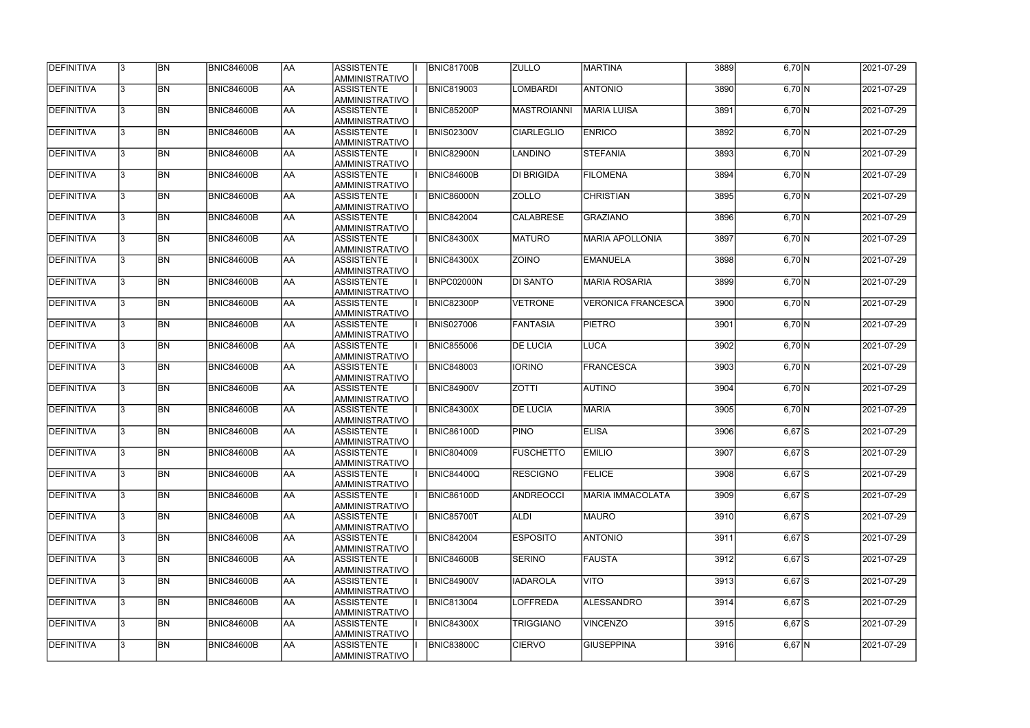| | | | | | | | | | | | | | |
|---|---|---|---|---|---|---|---|---|---|---|---|---|---|
| DEFINITIVA | 3 | BN | BNIC84600B | AA | ASSISTENTE AMMINISTRATIVO | I | BNIC81700B | ZULLO | MARTINA | 3889 | 6,70 | N | 2021-07-29 |
| DEFINITIVA | 3 | BN | BNIC84600B | AA | ASSISTENTE AMMINISTRATIVO | I | BNIC819003 | LOMBARDI | ANTONIO | 3890 | 6,70 | N | 2021-07-29 |
| DEFINITIVA | 3 | BN | BNIC84600B | AA | ASSISTENTE AMMINISTRATIVO | I | BNIC85200P | MASTROIANNI | MARIA LUISA | 3891 | 6,70 | N | 2021-07-29 |
| DEFINITIVA | 3 | BN | BNIC84600B | AA | ASSISTENTE AMMINISTRATIVO | I | BNIS02300V | CIARLEGLIO | ENRICO | 3892 | 6,70 | N | 2021-07-29 |
| DEFINITIVA | 3 | BN | BNIC84600B | AA | ASSISTENTE AMMINISTRATIVO | I | BNIC82900N | LANDINO | STEFANIA | 3893 | 6,70 | N | 2021-07-29 |
| DEFINITIVA | 3 | BN | BNIC84600B | AA | ASSISTENTE AMMINISTRATIVO | I | BNIC84600B | DI BRIGIDA | FILOMENA | 3894 | 6,70 | N | 2021-07-29 |
| DEFINITIVA | 3 | BN | BNIC84600B | AA | ASSISTENTE AMMINISTRATIVO | I | BNIC86000N | ZOLLO | CHRISTIAN | 3895 | 6,70 | N | 2021-07-29 |
| DEFINITIVA | 3 | BN | BNIC84600B | AA | ASSISTENTE AMMINISTRATIVO | I | BNIC842004 | CALABRESE | GRAZIANO | 3896 | 6,70 | N | 2021-07-29 |
| DEFINITIVA | 3 | BN | BNIC84600B | AA | ASSISTENTE AMMINISTRATIVO | I | BNIC84300X | MATURO | MARIA APOLLONIA | 3897 | 6,70 | N | 2021-07-29 |
| DEFINITIVA | 3 | BN | BNIC84600B | AA | ASSISTENTE AMMINISTRATIVO | I | BNIC84300X | ZOINO | EMANUELA | 3898 | 6,70 | N | 2021-07-29 |
| DEFINITIVA | 3 | BN | BNIC84600B | AA | ASSISTENTE AMMINISTRATIVO | I | BNPC02000N | DI SANTO | MARIA ROSARIA | 3899 | 6,70 | N | 2021-07-29 |
| DEFINITIVA | 3 | BN | BNIC84600B | AA | ASSISTENTE AMMINISTRATIVO | I | BNIC82300P | VETRONE | VERONICA FRANCESCA | 3900 | 6,70 | N | 2021-07-29 |
| DEFINITIVA | 3 | BN | BNIC84600B | AA | ASSISTENTE AMMINISTRATIVO | I | BNIS027006 | FANTASIA | PIETRO | 3901 | 6,70 | N | 2021-07-29 |
| DEFINITIVA | 3 | BN | BNIC84600B | AA | ASSISTENTE AMMINISTRATIVO | I | BNIC855006 | DE LUCIA | LUCA | 3902 | 6,70 | N | 2021-07-29 |
| DEFINITIVA | 3 | BN | BNIC84600B | AA | ASSISTENTE AMMINISTRATIVO | I | BNIC848003 | IORINO | FRANCESCA | 3903 | 6,70 | N | 2021-07-29 |
| DEFINITIVA | 3 | BN | BNIC84600B | AA | ASSISTENTE AMMINISTRATIVO | I | BNIC84900V | ZOTTI | AUTINO | 3904 | 6,70 | N | 2021-07-29 |
| DEFINITIVA | 3 | BN | BNIC84600B | AA | ASSISTENTE AMMINISTRATIVO | I | BNIC84300X | DE LUCIA | MARIA | 3905 | 6,70 | N | 2021-07-29 |
| DEFINITIVA | 3 | BN | BNIC84600B | AA | ASSISTENTE AMMINISTRATIVO | I | BNIC86100D | PINO | ELISA | 3906 | 6,67 | S | 2021-07-29 |
| DEFINITIVA | 3 | BN | BNIC84600B | AA | ASSISTENTE AMMINISTRATIVO | I | BNIC804009 | FUSCHETTO | EMILIO | 3907 | 6,67 | S | 2021-07-29 |
| DEFINITIVA | 3 | BN | BNIC84600B | AA | ASSISTENTE AMMINISTRATIVO | I | BNIC84400Q | RESCIGNO | FELICE | 3908 | 6,67 | S | 2021-07-29 |
| DEFINITIVA | 3 | BN | BNIC84600B | AA | ASSISTENTE AMMINISTRATIVO | I | BNIC86100D | ANDREOCCI | MARIA IMMACOLATA | 3909 | 6,67 | S | 2021-07-29 |
| DEFINITIVA | 3 | BN | BNIC84600B | AA | ASSISTENTE AMMINISTRATIVO | I | BNIC85700T | ALDI | MAURO | 3910 | 6,67 | S | 2021-07-29 |
| DEFINITIVA | 3 | BN | BNIC84600B | AA | ASSISTENTE AMMINISTRATIVO | I | BNIC842004 | ESPOSITO | ANTONIO | 3911 | 6,67 | S | 2021-07-29 |
| DEFINITIVA | 3 | BN | BNIC84600B | AA | ASSISTENTE AMMINISTRATIVO | I | BNIC84600B | SERINO | FAUSTA | 3912 | 6,67 | S | 2021-07-29 |
| DEFINITIVA | 3 | BN | BNIC84600B | AA | ASSISTENTE AMMINISTRATIVO | I | BNIC84900V | IADAROLA | VITO | 3913 | 6,67 | S | 2021-07-29 |
| DEFINITIVA | 3 | BN | BNIC84600B | AA | ASSISTENTE AMMINISTRATIVO | I | BNIC813004 | LOFFREDA | ALESSANDRO | 3914 | 6,67 | S | 2021-07-29 |
| DEFINITIVA | 3 | BN | BNIC84600B | AA | ASSISTENTE AMMINISTRATIVO | I | BNIC84300X | TRIGGIANO | VINCENZO | 3915 | 6,67 | S | 2021-07-29 |
| DEFINITIVA | 3 | BN | BNIC84600B | AA | ASSISTENTE AMMINISTRATIVO | I | BNIC83800C | CIERVO | GIUSEPPINA | 3916 | 6,67 | N | 2021-07-29 |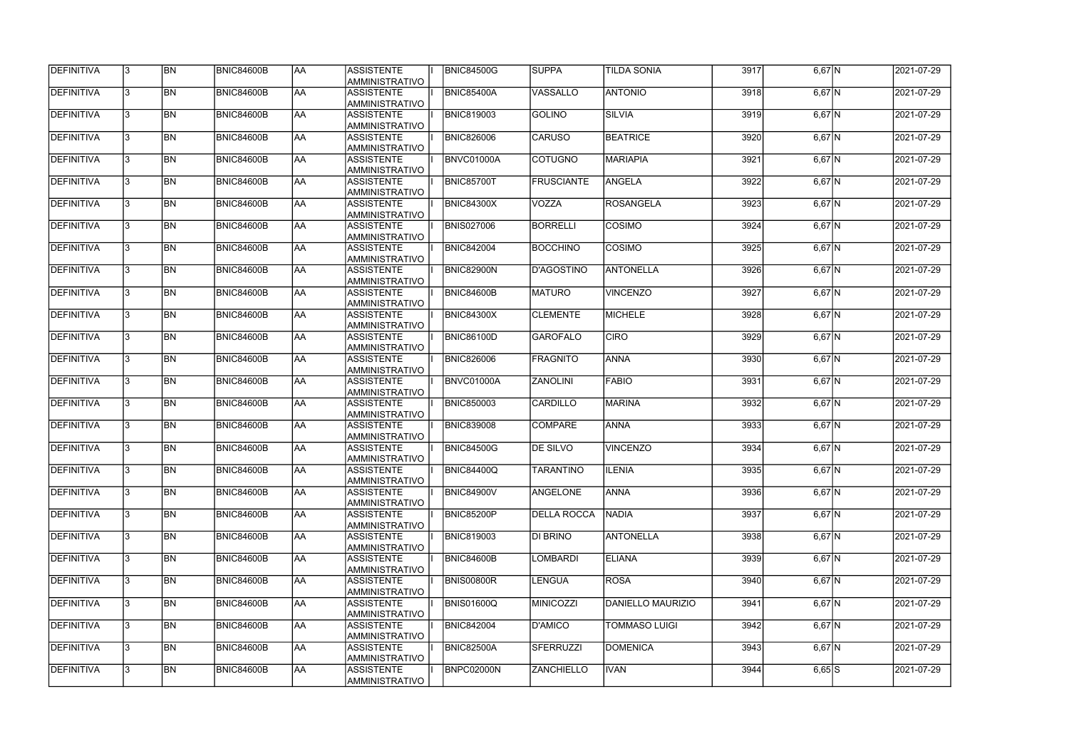| | | | | | | | | | | | | | |
|---|---|---|---|---|---|---|---|---|---|---|---|---|---|
| DEFINITIVA | 3 | BN | BNIC84600B | AA | ASSISTENTE AMMINISTRATIVO | I | BNIC84500G | SUPPA | TILDA SONIA | 3917 | 6,67 | N | 2021-07-29 |
| DEFINITIVA | 3 | BN | BNIC84600B | AA | ASSISTENTE AMMINISTRATIVO | I | BNIC85400A | VASSALLO | ANTONIO | 3918 | 6,67 | N | 2021-07-29 |
| DEFINITIVA | 3 | BN | BNIC84600B | AA | ASSISTENTE AMMINISTRATIVO | I | BNIC819003 | GOLINO | SILVIA | 3919 | 6,67 | N | 2021-07-29 |
| DEFINITIVA | 3 | BN | BNIC84600B | AA | ASSISTENTE AMMINISTRATIVO | I | BNIC826006 | CARUSO | BEATRICE | 3920 | 6,67 | N | 2021-07-29 |
| DEFINITIVA | 3 | BN | BNIC84600B | AA | ASSISTENTE AMMINISTRATIVO | I | BNVC01000A | COTUGNO | MARIAPIA | 3921 | 6,67 | N | 2021-07-29 |
| DEFINITIVA | 3 | BN | BNIC84600B | AA | ASSISTENTE AMMINISTRATIVO | I | BNIC85700T | FRUSCIANTE | ANGELA | 3922 | 6,67 | N | 2021-07-29 |
| DEFINITIVA | 3 | BN | BNIC84600B | AA | ASSISTENTE AMMINISTRATIVO | I | BNIC84300X | VOZZA | ROSANGELA | 3923 | 6,67 | N | 2021-07-29 |
| DEFINITIVA | 3 | BN | BNIC84600B | AA | ASSISTENTE AMMINISTRATIVO | I | BNIS027006 | BORRELLI | COSIMO | 3924 | 6,67 | N | 2021-07-29 |
| DEFINITIVA | 3 | BN | BNIC84600B | AA | ASSISTENTE AMMINISTRATIVO | I | BNIC842004 | BOCCHINO | COSIMO | 3925 | 6,67 | N | 2021-07-29 |
| DEFINITIVA | 3 | BN | BNIC84600B | AA | ASSISTENTE AMMINISTRATIVO | I | BNIC82900N | D'AGOSTINO | ANTONELLA | 3926 | 6,67 | N | 2021-07-29 |
| DEFINITIVA | 3 | BN | BNIC84600B | AA | ASSISTENTE AMMINISTRATIVO | I | BNIC84600B | MATURO | VINCENZO | 3927 | 6,67 | N | 2021-07-29 |
| DEFINITIVA | 3 | BN | BNIC84600B | AA | ASSISTENTE AMMINISTRATIVO | I | BNIC84300X | CLEMENTE | MICHELE | 3928 | 6,67 | N | 2021-07-29 |
| DEFINITIVA | 3 | BN | BNIC84600B | AA | ASSISTENTE AMMINISTRATIVO | I | BNIC86100D | GAROFALO | CIRO | 3929 | 6,67 | N | 2021-07-29 |
| DEFINITIVA | 3 | BN | BNIC84600B | AA | ASSISTENTE AMMINISTRATIVO | I | BNIC826006 | FRAGNITO | ANNA | 3930 | 6,67 | N | 2021-07-29 |
| DEFINITIVA | 3 | BN | BNIC84600B | AA | ASSISTENTE AMMINISTRATIVO | I | BNVC01000A | ZANOLINI | FABIO | 3931 | 6,67 | N | 2021-07-29 |
| DEFINITIVA | 3 | BN | BNIC84600B | AA | ASSISTENTE AMMINISTRATIVO | I | BNIC850003 | CARDILLO | MARINA | 3932 | 6,67 | N | 2021-07-29 |
| DEFINITIVA | 3 | BN | BNIC84600B | AA | ASSISTENTE AMMINISTRATIVO | I | BNIC839008 | COMPARE | ANNA | 3933 | 6,67 | N | 2021-07-29 |
| DEFINITIVA | 3 | BN | BNIC84600B | AA | ASSISTENTE AMMINISTRATIVO | I | BNIC84500G | DE SILVO | VINCENZO | 3934 | 6,67 | N | 2021-07-29 |
| DEFINITIVA | 3 | BN | BNIC84600B | AA | ASSISTENTE AMMINISTRATIVO | I | BNIC84400Q | TARANTINO | ILENIA | 3935 | 6,67 | N | 2021-07-29 |
| DEFINITIVA | 3 | BN | BNIC84600B | AA | ASSISTENTE AMMINISTRATIVO | I | BNIC84900V | ANGELONE | ANNA | 3936 | 6,67 | N | 2021-07-29 |
| DEFINITIVA | 3 | BN | BNIC84600B | AA | ASSISTENTE AMMINISTRATIVO | I | BNIC85200P | DELLA ROCCA | NADIA | 3937 | 6,67 | N | 2021-07-29 |
| DEFINITIVA | 3 | BN | BNIC84600B | AA | ASSISTENTE AMMINISTRATIVO | I | BNIC819003 | DI BRINO | ANTONELLA | 3938 | 6,67 | N | 2021-07-29 |
| DEFINITIVA | 3 | BN | BNIC84600B | AA | ASSISTENTE AMMINISTRATIVO | I | BNIC84600B | LOMBARDI | ELIANA | 3939 | 6,67 | N | 2021-07-29 |
| DEFINITIVA | 3 | BN | BNIC84600B | AA | ASSISTENTE AMMINISTRATIVO | I | BNIS00800R | LENGUA | ROSA | 3940 | 6,67 | N | 2021-07-29 |
| DEFINITIVA | 3 | BN | BNIC84600B | AA | ASSISTENTE AMMINISTRATIVO | I | BNIS01600Q | MINICOZZI | DANIELLO MAURIZIO | 3941 | 6,67 | N | 2021-07-29 |
| DEFINITIVA | 3 | BN | BNIC84600B | AA | ASSISTENTE AMMINISTRATIVO | I | BNIC842004 | D'AMICO | TOMMASO LUIGI | 3942 | 6,67 | N | 2021-07-29 |
| DEFINITIVA | 3 | BN | BNIC84600B | AA | ASSISTENTE AMMINISTRATIVO | I | BNIC82500A | SFERRUZZI | DOMENICA | 3943 | 6,67 | N | 2021-07-29 |
| DEFINITIVA | 3 | BN | BNIC84600B | AA | ASSISTENTE AMMINISTRATIVO | I | BNPC02000N | ZANCHIELLO | IVAN | 3944 | 6,65 | S | 2021-07-29 |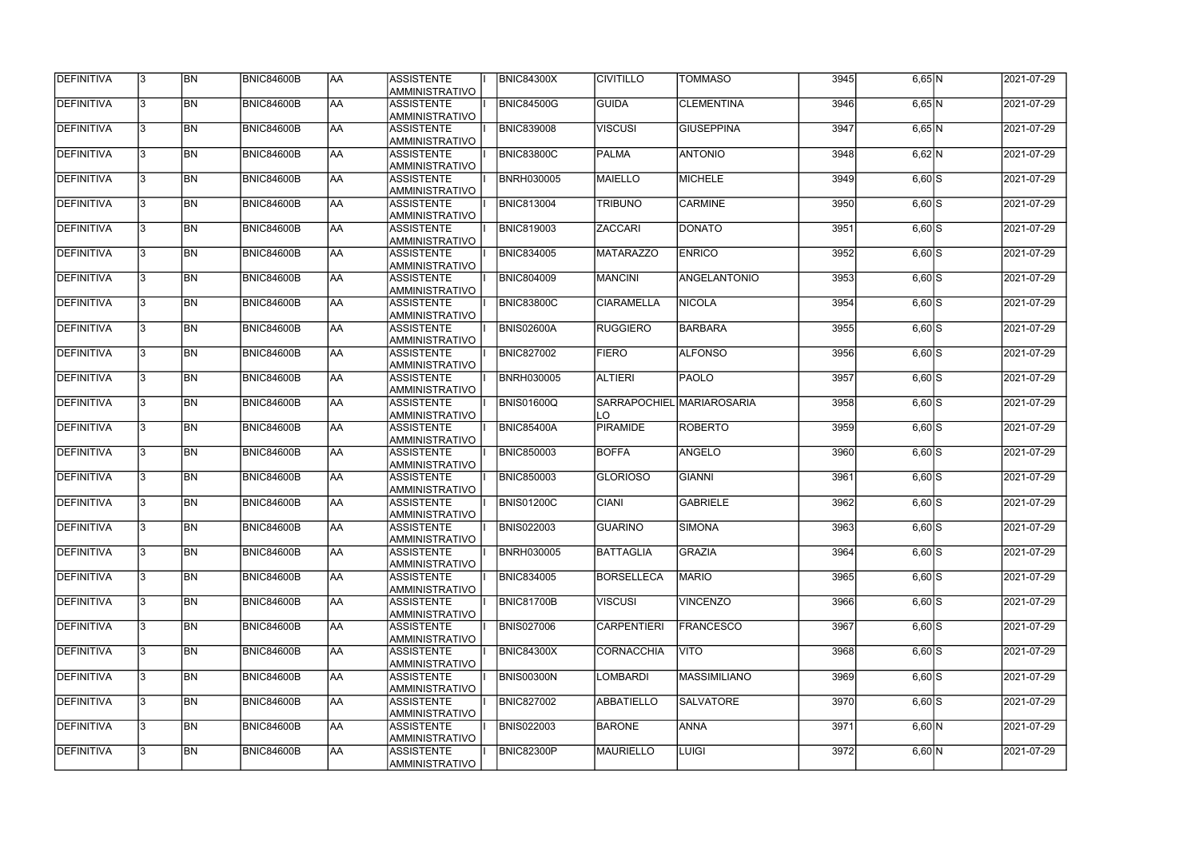| | | | | | | | | | | | | | |
|---|---|---|---|---|---|---|---|---|---|---|---|---|---|
| DEFINITIVA | 3 | BN | BNIC84600B | AA | ASSISTENTE AMMINISTRATIVO | I | BNIC84300X | CIVITILLO | TOMMASO | 3945 | 6,65 | N | 2021-07-29 |
| DEFINITIVA | 3 | BN | BNIC84600B | AA | ASSISTENTE AMMINISTRATIVO | I | BNIC84500G | GUIDA | CLEMENTINA | 3946 | 6,65 | N | 2021-07-29 |
| DEFINITIVA | 3 | BN | BNIC84600B | AA | ASSISTENTE AMMINISTRATIVO | I | BNIC839008 | VISCUSI | GIUSEPPINA | 3947 | 6,65 | N | 2021-07-29 |
| DEFINITIVA | 3 | BN | BNIC84600B | AA | ASSISTENTE AMMINISTRATIVO | I | BNIC83800C | PALMA | ANTONIO | 3948 | 6,62 | N | 2021-07-29 |
| DEFINITIVA | 3 | BN | BNIC84600B | AA | ASSISTENTE AMMINISTRATIVO | I | BNRH030005 | MAIELLO | MICHELE | 3949 | 6,60 | S | 2021-07-29 |
| DEFINITIVA | 3 | BN | BNIC84600B | AA | ASSISTENTE AMMINISTRATIVO | I | BNIC813004 | TRIBUNO | CARMINE | 3950 | 6,60 | S | 2021-07-29 |
| DEFINITIVA | 3 | BN | BNIC84600B | AA | ASSISTENTE AMMINISTRATIVO | I | BNIC819003 | ZACCARI | DONATO | 3951 | 6,60 | S | 2021-07-29 |
| DEFINITIVA | 3 | BN | BNIC84600B | AA | ASSISTENTE AMMINISTRATIVO | I | BNIC834005 | MATARAZZO | ENRICO | 3952 | 6,60 | S | 2021-07-29 |
| DEFINITIVA | 3 | BN | BNIC84600B | AA | ASSISTENTE AMMINISTRATIVO | I | BNIC804009 | MANCINI | ANGELANTONIO | 3953 | 6,60 | S | 2021-07-29 |
| DEFINITIVA | 3 | BN | BNIC84600B | AA | ASSISTENTE AMMINISTRATIVO | I | BNIC83800C | CIARAMELLA | NICOLA | 3954 | 6,60 | S | 2021-07-29 |
| DEFINITIVA | 3 | BN | BNIC84600B | AA | ASSISTENTE AMMINISTRATIVO | I | BNIS02600A | RUGGIERO | BARBARA | 3955 | 6,60 | S | 2021-07-29 |
| DEFINITIVA | 3 | BN | BNIC84600B | AA | ASSISTENTE AMMINISTRATIVO | I | BNIC827002 | FIERO | ALFONSO | 3956 | 6,60 | S | 2021-07-29 |
| DEFINITIVA | 3 | BN | BNIC84600B | AA | ASSISTENTE AMMINISTRATIVO | I | BNRH030005 | ALTIERI | PAOLO | 3957 | 6,60 | S | 2021-07-29 |
| DEFINITIVA | 3 | BN | BNIC84600B | AA | ASSISTENTE AMMINISTRATIVO | I | BNIS01600Q | SARRAPOCHIELLO | MARIAROSARIA | 3958 | 6,60 | S | 2021-07-29 |
| DEFINITIVA | 3 | BN | BNIC84600B | AA | ASSISTENTE AMMINISTRATIVO | I | BNIC85400A | PIRAMIDE | ROBERTO | 3959 | 6,60 | S | 2021-07-29 |
| DEFINITIVA | 3 | BN | BNIC84600B | AA | ASSISTENTE AMMINISTRATIVO | I | BNIC850003 | BOFFA | ANGELO | 3960 | 6,60 | S | 2021-07-29 |
| DEFINITIVA | 3 | BN | BNIC84600B | AA | ASSISTENTE AMMINISTRATIVO | I | BNIC850003 | GLORIOSO | GIANNI | 3961 | 6,60 | S | 2021-07-29 |
| DEFINITIVA | 3 | BN | BNIC84600B | AA | ASSISTENTE AMMINISTRATIVO | I | BNIS01200C | CIANI | GABRIELE | 3962 | 6,60 | S | 2021-07-29 |
| DEFINITIVA | 3 | BN | BNIC84600B | AA | ASSISTENTE AMMINISTRATIVO | I | BNIS022003 | GUARINO | SIMONA | 3963 | 6,60 | S | 2021-07-29 |
| DEFINITIVA | 3 | BN | BNIC84600B | AA | ASSISTENTE AMMINISTRATIVO | I | BNRH030005 | BATTAGLIA | GRAZIA | 3964 | 6,60 | S | 2021-07-29 |
| DEFINITIVA | 3 | BN | BNIC84600B | AA | ASSISTENTE AMMINISTRATIVO | I | BNIC834005 | BORSELLECA | MARIO | 3965 | 6,60 | S | 2021-07-29 |
| DEFINITIVA | 3 | BN | BNIC84600B | AA | ASSISTENTE AMMINISTRATIVO | I | BNIC81700B | VISCUSI | VINCENZO | 3966 | 6,60 | S | 2021-07-29 |
| DEFINITIVA | 3 | BN | BNIC84600B | AA | ASSISTENTE AMMINISTRATIVO | I | BNIS027006 | CARPENTIERI | FRANCESCO | 3967 | 6,60 | S | 2021-07-29 |
| DEFINITIVA | 3 | BN | BNIC84600B | AA | ASSISTENTE AMMINISTRATIVO | I | BNIC84300X | CORNACCHIA | VITO | 3968 | 6,60 | S | 2021-07-29 |
| DEFINITIVA | 3 | BN | BNIC84600B | AA | ASSISTENTE AMMINISTRATIVO | I | BNIS00300N | LOMBARDI | MASSIMILIANO | 3969 | 6,60 | S | 2021-07-29 |
| DEFINITIVA | 3 | BN | BNIC84600B | AA | ASSISTENTE AMMINISTRATIVO | I | BNIC827002 | ABBATIELLO | SALVATORE | 3970 | 6,60 | S | 2021-07-29 |
| DEFINITIVA | 3 | BN | BNIC84600B | AA | ASSISTENTE AMMINISTRATIVO | I | BNIS022003 | BARONE | ANNA | 3971 | 6,60 | N | 2021-07-29 |
| DEFINITIVA | 3 | BN | BNIC84600B | AA | ASSISTENTE AMMINISTRATIVO | I | BNIC82300P | MAURIELLO | LUIGI | 3972 | 6,60 | N | 2021-07-29 |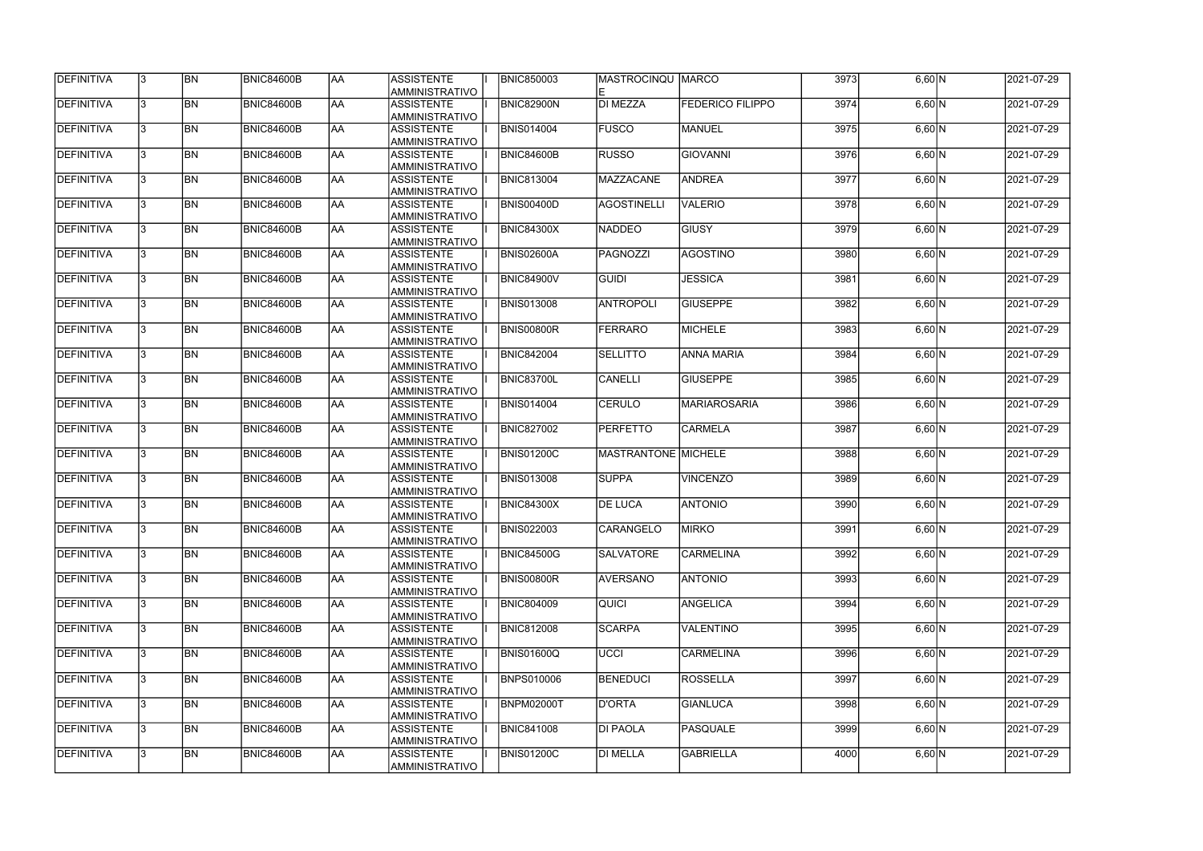| DEFINITIVA | 3 | BN | BNIC84600B | AA | ASSISTENTE AMMINISTRATIVO | I | BNIC850003 | MASTROCINQUE | MARCO | 3973 | 6,60 | N | 2021-07-29 |
|---|---|---|---|---|---|---|---|---|---|---|---|---|---|
| DEFINITIVA | 3 | BN | BNIC84600B | AA | ASSISTENTE AMMINISTRATIVO | I | BNIC82900N | DI MEZZA | FEDERICO FILIPPO | 3974 | 6,60 | N | 2021-07-29 |
| DEFINITIVA | 3 | BN | BNIC84600B | AA | ASSISTENTE AMMINISTRATIVO | I | BNIS014004 | FUSCO | MANUEL | 3975 | 6,60 | N | 2021-07-29 |
| DEFINITIVA | 3 | BN | BNIC84600B | AA | ASSISTENTE AMMINISTRATIVO | I | BNIC84600B | RUSSO | GIOVANNI | 3976 | 6,60 | N | 2021-07-29 |
| DEFINITIVA | 3 | BN | BNIC84600B | AA | ASSISTENTE AMMINISTRATIVO | I | BNIC813004 | MAZZACANE | ANDREA | 3977 | 6,60 | N | 2021-07-29 |
| DEFINITIVA | 3 | BN | BNIC84600B | AA | ASSISTENTE AMMINISTRATIVO | I | BNIS00400D | AGOSTINELLI | VALERIO | 3978 | 6,60 | N | 2021-07-29 |
| DEFINITIVA | 3 | BN | BNIC84600B | AA | ASSISTENTE AMMINISTRATIVO | I | BNIC84300X | NADDEO | GIUSY | 3979 | 6,60 | N | 2021-07-29 |
| DEFINITIVA | 3 | BN | BNIC84600B | AA | ASSISTENTE AMMINISTRATIVO | I | BNIS02600A | PAGNOZZI | AGOSTINO | 3980 | 6,60 | N | 2021-07-29 |
| DEFINITIVA | 3 | BN | BNIC84600B | AA | ASSISTENTE AMMINISTRATIVO | I | BNIC84900V | GUIDI | JESSICA | 3981 | 6,60 | N | 2021-07-29 |
| DEFINITIVA | 3 | BN | BNIC84600B | AA | ASSISTENTE AMMINISTRATIVO | I | BNIS013008 | ANTROPOLI | GIUSEPPE | 3982 | 6,60 | N | 2021-07-29 |
| DEFINITIVA | 3 | BN | BNIC84600B | AA | ASSISTENTE AMMINISTRATIVO | I | BNIS00800R | FERRARO | MICHELE | 3983 | 6,60 | N | 2021-07-29 |
| DEFINITIVA | 3 | BN | BNIC84600B | AA | ASSISTENTE AMMINISTRATIVO | I | BNIC842004 | SELLITTO | ANNA MARIA | 3984 | 6,60 | N | 2021-07-29 |
| DEFINITIVA | 3 | BN | BNIC84600B | AA | ASSISTENTE AMMINISTRATIVO | I | BNIC83700L | CANELLI | GIUSEPPE | 3985 | 6,60 | N | 2021-07-29 |
| DEFINITIVA | 3 | BN | BNIC84600B | AA | ASSISTENTE AMMINISTRATIVO | I | BNIS014004 | CERULO | MARIAROSARIA | 3986 | 6,60 | N | 2021-07-29 |
| DEFINITIVA | 3 | BN | BNIC84600B | AA | ASSISTENTE AMMINISTRATIVO | I | BNIC827002 | PERFETTO | CARMELA | 3987 | 6,60 | N | 2021-07-29 |
| DEFINITIVA | 3 | BN | BNIC84600B | AA | ASSISTENTE AMMINISTRATIVO | I | BNIS01200C | MASTRANTONE | MICHELE | 3988 | 6,60 | N | 2021-07-29 |
| DEFINITIVA | 3 | BN | BNIC84600B | AA | ASSISTENTE AMMINISTRATIVO | I | BNIS013008 | SUPPA | VINCENZO | 3989 | 6,60 | N | 2021-07-29 |
| DEFINITIVA | 3 | BN | BNIC84600B | AA | ASSISTENTE AMMINISTRATIVO | I | BNIC84300X | DE LUCA | ANTONIO | 3990 | 6,60 | N | 2021-07-29 |
| DEFINITIVA | 3 | BN | BNIC84600B | AA | ASSISTENTE AMMINISTRATIVO | I | BNIS022003 | CARANGELO | MIRKO | 3991 | 6,60 | N | 2021-07-29 |
| DEFINITIVA | 3 | BN | BNIC84600B | AA | ASSISTENTE AMMINISTRATIVO | I | BNIC84500G | SALVATORE | CARMELINA | 3992 | 6,60 | N | 2021-07-29 |
| DEFINITIVA | 3 | BN | BNIC84600B | AA | ASSISTENTE AMMINISTRATIVO | I | BNIS00800R | AVERSANO | ANTONIO | 3993 | 6,60 | N | 2021-07-29 |
| DEFINITIVA | 3 | BN | BNIC84600B | AA | ASSISTENTE AMMINISTRATIVO | I | BNIC804009 | QUICI | ANGELICA | 3994 | 6,60 | N | 2021-07-29 |
| DEFINITIVA | 3 | BN | BNIC84600B | AA | ASSISTENTE AMMINISTRATIVO | I | BNIC812008 | SCARPA | VALENTINO | 3995 | 6,60 | N | 2021-07-29 |
| DEFINITIVA | 3 | BN | BNIC84600B | AA | ASSISTENTE AMMINISTRATIVO | I | BNIS01600Q | UCCI | CARMELINA | 3996 | 6,60 | N | 2021-07-29 |
| DEFINITIVA | 3 | BN | BNIC84600B | AA | ASSISTENTE AMMINISTRATIVO | I | BNPS010006 | BENEDUCI | ROSSELLA | 3997 | 6,60 | N | 2021-07-29 |
| DEFINITIVA | 3 | BN | BNIC84600B | AA | ASSISTENTE AMMINISTRATIVO | I | BNPM02000T | D'ORTA | GIANLUCA | 3998 | 6,60 | N | 2021-07-29 |
| DEFINITIVA | 3 | BN | BNIC84600B | AA | ASSISTENTE AMMINISTRATIVO | I | BNIC841008 | DI PAOLA | PASQUALE | 3999 | 6,60 | N | 2021-07-29 |
| DEFINITIVA | 3 | BN | BNIC84600B | AA | ASSISTENTE AMMINISTRATIVO | I | BNIS01200C | DI MELLA | GABRIELLA | 4000 | 6,60 | N | 2021-07-29 |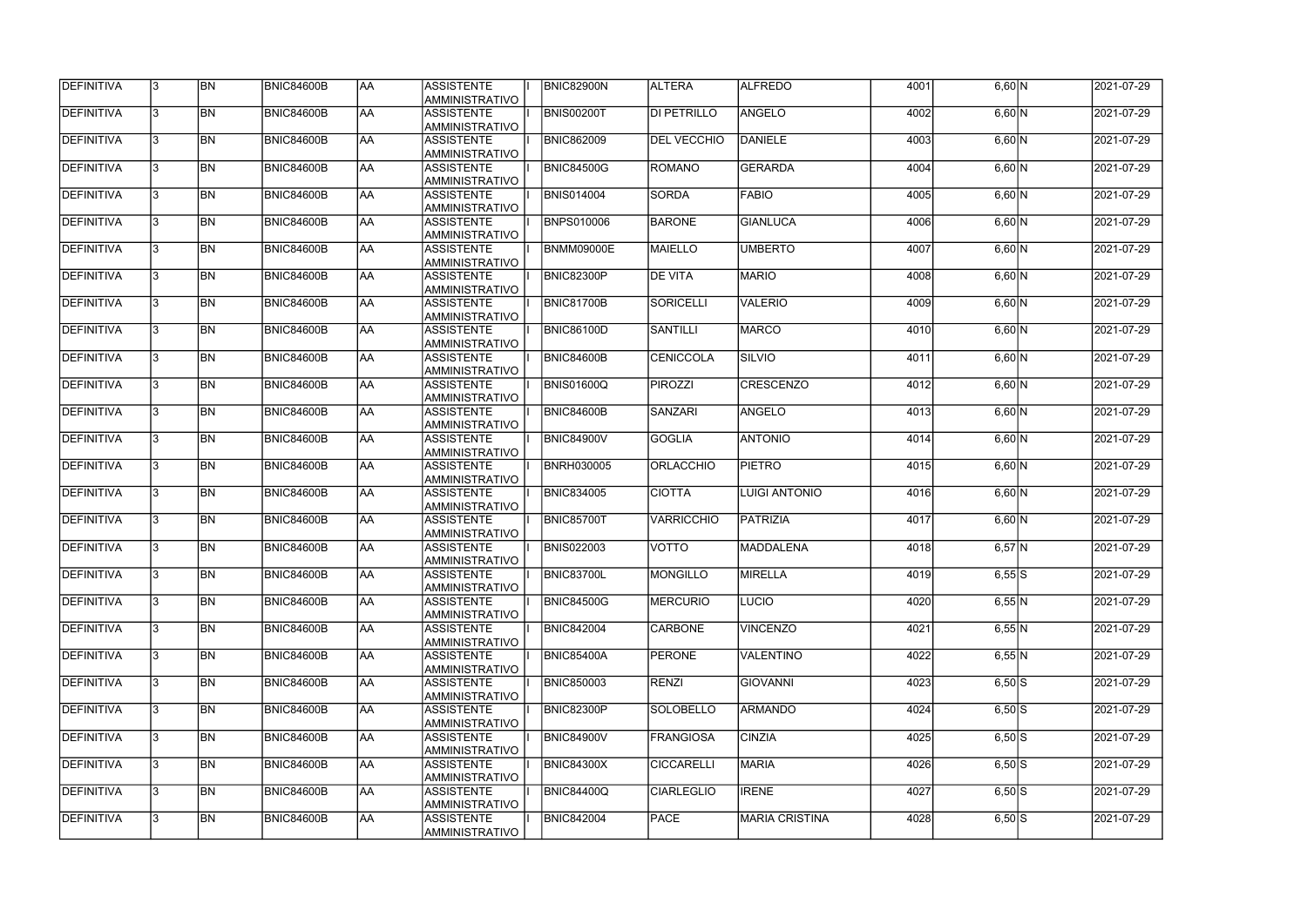| | | | | | | | | | | | | | |
|---|---|---|---|---|---|---|---|---|---|---|---|---|---|
| DEFINITIVA | 3 | BN | BNIC84600B | AA | ASSISTENTE AMMINISTRATIVO | I | BNIC82900N | ALTERA | ALFREDO | 4001 | 6,60 | N | 2021-07-29 |
| DEFINITIVA | 3 | BN | BNIC84600B | AA | ASSISTENTE AMMINISTRATIVO | I | BNIS00200T | DI PETRILLO | ANGELO | 4002 | 6,60 | N | 2021-07-29 |
| DEFINITIVA | 3 | BN | BNIC84600B | AA | ASSISTENTE AMMINISTRATIVO | I | BNIC862009 | DEL VECCHIO | DANIELE | 4003 | 6,60 | N | 2021-07-29 |
| DEFINITIVA | 3 | BN | BNIC84600B | AA | ASSISTENTE AMMINISTRATIVO | I | BNIC84500G | ROMANO | GERARDA | 4004 | 6,60 | N | 2021-07-29 |
| DEFINITIVA | 3 | BN | BNIC84600B | AA | ASSISTENTE AMMINISTRATIVO | I | BNIS014004 | SORDA | FABIO | 4005 | 6,60 | N | 2021-07-29 |
| DEFINITIVA | 3 | BN | BNIC84600B | AA | ASSISTENTE AMMINISTRATIVO | I | BNPS010006 | BARONE | GIANLUCA | 4006 | 6,60 | N | 2021-07-29 |
| DEFINITIVA | 3 | BN | BNIC84600B | AA | ASSISTENTE AMMINISTRATIVO | I | BNMM09000E | MAIELLO | UMBERTO | 4007 | 6,60 | N | 2021-07-29 |
| DEFINITIVA | 3 | BN | BNIC84600B | AA | ASSISTENTE AMMINISTRATIVO | I | BNIC82300P | DE VITA | MARIO | 4008 | 6,60 | N | 2021-07-29 |
| DEFINITIVA | 3 | BN | BNIC84600B | AA | ASSISTENTE AMMINISTRATIVO | I | BNIC81700B | SORICELLI | VALERIO | 4009 | 6,60 | N | 2021-07-29 |
| DEFINITIVA | 3 | BN | BNIC84600B | AA | ASSISTENTE AMMINISTRATIVO | I | BNIC86100D | SANTILLI | MARCO | 4010 | 6,60 | N | 2021-07-29 |
| DEFINITIVA | 3 | BN | BNIC84600B | AA | ASSISTENTE AMMINISTRATIVO | I | BNIC84600B | CENICCOLA | SILVIO | 4011 | 6,60 | N | 2021-07-29 |
| DEFINITIVA | 3 | BN | BNIC84600B | AA | ASSISTENTE AMMINISTRATIVO | I | BNIS01600Q | PIROZZI | CRESCENZO | 4012 | 6,60 | N | 2021-07-29 |
| DEFINITIVA | 3 | BN | BNIC84600B | AA | ASSISTENTE AMMINISTRATIVO | I | BNIC84600B | SANZARI | ANGELO | 4013 | 6,60 | N | 2021-07-29 |
| DEFINITIVA | 3 | BN | BNIC84600B | AA | ASSISTENTE AMMINISTRATIVO | I | BNIC84900V | GOGLIA | ANTONIO | 4014 | 6,60 | N | 2021-07-29 |
| DEFINITIVA | 3 | BN | BNIC84600B | AA | ASSISTENTE AMMINISTRATIVO | I | BNRH030005 | ORLACCHIO | PIETRO | 4015 | 6,60 | N | 2021-07-29 |
| DEFINITIVA | 3 | BN | BNIC84600B | AA | ASSISTENTE AMMINISTRATIVO | I | BNIC834005 | CIOTTA | LUIGI ANTONIO | 4016 | 6,60 | N | 2021-07-29 |
| DEFINITIVA | 3 | BN | BNIC84600B | AA | ASSISTENTE AMMINISTRATIVO | I | BNIC85700T | VARRICCHIO | PATRIZIA | 4017 | 6,60 | N | 2021-07-29 |
| DEFINITIVA | 3 | BN | BNIC84600B | AA | ASSISTENTE AMMINISTRATIVO | I | BNIS022003 | VOTTO | MADDALENA | 4018 | 6,57 | N | 2021-07-29 |
| DEFINITIVA | 3 | BN | BNIC84600B | AA | ASSISTENTE AMMINISTRATIVO | I | BNIC83700L | MONGILLO | MIRELLA | 4019 | 6,55 | S | 2021-07-29 |
| DEFINITIVA | 3 | BN | BNIC84600B | AA | ASSISTENTE AMMINISTRATIVO | I | BNIC84500G | MERCURIO | LUCIO | 4020 | 6,55 | N | 2021-07-29 |
| DEFINITIVA | 3 | BN | BNIC84600B | AA | ASSISTENTE AMMINISTRATIVO | I | BNIC842004 | CARBONE | VINCENZO | 4021 | 6,55 | N | 2021-07-29 |
| DEFINITIVA | 3 | BN | BNIC84600B | AA | ASSISTENTE AMMINISTRATIVO | I | BNIC85400A | PERONE | VALENTINO | 4022 | 6,55 | N | 2021-07-29 |
| DEFINITIVA | 3 | BN | BNIC84600B | AA | ASSISTENTE AMMINISTRATIVO | I | BNIC850003 | RENZI | GIOVANNI | 4023 | 6,50 | S | 2021-07-29 |
| DEFINITIVA | 3 | BN | BNIC84600B | AA | ASSISTENTE AMMINISTRATIVO | I | BNIC82300P | SOLOBELLO | ARMANDO | 4024 | 6,50 | S | 2021-07-29 |
| DEFINITIVA | 3 | BN | BNIC84600B | AA | ASSISTENTE AMMINISTRATIVO | I | BNIC84900V | FRANGIOSA | CINZIA | 4025 | 6,50 | S | 2021-07-29 |
| DEFINITIVA | 3 | BN | BNIC84600B | AA | ASSISTENTE AMMINISTRATIVO | I | BNIC84300X | CICCARELLI | MARIA | 4026 | 6,50 | S | 2021-07-29 |
| DEFINITIVA | 3 | BN | BNIC84600B | AA | ASSISTENTE AMMINISTRATIVO | I | BNIC84400Q | CIARLEGLIO | IRENE | 4027 | 6,50 | S | 2021-07-29 |
| DEFINITIVA | 3 | BN | BNIC84600B | AA | ASSISTENTE AMMINISTRATIVO | I | BNIC842004 | PACE | MARIA CRISTINA | 4028 | 6,50 | S | 2021-07-29 |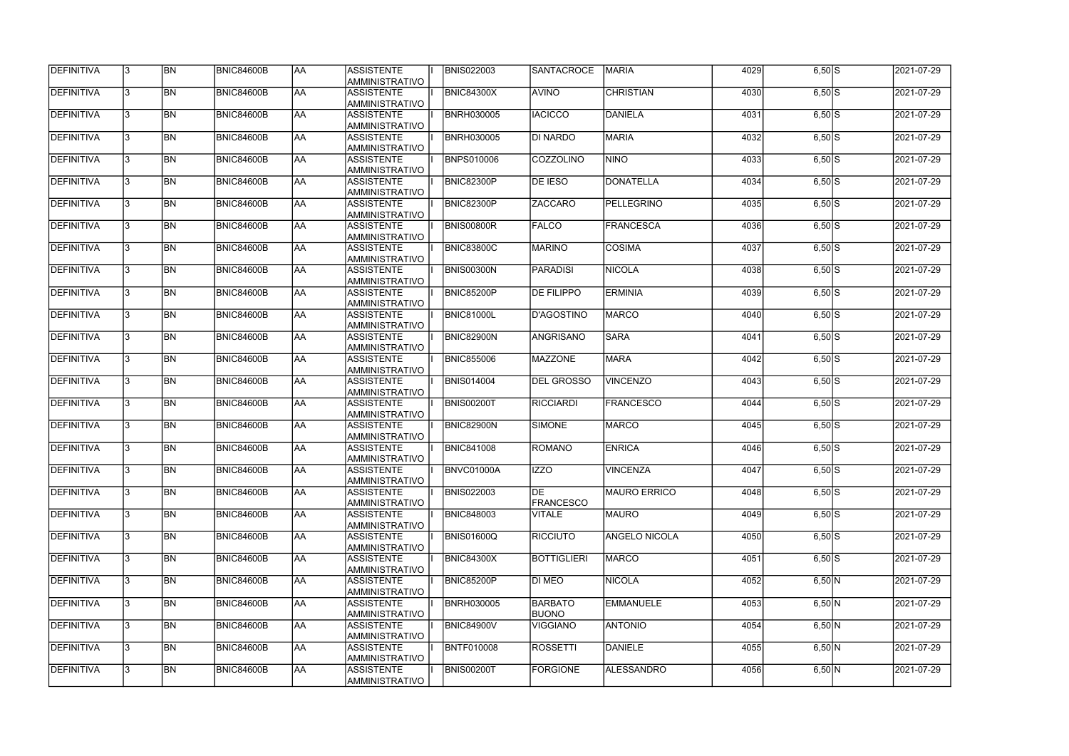| | | | | | | | | | | | | | |
|---|---|---|---|---|---|---|---|---|---|---|---|---|---|
| DEFINITIVA | 3 | BN | BNIC84600B | AA | ASSISTENTE AMMINISTRATIVO | I | BNIS022003 | SANTACROCE | MARIA | 4029 | 6,50 | S | 2021-07-29 |
| DEFINITIVA | 3 | BN | BNIC84600B | AA | ASSISTENTE AMMINISTRATIVO | I | BNIC84300X | AVINO | CHRISTIAN | 4030 | 6,50 | S | 2021-07-29 |
| DEFINITIVA | 3 | BN | BNIC84600B | AA | ASSISTENTE AMMINISTRATIVO | I | BNRH030005 | IACICCO | DANIELA | 4031 | 6,50 | S | 2021-07-29 |
| DEFINITIVA | 3 | BN | BNIC84600B | AA | ASSISTENTE AMMINISTRATIVO | I | BNRH030005 | DI NARDO | MARIA | 4032 | 6,50 | S | 2021-07-29 |
| DEFINITIVA | 3 | BN | BNIC84600B | AA | ASSISTENTE AMMINISTRATIVO | I | BNPS010006 | COZZOLINO | NINO | 4033 | 6,50 | S | 2021-07-29 |
| DEFINITIVA | 3 | BN | BNIC84600B | AA | ASSISTENTE AMMINISTRATIVO | I | BNIC82300P | DE IESO | DONATELLA | 4034 | 6,50 | S | 2021-07-29 |
| DEFINITIVA | 3 | BN | BNIC84600B | AA | ASSISTENTE AMMINISTRATIVO | I | BNIC82300P | ZACCARO | PELLEGRINO | 4035 | 6,50 | S | 2021-07-29 |
| DEFINITIVA | 3 | BN | BNIC84600B | AA | ASSISTENTE AMMINISTRATIVO | I | BNIS00800R | FALCO | FRANCESCA | 4036 | 6,50 | S | 2021-07-29 |
| DEFINITIVA | 3 | BN | BNIC84600B | AA | ASSISTENTE AMMINISTRATIVO | I | BNIC83800C | MARINO | COSIMA | 4037 | 6,50 | S | 2021-07-29 |
| DEFINITIVA | 3 | BN | BNIC84600B | AA | ASSISTENTE AMMINISTRATIVO | I | BNIS00300N | PARADISI | NICOLA | 4038 | 6,50 | S | 2021-07-29 |
| DEFINITIVA | 3 | BN | BNIC84600B | AA | ASSISTENTE AMMINISTRATIVO | I | BNIC85200P | DE FILIPPO | ERMINIA | 4039 | 6,50 | S | 2021-07-29 |
| DEFINITIVA | 3 | BN | BNIC84600B | AA | ASSISTENTE AMMINISTRATIVO | I | BNIC81000L | D'AGOSTINO | MARCO | 4040 | 6,50 | S | 2021-07-29 |
| DEFINITIVA | 3 | BN | BNIC84600B | AA | ASSISTENTE AMMINISTRATIVO | I | BNIC82900N | ANGRISANO | SARA | 4041 | 6,50 | S | 2021-07-29 |
| DEFINITIVA | 3 | BN | BNIC84600B | AA | ASSISTENTE AMMINISTRATIVO | I | BNIC855006 | MAZZONE | MARA | 4042 | 6,50 | S | 2021-07-29 |
| DEFINITIVA | 3 | BN | BNIC84600B | AA | ASSISTENTE AMMINISTRATIVO | I | BNIS014004 | DEL GROSSO | VINCENZO | 4043 | 6,50 | S | 2021-07-29 |
| DEFINITIVA | 3 | BN | BNIC84600B | AA | ASSISTENTE AMMINISTRATIVO | I | BNIS00200T | RICCIARDI | FRANCESCO | 4044 | 6,50 | S | 2021-07-29 |
| DEFINITIVA | 3 | BN | BNIC84600B | AA | ASSISTENTE AMMINISTRATIVO | I | BNIC82900N | SIMONE | MARCO | 4045 | 6,50 | S | 2021-07-29 |
| DEFINITIVA | 3 | BN | BNIC84600B | AA | ASSISTENTE AMMINISTRATIVO | I | BNIC841008 | ROMANO | ENRICA | 4046 | 6,50 | S | 2021-07-29 |
| DEFINITIVA | 3 | BN | BNIC84600B | AA | ASSISTENTE AMMINISTRATIVO | I | BNVC01000A | IZZO | VINCENZA | 4047 | 6,50 | S | 2021-07-29 |
| DEFINITIVA | 3 | BN | BNIC84600B | AA | ASSISTENTE AMMINISTRATIVO | I | BNIS022003 | DE FRANCESCO | MAURO ERRICO | 4048 | 6,50 | S | 2021-07-29 |
| DEFINITIVA | 3 | BN | BNIC84600B | AA | ASSISTENTE AMMINISTRATIVO | I | BNIC848003 | VITALE | MAURO | 4049 | 6,50 | S | 2021-07-29 |
| DEFINITIVA | 3 | BN | BNIC84600B | AA | ASSISTENTE AMMINISTRATIVO | I | BNIS01600Q | RICCIUTO | ANGELO NICOLA | 4050 | 6,50 | S | 2021-07-29 |
| DEFINITIVA | 3 | BN | BNIC84600B | AA | ASSISTENTE AMMINISTRATIVO | I | BNIC84300X | BOTTIGLIERI | MARCO | 4051 | 6,50 | S | 2021-07-29 |
| DEFINITIVA | 3 | BN | BNIC84600B | AA | ASSISTENTE AMMINISTRATIVO | I | BNIC85200P | DI MEO | NICOLA | 4052 | 6,50 | N | 2021-07-29 |
| DEFINITIVA | 3 | BN | BNIC84600B | AA | ASSISTENTE AMMINISTRATIVO | I | BNRH030005 | BARBATO BUONO | EMMANUELE | 4053 | 6,50 | N | 2021-07-29 |
| DEFINITIVA | 3 | BN | BNIC84600B | AA | ASSISTENTE AMMINISTRATIVO | I | BNIC84900V | VIGGIANO | ANTONIO | 4054 | 6,50 | N | 2021-07-29 |
| DEFINITIVA | 3 | BN | BNIC84600B | AA | ASSISTENTE AMMINISTRATIVO | I | BNTF010008 | ROSSETTI | DANIELE | 4055 | 6,50 | N | 2021-07-29 |
| DEFINITIVA | 3 | BN | BNIC84600B | AA | ASSISTENTE AMMINISTRATIVO | I | BNIS00200T | FORGIONE | ALESSANDRO | 4056 | 6,50 | N | 2021-07-29 |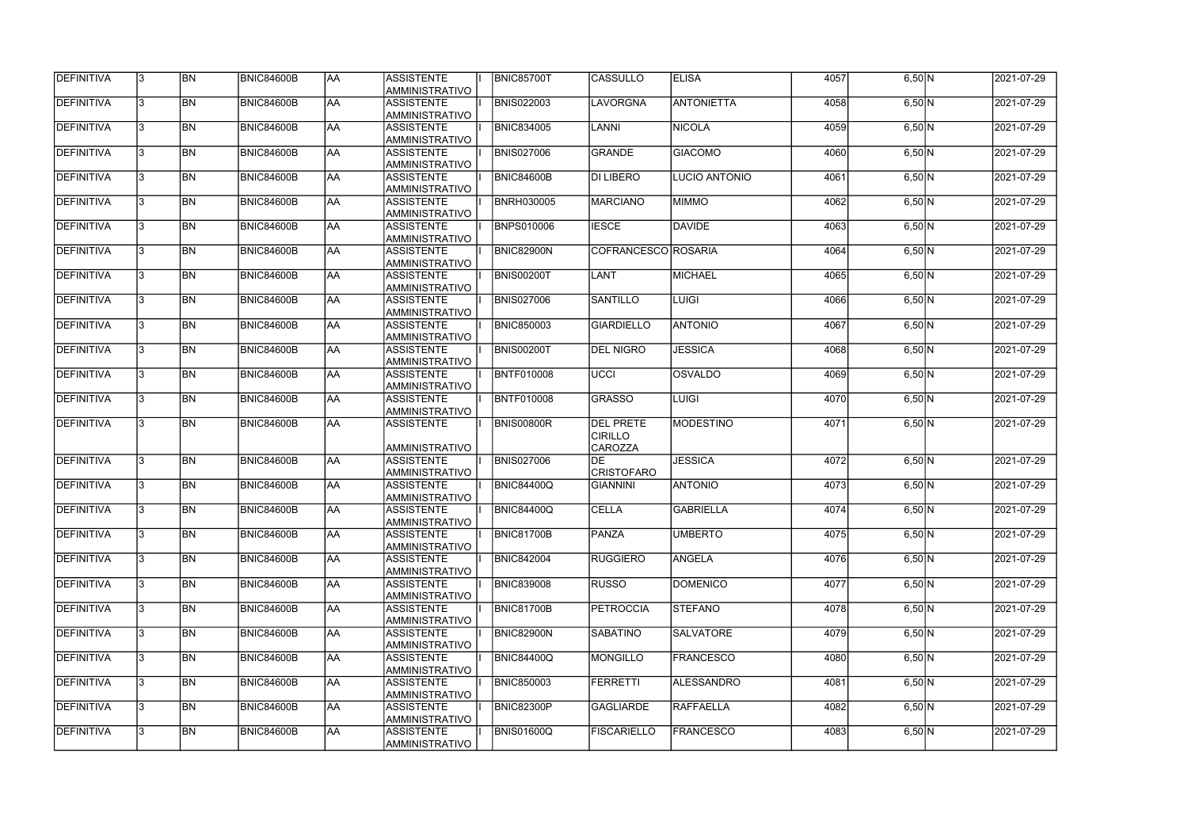| | | | | | | | | | | | | | |
|---|---|---|---|---|---|---|---|---|---|---|---|---|---|
| DEFINITIVA | 3 | BN | BNIC84600B | AA | ASSISTENTE AMMINISTRATIVO | I | BNIC85700T | CASSULLO | ELISA | 4057 | 6,50 | N | 2021-07-29 |
| DEFINITIVA | 3 | BN | BNIC84600B | AA | ASSISTENTE AMMINISTRATIVO | I | BNIS022003 | LAVORGNA | ANTONIETTA | 4058 | 6,50 | N | 2021-07-29 |
| DEFINITIVA | 3 | BN | BNIC84600B | AA | ASSISTENTE AMMINISTRATIVO | I | BNIC834005 | LANNI | NICOLA | 4059 | 6,50 | N | 2021-07-29 |
| DEFINITIVA | 3 | BN | BNIC84600B | AA | ASSISTENTE AMMINISTRATIVO | I | BNIS027006 | GRANDE | GIACOMO | 4060 | 6,50 | N | 2021-07-29 |
| DEFINITIVA | 3 | BN | BNIC84600B | AA | ASSISTENTE AMMINISTRATIVO | I | BNIC84600B | DI LIBERO | LUCIO ANTONIO | 4061 | 6,50 | N | 2021-07-29 |
| DEFINITIVA | 3 | BN | BNIC84600B | AA | ASSISTENTE AMMINISTRATIVO | I | BNRH030005 | MARCIANO | MIMMO | 4062 | 6,50 | N | 2021-07-29 |
| DEFINITIVA | 3 | BN | BNIC84600B | AA | ASSISTENTE AMMINISTRATIVO | I | BNPS010006 | IESCE | DAVIDE | 4063 | 6,50 | N | 2021-07-29 |
| DEFINITIVA | 3 | BN | BNIC84600B | AA | ASSISTENTE AMMINISTRATIVO | I | BNIC82900N | COFRANCESCO | ROSARIA | 4064 | 6,50 | N | 2021-07-29 |
| DEFINITIVA | 3 | BN | BNIC84600B | AA | ASSISTENTE AMMINISTRATIVO | I | BNIS00200T | LANT | MICHAEL | 4065 | 6,50 | N | 2021-07-29 |
| DEFINITIVA | 3 | BN | BNIC84600B | AA | ASSISTENTE AMMINISTRATIVO | I | BNIS027006 | SANTILLO | LUIGI | 4066 | 6,50 | N | 2021-07-29 |
| DEFINITIVA | 3 | BN | BNIC84600B | AA | ASSISTENTE AMMINISTRATIVO | I | BNIC850003 | GIARDIELLO | ANTONIO | 4067 | 6,50 | N | 2021-07-29 |
| DEFINITIVA | 3 | BN | BNIC84600B | AA | ASSISTENTE AMMINISTRATIVO | I | BNIS00200T | DEL NIGRO | JESSICA | 4068 | 6,50 | N | 2021-07-29 |
| DEFINITIVA | 3 | BN | BNIC84600B | AA | ASSISTENTE AMMINISTRATIVO | I | BNTF010008 | UCCI | OSVALDO | 4069 | 6,50 | N | 2021-07-29 |
| DEFINITIVA | 3 | BN | BNIC84600B | AA | ASSISTENTE AMMINISTRATIVO | I | BNTF010008 | GRASSO | LUIGI | 4070 | 6,50 | N | 2021-07-29 |
| DEFINITIVA | 3 | BN | BNIC84600B | AA | ASSISTENTE AMMINISTRATIVO | I | BNIS00800R | DEL PRETE CIRILLO CAROZZA | MODESTINO | 4071 | 6,50 | N | 2021-07-29 |
| DEFINITIVA | 3 | BN | BNIC84600B | AA | ASSISTENTE AMMINISTRATIVO | I | BNIS027006 | DE CRISTOFARO | JESSICA | 4072 | 6,50 | N | 2021-07-29 |
| DEFINITIVA | 3 | BN | BNIC84600B | AA | ASSISTENTE AMMINISTRATIVO | I | BNIC84400Q | GIANNINI | ANTONIO | 4073 | 6,50 | N | 2021-07-29 |
| DEFINITIVA | 3 | BN | BNIC84600B | AA | ASSISTENTE AMMINISTRATIVO | I | BNIC84400Q | CELLA | GABRIELLA | 4074 | 6,50 | N | 2021-07-29 |
| DEFINITIVA | 3 | BN | BNIC84600B | AA | ASSISTENTE AMMINISTRATIVO | I | BNIC81700B | PANZA | UMBERTO | 4075 | 6,50 | N | 2021-07-29 |
| DEFINITIVA | 3 | BN | BNIC84600B | AA | ASSISTENTE AMMINISTRATIVO | I | BNIC842004 | RUGGIERO | ANGELA | 4076 | 6,50 | N | 2021-07-29 |
| DEFINITIVA | 3 | BN | BNIC84600B | AA | ASSISTENTE AMMINISTRATIVO | I | BNIC839008 | RUSSO | DOMENICO | 4077 | 6,50 | N | 2021-07-29 |
| DEFINITIVA | 3 | BN | BNIC84600B | AA | ASSISTENTE AMMINISTRATIVO | I | BNIC81700B | PETROCCIA | STEFANO | 4078 | 6,50 | N | 2021-07-29 |
| DEFINITIVA | 3 | BN | BNIC84600B | AA | ASSISTENTE AMMINISTRATIVO | I | BNIC82900N | SABATINO | SALVATORE | 4079 | 6,50 | N | 2021-07-29 |
| DEFINITIVA | 3 | BN | BNIC84600B | AA | ASSISTENTE AMMINISTRATIVO | I | BNIC84400Q | MONGILLO | FRANCESCO | 4080 | 6,50 | N | 2021-07-29 |
| DEFINITIVA | 3 | BN | BNIC84600B | AA | ASSISTENTE AMMINISTRATIVO | I | BNIC850003 | FERRETTI | ALESSANDRO | 4081 | 6,50 | N | 2021-07-29 |
| DEFINITIVA | 3 | BN | BNIC84600B | AA | ASSISTENTE AMMINISTRATIVO | I | BNIC82300P | GAGLIARDE | RAFFAELLA | 4082 | 6,50 | N | 2021-07-29 |
| DEFINITIVA | 3 | BN | BNIC84600B | AA | ASSISTENTE AMMINISTRATIVO | I | BNIS01600Q | FISCARIELLO | FRANCESCO | 4083 | 6,50 | N | 2021-07-29 |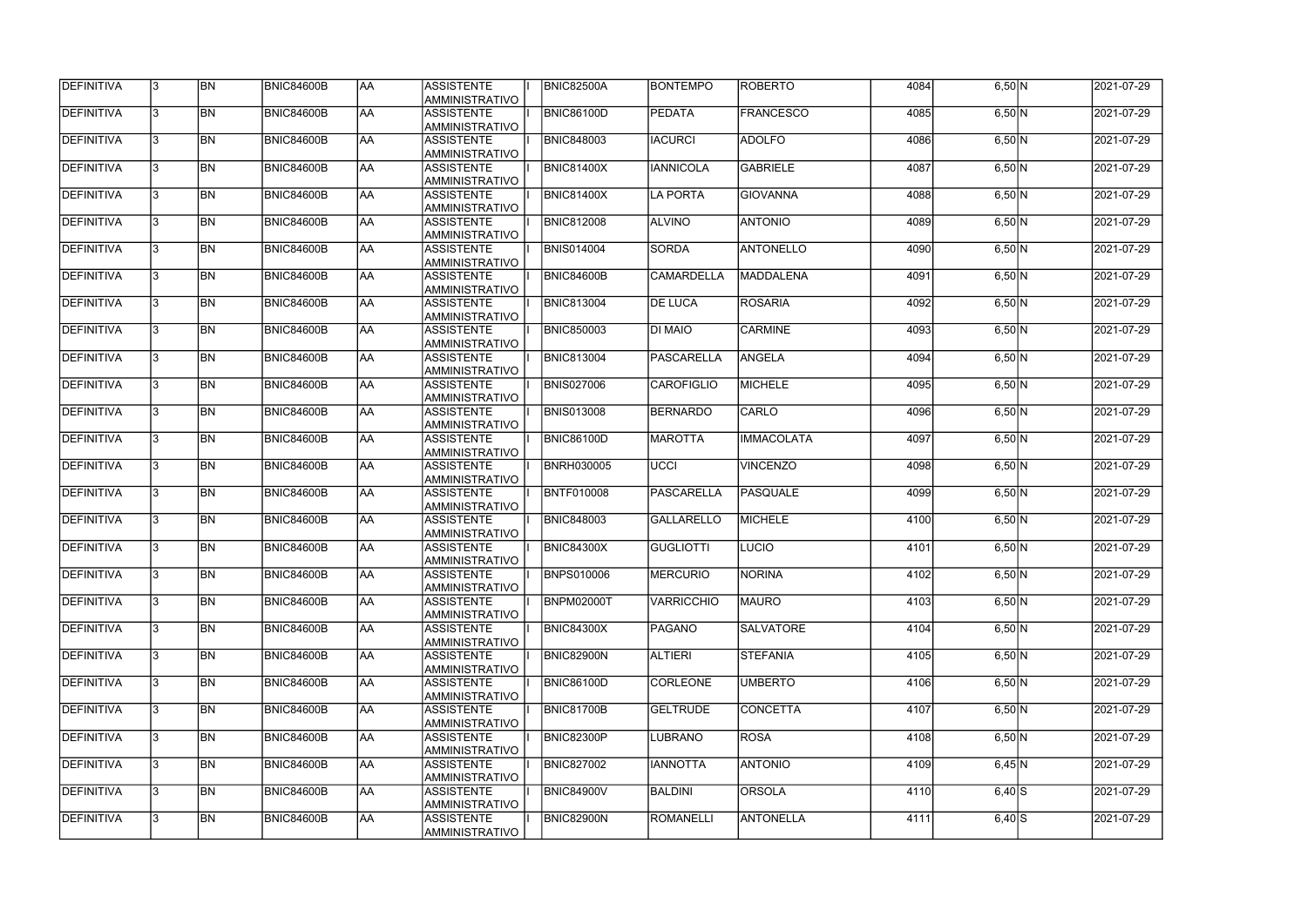| | | | | | | | | | | | | | |
|---|---|---|---|---|---|---|---|---|---|---|---|---|---|
| DEFINITIVA | 3 | BN | BNIC84600B | AA | ASSISTENTE AMMINISTRATIVO | I | BNIC82500A | BONTEMPO | ROBERTO | 4084 | 6,50 | N | 2021-07-29 |
| DEFINITIVA | 3 | BN | BNIC84600B | AA | ASSISTENTE AMMINISTRATIVO | I | BNIC86100D | PEDATA | FRANCESCO | 4085 | 6,50 | N | 2021-07-29 |
| DEFINITIVA | 3 | BN | BNIC84600B | AA | ASSISTENTE AMMINISTRATIVO | I | BNIC848003 | IACURCI | ADOLFO | 4086 | 6,50 | N | 2021-07-29 |
| DEFINITIVA | 3 | BN | BNIC84600B | AA | ASSISTENTE AMMINISTRATIVO | I | BNIC81400X | IANNICOLA | GABRIELE | 4087 | 6,50 | N | 2021-07-29 |
| DEFINITIVA | 3 | BN | BNIC84600B | AA | ASSISTENTE AMMINISTRATIVO | I | BNIC81400X | LA PORTA | GIOVANNA | 4088 | 6,50 | N | 2021-07-29 |
| DEFINITIVA | 3 | BN | BNIC84600B | AA | ASSISTENTE AMMINISTRATIVO | I | BNIC812008 | ALVINO | ANTONIO | 4089 | 6,50 | N | 2021-07-29 |
| DEFINITIVA | 3 | BN | BNIC84600B | AA | ASSISTENTE AMMINISTRATIVO | I | BNIS014004 | SORDA | ANTONELLO | 4090 | 6,50 | N | 2021-07-29 |
| DEFINITIVA | 3 | BN | BNIC84600B | AA | ASSISTENTE AMMINISTRATIVO | I | BNIC84600B | CAMARDELLA | MADDALENA | 4091 | 6,50 | N | 2021-07-29 |
| DEFINITIVA | 3 | BN | BNIC84600B | AA | ASSISTENTE AMMINISTRATIVO | I | BNIC813004 | DE LUCA | ROSARIA | 4092 | 6,50 | N | 2021-07-29 |
| DEFINITIVA | 3 | BN | BNIC84600B | AA | ASSISTENTE AMMINISTRATIVO | I | BNIC850003 | DI MAIO | CARMINE | 4093 | 6,50 | N | 2021-07-29 |
| DEFINITIVA | 3 | BN | BNIC84600B | AA | ASSISTENTE AMMINISTRATIVO | I | BNIC813004 | PASCARELLA | ANGELA | 4094 | 6,50 | N | 2021-07-29 |
| DEFINITIVA | 3 | BN | BNIC84600B | AA | ASSISTENTE AMMINISTRATIVO | I | BNIS027006 | CAROFIGLIO | MICHELE | 4095 | 6,50 | N | 2021-07-29 |
| DEFINITIVA | 3 | BN | BNIC84600B | AA | ASSISTENTE AMMINISTRATIVO | I | BNIS013008 | BERNARDO | CARLO | 4096 | 6,50 | N | 2021-07-29 |
| DEFINITIVA | 3 | BN | BNIC84600B | AA | ASSISTENTE AMMINISTRATIVO | I | BNIC86100D | MAROTTA | IMMACOLATA | 4097 | 6,50 | N | 2021-07-29 |
| DEFINITIVA | 3 | BN | BNIC84600B | AA | ASSISTENTE AMMINISTRATIVO | I | BNRH030005 | UCCI | VINCENZO | 4098 | 6,50 | N | 2021-07-29 |
| DEFINITIVA | 3 | BN | BNIC84600B | AA | ASSISTENTE AMMINISTRATIVO | I | BNTF010008 | PASCARELLA | PASQUALE | 4099 | 6,50 | N | 2021-07-29 |
| DEFINITIVA | 3 | BN | BNIC84600B | AA | ASSISTENTE AMMINISTRATIVO | I | BNIC848003 | GALLARELLO | MICHELE | 4100 | 6,50 | N | 2021-07-29 |
| DEFINITIVA | 3 | BN | BNIC84600B | AA | ASSISTENTE AMMINISTRATIVO | I | BNIC84300X | GUGLIOTTI | LUCIO | 4101 | 6,50 | N | 2021-07-29 |
| DEFINITIVA | 3 | BN | BNIC84600B | AA | ASSISTENTE AMMINISTRATIVO | I | BNPS010006 | MERCURIO | NORINA | 4102 | 6,50 | N | 2021-07-29 |
| DEFINITIVA | 3 | BN | BNIC84600B | AA | ASSISTENTE AMMINISTRATIVO | I | BNPM02000T | VARRICCHIO | MAURO | 4103 | 6,50 | N | 2021-07-29 |
| DEFINITIVA | 3 | BN | BNIC84600B | AA | ASSISTENTE AMMINISTRATIVO | I | BNIC84300X | PAGANO | SALVATORE | 4104 | 6,50 | N | 2021-07-29 |
| DEFINITIVA | 3 | BN | BNIC84600B | AA | ASSISTENTE AMMINISTRATIVO | I | BNIC82900N | ALTIERI | STEFANIA | 4105 | 6,50 | N | 2021-07-29 |
| DEFINITIVA | 3 | BN | BNIC84600B | AA | ASSISTENTE AMMINISTRATIVO | I | BNIC86100D | CORLEONE | UMBERTO | 4106 | 6,50 | N | 2021-07-29 |
| DEFINITIVA | 3 | BN | BNIC84600B | AA | ASSISTENTE AMMINISTRATIVO | I | BNIC81700B | GELTRUDE | CONCETTA | 4107 | 6,50 | N | 2021-07-29 |
| DEFINITIVA | 3 | BN | BNIC84600B | AA | ASSISTENTE AMMINISTRATIVO | I | BNIC82300P | LUBRANO | ROSA | 4108 | 6,50 | N | 2021-07-29 |
| DEFINITIVA | 3 | BN | BNIC84600B | AA | ASSISTENTE AMMINISTRATIVO | I | BNIC827002 | IANNOTTA | ANTONIO | 4109 | 6,45 | N | 2021-07-29 |
| DEFINITIVA | 3 | BN | BNIC84600B | AA | ASSISTENTE AMMINISTRATIVO | I | BNIC84900V | BALDINI | ORSOLA | 4110 | 6,40 | S | 2021-07-29 |
| DEFINITIVA | 3 | BN | BNIC84600B | AA | ASSISTENTE AMMINISTRATIVO | I | BNIC82900N | ROMANELLI | ANTONELLA | 4111 | 6,40 | S | 2021-07-29 |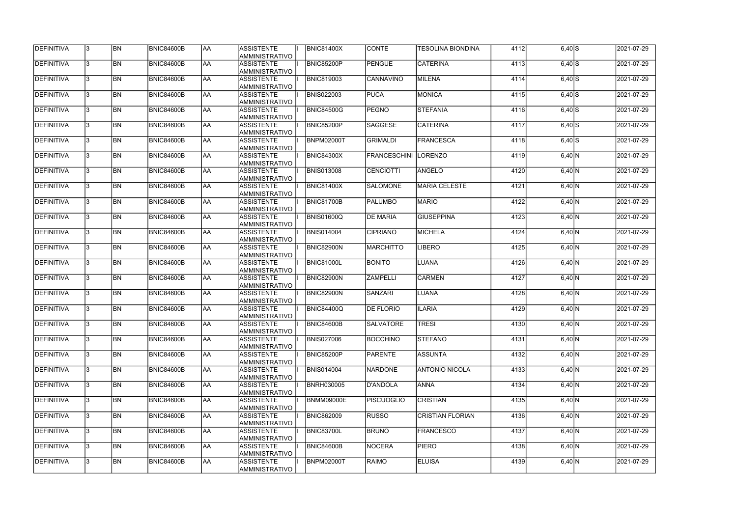| DEFINITIVA | 3 | BN | BNIC84600B | AA | ASSISTENTE AMMINISTRATIVO | I | BNIC81400X | CONTE | TESOLINA BIONDINA | 4112 | 6,40 | S | 2021-07-29 |
|---|---|---|---|---|---|---|---|---|---|---|---|---|---|
| DEFINITIVA | 3 | BN | BNIC84600B | AA | ASSISTENTE AMMINISTRATIVO | I | BNIC85200P | PENGUE | CATERINA | 4113 | 6,40 | S | 2021-07-29 |
| DEFINITIVA | 3 | BN | BNIC84600B | AA | ASSISTENTE AMMINISTRATIVO | I | BNIC819003 | CANNAVINO | MILENA | 4114 | 6,40 | S | 2021-07-29 |
| DEFINITIVA | 3 | BN | BNIC84600B | AA | ASSISTENTE AMMINISTRATIVO | I | BNIS022003 | PUCA | MONICA | 4115 | 6,40 | S | 2021-07-29 |
| DEFINITIVA | 3 | BN | BNIC84600B | AA | ASSISTENTE AMMINISTRATIVO | I | BNIC84500G | PEGNO | STEFANIA | 4116 | 6,40 | S | 2021-07-29 |
| DEFINITIVA | 3 | BN | BNIC84600B | AA | ASSISTENTE AMMINISTRATIVO | I | BNIC85200P | SAGGESE | CATERINA | 4117 | 6,40 | S | 2021-07-29 |
| DEFINITIVA | 3 | BN | BNIC84600B | AA | ASSISTENTE AMMINISTRATIVO | I | BNPM02000T | GRIMALDI | FRANCESCA | 4118 | 6,40 | S | 2021-07-29 |
| DEFINITIVA | 3 | BN | BNIC84600B | AA | ASSISTENTE AMMINISTRATIVO | I | BNIC84300X | FRANCESCHINI | LORENZO | 4119 | 6,40 | N | 2021-07-29 |
| DEFINITIVA | 3 | BN | BNIC84600B | AA | ASSISTENTE AMMINISTRATIVO | I | BNIS013008 | CENCIOTTI | ANGELO | 4120 | 6,40 | N | 2021-07-29 |
| DEFINITIVA | 3 | BN | BNIC84600B | AA | ASSISTENTE AMMINISTRATIVO | I | BNIC81400X | SALOMONE | MARIA CELESTE | 4121 | 6,40 | N | 2021-07-29 |
| DEFINITIVA | 3 | BN | BNIC84600B | AA | ASSISTENTE AMMINISTRATIVO | I | BNIC81700B | PALUMBO | MARIO | 4122 | 6,40 | N | 2021-07-29 |
| DEFINITIVA | 3 | BN | BNIC84600B | AA | ASSISTENTE AMMINISTRATIVO | I | BNIS01600Q | DE MARIA | GIUSEPPINA | 4123 | 6,40 | N | 2021-07-29 |
| DEFINITIVA | 3 | BN | BNIC84600B | AA | ASSISTENTE AMMINISTRATIVO | I | BNIS014004 | CIPRIANO | MICHELA | 4124 | 6,40 | N | 2021-07-29 |
| DEFINITIVA | 3 | BN | BNIC84600B | AA | ASSISTENTE AMMINISTRATIVO | I | BNIC82900N | MARCHITTO | LIBERO | 4125 | 6,40 | N | 2021-07-29 |
| DEFINITIVA | 3 | BN | BNIC84600B | AA | ASSISTENTE AMMINISTRATIVO | I | BNIC81000L | BONITO | LUANA | 4126 | 6,40 | N | 2021-07-29 |
| DEFINITIVA | 3 | BN | BNIC84600B | AA | ASSISTENTE AMMINISTRATIVO | I | BNIC82900N | ZAMPELLI | CARMEN | 4127 | 6,40 | N | 2021-07-29 |
| DEFINITIVA | 3 | BN | BNIC84600B | AA | ASSISTENTE AMMINISTRATIVO | I | BNIC82900N | SANZARI | LUANA | 4128 | 6,40 | N | 2021-07-29 |
| DEFINITIVA | 3 | BN | BNIC84600B | AA | ASSISTENTE AMMINISTRATIVO | I | BNIC84400Q | DE FLORIO | ILARIA | 4129 | 6,40 | N | 2021-07-29 |
| DEFINITIVA | 3 | BN | BNIC84600B | AA | ASSISTENTE AMMINISTRATIVO | I | BNIC84600B | SALVATORE | TRESI | 4130 | 6,40 | N | 2021-07-29 |
| DEFINITIVA | 3 | BN | BNIC84600B | AA | ASSISTENTE AMMINISTRATIVO | I | BNIS027006 | BOCCHINO | STEFANO | 4131 | 6,40 | N | 2021-07-29 |
| DEFINITIVA | 3 | BN | BNIC84600B | AA | ASSISTENTE AMMINISTRATIVO | I | BNIC85200P | PARENTE | ASSUNTA | 4132 | 6,40 | N | 2021-07-29 |
| DEFINITIVA | 3 | BN | BNIC84600B | AA | ASSISTENTE AMMINISTRATIVO | I | BNIS014004 | NARDONE | ANTONIO NICOLA | 4133 | 6,40 | N | 2021-07-29 |
| DEFINITIVA | 3 | BN | BNIC84600B | AA | ASSISTENTE AMMINISTRATIVO | I | BNRH030005 | D'ANDOLA | ANNA | 4134 | 6,40 | N | 2021-07-29 |
| DEFINITIVA | 3 | BN | BNIC84600B | AA | ASSISTENTE AMMINISTRATIVO | I | BNMM09000E | PISCUOGLIO | CRISTIAN | 4135 | 6,40 | N | 2021-07-29 |
| DEFINITIVA | 3 | BN | BNIC84600B | AA | ASSISTENTE AMMINISTRATIVO | I | BNIC862009 | RUSSO | CRISTIAN FLORIAN | 4136 | 6,40 | N | 2021-07-29 |
| DEFINITIVA | 3 | BN | BNIC84600B | AA | ASSISTENTE AMMINISTRATIVO | I | BNIC83700L | BRUNO | FRANCESCO | 4137 | 6,40 | N | 2021-07-29 |
| DEFINITIVA | 3 | BN | BNIC84600B | AA | ASSISTENTE AMMINISTRATIVO | I | BNIC84600B | NOCERA | PIERO | 4138 | 6,40 | N | 2021-07-29 |
| DEFINITIVA | 3 | BN | BNIC84600B | AA | ASSISTENTE AMMINISTRATIVO | I | BNPM02000T | RAIMO | ELUISA | 4139 | 6,40 | N | 2021-07-29 |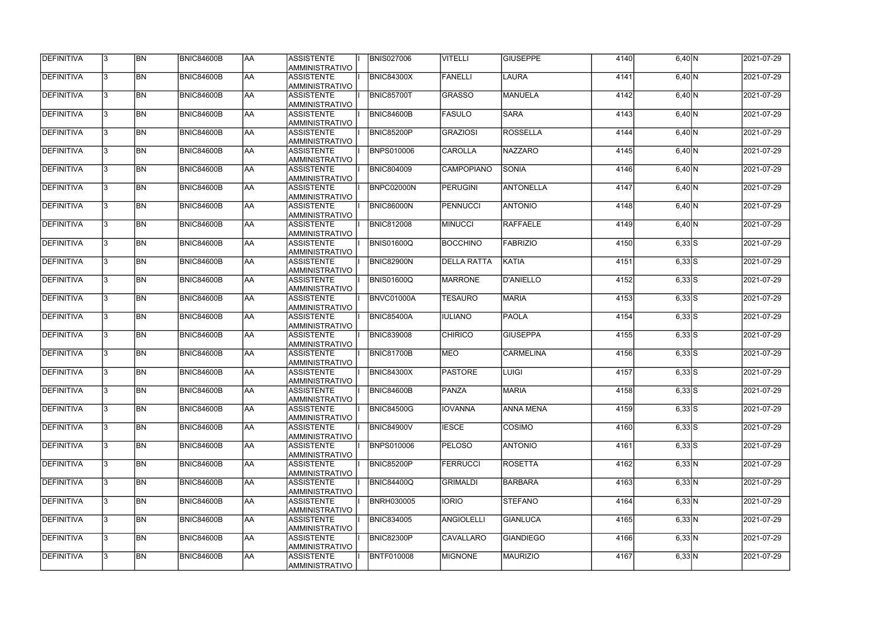| | | | | | | | | | | | | | | |
|---|---|---|---|---|---|---|---|---|---|---|---|---|---|---|
| DEFINITIVA | 3 | BN | BNIC84600B | AA | ASSISTENTE AMMINISTRATIVO | I | BNIS027006 | VITELLI | GIUSEPPE | 4140 | 6,40 | N | | 2021-07-29 |
| DEFINITIVA | 3 | BN | BNIC84600B | AA | ASSISTENTE AMMINISTRATIVO | I | BNIC84300X | FANELLI | LAURA | 4141 | 6,40 | N | | 2021-07-29 |
| DEFINITIVA | 3 | BN | BNIC84600B | AA | ASSISTENTE AMMINISTRATIVO | I | BNIC85700T | GRASSO | MANUELA | 4142 | 6,40 | N | | 2021-07-29 |
| DEFINITIVA | 3 | BN | BNIC84600B | AA | ASSISTENTE AMMINISTRATIVO | I | BNIC84600B | FASULO | SARA | 4143 | 6,40 | N | | 2021-07-29 |
| DEFINITIVA | 3 | BN | BNIC84600B | AA | ASSISTENTE AMMINISTRATIVO | I | BNIC85200P | GRAZIOSI | ROSSELLA | 4144 | 6,40 | N | | 2021-07-29 |
| DEFINITIVA | 3 | BN | BNIC84600B | AA | ASSISTENTE AMMINISTRATIVO | I | BNPS010006 | CAROLLA | NAZZARO | 4145 | 6,40 | N | | 2021-07-29 |
| DEFINITIVA | 3 | BN | BNIC84600B | AA | ASSISTENTE AMMINISTRATIVO | I | BNIC804009 | CAMPOPIANO | SONIA | 4146 | 6,40 | N | | 2021-07-29 |
| DEFINITIVA | 3 | BN | BNIC84600B | AA | ASSISTENTE AMMINISTRATIVO | I | BNPC02000N | PERUGINI | ANTONELLA | 4147 | 6,40 | N | | 2021-07-29 |
| DEFINITIVA | 3 | BN | BNIC84600B | AA | ASSISTENTE AMMINISTRATIVO | I | BNIC86000N | PENNUCCI | ANTONIO | 4148 | 6,40 | N | | 2021-07-29 |
| DEFINITIVA | 3 | BN | BNIC84600B | AA | ASSISTENTE AMMINISTRATIVO | I | BNIC812008 | MINUCCI | RAFFAELE | 4149 | 6,40 | N | | 2021-07-29 |
| DEFINITIVA | 3 | BN | BNIC84600B | AA | ASSISTENTE AMMINISTRATIVO | I | BNIS01600Q | BOCCHINO | FABRIZIO | 4150 | 6,33 | S | | 2021-07-29 |
| DEFINITIVA | 3 | BN | BNIC84600B | AA | ASSISTENTE AMMINISTRATIVO | I | BNIC82900N | DELLA RATTA | KATIA | 4151 | 6,33 | S | | 2021-07-29 |
| DEFINITIVA | 3 | BN | BNIC84600B | AA | ASSISTENTE AMMINISTRATIVO | I | BNIS01600Q | MARRONE | D'ANIELLO | 4152 | 6,33 | S | | 2021-07-29 |
| DEFINITIVA | 3 | BN | BNIC84600B | AA | ASSISTENTE AMMINISTRATIVO | I | BNVC01000A | TESAURO | MARIA | 4153 | 6,33 | S | | 2021-07-29 |
| DEFINITIVA | 3 | BN | BNIC84600B | AA | ASSISTENTE AMMINISTRATIVO | I | BNIC85400A | IULIANO | PAOLA | 4154 | 6,33 | S | | 2021-07-29 |
| DEFINITIVA | 3 | BN | BNIC84600B | AA | ASSISTENTE AMMINISTRATIVO | I | BNIC839008 | CHIRICO | GIUSEPPA | 4155 | 6,33 | S | | 2021-07-29 |
| DEFINITIVA | 3 | BN | BNIC84600B | AA | ASSISTENTE AMMINISTRATIVO | I | BNIC81700B | MEO | CARMELINA | 4156 | 6,33 | S | | 2021-07-29 |
| DEFINITIVA | 3 | BN | BNIC84600B | AA | ASSISTENTE AMMINISTRATIVO | I | BNIC84300X | PASTORE | LUIGI | 4157 | 6,33 | S | | 2021-07-29 |
| DEFINITIVA | 3 | BN | BNIC84600B | AA | ASSISTENTE AMMINISTRATIVO | I | BNIC84600B | PANZA | MARIA | 4158 | 6,33 | S | | 2021-07-29 |
| DEFINITIVA | 3 | BN | BNIC84600B | AA | ASSISTENTE AMMINISTRATIVO | I | BNIC84500G | IOVANNA | ANNA MENA | 4159 | 6,33 | S | | 2021-07-29 |
| DEFINITIVA | 3 | BN | BNIC84600B | AA | ASSISTENTE AMMINISTRATIVO | I | BNIC84900V | IESCE | COSIMO | 4160 | 6,33 | S | | 2021-07-29 |
| DEFINITIVA | 3 | BN | BNIC84600B | AA | ASSISTENTE AMMINISTRATIVO | I | BNPS010006 | PELOSO | ANTONIO | 4161 | 6,33 | S | | 2021-07-29 |
| DEFINITIVA | 3 | BN | BNIC84600B | AA | ASSISTENTE AMMINISTRATIVO | I | BNIC85200P | FERRUCCI | ROSETTA | 4162 | 6,33 | N | | 2021-07-29 |
| DEFINITIVA | 3 | BN | BNIC84600B | AA | ASSISTENTE AMMINISTRATIVO | I | BNIC84400Q | GRIMALDI | BARBARA | 4163 | 6,33 | N | | 2021-07-29 |
| DEFINITIVA | 3 | BN | BNIC84600B | AA | ASSISTENTE AMMINISTRATIVO | I | BNRH030005 | IORIO | STEFANO | 4164 | 6,33 | N | | 2021-07-29 |
| DEFINITIVA | 3 | BN | BNIC84600B | AA | ASSISTENTE AMMINISTRATIVO | I | BNIC834005 | ANGIOLELLI | GIANLUCA | 4165 | 6,33 | N | | 2021-07-29 |
| DEFINITIVA | 3 | BN | BNIC84600B | AA | ASSISTENTE AMMINISTRATIVO | I | BNIC82300P | CAVALLARO | GIANDIEGO | 4166 | 6,33 | N | | 2021-07-29 |
| DEFINITIVA | 3 | BN | BNIC84600B | AA | ASSISTENTE AMMINISTRATIVO | I | BNTF010008 | MIGNONE | MAURIZIO | 4167 | 6,33 | N | | 2021-07-29 |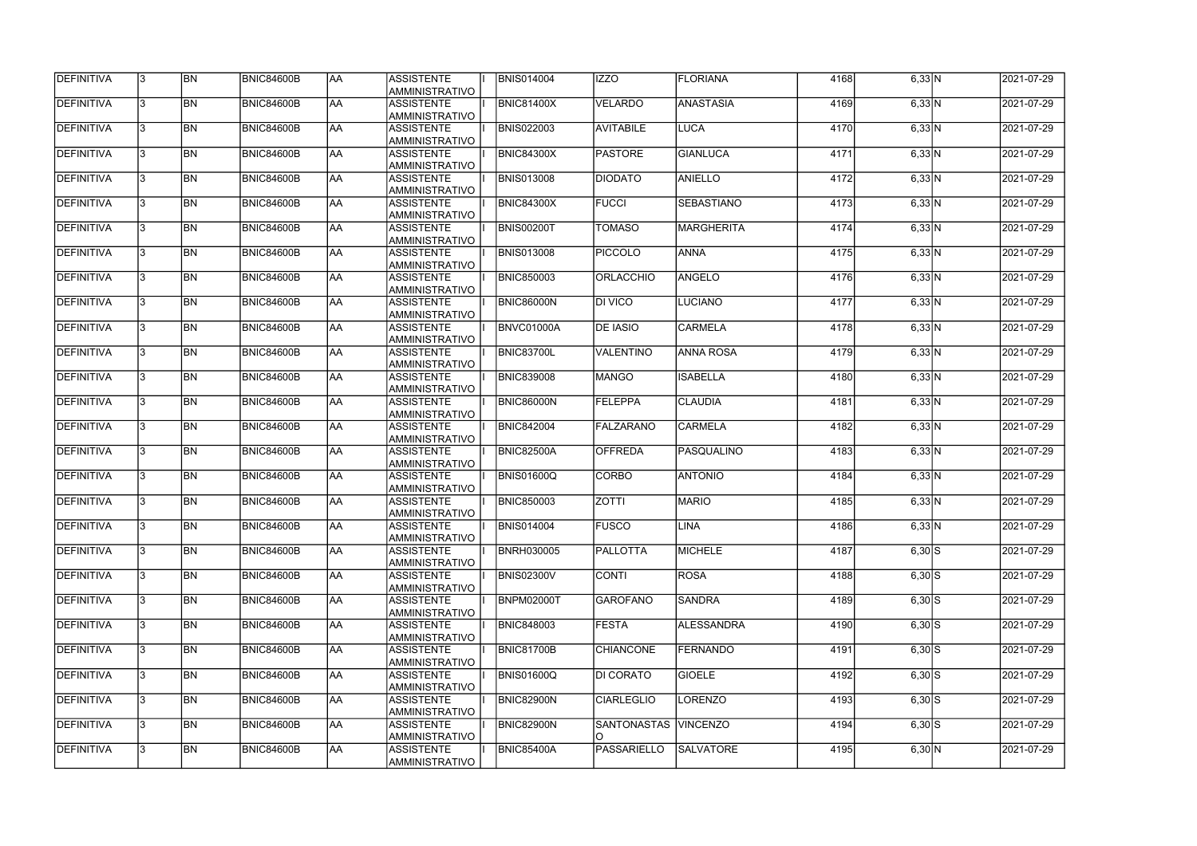| | | | | | | | | | | | | | | |
|---|---|---|---|---|---|---|---|---|---|---|---|---|---|---|
| DEFINITIVA | 3 | BN | BNIC84600B | AA | ASSISTENTE AMMINISTRATIVO | I | BNIS014004 | IZZO | FLORIANA | 4168 | 6,33 | N | | 2021-07-29 |
| DEFINITIVA | 3 | BN | BNIC84600B | AA | ASSISTENTE AMMINISTRATIVO | I | BNIC81400X | VELARDO | ANASTASIA | 4169 | 6,33 | N | | 2021-07-29 |
| DEFINITIVA | 3 | BN | BNIC84600B | AA | ASSISTENTE AMMINISTRATIVO | I | BNIS022003 | AVITABILE | LUCA | 4170 | 6,33 | N | | 2021-07-29 |
| DEFINITIVA | 3 | BN | BNIC84600B | AA | ASSISTENTE AMMINISTRATIVO | I | BNIC84300X | PASTORE | GIANLUCA | 4171 | 6,33 | N | | 2021-07-29 |
| DEFINITIVA | 3 | BN | BNIC84600B | AA | ASSISTENTE AMMINISTRATIVO | I | BNIS013008 | DIODATO | ANIELLO | 4172 | 6,33 | N | | 2021-07-29 |
| DEFINITIVA | 3 | BN | BNIC84600B | AA | ASSISTENTE AMMINISTRATIVO | I | BNIC84300X | FUCCI | SEBASTIANO | 4173 | 6,33 | N | | 2021-07-29 |
| DEFINITIVA | 3 | BN | BNIC84600B | AA | ASSISTENTE AMMINISTRATIVO | I | BNIS00200T | TOMASO | MARGHERITA | 4174 | 6,33 | N | | 2021-07-29 |
| DEFINITIVA | 3 | BN | BNIC84600B | AA | ASSISTENTE AMMINISTRATIVO | I | BNIS013008 | PICCOLO | ANNA | 4175 | 6,33 | N | | 2021-07-29 |
| DEFINITIVA | 3 | BN | BNIC84600B | AA | ASSISTENTE AMMINISTRATIVO | I | BNIC850003 | ORLACCHIO | ANGELO | 4176 | 6,33 | N | | 2021-07-29 |
| DEFINITIVA | 3 | BN | BNIC84600B | AA | ASSISTENTE AMMINISTRATIVO | I | BNIC86000N | DI VICO | LUCIANO | 4177 | 6,33 | N | | 2021-07-29 |
| DEFINITIVA | 3 | BN | BNIC84600B | AA | ASSISTENTE AMMINISTRATIVO | I | BNVC01000A | DE IASIO | CARMELA | 4178 | 6,33 | N | | 2021-07-29 |
| DEFINITIVA | 3 | BN | BNIC84600B | AA | ASSISTENTE AMMINISTRATIVO | I | BNIC83700L | VALENTINO | ANNA ROSA | 4179 | 6,33 | N | | 2021-07-29 |
| DEFINITIVA | 3 | BN | BNIC84600B | AA | ASSISTENTE AMMINISTRATIVO | I | BNIC839008 | MANGO | ISABELLA | 4180 | 6,33 | N | | 2021-07-29 |
| DEFINITIVA | 3 | BN | BNIC84600B | AA | ASSISTENTE AMMINISTRATIVO | I | BNIC86000N | FELEPPA | CLAUDIA | 4181 | 6,33 | N | | 2021-07-29 |
| DEFINITIVA | 3 | BN | BNIC84600B | AA | ASSISTENTE AMMINISTRATIVO | I | BNIC842004 | FALZARANO | CARMELA | 4182 | 6,33 | N | | 2021-07-29 |
| DEFINITIVA | 3 | BN | BNIC84600B | AA | ASSISTENTE AMMINISTRATIVO | I | BNIC82500A | OFFREDA | PASQUALINO | 4183 | 6,33 | N | | 2021-07-29 |
| DEFINITIVA | 3 | BN | BNIC84600B | AA | ASSISTENTE AMMINISTRATIVO | I | BNIS01600Q | CORBO | ANTONIO | 4184 | 6,33 | N | | 2021-07-29 |
| DEFINITIVA | 3 | BN | BNIC84600B | AA | ASSISTENTE AMMINISTRATIVO | I | BNIC850003 | ZOTTI | MARIO | 4185 | 6,33 | N | | 2021-07-29 |
| DEFINITIVA | 3 | BN | BNIC84600B | AA | ASSISTENTE AMMINISTRATIVO | I | BNIS014004 | FUSCO | LINA | 4186 | 6,33 | N | | 2021-07-29 |
| DEFINITIVA | 3 | BN | BNIC84600B | AA | ASSISTENTE AMMINISTRATIVO | I | BNRH030005 | PALLOTTA | MICHELE | 4187 | 6,30 | S | | 2021-07-29 |
| DEFINITIVA | 3 | BN | BNIC84600B | AA | ASSISTENTE AMMINISTRATIVO | I | BNIS02300V | CONTI | ROSA | 4188 | 6,30 | S | | 2021-07-29 |
| DEFINITIVA | 3 | BN | BNIC84600B | AA | ASSISTENTE AMMINISTRATIVO | I | BNPM02000T | GAROFANO | SANDRA | 4189 | 6,30 | S | | 2021-07-29 |
| DEFINITIVA | 3 | BN | BNIC84600B | AA | ASSISTENTE AMMINISTRATIVO | I | BNIC848003 | FESTA | ALESSANDRA | 4190 | 6,30 | S | | 2021-07-29 |
| DEFINITIVA | 3 | BN | BNIC84600B | AA | ASSISTENTE AMMINISTRATIVO | I | BNIC81700B | CHIANCONE | FERNANDO | 4191 | 6,30 | S | | 2021-07-29 |
| DEFINITIVA | 3 | BN | BNIC84600B | AA | ASSISTENTE AMMINISTRATIVO | I | BNIS01600Q | DI CORATO | GIOELE | 4192 | 6,30 | S | | 2021-07-29 |
| DEFINITIVA | 3 | BN | BNIC84600B | AA | ASSISTENTE AMMINISTRATIVO | I | BNIC82900N | CIARLEGLIO | LORENZO | 4193 | 6,30 | S | | 2021-07-29 |
| DEFINITIVA | 3 | BN | BNIC84600B | AA | ASSISTENTE AMMINISTRATIVO | I | BNIC82900N | SANTONASTASIO | VINCENZO | 4194 | 6,30 | S | | 2021-07-29 |
| DEFINITIVA | 3 | BN | BNIC84600B | AA | ASSISTENTE AMMINISTRATIVO | I | BNIC85400A | PASSARIELLO | SALVATORE | 4195 | 6,30 | N | | 2021-07-29 |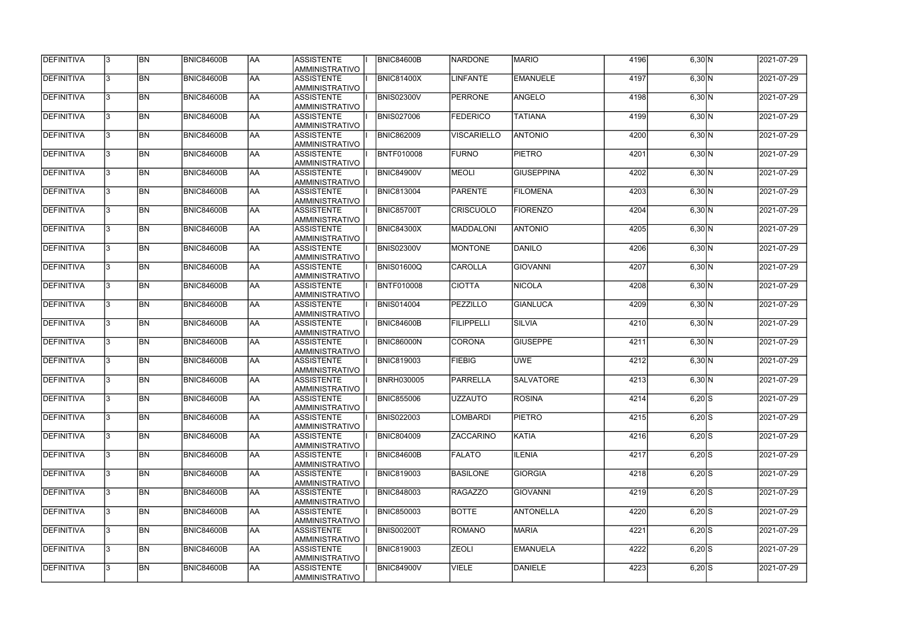| | | | | | | | | | | | | | |
|---|---|---|---|---|---|---|---|---|---|---|---|---|---|
| DEFINITIVA | 3 | BN | BNIC84600B | AA | ASSISTENTE AMMINISTRATIVO | I | BNIC84600B | NARDONE | MARIO | 4196 | 6,30 | N | 2021-07-29 |
| DEFINITIVA | 3 | BN | BNIC84600B | AA | ASSISTENTE AMMINISTRATIVO | I | BNIC81400X | LINFANTE | EMANUELE | 4197 | 6,30 | N | 2021-07-29 |
| DEFINITIVA | 3 | BN | BNIC84600B | AA | ASSISTENTE AMMINISTRATIVO | I | BNIS02300V | PERRONE | ANGELO | 4198 | 6,30 | N | 2021-07-29 |
| DEFINITIVA | 3 | BN | BNIC84600B | AA | ASSISTENTE AMMINISTRATIVO | I | BNIS027006 | FEDERICO | TATIANA | 4199 | 6,30 | N | 2021-07-29 |
| DEFINITIVA | 3 | BN | BNIC84600B | AA | ASSISTENTE AMMINISTRATIVO | I | BNIC862009 | VISCARIELLO | ANTONIO | 4200 | 6,30 | N | 2021-07-29 |
| DEFINITIVA | 3 | BN | BNIC84600B | AA | ASSISTENTE AMMINISTRATIVO | I | BNTF010008 | FURNO | PIETRO | 4201 | 6,30 | N | 2021-07-29 |
| DEFINITIVA | 3 | BN | BNIC84600B | AA | ASSISTENTE AMMINISTRATIVO | I | BNIC84900V | MEOLI | GIUSEPPINA | 4202 | 6,30 | N | 2021-07-29 |
| DEFINITIVA | 3 | BN | BNIC84600B | AA | ASSISTENTE AMMINISTRATIVO | I | BNIC813004 | PARENTE | FILOMENA | 4203 | 6,30 | N | 2021-07-29 |
| DEFINITIVA | 3 | BN | BNIC84600B | AA | ASSISTENTE AMMINISTRATIVO | I | BNIC85700T | CRISCUOLO | FIORENZO | 4204 | 6,30 | N | 2021-07-29 |
| DEFINITIVA | 3 | BN | BNIC84600B | AA | ASSISTENTE AMMINISTRATIVO | I | BNIC84300X | MADDALONI | ANTONIO | 4205 | 6,30 | N | 2021-07-29 |
| DEFINITIVA | 3 | BN | BNIC84600B | AA | ASSISTENTE AMMINISTRATIVO | I | BNIS02300V | MONTONE | DANILO | 4206 | 6,30 | N | 2021-07-29 |
| DEFINITIVA | 3 | BN | BNIC84600B | AA | ASSISTENTE AMMINISTRATIVO | I | BNIS01600Q | CAROLLA | GIOVANNI | 4207 | 6,30 | N | 2021-07-29 |
| DEFINITIVA | 3 | BN | BNIC84600B | AA | ASSISTENTE AMMINISTRATIVO | I | BNTF010008 | CIOTTA | NICOLA | 4208 | 6,30 | N | 2021-07-29 |
| DEFINITIVA | 3 | BN | BNIC84600B | AA | ASSISTENTE AMMINISTRATIVO | I | BNIS014004 | PEZZILLO | GIANLUCA | 4209 | 6,30 | N | 2021-07-29 |
| DEFINITIVA | 3 | BN | BNIC84600B | AA | ASSISTENTE AMMINISTRATIVO | I | BNIC84600B | FILIPPELLI | SILVIA | 4210 | 6,30 | N | 2021-07-29 |
| DEFINITIVA | 3 | BN | BNIC84600B | AA | ASSISTENTE AMMINISTRATIVO | I | BNIC86000N | CORONA | GIUSEPPE | 4211 | 6,30 | N | 2021-07-29 |
| DEFINITIVA | 3 | BN | BNIC84600B | AA | ASSISTENTE AMMINISTRATIVO | I | BNIC819003 | FIEBIG | UWE | 4212 | 6,30 | N | 2021-07-29 |
| DEFINITIVA | 3 | BN | BNIC84600B | AA | ASSISTENTE AMMINISTRATIVO | I | BNRH030005 | PARRELLA | SALVATORE | 4213 | 6,30 | N | 2021-07-29 |
| DEFINITIVA | 3 | BN | BNIC84600B | AA | ASSISTENTE AMMINISTRATIVO | I | BNIC855006 | UZZAUTO | ROSINA | 4214 | 6,20 | S | 2021-07-29 |
| DEFINITIVA | 3 | BN | BNIC84600B | AA | ASSISTENTE AMMINISTRATIVO | I | BNIS022003 | LOMBARDI | PIETRO | 4215 | 6,20 | S | 2021-07-29 |
| DEFINITIVA | 3 | BN | BNIC84600B | AA | ASSISTENTE AMMINISTRATIVO | I | BNIC804009 | ZACCARINO | KATIA | 4216 | 6,20 | S | 2021-07-29 |
| DEFINITIVA | 3 | BN | BNIC84600B | AA | ASSISTENTE AMMINISTRATIVO | I | BNIC84600B | FALATO | ILENIA | 4217 | 6,20 | S | 2021-07-29 |
| DEFINITIVA | 3 | BN | BNIC84600B | AA | ASSISTENTE AMMINISTRATIVO | I | BNIC819003 | BASILONE | GIORGIA | 4218 | 6,20 | S | 2021-07-29 |
| DEFINITIVA | 3 | BN | BNIC84600B | AA | ASSISTENTE AMMINISTRATIVO | I | BNIC848003 | RAGAZZO | GIOVANNI | 4219 | 6,20 | S | 2021-07-29 |
| DEFINITIVA | 3 | BN | BNIC84600B | AA | ASSISTENTE AMMINISTRATIVO | I | BNIC850003 | BOTTE | ANTONELLA | 4220 | 6,20 | S | 2021-07-29 |
| DEFINITIVA | 3 | BN | BNIC84600B | AA | ASSISTENTE AMMINISTRATIVO | I | BNIS00200T | ROMANO | MARIA | 4221 | 6,20 | S | 2021-07-29 |
| DEFINITIVA | 3 | BN | BNIC84600B | AA | ASSISTENTE AMMINISTRATIVO | I | BNIC819003 | ZEOLI | EMANUELA | 4222 | 6,20 | S | 2021-07-29 |
| DEFINITIVA | 3 | BN | BNIC84600B | AA | ASSISTENTE AMMINISTRATIVO | I | BNIC84900V | VIELE | DANIELE | 4223 | 6,20 | S | 2021-07-29 |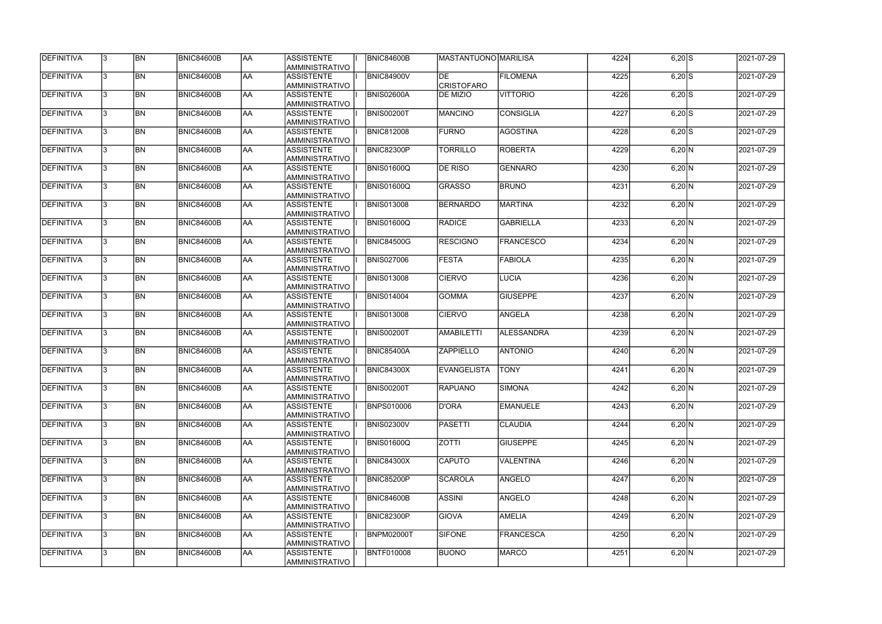| | | | | | | | | | | | | | | |
|---|---|---|---|---|---|---|---|---|---|---|---|---|---|---|
| DEFINITIVA | 3 | BN | BNIC84600B | AA | ASSISTENTE AMMINISTRATIVO | I | BNIC84600B | MASTANTUONO | MARILISA | 4224 | 6,20 | S | | 2021-07-29 |
| DEFINITIVA | 3 | BN | BNIC84600B | AA | ASSISTENTE AMMINISTRATIVO | I | BNIC84900V | DE CRISTOFARO | FILOMENA | 4225 | 6,20 | S | | 2021-07-29 |
| DEFINITIVA | 3 | BN | BNIC84600B | AA | ASSISTENTE AMMINISTRATIVO | I | BNIS02600A | DE MIZIO | VITTORIO | 4226 | 6,20 | S | | 2021-07-29 |
| DEFINITIVA | 3 | BN | BNIC84600B | AA | ASSISTENTE AMMINISTRATIVO | I | BNIS00200T | MANCINO | CONSIGLIA | 4227 | 6,20 | S | | 2021-07-29 |
| DEFINITIVA | 3 | BN | BNIC84600B | AA | ASSISTENTE AMMINISTRATIVO | I | BNIC812008 | FURNO | AGOSTINA | 4228 | 6,20 | S | | 2021-07-29 |
| DEFINITIVA | 3 | BN | BNIC84600B | AA | ASSISTENTE AMMINISTRATIVO | I | BNIC82300P | TORRILLO | ROBERTA | 4229 | 6,20 | N | | 2021-07-29 |
| DEFINITIVA | 3 | BN | BNIC84600B | AA | ASSISTENTE AMMINISTRATIVO | I | BNIS01600Q | DE RISO | GENNARO | 4230 | 6,20 | N | | 2021-07-29 |
| DEFINITIVA | 3 | BN | BNIC84600B | AA | ASSISTENTE AMMINISTRATIVO | I | BNIS01600Q | GRASSO | BRUNO | 4231 | 6,20 | N | | 2021-07-29 |
| DEFINITIVA | 3 | BN | BNIC84600B | AA | ASSISTENTE AMMINISTRATIVO | I | BNIS013008 | BERNARDO | MARTINA | 4232 | 6,20 | N | | 2021-07-29 |
| DEFINITIVA | 3 | BN | BNIC84600B | AA | ASSISTENTE AMMINISTRATIVO | I | BNIS01600Q | RADICE | GABRIELLA | 4233 | 6,20 | N | | 2021-07-29 |
| DEFINITIVA | 3 | BN | BNIC84600B | AA | ASSISTENTE AMMINISTRATIVO | I | BNIC84500G | RESCIGNO | FRANCESCO | 4234 | 6,20 | N | | 2021-07-29 |
| DEFINITIVA | 3 | BN | BNIC84600B | AA | ASSISTENTE AMMINISTRATIVO | I | BNIS027006 | FESTA | FABIOLA | 4235 | 6,20 | N | | 2021-07-29 |
| DEFINITIVA | 3 | BN | BNIC84600B | AA | ASSISTENTE AMMINISTRATIVO | I | BNIS013008 | CIERVO | LUCIA | 4236 | 6,20 | N | | 2021-07-29 |
| DEFINITIVA | 3 | BN | BNIC84600B | AA | ASSISTENTE AMMINISTRATIVO | I | BNIS014004 | GOMMA | GIUSEPPE | 4237 | 6,20 | N | | 2021-07-29 |
| DEFINITIVA | 3 | BN | BNIC84600B | AA | ASSISTENTE AMMINISTRATIVO | I | BNIS013008 | CIERVO | ANGELA | 4238 | 6,20 | N | | 2021-07-29 |
| DEFINITIVA | 3 | BN | BNIC84600B | AA | ASSISTENTE AMMINISTRATIVO | I | BNIS00200T | AMABILETTI | ALESSANDRA | 4239 | 6,20 | N | | 2021-07-29 |
| DEFINITIVA | 3 | BN | BNIC84600B | AA | ASSISTENTE AMMINISTRATIVO | I | BNIC85400A | ZAPPIELLO | ANTONIO | 4240 | 6,20 | N | | 2021-07-29 |
| DEFINITIVA | 3 | BN | BNIC84600B | AA | ASSISTENTE AMMINISTRATIVO | I | BNIC84300X | EVANGELISTA | TONY | 4241 | 6,20 | N | | 2021-07-29 |
| DEFINITIVA | 3 | BN | BNIC84600B | AA | ASSISTENTE AMMINISTRATIVO | I | BNIS00200T | RAPUANO | SIMONA | 4242 | 6,20 | N | | 2021-07-29 |
| DEFINITIVA | 3 | BN | BNIC84600B | AA | ASSISTENTE AMMINISTRATIVO | I | BNPS010006 | D'ORA | EMANUELE | 4243 | 6,20 | N | | 2021-07-29 |
| DEFINITIVA | 3 | BN | BNIC84600B | AA | ASSISTENTE AMMINISTRATIVO | I | BNIS02300V | PASETTI | CLAUDIA | 4244 | 6,20 | N | | 2021-07-29 |
| DEFINITIVA | 3 | BN | BNIC84600B | AA | ASSISTENTE AMMINISTRATIVO | I | BNIS01600Q | ZOTTI | GIUSEPPE | 4245 | 6,20 | N | | 2021-07-29 |
| DEFINITIVA | 3 | BN | BNIC84600B | AA | ASSISTENTE AMMINISTRATIVO | I | BNIC84300X | CAPUTO | VALENTINA | 4246 | 6,20 | N | | 2021-07-29 |
| DEFINITIVA | 3 | BN | BNIC84600B | AA | ASSISTENTE AMMINISTRATIVO | I | BNIC85200P | SCAROLA | ANGELO | 4247 | 6,20 | N | | 2021-07-29 |
| DEFINITIVA | 3 | BN | BNIC84600B | AA | ASSISTENTE AMMINISTRATIVO | I | BNIC84600B | ASSINI | ANGELO | 4248 | 6,20 | N | | 2021-07-29 |
| DEFINITIVA | 3 | BN | BNIC84600B | AA | ASSISTENTE AMMINISTRATIVO | I | BNIC82300P | GIOVA | AMELIA | 4249 | 6,20 | N | | 2021-07-29 |
| DEFINITIVA | 3 | BN | BNIC84600B | AA | ASSISTENTE AMMINISTRATIVO | I | BNPM02000T | SIFONE | FRANCESCA | 4250 | 6,20 | N | | 2021-07-29 |
| DEFINITIVA | 3 | BN | BNIC84600B | AA | ASSISTENTE AMMINISTRATIVO | I | BNTF010008 | BUONO | MARCO | 4251 | 6,20 | N | | 2021-07-29 |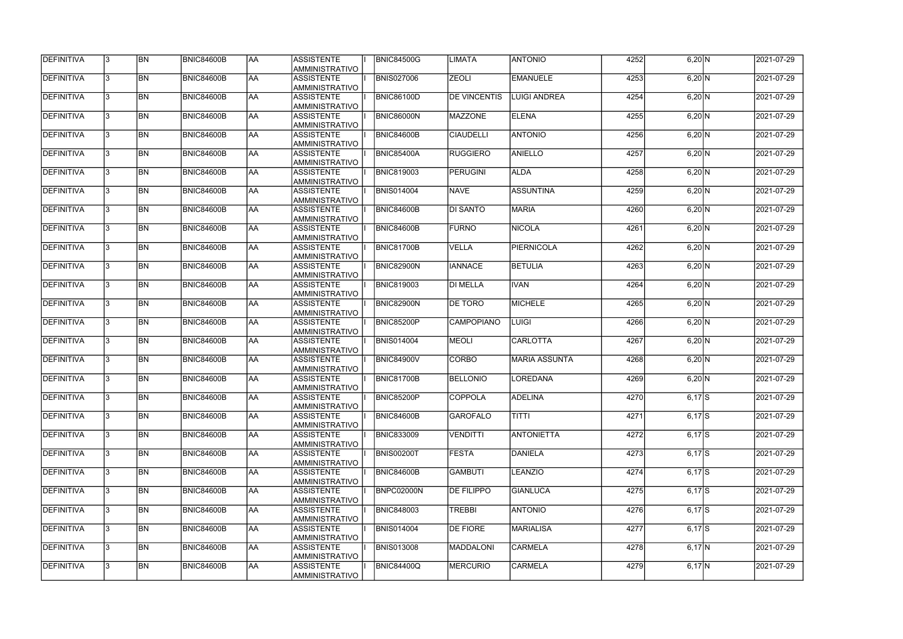| | | | | | | | | | | | | | | |
|---|---|---|---|---|---|---|---|---|---|---|---|---|---|---|
| DEFINITIVA | 3 | BN | BNIC84600B | AA | ASSISTENTE AMMINISTRATIVO | I | BNIC84500G | LIMATA | ANTONIO | 4252 | 6,20 | N | | 2021-07-29 |
| DEFINITIVA | 3 | BN | BNIC84600B | AA | ASSISTENTE AMMINISTRATIVO | I | BNIS027006 | ZEOLI | EMANUELE | 4253 | 6,20 | N | | 2021-07-29 |
| DEFINITIVA | 3 | BN | BNIC84600B | AA | ASSISTENTE AMMINISTRATIVO | I | BNIC86100D | DE VINCENTIS | LUIGI ANDREA | 4254 | 6,20 | N | | 2021-07-29 |
| DEFINITIVA | 3 | BN | BNIC84600B | AA | ASSISTENTE AMMINISTRATIVO | I | BNIC86000N | MAZZONE | ELENA | 4255 | 6,20 | N | | 2021-07-29 |
| DEFINITIVA | 3 | BN | BNIC84600B | AA | ASSISTENTE AMMINISTRATIVO | I | BNIC84600B | CIAUDELLI | ANTONIO | 4256 | 6,20 | N | | 2021-07-29 |
| DEFINITIVA | 3 | BN | BNIC84600B | AA | ASSISTENTE AMMINISTRATIVO | I | BNIC85400A | RUGGIERO | ANIELLO | 4257 | 6,20 | N | | 2021-07-29 |
| DEFINITIVA | 3 | BN | BNIC84600B | AA | ASSISTENTE AMMINISTRATIVO | I | BNIC819003 | PERUGINI | ALDA | 4258 | 6,20 | N | | 2021-07-29 |
| DEFINITIVA | 3 | BN | BNIC84600B | AA | ASSISTENTE AMMINISTRATIVO | I | BNIS014004 | NAVE | ASSUNTINA | 4259 | 6,20 | N | | 2021-07-29 |
| DEFINITIVA | 3 | BN | BNIC84600B | AA | ASSISTENTE AMMINISTRATIVO | I | BNIC84600B | DI SANTO | MARIA | 4260 | 6,20 | N | | 2021-07-29 |
| DEFINITIVA | 3 | BN | BNIC84600B | AA | ASSISTENTE AMMINISTRATIVO | I | BNIC84600B | FURNO | NICOLA | 4261 | 6,20 | N | | 2021-07-29 |
| DEFINITIVA | 3 | BN | BNIC84600B | AA | ASSISTENTE AMMINISTRATIVO | I | BNIC81700B | VELLA | PIERNICOLA | 4262 | 6,20 | N | | 2021-07-29 |
| DEFINITIVA | 3 | BN | BNIC84600B | AA | ASSISTENTE AMMINISTRATIVO | I | BNIC82900N | IANNACE | BETULIA | 4263 | 6,20 | N | | 2021-07-29 |
| DEFINITIVA | 3 | BN | BNIC84600B | AA | ASSISTENTE AMMINISTRATIVO | I | BNIC819003 | DI MELLA | IVAN | 4264 | 6,20 | N | | 2021-07-29 |
| DEFINITIVA | 3 | BN | BNIC84600B | AA | ASSISTENTE AMMINISTRATIVO | I | BNIC82900N | DE TORO | MICHELE | 4265 | 6,20 | N | | 2021-07-29 |
| DEFINITIVA | 3 | BN | BNIC84600B | AA | ASSISTENTE AMMINISTRATIVO | I | BNIC85200P | CAMPOPIANO | LUIGI | 4266 | 6,20 | N | | 2021-07-29 |
| DEFINITIVA | 3 | BN | BNIC84600B | AA | ASSISTENTE AMMINISTRATIVO | I | BNIS014004 | MEOLI | CARLOTTA | 4267 | 6,20 | N | | 2021-07-29 |
| DEFINITIVA | 3 | BN | BNIC84600B | AA | ASSISTENTE AMMINISTRATIVO | I | BNIC84900V | CORBO | MARIA ASSUNTA | 4268 | 6,20 | N | | 2021-07-29 |
| DEFINITIVA | 3 | BN | BNIC84600B | AA | ASSISTENTE AMMINISTRATIVO | I | BNIC81700B | BELLONIO | LOREDANA | 4269 | 6,20 | N | | 2021-07-29 |
| DEFINITIVA | 3 | BN | BNIC84600B | AA | ASSISTENTE AMMINISTRATIVO | I | BNIC85200P | COPPOLA | ADELINA | 4270 | 6,17 | S | | 2021-07-29 |
| DEFINITIVA | 3 | BN | BNIC84600B | AA | ASSISTENTE AMMINISTRATIVO | I | BNIC84600B | GAROFALO | TITTI | 4271 | 6,17 | S | | 2021-07-29 |
| DEFINITIVA | 3 | BN | BNIC84600B | AA | ASSISTENTE AMMINISTRATIVO | I | BNIC833009 | VENDITTI | ANTONIETTA | 4272 | 6,17 | S | | 2021-07-29 |
| DEFINITIVA | 3 | BN | BNIC84600B | AA | ASSISTENTE AMMINISTRATIVO | I | BNIS00200T | FESTA | DANIELA | 4273 | 6,17 | S | | 2021-07-29 |
| DEFINITIVA | 3 | BN | BNIC84600B | AA | ASSISTENTE AMMINISTRATIVO | I | BNIC84600B | GAMBUTI | LEANZIO | 4274 | 6,17 | S | | 2021-07-29 |
| DEFINITIVA | 3 | BN | BNIC84600B | AA | ASSISTENTE AMMINISTRATIVO | I | BNPC02000N | DE FILIPPO | GIANLUCA | 4275 | 6,17 | S | | 2021-07-29 |
| DEFINITIVA | 3 | BN | BNIC84600B | AA | ASSISTENTE AMMINISTRATIVO | I | BNIC848003 | TREBBI | ANTONIO | 4276 | 6,17 | S | | 2021-07-29 |
| DEFINITIVA | 3 | BN | BNIC84600B | AA | ASSISTENTE AMMINISTRATIVO | I | BNIS014004 | DE FIORE | MARIALISA | 4277 | 6,17 | S | | 2021-07-29 |
| DEFINITIVA | 3 | BN | BNIC84600B | AA | ASSISTENTE AMMINISTRATIVO | I | BNIS013008 | MADDALONI | CARMELA | 4278 | 6,17 | N | | 2021-07-29 |
| DEFINITIVA | 3 | BN | BNIC84600B | AA | ASSISTENTE AMMINISTRATIVO | I | BNIC84400Q | MERCURIO | CARMELA | 4279 | 6,17 | N | | 2021-07-29 |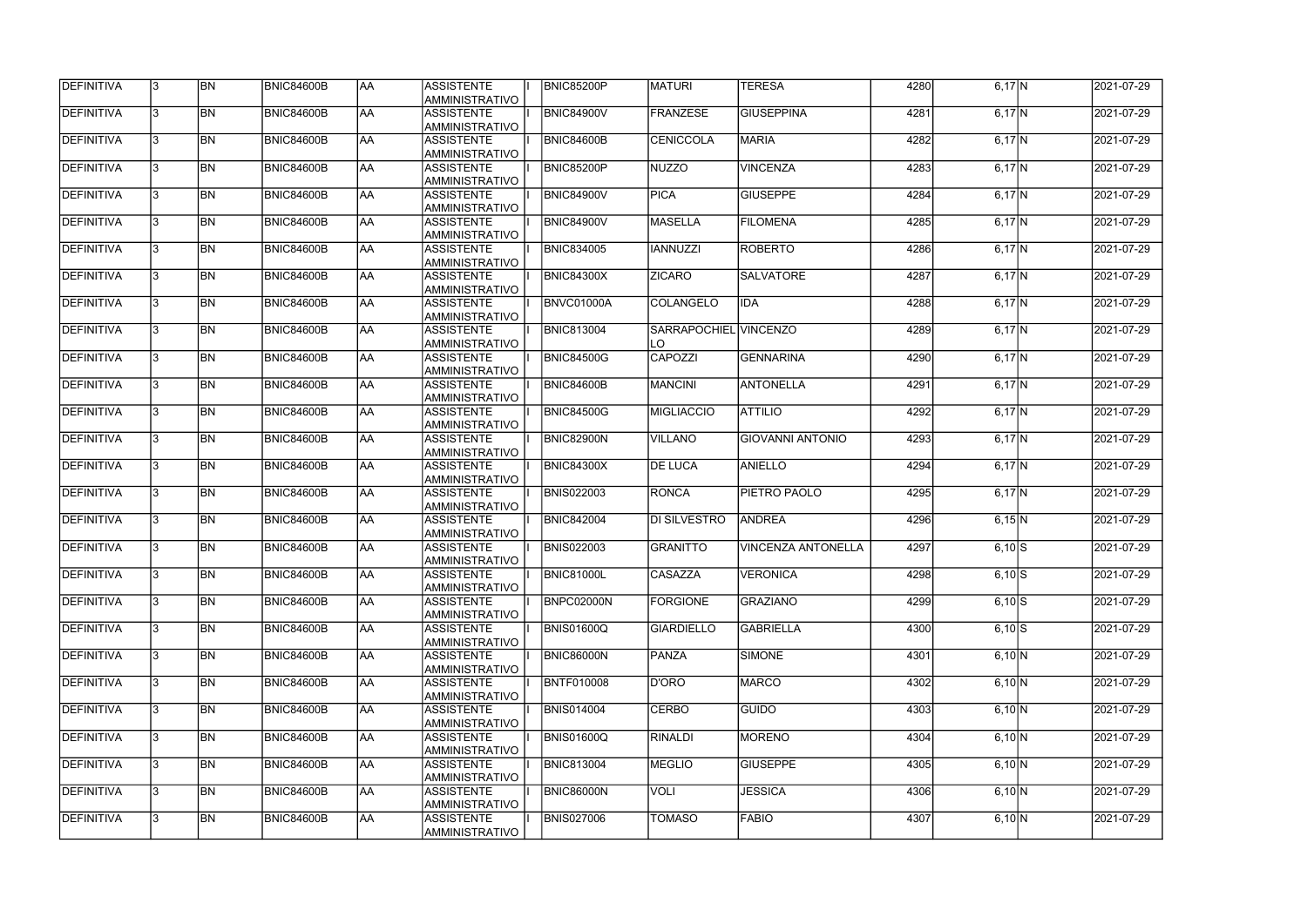| | | | | | | | | | | | | | |
|---|---|---|---|---|---|---|---|---|---|---|---|---|---|
| DEFINITIVA | 3 | BN | BNIC84600B | AA | ASSISTENTE AMMINISTRATIVO | I | BNIC85200P | MATURI | TERESA | 4280 | 6,17 | N | 2021-07-29 |
| DEFINITIVA | 3 | BN | BNIC84600B | AA | ASSISTENTE AMMINISTRATIVO | I | BNIC84900V | FRANZESE | GIUSEPPINA | 4281 | 6,17 | N | 2021-07-29 |
| DEFINITIVA | 3 | BN | BNIC84600B | AA | ASSISTENTE AMMINISTRATIVO | I | BNIC84600B | CENICCOLA | MARIA | 4282 | 6,17 | N | 2021-07-29 |
| DEFINITIVA | 3 | BN | BNIC84600B | AA | ASSISTENTE AMMINISTRATIVO | I | BNIC85200P | NUZZO | VINCENZA | 4283 | 6,17 | N | 2021-07-29 |
| DEFINITIVA | 3 | BN | BNIC84600B | AA | ASSISTENTE AMMINISTRATIVO | I | BNIC84900V | PICA | GIUSEPPE | 4284 | 6,17 | N | 2021-07-29 |
| DEFINITIVA | 3 | BN | BNIC84600B | AA | ASSISTENTE AMMINISTRATIVO | I | BNIC84900V | MASELLA | FILOMENA | 4285 | 6,17 | N | 2021-07-29 |
| DEFINITIVA | 3 | BN | BNIC84600B | AA | ASSISTENTE AMMINISTRATIVO | I | BNIC834005 | IANNUZZI | ROBERTO | 4286 | 6,17 | N | 2021-07-29 |
| DEFINITIVA | 3 | BN | BNIC84600B | AA | ASSISTENTE AMMINISTRATIVO | I | BNIC84300X | ZICARO | SALVATORE | 4287 | 6,17 | N | 2021-07-29 |
| DEFINITIVA | 3 | BN | BNIC84600B | AA | ASSISTENTE AMMINISTRATIVO | I | BNVC01000A | COLANGELO | IDA | 4288 | 6,17 | N | 2021-07-29 |
| DEFINITIVA | 3 | BN | BNIC84600B | AA | ASSISTENTE AMMINISTRATIVO | I | BNIC813004 | SARRAPOCHIELLO | VINCENZO | 4289 | 6,17 | N | 2021-07-29 |
| DEFINITIVA | 3 | BN | BNIC84600B | AA | ASSISTENTE AMMINISTRATIVO | I | BNIC84500G | CAPOZZI | GENNARINA | 4290 | 6,17 | N | 2021-07-29 |
| DEFINITIVA | 3 | BN | BNIC84600B | AA | ASSISTENTE AMMINISTRATIVO | I | BNIC84600B | MANCINI | ANTONELLA | 4291 | 6,17 | N | 2021-07-29 |
| DEFINITIVA | 3 | BN | BNIC84600B | AA | ASSISTENTE AMMINISTRATIVO | I | BNIC84500G | MIGLIACCIO | ATTILIO | 4292 | 6,17 | N | 2021-07-29 |
| DEFINITIVA | 3 | BN | BNIC84600B | AA | ASSISTENTE AMMINISTRATIVO | I | BNIC82900N | VILLANO | GIOVANNI ANTONIO | 4293 | 6,17 | N | 2021-07-29 |
| DEFINITIVA | 3 | BN | BNIC84600B | AA | ASSISTENTE AMMINISTRATIVO | I | BNIC84300X | DE LUCA | ANIELLO | 4294 | 6,17 | N | 2021-07-29 |
| DEFINITIVA | 3 | BN | BNIC84600B | AA | ASSISTENTE AMMINISTRATIVO | I | BNIS022003 | RONCA | PIETRO PAOLO | 4295 | 6,17 | N | 2021-07-29 |
| DEFINITIVA | 3 | BN | BNIC84600B | AA | ASSISTENTE AMMINISTRATIVO | I | BNIC842004 | DI SILVESTRO | ANDREA | 4296 | 6,15 | N | 2021-07-29 |
| DEFINITIVA | 3 | BN | BNIC84600B | AA | ASSISTENTE AMMINISTRATIVO | I | BNIS022003 | GRANITTO | VINCENZA ANTONELLA | 4297 | 6,10 | S | 2021-07-29 |
| DEFINITIVA | 3 | BN | BNIC84600B | AA | ASSISTENTE AMMINISTRATIVO | I | BNIC81000L | CASAZZA | VERONICA | 4298 | 6,10 | S | 2021-07-29 |
| DEFINITIVA | 3 | BN | BNIC84600B | AA | ASSISTENTE AMMINISTRATIVO | I | BNPC02000N | FORGIONE | GRAZIANO | 4299 | 6,10 | S | 2021-07-29 |
| DEFINITIVA | 3 | BN | BNIC84600B | AA | ASSISTENTE AMMINISTRATIVO | I | BNIS01600Q | GIARDIELLO | GABRIELLA | 4300 | 6,10 | S | 2021-07-29 |
| DEFINITIVA | 3 | BN | BNIC84600B | AA | ASSISTENTE AMMINISTRATIVO | I | BNIC86000N | PANZA | SIMONE | 4301 | 6,10 | N | 2021-07-29 |
| DEFINITIVA | 3 | BN | BNIC84600B | AA | ASSISTENTE AMMINISTRATIVO | I | BNTF010008 | D'ORO | MARCO | 4302 | 6,10 | N | 2021-07-29 |
| DEFINITIVA | 3 | BN | BNIC84600B | AA | ASSISTENTE AMMINISTRATIVO | I | BNIS014004 | CERBO | GUIDO | 4303 | 6,10 | N | 2021-07-29 |
| DEFINITIVA | 3 | BN | BNIC84600B | AA | ASSISTENTE AMMINISTRATIVO | I | BNIS01600Q | RINALDI | MORENO | 4304 | 6,10 | N | 2021-07-29 |
| DEFINITIVA | 3 | BN | BNIC84600B | AA | ASSISTENTE AMMINISTRATIVO | I | BNIC813004 | MEGLIO | GIUSEPPE | 4305 | 6,10 | N | 2021-07-29 |
| DEFINITIVA | 3 | BN | BNIC84600B | AA | ASSISTENTE AMMINISTRATIVO | I | BNIC86000N | VOLI | JESSICA | 4306 | 6,10 | N | 2021-07-29 |
| DEFINITIVA | 3 | BN | BNIC84600B | AA | ASSISTENTE AMMINISTRATIVO | I | BNIS027006 | TOMASO | FABIO | 4307 | 6,10 | N | 2021-07-29 |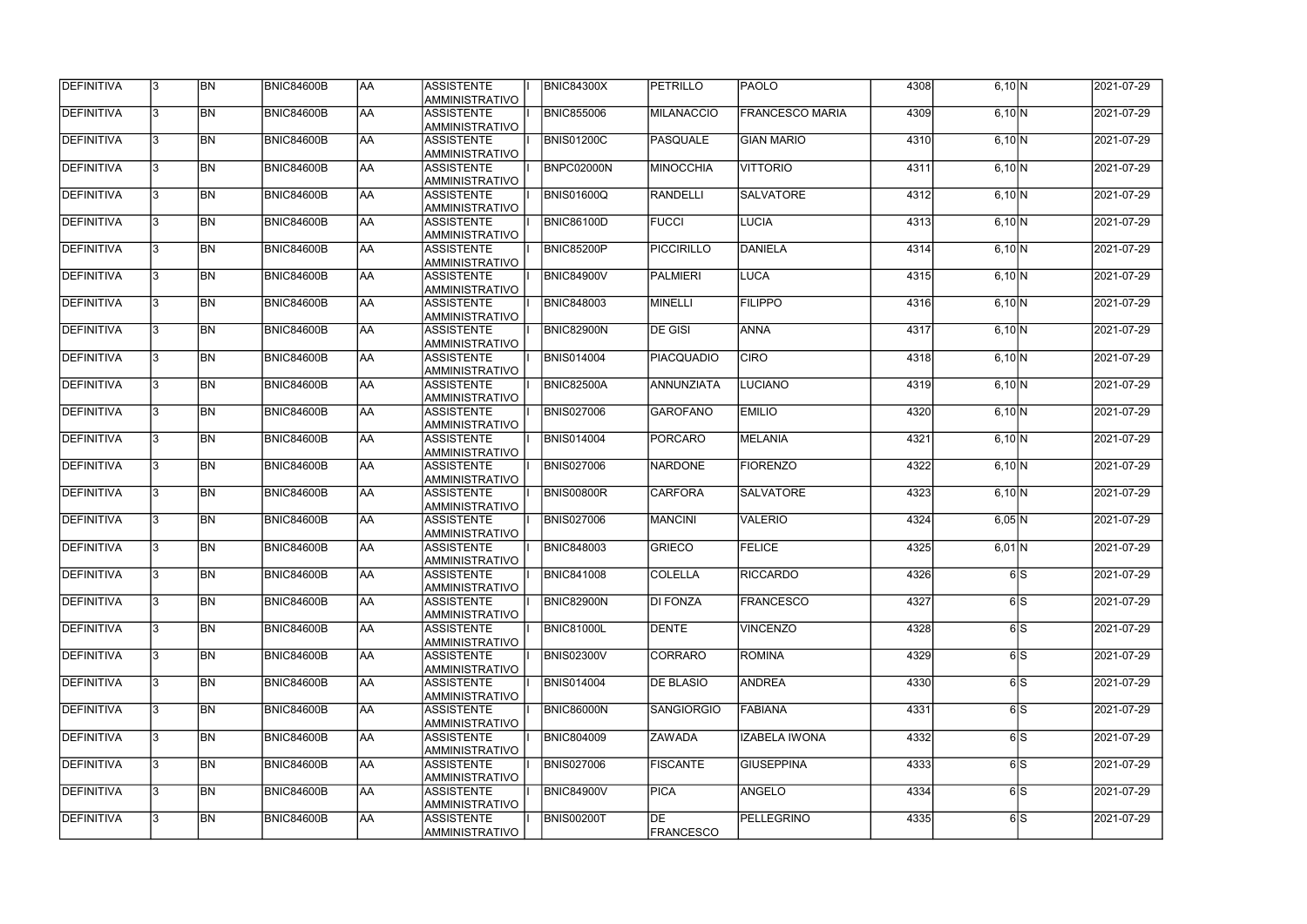| | | | | | | | | | | | | | |
|---|---|---|---|---|---|---|---|---|---|---|---|---|---|
| DEFINITIVA | 3 | BN | BNIC84600B | AA | ASSISTENTE AMMINISTRATIVO | I | BNIC84300X | PETRILLO | PAOLO | 4308 | 6,10 | N | 2021-07-29 |
| DEFINITIVA | 3 | BN | BNIC84600B | AA | ASSISTENTE AMMINISTRATIVO | I | BNIC855006 | MILANACCIO | FRANCESCO MARIA | 4309 | 6,10 | N | 2021-07-29 |
| DEFINITIVA | 3 | BN | BNIC84600B | AA | ASSISTENTE AMMINISTRATIVO | I | BNIS01200C | PASQUALE | GIAN MARIO | 4310 | 6,10 | N | 2021-07-29 |
| DEFINITIVA | 3 | BN | BNIC84600B | AA | ASSISTENTE AMMINISTRATIVO | I | BNPC02000N | MINOCCHIA | VITTORIO | 4311 | 6,10 | N | 2021-07-29 |
| DEFINITIVA | 3 | BN | BNIC84600B | AA | ASSISTENTE AMMINISTRATIVO | I | BNIS01600Q | RANDELLI | SALVATORE | 4312 | 6,10 | N | 2021-07-29 |
| DEFINITIVA | 3 | BN | BNIC84600B | AA | ASSISTENTE AMMINISTRATIVO | I | BNIC86100D | FUCCI | LUCIA | 4313 | 6,10 | N | 2021-07-29 |
| DEFINITIVA | 3 | BN | BNIC84600B | AA | ASSISTENTE AMMINISTRATIVO | I | BNIC85200P | PICCIRILLO | DANIELA | 4314 | 6,10 | N | 2021-07-29 |
| DEFINITIVA | 3 | BN | BNIC84600B | AA | ASSISTENTE AMMINISTRATIVO | I | BNIC84900V | PALMIERI | LUCA | 4315 | 6,10 | N | 2021-07-29 |
| DEFINITIVA | 3 | BN | BNIC84600B | AA | ASSISTENTE AMMINISTRATIVO | I | BNIC848003 | MINELLI | FILIPPO | 4316 | 6,10 | N | 2021-07-29 |
| DEFINITIVA | 3 | BN | BNIC84600B | AA | ASSISTENTE AMMINISTRATIVO | I | BNIC82900N | DE GISI | ANNA | 4317 | 6,10 | N | 2021-07-29 |
| DEFINITIVA | 3 | BN | BNIC84600B | AA | ASSISTENTE AMMINISTRATIVO | I | BNIS014004 | PIACQUADIO | CIRO | 4318 | 6,10 | N | 2021-07-29 |
| DEFINITIVA | 3 | BN | BNIC84600B | AA | ASSISTENTE AMMINISTRATIVO | I | BNIC82500A | ANNUNZIATA | LUCIANO | 4319 | 6,10 | N | 2021-07-29 |
| DEFINITIVA | 3 | BN | BNIC84600B | AA | ASSISTENTE AMMINISTRATIVO | I | BNIS027006 | GAROFANO | EMILIO | 4320 | 6,10 | N | 2021-07-29 |
| DEFINITIVA | 3 | BN | BNIC84600B | AA | ASSISTENTE AMMINISTRATIVO | I | BNIS014004 | PORCARO | MELANIA | 4321 | 6,10 | N | 2021-07-29 |
| DEFINITIVA | 3 | BN | BNIC84600B | AA | ASSISTENTE AMMINISTRATIVO | I | BNIS027006 | NARDONE | FIORENZO | 4322 | 6,10 | N | 2021-07-29 |
| DEFINITIVA | 3 | BN | BNIC84600B | AA | ASSISTENTE AMMINISTRATIVO | I | BNIS00800R | CARFORA | SALVATORE | 4323 | 6,10 | N | 2021-07-29 |
| DEFINITIVA | 3 | BN | BNIC84600B | AA | ASSISTENTE AMMINISTRATIVO | I | BNIS027006 | MANCINI | VALERIO | 4324 | 6,05 | N | 2021-07-29 |
| DEFINITIVA | 3 | BN | BNIC84600B | AA | ASSISTENTE AMMINISTRATIVO | I | BNIC848003 | GRIECO | FELICE | 4325 | 6,01 | N | 2021-07-29 |
| DEFINITIVA | 3 | BN | BNIC84600B | AA | ASSISTENTE AMMINISTRATIVO | I | BNIC841008 | COLELLA | RICCARDO | 4326 | 6 | S | 2021-07-29 |
| DEFINITIVA | 3 | BN | BNIC84600B | AA | ASSISTENTE AMMINISTRATIVO | I | BNIC82900N | DI FONZA | FRANCESCO | 4327 | 6 | S | 2021-07-29 |
| DEFINITIVA | 3 | BN | BNIC84600B | AA | ASSISTENTE AMMINISTRATIVO | I | BNIC81000L | DENTE | VINCENZO | 4328 | 6 | S | 2021-07-29 |
| DEFINITIVA | 3 | BN | BNIC84600B | AA | ASSISTENTE AMMINISTRATIVO | I | BNIS02300V | CORRARO | ROMINA | 4329 | 6 | S | 2021-07-29 |
| DEFINITIVA | 3 | BN | BNIC84600B | AA | ASSISTENTE AMMINISTRATIVO | I | BNIS014004 | DE BLASIO | ANDREA | 4330 | 6 | S | 2021-07-29 |
| DEFINITIVA | 3 | BN | BNIC84600B | AA | ASSISTENTE AMMINISTRATIVO | I | BNIC86000N | SANGIORGIO | FABIANA | 4331 | 6 | S | 2021-07-29 |
| DEFINITIVA | 3 | BN | BNIC84600B | AA | ASSISTENTE AMMINISTRATIVO | I | BNIC804009 | ZAWADA | IZABELA IWONA | 4332 | 6 | S | 2021-07-29 |
| DEFINITIVA | 3 | BN | BNIC84600B | AA | ASSISTENTE AMMINISTRATIVO | I | BNIS027006 | FISCANTE | GIUSEPPINA | 4333 | 6 | S | 2021-07-29 |
| DEFINITIVA | 3 | BN | BNIC84600B | AA | ASSISTENTE AMMINISTRATIVO | I | BNIC84900V | PICA | ANGELO | 4334 | 6 | S | 2021-07-29 |
| DEFINITIVA | 3 | BN | BNIC84600B | AA | ASSISTENTE AMMINISTRATIVO | I | BNIS00200T | DE FRANCESCO | PELLEGRINO | 4335 | 6 | S | 2021-07-29 |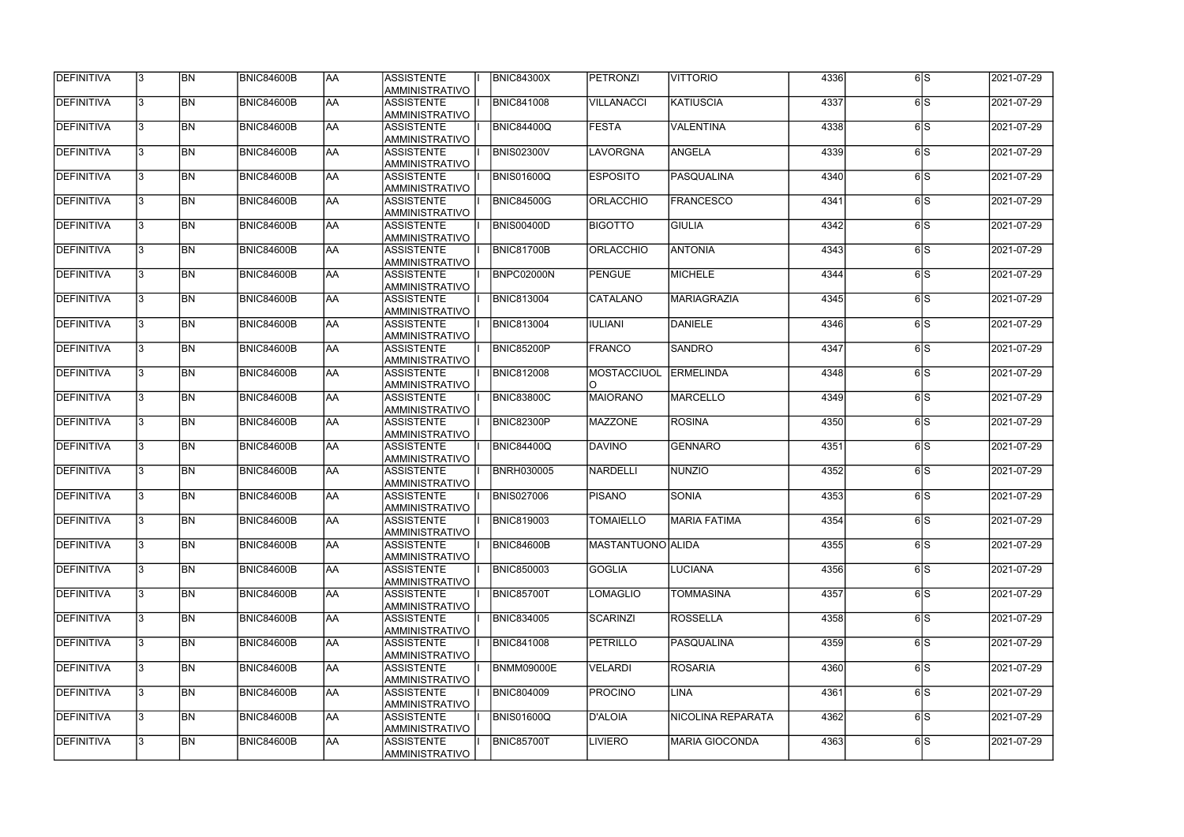| | | | | | | | | | | | | | | |
|---|---|---|---|---|---|---|---|---|---|---|---|---|---|---|
| DEFINITIVA | 3 | BN | BNIC84600B | AA | ASSISTENTE AMMINISTRATIVO | I | BNIC84300X | PETRONZI | VITTORIO | 4336 | | 6 | S | 2021-07-29 |
| DEFINITIVA | 3 | BN | BNIC84600B | AA | ASSISTENTE AMMINISTRATIVO | I | BNIC841008 | VILLANACCI | KATIUSCIA | 4337 | | 6 | S | 2021-07-29 |
| DEFINITIVA | 3 | BN | BNIC84600B | AA | ASSISTENTE AMMINISTRATIVO | I | BNIC84400Q | FESTA | VALENTINA | 4338 | | 6 | S | 2021-07-29 |
| DEFINITIVA | 3 | BN | BNIC84600B | AA | ASSISTENTE AMMINISTRATIVO | I | BNIS02300V | LAVORGNA | ANGELA | 4339 | | 6 | S | 2021-07-29 |
| DEFINITIVA | 3 | BN | BNIC84600B | AA | ASSISTENTE AMMINISTRATIVO | I | BNIS01600Q | ESPOSITO | PASQUALINA | 4340 | | 6 | S | 2021-07-29 |
| DEFINITIVA | 3 | BN | BNIC84600B | AA | ASSISTENTE AMMINISTRATIVO | I | BNIC84500G | ORLACCHIO | FRANCESCO | 4341 | | 6 | S | 2021-07-29 |
| DEFINITIVA | 3 | BN | BNIC84600B | AA | ASSISTENTE AMMINISTRATIVO | I | BNIS00400D | BIGOTTO | GIULIA | 4342 | | 6 | S | 2021-07-29 |
| DEFINITIVA | 3 | BN | BNIC84600B | AA | ASSISTENTE AMMINISTRATIVO | I | BNIC81700B | ORLACCHIO | ANTONIA | 4343 | | 6 | S | 2021-07-29 |
| DEFINITIVA | 3 | BN | BNIC84600B | AA | ASSISTENTE AMMINISTRATIVO | I | BNPC02000N | PENGUE | MICHELE | 4344 | | 6 | S | 2021-07-29 |
| DEFINITIVA | 3 | BN | BNIC84600B | AA | ASSISTENTE AMMINISTRATIVO | I | BNIC813004 | CATALANO | MARIAGRAZIA | 4345 | | 6 | S | 2021-07-29 |
| DEFINITIVA | 3 | BN | BNIC84600B | AA | ASSISTENTE AMMINISTRATIVO | I | BNIC813004 | IULIANI | DANIELE | 4346 | | 6 | S | 2021-07-29 |
| DEFINITIVA | 3 | BN | BNIC84600B | AA | ASSISTENTE AMMINISTRATIVO | I | BNIC85200P | FRANCO | SANDRO | 4347 | | 6 | S | 2021-07-29 |
| DEFINITIVA | 3 | BN | BNIC84600B | AA | ASSISTENTE AMMINISTRATIVO | I | BNIC812008 | MOSTACCIUOLO | ERMELINDA | 4348 | | 6 | S | 2021-07-29 |
| DEFINITIVA | 3 | BN | BNIC84600B | AA | ASSISTENTE AMMINISTRATIVO | I | BNIC83800C | MAIORANO | MARCELLO | 4349 | | 6 | S | 2021-07-29 |
| DEFINITIVA | 3 | BN | BNIC84600B | AA | ASSISTENTE AMMINISTRATIVO | I | BNIC82300P | MAZZONE | ROSINA | 4350 | | 6 | S | 2021-07-29 |
| DEFINITIVA | 3 | BN | BNIC84600B | AA | ASSISTENTE AMMINISTRATIVO | I | BNIC84400Q | DAVINO | GENNARO | 4351 | | 6 | S | 2021-07-29 |
| DEFINITIVA | 3 | BN | BNIC84600B | AA | ASSISTENTE AMMINISTRATIVO | I | BNRH030005 | NARDELLI | NUNZIO | 4352 | | 6 | S | 2021-07-29 |
| DEFINITIVA | 3 | BN | BNIC84600B | AA | ASSISTENTE AMMINISTRATIVO | I | BNIS027006 | PISANO | SONIA | 4353 | | 6 | S | 2021-07-29 |
| DEFINITIVA | 3 | BN | BNIC84600B | AA | ASSISTENTE AMMINISTRATIVO | I | BNIC819003 | TOMAIELLO | MARIA FATIMA | 4354 | | 6 | S | 2021-07-29 |
| DEFINITIVA | 3 | BN | BNIC84600B | AA | ASSISTENTE AMMINISTRATIVO | I | BNIC84600B | MASTANTUONO | ALIDA | 4355 | | 6 | S | 2021-07-29 |
| DEFINITIVA | 3 | BN | BNIC84600B | AA | ASSISTENTE AMMINISTRATIVO | I | BNIC850003 | GOGLIA | LUCIANA | 4356 | | 6 | S | 2021-07-29 |
| DEFINITIVA | 3 | BN | BNIC84600B | AA | ASSISTENTE AMMINISTRATIVO | I | BNIC85700T | LOMAGLIO | TOMMASINA | 4357 | | 6 | S | 2021-07-29 |
| DEFINITIVA | 3 | BN | BNIC84600B | AA | ASSISTENTE AMMINISTRATIVO | I | BNIC834005 | SCARINZI | ROSSELLA | 4358 | | 6 | S | 2021-07-29 |
| DEFINITIVA | 3 | BN | BNIC84600B | AA | ASSISTENTE AMMINISTRATIVO | I | BNIC841008 | PETRILLO | PASQUALINA | 4359 | | 6 | S | 2021-07-29 |
| DEFINITIVA | 3 | BN | BNIC84600B | AA | ASSISTENTE AMMINISTRATIVO | I | BNMM09000E | VELARDI | ROSARIA | 4360 | | 6 | S | 2021-07-29 |
| DEFINITIVA | 3 | BN | BNIC84600B | AA | ASSISTENTE AMMINISTRATIVO | I | BNIC804009 | PROCINO | LINA | 4361 | | 6 | S | 2021-07-29 |
| DEFINITIVA | 3 | BN | BNIC84600B | AA | ASSISTENTE AMMINISTRATIVO | I | BNIS01600Q | D'ALOIA | NICOLINA REPARATA | 4362 | | 6 | S | 2021-07-29 |
| DEFINITIVA | 3 | BN | BNIC84600B | AA | ASSISTENTE AMMINISTRATIVO | I | BNIC85700T | LIVIERO | MARIA GIOCONDA | 4363 | | 6 | S | 2021-07-29 |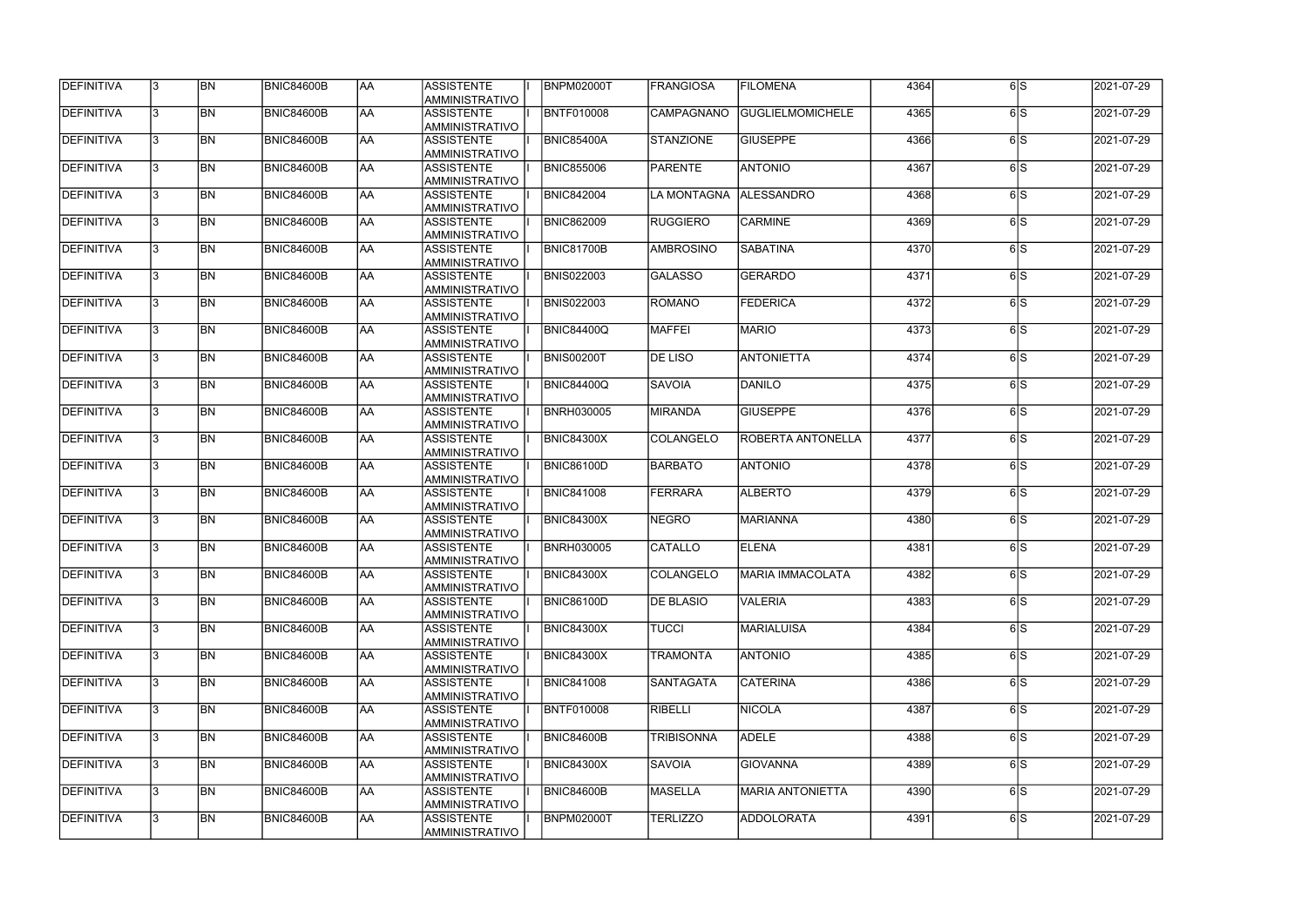| | | | | | | | | | | | | | |
|---|---|---|---|---|---|---|---|---|---|---|---|---|---|
| DEFINITIVA | 3 | BN | BNIC84600B | AA | ASSISTENTE AMMINISTRATIVO | I | BNPM02000T | FRANGIOSA | FILOMENA | 4364 | 6 | S | 2021-07-29 |
| DEFINITIVA | 3 | BN | BNIC84600B | AA | ASSISTENTE AMMINISTRATIVO | I | BNTF010008 | CAMPAGNANO | GUGLIELMOMICHELE | 4365 | 6 | S | 2021-07-29 |
| DEFINITIVA | 3 | BN | BNIC84600B | AA | ASSISTENTE AMMINISTRATIVO | I | BNIC85400A | STANZIONE | GIUSEPPE | 4366 | 6 | S | 2021-07-29 |
| DEFINITIVA | 3 | BN | BNIC84600B | AA | ASSISTENTE AMMINISTRATIVO | I | BNIC855006 | PARENTE | ANTONIO | 4367 | 6 | S | 2021-07-29 |
| DEFINITIVA | 3 | BN | BNIC84600B | AA | ASSISTENTE AMMINISTRATIVO | I | BNIC842004 | LA MONTAGNA | ALESSANDRO | 4368 | 6 | S | 2021-07-29 |
| DEFINITIVA | 3 | BN | BNIC84600B | AA | ASSISTENTE AMMINISTRATIVO | I | BNIC862009 | RUGGIERO | CARMINE | 4369 | 6 | S | 2021-07-29 |
| DEFINITIVA | 3 | BN | BNIC84600B | AA | ASSISTENTE AMMINISTRATIVO | I | BNIC81700B | AMBROSINO | SABATINA | 4370 | 6 | S | 2021-07-29 |
| DEFINITIVA | 3 | BN | BNIC84600B | AA | ASSISTENTE AMMINISTRATIVO | I | BNIS022003 | GALASSO | GERARDO | 4371 | 6 | S | 2021-07-29 |
| DEFINITIVA | 3 | BN | BNIC84600B | AA | ASSISTENTE AMMINISTRATIVO | I | BNIS022003 | ROMANO | FEDERICA | 4372 | 6 | S | 2021-07-29 |
| DEFINITIVA | 3 | BN | BNIC84600B | AA | ASSISTENTE AMMINISTRATIVO | I | BNIC84400Q | MAFFEI | MARIO | 4373 | 6 | S | 2021-07-29 |
| DEFINITIVA | 3 | BN | BNIC84600B | AA | ASSISTENTE AMMINISTRATIVO | I | BNIS00200T | DE LISO | ANTONIETTA | 4374 | 6 | S | 2021-07-29 |
| DEFINITIVA | 3 | BN | BNIC84600B | AA | ASSISTENTE AMMINISTRATIVO | I | BNIC84400Q | SAVOIA | DANILO | 4375 | 6 | S | 2021-07-29 |
| DEFINITIVA | 3 | BN | BNIC84600B | AA | ASSISTENTE AMMINISTRATIVO | I | BNRH030005 | MIRANDA | GIUSEPPE | 4376 | 6 | S | 2021-07-29 |
| DEFINITIVA | 3 | BN | BNIC84600B | AA | ASSISTENTE AMMINISTRATIVO | I | BNIC84300X | COLANGELO | ROBERTA ANTONELLA | 4377 | 6 | S | 2021-07-29 |
| DEFINITIVA | 3 | BN | BNIC84600B | AA | ASSISTENTE AMMINISTRATIVO | I | BNIC86100D | BARBATO | ANTONIO | 4378 | 6 | S | 2021-07-29 |
| DEFINITIVA | 3 | BN | BNIC84600B | AA | ASSISTENTE AMMINISTRATIVO | I | BNIC841008 | FERRARA | ALBERTO | 4379 | 6 | S | 2021-07-29 |
| DEFINITIVA | 3 | BN | BNIC84600B | AA | ASSISTENTE AMMINISTRATIVO | I | BNIC84300X | NEGRO | MARIANNA | 4380 | 6 | S | 2021-07-29 |
| DEFINITIVA | 3 | BN | BNIC84600B | AA | ASSISTENTE AMMINISTRATIVO | I | BNRH030005 | CATALLO | ELENA | 4381 | 6 | S | 2021-07-29 |
| DEFINITIVA | 3 | BN | BNIC84600B | AA | ASSISTENTE AMMINISTRATIVO | I | BNIC84300X | COLANGELO | MARIA IMMACOLATA | 4382 | 6 | S | 2021-07-29 |
| DEFINITIVA | 3 | BN | BNIC84600B | AA | ASSISTENTE AMMINISTRATIVO | I | BNIC86100D | DE BLASIO | VALERIA | 4383 | 6 | S | 2021-07-29 |
| DEFINITIVA | 3 | BN | BNIC84600B | AA | ASSISTENTE AMMINISTRATIVO | I | BNIC84300X | TUCCI | MARIALUISA | 4384 | 6 | S | 2021-07-29 |
| DEFINITIVA | 3 | BN | BNIC84600B | AA | ASSISTENTE AMMINISTRATIVO | I | BNIC84300X | TRAMONTA | ANTONIO | 4385 | 6 | S | 2021-07-29 |
| DEFINITIVA | 3 | BN | BNIC84600B | AA | ASSISTENTE AMMINISTRATIVO | I | BNIC841008 | SANTAGATA | CATERINA | 4386 | 6 | S | 2021-07-29 |
| DEFINITIVA | 3 | BN | BNIC84600B | AA | ASSISTENTE AMMINISTRATIVO | I | BNTF010008 | RIBELLI | NICOLA | 4387 | 6 | S | 2021-07-29 |
| DEFINITIVA | 3 | BN | BNIC84600B | AA | ASSISTENTE AMMINISTRATIVO | I | BNIC84600B | TRIBISONNA | ADELE | 4388 | 6 | S | 2021-07-29 |
| DEFINITIVA | 3 | BN | BNIC84600B | AA | ASSISTENTE AMMINISTRATIVO | I | BNIC84300X | SAVOIA | GIOVANNA | 4389 | 6 | S | 2021-07-29 |
| DEFINITIVA | 3 | BN | BNIC84600B | AA | ASSISTENTE AMMINISTRATIVO | I | BNIC84600B | MASELLA | MARIA ANTONIETTA | 4390 | 6 | S | 2021-07-29 |
| DEFINITIVA | 3 | BN | BNIC84600B | AA | ASSISTENTE AMMINISTRATIVO | I | BNPM02000T | TERLIZZO | ADDOLORATA | 4391 | 6 | S | 2021-07-29 |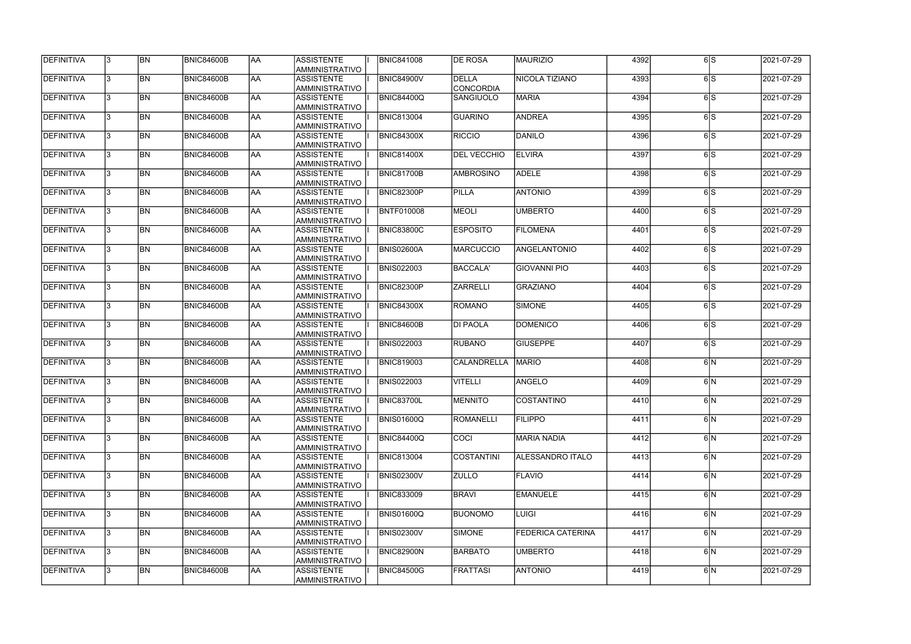| | | | | | | | | | | | | | | |
|---|---|---|---|---|---|---|---|---|---|---|---|---|---|---|
| DEFINITIVA | 3 | BN | BNIC84600B | AA | ASSISTENTE AMMINISTRATIVO | I | BNIC841008 | DE ROSA | MAURIZIO | 4392 | 6 | S | | 2021-07-29 |
| DEFINITIVA | 3 | BN | BNIC84600B | AA | ASSISTENTE AMMINISTRATIVO | I | BNIC84900V | DELLA CONCORDIA | NICOLA TIZIANO | 4393 | 6 | S | | 2021-07-29 |
| DEFINITIVA | 3 | BN | BNIC84600B | AA | ASSISTENTE AMMINISTRATIVO | I | BNIC84400Q | SANGIUOLO | MARIA | 4394 | 6 | S | | 2021-07-29 |
| DEFINITIVA | 3 | BN | BNIC84600B | AA | ASSISTENTE AMMINISTRATIVO | I | BNIC813004 | GUARINO | ANDREA | 4395 | 6 | S | | 2021-07-29 |
| DEFINITIVA | 3 | BN | BNIC84600B | AA | ASSISTENTE AMMINISTRATIVO | I | BNIC84300X | RICCIO | DANILO | 4396 | 6 | S | | 2021-07-29 |
| DEFINITIVA | 3 | BN | BNIC84600B | AA | ASSISTENTE AMMINISTRATIVO | I | BNIC81400X | DEL VECCHIO | ELVIRA | 4397 | 6 | S | | 2021-07-29 |
| DEFINITIVA | 3 | BN | BNIC84600B | AA | ASSISTENTE AMMINISTRATIVO | I | BNIC81700B | AMBROSINO | ADELE | 4398 | 6 | S | | 2021-07-29 |
| DEFINITIVA | 3 | BN | BNIC84600B | AA | ASSISTENTE AMMINISTRATIVO | I | BNIC82300P | PILLA | ANTONIO | 4399 | 6 | S | | 2021-07-29 |
| DEFINITIVA | 3 | BN | BNIC84600B | AA | ASSISTENTE AMMINISTRATIVO | I | BNTF010008 | MEOLI | UMBERTO | 4400 | 6 | S | | 2021-07-29 |
| DEFINITIVA | 3 | BN | BNIC84600B | AA | ASSISTENTE AMMINISTRATIVO | I | BNIC83800C | ESPOSITO | FILOMENA | 4401 | 6 | S | | 2021-07-29 |
| DEFINITIVA | 3 | BN | BNIC84600B | AA | ASSISTENTE AMMINISTRATIVO | I | BNIS02600A | MARCUCCIO | ANGELANTONIO | 4402 | 6 | S | | 2021-07-29 |
| DEFINITIVA | 3 | BN | BNIC84600B | AA | ASSISTENTE AMMINISTRATIVO | I | BNIS022003 | BACCALA' | GIOVANNI PIO | 4403 | 6 | S | | 2021-07-29 |
| DEFINITIVA | 3 | BN | BNIC84600B | AA | ASSISTENTE AMMINISTRATIVO | I | BNIC82300P | ZARRELLI | GRAZIANO | 4404 | 6 | S | | 2021-07-29 |
| DEFINITIVA | 3 | BN | BNIC84600B | AA | ASSISTENTE AMMINISTRATIVO | I | BNIC84300X | ROMANO | SIMONE | 4405 | 6 | S | | 2021-07-29 |
| DEFINITIVA | 3 | BN | BNIC84600B | AA | ASSISTENTE AMMINISTRATIVO | I | BNIC84600B | DI PAOLA | DOMENICO | 4406 | 6 | S | | 2021-07-29 |
| DEFINITIVA | 3 | BN | BNIC84600B | AA | ASSISTENTE AMMINISTRATIVO | I | BNIS022003 | RUBANO | GIUSEPPE | 4407 | 6 | S | | 2021-07-29 |
| DEFINITIVA | 3 | BN | BNIC84600B | AA | ASSISTENTE AMMINISTRATIVO | I | BNIC819003 | CALANDRELLA | MARIO | 4408 | 6 | N | | 2021-07-29 |
| DEFINITIVA | 3 | BN | BNIC84600B | AA | ASSISTENTE AMMINISTRATIVO | I | BNIS022003 | VITELLI | ANGELO | 4409 | 6 | N | | 2021-07-29 |
| DEFINITIVA | 3 | BN | BNIC84600B | AA | ASSISTENTE AMMINISTRATIVO | I | BNIC83700L | MENNITO | COSTANTINO | 4410 | 6 | N | | 2021-07-29 |
| DEFINITIVA | 3 | BN | BNIC84600B | AA | ASSISTENTE AMMINISTRATIVO | I | BNIS01600Q | ROMANELLI | FILIPPO | 4411 | 6 | N | | 2021-07-29 |
| DEFINITIVA | 3 | BN | BNIC84600B | AA | ASSISTENTE AMMINISTRATIVO | I | BNIC84400Q | COCI | MARIA NADIA | 4412 | 6 | N | | 2021-07-29 |
| DEFINITIVA | 3 | BN | BNIC84600B | AA | ASSISTENTE AMMINISTRATIVO | I | BNIC813004 | COSTANTINI | ALESSANDRO ITALO | 4413 | 6 | N | | 2021-07-29 |
| DEFINITIVA | 3 | BN | BNIC84600B | AA | ASSISTENTE AMMINISTRATIVO | I | BNIS02300V | ZULLO | FLAVIO | 4414 | 6 | N | | 2021-07-29 |
| DEFINITIVA | 3 | BN | BNIC84600B | AA | ASSISTENTE AMMINISTRATIVO | I | BNIC833009 | BRAVI | EMANUELE | 4415 | 6 | N | | 2021-07-29 |
| DEFINITIVA | 3 | BN | BNIC84600B | AA | ASSISTENTE AMMINISTRATIVO | I | BNIS01600Q | BUONOMO | LUIGI | 4416 | 6 | N | | 2021-07-29 |
| DEFINITIVA | 3 | BN | BNIC84600B | AA | ASSISTENTE AMMINISTRATIVO | I | BNIS02300V | SIMONE | FEDERICA CATERINA | 4417 | 6 | N | | 2021-07-29 |
| DEFINITIVA | 3 | BN | BNIC84600B | AA | ASSISTENTE AMMINISTRATIVO | I | BNIC82900N | BARBATO | UMBERTO | 4418 | 6 | N | | 2021-07-29 |
| DEFINITIVA | 3 | BN | BNIC84600B | AA | ASSISTENTE AMMINISTRATIVO | I | BNIC84500G | FRATTASI | ANTONIO | 4419 | 6 | N | | 2021-07-29 |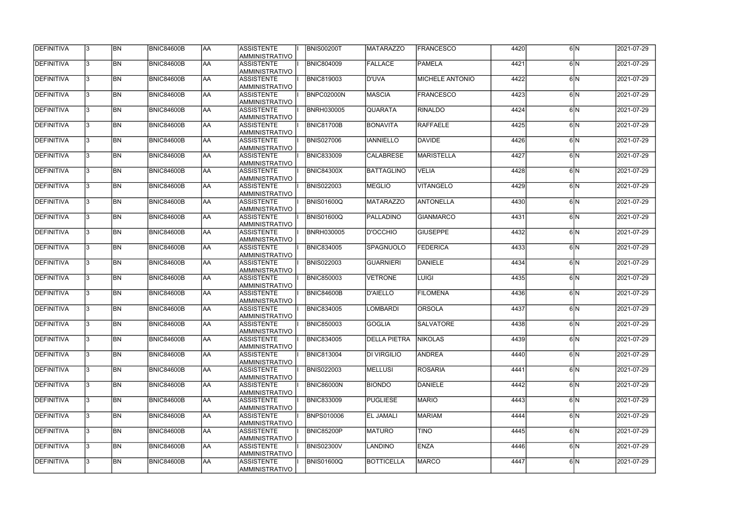| | | | | | | | | | | | | | | |
|---|---|---|---|---|---|---|---|---|---|---|---|---|---|---|
| DEFINITIVA | 3 | BN | BNIC84600B | AA | ASSISTENTE AMMINISTRATIVO | I | BNIS00200T | MATARAZZO | FRANCESCO | 4420 | | 6 | N | 2021-07-29 |
| DEFINITIVA | 3 | BN | BNIC84600B | AA | ASSISTENTE AMMINISTRATIVO | I | BNIC804009 | FALLACE | PAMELA | 4421 | | 6 | N | 2021-07-29 |
| DEFINITIVA | 3 | BN | BNIC84600B | AA | ASSISTENTE AMMINISTRATIVO | I | BNIC819003 | D'UVA | MICHELE ANTONIO | 4422 | | 6 | N | 2021-07-29 |
| DEFINITIVA | 3 | BN | BNIC84600B | AA | ASSISTENTE AMMINISTRATIVO | I | BNPC02000N | MASCIA | FRANCESCO | 4423 | | 6 | N | 2021-07-29 |
| DEFINITIVA | 3 | BN | BNIC84600B | AA | ASSISTENTE AMMINISTRATIVO | I | BNRH030005 | QUARATA | RINALDO | 4424 | | 6 | N | 2021-07-29 |
| DEFINITIVA | 3 | BN | BNIC84600B | AA | ASSISTENTE AMMINISTRATIVO | I | BNIC81700B | BONAVITA | RAFFAELE | 4425 | | 6 | N | 2021-07-29 |
| DEFINITIVA | 3 | BN | BNIC84600B | AA | ASSISTENTE AMMINISTRATIVO | I | BNIS027006 | IANNIELLO | DAVIDE | 4426 | | 6 | N | 2021-07-29 |
| DEFINITIVA | 3 | BN | BNIC84600B | AA | ASSISTENTE AMMINISTRATIVO | I | BNIC833009 | CALABRESE | MARISTELLA | 4427 | | 6 | N | 2021-07-29 |
| DEFINITIVA | 3 | BN | BNIC84600B | AA | ASSISTENTE AMMINISTRATIVO | I | BNIC84300X | BATTAGLINO | VELIA | 4428 | | 6 | N | 2021-07-29 |
| DEFINITIVA | 3 | BN | BNIC84600B | AA | ASSISTENTE AMMINISTRATIVO | I | BNIS022003 | MEGLIO | VITANGELO | 4429 | | 6 | N | 2021-07-29 |
| DEFINITIVA | 3 | BN | BNIC84600B | AA | ASSISTENTE AMMINISTRATIVO | I | BNIS01600Q | MATARAZZO | ANTONELLA | 4430 | | 6 | N | 2021-07-29 |
| DEFINITIVA | 3 | BN | BNIC84600B | AA | ASSISTENTE AMMINISTRATIVO | I | BNIS01600Q | PALLADINO | GIANMARCO | 4431 | | 6 | N | 2021-07-29 |
| DEFINITIVA | 3 | BN | BNIC84600B | AA | ASSISTENTE AMMINISTRATIVO | I | BNRH030005 | D'OCCHIO | GIUSEPPE | 4432 | | 6 | N | 2021-07-29 |
| DEFINITIVA | 3 | BN | BNIC84600B | AA | ASSISTENTE AMMINISTRATIVO | I | BNIC834005 | SPAGNUOLO | FEDERICA | 4433 | | 6 | N | 2021-07-29 |
| DEFINITIVA | 3 | BN | BNIC84600B | AA | ASSISTENTE AMMINISTRATIVO | I | BNIS022003 | GUARNIERI | DANIELE | 4434 | | 6 | N | 2021-07-29 |
| DEFINITIVA | 3 | BN | BNIC84600B | AA | ASSISTENTE AMMINISTRATIVO | I | BNIC850003 | VETRONE | LUIGI | 4435 | | 6 | N | 2021-07-29 |
| DEFINITIVA | 3 | BN | BNIC84600B | AA | ASSISTENTE AMMINISTRATIVO | I | BNIC84600B | D'AIELLO | FILOMENA | 4436 | | 6 | N | 2021-07-29 |
| DEFINITIVA | 3 | BN | BNIC84600B | AA | ASSISTENTE AMMINISTRATIVO | I | BNIC834005 | LOMBARDI | ORSOLA | 4437 | | 6 | N | 2021-07-29 |
| DEFINITIVA | 3 | BN | BNIC84600B | AA | ASSISTENTE AMMINISTRATIVO | I | BNIC850003 | GOGLIA | SALVATORE | 4438 | | 6 | N | 2021-07-29 |
| DEFINITIVA | 3 | BN | BNIC84600B | AA | ASSISTENTE AMMINISTRATIVO | I | BNIC834005 | DELLA PIETRA | NIKOLAS | 4439 | | 6 | N | 2021-07-29 |
| DEFINITIVA | 3 | BN | BNIC84600B | AA | ASSISTENTE AMMINISTRATIVO | I | BNIC813004 | DI VIRGILIO | ANDREA | 4440 | | 6 | N | 2021-07-29 |
| DEFINITIVA | 3 | BN | BNIC84600B | AA | ASSISTENTE AMMINISTRATIVO | I | BNIS022003 | MELLUSI | ROSARIA | 4441 | | 6 | N | 2021-07-29 |
| DEFINITIVA | 3 | BN | BNIC84600B | AA | ASSISTENTE AMMINISTRATIVO | I | BNIC86000N | BIONDO | DANIELE | 4442 | | 6 | N | 2021-07-29 |
| DEFINITIVA | 3 | BN | BNIC84600B | AA | ASSISTENTE AMMINISTRATIVO | I | BNIC833009 | PUGLIESE | MARIO | 4443 | | 6 | N | 2021-07-29 |
| DEFINITIVA | 3 | BN | BNIC84600B | AA | ASSISTENTE AMMINISTRATIVO | I | BNPS010006 | EL JAMALI | MARIAM | 4444 | | 6 | N | 2021-07-29 |
| DEFINITIVA | 3 | BN | BNIC84600B | AA | ASSISTENTE AMMINISTRATIVO | I | BNIC85200P | MATURO | TINO | 4445 | | 6 | N | 2021-07-29 |
| DEFINITIVA | 3 | BN | BNIC84600B | AA | ASSISTENTE AMMINISTRATIVO | I | BNIS02300V | LANDINO | ENZA | 4446 | | 6 | N | 2021-07-29 |
| DEFINITIVA | 3 | BN | BNIC84600B | AA | ASSISTENTE AMMINISTRATIVO | I | BNIS01600Q | BOTTICELLA | MARCO | 4447 | | 6 | N | 2021-07-29 |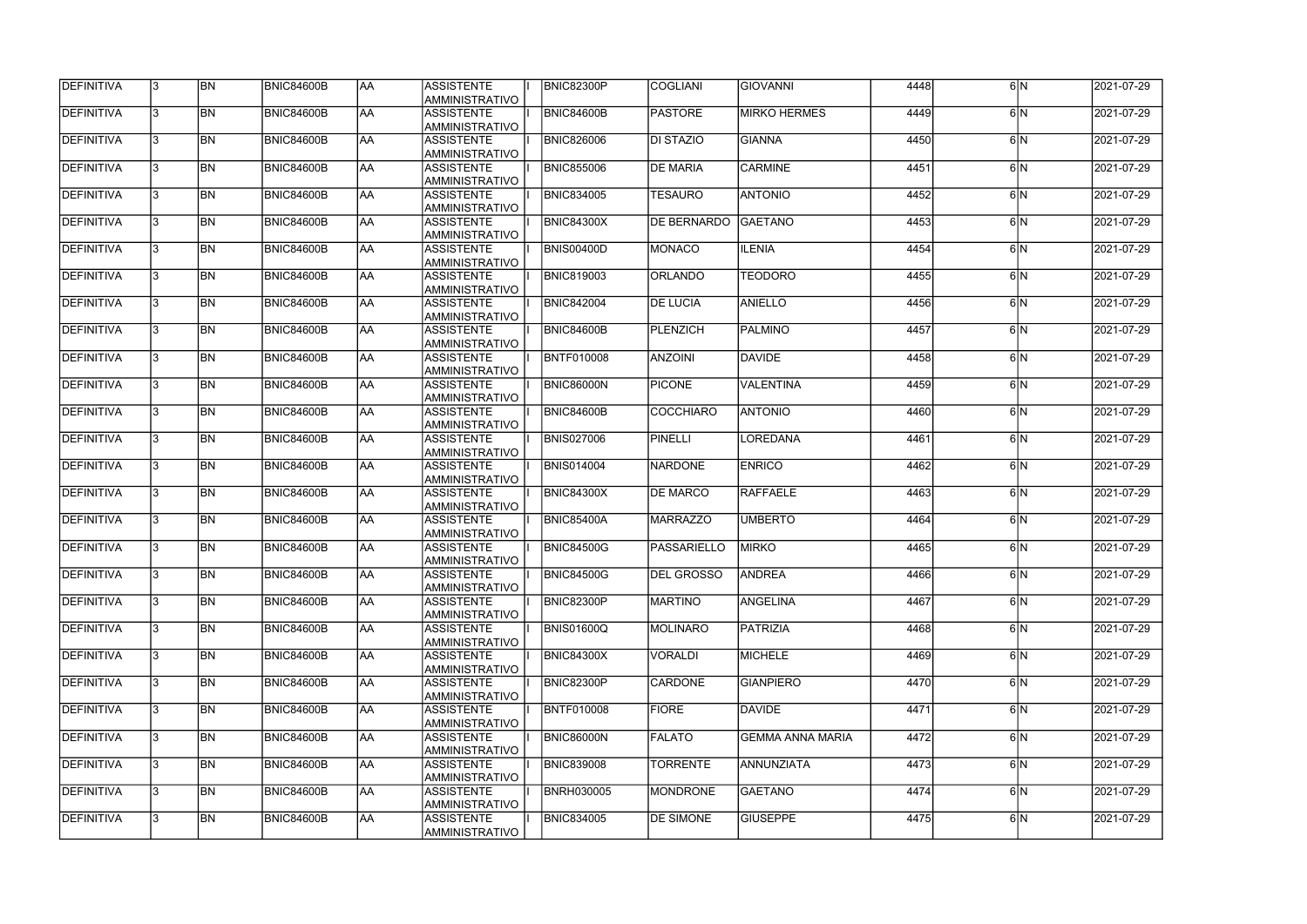| | | | | | | | | | | | | | | |
|---|---|---|---|---|---|---|---|---|---|---|---|---|---|---|
| DEFINITIVA | 3 | BN | BNIC84600B | AA | ASSISTENTE AMMINISTRATIVO | I | BNIC82300P | COGLIANI | GIOVANNI | 4448 | | 6 | N | 2021-07-29 |
| DEFINITIVA | 3 | BN | BNIC84600B | AA | ASSISTENTE AMMINISTRATIVO | I | BNIC84600B | PASTORE | MIRKO HERMES | 4449 | | 6 | N | 2021-07-29 |
| DEFINITIVA | 3 | BN | BNIC84600B | AA | ASSISTENTE AMMINISTRATIVO | I | BNIC826006 | DI STAZIO | GIANNA | 4450 | | 6 | N | 2021-07-29 |
| DEFINITIVA | 3 | BN | BNIC84600B | AA | ASSISTENTE AMMINISTRATIVO | I | BNIC855006 | DE MARIA | CARMINE | 4451 | | 6 | N | 2021-07-29 |
| DEFINITIVA | 3 | BN | BNIC84600B | AA | ASSISTENTE AMMINISTRATIVO | I | BNIC834005 | TESAURO | ANTONIO | 4452 | | 6 | N | 2021-07-29 |
| DEFINITIVA | 3 | BN | BNIC84600B | AA | ASSISTENTE AMMINISTRATIVO | I | BNIC84300X | DE BERNARDO | GAETANO | 4453 | | 6 | N | 2021-07-29 |
| DEFINITIVA | 3 | BN | BNIC84600B | AA | ASSISTENTE AMMINISTRATIVO | I | BNIS00400D | MONACO | ILENIA | 4454 | | 6 | N | 2021-07-29 |
| DEFINITIVA | 3 | BN | BNIC84600B | AA | ASSISTENTE AMMINISTRATIVO | I | BNIC819003 | ORLANDO | TEODORO | 4455 | | 6 | N | 2021-07-29 |
| DEFINITIVA | 3 | BN | BNIC84600B | AA | ASSISTENTE AMMINISTRATIVO | I | BNIC842004 | DE LUCIA | ANIELLO | 4456 | | 6 | N | 2021-07-29 |
| DEFINITIVA | 3 | BN | BNIC84600B | AA | ASSISTENTE AMMINISTRATIVO | I | BNIC84600B | PLENZICH | PALMINO | 4457 | | 6 | N | 2021-07-29 |
| DEFINITIVA | 3 | BN | BNIC84600B | AA | ASSISTENTE AMMINISTRATIVO | I | BNTF010008 | ANZOINI | DAVIDE | 4458 | | 6 | N | 2021-07-29 |
| DEFINITIVA | 3 | BN | BNIC84600B | AA | ASSISTENTE AMMINISTRATIVO | I | BNIC86000N | PICONE | VALENTINA | 4459 | | 6 | N | 2021-07-29 |
| DEFINITIVA | 3 | BN | BNIC84600B | AA | ASSISTENTE AMMINISTRATIVO | I | BNIC84600B | COCCHIARO | ANTONIO | 4460 | | 6 | N | 2021-07-29 |
| DEFINITIVA | 3 | BN | BNIC84600B | AA | ASSISTENTE AMMINISTRATIVO | I | BNIS027006 | PINELLI | LOREDANA | 4461 | | 6 | N | 2021-07-29 |
| DEFINITIVA | 3 | BN | BNIC84600B | AA | ASSISTENTE AMMINISTRATIVO | I | BNIS014004 | NARDONE | ENRICO | 4462 | | 6 | N | 2021-07-29 |
| DEFINITIVA | 3 | BN | BNIC84600B | AA | ASSISTENTE AMMINISTRATIVO | I | BNIC84300X | DE MARCO | RAFFAELE | 4463 | | 6 | N | 2021-07-29 |
| DEFINITIVA | 3 | BN | BNIC84600B | AA | ASSISTENTE AMMINISTRATIVO | I | BNIC85400A | MARRAZZO | UMBERTO | 4464 | | 6 | N | 2021-07-29 |
| DEFINITIVA | 3 | BN | BNIC84600B | AA | ASSISTENTE AMMINISTRATIVO | I | BNIC84500G | PASSARIELLO | MIRKO | 4465 | | 6 | N | 2021-07-29 |
| DEFINITIVA | 3 | BN | BNIC84600B | AA | ASSISTENTE AMMINISTRATIVO | I | BNIC84500G | DEL GROSSO | ANDREA | 4466 | | 6 | N | 2021-07-29 |
| DEFINITIVA | 3 | BN | BNIC84600B | AA | ASSISTENTE AMMINISTRATIVO | I | BNIC82300P | MARTINO | ANGELINA | 4467 | | 6 | N | 2021-07-29 |
| DEFINITIVA | 3 | BN | BNIC84600B | AA | ASSISTENTE AMMINISTRATIVO | I | BNIS01600Q | MOLINARO | PATRIZIA | 4468 | | 6 | N | 2021-07-29 |
| DEFINITIVA | 3 | BN | BNIC84600B | AA | ASSISTENTE AMMINISTRATIVO | I | BNIC84300X | VORALDI | MICHELE | 4469 | | 6 | N | 2021-07-29 |
| DEFINITIVA | 3 | BN | BNIC84600B | AA | ASSISTENTE AMMINISTRATIVO | I | BNIC82300P | CARDONE | GIANPIERO | 4470 | | 6 | N | 2021-07-29 |
| DEFINITIVA | 3 | BN | BNIC84600B | AA | ASSISTENTE AMMINISTRATIVO | I | BNTF010008 | FIORE | DAVIDE | 4471 | | 6 | N | 2021-07-29 |
| DEFINITIVA | 3 | BN | BNIC84600B | AA | ASSISTENTE AMMINISTRATIVO | I | BNIC86000N | FALATO | GEMMA ANNA MARIA | 4472 | | 6 | N | 2021-07-29 |
| DEFINITIVA | 3 | BN | BNIC84600B | AA | ASSISTENTE AMMINISTRATIVO | I | BNIC839008 | TORRENTE | ANNUNZIATA | 4473 | | 6 | N | 2021-07-29 |
| DEFINITIVA | 3 | BN | BNIC84600B | AA | ASSISTENTE AMMINISTRATIVO | I | BNRH030005 | MONDRONE | GAETANO | 4474 | | 6 | N | 2021-07-29 |
| DEFINITIVA | 3 | BN | BNIC84600B | AA | ASSISTENTE AMMINISTRATIVO | I | BNIC834005 | DE SIMONE | GIUSEPPE | 4475 | | 6 | N | 2021-07-29 |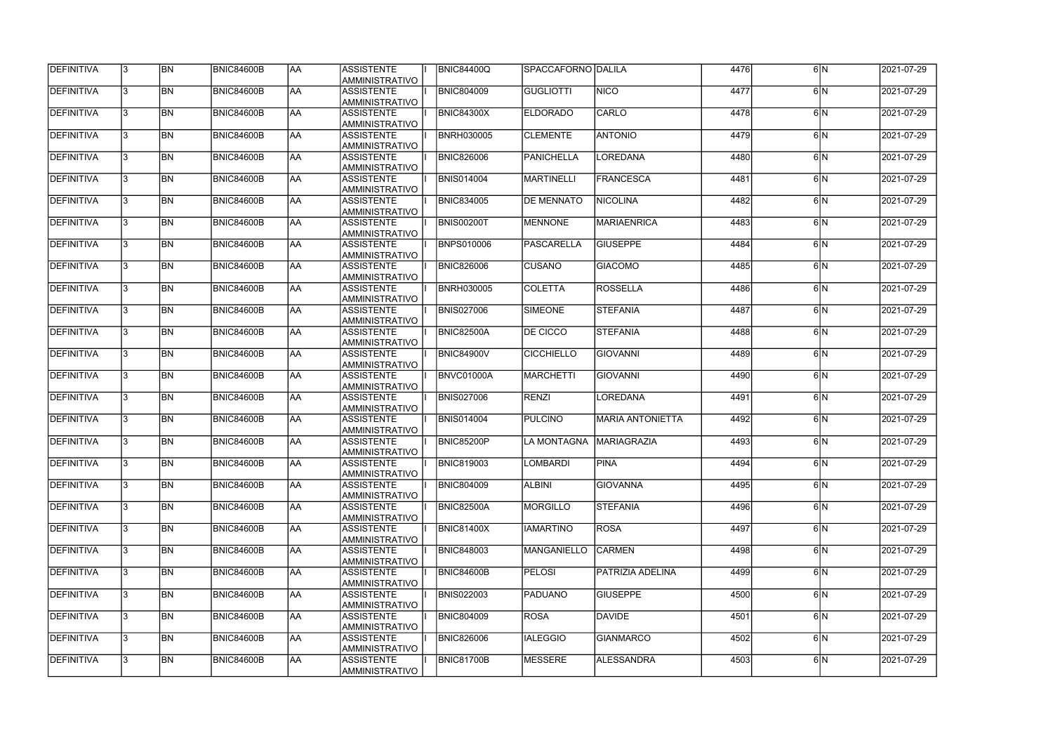| | | | | | | | | | | | | | | |
|---|---|---|---|---|---|---|---|---|---|---|---|---|---|---|
| DEFINITIVA | 3 | BN | BNIC84600B | AA | ASSISTENTE AMMINISTRATIVO | I | BNIC84400Q | SPACCAFORNO | DALILA | 4476 | | 6 | N | 2021-07-29 |
| DEFINITIVA | 3 | BN | BNIC84600B | AA | ASSISTENTE AMMINISTRATIVO | I | BNIC804009 | GUGLIOTTI | NICO | 4477 | | 6 | N | 2021-07-29 |
| DEFINITIVA | 3 | BN | BNIC84600B | AA | ASSISTENTE AMMINISTRATIVO | I | BNIC84300X | ELDORADO | CARLO | 4478 | | 6 | N | 2021-07-29 |
| DEFINITIVA | 3 | BN | BNIC84600B | AA | ASSISTENTE AMMINISTRATIVO | I | BNRH030005 | CLEMENTE | ANTONIO | 4479 | | 6 | N | 2021-07-29 |
| DEFINITIVA | 3 | BN | BNIC84600B | AA | ASSISTENTE AMMINISTRATIVO | I | BNIC826006 | PANICHELLA | LOREDANA | 4480 | | 6 | N | 2021-07-29 |
| DEFINITIVA | 3 | BN | BNIC84600B | AA | ASSISTENTE AMMINISTRATIVO | I | BNIS014004 | MARTINELLI | FRANCESCA | 4481 | | 6 | N | 2021-07-29 |
| DEFINITIVA | 3 | BN | BNIC84600B | AA | ASSISTENTE AMMINISTRATIVO | I | BNIC834005 | DE MENNATO | NICOLINA | 4482 | | 6 | N | 2021-07-29 |
| DEFINITIVA | 3 | BN | BNIC84600B | AA | ASSISTENTE AMMINISTRATIVO | I | BNIS00200T | MENNONE | MARIAENRICA | 4483 | | 6 | N | 2021-07-29 |
| DEFINITIVA | 3 | BN | BNIC84600B | AA | ASSISTENTE AMMINISTRATIVO | I | BNPS010006 | PASCARELLA | GIUSEPPE | 4484 | | 6 | N | 2021-07-29 |
| DEFINITIVA | 3 | BN | BNIC84600B | AA | ASSISTENTE AMMINISTRATIVO | I | BNIC826006 | CUSANO | GIACOMO | 4485 | | 6 | N | 2021-07-29 |
| DEFINITIVA | 3 | BN | BNIC84600B | AA | ASSISTENTE AMMINISTRATIVO | I | BNRH030005 | COLETTA | ROSSELLA | 4486 | | 6 | N | 2021-07-29 |
| DEFINITIVA | 3 | BN | BNIC84600B | AA | ASSISTENTE AMMINISTRATIVO | I | BNIS027006 | SIMEONE | STEFANIA | 4487 | | 6 | N | 2021-07-29 |
| DEFINITIVA | 3 | BN | BNIC84600B | AA | ASSISTENTE AMMINISTRATIVO | I | BNIC82500A | DE CICCO | STEFANIA | 4488 | | 6 | N | 2021-07-29 |
| DEFINITIVA | 3 | BN | BNIC84600B | AA | ASSISTENTE AMMINISTRATIVO | I | BNIC84900V | CICCHIELLO | GIOVANNI | 4489 | | 6 | N | 2021-07-29 |
| DEFINITIVA | 3 | BN | BNIC84600B | AA | ASSISTENTE AMMINISTRATIVO | I | BNVC01000A | MARCHETTI | GIOVANNI | 4490 | | 6 | N | 2021-07-29 |
| DEFINITIVA | 3 | BN | BNIC84600B | AA | ASSISTENTE AMMINISTRATIVO | I | BNIS027006 | RENZI | LOREDANA | 4491 | | 6 | N | 2021-07-29 |
| DEFINITIVA | 3 | BN | BNIC84600B | AA | ASSISTENTE AMMINISTRATIVO | I | BNIS014004 | PULCINO | MARIA ANTONIETTA | 4492 | | 6 | N | 2021-07-29 |
| DEFINITIVA | 3 | BN | BNIC84600B | AA | ASSISTENTE AMMINISTRATIVO | I | BNIC85200P | LA MONTAGNA | MARIAGRAZIA | 4493 | | 6 | N | 2021-07-29 |
| DEFINITIVA | 3 | BN | BNIC84600B | AA | ASSISTENTE AMMINISTRATIVO | I | BNIC819003 | LOMBARDI | PINA | 4494 | | 6 | N | 2021-07-29 |
| DEFINITIVA | 3 | BN | BNIC84600B | AA | ASSISTENTE AMMINISTRATIVO | I | BNIC804009 | ALBINI | GIOVANNA | 4495 | | 6 | N | 2021-07-29 |
| DEFINITIVA | 3 | BN | BNIC84600B | AA | ASSISTENTE AMMINISTRATIVO | I | BNIC82500A | MORGILLO | STEFANIA | 4496 | | 6 | N | 2021-07-29 |
| DEFINITIVA | 3 | BN | BNIC84600B | AA | ASSISTENTE AMMINISTRATIVO | I | BNIC81400X | IAMARTINO | ROSA | 4497 | | 6 | N | 2021-07-29 |
| DEFINITIVA | 3 | BN | BNIC84600B | AA | ASSISTENTE AMMINISTRATIVO | I | BNIC848003 | MANGANIELLO | CARMEN | 4498 | | 6 | N | 2021-07-29 |
| DEFINITIVA | 3 | BN | BNIC84600B | AA | ASSISTENTE AMMINISTRATIVO | I | BNIC84600B | PELOSI | PATRIZIA ADELINA | 4499 | | 6 | N | 2021-07-29 |
| DEFINITIVA | 3 | BN | BNIC84600B | AA | ASSISTENTE AMMINISTRATIVO | I | BNIS022003 | PADUANO | GIUSEPPE | 4500 | | 6 | N | 2021-07-29 |
| DEFINITIVA | 3 | BN | BNIC84600B | AA | ASSISTENTE AMMINISTRATIVO | I | BNIC804009 | ROSA | DAVIDE | 4501 | | 6 | N | 2021-07-29 |
| DEFINITIVA | 3 | BN | BNIC84600B | AA | ASSISTENTE AMMINISTRATIVO | I | BNIC826006 | IALEGGIO | GIANMARCO | 4502 | | 6 | N | 2021-07-29 |
| DEFINITIVA | 3 | BN | BNIC84600B | AA | ASSISTENTE AMMINISTRATIVO | I | BNIC81700B | MESSERE | ALESSANDRA | 4503 | | 6 | N | 2021-07-29 |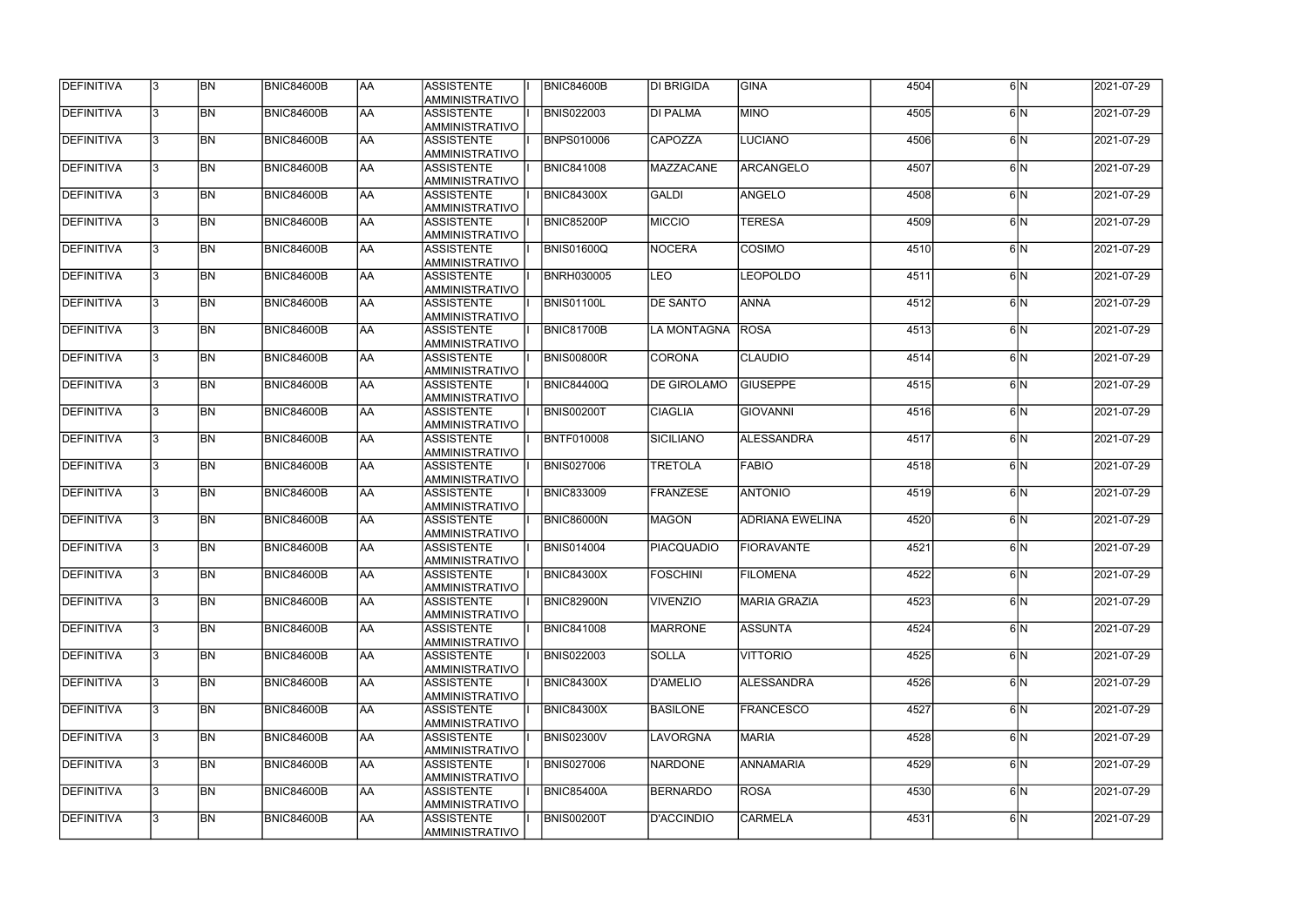| | | | | | | | | | | | | | | |
|---|---|---|---|---|---|---|---|---|---|---|---|---|---|---|
| DEFINITIVA | 3 | BN | BNIC84600B | AA | ASSISTENTE AMMINISTRATIVO | I | BNIC84600B | DI BRIGIDA | GINA | 4504 | | 6 | N | 2021-07-29 |
| DEFINITIVA | 3 | BN | BNIC84600B | AA | ASSISTENTE AMMINISTRATIVO | I | BNIS022003 | DI PALMA | MINO | 4505 | | 6 | N | 2021-07-29 |
| DEFINITIVA | 3 | BN | BNIC84600B | AA | ASSISTENTE AMMINISTRATIVO | I | BNPS010006 | CAPOZZA | LUCIANO | 4506 | | 6 | N | 2021-07-29 |
| DEFINITIVA | 3 | BN | BNIC84600B | AA | ASSISTENTE AMMINISTRATIVO | I | BNIC841008 | MAZZACANE | ARCANGELO | 4507 | | 6 | N | 2021-07-29 |
| DEFINITIVA | 3 | BN | BNIC84600B | AA | ASSISTENTE AMMINISTRATIVO | I | BNIC84300X | GALDI | ANGELO | 4508 | | 6 | N | 2021-07-29 |
| DEFINITIVA | 3 | BN | BNIC84600B | AA | ASSISTENTE AMMINISTRATIVO | I | BNIC85200P | MICCIO | TERESA | 4509 | | 6 | N | 2021-07-29 |
| DEFINITIVA | 3 | BN | BNIC84600B | AA | ASSISTENTE AMMINISTRATIVO | I | BNIS01600Q | NOCERA | COSIMO | 4510 | | 6 | N | 2021-07-29 |
| DEFINITIVA | 3 | BN | BNIC84600B | AA | ASSISTENTE AMMINISTRATIVO | I | BNRH030005 | LEO | LEOPOLDO | 4511 | | 6 | N | 2021-07-29 |
| DEFINITIVA | 3 | BN | BNIC84600B | AA | ASSISTENTE AMMINISTRATIVO | I | BNIS01100L | DE SANTO | ANNA | 4512 | | 6 | N | 2021-07-29 |
| DEFINITIVA | 3 | BN | BNIC84600B | AA | ASSISTENTE AMMINISTRATIVO | I | BNIC81700B | LA MONTAGNA | ROSA | 4513 | | 6 | N | 2021-07-29 |
| DEFINITIVA | 3 | BN | BNIC84600B | AA | ASSISTENTE AMMINISTRATIVO | I | BNIS00800R | CORONA | CLAUDIO | 4514 | | 6 | N | 2021-07-29 |
| DEFINITIVA | 3 | BN | BNIC84600B | AA | ASSISTENTE AMMINISTRATIVO | I | BNIC84400Q | DE GIROLAMO | GIUSEPPE | 4515 | | 6 | N | 2021-07-29 |
| DEFINITIVA | 3 | BN | BNIC84600B | AA | ASSISTENTE AMMINISTRATIVO | I | BNIS00200T | CIAGLIA | GIOVANNI | 4516 | | 6 | N | 2021-07-29 |
| DEFINITIVA | 3 | BN | BNIC84600B | AA | ASSISTENTE AMMINISTRATIVO | I | BNTF010008 | SICILIANO | ALESSANDRA | 4517 | | 6 | N | 2021-07-29 |
| DEFINITIVA | 3 | BN | BNIC84600B | AA | ASSISTENTE AMMINISTRATIVO | I | BNIS027006 | TRETOLA | FABIO | 4518 | | 6 | N | 2021-07-29 |
| DEFINITIVA | 3 | BN | BNIC84600B | AA | ASSISTENTE AMMINISTRATIVO | I | BNIC833009 | FRANZESE | ANTONIO | 4519 | | 6 | N | 2021-07-29 |
| DEFINITIVA | 3 | BN | BNIC84600B | AA | ASSISTENTE AMMINISTRATIVO | I | BNIC86000N | MAGON | ADRIANA EWELINA | 4520 | | 6 | N | 2021-07-29 |
| DEFINITIVA | 3 | BN | BNIC84600B | AA | ASSISTENTE AMMINISTRATIVO | I | BNIS014004 | PIACQUADIO | FIORAVANTE | 4521 | | 6 | N | 2021-07-29 |
| DEFINITIVA | 3 | BN | BNIC84600B | AA | ASSISTENTE AMMINISTRATIVO | I | BNIC84300X | FOSCHINI | FILOMENA | 4522 | | 6 | N | 2021-07-29 |
| DEFINITIVA | 3 | BN | BNIC84600B | AA | ASSISTENTE AMMINISTRATIVO | I | BNIC82900N | VIVENZIO | MARIA GRAZIA | 4523 | | 6 | N | 2021-07-29 |
| DEFINITIVA | 3 | BN | BNIC84600B | AA | ASSISTENTE AMMINISTRATIVO | I | BNIC841008 | MARRONE | ASSUNTA | 4524 | | 6 | N | 2021-07-29 |
| DEFINITIVA | 3 | BN | BNIC84600B | AA | ASSISTENTE AMMINISTRATIVO | I | BNIS022003 | SOLLA | VITTORIO | 4525 | | 6 | N | 2021-07-29 |
| DEFINITIVA | 3 | BN | BNIC84600B | AA | ASSISTENTE AMMINISTRATIVO | I | BNIC84300X | D'AMELIO | ALESSANDRA | 4526 | | 6 | N | 2021-07-29 |
| DEFINITIVA | 3 | BN | BNIC84600B | AA | ASSISTENTE AMMINISTRATIVO | I | BNIC84300X | BASILONE | FRANCESCO | 4527 | | 6 | N | 2021-07-29 |
| DEFINITIVA | 3 | BN | BNIC84600B | AA | ASSISTENTE AMMINISTRATIVO | I | BNIS02300V | LAVORGNA | MARIA | 4528 | | 6 | N | 2021-07-29 |
| DEFINITIVA | 3 | BN | BNIC84600B | AA | ASSISTENTE AMMINISTRATIVO | I | BNIS027006 | NARDONE | ANNAMARIA | 4529 | | 6 | N | 2021-07-29 |
| DEFINITIVA | 3 | BN | BNIC84600B | AA | ASSISTENTE AMMINISTRATIVO | I | BNIC85400A | BERNARDO | ROSA | 4530 | | 6 | N | 2021-07-29 |
| DEFINITIVA | 3 | BN | BNIC84600B | AA | ASSISTENTE AMMINISTRATIVO | I | BNIS00200T | D'ACCINDIO | CARMELA | 4531 | | 6 | N | 2021-07-29 |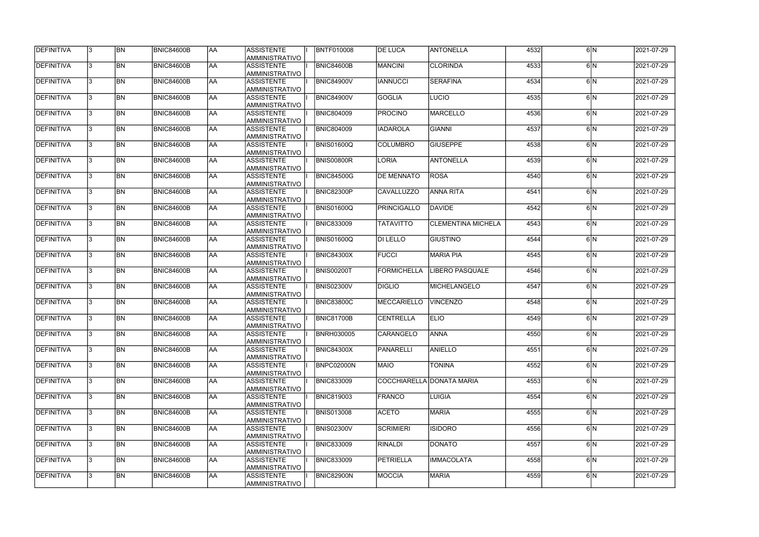| | | | | | | | | | | | | | | |
|---|---|---|---|---|---|---|---|---|---|---|---|---|---|---|
| DEFINITIVA | 3 | BN | BNIC84600B | AA | ASSISTENTE AMMINISTRATIVO | I | BNTF010008 | DE LUCA | ANTONELLA | 4532 | | 6 | N | 2021-07-29 |
| DEFINITIVA | 3 | BN | BNIC84600B | AA | ASSISTENTE AMMINISTRATIVO | I | BNIC84600B | MANCINI | CLORINDA | 4533 | | 6 | N | 2021-07-29 |
| DEFINITIVA | 3 | BN | BNIC84600B | AA | ASSISTENTE AMMINISTRATIVO | I | BNIC84900V | IANNUCCI | SERAFINA | 4534 | | 6 | N | 2021-07-29 |
| DEFINITIVA | 3 | BN | BNIC84600B | AA | ASSISTENTE AMMINISTRATIVO | I | BNIC84900V | GOGLIA | LUCIO | 4535 | | 6 | N | 2021-07-29 |
| DEFINITIVA | 3 | BN | BNIC84600B | AA | ASSISTENTE AMMINISTRATIVO | I | BNIC804009 | PROCINO | MARCELLO | 4536 | | 6 | N | 2021-07-29 |
| DEFINITIVA | 3 | BN | BNIC84600B | AA | ASSISTENTE AMMINISTRATIVO | I | BNIC804009 | IADAROLA | GIANNI | 4537 | | 6 | N | 2021-07-29 |
| DEFINITIVA | 3 | BN | BNIC84600B | AA | ASSISTENTE AMMINISTRATIVO | I | BNIS01600Q | COLUMBRO | GIUSEPPE | 4538 | | 6 | N | 2021-07-29 |
| DEFINITIVA | 3 | BN | BNIC84600B | AA | ASSISTENTE AMMINISTRATIVO | I | BNIS00800R | LORIA | ANTONELLA | 4539 | | 6 | N | 2021-07-29 |
| DEFINITIVA | 3 | BN | BNIC84600B | AA | ASSISTENTE AMMINISTRATIVO | I | BNIC84500G | DE MENNATO | ROSA | 4540 | | 6 | N | 2021-07-29 |
| DEFINITIVA | 3 | BN | BNIC84600B | AA | ASSISTENTE AMMINISTRATIVO | I | BNIC82300P | CAVALLUZZO | ANNA RITA | 4541 | | 6 | N | 2021-07-29 |
| DEFINITIVA | 3 | BN | BNIC84600B | AA | ASSISTENTE AMMINISTRATIVO | I | BNIS01600Q | PRINCIGALLO | DAVIDE | 4542 | | 6 | N | 2021-07-29 |
| DEFINITIVA | 3 | BN | BNIC84600B | AA | ASSISTENTE AMMINISTRATIVO | I | BNIC833009 | TATAVITTO | CLEMENTINA MICHELA | 4543 | | 6 | N | 2021-07-29 |
| DEFINITIVA | 3 | BN | BNIC84600B | AA | ASSISTENTE AMMINISTRATIVO | I | BNIS01600Q | DI LELLO | GIUSTINO | 4544 | | 6 | N | 2021-07-29 |
| DEFINITIVA | 3 | BN | BNIC84600B | AA | ASSISTENTE AMMINISTRATIVO | I | BNIC84300X | FUCCI | MARIA PIA | 4545 | | 6 | N | 2021-07-29 |
| DEFINITIVA | 3 | BN | BNIC84600B | AA | ASSISTENTE AMMINISTRATIVO | I | BNIS00200T | FORMICHELLA | LIBERO PASQUALE | 4546 | | 6 | N | 2021-07-29 |
| DEFINITIVA | 3 | BN | BNIC84600B | AA | ASSISTENTE AMMINISTRATIVO | I | BNIS02300V | DIGLIO | MICHELANGELO | 4547 | | 6 | N | 2021-07-29 |
| DEFINITIVA | 3 | BN | BNIC84600B | AA | ASSISTENTE AMMINISTRATIVO | I | BNIC83800C | MECCARIELLO | VINCENZO | 4548 | | 6 | N | 2021-07-29 |
| DEFINITIVA | 3 | BN | BNIC84600B | AA | ASSISTENTE AMMINISTRATIVO | I | BNIC81700B | CENTRELLA | ELIO | 4549 | | 6 | N | 2021-07-29 |
| DEFINITIVA | 3 | BN | BNIC84600B | AA | ASSISTENTE AMMINISTRATIVO | I | BNRH030005 | CARANGELO | ANNA | 4550 | | 6 | N | 2021-07-29 |
| DEFINITIVA | 3 | BN | BNIC84600B | AA | ASSISTENTE AMMINISTRATIVO | I | BNIC84300X | PANARELLI | ANIELLO | 4551 | | 6 | N | 2021-07-29 |
| DEFINITIVA | 3 | BN | BNIC84600B | AA | ASSISTENTE AMMINISTRATIVO | I | BNPC02000N | MAIO | TONINA | 4552 | | 6 | N | 2021-07-29 |
| DEFINITIVA | 3 | BN | BNIC84600B | AA | ASSISTENTE AMMINISTRATIVO | I | BNIC833009 | COCCHIARELLA | DONATA MARIA | 4553 | | 6 | N | 2021-07-29 |
| DEFINITIVA | 3 | BN | BNIC84600B | AA | ASSISTENTE AMMINISTRATIVO | I | BNIC819003 | FRANCO | LUIGIA | 4554 | | 6 | N | 2021-07-29 |
| DEFINITIVA | 3 | BN | BNIC84600B | AA | ASSISTENTE AMMINISTRATIVO | I | BNIS013008 | ACETO | MARIA | 4555 | | 6 | N | 2021-07-29 |
| DEFINITIVA | 3 | BN | BNIC84600B | AA | ASSISTENTE AMMINISTRATIVO | I | BNIS02300V | SCRIMIERI | ISIDORO | 4556 | | 6 | N | 2021-07-29 |
| DEFINITIVA | 3 | BN | BNIC84600B | AA | ASSISTENTE AMMINISTRATIVO | I | BNIC833009 | RINALDI | DONATO | 4557 | | 6 | N | 2021-07-29 |
| DEFINITIVA | 3 | BN | BNIC84600B | AA | ASSISTENTE AMMINISTRATIVO | I | BNIC833009 | PETRIELLA | IMMACOLATA | 4558 | | 6 | N | 2021-07-29 |
| DEFINITIVA | 3 | BN | BNIC84600B | AA | ASSISTENTE AMMINISTRATIVO | I | BNIC82900N | MOCCIA | MARIA | 4559 | | 6 | N | 2021-07-29 |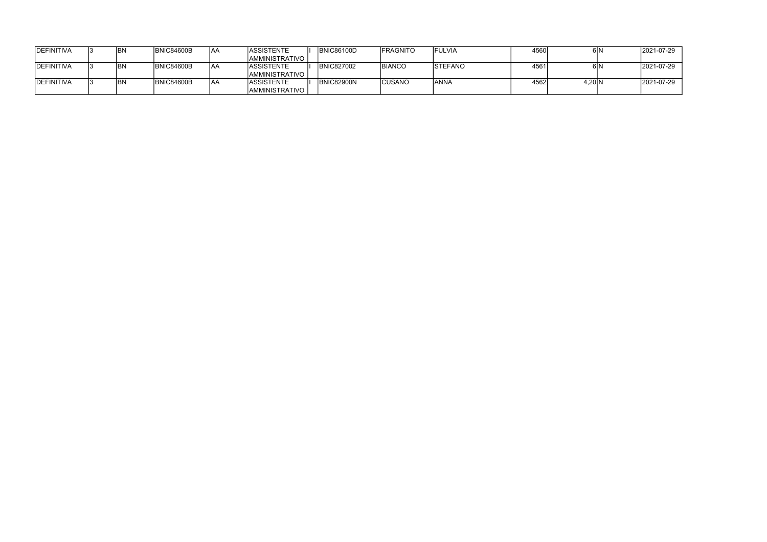| | | | | | | | | | | | | | |
|---|---|---|---|---|---|---|---|---|---|---|---|---|---|
| DEFINITIVA | 3 | BN | BNIC84600B | AA | ASSISTENTE AMMINISTRATIVO | I | BNIC86100D | FRAGNITO | FULVIA | 4560 | 6 | N | 2021-07-29 |
| DEFINITIVA | 3 | BN | BNIC84600B | AA | ASSISTENTE AMMINISTRATIVO | I | BNIC827002 | BIANCO | STEFANO | 4561 | 6 | N | 2021-07-29 |
| DEFINITIVA | 3 | BN | BNIC84600B | AA | ASSISTENTE AMMINISTRATIVO | I | BNIC82900N | CUSANO | ANNA | 4562 | 4,20 | N | 2021-07-29 |